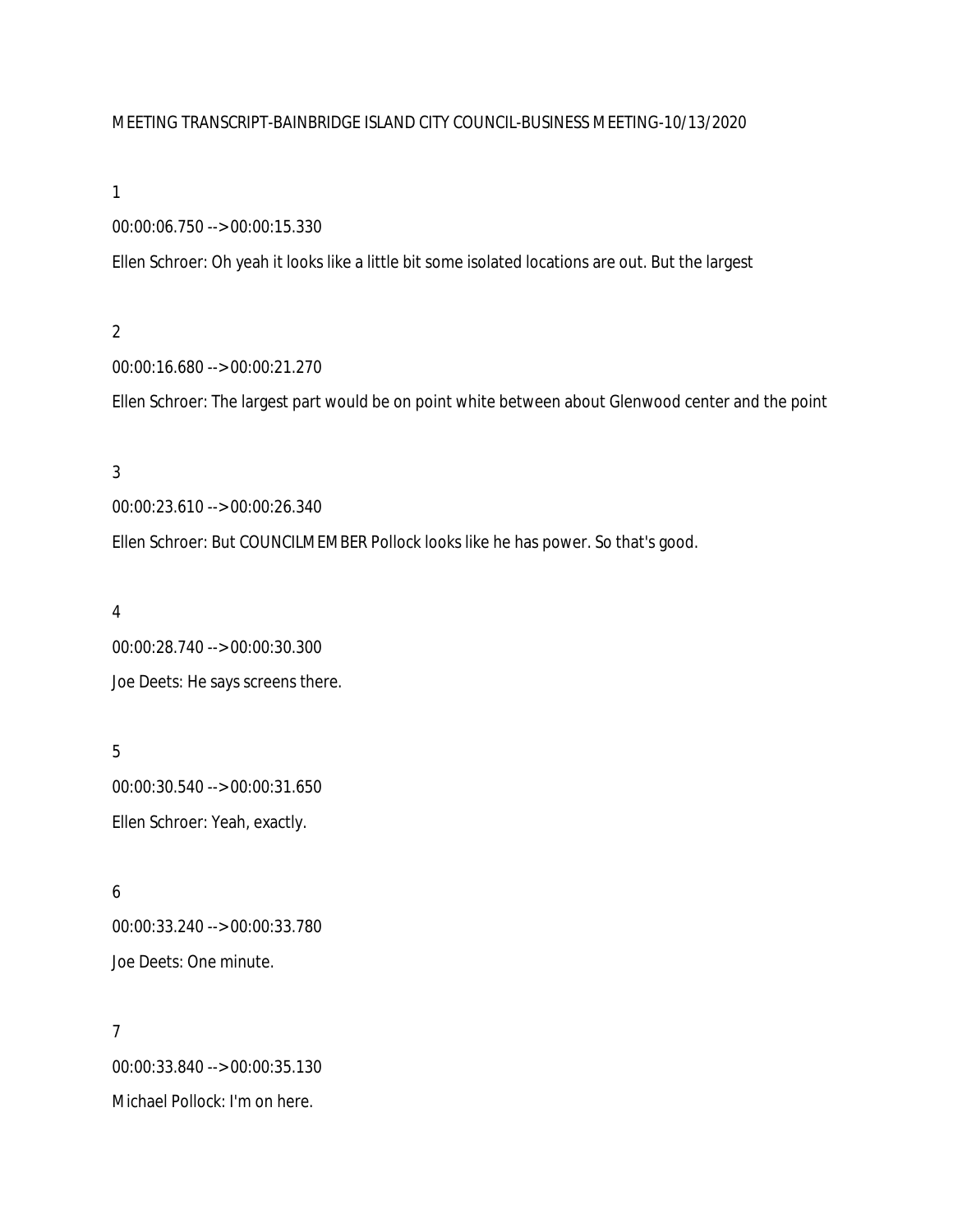MEETING TRANSCRIPT-BAINBRIDGE ISLAND CITY COUNCIL-BUSINESS MEETING-10/13/2020

1

00:00:06.750 --> 00:00:15.330

Ellen Schroer: Oh yeah it looks like a little bit some isolated locations are out. But the largest

2

00:00:16.680 --> 00:00:21.270

Ellen Schroer: The largest part would be on point white between about Glenwood center and the point

3

00:00:23.610 --> 00:00:26.340

Ellen Schroer: But COUNCILMEMBER Pollock looks like he has power. So that's good.

4

00:00:28.740 --> 00:00:30.300

Joe Deets: He says screens there.

5

00:00:30.540 --> 00:00:31.650

Ellen Schroer: Yeah, exactly.

6

00:00:33.240 --> 00:00:33.780

Joe Deets: One minute.

7

00:00:33.840 --> 00:00:35.130

Michael Pollock: I'm on here.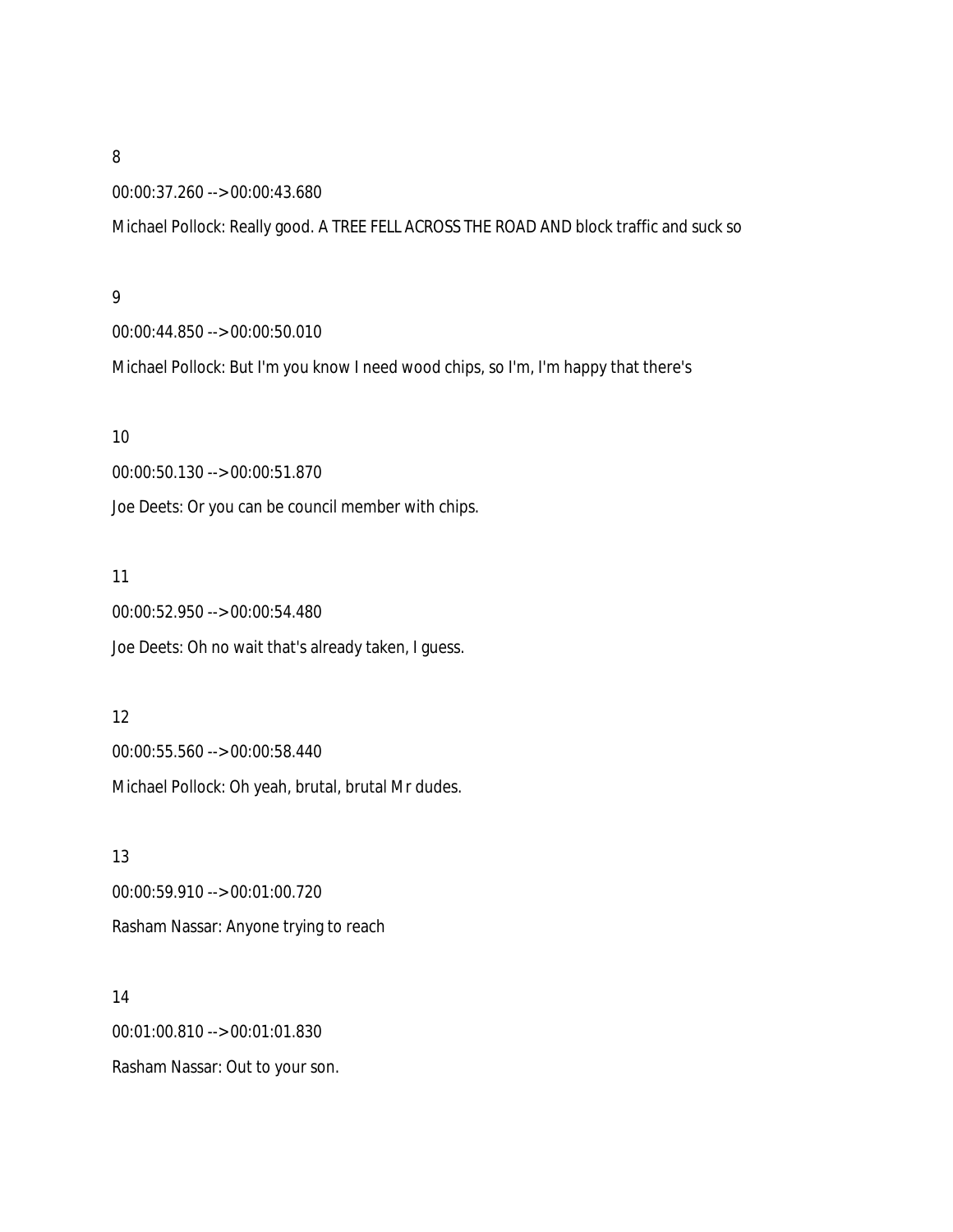8

00:00:37.260 --> 00:00:43.680

Michael Pollock: Really good. A TREE FELL ACROSS THE ROAD AND block traffic and suck so

9

00:00:44.850 --> 00:00:50.010

Michael Pollock: But I'm you know I need wood chips, so I'm, I'm happy that there's

10

00:00:50.130 --> 00:00:51.870

Joe Deets: Or you can be council member with chips.

11

00:00:52.950 --> 00:00:54.480

Joe Deets: Oh no wait that's already taken, I guess.

12

00:00:55.560 --> 00:00:58.440

Michael Pollock: Oh yeah, brutal, brutal Mr dudes.

13

00:00:59.910 --> 00:01:00.720

Rasham Nassar: Anyone trying to reach

14

00:01:00.810 --> 00:01:01.830

Rasham Nassar: Out to your son.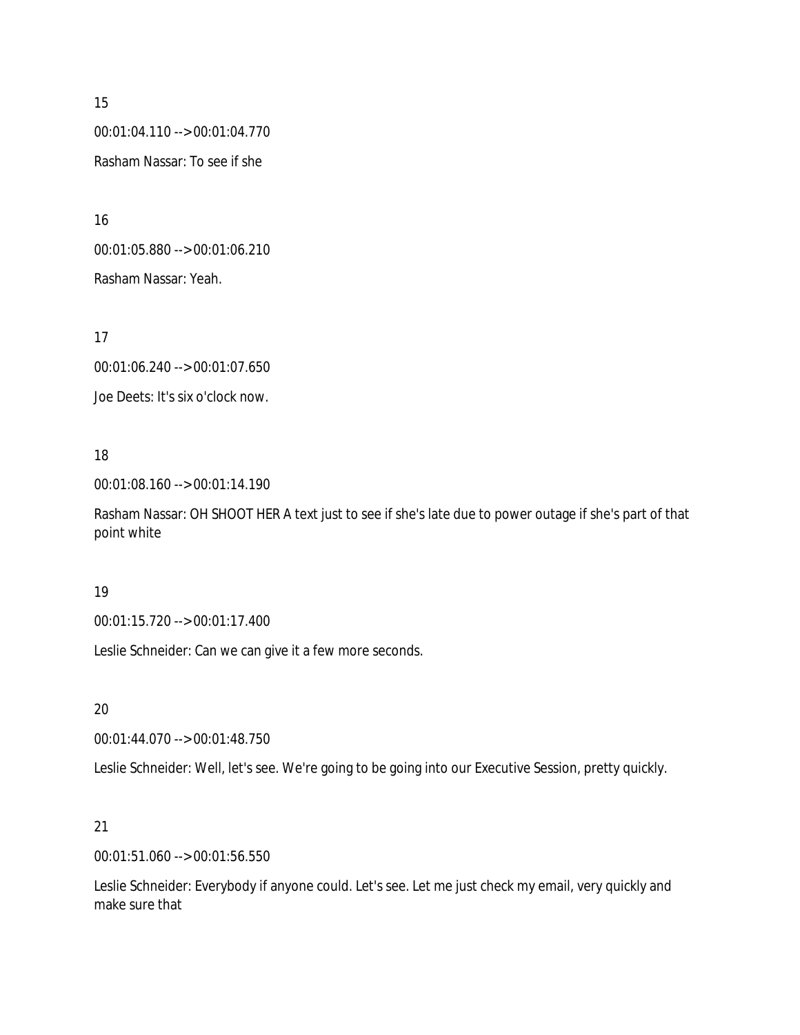15

00:01:04.110 --> 00:01:04.770

Rasham Nassar: To see if she

16

00:01:05.880 --> 00:01:06.210

Rasham Nassar: Yeah.

17

00:01:06.240 --> 00:01:07.650

Joe Deets: It's six o'clock now.

18

00:01:08.160 --> 00:01:14.190

Rasham Nassar: OH SHOOT HER A text just to see if she's late due to power outage if she's part of that point white

19

00:01:15.720 --> 00:01:17.400

Leslie Schneider: Can we can give it a few more seconds.

20

00:01:44.070 --> 00:01:48.750

Leslie Schneider: Well, let's see. We're going to be going into our Executive Session, pretty quickly.

21

00:01:51.060 --> 00:01:56.550

Leslie Schneider: Everybody if anyone could. Let's see. Let me just check my email, very quickly and make sure that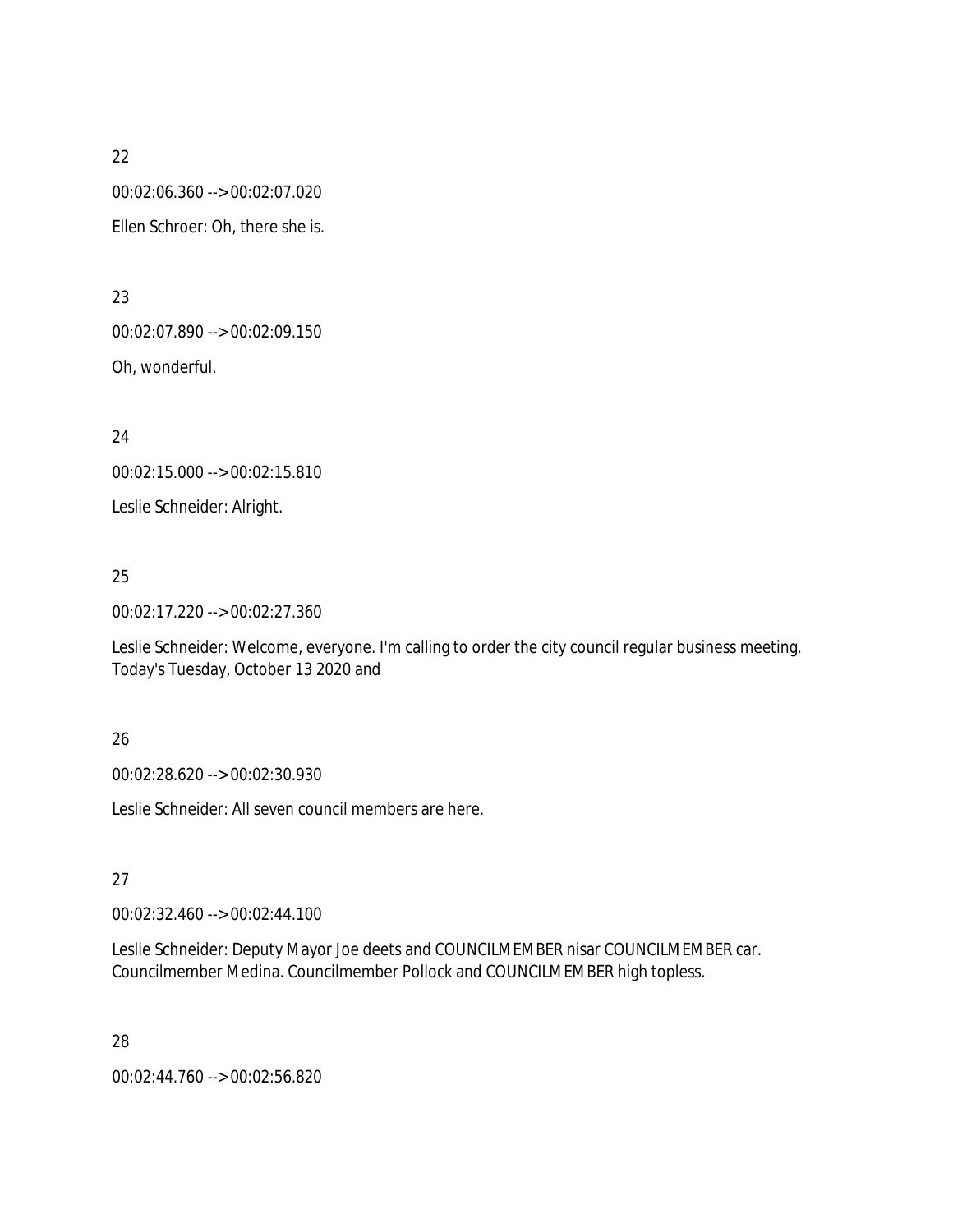22

00:02:06.360 --> 00:02:07.020

Ellen Schroer: Oh, there she is.

23

00:02:07.890 --> 00:02:09.150

Oh, wonderful.

24

00:02:15.000 --> 00:02:15.810

Leslie Schneider: Alright.

25

00:02:17.220 --> 00:02:27.360

Leslie Schneider: Welcome, everyone. I'm calling to order the city council regular business meeting. Today's Tuesday, October 13 2020 and

26

00:02:28.620 --> 00:02:30.930

Leslie Schneider: All seven council members are here.

27

00:02:32.460 --> 00:02:44.100

Leslie Schneider: Deputy Mayor Joe deets and COUNCILMEMBER nisar COUNCILMEMBER car. Councilmember Medina. Councilmember Pollock and COUNCILMEMBER high topless.

28

00:02:44.760 --> 00:02:56.820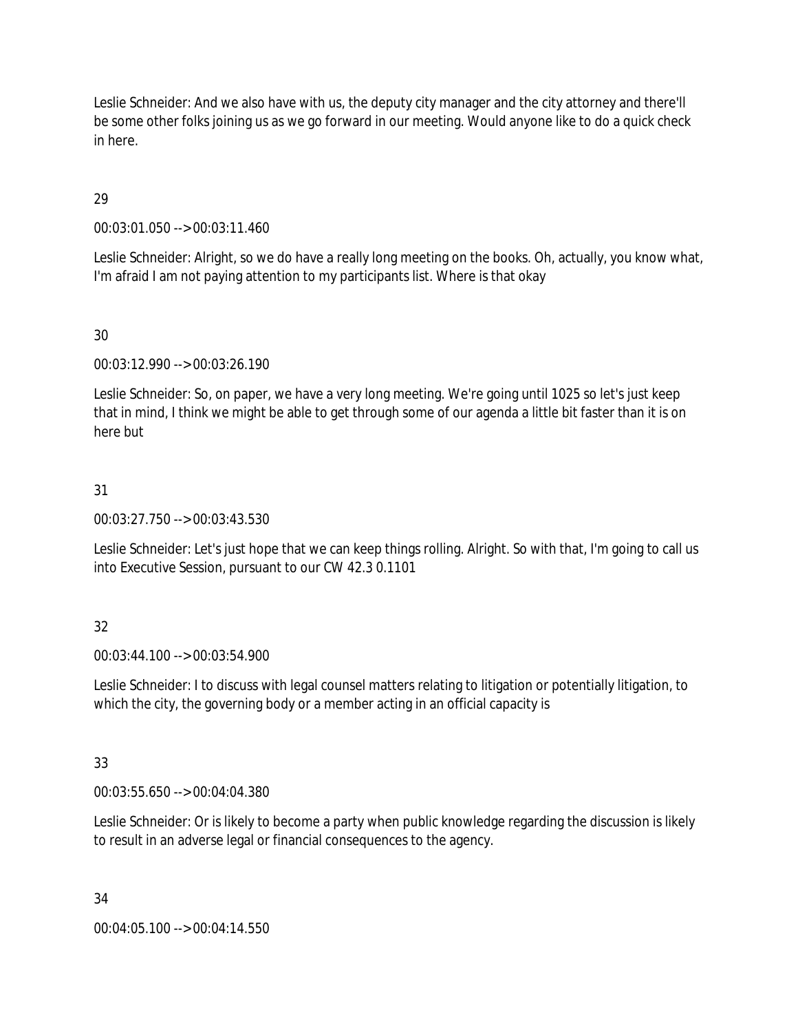Leslie Schneider: And we also have with us, the deputy city manager and the city attorney and there'll be some other folks joining us as we go forward in our meeting. Would anyone like to do a quick check in here.

29

00:03:01.050 --> 00:03:11.460

Leslie Schneider: Alright, so we do have a really long meeting on the books. Oh, actually, you know what, I'm afraid I am not paying attention to my participants list. Where is that okay

30

00:03:12.990 --> 00:03:26.190

Leslie Schneider: So, on paper, we have a very long meeting. We're going until 1025 so let's just keep that in mind, I think we might be able to get through some of our agenda a little bit faster than it is on here but

31

00:03:27.750 --> 00:03:43.530

Leslie Schneider: Let's just hope that we can keep things rolling. Alright. So with that, I'm going to call us into Executive Session, pursuant to our CW 42.3 0.1101

32

00:03:44.100 --> 00:03:54.900

Leslie Schneider: I to discuss with legal counsel matters relating to litigation or potentially litigation, to which the city, the governing body or a member acting in an official capacity is

33

00:03:55.650 --> 00:04:04.380

Leslie Schneider: Or is likely to become a party when public knowledge regarding the discussion is likely to result in an adverse legal or financial consequences to the agency.

34

00:04:05.100 --> 00:04:14.550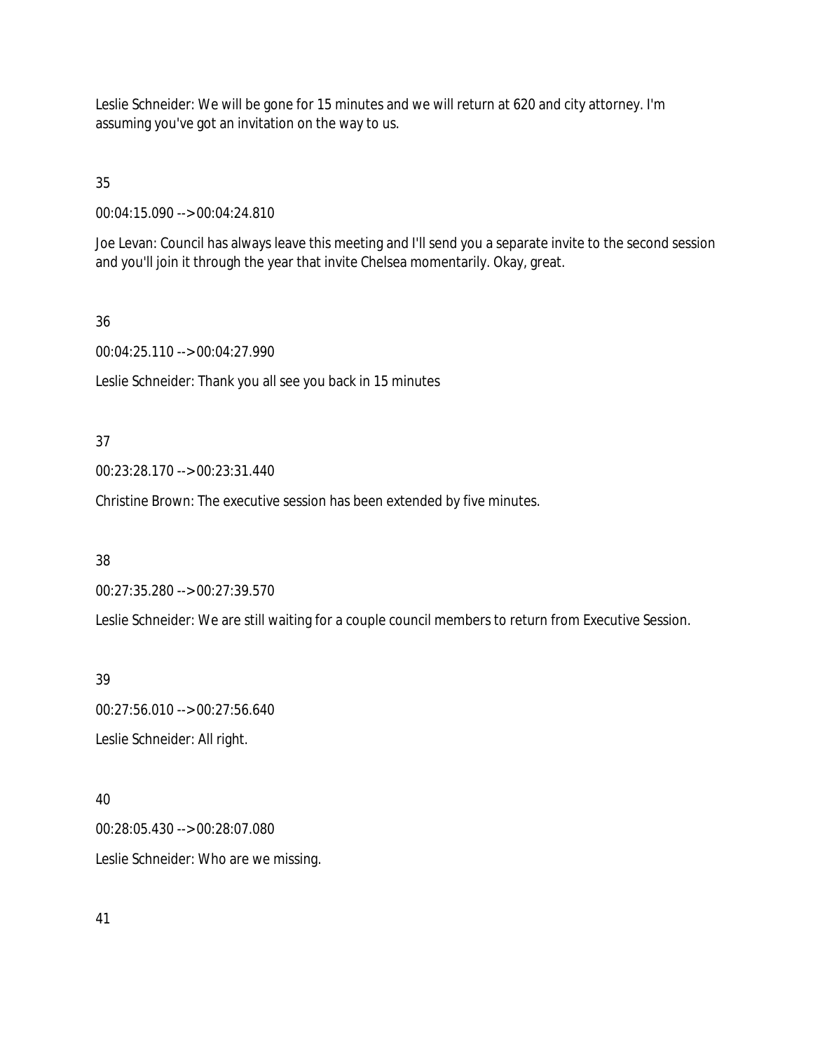Leslie Schneider: We will be gone for 15 minutes and we will return at 620 and city attorney. I'm assuming you've got an invitation on the way to us.

35

00:04:15.090 --> 00:04:24.810

Joe Levan: Council has always leave this meeting and I'll send you a separate invite to the second session and you'll join it through the year that invite Chelsea momentarily. Okay, great.

36

00:04:25.110 --> 00:04:27.990

Leslie Schneider: Thank you all see you back in 15 minutes

37

00:23:28.170 --> 00:23:31.440

Christine Brown: The executive session has been extended by five minutes.

38

00:27:35.280 --> 00:27:39.570

Leslie Schneider: We are still waiting for a couple council members to return from Executive Session.

39

00:27:56.010 --> 00:27:56.640

Leslie Schneider: All right.

40

00:28:05.430 --> 00:28:07.080

Leslie Schneider: Who are we missing.

41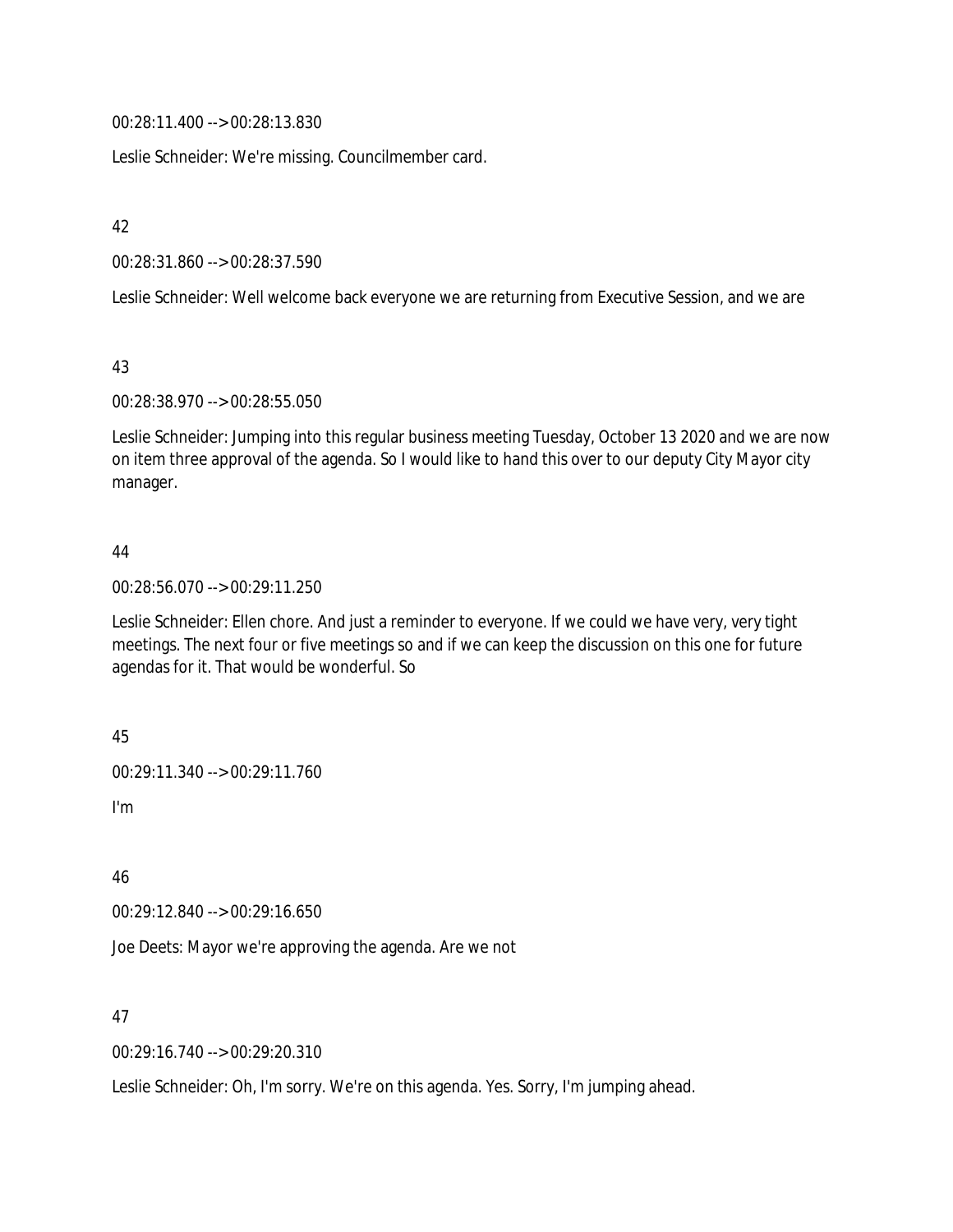00:28:11.400 --> 00:28:13.830

Leslie Schneider: We're missing. Councilmember card.

42

00:28:31.860 --> 00:28:37.590

Leslie Schneider: Well welcome back everyone we are returning from Executive Session, and we are

43

00:28:38.970 --> 00:28:55.050

Leslie Schneider: Jumping into this regular business meeting Tuesday, October 13 2020 and we are now on item three approval of the agenda. So I would like to hand this over to our deputy City Mayor city manager.

44

00:28:56.070 --> 00:29:11.250

Leslie Schneider: Ellen chore. And just a reminder to everyone. If we could we have very, very tight meetings. The next four or five meetings so and if we can keep the discussion on this one for future agendas for it. That would be wonderful. So

45

00:29:11.340 --> 00:29:11.760

I'm

46

00:29:12.840 --> 00:29:16.650

Joe Deets: Mayor we're approving the agenda. Are we not

47

00:29:16.740 --> 00:29:20.310

Leslie Schneider: Oh, I'm sorry. We're on this agenda. Yes. Sorry, I'm jumping ahead.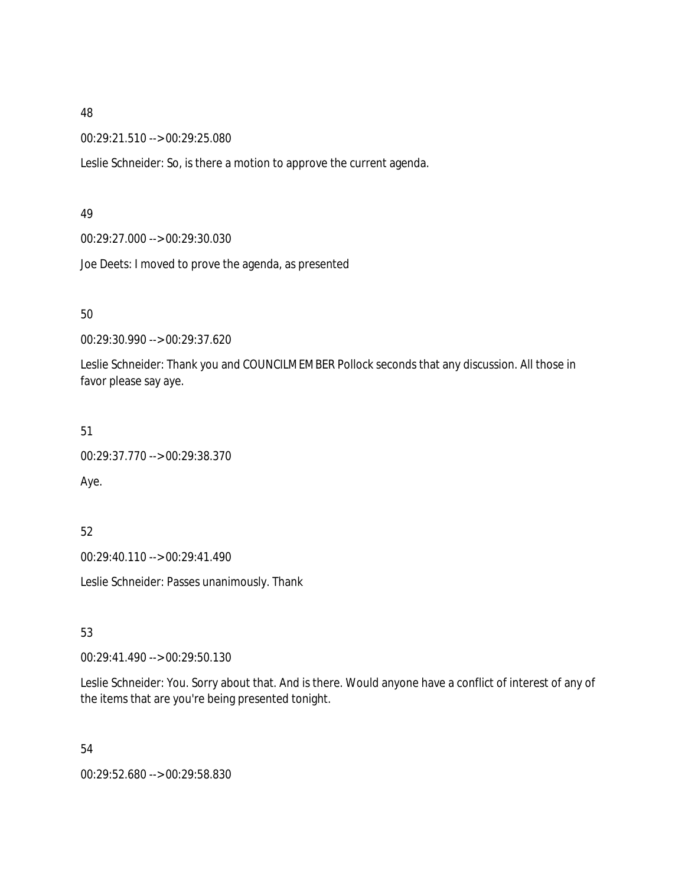48

00:29:21.510 --> 00:29:25.080

Leslie Schneider: So, is there a motion to approve the current agenda.

49

00:29:27.000 --> 00:29:30.030

Joe Deets: I moved to prove the agenda, as presented

50

00:29:30.990 --> 00:29:37.620

Leslie Schneider: Thank you and COUNCILMEMBER Pollock seconds that any discussion. All those in favor please say aye.

51

00:29:37.770 --> 00:29:38.370

Aye.

52

00:29:40.110 --> 00:29:41.490

Leslie Schneider: Passes unanimously. Thank

53

00:29:41.490 --> 00:29:50.130

Leslie Schneider: You. Sorry about that. And is there. Would anyone have a conflict of interest of any of the items that are you're being presented tonight.

54

00:29:52.680 --> 00:29:58.830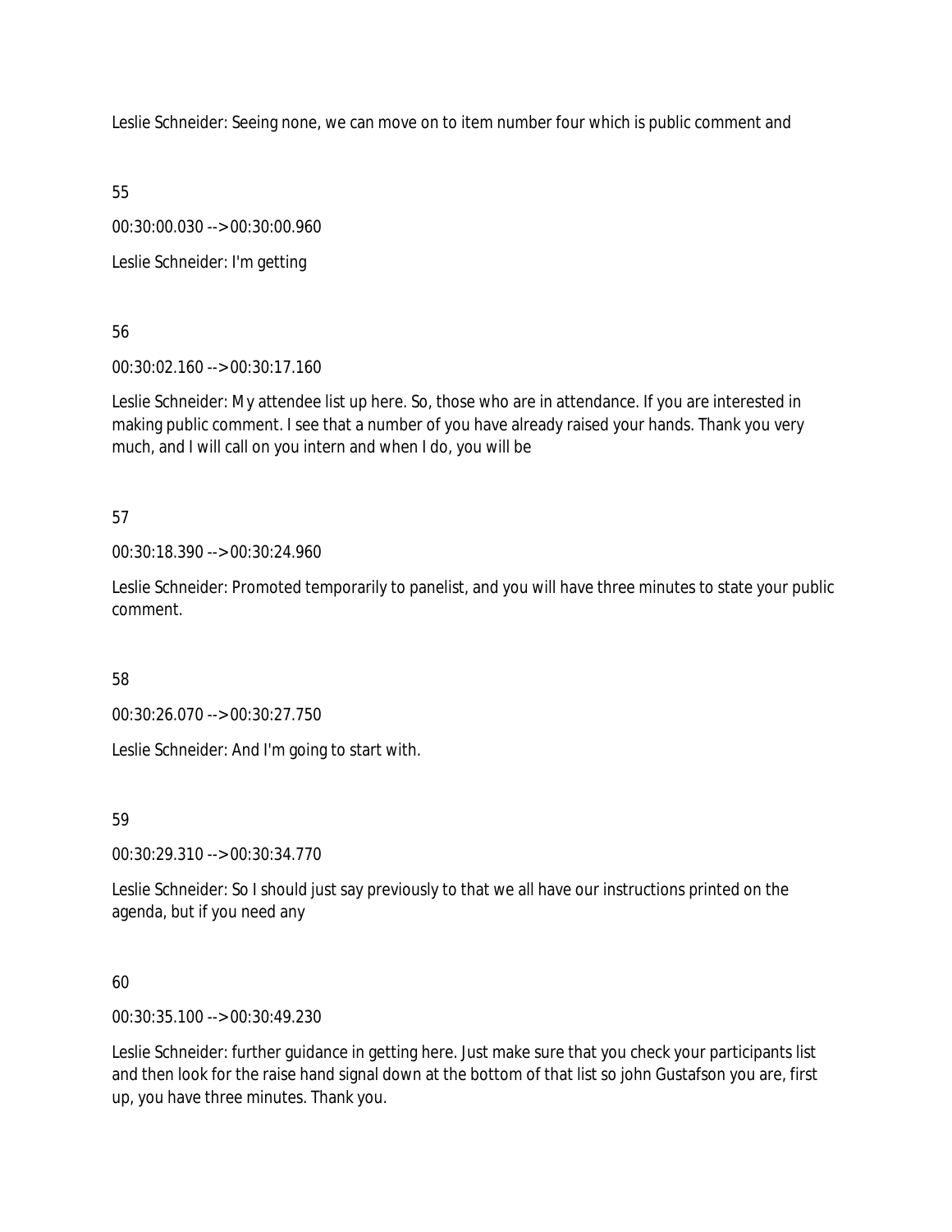Leslie Schneider: Seeing none, we can move on to item number four which is public comment and

55

00:30:00.030 --> 00:30:00.960

Leslie Schneider: I'm getting

56

00:30:02.160 --> 00:30:17.160

Leslie Schneider: My attendee list up here. So, those who are in attendance. If you are interested in making public comment. I see that a number of you have already raised your hands. Thank you very much, and I will call on you intern and when I do, you will be

57

00:30:18.390 --> 00:30:24.960

Leslie Schneider: Promoted temporarily to panelist, and you will have three minutes to state your public comment.

58

00:30:26.070 --> 00:30:27.750

Leslie Schneider: And I'm going to start with.

59

00:30:29.310 --> 00:30:34.770

Leslie Schneider: So I should just say previously to that we all have our instructions printed on the agenda, but if you need any

60

00:30:35.100 --> 00:30:49.230

Leslie Schneider: further guidance in getting here. Just make sure that you check your participants list and then look for the raise hand signal down at the bottom of that list so john Gustafson you are, first up, you have three minutes. Thank you.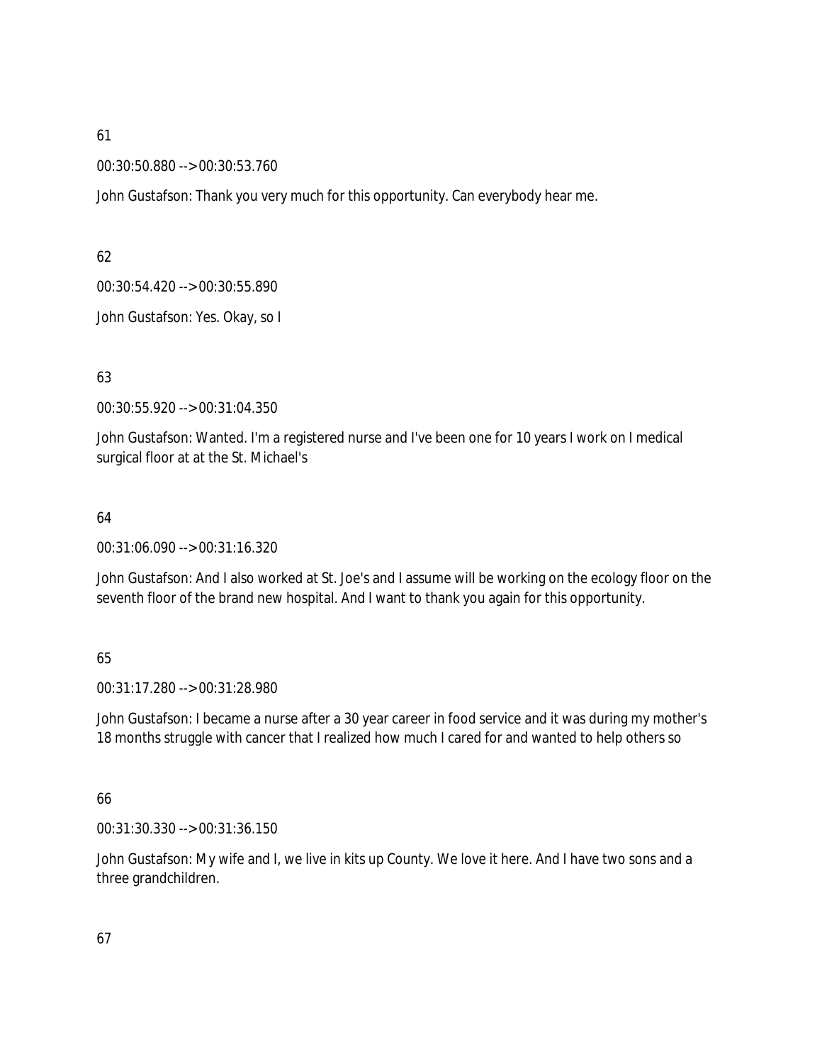61

00:30:50.880 --> 00:30:53.760

John Gustafson: Thank you very much for this opportunity. Can everybody hear me.

62

00:30:54.420 --> 00:30:55.890

John Gustafson: Yes. Okay, so I

63

00:30:55.920 --> 00:31:04.350

John Gustafson: Wanted. I'm a registered nurse and I've been one for 10 years I work on I medical surgical floor at at the St. Michael's

64

00:31:06.090 --> 00:31:16.320

John Gustafson: And I also worked at St. Joe's and I assume will be working on the ecology floor on the seventh floor of the brand new hospital. And I want to thank you again for this opportunity.

65

00:31:17.280 --> 00:31:28.980

John Gustafson: I became a nurse after a 30 year career in food service and it was during my mother's 18 months struggle with cancer that I realized how much I cared for and wanted to help others so

66

00:31:30.330 --> 00:31:36.150

John Gustafson: My wife and I, we live in kits up County. We love it here. And I have two sons and a three grandchildren.

67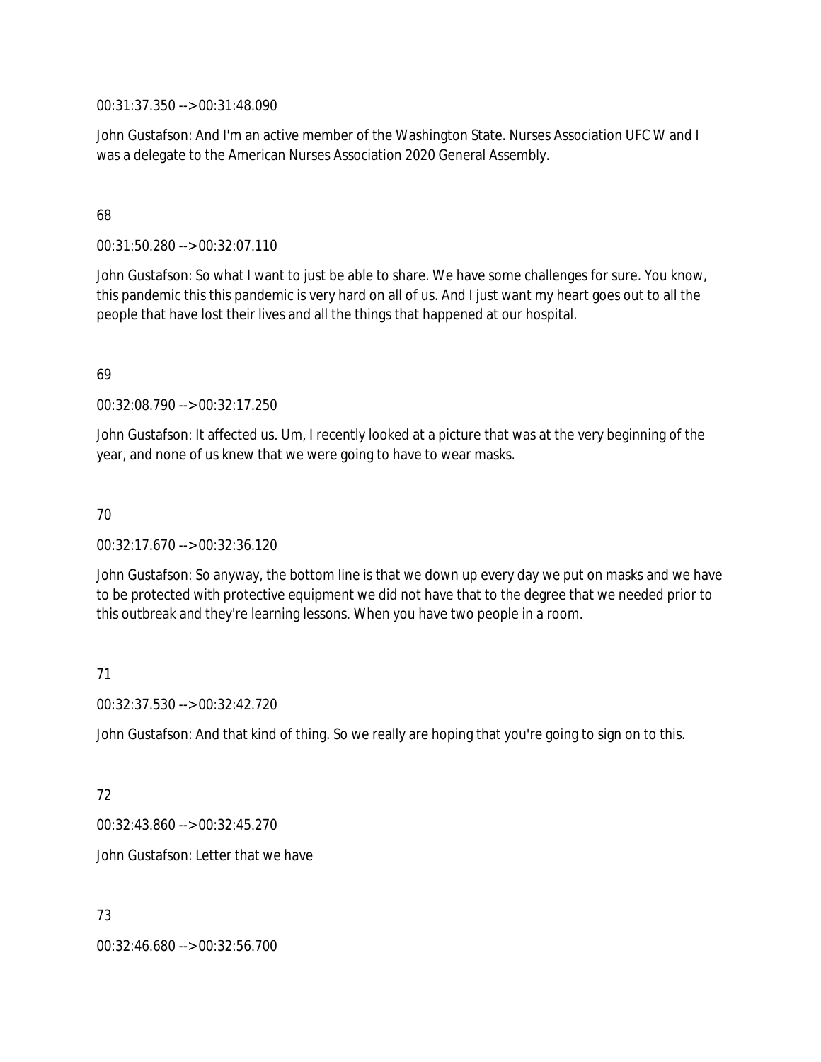00:31:37.350 --> 00:31:48.090

John Gustafson: And I'm an active member of the Washington State. Nurses Association UFC W and I was a delegate to the American Nurses Association 2020 General Assembly.

68

00:31:50.280 --> 00:32:07.110

John Gustafson: So what I want to just be able to share. We have some challenges for sure. You know, this pandemic this this pandemic is very hard on all of us. And I just want my heart goes out to all the people that have lost their lives and all the things that happened at our hospital.

69

00:32:08.790 --> 00:32:17.250

John Gustafson: It affected us. Um, I recently looked at a picture that was at the very beginning of the year, and none of us knew that we were going to have to wear masks.

70

00:32:17.670 --> 00:32:36.120

John Gustafson: So anyway, the bottom line is that we down up every day we put on masks and we have to be protected with protective equipment we did not have that to the degree that we needed prior to this outbreak and they're learning lessons. When you have two people in a room.

71

00:32:37.530 --> 00:32:42.720

John Gustafson: And that kind of thing. So we really are hoping that you're going to sign on to this.

72

00:32:43.860 --> 00:32:45.270

John Gustafson: Letter that we have

73

00:32:46.680 --> 00:32:56.700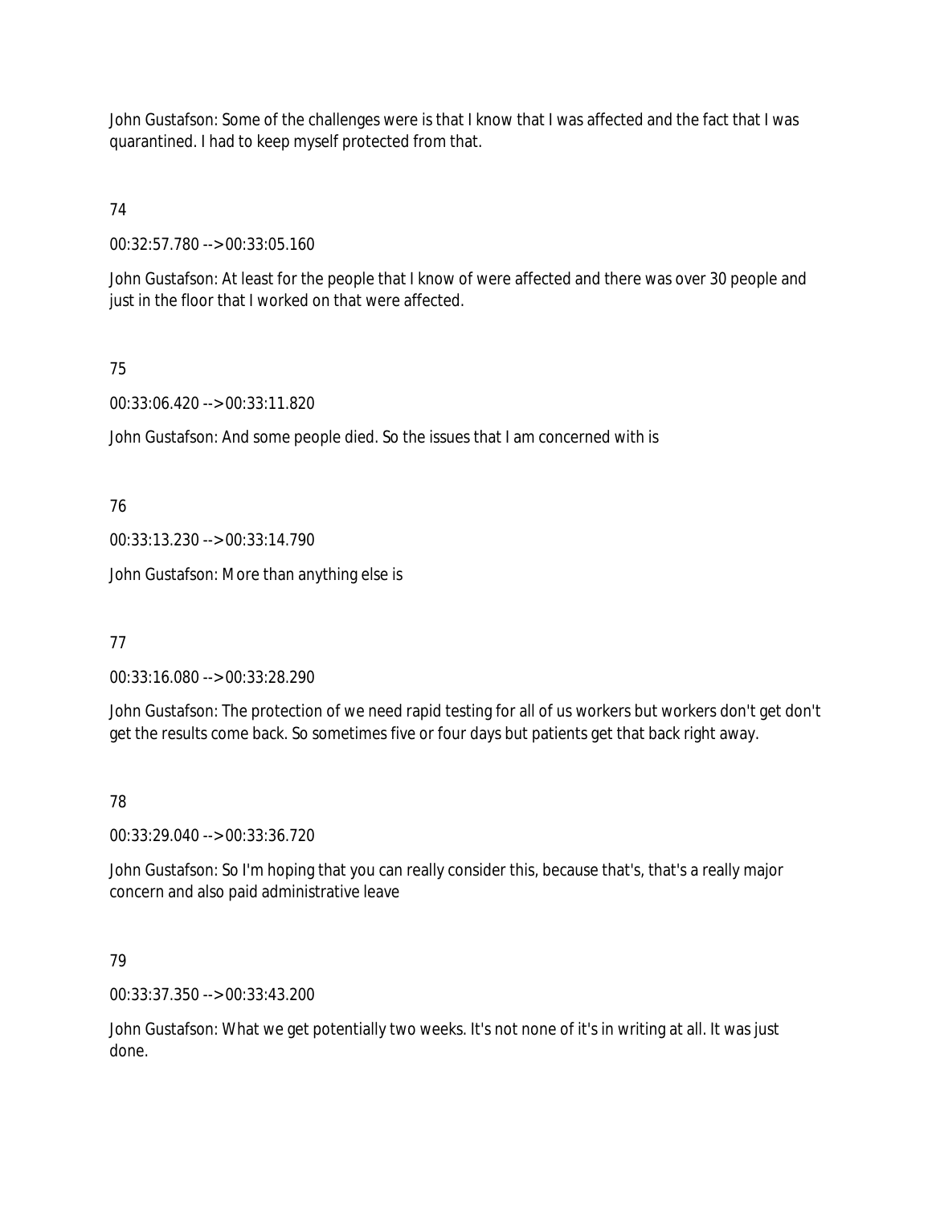John Gustafson: Some of the challenges were is that I know that I was affected and the fact that I was quarantined. I had to keep myself protected from that.

74

00:32:57.780 --> 00:33:05.160

John Gustafson: At least for the people that I know of were affected and there was over 30 people and just in the floor that I worked on that were affected.

75

00:33:06.420 --> 00:33:11.820

John Gustafson: And some people died. So the issues that I am concerned with is

76

00:33:13.230 --> 00:33:14.790

John Gustafson: More than anything else is

77

00:33:16.080 --> 00:33:28.290

John Gustafson: The protection of we need rapid testing for all of us workers but workers don't get don't get the results come back. So sometimes five or four days but patients get that back right away.

78

00:33:29.040 --> 00:33:36.720

John Gustafson: So I'm hoping that you can really consider this, because that's, that's a really major concern and also paid administrative leave

79

00:33:37.350 --> 00:33:43.200

John Gustafson: What we get potentially two weeks. It's not none of it's in writing at all. It was just done.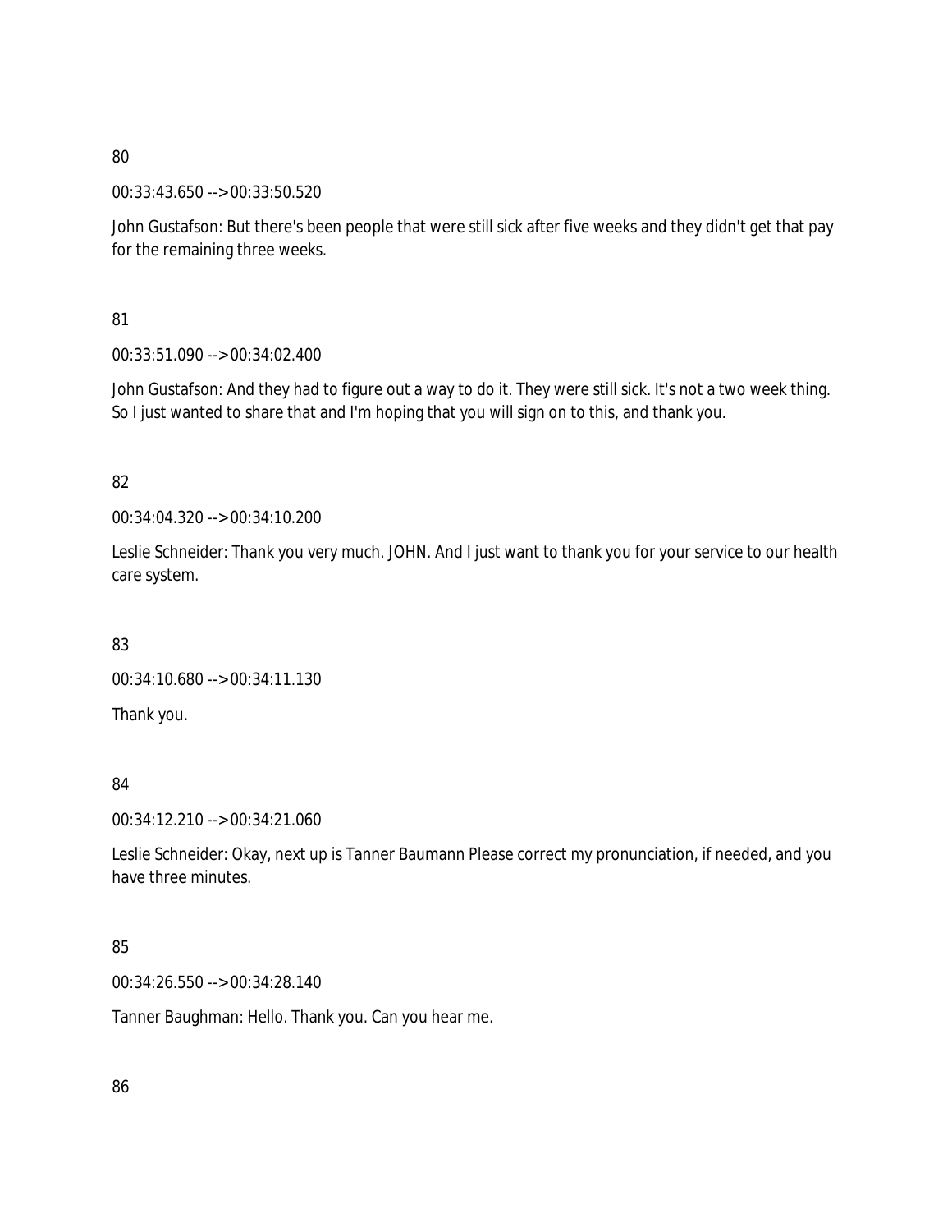80

00:33:43.650 --> 00:33:50.520

John Gustafson: But there's been people that were still sick after five weeks and they didn't get that pay for the remaining three weeks.

81

00:33:51.090 --> 00:34:02.400

John Gustafson: And they had to figure out a way to do it. They were still sick. It's not a two week thing. So I just wanted to share that and I'm hoping that you will sign on to this, and thank you.

82

00:34:04.320 --> 00:34:10.200

Leslie Schneider: Thank you very much. JOHN. And I just want to thank you for your service to our health care system.

83

00:34:10.680 --> 00:34:11.130

Thank you.

84

00:34:12.210 --> 00:34:21.060

Leslie Schneider: Okay, next up is Tanner Baumann Please correct my pronunciation, if needed, and you have three minutes.

85

00:34:26.550 --> 00:34:28.140

Tanner Baughman: Hello. Thank you. Can you hear me.

86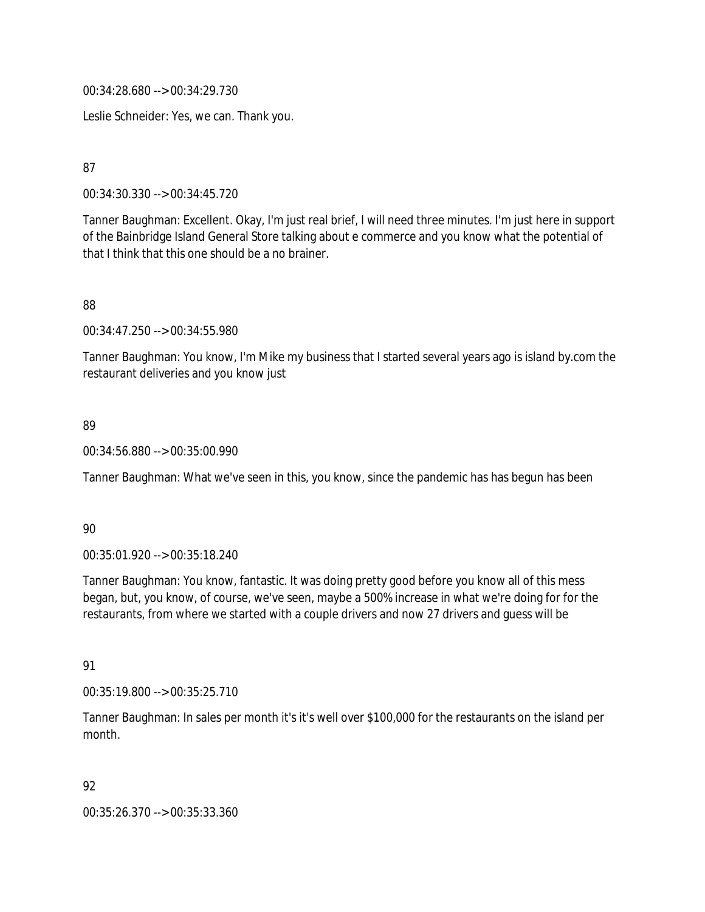00:34:28.680 --> 00:34:29.730

Leslie Schneider: Yes, we can. Thank you.

87

00:34:30.330 --> 00:34:45.720

Tanner Baughman: Excellent. Okay, I'm just real brief, I will need three minutes. I'm just here in support of the Bainbridge Island General Store talking about e commerce and you know what the potential of that I think that this one should be a no brainer.

88

00:34:47.250 --> 00:34:55.980

Tanner Baughman: You know, I'm Mike my business that I started several years ago is island by.com the restaurant deliveries and you know just

89

00:34:56.880 --> 00:35:00.990

Tanner Baughman: What we've seen in this, you know, since the pandemic has has begun has been

90

00:35:01.920 --> 00:35:18.240

Tanner Baughman: You know, fantastic. It was doing pretty good before you know all of this mess began, but, you know, of course, we've seen, maybe a 500% increase in what we're doing for for the restaurants, from where we started with a couple drivers and now 27 drivers and guess will be

91

00:35:19.800 --> 00:35:25.710

Tanner Baughman: In sales per month it's it's well over $100,000 for the restaurants on the island per month.

92

00:35:26.370 --> 00:35:33.360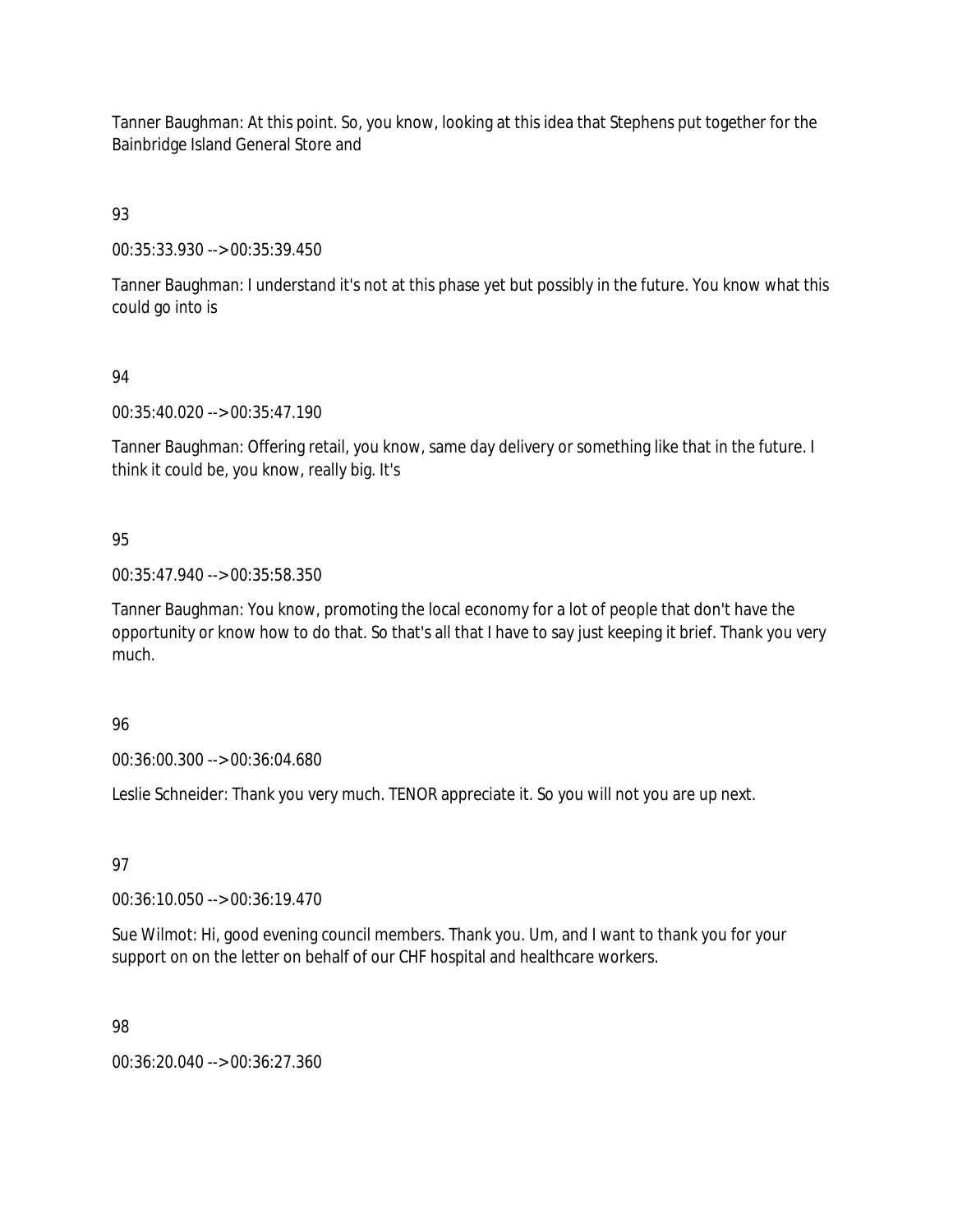Tanner Baughman: At this point. So, you know, looking at this idea that Stephens put together for the Bainbridge Island General Store and

93

00:35:33.930 --> 00:35:39.450

Tanner Baughman: I understand it's not at this phase yet but possibly in the future. You know what this could go into is

94

00:35:40.020 --> 00:35:47.190

Tanner Baughman: Offering retail, you know, same day delivery or something like that in the future. I think it could be, you know, really big. It's

95

00:35:47.940 --> 00:35:58.350

Tanner Baughman: You know, promoting the local economy for a lot of people that don't have the opportunity or know how to do that. So that's all that I have to say just keeping it brief. Thank you very much.

96

00:36:00.300 --> 00:36:04.680

Leslie Schneider: Thank you very much. TENOR appreciate it. So you will not you are up next.

97

00:36:10.050 --> 00:36:19.470

Sue Wilmot: Hi, good evening council members. Thank you. Um, and I want to thank you for your support on on the letter on behalf of our CHF hospital and healthcare workers.

98

00:36:20.040 --> 00:36:27.360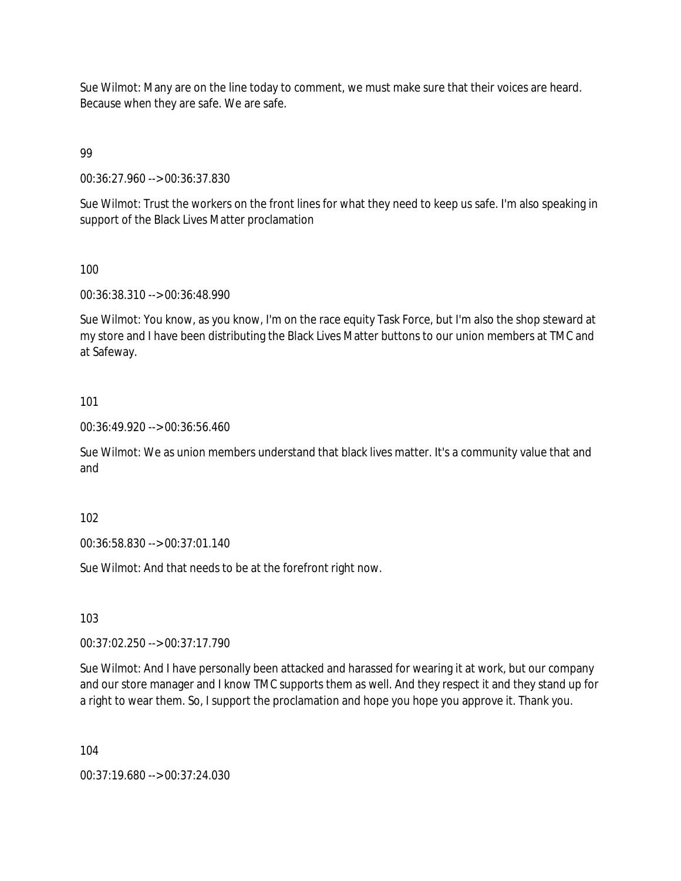Sue Wilmot: Many are on the line today to comment, we must make sure that their voices are heard. Because when they are safe. We are safe.

99

00:36:27.960 --> 00:36:37.830

Sue Wilmot: Trust the workers on the front lines for what they need to keep us safe. I'm also speaking in support of the Black Lives Matter proclamation

100

00:36:38.310 --> 00:36:48.990

Sue Wilmot: You know, as you know, I'm on the race equity Task Force, but I'm also the shop steward at my store and I have been distributing the Black Lives Matter buttons to our union members at TMC and at Safeway.

101

00:36:49.920 --> 00:36:56.460

Sue Wilmot: We as union members understand that black lives matter. It's a community value that and and

102

00:36:58.830 --> 00:37:01.140

Sue Wilmot: And that needs to be at the forefront right now.

103

00:37:02.250 --> 00:37:17.790

Sue Wilmot: And I have personally been attacked and harassed for wearing it at work, but our company and our store manager and I know TMC supports them as well. And they respect it and they stand up for a right to wear them. So, I support the proclamation and hope you hope you approve it. Thank you.

104

00:37:19.680 --> 00:37:24.030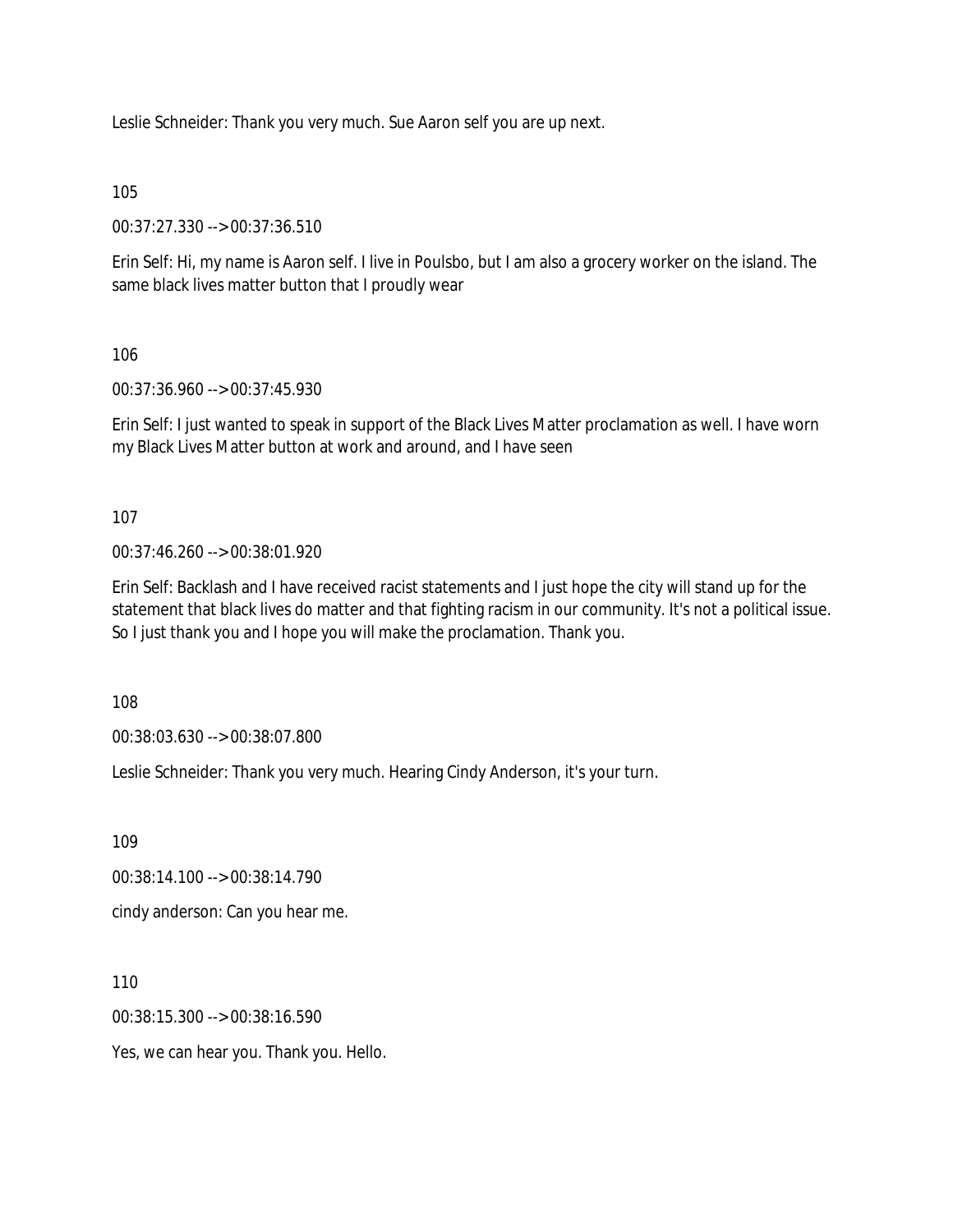Leslie Schneider: Thank you very much. Sue Aaron self you are up next.

105

00:37:27.330 --> 00:37:36.510

Erin Self: Hi, my name is Aaron self. I live in Poulsbo, but I am also a grocery worker on the island. The same black lives matter button that I proudly wear

106

00:37:36.960 --> 00:37:45.930

Erin Self: I just wanted to speak in support of the Black Lives Matter proclamation as well. I have worn my Black Lives Matter button at work and around, and I have seen

107

00:37:46.260 --> 00:38:01.920

Erin Self: Backlash and I have received racist statements and I just hope the city will stand up for the statement that black lives do matter and that fighting racism in our community. It's not a political issue. So I just thank you and I hope you will make the proclamation. Thank you.

108

00:38:03.630 --> 00:38:07.800

Leslie Schneider: Thank you very much. Hearing Cindy Anderson, it's your turn.

109

00:38:14.100 --> 00:38:14.790

cindy anderson: Can you hear me.

110

00:38:15.300 --> 00:38:16.590

Yes, we can hear you. Thank you. Hello.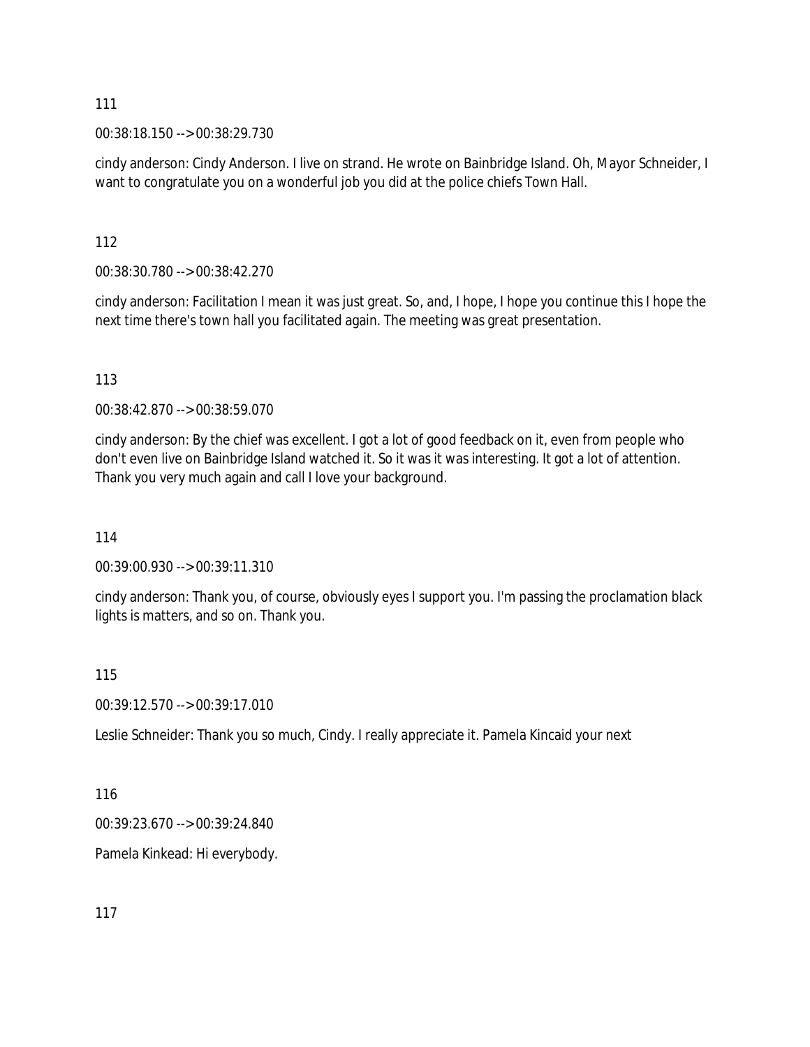111

00:38:18.150 --> 00:38:29.730

cindy anderson: Cindy Anderson. I live on strand. He wrote on Bainbridge Island. Oh, Mayor Schneider, I want to congratulate you on a wonderful job you did at the police chiefs Town Hall.

112

00:38:30.780 --> 00:38:42.270

cindy anderson: Facilitation I mean it was just great. So, and, I hope, I hope you continue this I hope the next time there's town hall you facilitated again. The meeting was great presentation.

113

00:38:42.870 --> 00:38:59.070

cindy anderson: By the chief was excellent. I got a lot of good feedback on it, even from people who don't even live on Bainbridge Island watched it. So it was it was interesting. It got a lot of attention. Thank you very much again and call I love your background.

114

00:39:00.930 --> 00:39:11.310

cindy anderson: Thank you, of course, obviously eyes I support you. I'm passing the proclamation black lights is matters, and so on. Thank you.

115

00:39:12.570 --> 00:39:17.010

Leslie Schneider: Thank you so much, Cindy. I really appreciate it. Pamela Kincaid your next

116

00:39:23.670 --> 00:39:24.840

Pamela Kinkead: Hi everybody.

117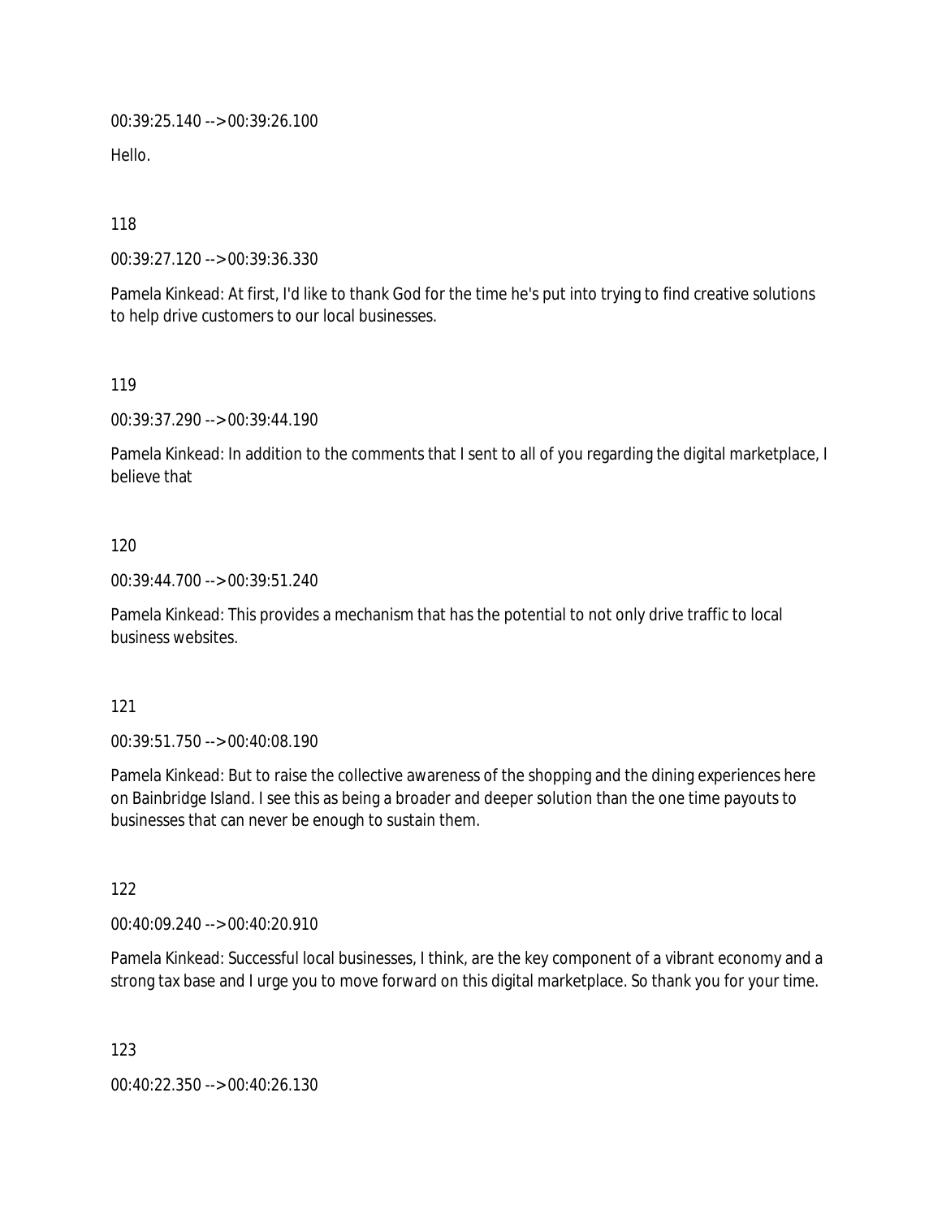00:39:25.140 --> 00:39:26.100

Hello.

118

00:39:27.120 --> 00:39:36.330

Pamela Kinkead: At first, I'd like to thank God for the time he's put into trying to find creative solutions to help drive customers to our local businesses.

119

00:39:37.290 --> 00:39:44.190

Pamela Kinkead: In addition to the comments that I sent to all of you regarding the digital marketplace, I believe that

120

00:39:44.700 --> 00:39:51.240

Pamela Kinkead: This provides a mechanism that has the potential to not only drive traffic to local business websites.

121

00:39:51.750 --> 00:40:08.190

Pamela Kinkead: But to raise the collective awareness of the shopping and the dining experiences here on Bainbridge Island. I see this as being a broader and deeper solution than the one time payouts to businesses that can never be enough to sustain them.

122

00:40:09.240 --> 00:40:20.910

Pamela Kinkead: Successful local businesses, I think, are the key component of a vibrant economy and a strong tax base and I urge you to move forward on this digital marketplace. So thank you for your time.

123

00:40:22.350 --> 00:40:26.130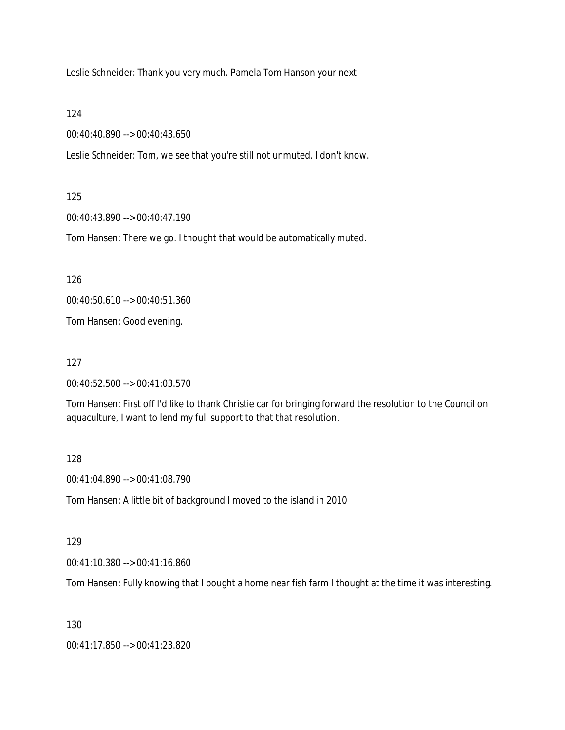Leslie Schneider: Thank you very much. Pamela Tom Hanson your next

124

00:40:40.890 --> 00:40:43.650

Leslie Schneider: Tom, we see that you're still not unmuted. I don't know.

125

00:40:43.890 --> 00:40:47.190

Tom Hansen: There we go. I thought that would be automatically muted.

126

00:40:50.610 --> 00:40:51.360

Tom Hansen: Good evening.

127

00:40:52.500 --> 00:41:03.570

Tom Hansen: First off I'd like to thank Christie car for bringing forward the resolution to the Council on aquaculture, I want to lend my full support to that that resolution.

128

00:41:04.890 --> 00:41:08.790

Tom Hansen: A little bit of background I moved to the island in 2010

129

00:41:10.380 --> 00:41:16.860

Tom Hansen: Fully knowing that I bought a home near fish farm I thought at the time it was interesting.

130

00:41:17.850 --> 00:41:23.820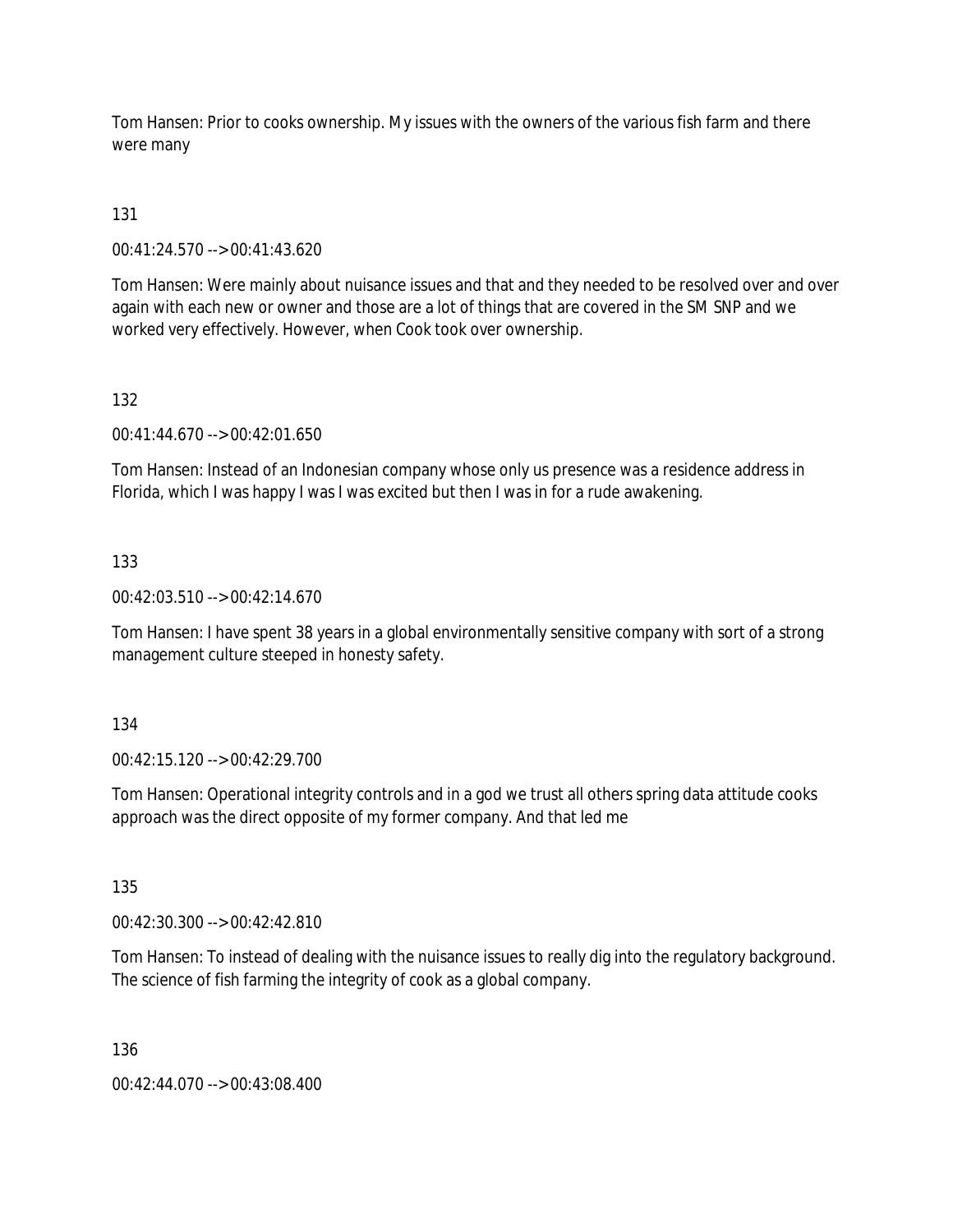Tom Hansen: Prior to cooks ownership. My issues with the owners of the various fish farm and there were many

131

00:41:24.570 --> 00:41:43.620

Tom Hansen: Were mainly about nuisance issues and that and they needed to be resolved over and over again with each new or owner and those are a lot of things that are covered in the SM SNP and we worked very effectively. However, when Cook took over ownership.

132

00:41:44.670 --> 00:42:01.650

Tom Hansen: Instead of an Indonesian company whose only us presence was a residence address in Florida, which I was happy I was I was excited but then I was in for a rude awakening.

133

00:42:03.510 --> 00:42:14.670

Tom Hansen: I have spent 38 years in a global environmentally sensitive company with sort of a strong management culture steeped in honesty safety.

134

00:42:15.120 --> 00:42:29.700

Tom Hansen: Operational integrity controls and in a god we trust all others spring data attitude cooks approach was the direct opposite of my former company. And that led me

135

00:42:30.300 --> 00:42:42.810

Tom Hansen: To instead of dealing with the nuisance issues to really dig into the regulatory background. The science of fish farming the integrity of cook as a global company.

136

00:42:44.070 --> 00:43:08.400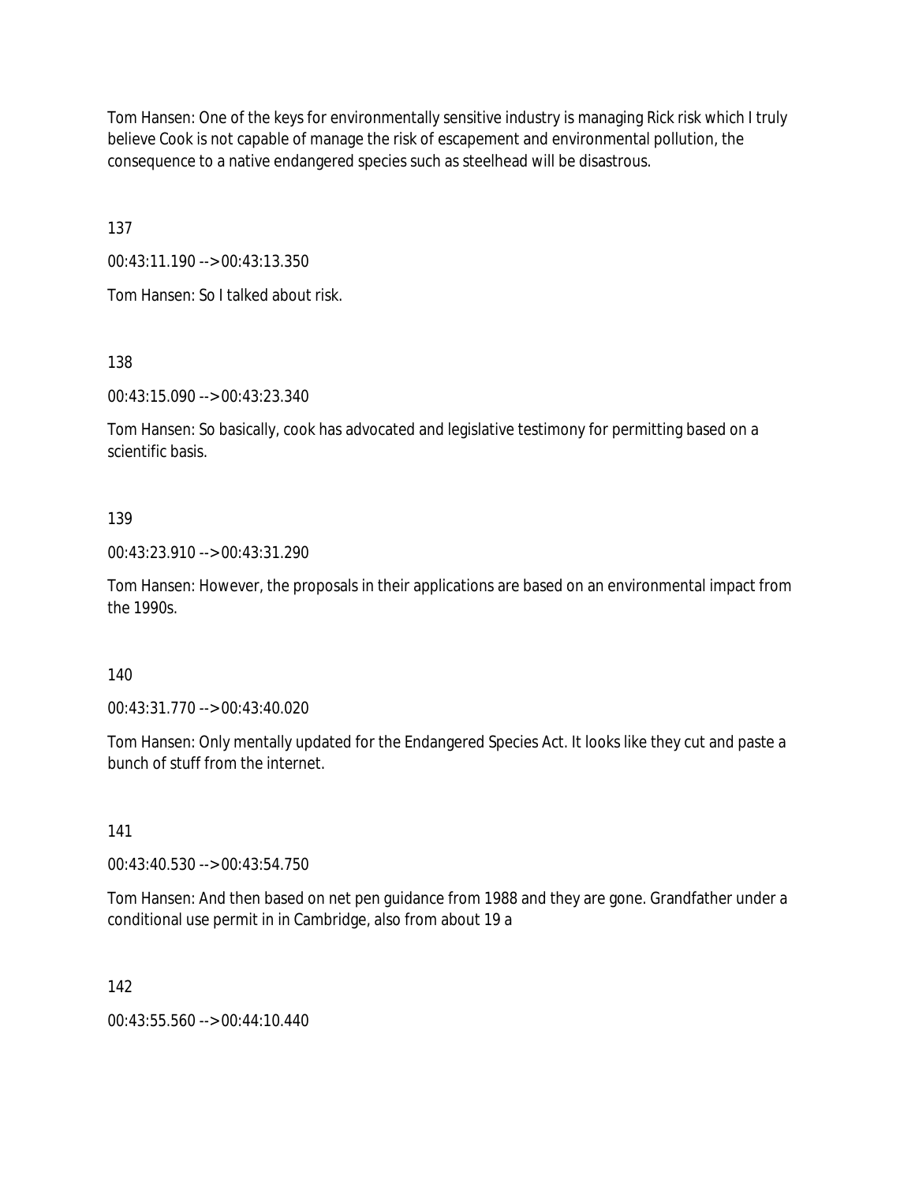Tom Hansen: One of the keys for environmentally sensitive industry is managing Rick risk which I truly believe Cook is not capable of manage the risk of escapement and environmental pollution, the consequence to a native endangered species such as steelhead will be disastrous.

137

00:43:11.190 --> 00:43:13.350

Tom Hansen: So I talked about risk.

138

00:43:15.090 --> 00:43:23.340

Tom Hansen: So basically, cook has advocated and legislative testimony for permitting based on a scientific basis.

139

00:43:23.910 --> 00:43:31.290

Tom Hansen: However, the proposals in their applications are based on an environmental impact from the 1990s.

140

00:43:31.770 --> 00:43:40.020

Tom Hansen: Only mentally updated for the Endangered Species Act. It looks like they cut and paste a bunch of stuff from the internet.

141

00:43:40.530 --> 00:43:54.750

Tom Hansen: And then based on net pen guidance from 1988 and they are gone. Grandfather under a conditional use permit in in Cambridge, also from about 19 a

142

00:43:55.560 --> 00:44:10.440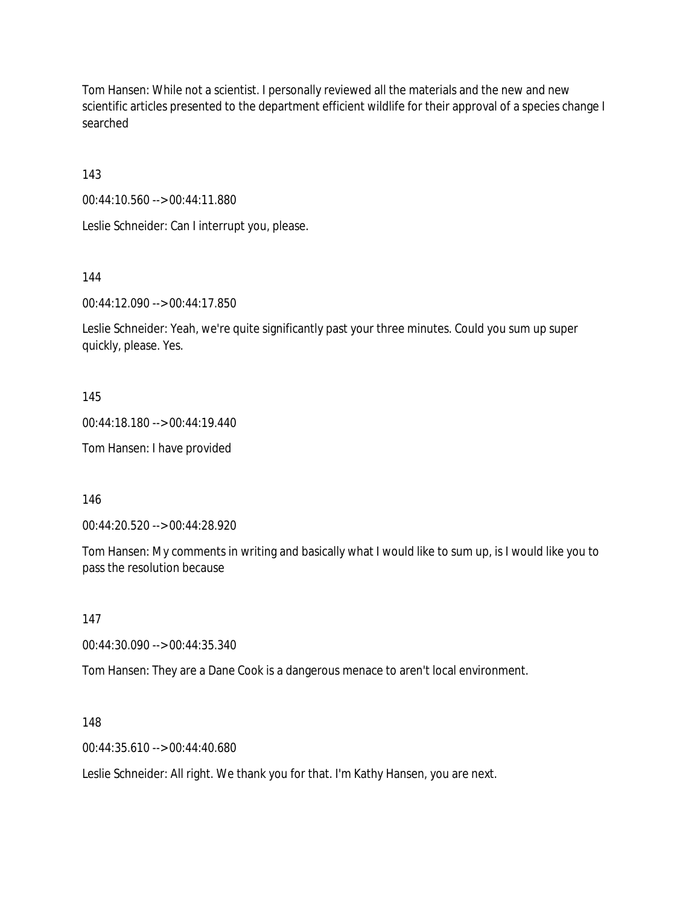Tom Hansen: While not a scientist. I personally reviewed all the materials and the new and new scientific articles presented to the department efficient wildlife for their approval of a species change I searched

143

00:44:10.560 --> 00:44:11.880

Leslie Schneider: Can I interrupt you, please.

144

00:44:12.090 --> 00:44:17.850

Leslie Schneider: Yeah, we're quite significantly past your three minutes. Could you sum up super quickly, please. Yes.

145

00:44:18.180 --> 00:44:19.440

Tom Hansen: I have provided

146

00:44:20.520 --> 00:44:28.920

Tom Hansen: My comments in writing and basically what I would like to sum up, is I would like you to pass the resolution because

147

00:44:30.090 --> 00:44:35.340

Tom Hansen: They are a Dane Cook is a dangerous menace to aren't local environment.

148

00:44:35.610 --> 00:44:40.680

Leslie Schneider: All right. We thank you for that. I'm Kathy Hansen, you are next.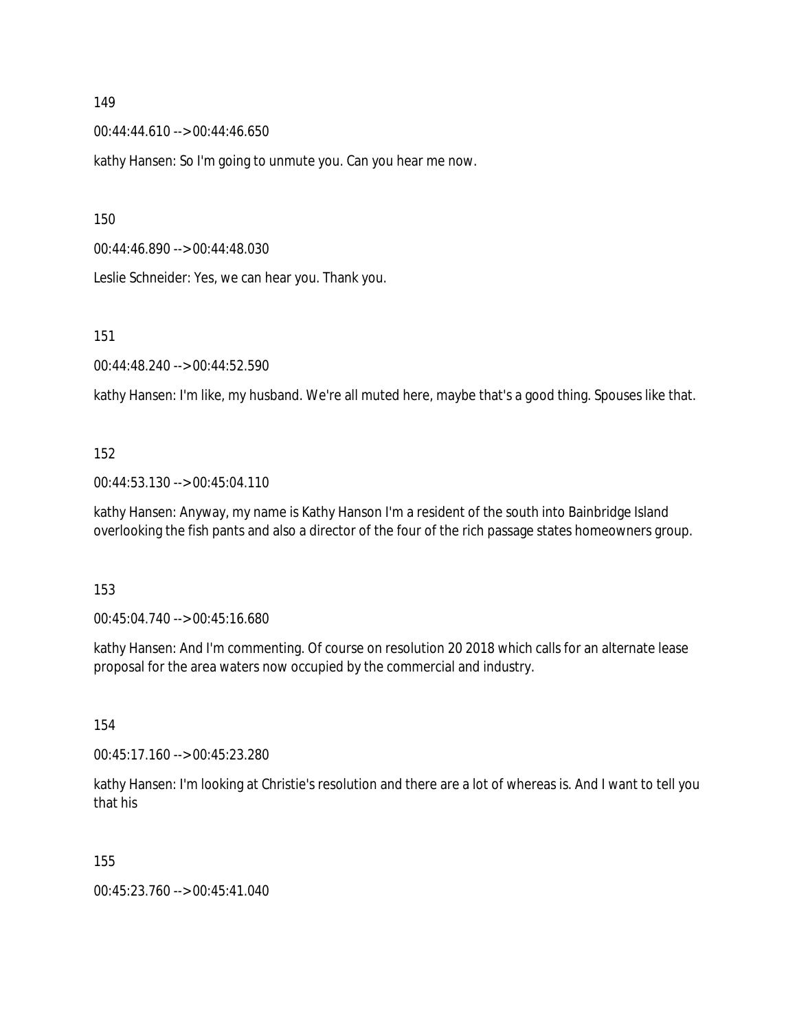149

00:44:44.610 --> 00:44:46.650

kathy Hansen: So I'm going to unmute you. Can you hear me now.

150

00:44:46.890 --> 00:44:48.030

Leslie Schneider: Yes, we can hear you. Thank you.

151

00:44:48.240 --> 00:44:52.590

kathy Hansen: I'm like, my husband. We're all muted here, maybe that's a good thing. Spouses like that.

152

00:44:53.130 --> 00:45:04.110

kathy Hansen: Anyway, my name is Kathy Hanson I'm a resident of the south into Bainbridge Island overlooking the fish pants and also a director of the four of the rich passage states homeowners group.

153

00:45:04.740 --> 00:45:16.680

kathy Hansen: And I'm commenting. Of course on resolution 20 2018 which calls for an alternate lease proposal for the area waters now occupied by the commercial and industry.

154

00:45:17.160 --> 00:45:23.280

kathy Hansen: I'm looking at Christie's resolution and there are a lot of whereas is. And I want to tell you that his

155

00:45:23.760 --> 00:45:41.040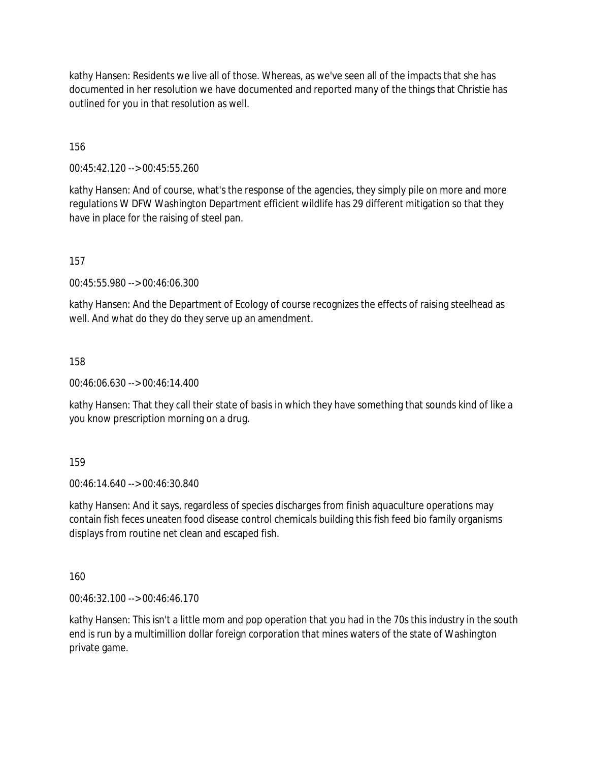kathy Hansen: Residents we live all of those. Whereas, as we've seen all of the impacts that she has documented in her resolution we have documented and reported many of the things that Christie has outlined for you in that resolution as well.

156

00:45:42.120 --> 00:45:55.260

kathy Hansen: And of course, what's the response of the agencies, they simply pile on more and more regulations W DFW Washington Department efficient wildlife has 29 different mitigation so that they have in place for the raising of steel pan.

157

00:45:55.980 --> 00:46:06.300

kathy Hansen: And the Department of Ecology of course recognizes the effects of raising steelhead as well. And what do they do they serve up an amendment.

158

00:46:06.630 --> 00:46:14.400

kathy Hansen: That they call their state of basis in which they have something that sounds kind of like a you know prescription morning on a drug.

159

00:46:14.640 --> 00:46:30.840

kathy Hansen: And it says, regardless of species discharges from finish aquaculture operations may contain fish feces uneaten food disease control chemicals building this fish feed bio family organisms displays from routine net clean and escaped fish.

160

00:46:32.100 --> 00:46:46.170

kathy Hansen: This isn't a little mom and pop operation that you had in the 70s this industry in the south end is run by a multimillion dollar foreign corporation that mines waters of the state of Washington private game.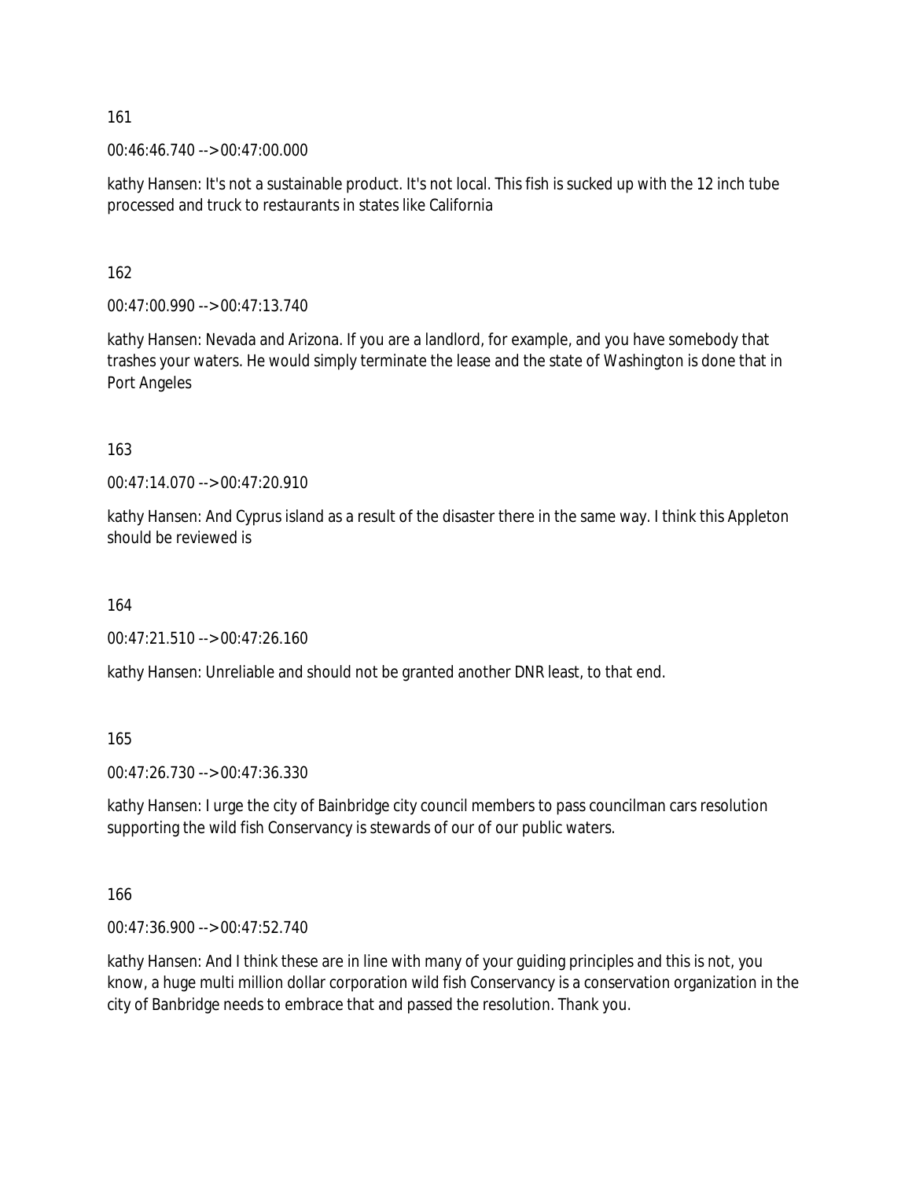161

00:46:46.740 --> 00:47:00.000

kathy Hansen: It's not a sustainable product. It's not local. This fish is sucked up with the 12 inch tube processed and truck to restaurants in states like California

162

00:47:00.990 --> 00:47:13.740

kathy Hansen: Nevada and Arizona. If you are a landlord, for example, and you have somebody that trashes your waters. He would simply terminate the lease and the state of Washington is done that in Port Angeles

163

00:47:14.070 --> 00:47:20.910

kathy Hansen: And Cyprus island as a result of the disaster there in the same way. I think this Appleton should be reviewed is

164

00:47:21.510 --> 00:47:26.160

kathy Hansen: Unreliable and should not be granted another DNR least, to that end.

165

00:47:26.730 --> 00:47:36.330

kathy Hansen: I urge the city of Bainbridge city council members to pass councilman cars resolution supporting the wild fish Conservancy is stewards of our of our public waters.

166

00:47:36.900 --> 00:47:52.740

kathy Hansen: And I think these are in line with many of your guiding principles and this is not, you know, a huge multi million dollar corporation wild fish Conservancy is a conservation organization in the city of Banbridge needs to embrace that and passed the resolution. Thank you.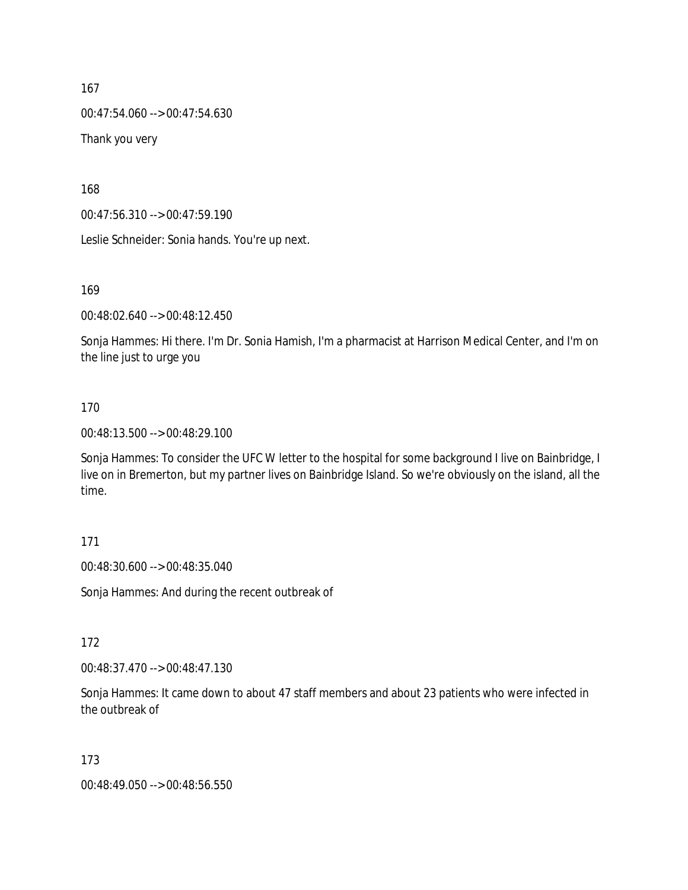167

00:47:54.060 --> 00:47:54.630

Thank you very

168

00:47:56.310 --> 00:47:59.190

Leslie Schneider: Sonia hands. You're up next.

169

00:48:02.640 --> 00:48:12.450

Sonja Hammes: Hi there. I'm Dr. Sonia Hamish, I'm a pharmacist at Harrison Medical Center, and I'm on the line just to urge you

170

00:48:13.500 --> 00:48:29.100

Sonja Hammes: To consider the UFC W letter to the hospital for some background I live on Bainbridge, I live on in Bremerton, but my partner lives on Bainbridge Island. So we're obviously on the island, all the time.

171

00:48:30.600 --> 00:48:35.040

Sonja Hammes: And during the recent outbreak of

172

00:48:37.470 --> 00:48:47.130

Sonja Hammes: It came down to about 47 staff members and about 23 patients who were infected in the outbreak of

173

00:48:49.050 --> 00:48:56.550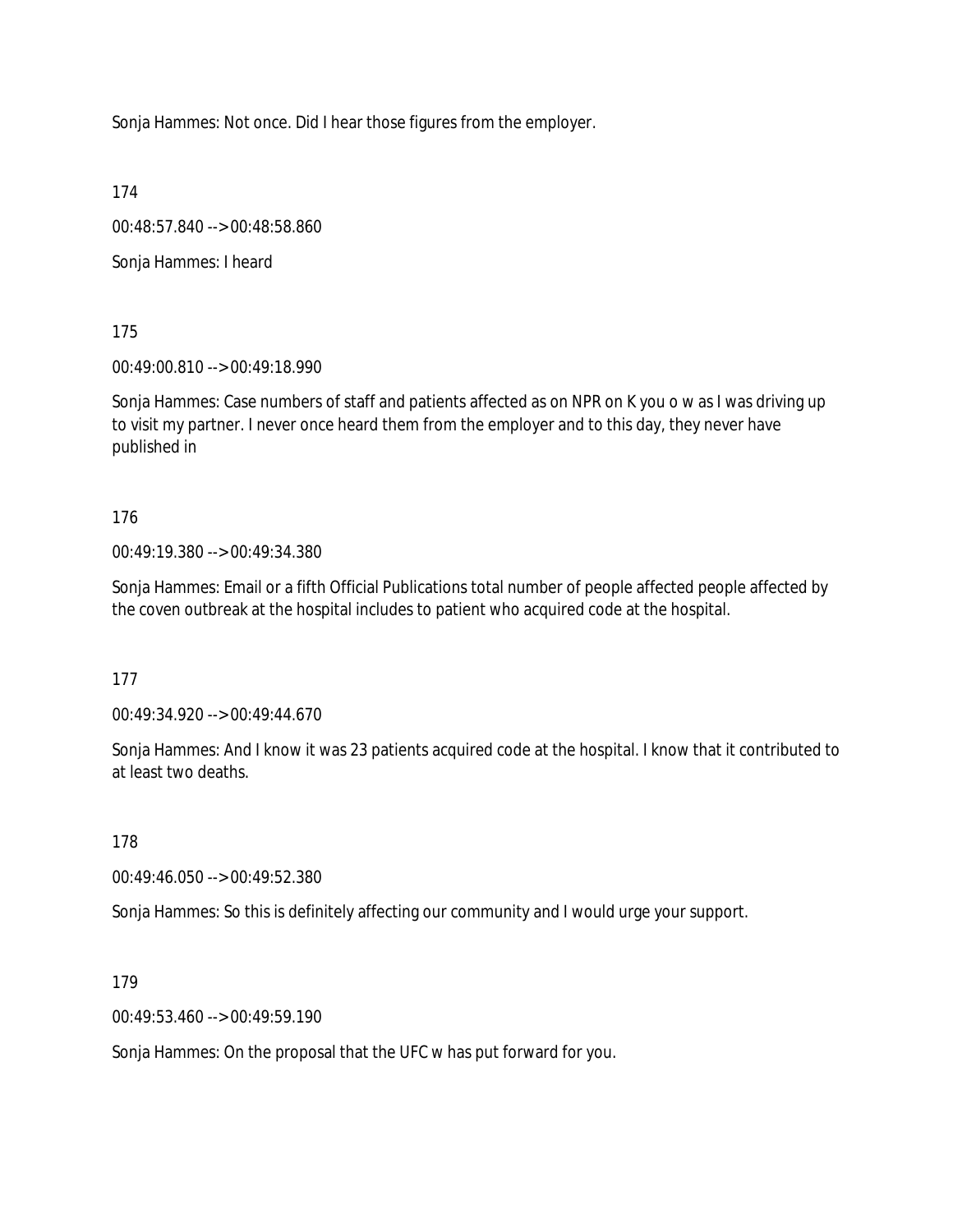Sonja Hammes: Not once. Did I hear those figures from the employer.

174

00:48:57.840 --> 00:48:58.860

Sonja Hammes: I heard

175

00:49:00.810 --> 00:49:18.990

Sonja Hammes: Case numbers of staff and patients affected as on NPR on K you o w as I was driving up to visit my partner. I never once heard them from the employer and to this day, they never have published in

176

00:49:19.380 --> 00:49:34.380

Sonja Hammes: Email or a fifth Official Publications total number of people affected people affected by the coven outbreak at the hospital includes to patient who acquired code at the hospital.

177

00:49:34.920 --> 00:49:44.670

Sonja Hammes: And I know it was 23 patients acquired code at the hospital. I know that it contributed to at least two deaths.

178

00:49:46.050 --> 00:49:52.380

Sonja Hammes: So this is definitely affecting our community and I would urge your support.

179

00:49:53.460 --> 00:49:59.190

Sonja Hammes: On the proposal that the UFC w has put forward for you.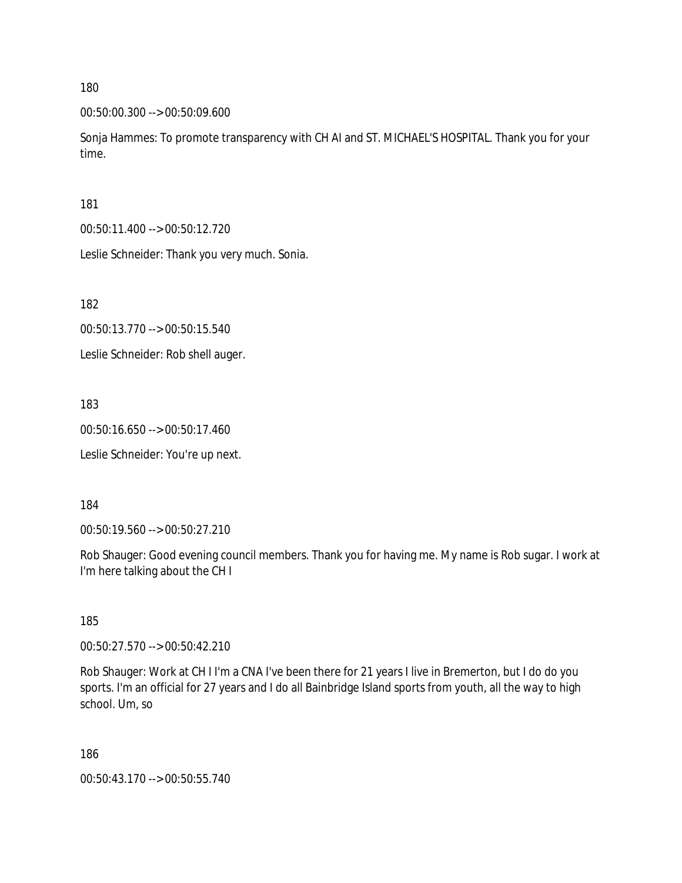180

00:50:00.300 --> 00:50:09.600

Sonja Hammes: To promote transparency with CH AI and ST. MICHAEL'S HOSPITAL. Thank you for your time.

181

00:50:11.400 --> 00:50:12.720

Leslie Schneider: Thank you very much. Sonia.

182

00:50:13.770 --> 00:50:15.540

Leslie Schneider: Rob shell auger.

183

00:50:16.650 --> 00:50:17.460

Leslie Schneider: You're up next.

184

00:50:19.560 --> 00:50:27.210

Rob Shauger: Good evening council members. Thank you for having me. My name is Rob sugar. I work at I'm here talking about the CH I

185

00:50:27.570 --> 00:50:42.210

Rob Shauger: Work at CH I I'm a CNA I've been there for 21 years I live in Bremerton, but I do do you sports. I'm an official for 27 years and I do all Bainbridge Island sports from youth, all the way to high school. Um, so

186

00:50:43.170 --> 00:50:55.740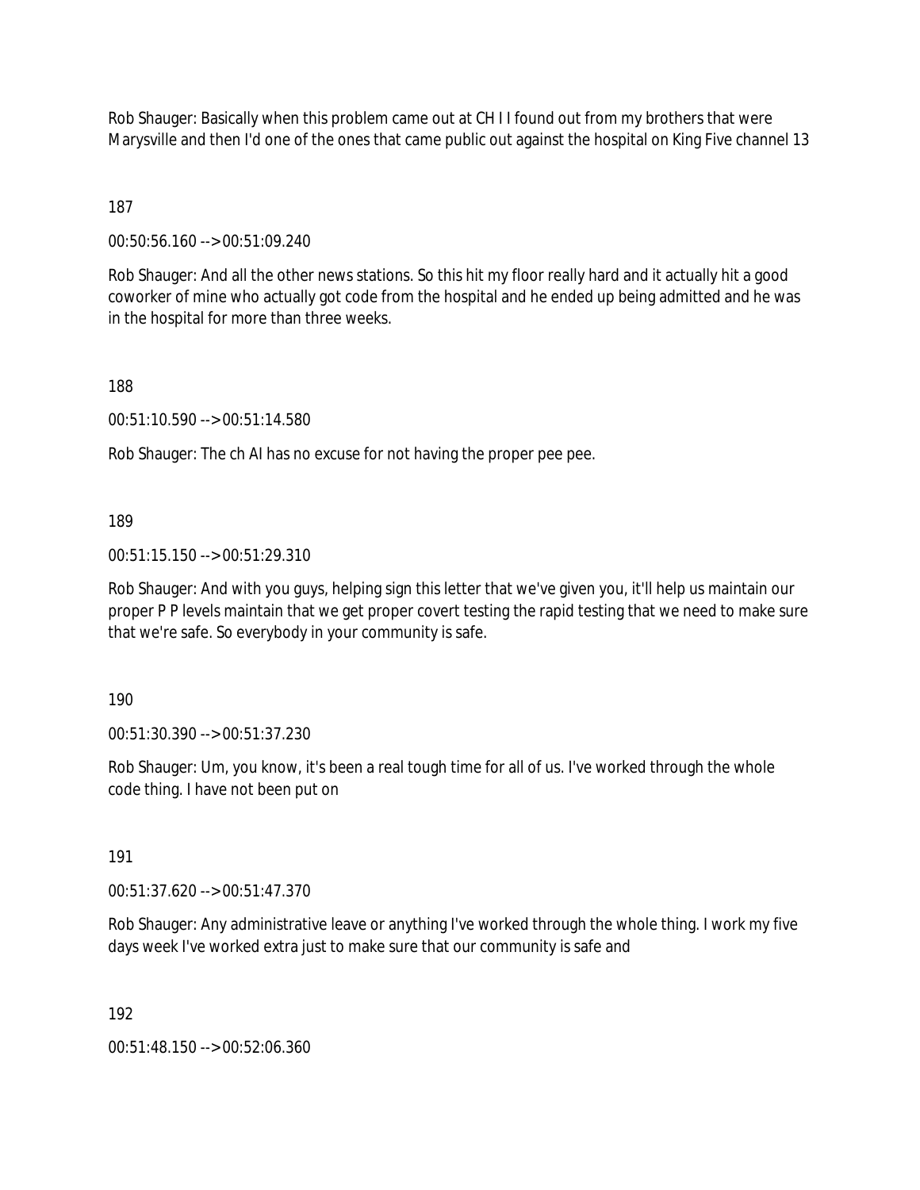Rob Shauger: Basically when this problem came out at CH I I found out from my brothers that were Marysville and then I'd one of the ones that came public out against the hospital on King Five channel 13

187

00:50:56.160 --> 00:51:09.240

Rob Shauger: And all the other news stations. So this hit my floor really hard and it actually hit a good coworker of mine who actually got code from the hospital and he ended up being admitted and he was in the hospital for more than three weeks.

188

00:51:10.590 --> 00:51:14.580

Rob Shauger: The ch AI has no excuse for not having the proper pee pee.

189

00:51:15.150 --> 00:51:29.310

Rob Shauger: And with you guys, helping sign this letter that we've given you, it'll help us maintain our proper P P levels maintain that we get proper covert testing the rapid testing that we need to make sure that we're safe. So everybody in your community is safe.

190

00:51:30.390 --> 00:51:37.230

Rob Shauger: Um, you know, it's been a real tough time for all of us. I've worked through the whole code thing. I have not been put on

191

00:51:37.620 --> 00:51:47.370

Rob Shauger: Any administrative leave or anything I've worked through the whole thing. I work my five days week I've worked extra just to make sure that our community is safe and

192

00:51:48.150 --> 00:52:06.360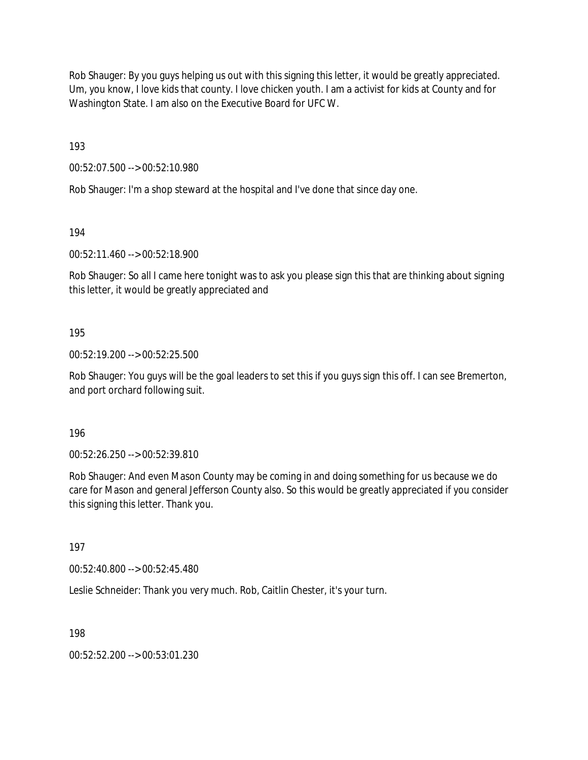Rob Shauger: By you guys helping us out with this signing this letter, it would be greatly appreciated. Um, you know, I love kids that county. I love chicken youth. I am a activist for kids at County and for Washington State. I am also on the Executive Board for UFC W.

193

00:52:07.500 --> 00:52:10.980

Rob Shauger: I'm a shop steward at the hospital and I've done that since day one.

194

00:52:11.460 --> 00:52:18.900

Rob Shauger: So all I came here tonight was to ask you please sign this that are thinking about signing this letter, it would be greatly appreciated and

195

00:52:19.200 --> 00:52:25.500

Rob Shauger: You guys will be the goal leaders to set this if you guys sign this off. I can see Bremerton, and port orchard following suit.

196

00:52:26.250 --> 00:52:39.810

Rob Shauger: And even Mason County may be coming in and doing something for us because we do care for Mason and general Jefferson County also. So this would be greatly appreciated if you consider this signing this letter. Thank you.

197

00:52:40.800 --> 00:52:45.480

Leslie Schneider: Thank you very much. Rob, Caitlin Chester, it's your turn.

198

00:52:52.200 --> 00:53:01.230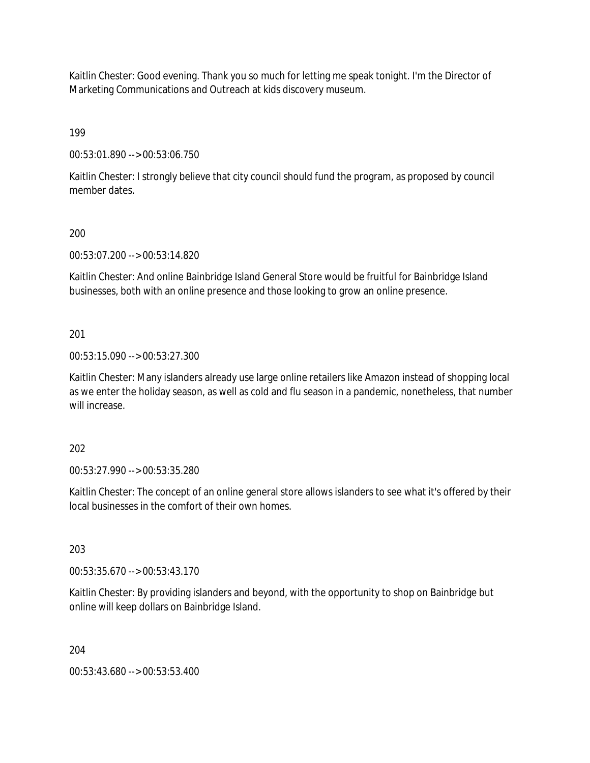Kaitlin Chester: Good evening. Thank you so much for letting me speak tonight. I'm the Director of Marketing Communications and Outreach at kids discovery museum.

199

00:53:01.890 --> 00:53:06.750

Kaitlin Chester: I strongly believe that city council should fund the program, as proposed by council member dates.

200

00:53:07.200 --> 00:53:14.820

Kaitlin Chester: And online Bainbridge Island General Store would be fruitful for Bainbridge Island businesses, both with an online presence and those looking to grow an online presence.

201

00:53:15.090 --> 00:53:27.300

Kaitlin Chester: Many islanders already use large online retailers like Amazon instead of shopping local as we enter the holiday season, as well as cold and flu season in a pandemic, nonetheless, that number will increase.

202

00:53:27.990 --> 00:53:35.280

Kaitlin Chester: The concept of an online general store allows islanders to see what it's offered by their local businesses in the comfort of their own homes.

203

00:53:35.670 --> 00:53:43.170

Kaitlin Chester: By providing islanders and beyond, with the opportunity to shop on Bainbridge but online will keep dollars on Bainbridge Island.

204

00:53:43.680 --> 00:53:53.400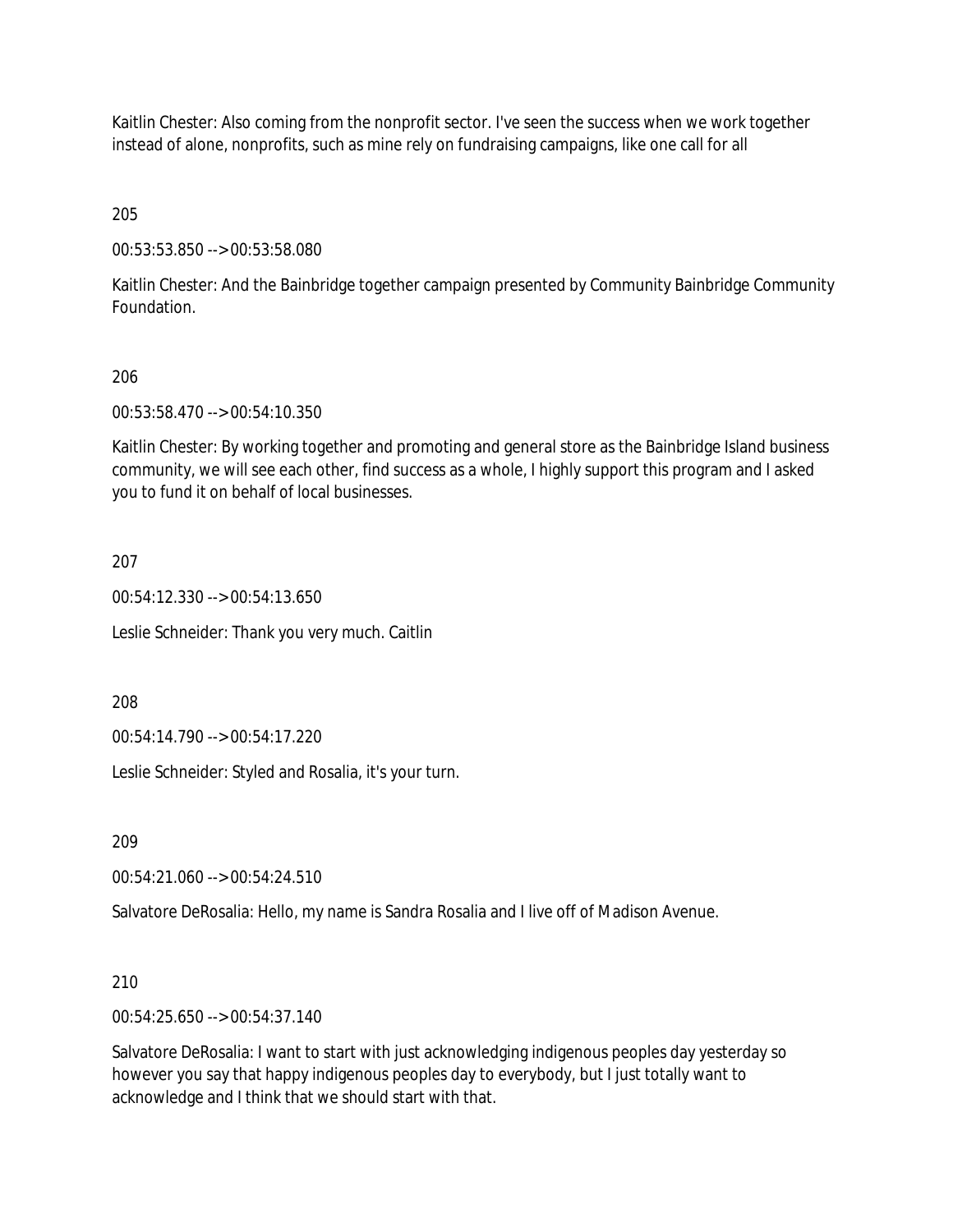Kaitlin Chester: Also coming from the nonprofit sector. I've seen the success when we work together instead of alone, nonprofits, such as mine rely on fundraising campaigns, like one call for all

205

00:53:53.850 --> 00:53:58.080

Kaitlin Chester: And the Bainbridge together campaign presented by Community Bainbridge Community Foundation.

206

00:53:58.470 --> 00:54:10.350

Kaitlin Chester: By working together and promoting and general store as the Bainbridge Island business community, we will see each other, find success as a whole, I highly support this program and I asked you to fund it on behalf of local businesses.

207

00:54:12.330 --> 00:54:13.650

Leslie Schneider: Thank you very much. Caitlin

208

00:54:14.790 --> 00:54:17.220

Leslie Schneider: Styled and Rosalia, it's your turn.

209

00:54:21.060 --> 00:54:24.510

Salvatore DeRosalia: Hello, my name is Sandra Rosalia and I live off of Madison Avenue.

210

00:54:25.650 --> 00:54:37.140

Salvatore DeRosalia: I want to start with just acknowledging indigenous peoples day yesterday so however you say that happy indigenous peoples day to everybody, but I just totally want to acknowledge and I think that we should start with that.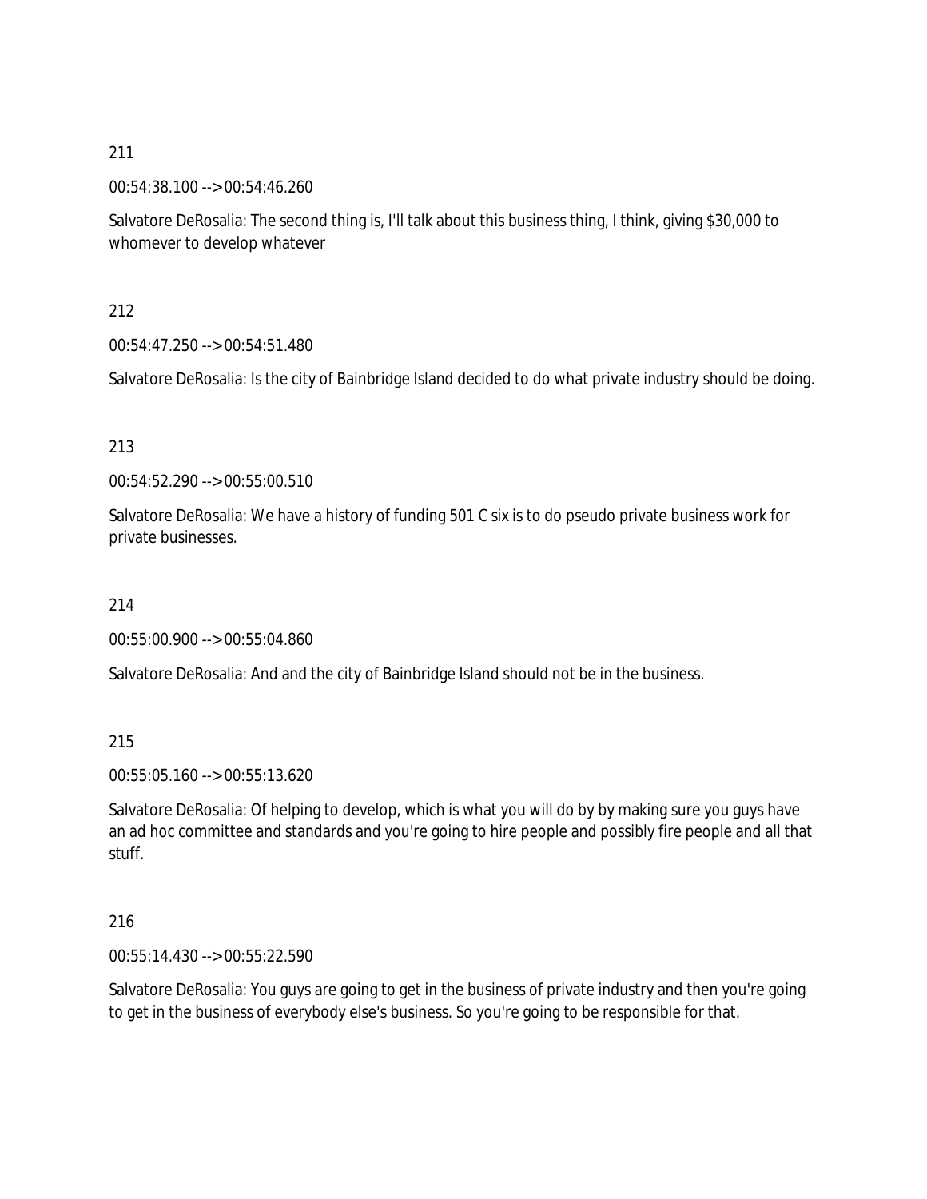211

00:54:38.100 --> 00:54:46.260

Salvatore DeRosalia: The second thing is, I'll talk about this business thing, I think, giving $30,000 to whomever to develop whatever

212

00:54:47.250 --> 00:54:51.480

Salvatore DeRosalia: Is the city of Bainbridge Island decided to do what private industry should be doing.

213

00:54:52.290 --> 00:55:00.510

Salvatore DeRosalia: We have a history of funding 501 C six is to do pseudo private business work for private businesses.

214

00:55:00.900 --> 00:55:04.860

Salvatore DeRosalia: And and the city of Bainbridge Island should not be in the business.

215

00:55:05.160 --> 00:55:13.620

Salvatore DeRosalia: Of helping to develop, which is what you will do by by making sure you guys have an ad hoc committee and standards and you're going to hire people and possibly fire people and all that stuff.

216

00:55:14.430 --> 00:55:22.590

Salvatore DeRosalia: You guys are going to get in the business of private industry and then you're going to get in the business of everybody else's business. So you're going to be responsible for that.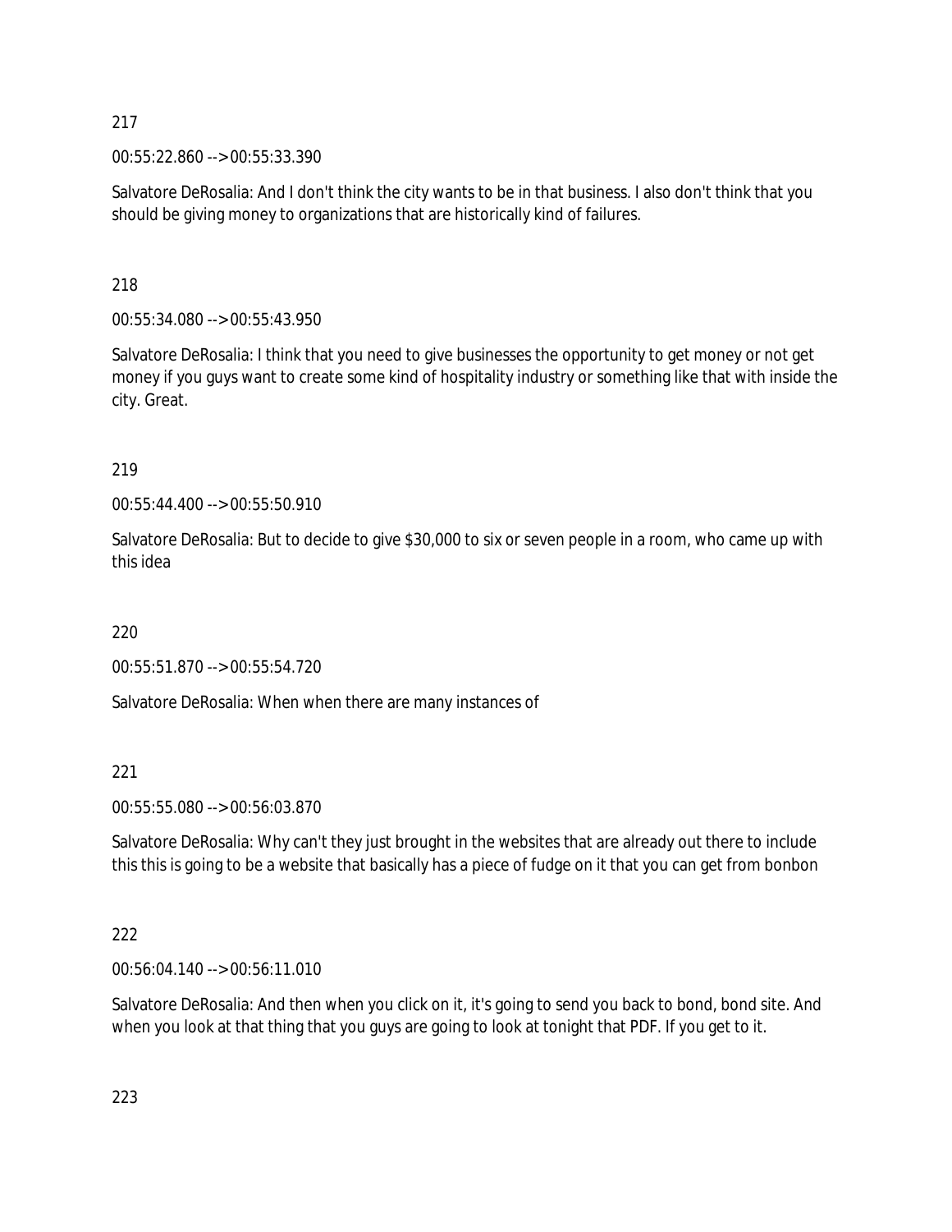217

00:55:22.860 --> 00:55:33.390

Salvatore DeRosalia: And I don't think the city wants to be in that business. I also don't think that you should be giving money to organizations that are historically kind of failures.

218

00:55:34.080 --> 00:55:43.950

Salvatore DeRosalia: I think that you need to give businesses the opportunity to get money or not get money if you guys want to create some kind of hospitality industry or something like that with inside the city. Great.

219

00:55:44.400 --> 00:55:50.910

Salvatore DeRosalia: But to decide to give $30,000 to six or seven people in a room, who came up with this idea

220

00:55:51.870 --> 00:55:54.720

Salvatore DeRosalia: When when there are many instances of

221

00:55:55.080 --> 00:56:03.870

Salvatore DeRosalia: Why can't they just brought in the websites that are already out there to include this this is going to be a website that basically has a piece of fudge on it that you can get from bonbon

222

00:56:04.140 --> 00:56:11.010

Salvatore DeRosalia: And then when you click on it, it's going to send you back to bond, bond site. And when you look at that thing that you guys are going to look at tonight that PDF. If you get to it.

223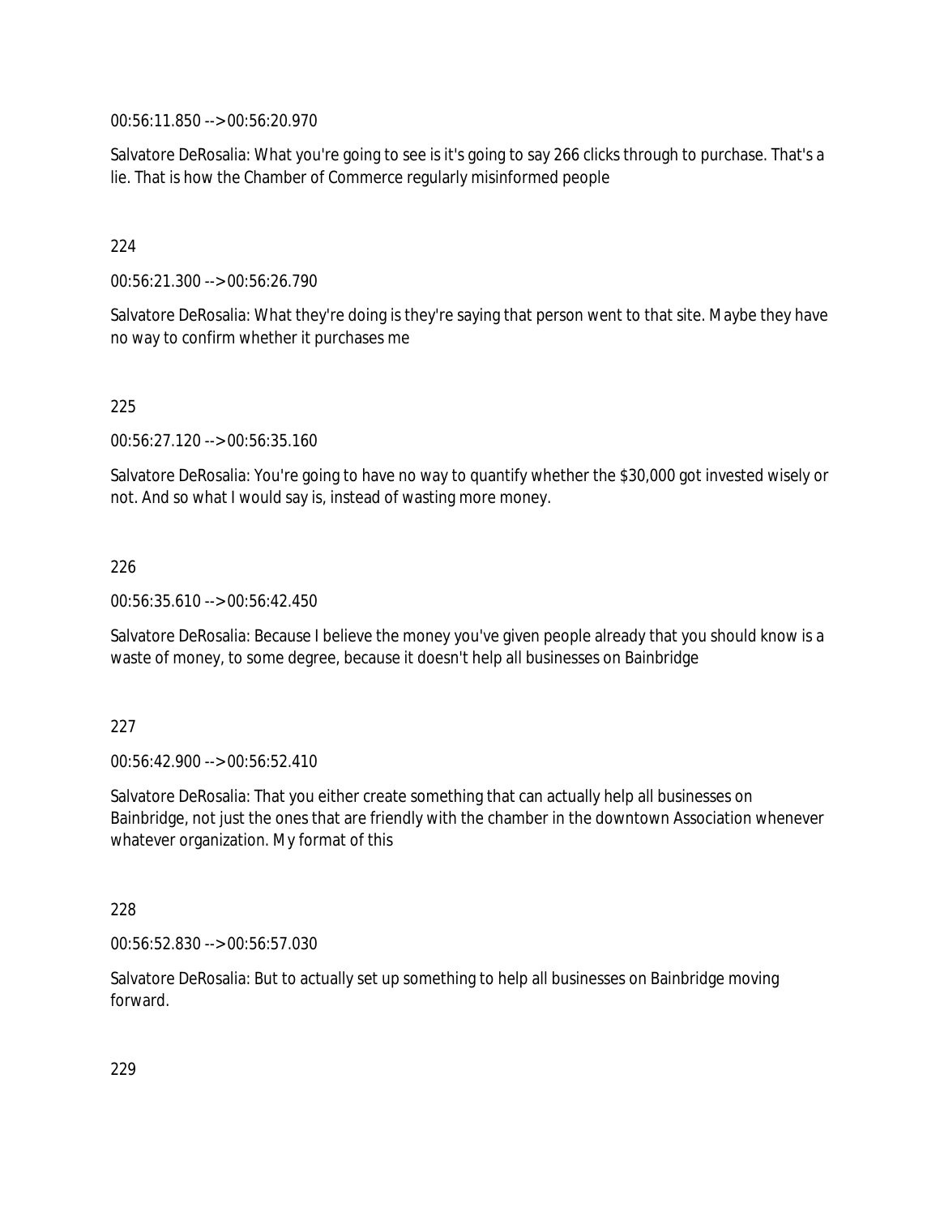00:56:11.850 --> 00:56:20.970

Salvatore DeRosalia: What you're going to see is it's going to say 266 clicks through to purchase. That's a lie. That is how the Chamber of Commerce regularly misinformed people

224

00:56:21.300 --> 00:56:26.790

Salvatore DeRosalia: What they're doing is they're saying that person went to that site. Maybe they have no way to confirm whether it purchases me

225

00:56:27.120 --> 00:56:35.160

Salvatore DeRosalia: You're going to have no way to quantify whether the $30,000 got invested wisely or not. And so what I would say is, instead of wasting more money.

226

00:56:35.610 --> 00:56:42.450

Salvatore DeRosalia: Because I believe the money you've given people already that you should know is a waste of money, to some degree, because it doesn't help all businesses on Bainbridge

227

00:56:42.900 --> 00:56:52.410

Salvatore DeRosalia: That you either create something that can actually help all businesses on Bainbridge, not just the ones that are friendly with the chamber in the downtown Association whenever whatever organization. My format of this

228

00:56:52.830 --> 00:56:57.030

Salvatore DeRosalia: But to actually set up something to help all businesses on Bainbridge moving forward.

229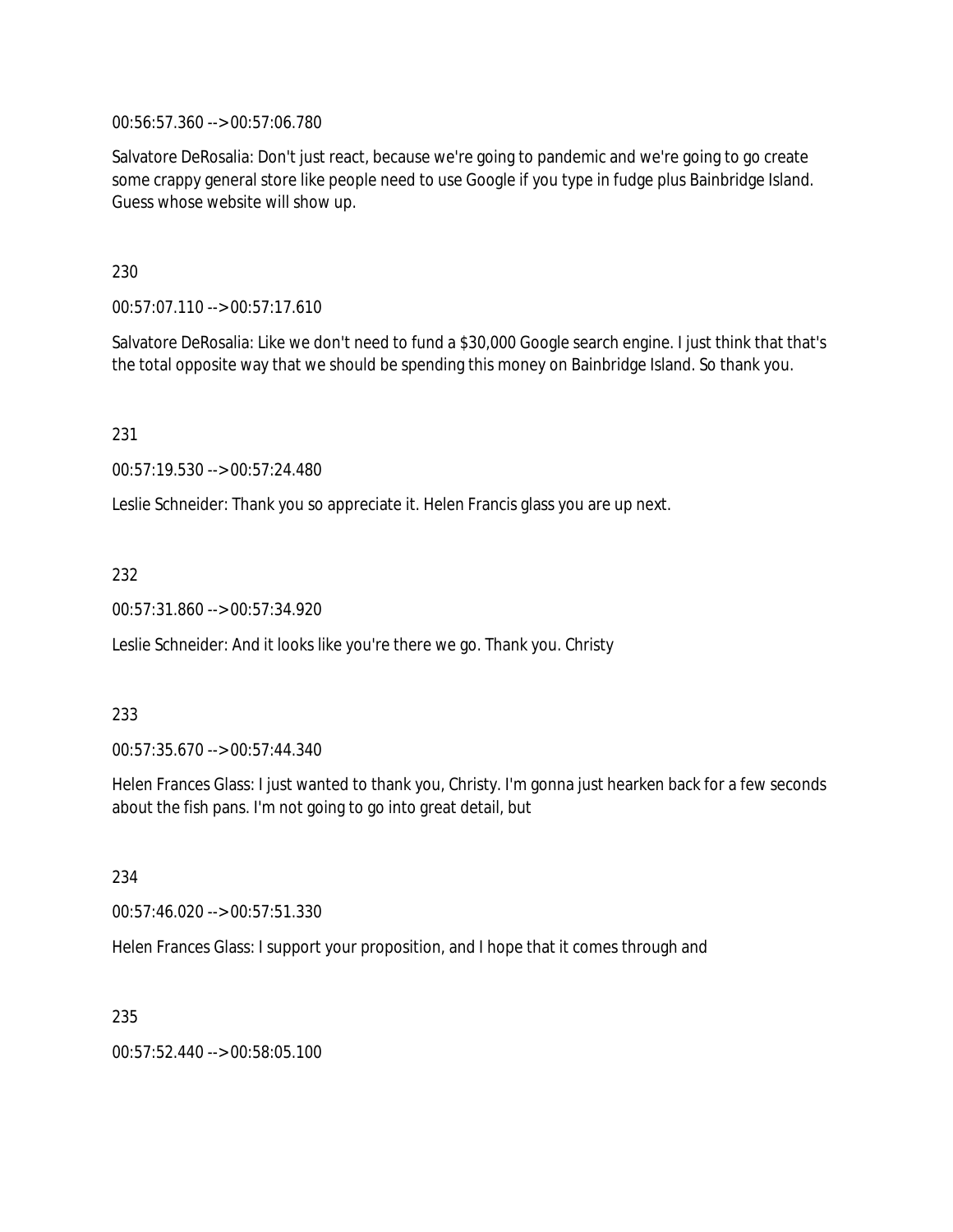00:56:57.360 --> 00:57:06.780

Salvatore DeRosalia: Don't just react, because we're going to pandemic and we're going to go create some crappy general store like people need to use Google if you type in fudge plus Bainbridge Island. Guess whose website will show up.

230

00:57:07.110 --> 00:57:17.610

Salvatore DeRosalia: Like we don't need to fund a $30,000 Google search engine. I just think that that's the total opposite way that we should be spending this money on Bainbridge Island. So thank you.

231

00:57:19.530 --> 00:57:24.480

Leslie Schneider: Thank you so appreciate it. Helen Francis glass you are up next.

232

00:57:31.860 --> 00:57:34.920

Leslie Schneider: And it looks like you're there we go. Thank you. Christy

233

00:57:35.670 --> 00:57:44.340

Helen Frances Glass: I just wanted to thank you, Christy. I'm gonna just hearken back for a few seconds about the fish pans. I'm not going to go into great detail, but

234

00:57:46.020 --> 00:57:51.330

Helen Frances Glass: I support your proposition, and I hope that it comes through and

235

00:57:52.440 --> 00:58:05.100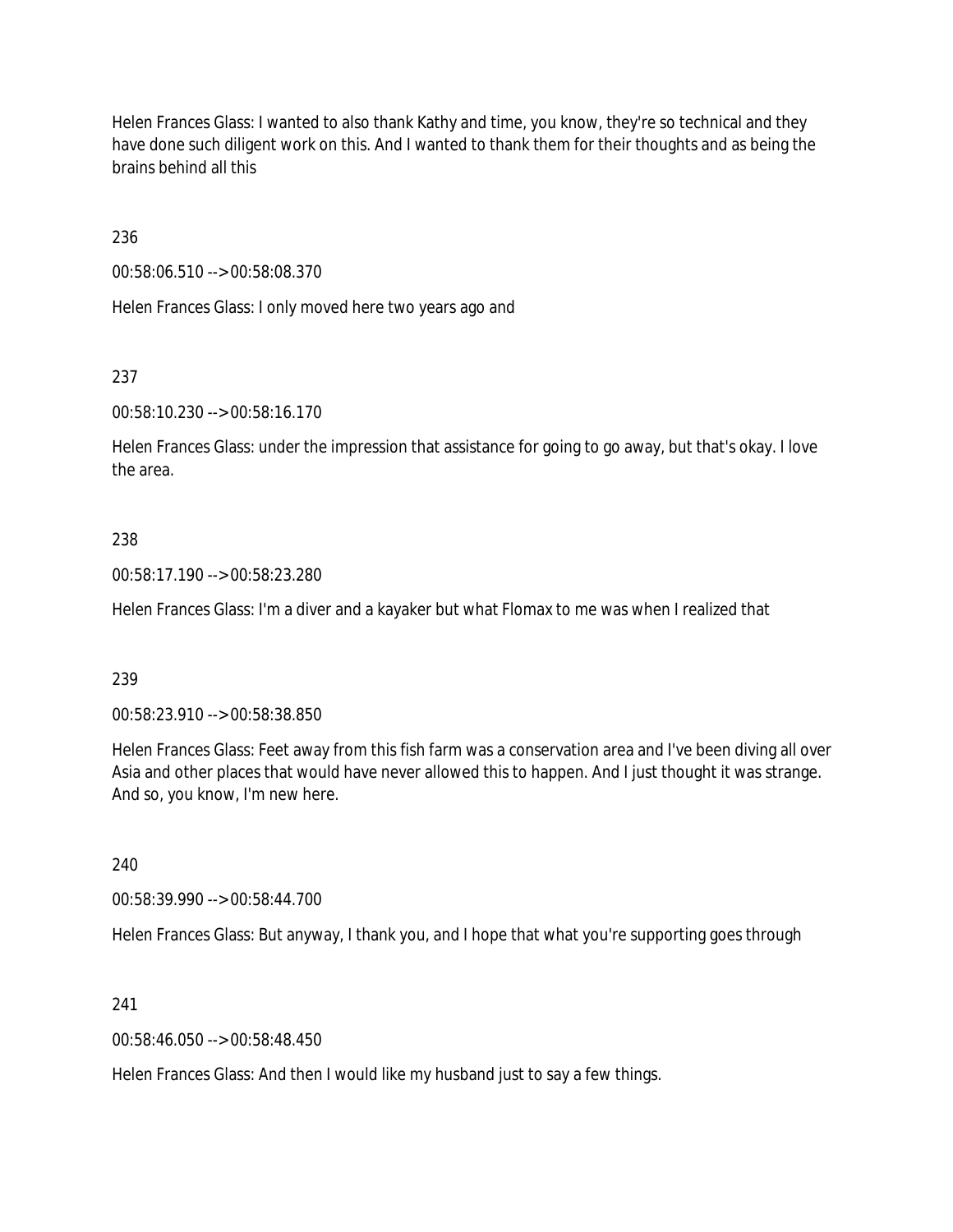Helen Frances Glass: I wanted to also thank Kathy and time, you know, they're so technical and they have done such diligent work on this. And I wanted to thank them for their thoughts and as being the brains behind all this

236

00:58:06.510 --> 00:58:08.370

Helen Frances Glass: I only moved here two years ago and

237

00:58:10.230 --> 00:58:16.170

Helen Frances Glass: under the impression that assistance for going to go away, but that's okay. I love the area.

238

00:58:17.190 --> 00:58:23.280

Helen Frances Glass: I'm a diver and a kayaker but what Flomax to me was when I realized that

239

00:58:23.910 --> 00:58:38.850

Helen Frances Glass: Feet away from this fish farm was a conservation area and I've been diving all over Asia and other places that would have never allowed this to happen. And I just thought it was strange. And so, you know, I'm new here.

240

00:58:39.990 --> 00:58:44.700

Helen Frances Glass: But anyway, I thank you, and I hope that what you're supporting goes through

241

00:58:46.050 --> 00:58:48.450

Helen Frances Glass: And then I would like my husband just to say a few things.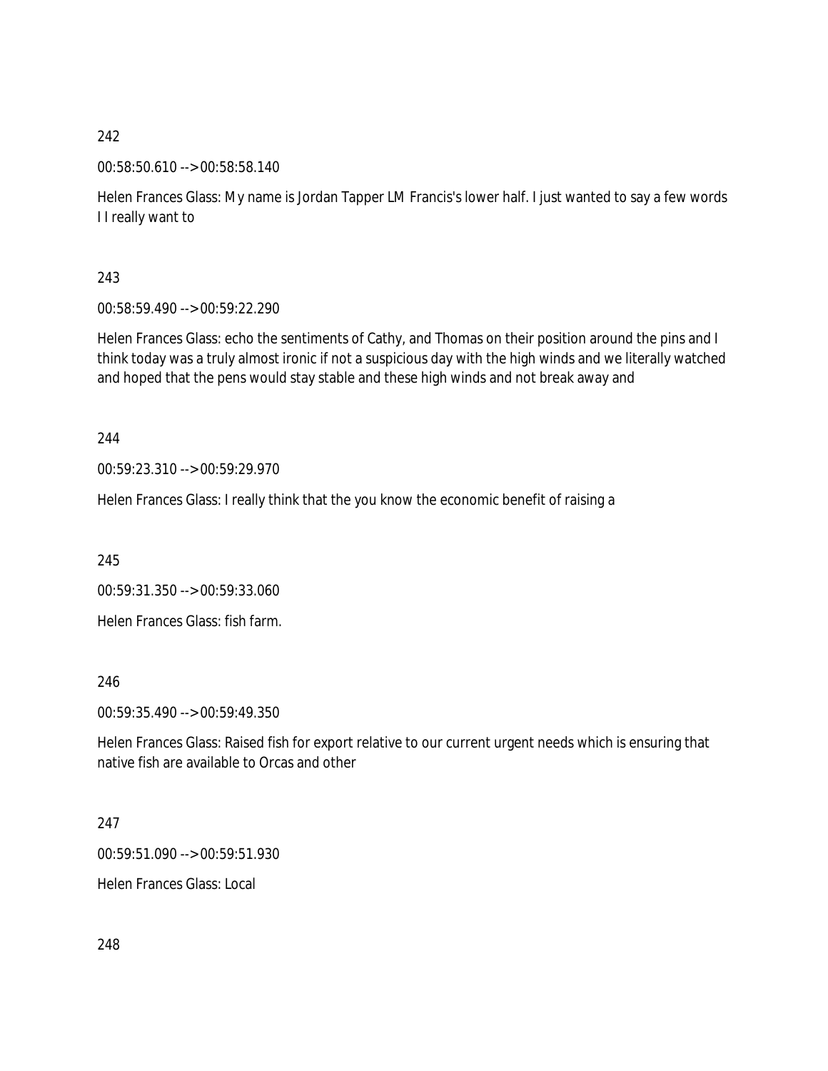242

00:58:50.610 --> 00:58:58.140

Helen Frances Glass: My name is Jordan Tapper LM Francis's lower half. I just wanted to say a few words I I really want to

243

00:58:59.490 --> 00:59:22.290

Helen Frances Glass: echo the sentiments of Cathy, and Thomas on their position around the pins and I think today was a truly almost ironic if not a suspicious day with the high winds and we literally watched and hoped that the pens would stay stable and these high winds and not break away and

244

00:59:23.310 --> 00:59:29.970

Helen Frances Glass: I really think that the you know the economic benefit of raising a

245

00:59:31.350 --> 00:59:33.060

Helen Frances Glass: fish farm.

246

00:59:35.490 --> 00:59:49.350

Helen Frances Glass: Raised fish for export relative to our current urgent needs which is ensuring that native fish are available to Orcas and other

247

00:59:51.090 --> 00:59:51.930

Helen Frances Glass: Local

248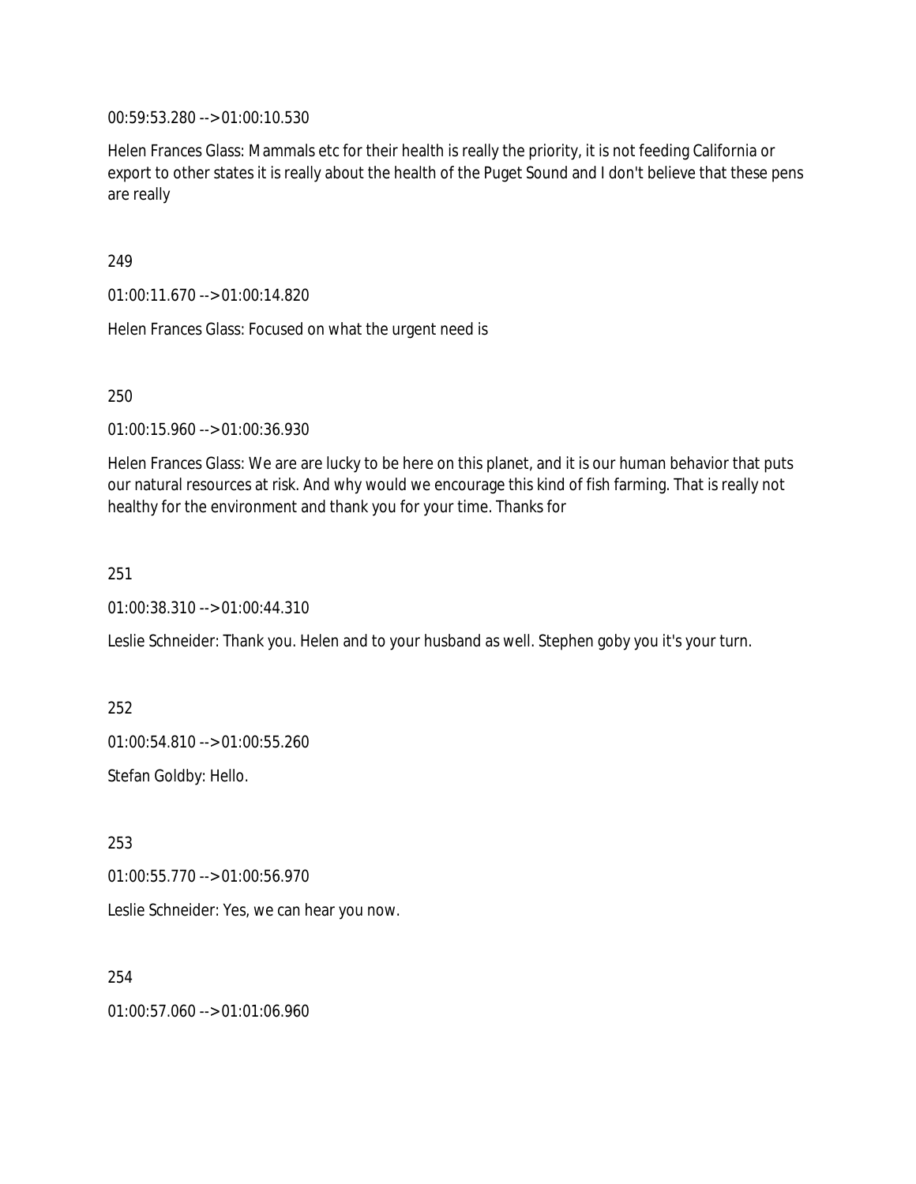00:59:53.280 --> 01:00:10.530

Helen Frances Glass: Mammals etc for their health is really the priority, it is not feeding California or export to other states it is really about the health of the Puget Sound and I don't believe that these pens are really

249

01:00:11.670 --> 01:00:14.820

Helen Frances Glass: Focused on what the urgent need is

250

01:00:15.960 --> 01:00:36.930

Helen Frances Glass: We are are lucky to be here on this planet, and it is our human behavior that puts our natural resources at risk. And why would we encourage this kind of fish farming. That is really not healthy for the environment and thank you for your time. Thanks for

251

01:00:38.310 --> 01:00:44.310

Leslie Schneider: Thank you. Helen and to your husband as well. Stephen goby you it's your turn.

252

01:00:54.810 --> 01:00:55.260

Stefan Goldby: Hello.

253

01:00:55.770 --> 01:00:56.970

Leslie Schneider: Yes, we can hear you now.

254

01:00:57.060 --> 01:01:06.960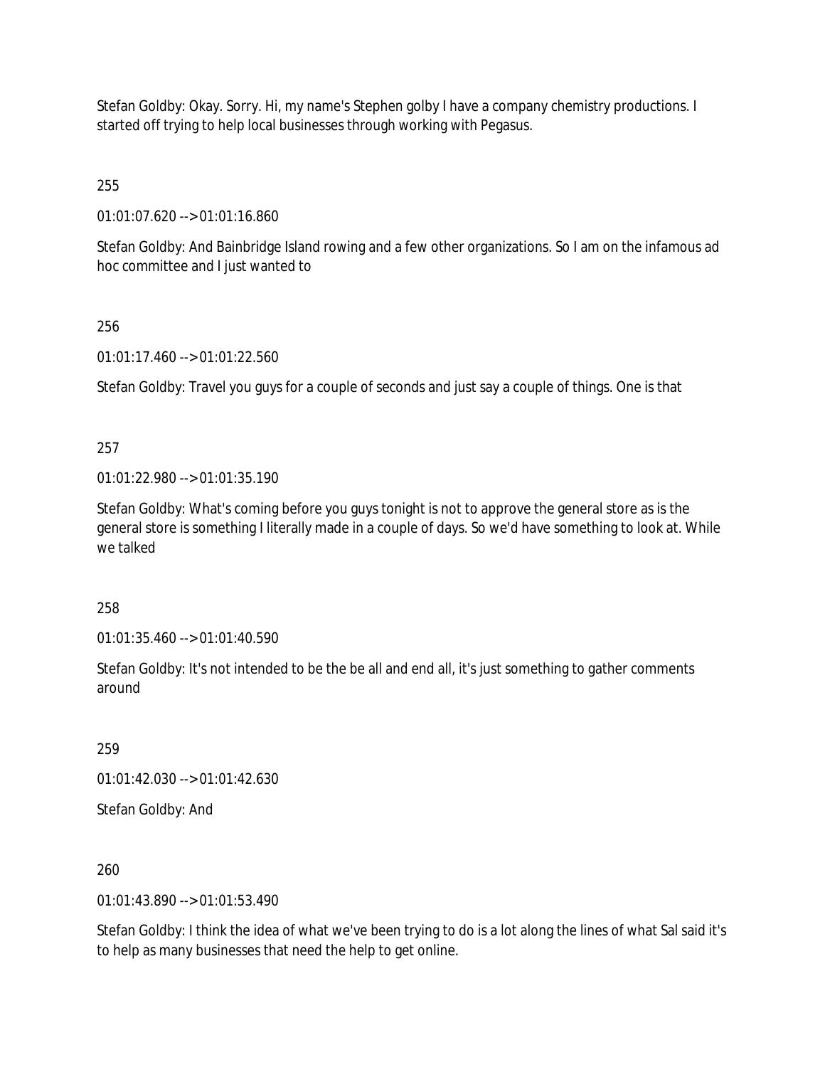Stefan Goldby: Okay. Sorry. Hi, my name's Stephen golby I have a company chemistry productions. I started off trying to help local businesses through working with Pegasus.

255

01:01:07.620 --> 01:01:16.860

Stefan Goldby: And Bainbridge Island rowing and a few other organizations. So I am on the infamous ad hoc committee and I just wanted to

256

01:01:17.460 --> 01:01:22.560

Stefan Goldby: Travel you guys for a couple of seconds and just say a couple of things. One is that

257

01:01:22.980 --> 01:01:35.190

Stefan Goldby: What's coming before you guys tonight is not to approve the general store as is the general store is something I literally made in a couple of days. So we'd have something to look at. While we talked

258

01:01:35.460 --> 01:01:40.590

Stefan Goldby: It's not intended to be the be all and end all, it's just something to gather comments around

259

01:01:42.030 --> 01:01:42.630

Stefan Goldby: And

260

01:01:43.890 --> 01:01:53.490

Stefan Goldby: I think the idea of what we've been trying to do is a lot along the lines of what Sal said it's to help as many businesses that need the help to get online.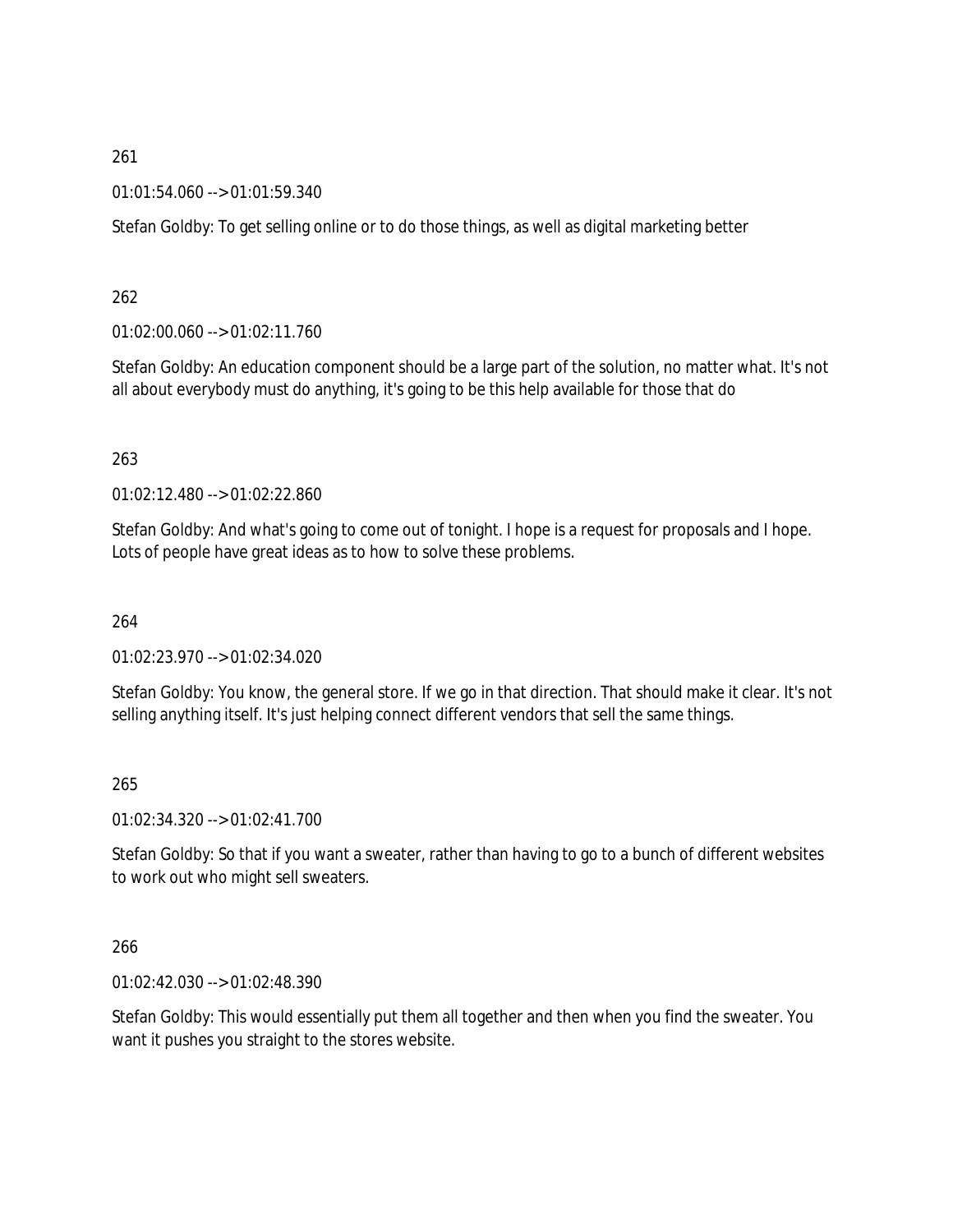261

01:01:54.060 --> 01:01:59.340

Stefan Goldby: To get selling online or to do those things, as well as digital marketing better

262

01:02:00.060 --> 01:02:11.760

Stefan Goldby: An education component should be a large part of the solution, no matter what. It's not all about everybody must do anything, it's going to be this help available for those that do

263

01:02:12.480 --> 01:02:22.860

Stefan Goldby: And what's going to come out of tonight. I hope is a request for proposals and I hope. Lots of people have great ideas as to how to solve these problems.

264

01:02:23.970 --> 01:02:34.020

Stefan Goldby: You know, the general store. If we go in that direction. That should make it clear. It's not selling anything itself. It's just helping connect different vendors that sell the same things.

265

01:02:34.320 --> 01:02:41.700

Stefan Goldby: So that if you want a sweater, rather than having to go to a bunch of different websites to work out who might sell sweaters.

266

01:02:42.030 --> 01:02:48.390

Stefan Goldby: This would essentially put them all together and then when you find the sweater. You want it pushes you straight to the stores website.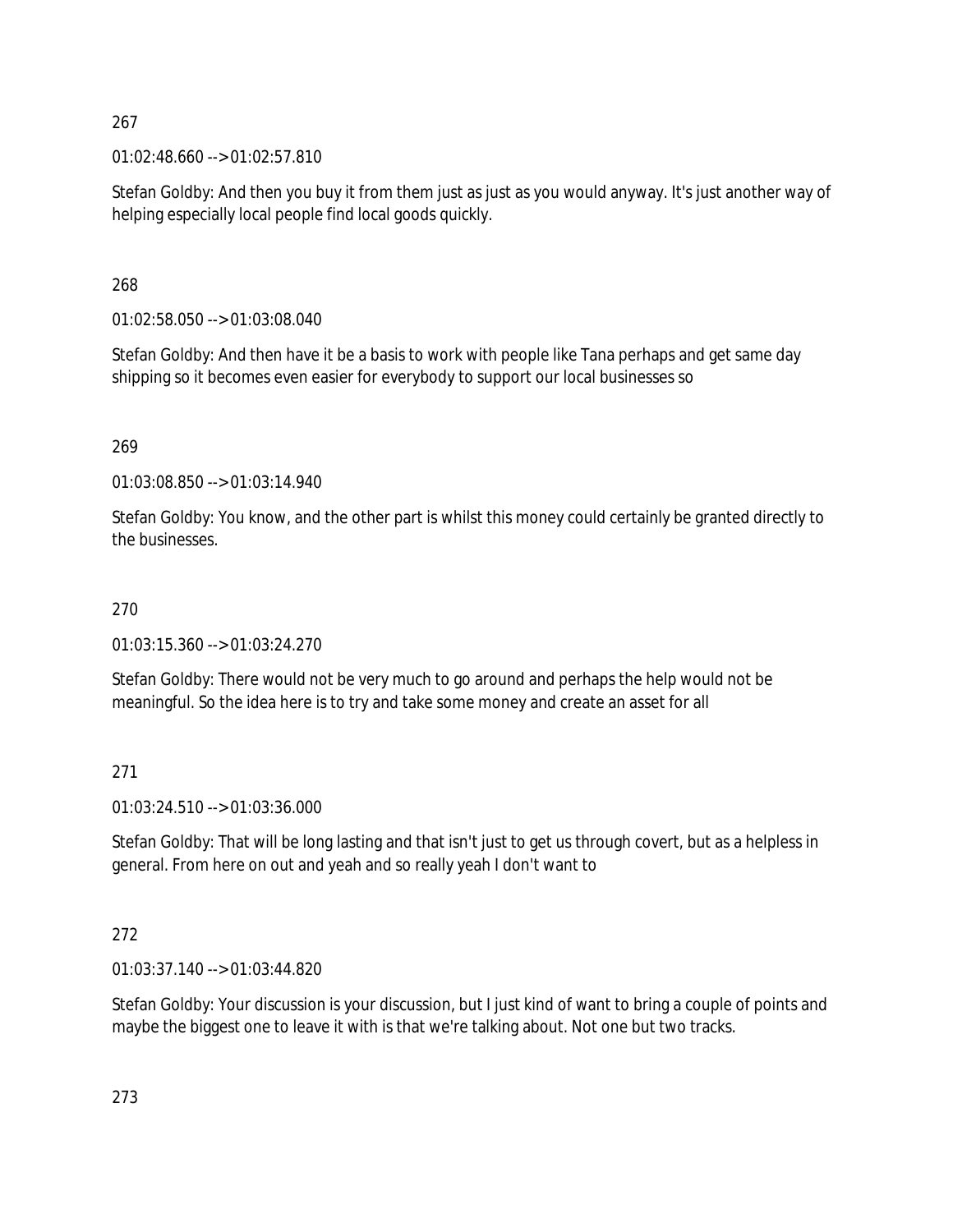267

01:02:48.660 --> 01:02:57.810

Stefan Goldby: And then you buy it from them just as just as you would anyway. It's just another way of helping especially local people find local goods quickly.

268

01:02:58.050 --> 01:03:08.040

Stefan Goldby: And then have it be a basis to work with people like Tana perhaps and get same day shipping so it becomes even easier for everybody to support our local businesses so

269

01:03:08.850 --> 01:03:14.940

Stefan Goldby: You know, and the other part is whilst this money could certainly be granted directly to the businesses.

270

01:03:15.360 --> 01:03:24.270

Stefan Goldby: There would not be very much to go around and perhaps the help would not be meaningful. So the idea here is to try and take some money and create an asset for all

271

01:03:24.510 --> 01:03:36.000

Stefan Goldby: That will be long lasting and that isn't just to get us through covert, but as a helpless in general. From here on out and yeah and so really yeah I don't want to

272

01:03:37.140 --> 01:03:44.820

Stefan Goldby: Your discussion is your discussion, but I just kind of want to bring a couple of points and maybe the biggest one to leave it with is that we're talking about. Not one but two tracks.

273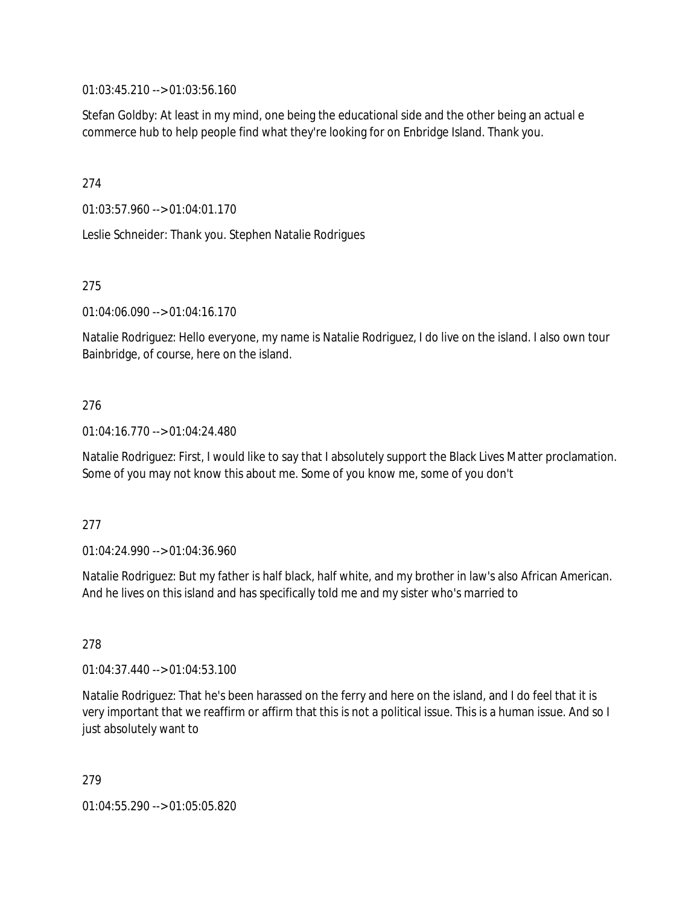01:03:45.210 --> 01:03:56.160

Stefan Goldby: At least in my mind, one being the educational side and the other being an actual e commerce hub to help people find what they're looking for on Enbridge Island. Thank you.

274

01:03:57.960 --> 01:04:01.170

Leslie Schneider: Thank you. Stephen Natalie Rodrigues

275

01:04:06.090 --> 01:04:16.170

Natalie Rodriguez: Hello everyone, my name is Natalie Rodriguez, I do live on the island. I also own tour Bainbridge, of course, here on the island.

276

01:04:16.770 --> 01:04:24.480

Natalie Rodriguez: First, I would like to say that I absolutely support the Black Lives Matter proclamation. Some of you may not know this about me. Some of you know me, some of you don't

277

01:04:24.990 --> 01:04:36.960

Natalie Rodriguez: But my father is half black, half white, and my brother in law's also African American. And he lives on this island and has specifically told me and my sister who's married to

278

01:04:37.440 --> 01:04:53.100

Natalie Rodriguez: That he's been harassed on the ferry and here on the island, and I do feel that it is very important that we reaffirm or affirm that this is not a political issue. This is a human issue. And so I just absolutely want to

279

01:04:55.290 --> 01:05:05.820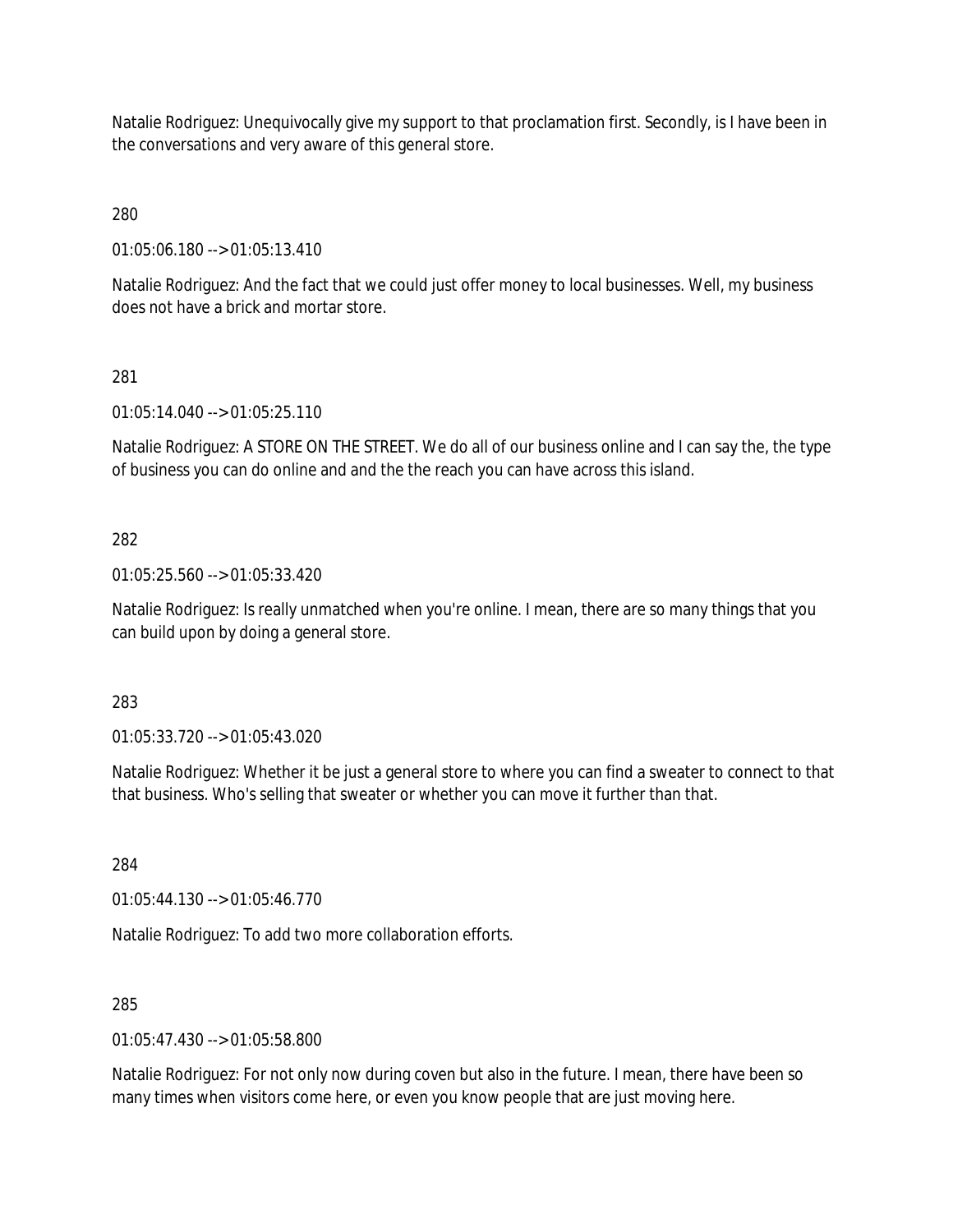Natalie Rodriguez: Unequivocally give my support to that proclamation first. Secondly, is I have been in the conversations and very aware of this general store.

280

01:05:06.180 --> 01:05:13.410

Natalie Rodriguez: And the fact that we could just offer money to local businesses. Well, my business does not have a brick and mortar store.

281

01:05:14.040 --> 01:05:25.110

Natalie Rodriguez: A STORE ON THE STREET. We do all of our business online and I can say the, the type of business you can do online and and the the reach you can have across this island.

282

01:05:25.560 --> 01:05:33.420

Natalie Rodriguez: Is really unmatched when you're online. I mean, there are so many things that you can build upon by doing a general store.

283

01:05:33.720 --> 01:05:43.020

Natalie Rodriguez: Whether it be just a general store to where you can find a sweater to connect to that that business. Who's selling that sweater or whether you can move it further than that.

284

01:05:44.130 --> 01:05:46.770

Natalie Rodriguez: To add two more collaboration efforts.

285

01:05:47.430 --> 01:05:58.800

Natalie Rodriguez: For not only now during coven but also in the future. I mean, there have been so many times when visitors come here, or even you know people that are just moving here.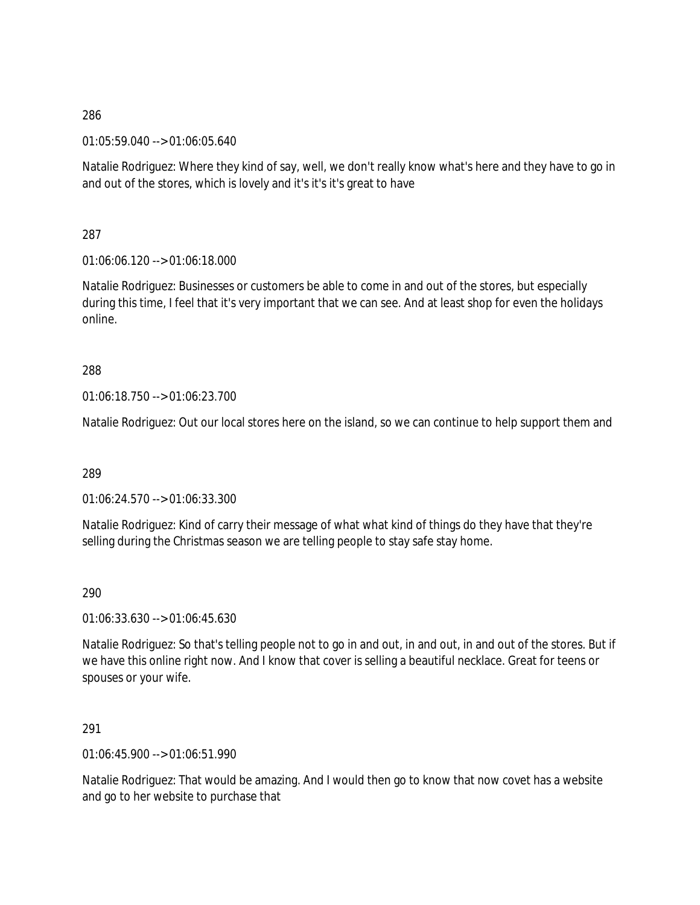286

01:05:59.040 --> 01:06:05.640

Natalie Rodriguez: Where they kind of say, well, we don't really know what's here and they have to go in and out of the stores, which is lovely and it's it's it's great to have

287

01:06:06.120 --> 01:06:18.000

Natalie Rodriguez: Businesses or customers be able to come in and out of the stores, but especially during this time, I feel that it's very important that we can see. And at least shop for even the holidays online.

288

01:06:18.750 --> 01:06:23.700

Natalie Rodriguez: Out our local stores here on the island, so we can continue to help support them and

289

01:06:24.570 --> 01:06:33.300

Natalie Rodriguez: Kind of carry their message of what what kind of things do they have that they're selling during the Christmas season we are telling people to stay safe stay home.

290

01:06:33.630 --> 01:06:45.630

Natalie Rodriguez: So that's telling people not to go in and out, in and out, in and out of the stores. But if we have this online right now. And I know that cover is selling a beautiful necklace. Great for teens or spouses or your wife.

291

01:06:45.900 --> 01:06:51.990

Natalie Rodriguez: That would be amazing. And I would then go to know that now covet has a website and go to her website to purchase that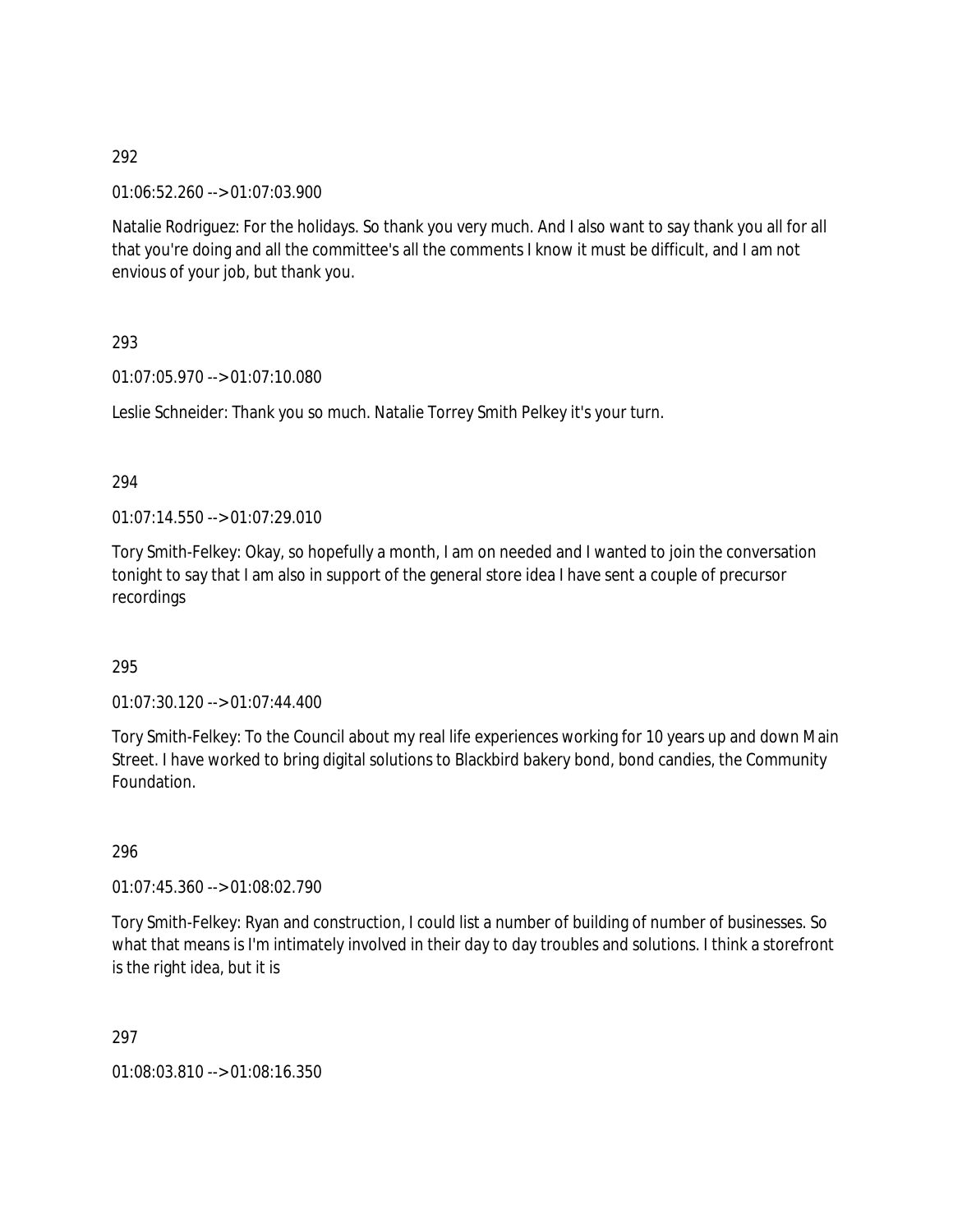292

01:06:52.260 --> 01:07:03.900

Natalie Rodriguez: For the holidays. So thank you very much. And I also want to say thank you all for all that you're doing and all the committee's all the comments I know it must be difficult, and I am not envious of your job, but thank you.

293

01:07:05.970 --> 01:07:10.080

Leslie Schneider: Thank you so much. Natalie Torrey Smith Pelkey it's your turn.

294

01:07:14.550 --> 01:07:29.010

Tory Smith-Felkey: Okay, so hopefully a month, I am on needed and I wanted to join the conversation tonight to say that I am also in support of the general store idea I have sent a couple of precursor recordings

295

01:07:30.120 --> 01:07:44.400

Tory Smith-Felkey: To the Council about my real life experiences working for 10 years up and down Main Street. I have worked to bring digital solutions to Blackbird bakery bond, bond candies, the Community Foundation.

296

01:07:45.360 --> 01:08:02.790

Tory Smith-Felkey: Ryan and construction, I could list a number of building of number of businesses. So what that means is I'm intimately involved in their day to day troubles and solutions. I think a storefront is the right idea, but it is

297

01:08:03.810 --> 01:08:16.350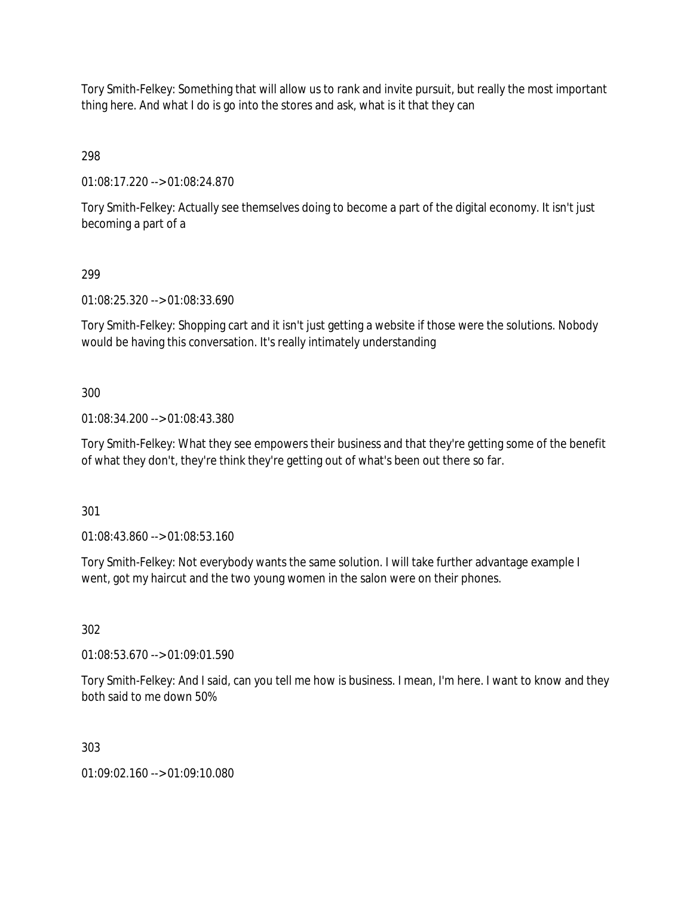Tory Smith-Felkey: Something that will allow us to rank and invite pursuit, but really the most important thing here. And what I do is go into the stores and ask, what is it that they can

298

01:08:17.220 --> 01:08:24.870

Tory Smith-Felkey: Actually see themselves doing to become a part of the digital economy. It isn't just becoming a part of a

299

01:08:25.320 --> 01:08:33.690

Tory Smith-Felkey: Shopping cart and it isn't just getting a website if those were the solutions. Nobody would be having this conversation. It's really intimately understanding

300

01:08:34.200 --> 01:08:43.380

Tory Smith-Felkey: What they see empowers their business and that they're getting some of the benefit of what they don't, they're think they're getting out of what's been out there so far.

301

01:08:43.860 --> 01:08:53.160

Tory Smith-Felkey: Not everybody wants the same solution. I will take further advantage example I went, got my haircut and the two young women in the salon were on their phones.

302

01:08:53.670 --> 01:09:01.590

Tory Smith-Felkey: And I said, can you tell me how is business. I mean, I'm here. I want to know and they both said to me down 50%

303

01:09:02.160 --> 01:09:10.080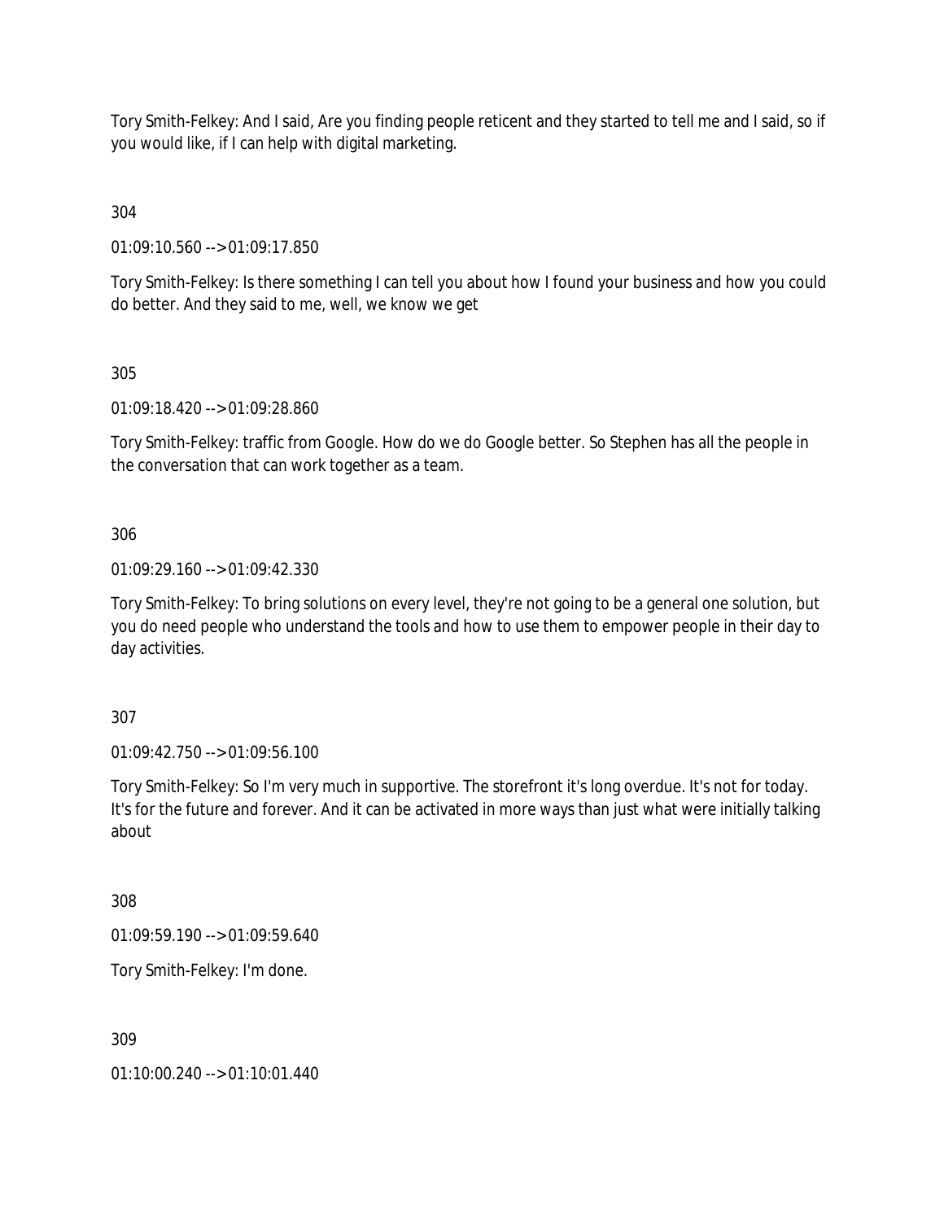Tory Smith-Felkey: And I said, Are you finding people reticent and they started to tell me and I said, so if you would like, if I can help with digital marketing.

304

01:09:10.560 --> 01:09:17.850

Tory Smith-Felkey: Is there something I can tell you about how I found your business and how you could do better. And they said to me, well, we know we get

305

01:09:18.420 --> 01:09:28.860

Tory Smith-Felkey: traffic from Google. How do we do Google better. So Stephen has all the people in the conversation that can work together as a team.

306

01:09:29.160 --> 01:09:42.330

Tory Smith-Felkey: To bring solutions on every level, they're not going to be a general one solution, but you do need people who understand the tools and how to use them to empower people in their day to day activities.

307

01:09:42.750 --> 01:09:56.100

Tory Smith-Felkey: So I'm very much in supportive. The storefront it's long overdue. It's not for today. It's for the future and forever. And it can be activated in more ways than just what were initially talking about

308

01:09:59.190 --> 01:09:59.640

Tory Smith-Felkey: I'm done.

309

01:10:00.240 --> 01:10:01.440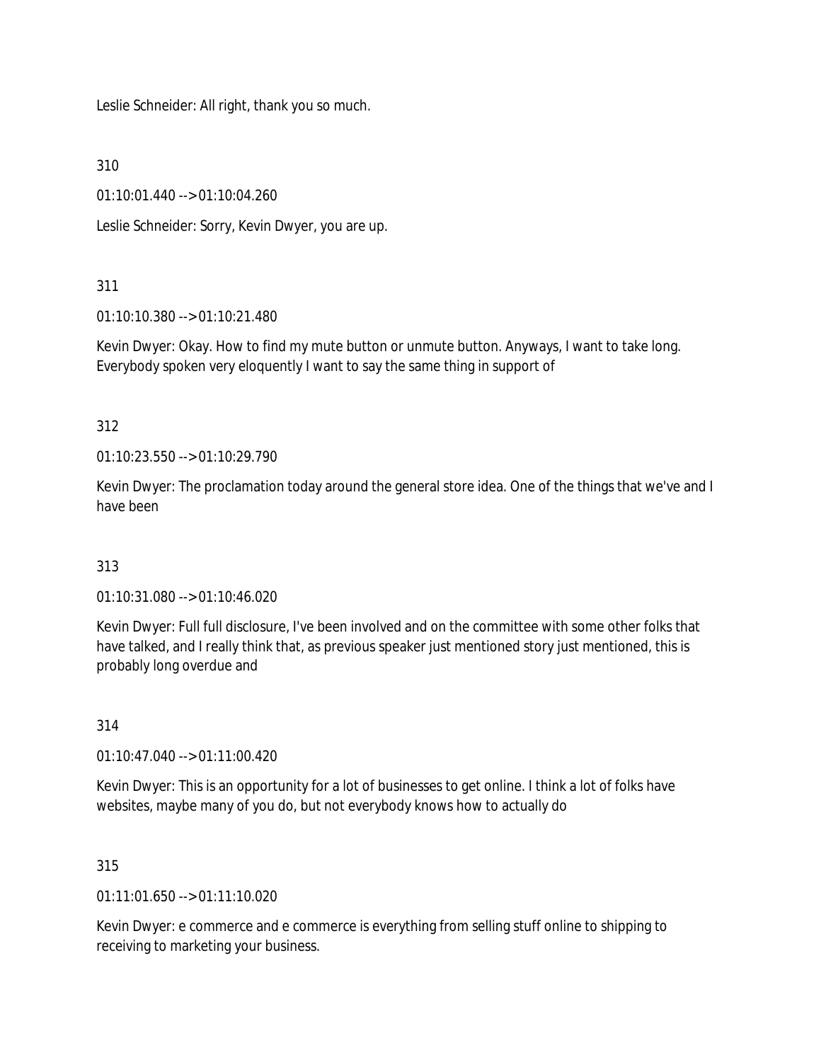Leslie Schneider: All right, thank you so much.

310

01:10:01.440 --> 01:10:04.260

Leslie Schneider: Sorry, Kevin Dwyer, you are up.

311

01:10:10.380 --> 01:10:21.480

Kevin Dwyer: Okay. How to find my mute button or unmute button. Anyways, I want to take long. Everybody spoken very eloquently I want to say the same thing in support of

312

01:10:23.550 --> 01:10:29.790

Kevin Dwyer: The proclamation today around the general store idea. One of the things that we've and I have been

313

01:10:31.080 --> 01:10:46.020

Kevin Dwyer: Full full disclosure, I've been involved and on the committee with some other folks that have talked, and I really think that, as previous speaker just mentioned story just mentioned, this is probably long overdue and

314

01:10:47.040 --> 01:11:00.420

Kevin Dwyer: This is an opportunity for a lot of businesses to get online. I think a lot of folks have websites, maybe many of you do, but not everybody knows how to actually do

315

01:11:01.650 --> 01:11:10.020

Kevin Dwyer: e commerce and e commerce is everything from selling stuff online to shipping to receiving to marketing your business.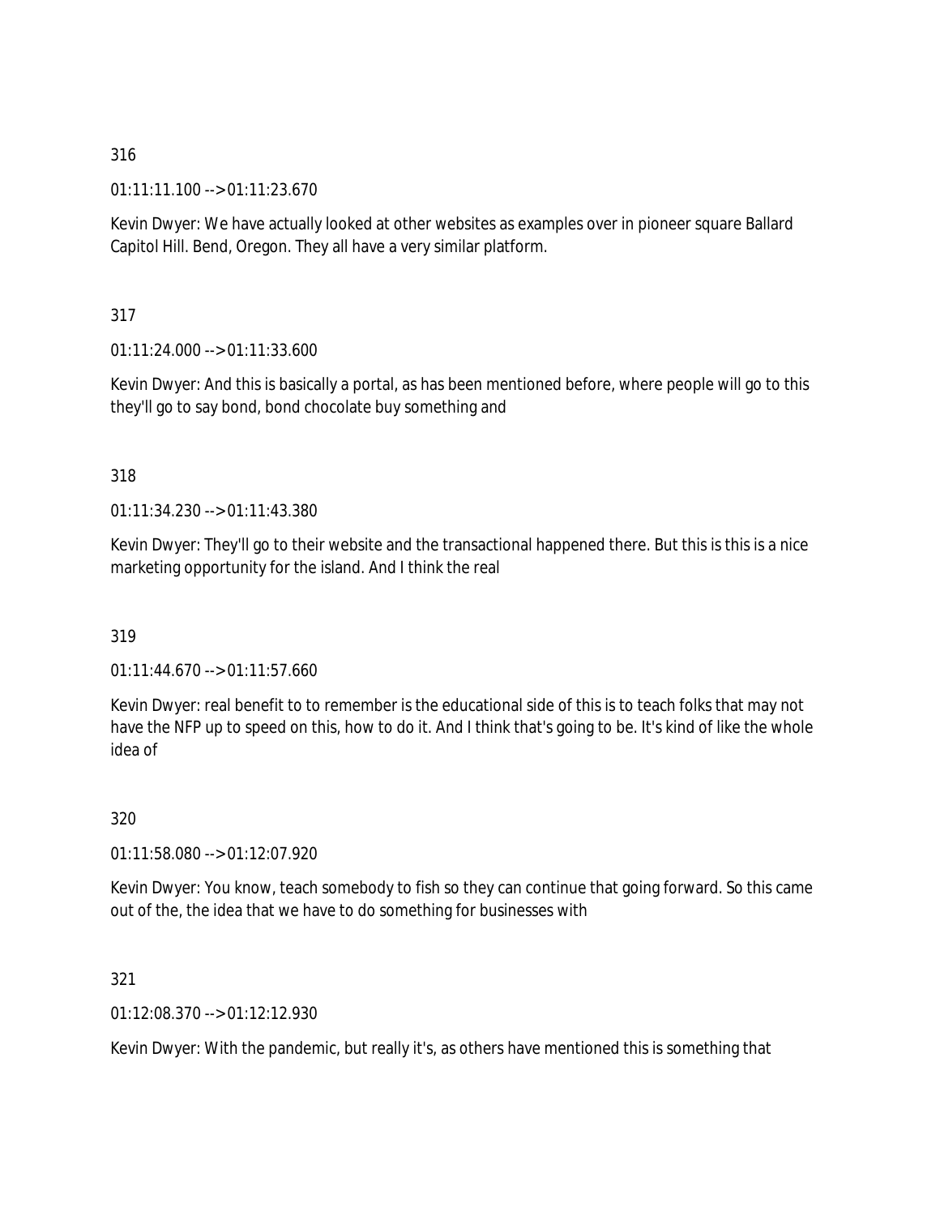316

01:11:11.100 --> 01:11:23.670

Kevin Dwyer: We have actually looked at other websites as examples over in pioneer square Ballard Capitol Hill. Bend, Oregon. They all have a very similar platform.

317

01:11:24.000 --> 01:11:33.600

Kevin Dwyer: And this is basically a portal, as has been mentioned before, where people will go to this they'll go to say bond, bond chocolate buy something and

318

01:11:34.230 --> 01:11:43.380

Kevin Dwyer: They'll go to their website and the transactional happened there. But this is this is a nice marketing opportunity for the island. And I think the real

319

01:11:44.670 --> 01:11:57.660

Kevin Dwyer: real benefit to to remember is the educational side of this is to teach folks that may not have the NFP up to speed on this, how to do it. And I think that's going to be. It's kind of like the whole idea of

320

01:11:58.080 --> 01:12:07.920

Kevin Dwyer: You know, teach somebody to fish so they can continue that going forward. So this came out of the, the idea that we have to do something for businesses with

321

01:12:08.370 --> 01:12:12.930

Kevin Dwyer: With the pandemic, but really it's, as others have mentioned this is something that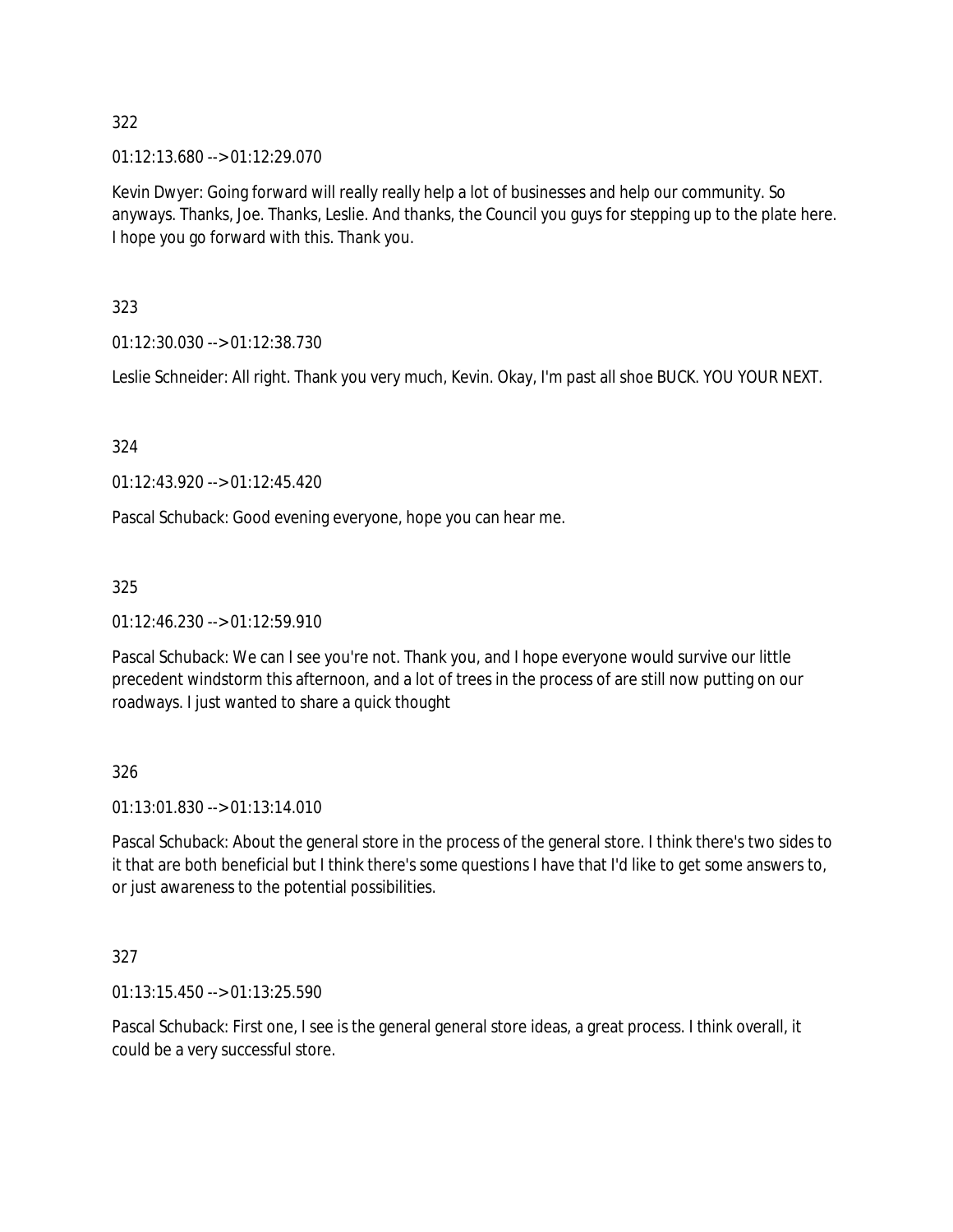322

01:12:13.680 --> 01:12:29.070

Kevin Dwyer: Going forward will really really help a lot of businesses and help our community. So anyways. Thanks, Joe. Thanks, Leslie. And thanks, the Council you guys for stepping up to the plate here. I hope you go forward with this. Thank you.

323

01:12:30.030 --> 01:12:38.730

Leslie Schneider: All right. Thank you very much, Kevin. Okay, I'm past all shoe BUCK. YOU YOUR NEXT.

324

01:12:43.920 --> 01:12:45.420

Pascal Schuback: Good evening everyone, hope you can hear me.

325

01:12:46.230 --> 01:12:59.910

Pascal Schuback: We can I see you're not. Thank you, and I hope everyone would survive our little precedent windstorm this afternoon, and a lot of trees in the process of are still now putting on our roadways. I just wanted to share a quick thought

326

01:13:01.830 --> 01:13:14.010

Pascal Schuback: About the general store in the process of the general store. I think there's two sides to it that are both beneficial but I think there's some questions I have that I'd like to get some answers to, or just awareness to the potential possibilities.

327

01:13:15.450 --> 01:13:25.590

Pascal Schuback: First one, I see is the general general store ideas, a great process. I think overall, it could be a very successful store.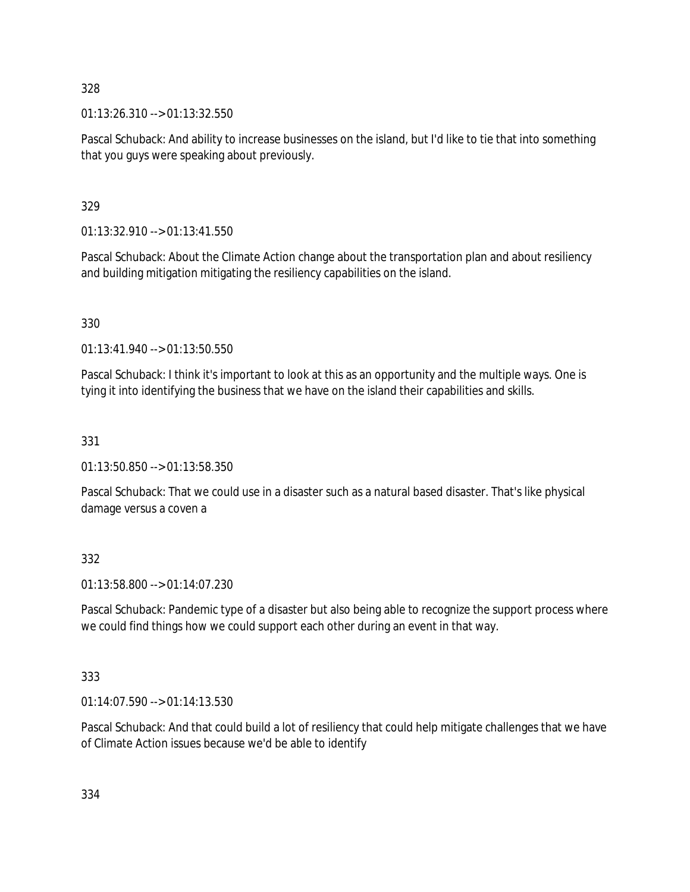328

01:13:26.310 --> 01:13:32.550

Pascal Schuback: And ability to increase businesses on the island, but I'd like to tie that into something that you guys were speaking about previously.

329

01:13:32.910 --> 01:13:41.550

Pascal Schuback: About the Climate Action change about the transportation plan and about resiliency and building mitigation mitigating the resiliency capabilities on the island.

330

01:13:41.940 --> 01:13:50.550

Pascal Schuback: I think it's important to look at this as an opportunity and the multiple ways. One is tying it into identifying the business that we have on the island their capabilities and skills.

331

01:13:50.850 --> 01:13:58.350

Pascal Schuback: That we could use in a disaster such as a natural based disaster. That's like physical damage versus a coven a

332

01:13:58.800 --> 01:14:07.230

Pascal Schuback: Pandemic type of a disaster but also being able to recognize the support process where we could find things how we could support each other during an event in that way.

333

01:14:07.590 --> 01:14:13.530

Pascal Schuback: And that could build a lot of resiliency that could help mitigate challenges that we have of Climate Action issues because we'd be able to identify

334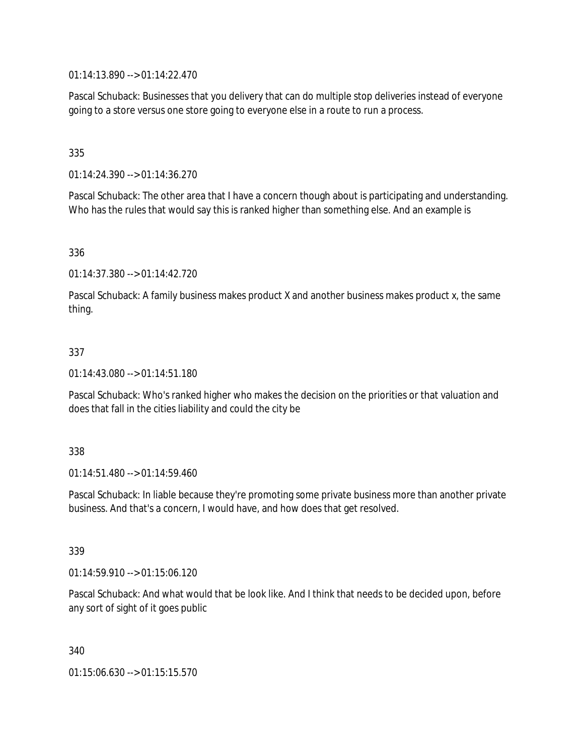01:14:13.890 --> 01:14:22.470

Pascal Schuback: Businesses that you delivery that can do multiple stop deliveries instead of everyone going to a store versus one store going to everyone else in a route to run a process.

335

01:14:24.390 --> 01:14:36.270

Pascal Schuback: The other area that I have a concern though about is participating and understanding. Who has the rules that would say this is ranked higher than something else. And an example is

336

01:14:37.380 --> 01:14:42.720

Pascal Schuback: A family business makes product X and another business makes product x, the same thing.

337

01:14:43.080 --> 01:14:51.180

Pascal Schuback: Who's ranked higher who makes the decision on the priorities or that valuation and does that fall in the cities liability and could the city be

338

01:14:51.480 --> 01:14:59.460

Pascal Schuback: In liable because they're promoting some private business more than another private business. And that's a concern, I would have, and how does that get resolved.

339

01:14:59.910 --> 01:15:06.120

Pascal Schuback: And what would that be look like. And I think that needs to be decided upon, before any sort of sight of it goes public

340

01:15:06.630 --> 01:15:15.570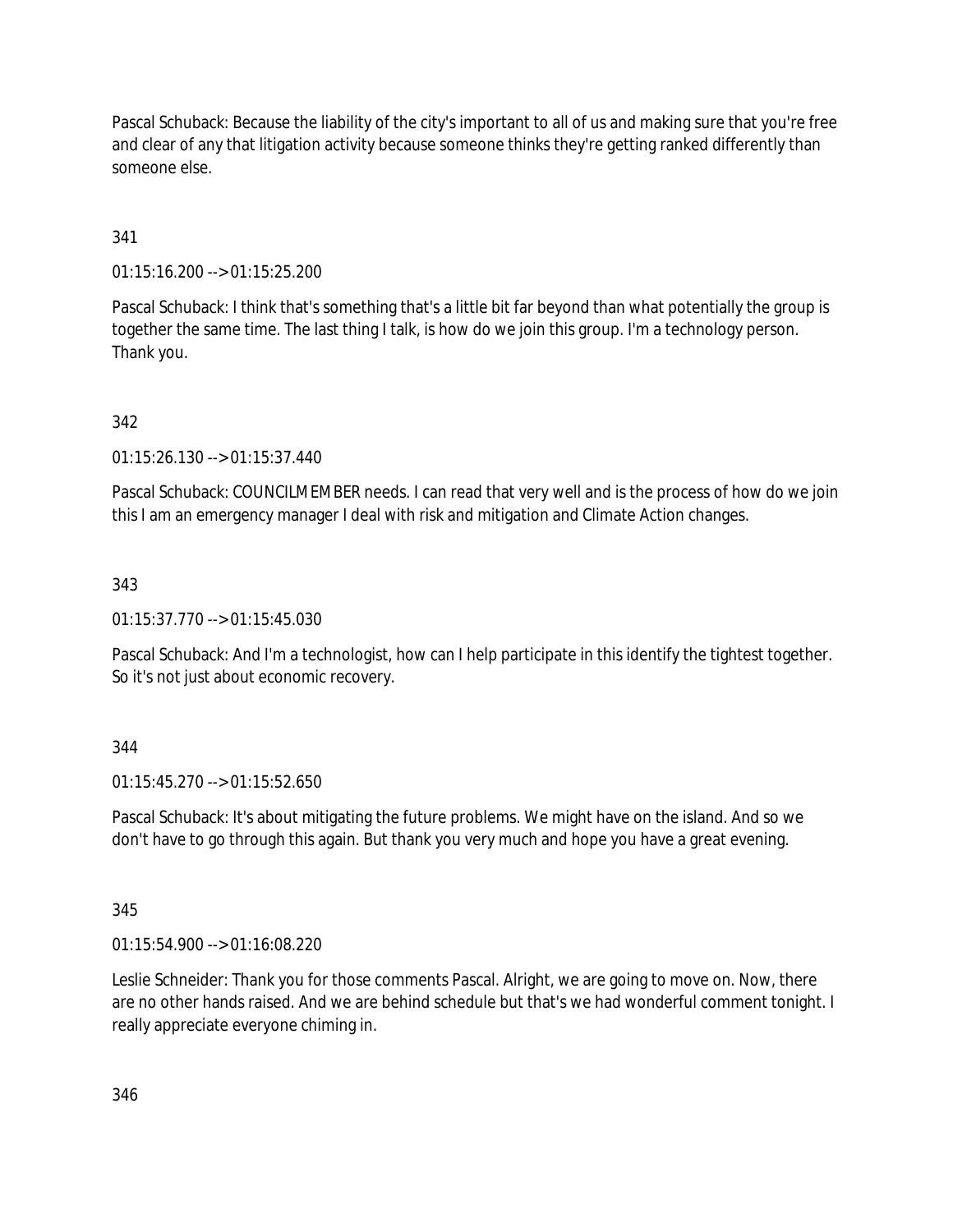Pascal Schuback: Because the liability of the city's important to all of us and making sure that you're free and clear of any that litigation activity because someone thinks they're getting ranked differently than someone else.

341

01:15:16.200 --> 01:15:25.200

Pascal Schuback: I think that's something that's a little bit far beyond than what potentially the group is together the same time. The last thing I talk, is how do we join this group. I'm a technology person. Thank you.

342

01:15:26.130 --> 01:15:37.440

Pascal Schuback: COUNCILMEMBER needs. I can read that very well and is the process of how do we join this I am an emergency manager I deal with risk and mitigation and Climate Action changes.

343

01:15:37.770 --> 01:15:45.030

Pascal Schuback: And I'm a technologist, how can I help participate in this identify the tightest together. So it's not just about economic recovery.

344

01:15:45.270 --> 01:15:52.650

Pascal Schuback: It's about mitigating the future problems. We might have on the island. And so we don't have to go through this again. But thank you very much and hope you have a great evening.

345

01:15:54.900 --> 01:16:08.220

Leslie Schneider: Thank you for those comments Pascal. Alright, we are going to move on. Now, there are no other hands raised. And we are behind schedule but that's we had wonderful comment tonight. I really appreciate everyone chiming in.

346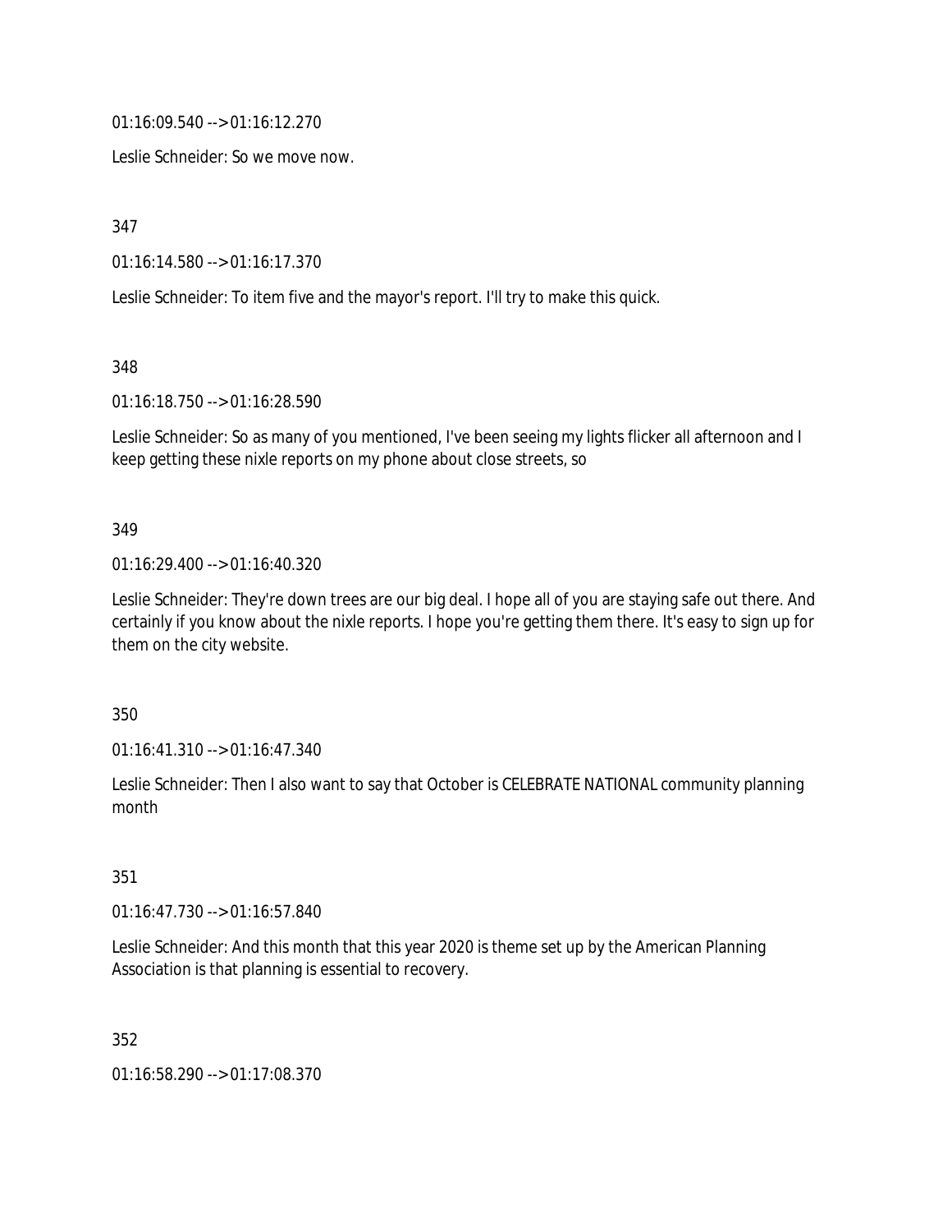01:16:09.540 --> 01:16:12.270

Leslie Schneider: So we move now.

347

01:16:14.580 --> 01:16:17.370

Leslie Schneider: To item five and the mayor's report. I'll try to make this quick.

348

01:16:18.750 --> 01:16:28.590

Leslie Schneider: So as many of you mentioned, I've been seeing my lights flicker all afternoon and I keep getting these nixle reports on my phone about close streets, so

349

01:16:29.400 --> 01:16:40.320

Leslie Schneider: They're down trees are our big deal. I hope all of you are staying safe out there. And certainly if you know about the nixle reports. I hope you're getting them there. It's easy to sign up for them on the city website.

350

01:16:41.310 --> 01:16:47.340

Leslie Schneider: Then I also want to say that October is CELEBRATE NATIONAL community planning month

351

01:16:47.730 --> 01:16:57.840

Leslie Schneider: And this month that this year 2020 is theme set up by the American Planning Association is that planning is essential to recovery.

352

01:16:58.290 --> 01:17:08.370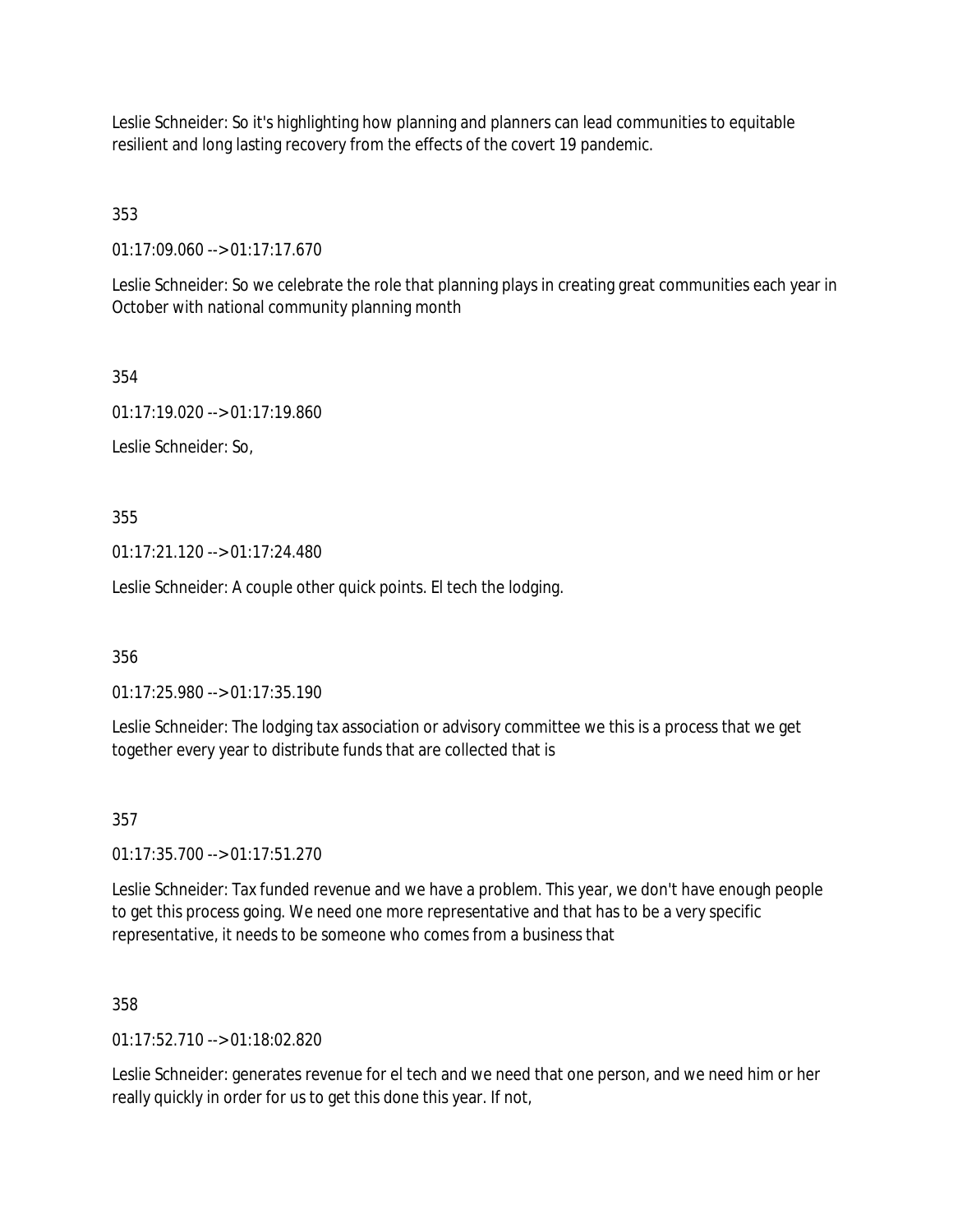Leslie Schneider: So it's highlighting how planning and planners can lead communities to equitable resilient and long lasting recovery from the effects of the covert 19 pandemic.

353

01:17:09.060 --> 01:17:17.670

Leslie Schneider: So we celebrate the role that planning plays in creating great communities each year in October with national community planning month

354

01:17:19.020 --> 01:17:19.860

Leslie Schneider: So,

355

01:17:21.120 --> 01:17:24.480

Leslie Schneider: A couple other quick points. El tech the lodging.

356

01:17:25.980 --> 01:17:35.190

Leslie Schneider: The lodging tax association or advisory committee we this is a process that we get together every year to distribute funds that are collected that is

357

01:17:35.700 --> 01:17:51.270

Leslie Schneider: Tax funded revenue and we have a problem. This year, we don't have enough people to get this process going. We need one more representative and that has to be a very specific representative, it needs to be someone who comes from a business that

358

01:17:52.710 --> 01:18:02.820

Leslie Schneider: generates revenue for el tech and we need that one person, and we need him or her really quickly in order for us to get this done this year. If not,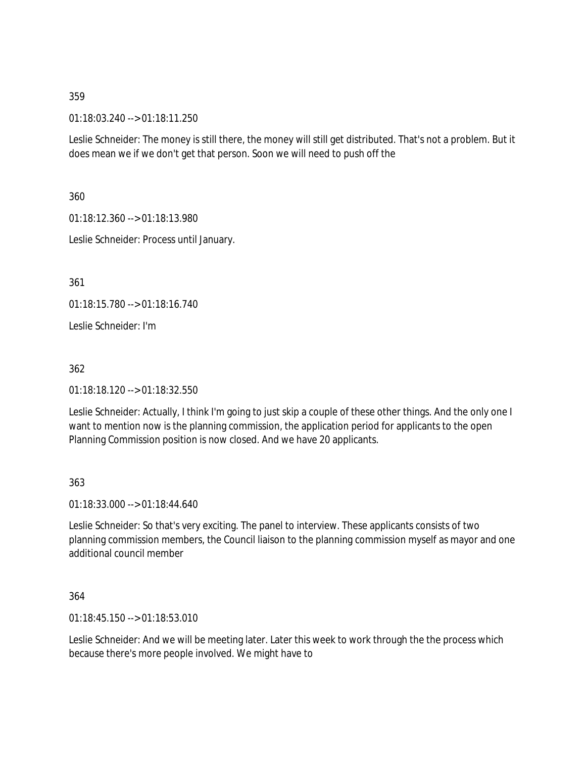359

01:18:03.240 --> 01:18:11.250

Leslie Schneider: The money is still there, the money will still get distributed. That's not a problem. But it does mean we if we don't get that person. Soon we will need to push off the

360

01:18:12.360 --> 01:18:13.980

Leslie Schneider: Process until January.

361

01:18:15.780 --> 01:18:16.740

Leslie Schneider: I'm

362

01:18:18.120 --> 01:18:32.550

Leslie Schneider: Actually, I think I'm going to just skip a couple of these other things. And the only one I want to mention now is the planning commission, the application period for applicants to the open Planning Commission position is now closed. And we have 20 applicants.

363

01:18:33.000 --> 01:18:44.640

Leslie Schneider: So that's very exciting. The panel to interview. These applicants consists of two planning commission members, the Council liaison to the planning commission myself as mayor and one additional council member

364

01:18:45.150 --> 01:18:53.010

Leslie Schneider: And we will be meeting later. Later this week to work through the the process which because there's more people involved. We might have to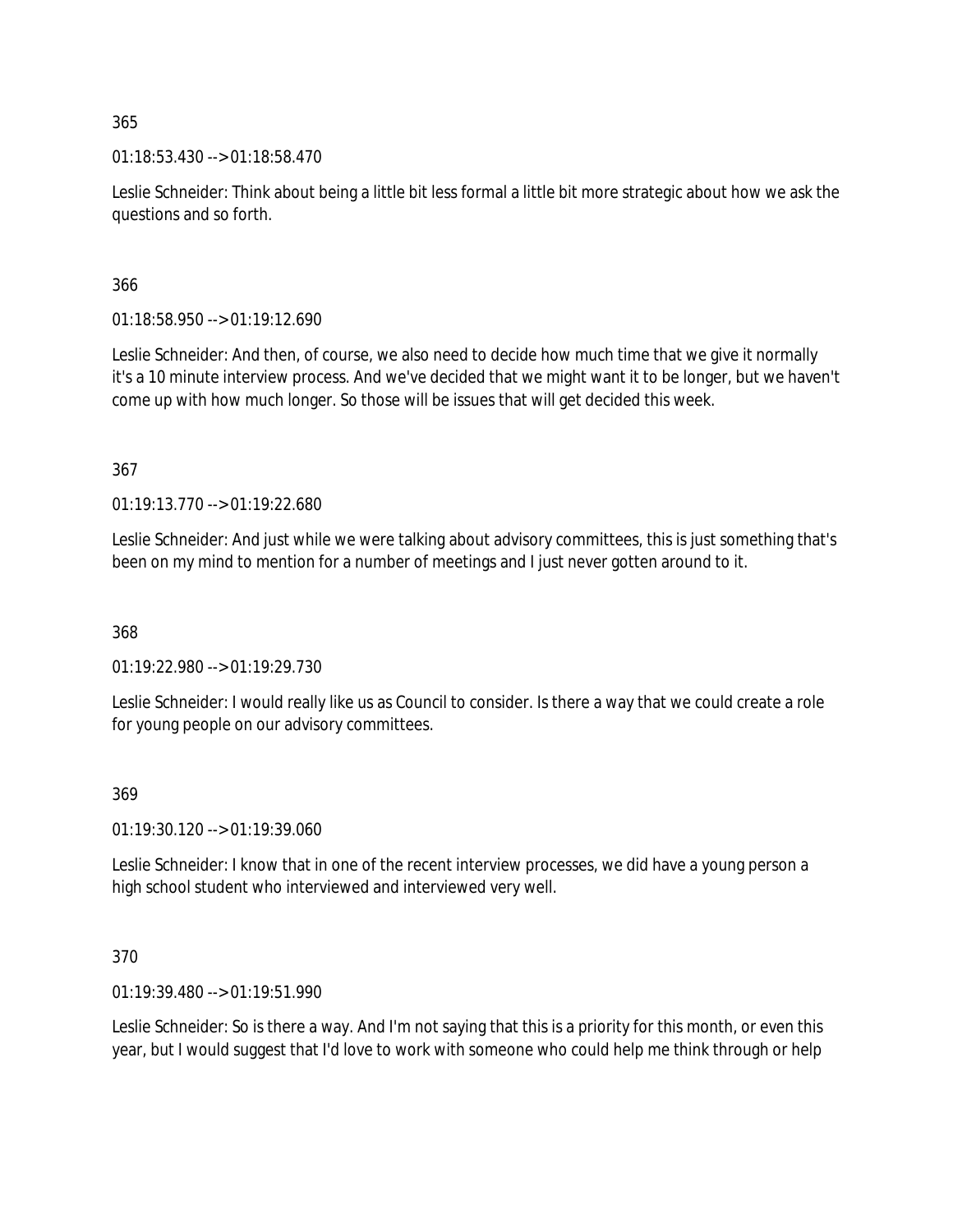365

01:18:53.430 --> 01:18:58.470

Leslie Schneider: Think about being a little bit less formal a little bit more strategic about how we ask the questions and so forth.

366

01:18:58.950 --> 01:19:12.690

Leslie Schneider: And then, of course, we also need to decide how much time that we give it normally it's a 10 minute interview process. And we've decided that we might want it to be longer, but we haven't come up with how much longer. So those will be issues that will get decided this week.

367

01:19:13.770 --> 01:19:22.680

Leslie Schneider: And just while we were talking about advisory committees, this is just something that's been on my mind to mention for a number of meetings and I just never gotten around to it.

368

01:19:22.980 --> 01:19:29.730

Leslie Schneider: I would really like us as Council to consider. Is there a way that we could create a role for young people on our advisory committees.

369

01:19:30.120 --> 01:19:39.060

Leslie Schneider: I know that in one of the recent interview processes, we did have a young person a high school student who interviewed and interviewed very well.

370

01:19:39.480 --> 01:19:51.990

Leslie Schneider: So is there a way. And I'm not saying that this is a priority for this month, or even this year, but I would suggest that I'd love to work with someone who could help me think through or help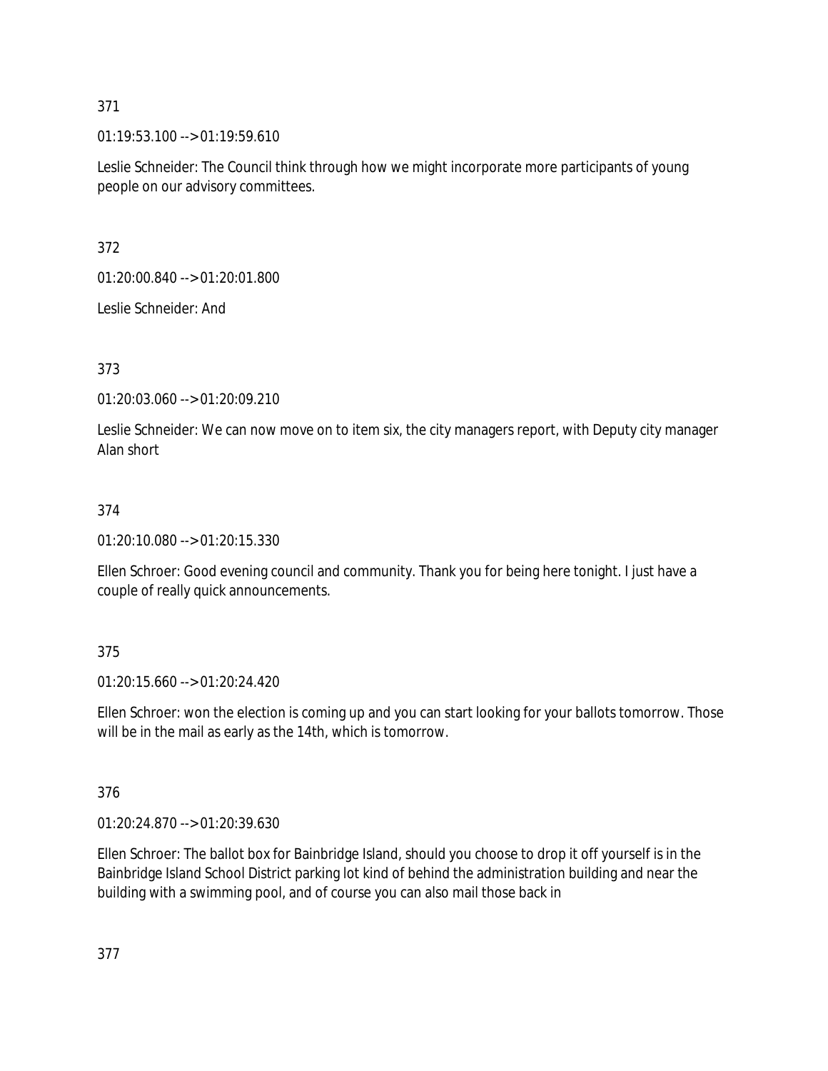371

01:19:53.100 --> 01:19:59.610

Leslie Schneider: The Council think through how we might incorporate more participants of young people on our advisory committees.

372

01:20:00.840 --> 01:20:01.800

Leslie Schneider: And

373

01:20:03.060 --> 01:20:09.210

Leslie Schneider: We can now move on to item six, the city managers report, with Deputy city manager Alan short

374

01:20:10.080 --> 01:20:15.330

Ellen Schroer: Good evening council and community. Thank you for being here tonight. I just have a couple of really quick announcements.

375

01:20:15.660 --> 01:20:24.420

Ellen Schroer: won the election is coming up and you can start looking for your ballots tomorrow. Those will be in the mail as early as the 14th, which is tomorrow.

376

01:20:24.870 --> 01:20:39.630

Ellen Schroer: The ballot box for Bainbridge Island, should you choose to drop it off yourself is in the Bainbridge Island School District parking lot kind of behind the administration building and near the building with a swimming pool, and of course you can also mail those back in

377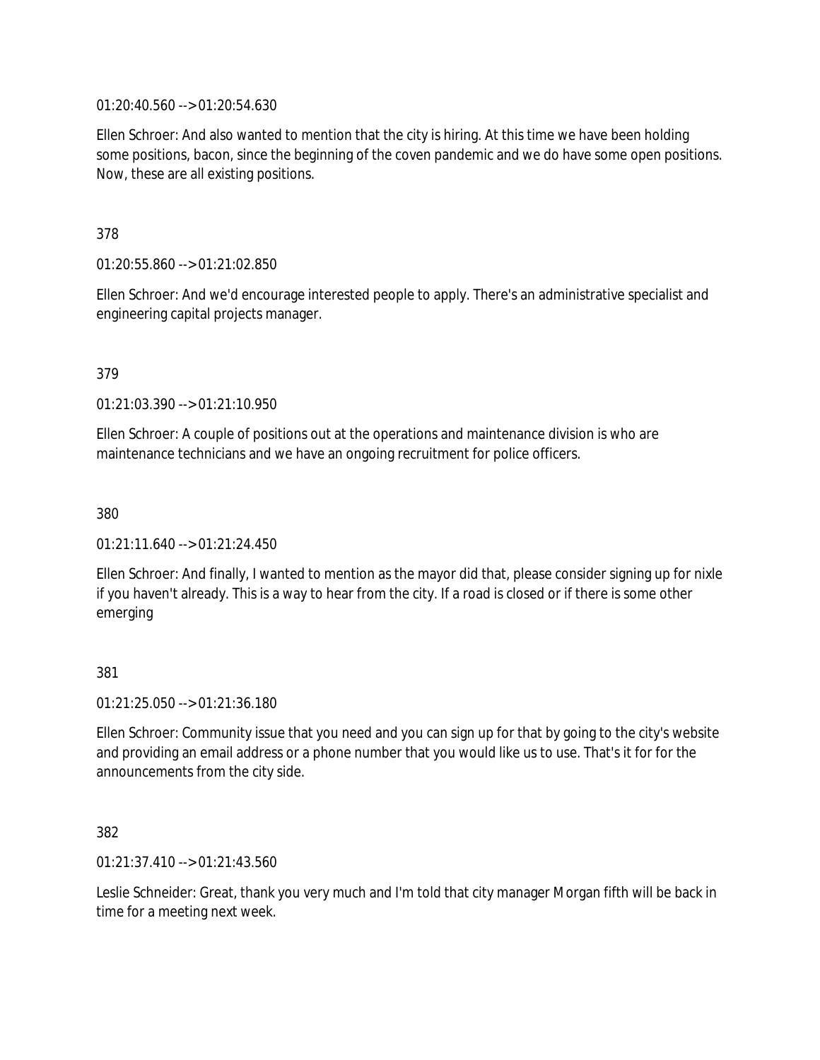01:20:40.560 --> 01:20:54.630

Ellen Schroer: And also wanted to mention that the city is hiring. At this time we have been holding some positions, bacon, since the beginning of the coven pandemic and we do have some open positions. Now, these are all existing positions.

378

01:20:55.860 --> 01:21:02.850

Ellen Schroer: And we'd encourage interested people to apply. There's an administrative specialist and engineering capital projects manager.

379

01:21:03.390 --> 01:21:10.950

Ellen Schroer: A couple of positions out at the operations and maintenance division is who are maintenance technicians and we have an ongoing recruitment for police officers.

380

01:21:11.640 --> 01:21:24.450

Ellen Schroer: And finally, I wanted to mention as the mayor did that, please consider signing up for nixle if you haven't already. This is a way to hear from the city. If a road is closed or if there is some other emerging

381

01:21:25.050 --> 01:21:36.180

Ellen Schroer: Community issue that you need and you can sign up for that by going to the city's website and providing an email address or a phone number that you would like us to use. That's it for for the announcements from the city side.

382

01:21:37.410 --> 01:21:43.560

Leslie Schneider: Great, thank you very much and I'm told that city manager Morgan fifth will be back in time for a meeting next week.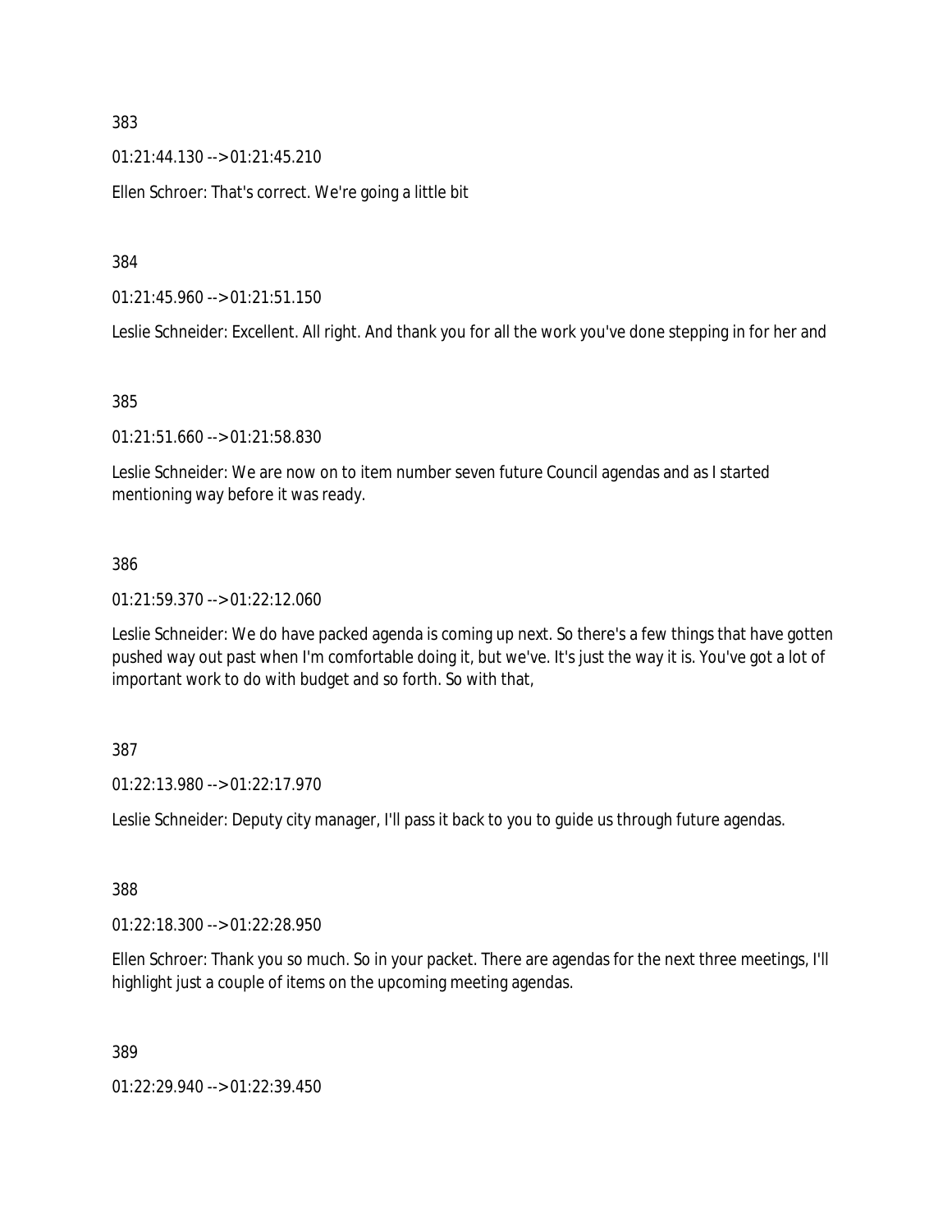383

01:21:44.130 --> 01:21:45.210

Ellen Schroer: That's correct. We're going a little bit

384

01:21:45.960 --> 01:21:51.150

Leslie Schneider: Excellent. All right. And thank you for all the work you've done stepping in for her and

385

01:21:51.660 --> 01:21:58.830

Leslie Schneider: We are now on to item number seven future Council agendas and as I started mentioning way before it was ready.

386

01:21:59.370 --> 01:22:12.060

Leslie Schneider: We do have packed agenda is coming up next. So there's a few things that have gotten pushed way out past when I'm comfortable doing it, but we've. It's just the way it is. You've got a lot of important work to do with budget and so forth. So with that,

387

01:22:13.980 --> 01:22:17.970

Leslie Schneider: Deputy city manager, I'll pass it back to you to guide us through future agendas.

388

01:22:18.300 --> 01:22:28.950

Ellen Schroer: Thank you so much. So in your packet. There are agendas for the next three meetings, I'll highlight just a couple of items on the upcoming meeting agendas.

389

01:22:29.940 --> 01:22:39.450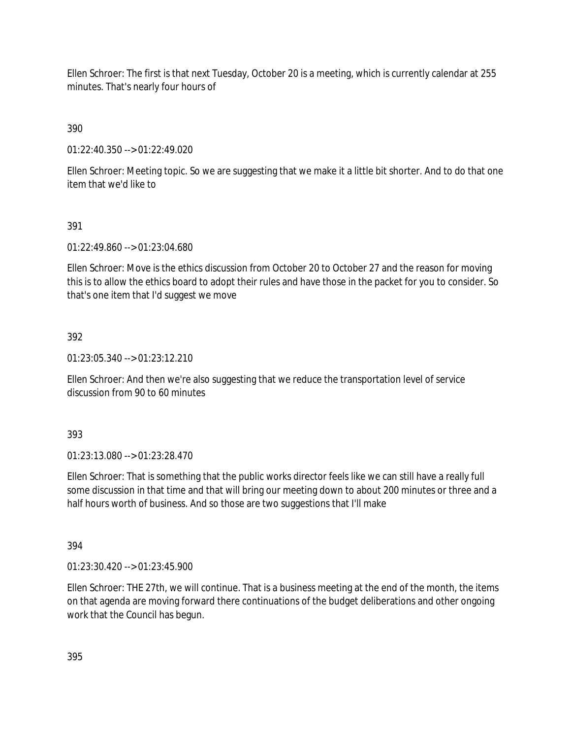Ellen Schroer: The first is that next Tuesday, October 20 is a meeting, which is currently calendar at 255 minutes. That's nearly four hours of

390

01:22:40.350 --> 01:22:49.020

Ellen Schroer: Meeting topic. So we are suggesting that we make it a little bit shorter. And to do that one item that we'd like to

391

01:22:49.860 --> 01:23:04.680

Ellen Schroer: Move is the ethics discussion from October 20 to October 27 and the reason for moving this is to allow the ethics board to adopt their rules and have those in the packet for you to consider. So that's one item that I'd suggest we move

392

01:23:05.340 --> 01:23:12.210

Ellen Schroer: And then we're also suggesting that we reduce the transportation level of service discussion from 90 to 60 minutes

393

01:23:13.080 --> 01:23:28.470

Ellen Schroer: That is something that the public works director feels like we can still have a really full some discussion in that time and that will bring our meeting down to about 200 minutes or three and a half hours worth of business. And so those are two suggestions that I'll make

394

01:23:30.420 --> 01:23:45.900

Ellen Schroer: THE 27th, we will continue. That is a business meeting at the end of the month, the items on that agenda are moving forward there continuations of the budget deliberations and other ongoing work that the Council has begun.

395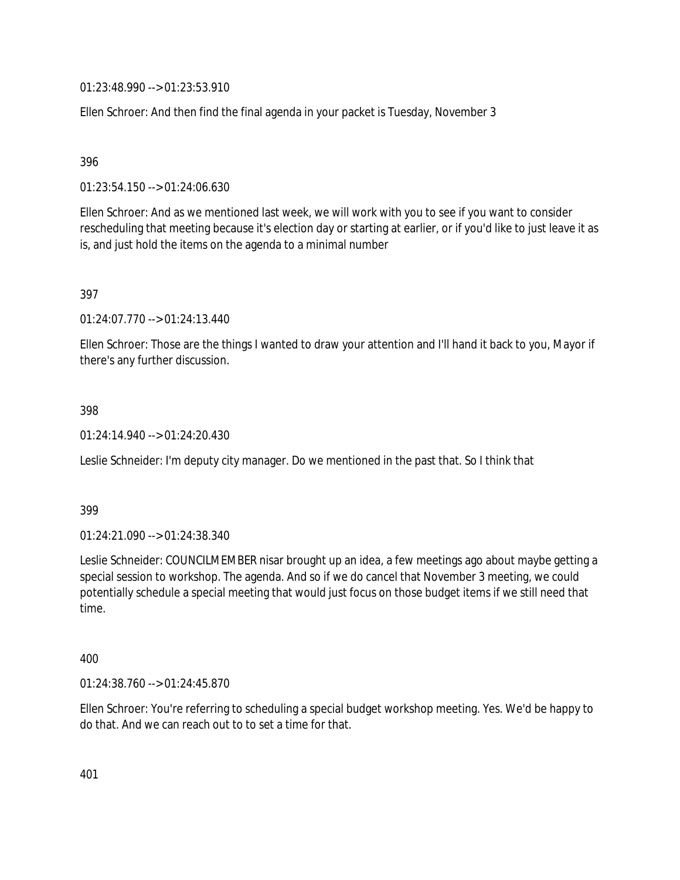01:23:48.990 --> 01:23:53.910

Ellen Schroer: And then find the final agenda in your packet is Tuesday, November 3

396

01:23:54.150 --> 01:24:06.630

Ellen Schroer: And as we mentioned last week, we will work with you to see if you want to consider rescheduling that meeting because it's election day or starting at earlier, or if you'd like to just leave it as is, and just hold the items on the agenda to a minimal number

397

01:24:07.770 --> 01:24:13.440

Ellen Schroer: Those are the things I wanted to draw your attention and I'll hand it back to you, Mayor if there's any further discussion.

398

01:24:14.940 --> 01:24:20.430

Leslie Schneider: I'm deputy city manager. Do we mentioned in the past that. So I think that

399

01:24:21.090 --> 01:24:38.340

Leslie Schneider: COUNCILMEMBER nisar brought up an idea, a few meetings ago about maybe getting a special session to workshop. The agenda. And so if we do cancel that November 3 meeting, we could potentially schedule a special meeting that would just focus on those budget items if we still need that time.

400

01:24:38.760 --> 01:24:45.870

Ellen Schroer: You're referring to scheduling a special budget workshop meeting. Yes. We'd be happy to do that. And we can reach out to to set a time for that.

401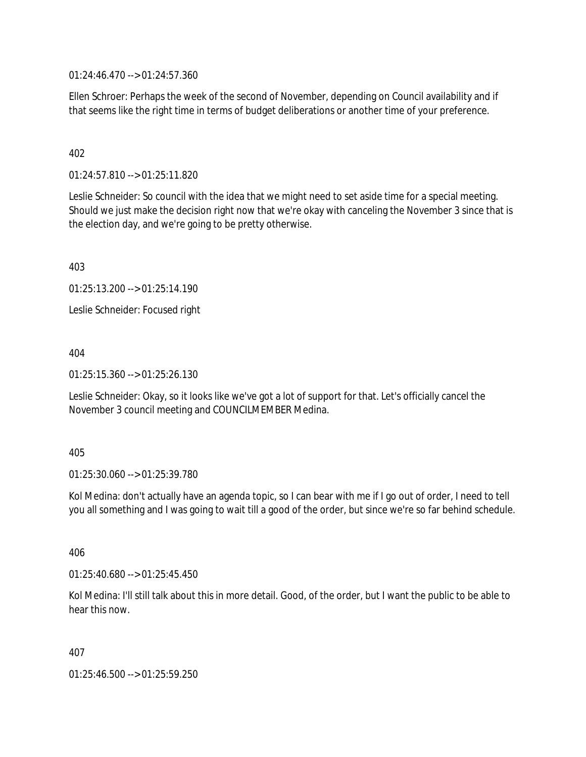01:24:46.470 --> 01:24:57.360

Ellen Schroer: Perhaps the week of the second of November, depending on Council availability and if that seems like the right time in terms of budget deliberations or another time of your preference.

402

01:24:57.810 --> 01:25:11.820

Leslie Schneider: So council with the idea that we might need to set aside time for a special meeting. Should we just make the decision right now that we're okay with canceling the November 3 since that is the election day, and we're going to be pretty otherwise.

403

01:25:13.200 --> 01:25:14.190

Leslie Schneider: Focused right

404

01:25:15.360 --> 01:25:26.130

Leslie Schneider: Okay, so it looks like we've got a lot of support for that. Let's officially cancel the November 3 council meeting and COUNCILMEMBER Medina.

405

01:25:30.060 --> 01:25:39.780

Kol Medina: don't actually have an agenda topic, so I can bear with me if I go out of order, I need to tell you all something and I was going to wait till a good of the order, but since we're so far behind schedule.

406

01:25:40.680 --> 01:25:45.450

Kol Medina: I'll still talk about this in more detail. Good, of the order, but I want the public to be able to hear this now.

407

01:25:46.500 --> 01:25:59.250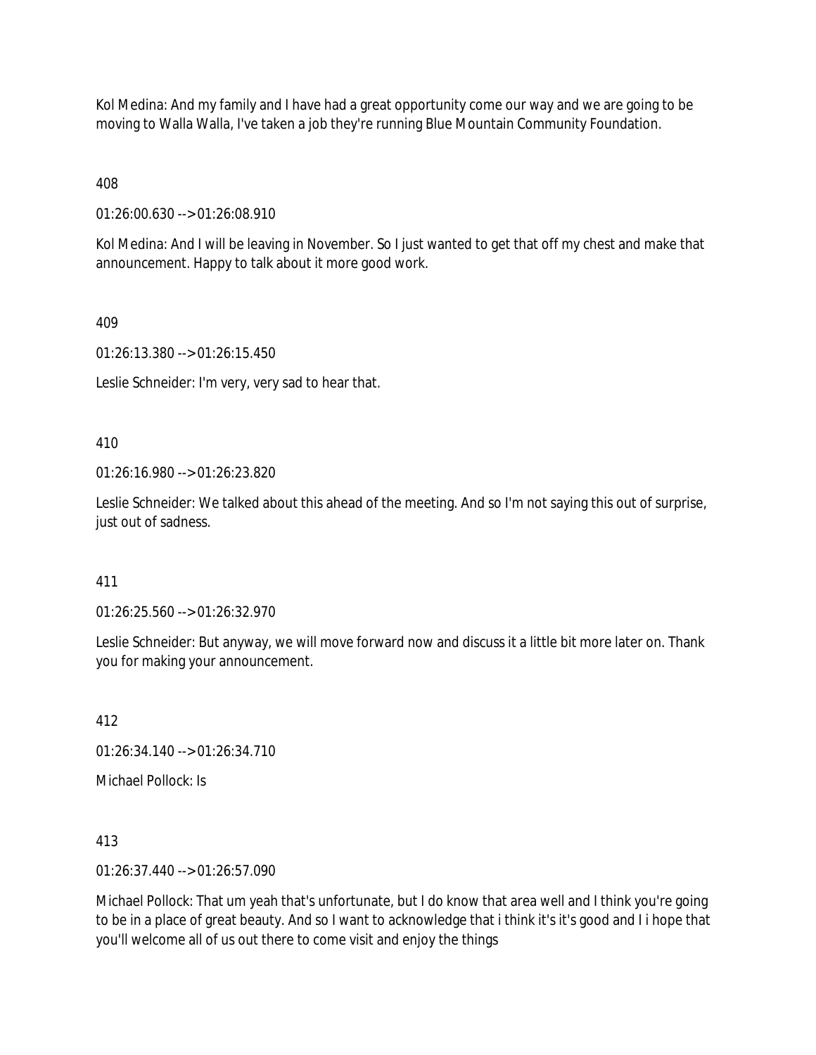Kol Medina: And my family and I have had a great opportunity come our way and we are going to be moving to Walla Walla, I've taken a job they're running Blue Mountain Community Foundation.

408

01:26:00.630 --> 01:26:08.910

Kol Medina: And I will be leaving in November. So I just wanted to get that off my chest and make that announcement. Happy to talk about it more good work.

409

01:26:13.380 --> 01:26:15.450

Leslie Schneider: I'm very, very sad to hear that.

410

01:26:16.980 --> 01:26:23.820

Leslie Schneider: We talked about this ahead of the meeting. And so I'm not saying this out of surprise, just out of sadness.

411

01:26:25.560 --> 01:26:32.970

Leslie Schneider: But anyway, we will move forward now and discuss it a little bit more later on. Thank you for making your announcement.

412

01:26:34.140 --> 01:26:34.710

Michael Pollock: Is

413

01:26:37.440 --> 01:26:57.090

Michael Pollock: That um yeah that's unfortunate, but I do know that area well and I think you're going to be in a place of great beauty. And so I want to acknowledge that i think it's it's good and I i hope that you'll welcome all of us out there to come visit and enjoy the things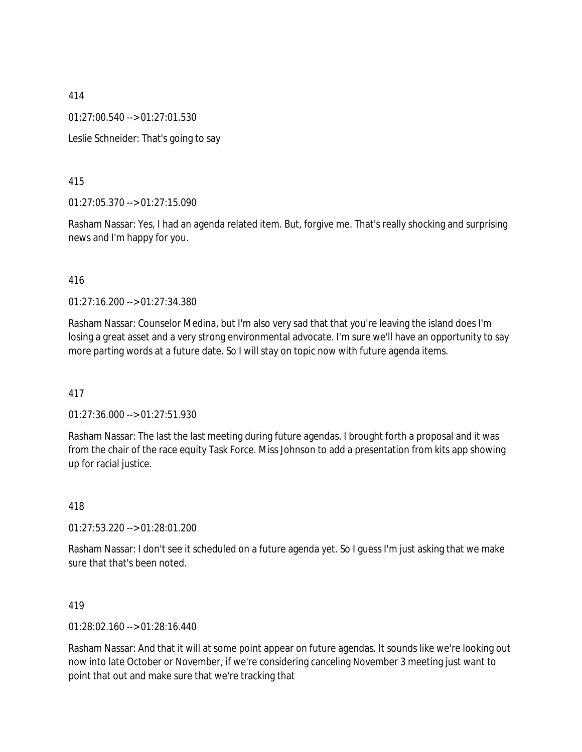414

01:27:00.540 --> 01:27:01.530

Leslie Schneider: That's going to say

415

01:27:05.370 --> 01:27:15.090

Rasham Nassar: Yes, I had an agenda related item. But, forgive me. That's really shocking and surprising news and I'm happy for you.

416

01:27:16.200 --> 01:27:34.380

Rasham Nassar: Counselor Medina, but I'm also very sad that that you're leaving the island does I'm losing a great asset and a very strong environmental advocate. I'm sure we'll have an opportunity to say more parting words at a future date. So I will stay on topic now with future agenda items.

417

01:27:36.000 --> 01:27:51.930

Rasham Nassar: The last the last meeting during future agendas. I brought forth a proposal and it was from the chair of the race equity Task Force. Miss Johnson to add a presentation from kits app showing up for racial justice.

418

01:27:53.220 --> 01:28:01.200

Rasham Nassar: I don't see it scheduled on a future agenda yet. So I guess I'm just asking that we make sure that that's been noted.

419

01:28:02.160 --> 01:28:16.440

Rasham Nassar: And that it will at some point appear on future agendas. It sounds like we're looking out now into late October or November, if we're considering canceling November 3 meeting just want to point that out and make sure that we're tracking that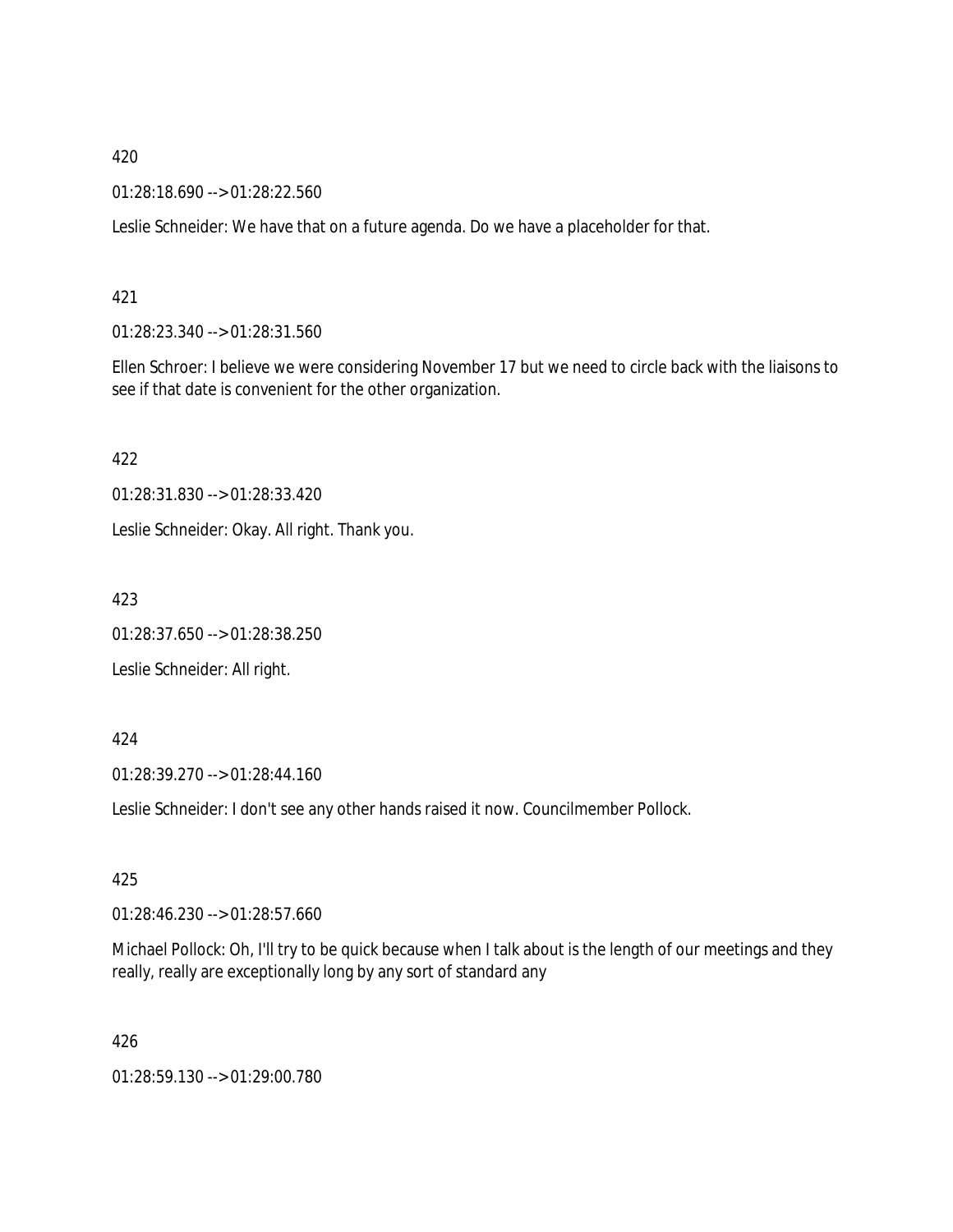420

01:28:18.690 --> 01:28:22.560

Leslie Schneider: We have that on a future agenda. Do we have a placeholder for that.

421

01:28:23.340 --> 01:28:31.560

Ellen Schroer: I believe we were considering November 17 but we need to circle back with the liaisons to see if that date is convenient for the other organization.

422

01:28:31.830 --> 01:28:33.420

Leslie Schneider: Okay. All right. Thank you.

423

01:28:37.650 --> 01:28:38.250

Leslie Schneider: All right.

424

01:28:39.270 --> 01:28:44.160

Leslie Schneider: I don't see any other hands raised it now. Councilmember Pollock.

425

01:28:46.230 --> 01:28:57.660

Michael Pollock: Oh, I'll try to be quick because when I talk about is the length of our meetings and they really, really are exceptionally long by any sort of standard any

426

01:28:59.130 --> 01:29:00.780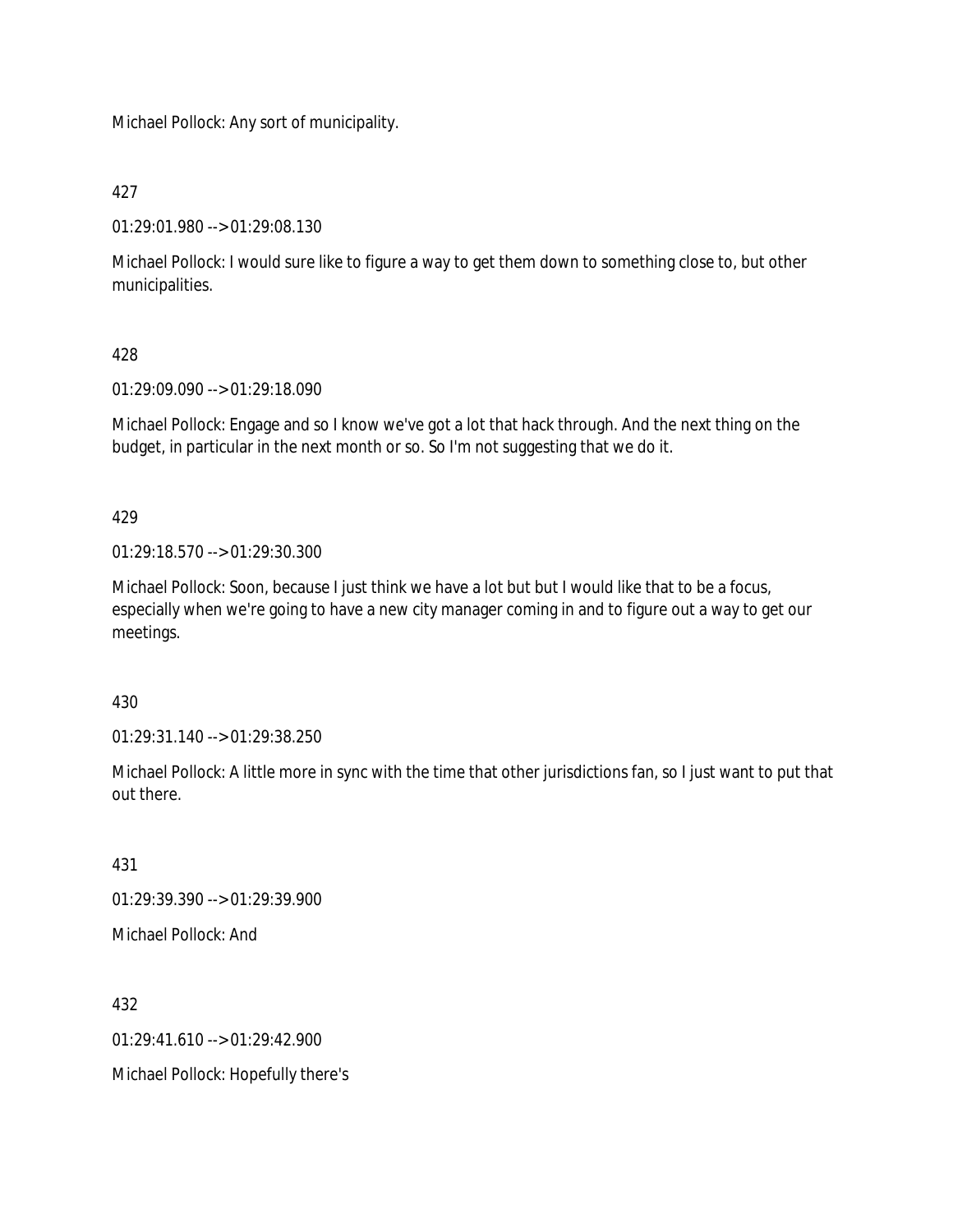Michael Pollock: Any sort of municipality.

427

01:29:01.980 --> 01:29:08.130

Michael Pollock: I would sure like to figure a way to get them down to something close to, but other municipalities.

428

01:29:09.090 --> 01:29:18.090

Michael Pollock: Engage and so I know we've got a lot that hack through. And the next thing on the budget, in particular in the next month or so. So I'm not suggesting that we do it.

429

01:29:18.570 --> 01:29:30.300

Michael Pollock: Soon, because I just think we have a lot but but I would like that to be a focus, especially when we're going to have a new city manager coming in and to figure out a way to get our meetings.

430

01:29:31.140 --> 01:29:38.250

Michael Pollock: A little more in sync with the time that other jurisdictions fan, so I just want to put that out there.

431

01:29:39.390 --> 01:29:39.900

Michael Pollock: And

432

01:29:41.610 --> 01:29:42.900

Michael Pollock: Hopefully there's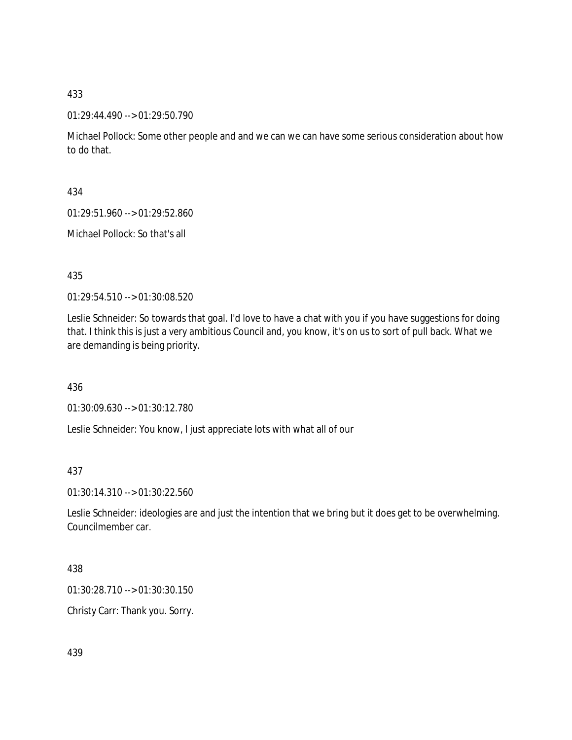433

01:29:44.490 --> 01:29:50.790

Michael Pollock: Some other people and and we can we can have some serious consideration about how to do that.

434

01:29:51.960 --> 01:29:52.860

Michael Pollock: So that's all

435

01:29:54.510 --> 01:30:08.520

Leslie Schneider: So towards that goal. I'd love to have a chat with you if you have suggestions for doing that. I think this is just a very ambitious Council and, you know, it's on us to sort of pull back. What we are demanding is being priority.

436

01:30:09.630 --> 01:30:12.780

Leslie Schneider: You know, I just appreciate lots with what all of our

437

01:30:14.310 --> 01:30:22.560

Leslie Schneider: ideologies are and just the intention that we bring but it does get to be overwhelming. Councilmember car.

438

01:30:28.710 --> 01:30:30.150

Christy Carr: Thank you. Sorry.

439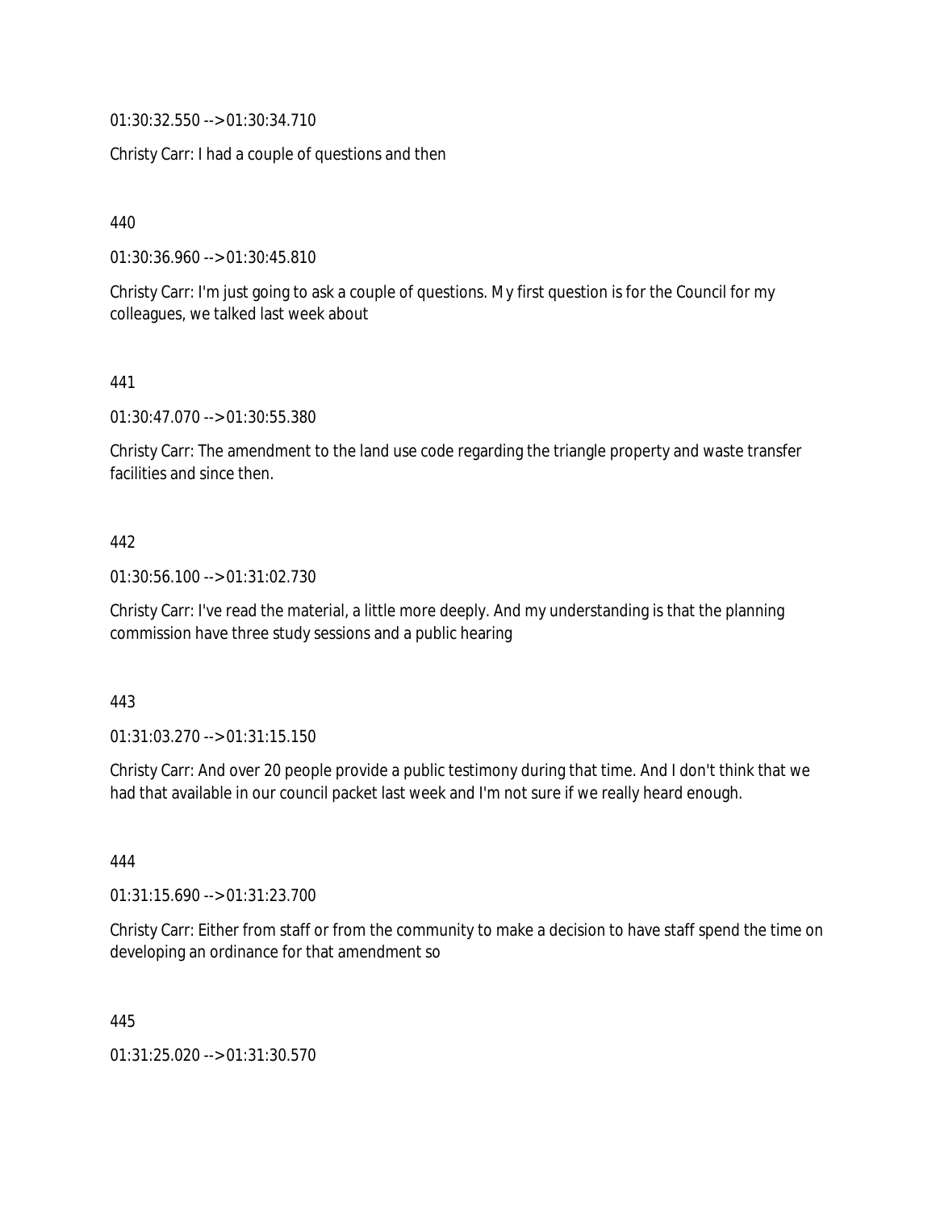01:30:32.550 --> 01:30:34.710

Christy Carr: I had a couple of questions and then

440

01:30:36.960 --> 01:30:45.810

Christy Carr: I'm just going to ask a couple of questions. My first question is for the Council for my colleagues, we talked last week about

441

01:30:47.070 --> 01:30:55.380

Christy Carr: The amendment to the land use code regarding the triangle property and waste transfer facilities and since then.

442

01:30:56.100 --> 01:31:02.730

Christy Carr: I've read the material, a little more deeply. And my understanding is that the planning commission have three study sessions and a public hearing

443

01:31:03.270 --> 01:31:15.150

Christy Carr: And over 20 people provide a public testimony during that time. And I don't think that we had that available in our council packet last week and I'm not sure if we really heard enough.

444

01:31:15.690 --> 01:31:23.700

Christy Carr: Either from staff or from the community to make a decision to have staff spend the time on developing an ordinance for that amendment so

445

01:31:25.020 --> 01:31:30.570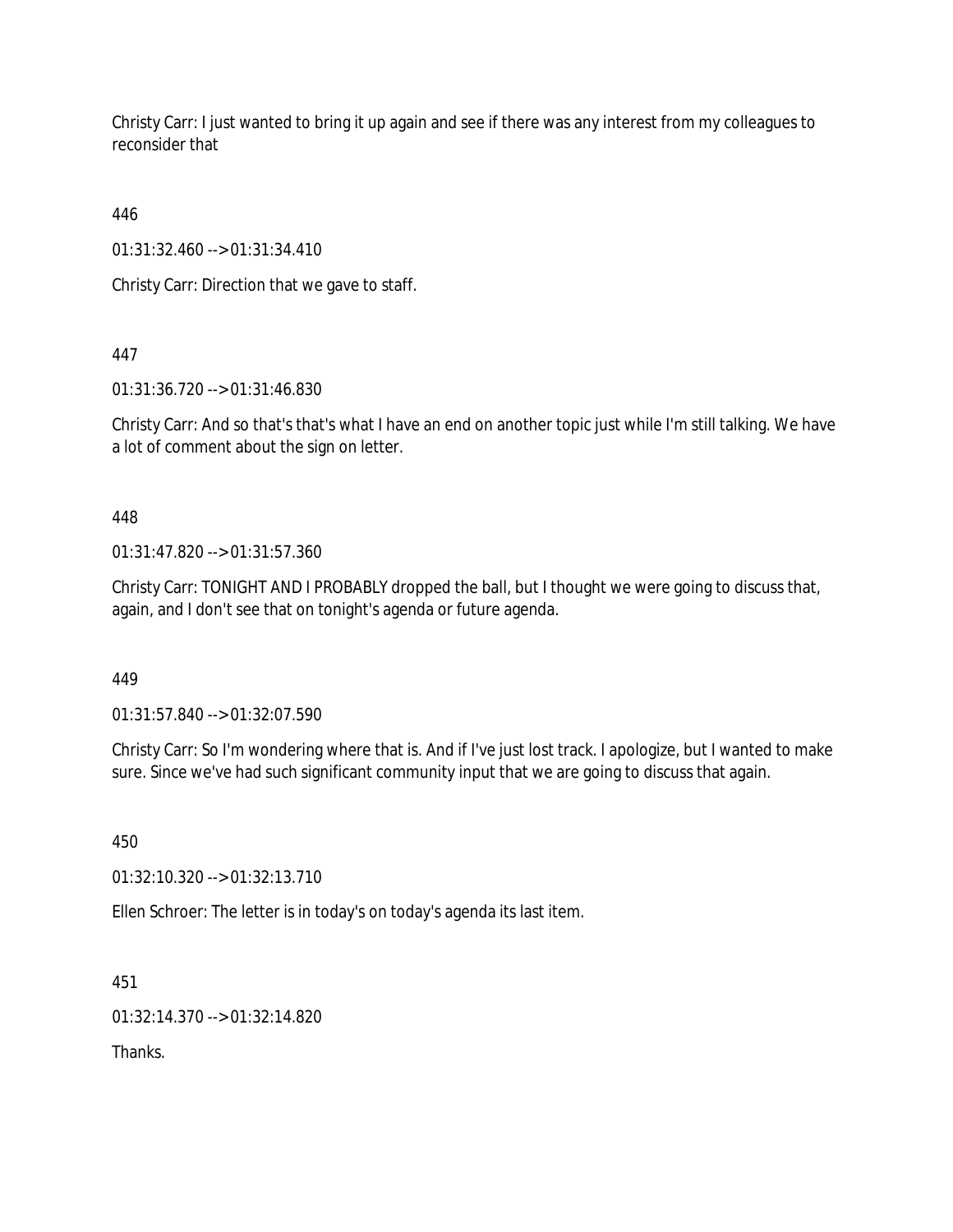Christy Carr: I just wanted to bring it up again and see if there was any interest from my colleagues to reconsider that

446

01:31:32.460 --> 01:31:34.410

Christy Carr: Direction that we gave to staff.

447

01:31:36.720 --> 01:31:46.830

Christy Carr: And so that's that's what I have an end on another topic just while I'm still talking. We have a lot of comment about the sign on letter.

448

01:31:47.820 --> 01:31:57.360

Christy Carr: TONIGHT AND I PROBABLY dropped the ball, but I thought we were going to discuss that, again, and I don't see that on tonight's agenda or future agenda.

449

01:31:57.840 --> 01:32:07.590

Christy Carr: So I'm wondering where that is. And if I've just lost track. I apologize, but I wanted to make sure. Since we've had such significant community input that we are going to discuss that again.

450

01:32:10.320 --> 01:32:13.710

Ellen Schroer: The letter is in today's on today's agenda its last item.

451

01:32:14.370 --> 01:32:14.820

Thanks.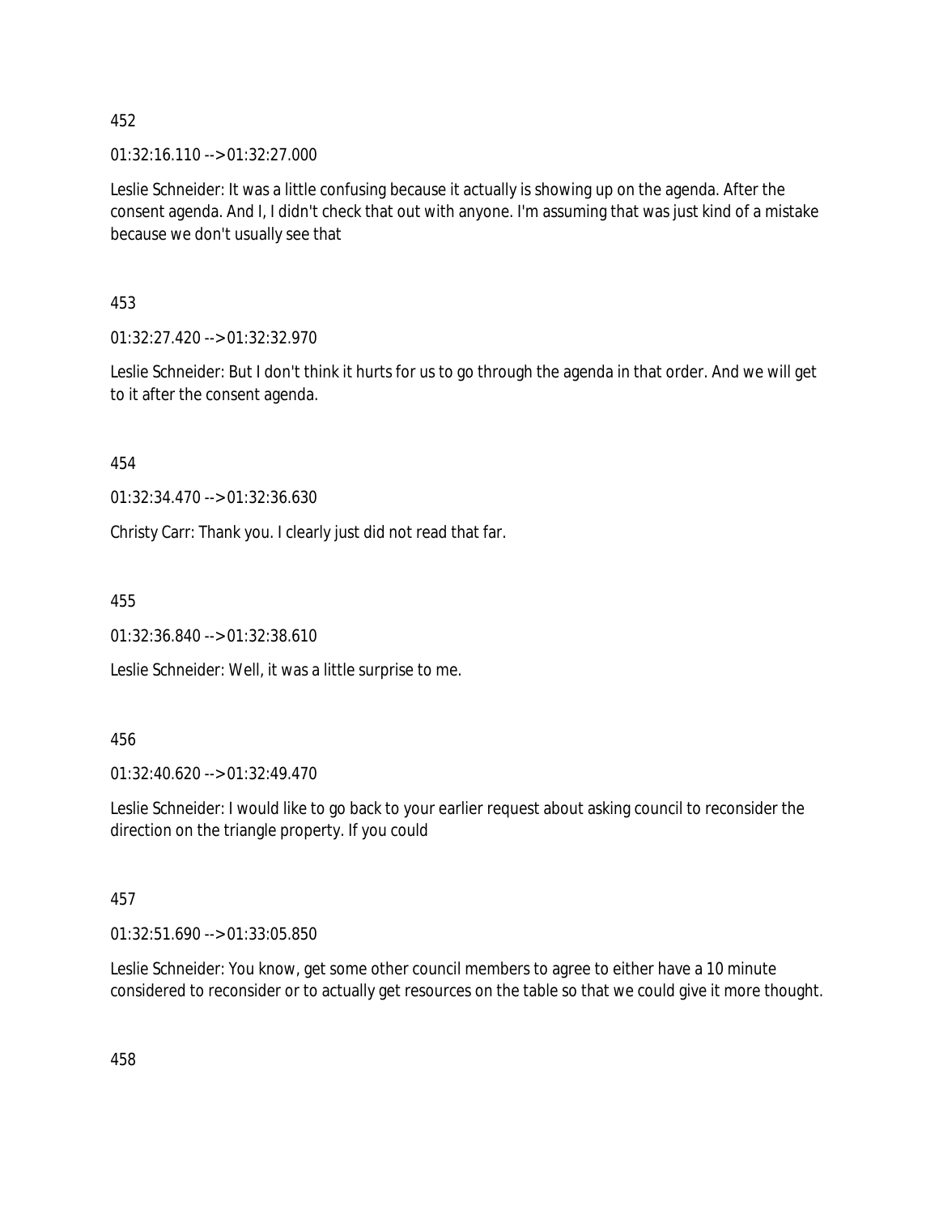452

01:32:16.110 --> 01:32:27.000

Leslie Schneider: It was a little confusing because it actually is showing up on the agenda. After the consent agenda. And I, I didn't check that out with anyone. I'm assuming that was just kind of a mistake because we don't usually see that

453

01:32:27.420 --> 01:32:32.970

Leslie Schneider: But I don't think it hurts for us to go through the agenda in that order. And we will get to it after the consent agenda.

454

01:32:34.470 --> 01:32:36.630

Christy Carr: Thank you. I clearly just did not read that far.

455

01:32:36.840 --> 01:32:38.610

Leslie Schneider: Well, it was a little surprise to me.

456

01:32:40.620 --> 01:32:49.470

Leslie Schneider: I would like to go back to your earlier request about asking council to reconsider the direction on the triangle property. If you could

457

01:32:51.690 --> 01:33:05.850

Leslie Schneider: You know, get some other council members to agree to either have a 10 minute considered to reconsider or to actually get resources on the table so that we could give it more thought.

458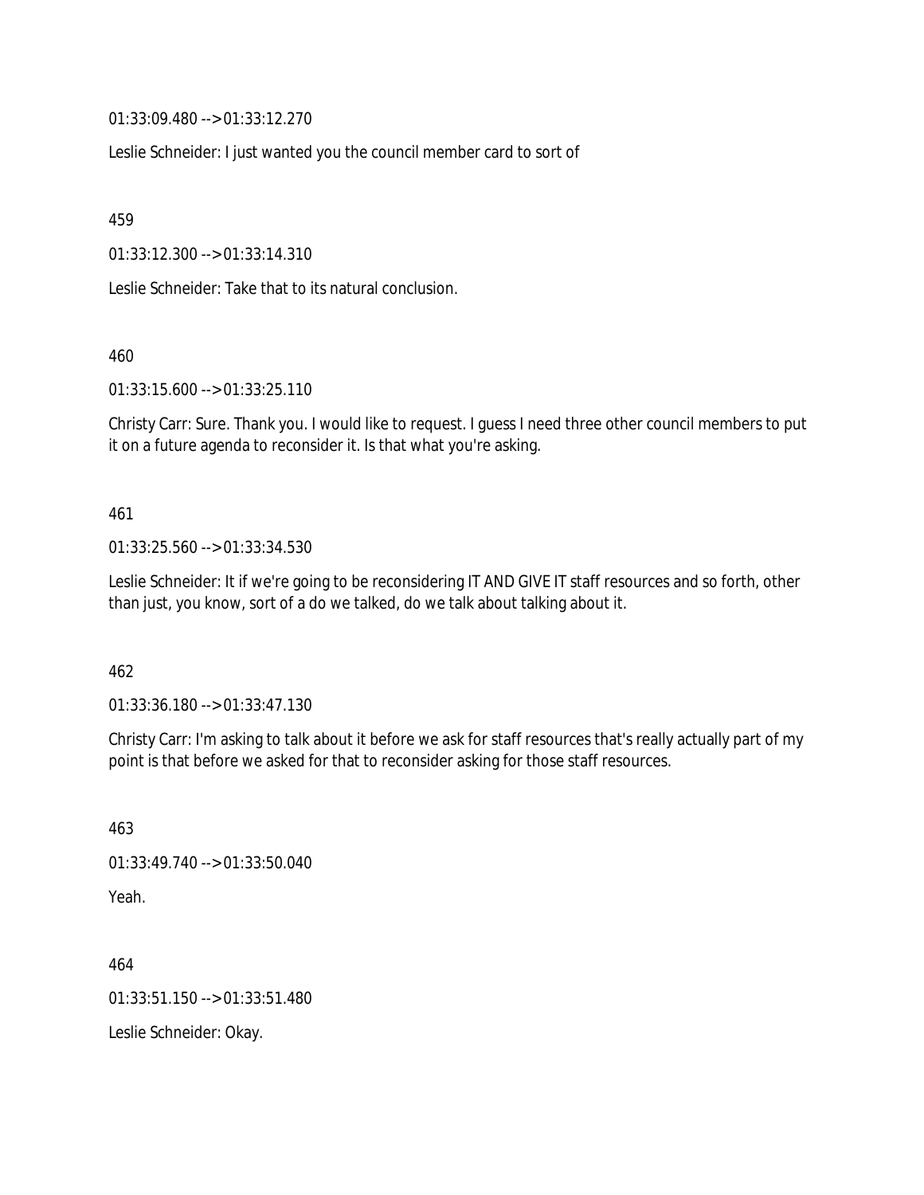01:33:09.480 --> 01:33:12.270

Leslie Schneider: I just wanted you the council member card to sort of

459

01:33:12.300 --> 01:33:14.310

Leslie Schneider: Take that to its natural conclusion.

460

01:33:15.600 --> 01:33:25.110

Christy Carr: Sure. Thank you. I would like to request. I guess I need three other council members to put it on a future agenda to reconsider it. Is that what you're asking.

461

01:33:25.560 --> 01:33:34.530

Leslie Schneider: It if we're going to be reconsidering IT AND GIVE IT staff resources and so forth, other than just, you know, sort of a do we talked, do we talk about talking about it.

462

01:33:36.180 --> 01:33:47.130

Christy Carr: I'm asking to talk about it before we ask for staff resources that's really actually part of my point is that before we asked for that to reconsider asking for those staff resources.

463

01:33:49.740 --> 01:33:50.040

Yeah.

464

01:33:51.150 --> 01:33:51.480

Leslie Schneider: Okay.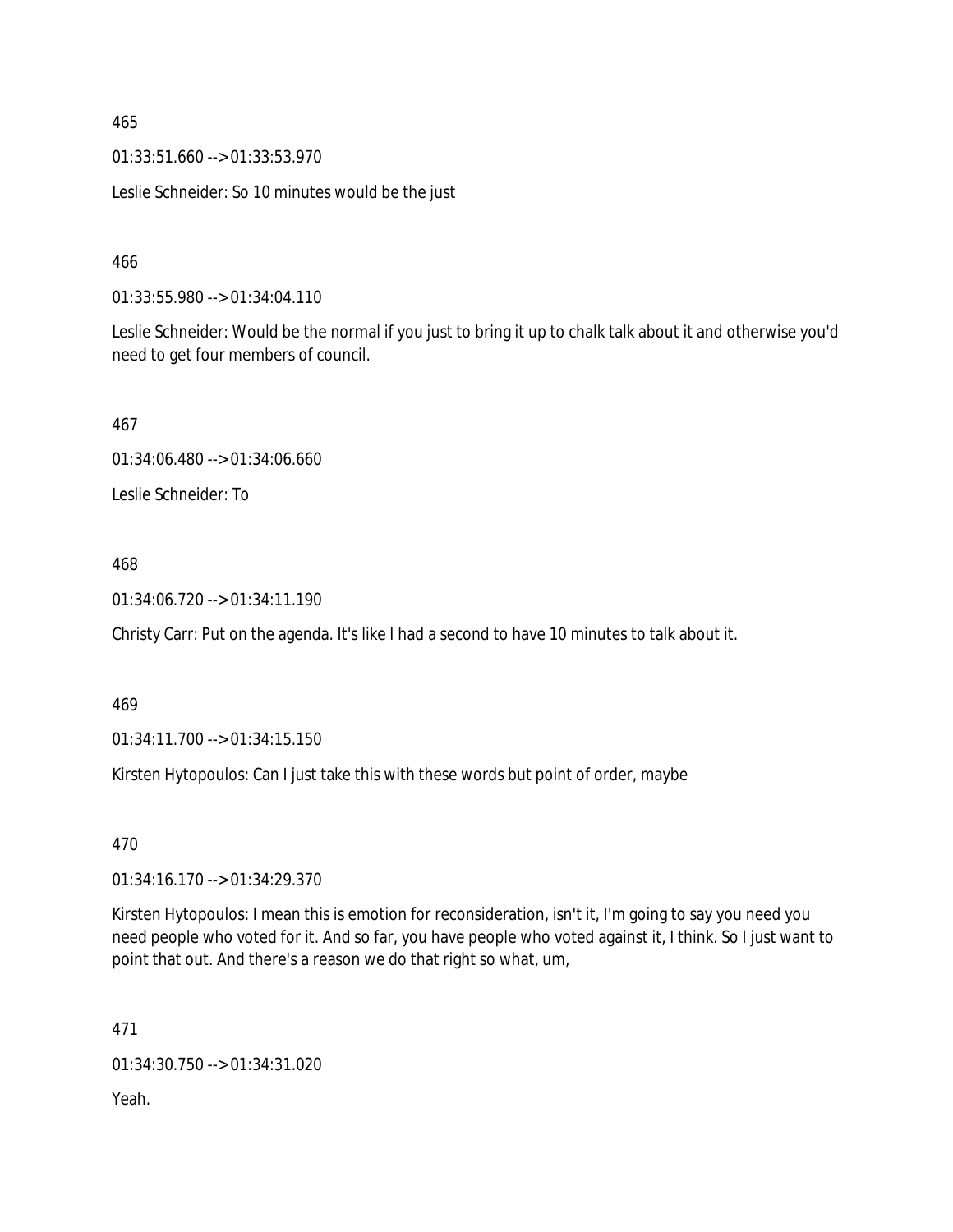465

01:33:51.660 --> 01:33:53.970

Leslie Schneider: So 10 minutes would be the just

466

01:33:55.980 --> 01:34:04.110

Leslie Schneider: Would be the normal if you just to bring it up to chalk talk about it and otherwise you'd need to get four members of council.

467

01:34:06.480 --> 01:34:06.660

Leslie Schneider: To

468

01:34:06.720 --> 01:34:11.190

Christy Carr: Put on the agenda. It's like I had a second to have 10 minutes to talk about it.

469

01:34:11.700 --> 01:34:15.150

Kirsten Hytopoulos: Can I just take this with these words but point of order, maybe

470

01:34:16.170 --> 01:34:29.370

Kirsten Hytopoulos: I mean this is emotion for reconsideration, isn't it, I'm going to say you need you need people who voted for it. And so far, you have people who voted against it, I think. So I just want to point that out. And there's a reason we do that right so what, um,

471

01:34:30.750 --> 01:34:31.020

Yeah.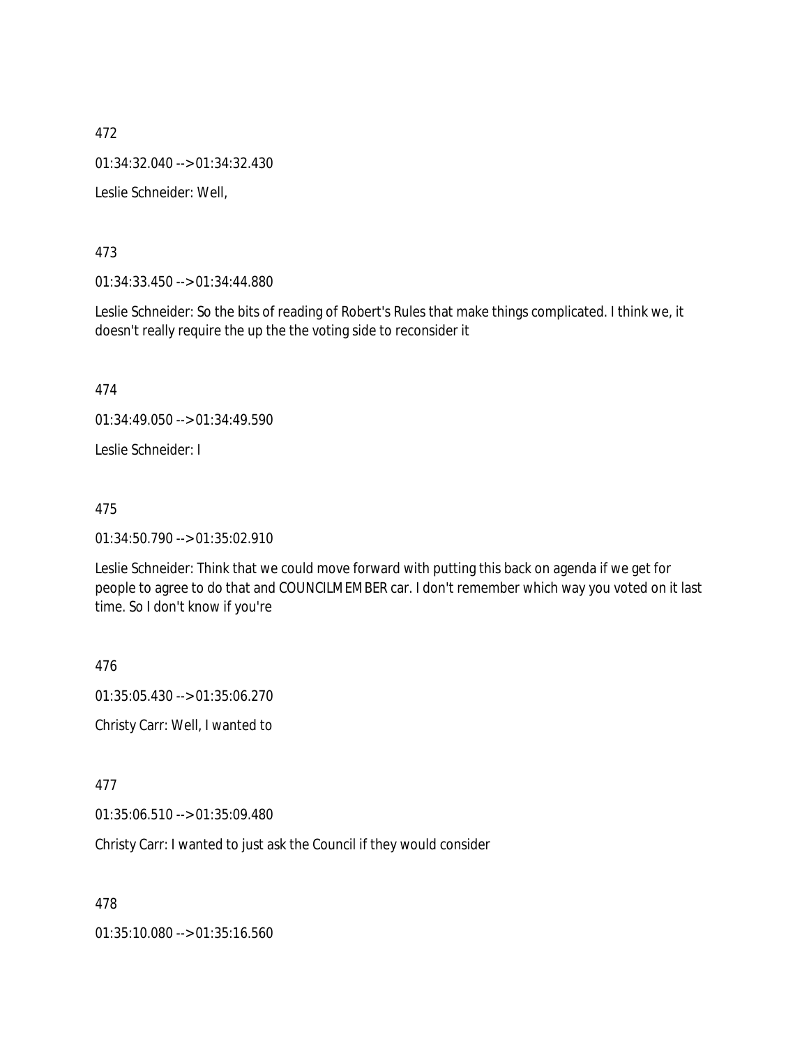472

01:34:32.040 --> 01:34:32.430

Leslie Schneider: Well,

473

01:34:33.450 --> 01:34:44.880

Leslie Schneider: So the bits of reading of Robert's Rules that make things complicated. I think we, it doesn't really require the up the the voting side to reconsider it

474

01:34:49.050 --> 01:34:49.590

Leslie Schneider: I

475

01:34:50.790 --> 01:35:02.910

Leslie Schneider: Think that we could move forward with putting this back on agenda if we get for people to agree to do that and COUNCILMEMBER car. I don't remember which way you voted on it last time. So I don't know if you're

476

01:35:05.430 --> 01:35:06.270

Christy Carr: Well, I wanted to

477

01:35:06.510 --> 01:35:09.480

Christy Carr: I wanted to just ask the Council if they would consider

478

01:35:10.080 --> 01:35:16.560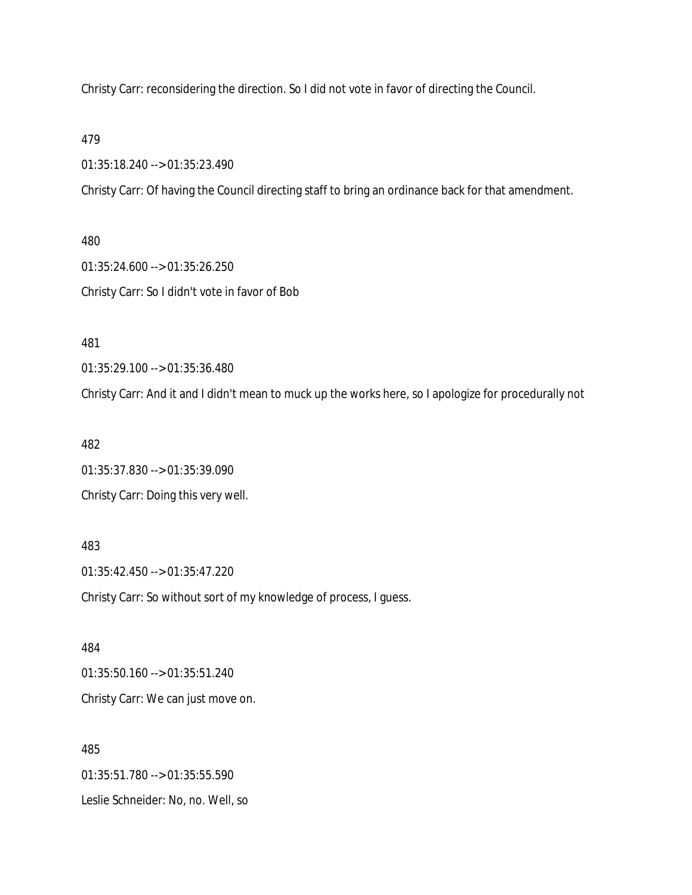Christy Carr: reconsidering the direction. So I did not vote in favor of directing the Council.

479

01:35:18.240 --> 01:35:23.490

Christy Carr: Of having the Council directing staff to bring an ordinance back for that amendment.

480

01:35:24.600 --> 01:35:26.250

Christy Carr: So I didn't vote in favor of Bob

481

01:35:29.100 --> 01:35:36.480

Christy Carr: And it and I didn't mean to muck up the works here, so I apologize for procedurally not

482

01:35:37.830 --> 01:35:39.090

Christy Carr: Doing this very well.

483

01:35:42.450 --> 01:35:47.220

Christy Carr: So without sort of my knowledge of process, I guess.

484

01:35:50.160 --> 01:35:51.240

Christy Carr: We can just move on.

485

01:35:51.780 --> 01:35:55.590

Leslie Schneider: No, no. Well, so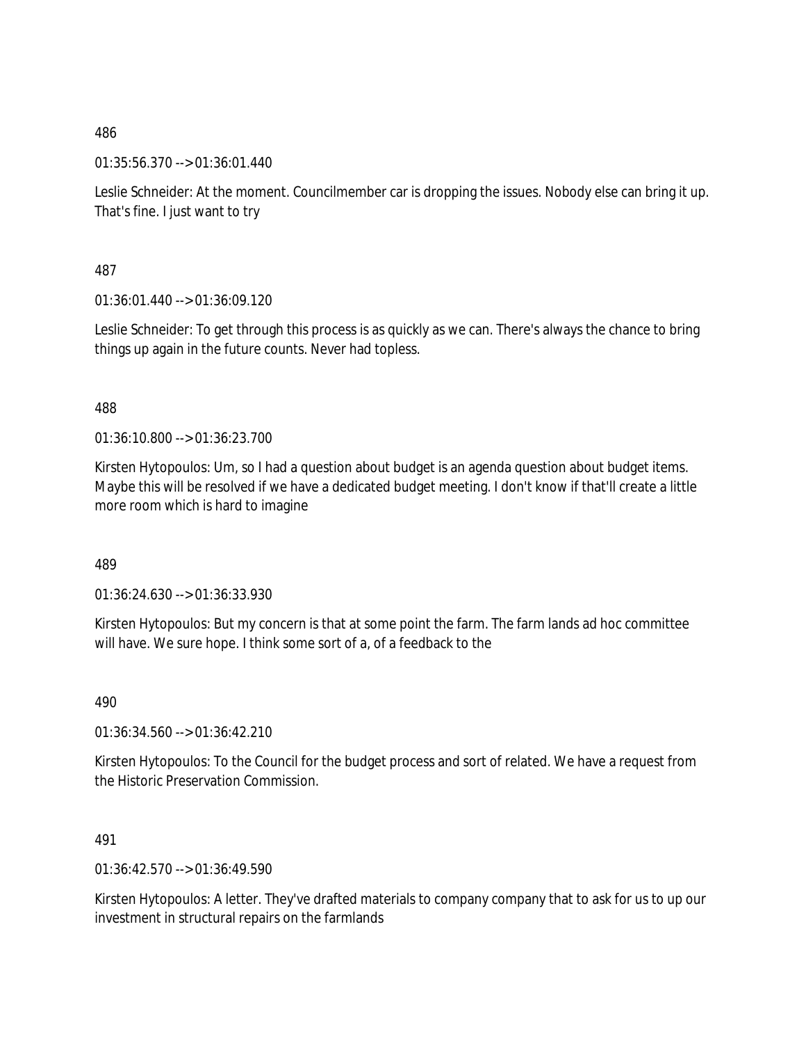486

01:35:56.370 --> 01:36:01.440

Leslie Schneider: At the moment. Councilmember car is dropping the issues. Nobody else can bring it up. That's fine. I just want to try

487

01:36:01.440 --> 01:36:09.120

Leslie Schneider: To get through this process is as quickly as we can. There's always the chance to bring things up again in the future counts. Never had topless.

488

01:36:10.800 --> 01:36:23.700

Kirsten Hytopoulos: Um, so I had a question about budget is an agenda question about budget items. Maybe this will be resolved if we have a dedicated budget meeting. I don't know if that'll create a little more room which is hard to imagine

489

01:36:24.630 --> 01:36:33.930

Kirsten Hytopoulos: But my concern is that at some point the farm. The farm lands ad hoc committee will have. We sure hope. I think some sort of a, of a feedback to the

490

01:36:34.560 --> 01:36:42.210

Kirsten Hytopoulos: To the Council for the budget process and sort of related. We have a request from the Historic Preservation Commission.

491

01:36:42.570 --> 01:36:49.590

Kirsten Hytopoulos: A letter. They've drafted materials to company company that to ask for us to up our investment in structural repairs on the farmlands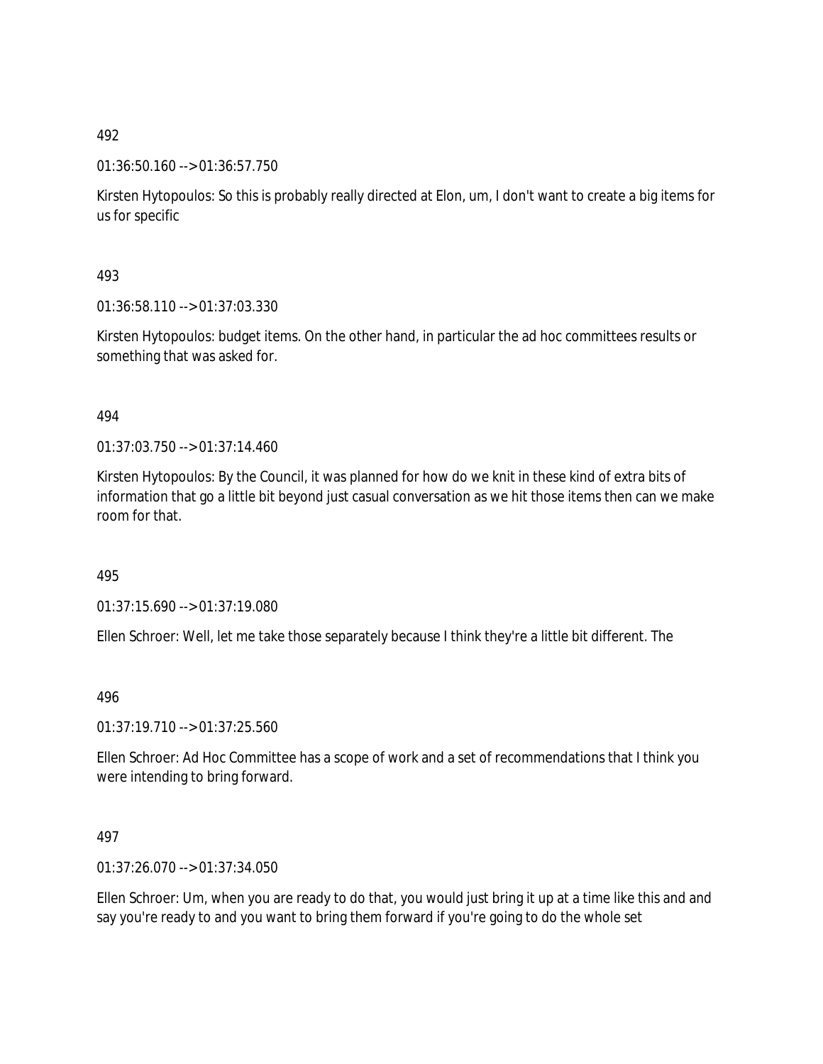492

01:36:50.160 --> 01:36:57.750

Kirsten Hytopoulos: So this is probably really directed at Elon, um, I don't want to create a big items for us for specific

493

01:36:58.110 --> 01:37:03.330

Kirsten Hytopoulos: budget items. On the other hand, in particular the ad hoc committees results or something that was asked for.

494

01:37:03.750 --> 01:37:14.460

Kirsten Hytopoulos: By the Council, it was planned for how do we knit in these kind of extra bits of information that go a little bit beyond just casual conversation as we hit those items then can we make room for that.

495

01:37:15.690 --> 01:37:19.080

Ellen Schroer: Well, let me take those separately because I think they're a little bit different. The

496

01:37:19.710 --> 01:37:25.560

Ellen Schroer: Ad Hoc Committee has a scope of work and a set of recommendations that I think you were intending to bring forward.

497

01:37:26.070 --> 01:37:34.050

Ellen Schroer: Um, when you are ready to do that, you would just bring it up at a time like this and and say you're ready to and you want to bring them forward if you're going to do the whole set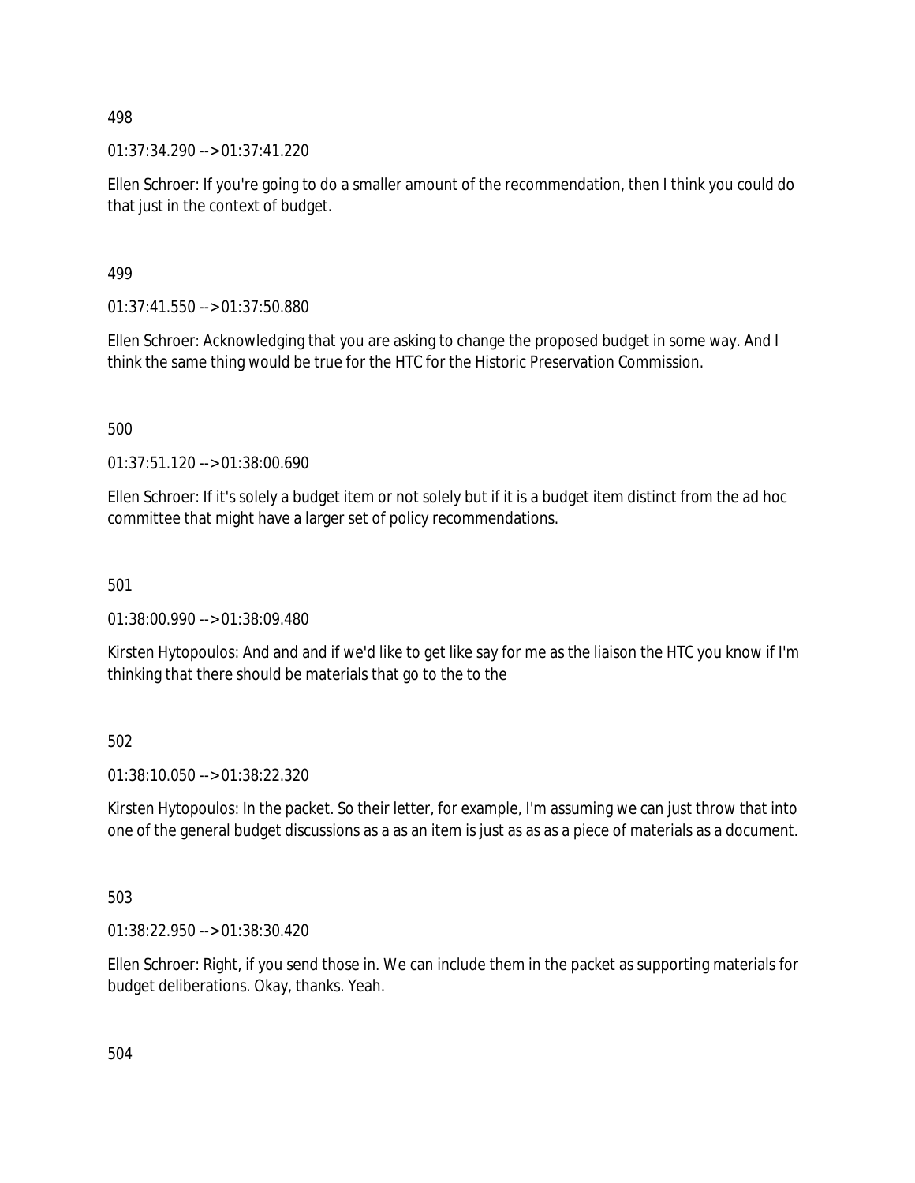498

01:37:34.290 --> 01:37:41.220

Ellen Schroer: If you're going to do a smaller amount of the recommendation, then I think you could do that just in the context of budget.

499

01:37:41.550 --> 01:37:50.880

Ellen Schroer: Acknowledging that you are asking to change the proposed budget in some way. And I think the same thing would be true for the HTC for the Historic Preservation Commission.

500

01:37:51.120 --> 01:38:00.690

Ellen Schroer: If it's solely a budget item or not solely but if it is a budget item distinct from the ad hoc committee that might have a larger set of policy recommendations.

501

01:38:00.990 --> 01:38:09.480

Kirsten Hytopoulos: And and and if we'd like to get like say for me as the liaison the HTC you know if I'm thinking that there should be materials that go to the to the

502

01:38:10.050 --> 01:38:22.320

Kirsten Hytopoulos: In the packet. So their letter, for example, I'm assuming we can just throw that into one of the general budget discussions as a as an item is just as as as a piece of materials as a document.

503

01:38:22.950 --> 01:38:30.420

Ellen Schroer: Right, if you send those in. We can include them in the packet as supporting materials for budget deliberations. Okay, thanks. Yeah.

504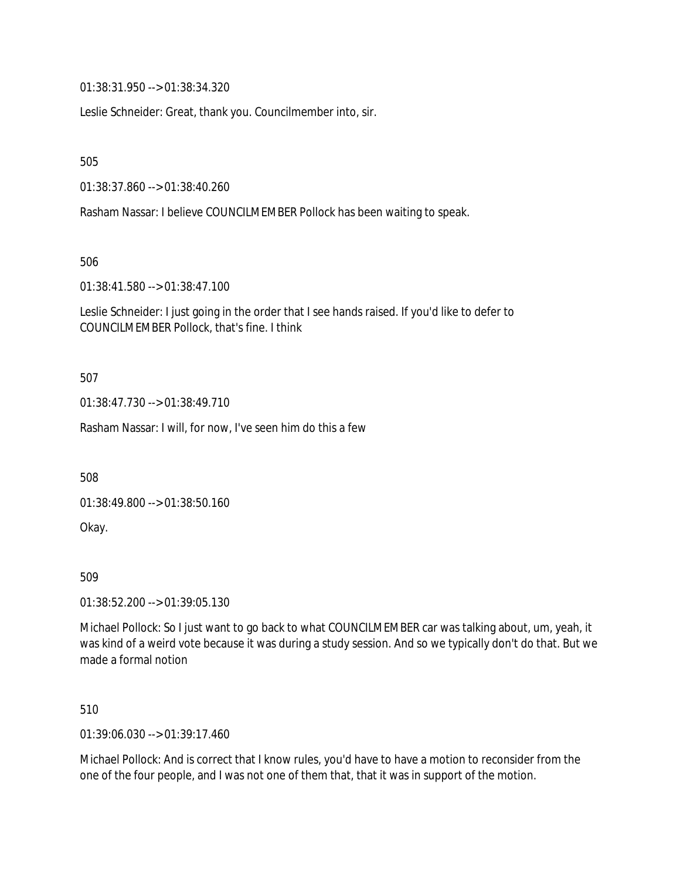01:38:31.950 --> 01:38:34.320

Leslie Schneider: Great, thank you. Councilmember into, sir.

505

01:38:37.860 --> 01:38:40.260

Rasham Nassar: I believe COUNCILMEMBER Pollock has been waiting to speak.

506

01:38:41.580 --> 01:38:47.100

Leslie Schneider: I just going in the order that I see hands raised. If you'd like to defer to COUNCILMEMBER Pollock, that's fine. I think

507

01:38:47.730 --> 01:38:49.710

Rasham Nassar: I will, for now, I've seen him do this a few

508

01:38:49.800 --> 01:38:50.160

Okay.

509

01:38:52.200 --> 01:39:05.130

Michael Pollock: So I just want to go back to what COUNCILMEMBER car was talking about, um, yeah, it was kind of a weird vote because it was during a study session. And so we typically don't do that. But we made a formal notion

510

01:39:06.030 --> 01:39:17.460

Michael Pollock: And is correct that I know rules, you'd have to have a motion to reconsider from the one of the four people, and I was not one of them that, that it was in support of the motion.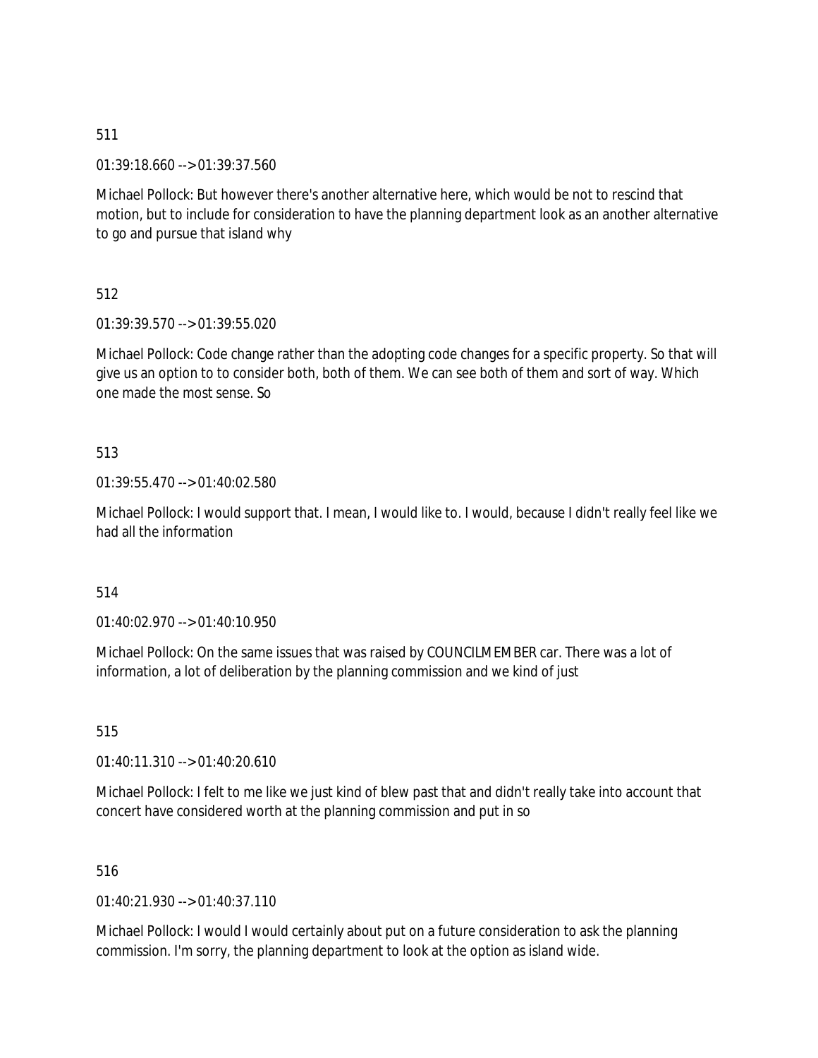511

01:39:18.660 --> 01:39:37.560

Michael Pollock: But however there's another alternative here, which would be not to rescind that motion, but to include for consideration to have the planning department look as an another alternative to go and pursue that island why

512

01:39:39.570 --> 01:39:55.020

Michael Pollock: Code change rather than the adopting code changes for a specific property. So that will give us an option to to consider both, both of them. We can see both of them and sort of way. Which one made the most sense. So

513

01:39:55.470 --> 01:40:02.580

Michael Pollock: I would support that. I mean, I would like to. I would, because I didn't really feel like we had all the information

514

01:40:02.970 --> 01:40:10.950

Michael Pollock: On the same issues that was raised by COUNCILMEMBER car. There was a lot of information, a lot of deliberation by the planning commission and we kind of just

515

01:40:11.310 --> 01:40:20.610

Michael Pollock: I felt to me like we just kind of blew past that and didn't really take into account that concert have considered worth at the planning commission and put in so

516

01:40:21.930 --> 01:40:37.110

Michael Pollock: I would I would certainly about put on a future consideration to ask the planning commission. I'm sorry, the planning department to look at the option as island wide.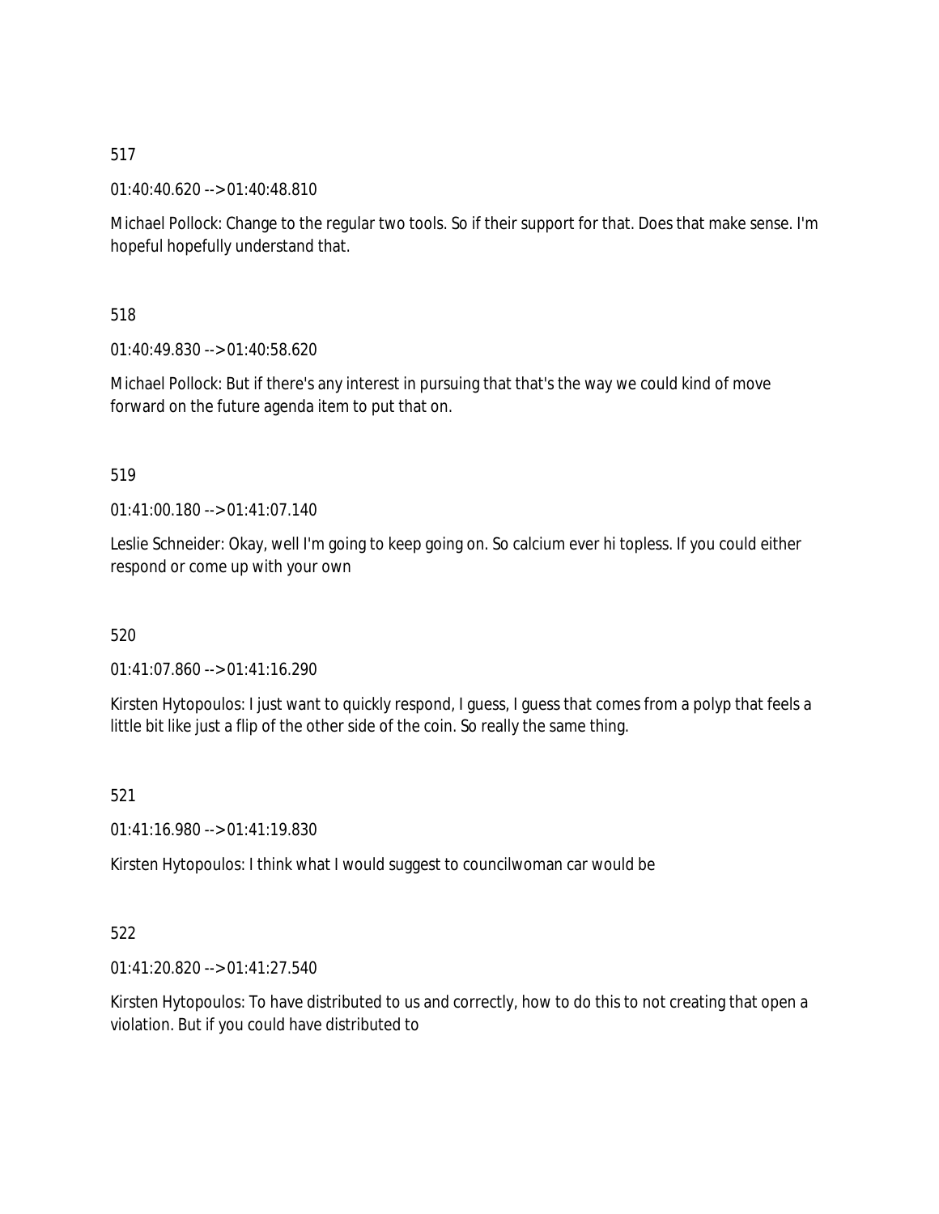517

01:40:40.620 --> 01:40:48.810

Michael Pollock: Change to the regular two tools. So if their support for that. Does that make sense. I'm hopeful hopefully understand that.

518

01:40:49.830 --> 01:40:58.620

Michael Pollock: But if there's any interest in pursuing that that's the way we could kind of move forward on the future agenda item to put that on.

519

01:41:00.180 --> 01:41:07.140

Leslie Schneider: Okay, well I'm going to keep going on. So calcium ever hi topless. If you could either respond or come up with your own

520

01:41:07.860 --> 01:41:16.290

Kirsten Hytopoulos: I just want to quickly respond, I guess, I guess that comes from a polyp that feels a little bit like just a flip of the other side of the coin. So really the same thing.

521

01:41:16.980 --> 01:41:19.830

Kirsten Hytopoulos: I think what I would suggest to councilwoman car would be

522

01:41:20.820 --> 01:41:27.540

Kirsten Hytopoulos: To have distributed to us and correctly, how to do this to not creating that open a violation. But if you could have distributed to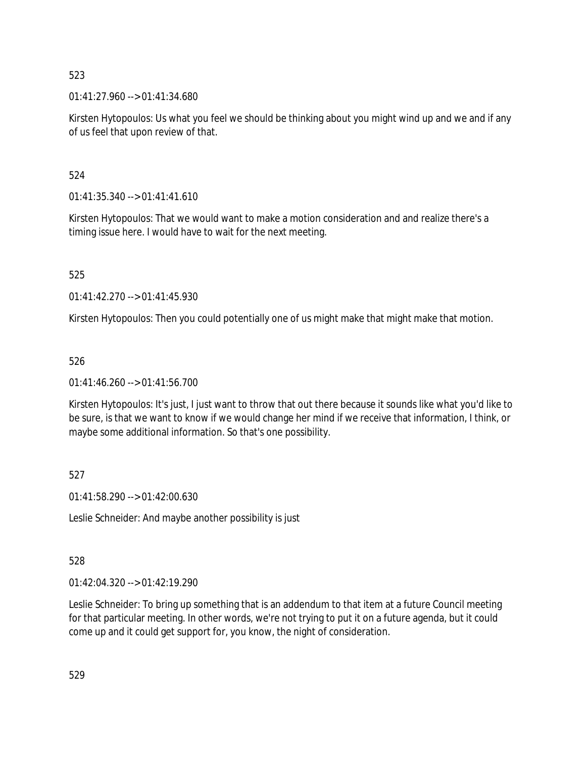523

01:41:27.960 --> 01:41:34.680

Kirsten Hytopoulos: Us what you feel we should be thinking about you might wind up and we and if any of us feel that upon review of that.

524

01:41:35.340 --> 01:41:41.610

Kirsten Hytopoulos: That we would want to make a motion consideration and and realize there's a timing issue here. I would have to wait for the next meeting.

525

01:41:42.270 --> 01:41:45.930

Kirsten Hytopoulos: Then you could potentially one of us might make that might make that motion.

526

01:41:46.260 --> 01:41:56.700

Kirsten Hytopoulos: It's just, I just want to throw that out there because it sounds like what you'd like to be sure, is that we want to know if we would change her mind if we receive that information, I think, or maybe some additional information. So that's one possibility.

527

01:41:58.290 --> 01:42:00.630

Leslie Schneider: And maybe another possibility is just

528

01:42:04.320 --> 01:42:19.290

Leslie Schneider: To bring up something that is an addendum to that item at a future Council meeting for that particular meeting. In other words, we're not trying to put it on a future agenda, but it could come up and it could get support for, you know, the night of consideration.

529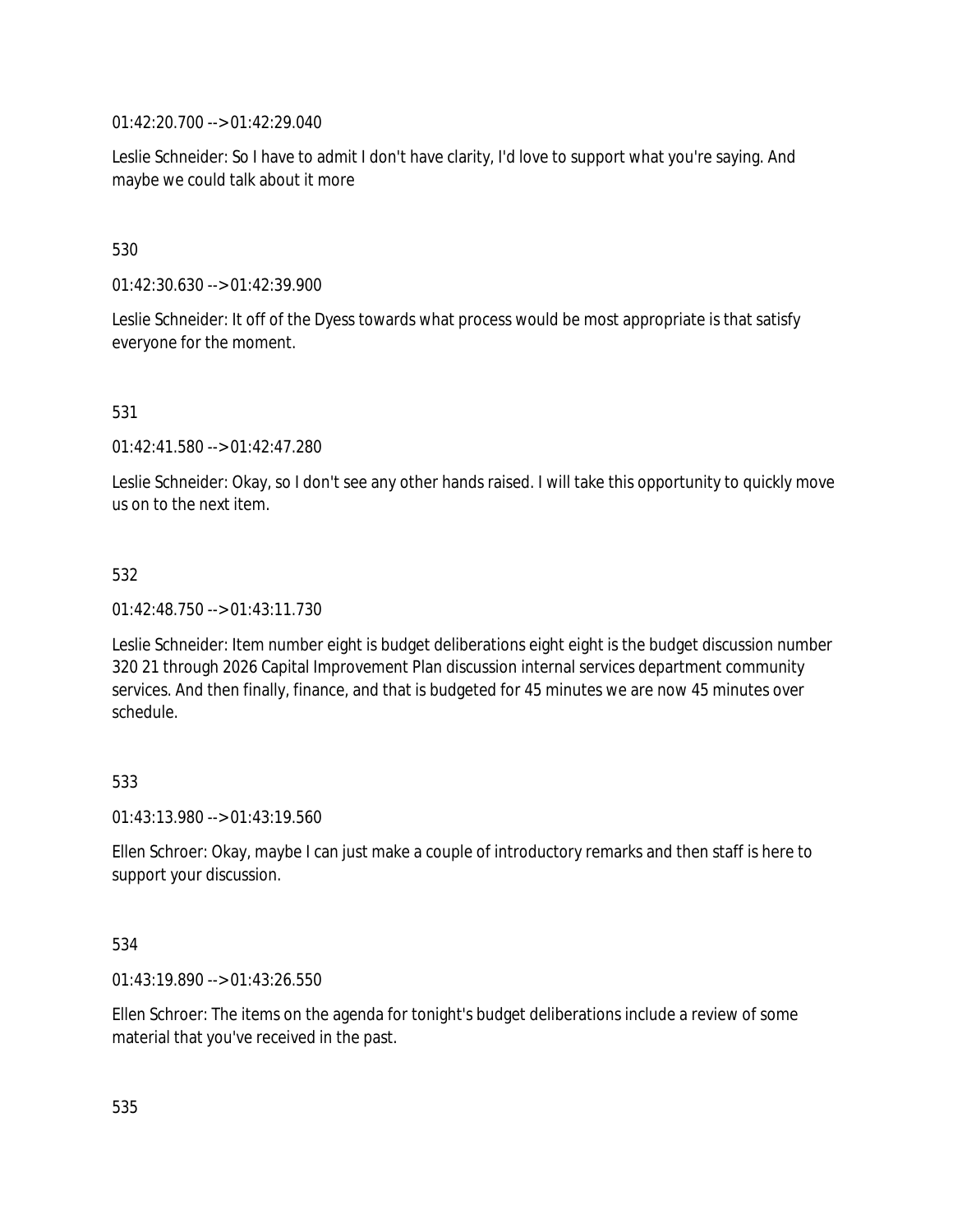01:42:20.700 --> 01:42:29.040

Leslie Schneider: So I have to admit I don't have clarity, I'd love to support what you're saying. And maybe we could talk about it more

530

01:42:30.630 --> 01:42:39.900

Leslie Schneider: It off of the Dyess towards what process would be most appropriate is that satisfy everyone for the moment.

531

01:42:41.580 --> 01:42:47.280

Leslie Schneider: Okay, so I don't see any other hands raised. I will take this opportunity to quickly move us on to the next item.

532

01:42:48.750 --> 01:43:11.730

Leslie Schneider: Item number eight is budget deliberations eight eight is the budget discussion number 320 21 through 2026 Capital Improvement Plan discussion internal services department community services. And then finally, finance, and that is budgeted for 45 minutes we are now 45 minutes over schedule.

533

01:43:13.980 --> 01:43:19.560

Ellen Schroer: Okay, maybe I can just make a couple of introductory remarks and then staff is here to support your discussion.

534

01:43:19.890 --> 01:43:26.550

Ellen Schroer: The items on the agenda for tonight's budget deliberations include a review of some material that you've received in the past.

535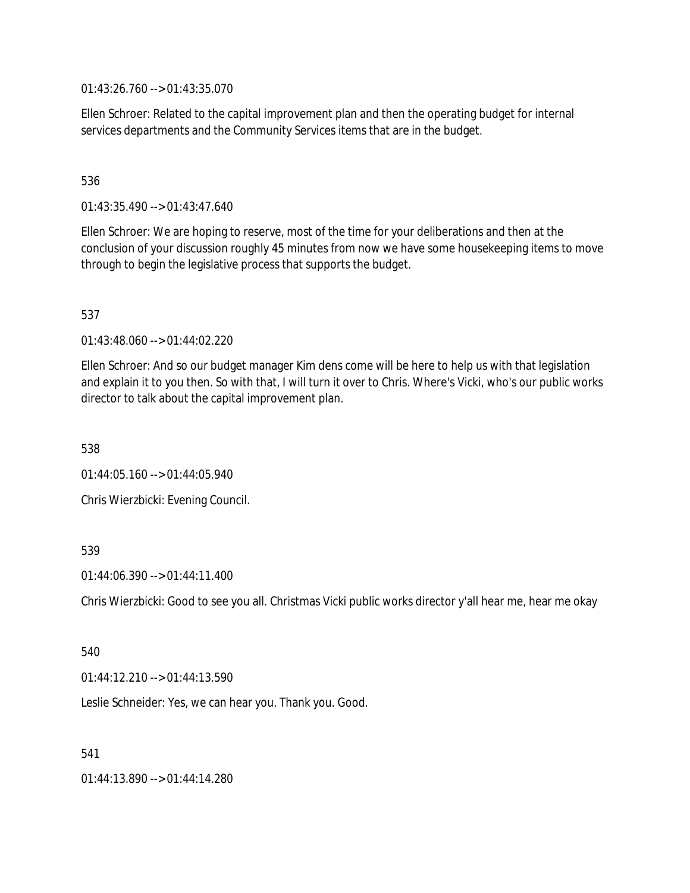01:43:26.760 --> 01:43:35.070

Ellen Schroer: Related to the capital improvement plan and then the operating budget for internal services departments and the Community Services items that are in the budget.

536

01:43:35.490 --> 01:43:47.640

Ellen Schroer: We are hoping to reserve, most of the time for your deliberations and then at the conclusion of your discussion roughly 45 minutes from now we have some housekeeping items to move through to begin the legislative process that supports the budget.

537

01:43:48.060 --> 01:44:02.220

Ellen Schroer: And so our budget manager Kim dens come will be here to help us with that legislation and explain it to you then. So with that, I will turn it over to Chris. Where's Vicki, who's our public works director to talk about the capital improvement plan.

538

01:44:05.160 --> 01:44:05.940

Chris Wierzbicki: Evening Council.

539

01:44:06.390 --> 01:44:11.400

Chris Wierzbicki: Good to see you all. Christmas Vicki public works director y'all hear me, hear me okay

540

01:44:12.210 --> 01:44:13.590

Leslie Schneider: Yes, we can hear you. Thank you. Good.

541

01:44:13.890 --> 01:44:14.280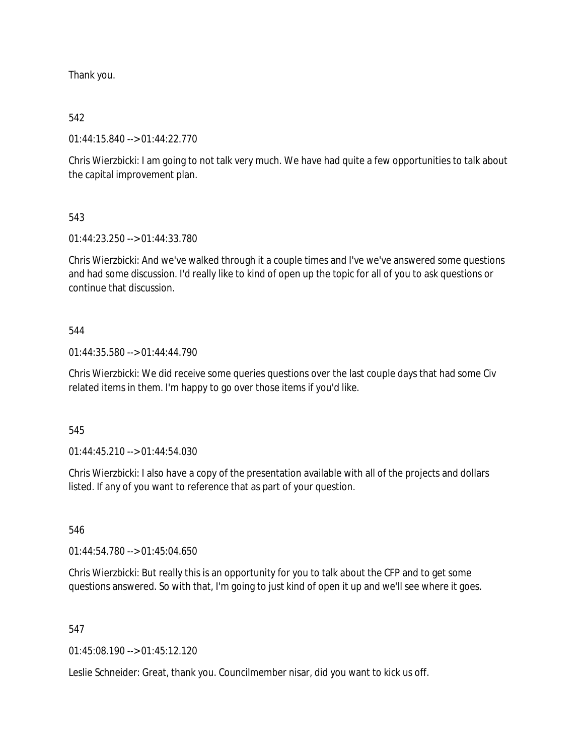Thank you.

542

01:44:15.840 --> 01:44:22.770

Chris Wierzbicki: I am going to not talk very much. We have had quite a few opportunities to talk about the capital improvement plan.

543

01:44:23.250 --> 01:44:33.780

Chris Wierzbicki: And we've walked through it a couple times and I've we've answered some questions and had some discussion. I'd really like to kind of open up the topic for all of you to ask questions or continue that discussion.

544

01:44:35.580 --> 01:44:44.790

Chris Wierzbicki: We did receive some queries questions over the last couple days that had some Civ related items in them. I'm happy to go over those items if you'd like.

545

01:44:45.210 --> 01:44:54.030

Chris Wierzbicki: I also have a copy of the presentation available with all of the projects and dollars listed. If any of you want to reference that as part of your question.

546

01:44:54.780 --> 01:45:04.650

Chris Wierzbicki: But really this is an opportunity for you to talk about the CFP and to get some questions answered. So with that, I'm going to just kind of open it up and we'll see where it goes.

547

01:45:08.190 --> 01:45:12.120

Leslie Schneider: Great, thank you. Councilmember nisar, did you want to kick us off.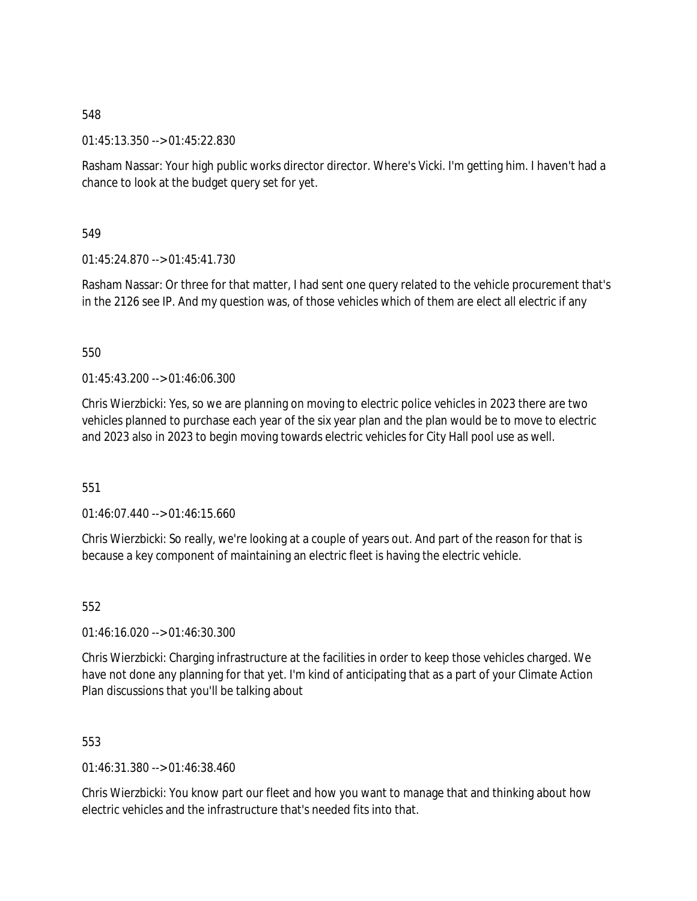548

01:45:13.350 --> 01:45:22.830

Rasham Nassar: Your high public works director director. Where's Vicki. I'm getting him. I haven't had a chance to look at the budget query set for yet.

549

01:45:24.870 --> 01:45:41.730

Rasham Nassar: Or three for that matter, I had sent one query related to the vehicle procurement that's in the 2126 see IP. And my question was, of those vehicles which of them are elect all electric if any

550

01:45:43.200 --> 01:46:06.300

Chris Wierzbicki: Yes, so we are planning on moving to electric police vehicles in 2023 there are two vehicles planned to purchase each year of the six year plan and the plan would be to move to electric and 2023 also in 2023 to begin moving towards electric vehicles for City Hall pool use as well.

551

01:46:07.440 --> 01:46:15.660

Chris Wierzbicki: So really, we're looking at a couple of years out. And part of the reason for that is because a key component of maintaining an electric fleet is having the electric vehicle.

552

01:46:16.020 --> 01:46:30.300

Chris Wierzbicki: Charging infrastructure at the facilities in order to keep those vehicles charged. We have not done any planning for that yet. I'm kind of anticipating that as a part of your Climate Action Plan discussions that you'll be talking about

553

01:46:31.380 --> 01:46:38.460

Chris Wierzbicki: You know part our fleet and how you want to manage that and thinking about how electric vehicles and the infrastructure that's needed fits into that.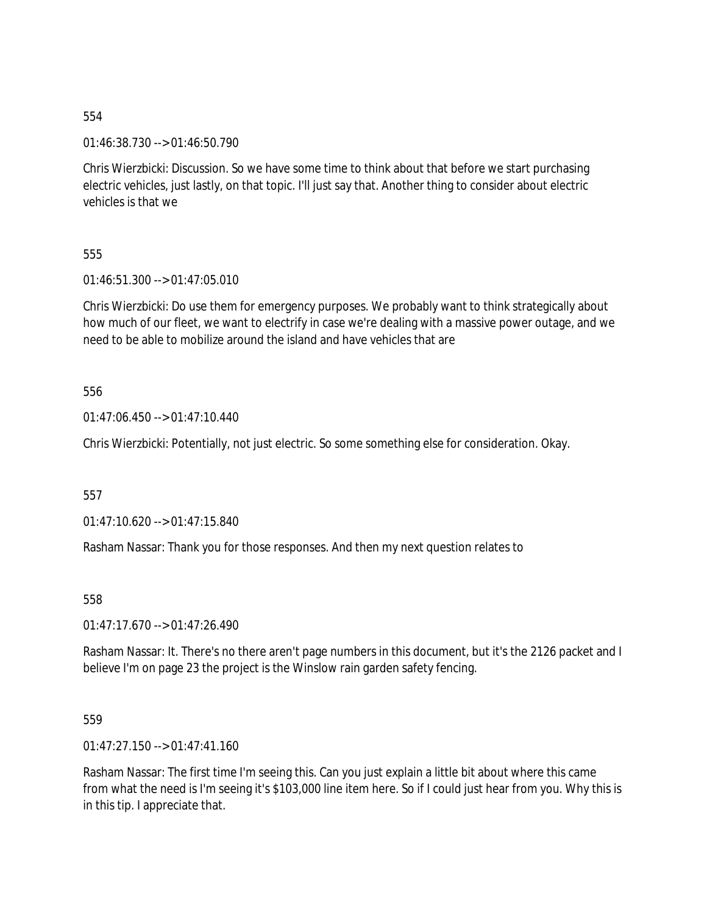554

01:46:38.730 --> 01:46:50.790

Chris Wierzbicki: Discussion. So we have some time to think about that before we start purchasing electric vehicles, just lastly, on that topic. I'll just say that. Another thing to consider about electric vehicles is that we

555

01:46:51.300 --> 01:47:05.010

Chris Wierzbicki: Do use them for emergency purposes. We probably want to think strategically about how much of our fleet, we want to electrify in case we're dealing with a massive power outage, and we need to be able to mobilize around the island and have vehicles that are

556

01:47:06.450 --> 01:47:10.440

Chris Wierzbicki: Potentially, not just electric. So some something else for consideration. Okay.

557

01:47:10.620 --> 01:47:15.840

Rasham Nassar: Thank you for those responses. And then my next question relates to

558

01:47:17.670 --> 01:47:26.490

Rasham Nassar: It. There's no there aren't page numbers in this document, but it's the 2126 packet and I believe I'm on page 23 the project is the Winslow rain garden safety fencing.

559

01:47:27.150 --> 01:47:41.160

Rasham Nassar: The first time I'm seeing this. Can you just explain a little bit about where this came from what the need is I'm seeing it's $103,000 line item here. So if I could just hear from you. Why this is in this tip. I appreciate that.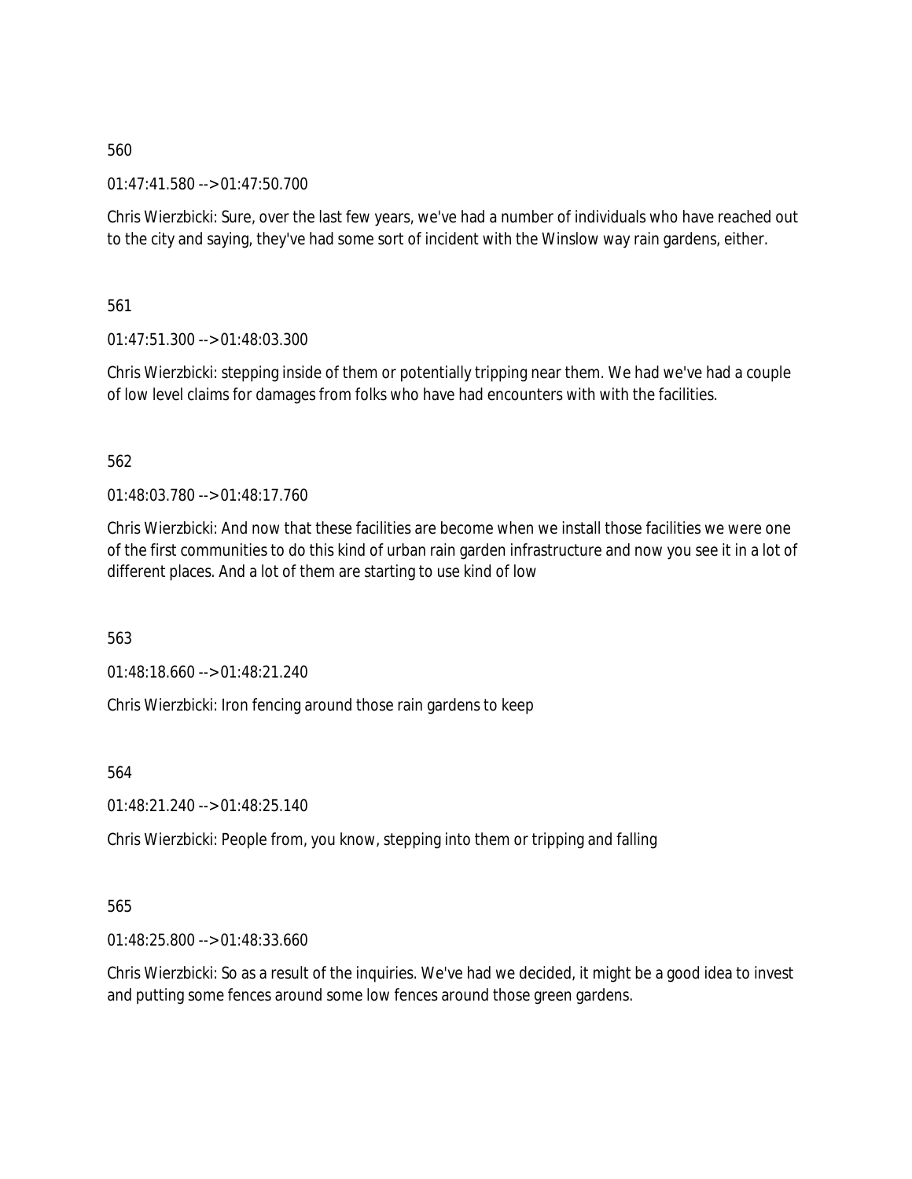560

01:47:41.580 --> 01:47:50.700

Chris Wierzbicki: Sure, over the last few years, we've had a number of individuals who have reached out to the city and saying, they've had some sort of incident with the Winslow way rain gardens, either.

561

01:47:51.300 --> 01:48:03.300

Chris Wierzbicki: stepping inside of them or potentially tripping near them. We had we've had a couple of low level claims for damages from folks who have had encounters with with the facilities.

562

01:48:03.780 --> 01:48:17.760

Chris Wierzbicki: And now that these facilities are become when we install those facilities we were one of the first communities to do this kind of urban rain garden infrastructure and now you see it in a lot of different places. And a lot of them are starting to use kind of low

563

01:48:18.660 --> 01:48:21.240

Chris Wierzbicki: Iron fencing around those rain gardens to keep

564

01:48:21.240 --> 01:48:25.140

Chris Wierzbicki: People from, you know, stepping into them or tripping and falling

565

01:48:25.800 --> 01:48:33.660

Chris Wierzbicki: So as a result of the inquiries. We've had we decided, it might be a good idea to invest and putting some fences around some low fences around those green gardens.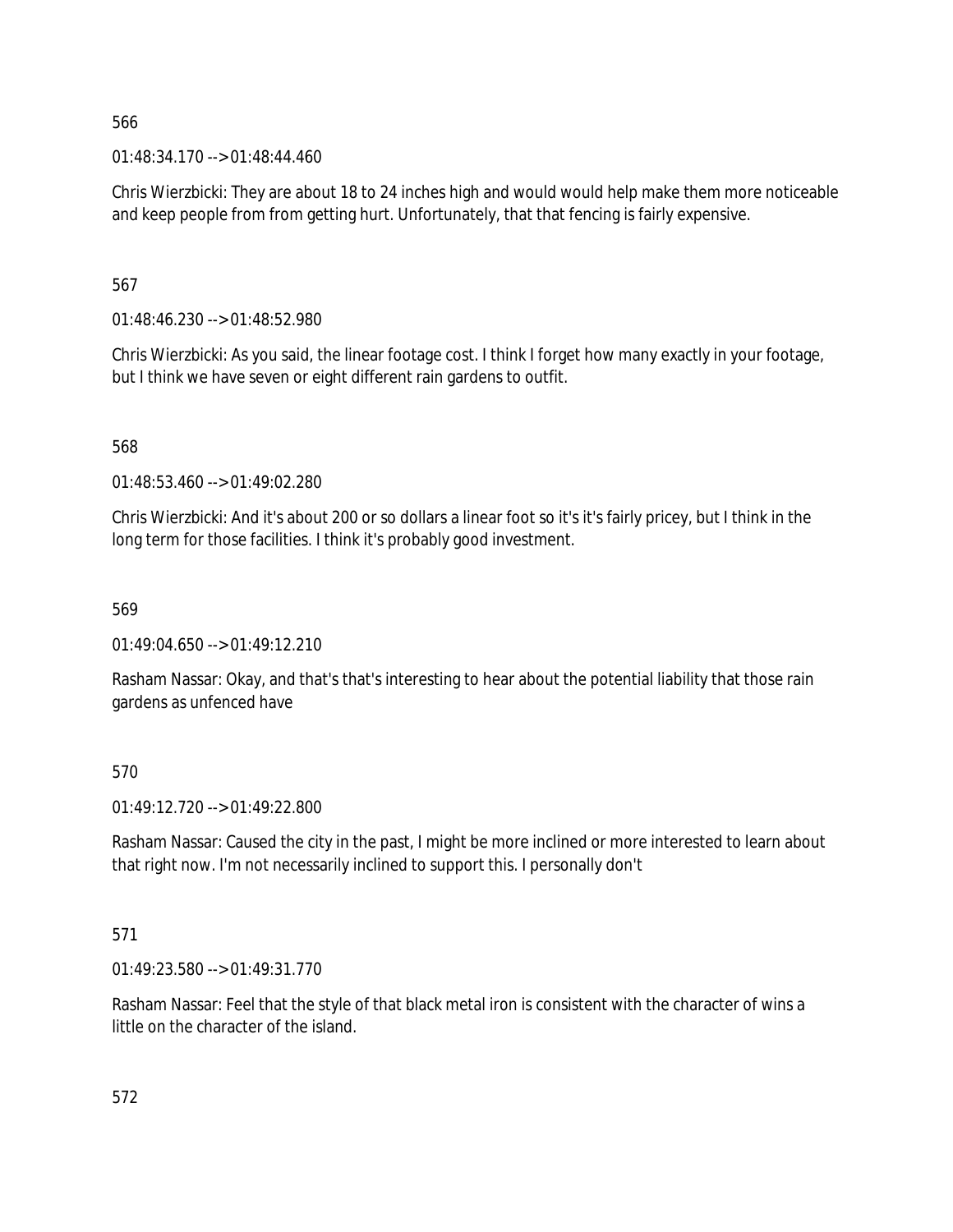566

01:48:34.170 --> 01:48:44.460

Chris Wierzbicki: They are about 18 to 24 inches high and would would help make them more noticeable and keep people from from getting hurt. Unfortunately, that that fencing is fairly expensive.

567

01:48:46.230 --> 01:48:52.980

Chris Wierzbicki: As you said, the linear footage cost. I think I forget how many exactly in your footage, but I think we have seven or eight different rain gardens to outfit.

568

01:48:53.460 --> 01:49:02.280

Chris Wierzbicki: And it's about 200 or so dollars a linear foot so it's it's fairly pricey, but I think in the long term for those facilities. I think it's probably good investment.

569

01:49:04.650 --> 01:49:12.210

Rasham Nassar: Okay, and that's that's interesting to hear about the potential liability that those rain gardens as unfenced have

570

01:49:12.720 --> 01:49:22.800

Rasham Nassar: Caused the city in the past, I might be more inclined or more interested to learn about that right now. I'm not necessarily inclined to support this. I personally don't

571

01:49:23.580 --> 01:49:31.770

Rasham Nassar: Feel that the style of that black metal iron is consistent with the character of wins a little on the character of the island.

572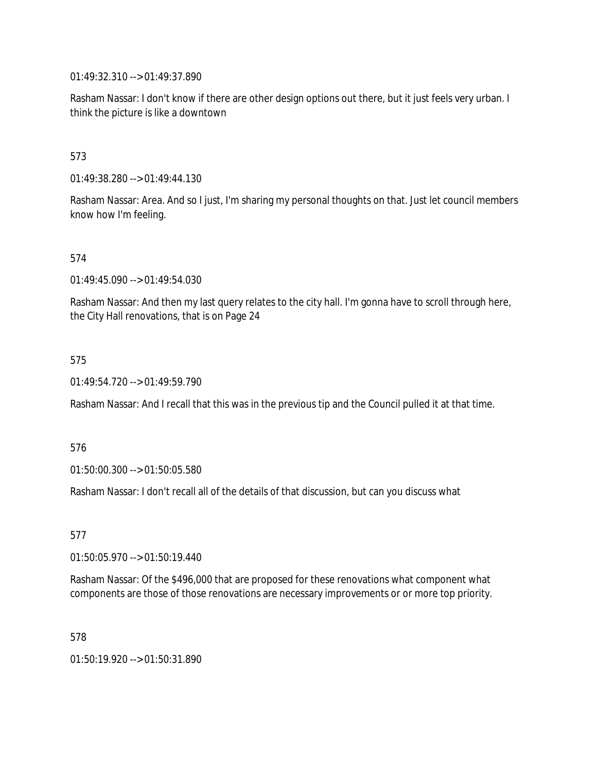01:49:32.310 --> 01:49:37.890

Rasham Nassar: I don't know if there are other design options out there, but it just feels very urban. I think the picture is like a downtown

573

01:49:38.280 --> 01:49:44.130

Rasham Nassar: Area. And so I just, I'm sharing my personal thoughts on that. Just let council members know how I'm feeling.

574

01:49:45.090 --> 01:49:54.030

Rasham Nassar: And then my last query relates to the city hall. I'm gonna have to scroll through here, the City Hall renovations, that is on Page 24

575

01:49:54.720 --> 01:49:59.790

Rasham Nassar: And I recall that this was in the previous tip and the Council pulled it at that time.

576

01:50:00.300 --> 01:50:05.580

Rasham Nassar: I don't recall all of the details of that discussion, but can you discuss what

577

01:50:05.970 --> 01:50:19.440

Rasham Nassar: Of the $496,000 that are proposed for these renovations what component what components are those of those renovations are necessary improvements or or more top priority.

578

01:50:19.920 --> 01:50:31.890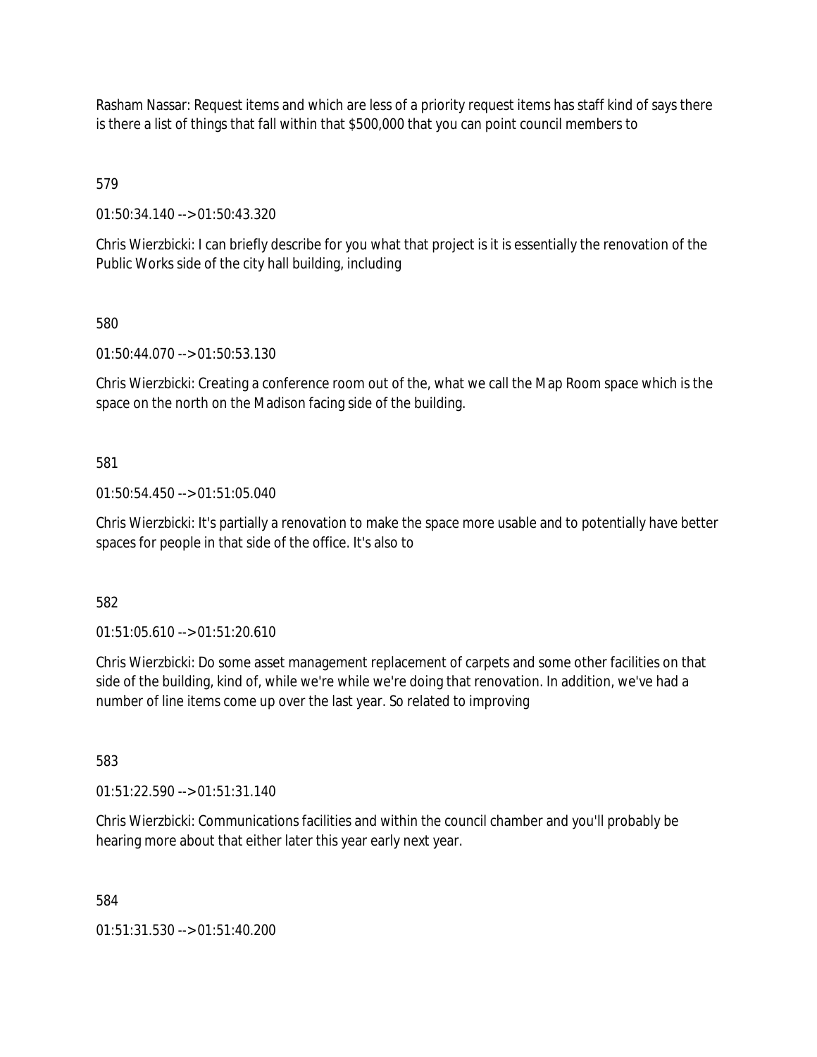Rasham Nassar: Request items and which are less of a priority request items has staff kind of says there is there a list of things that fall within that $500,000 that you can point council members to

579

01:50:34.140 --> 01:50:43.320

Chris Wierzbicki: I can briefly describe for you what that project is it is essentially the renovation of the Public Works side of the city hall building, including

580

01:50:44.070 --> 01:50:53.130

Chris Wierzbicki: Creating a conference room out of the, what we call the Map Room space which is the space on the north on the Madison facing side of the building.

581

01:50:54.450 --> 01:51:05.040

Chris Wierzbicki: It's partially a renovation to make the space more usable and to potentially have better spaces for people in that side of the office. It's also to

582

01:51:05.610 --> 01:51:20.610

Chris Wierzbicki: Do some asset management replacement of carpets and some other facilities on that side of the building, kind of, while we're while we're doing that renovation. In addition, we've had a number of line items come up over the last year. So related to improving

583

01:51:22.590 --> 01:51:31.140

Chris Wierzbicki: Communications facilities and within the council chamber and you'll probably be hearing more about that either later this year early next year.

584

01:51:31.530 --> 01:51:40.200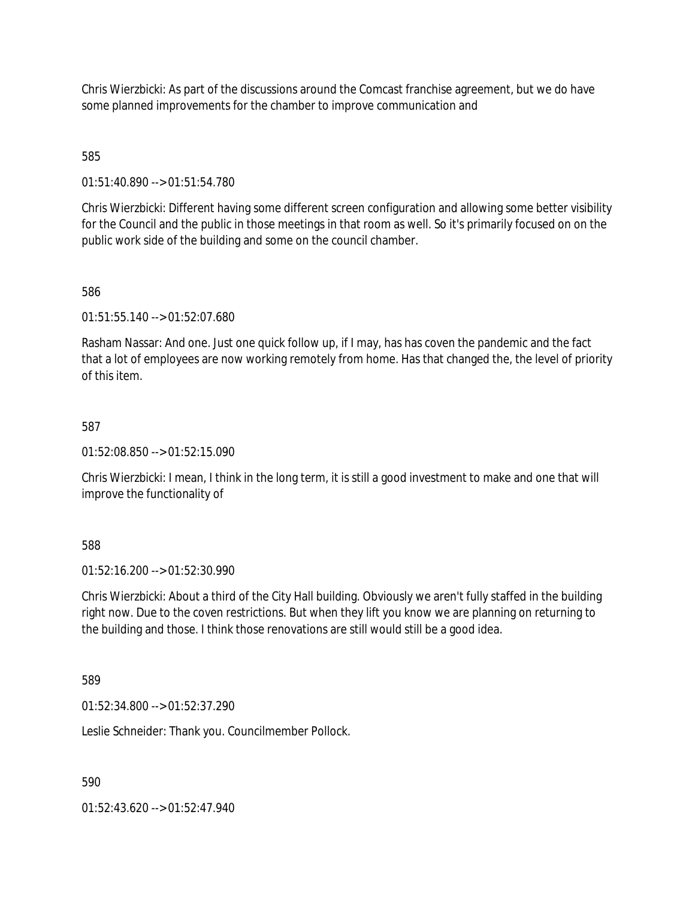Chris Wierzbicki: As part of the discussions around the Comcast franchise agreement, but we do have some planned improvements for the chamber to improve communication and

585

01:51:40.890 --> 01:51:54.780

Chris Wierzbicki: Different having some different screen configuration and allowing some better visibility for the Council and the public in those meetings in that room as well. So it's primarily focused on on the public work side of the building and some on the council chamber.

586

01:51:55.140 --> 01:52:07.680

Rasham Nassar: And one. Just one quick follow up, if I may, has has coven the pandemic and the fact that a lot of employees are now working remotely from home. Has that changed the, the level of priority of this item.

587

01:52:08.850 --> 01:52:15.090

Chris Wierzbicki: I mean, I think in the long term, it is still a good investment to make and one that will improve the functionality of

588

01:52:16.200 --> 01:52:30.990

Chris Wierzbicki: About a third of the City Hall building. Obviously we aren't fully staffed in the building right now. Due to the coven restrictions. But when they lift you know we are planning on returning to the building and those. I think those renovations are still would still be a good idea.

589

01:52:34.800 --> 01:52:37.290

Leslie Schneider: Thank you. Councilmember Pollock.

590

01:52:43.620 --> 01:52:47.940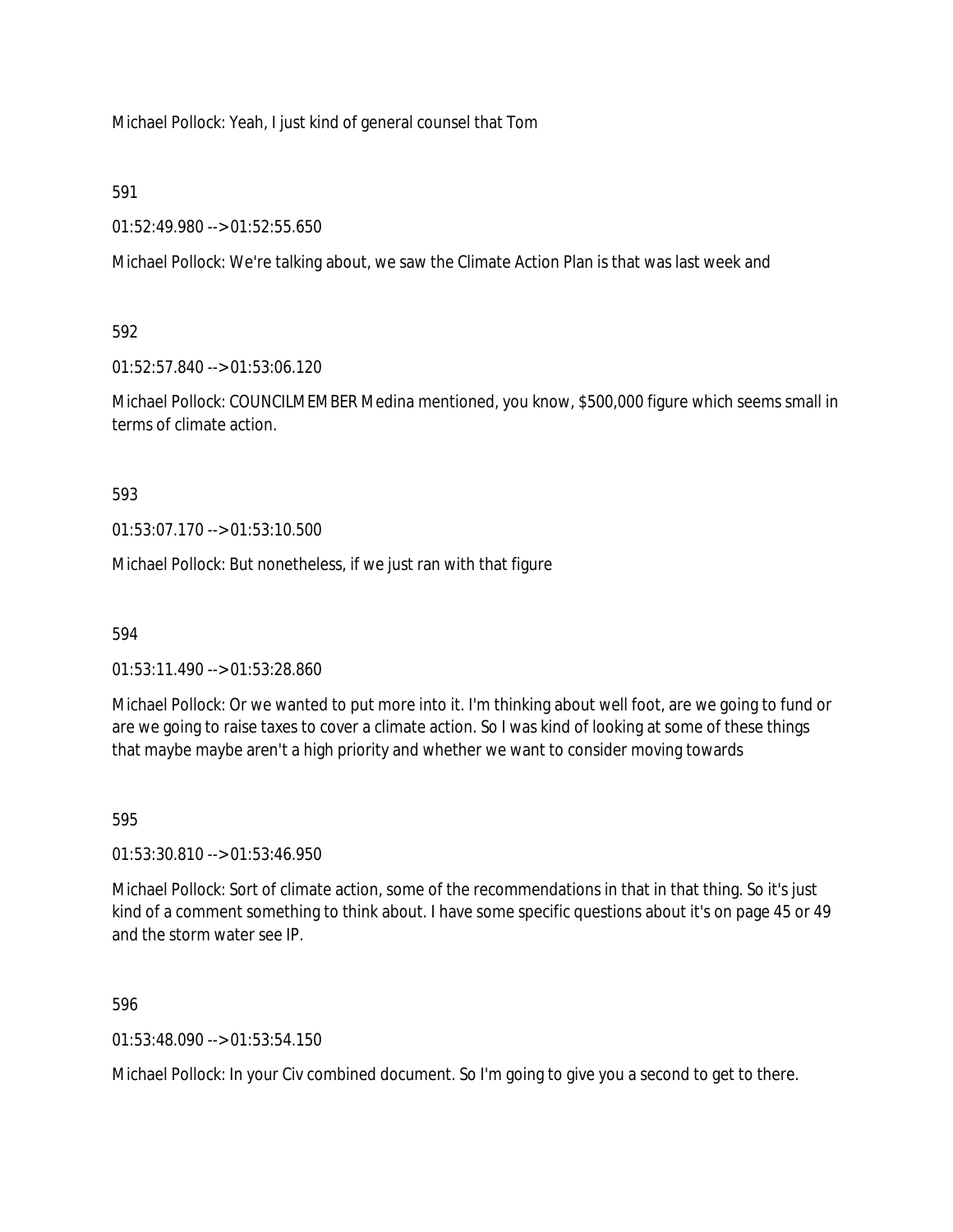Michael Pollock: Yeah, I just kind of general counsel that Tom

591

01:52:49.980 --> 01:52:55.650

Michael Pollock: We're talking about, we saw the Climate Action Plan is that was last week and

592

01:52:57.840 --> 01:53:06.120

Michael Pollock: COUNCILMEMBER Medina mentioned, you know, $500,000 figure which seems small in terms of climate action.

593

01:53:07.170 --> 01:53:10.500

Michael Pollock: But nonetheless, if we just ran with that figure

594

01:53:11.490 --> 01:53:28.860

Michael Pollock: Or we wanted to put more into it. I'm thinking about well foot, are we going to fund or are we going to raise taxes to cover a climate action. So I was kind of looking at some of these things that maybe maybe aren't a high priority and whether we want to consider moving towards

595

01:53:30.810 --> 01:53:46.950

Michael Pollock: Sort of climate action, some of the recommendations in that in that thing. So it's just kind of a comment something to think about. I have some specific questions about it's on page 45 or 49 and the storm water see IP.

596

01:53:48.090 --> 01:53:54.150

Michael Pollock: In your Civ combined document. So I'm going to give you a second to get to there.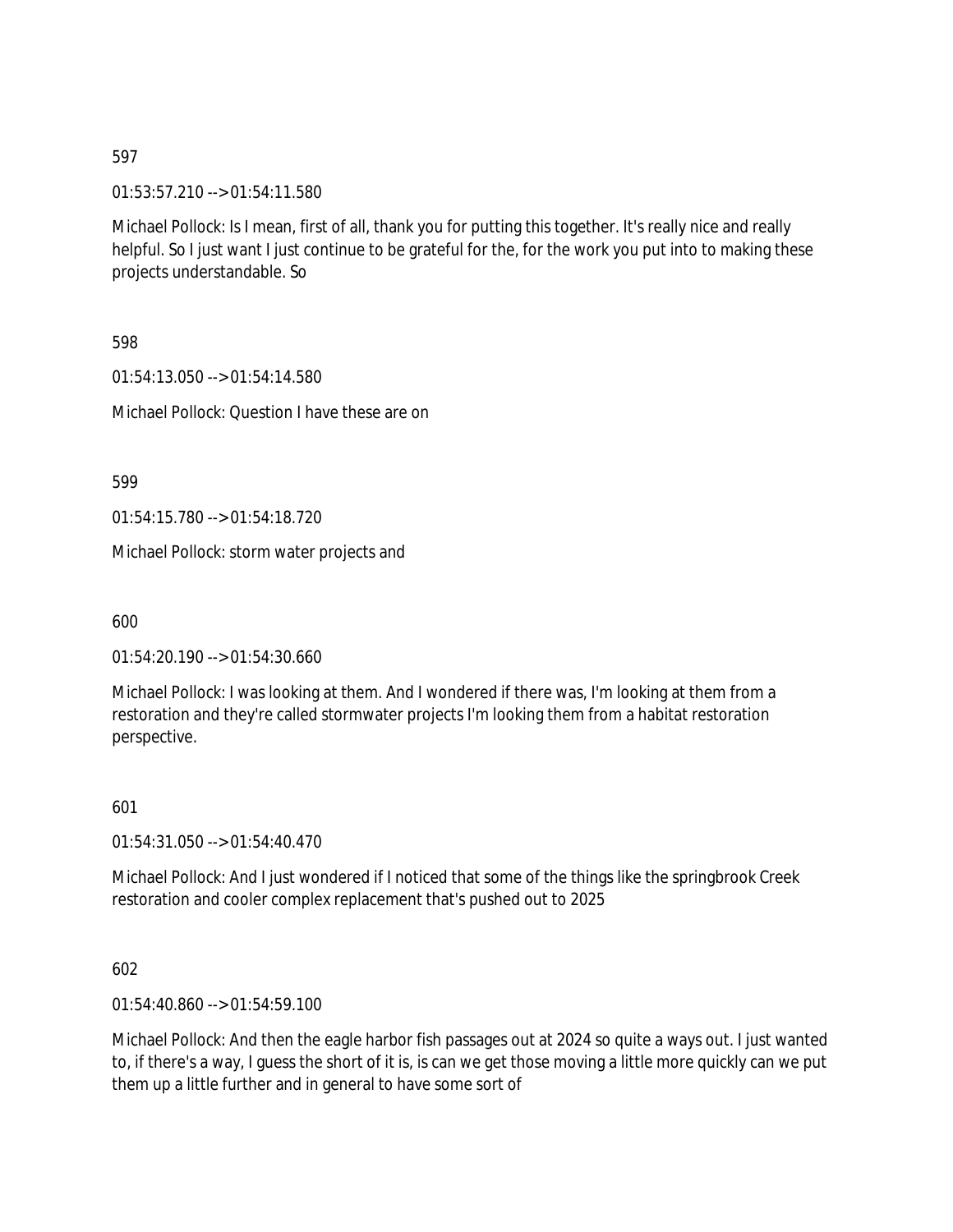597

01:53:57.210 --> 01:54:11.580

Michael Pollock: Is I mean, first of all, thank you for putting this together. It's really nice and really helpful. So I just want I just continue to be grateful for the, for the work you put into to making these projects understandable. So

598

01:54:13.050 --> 01:54:14.580

Michael Pollock: Question I have these are on

599

01:54:15.780 --> 01:54:18.720

Michael Pollock: storm water projects and

600

01:54:20.190 --> 01:54:30.660

Michael Pollock: I was looking at them. And I wondered if there was, I'm looking at them from a restoration and they're called stormwater projects I'm looking them from a habitat restoration perspective.

601

01:54:31.050 --> 01:54:40.470

Michael Pollock: And I just wondered if I noticed that some of the things like the springbrook Creek restoration and cooler complex replacement that's pushed out to 2025

602

01:54:40.860 --> 01:54:59.100

Michael Pollock: And then the eagle harbor fish passages out at 2024 so quite a ways out. I just wanted to, if there's a way, I guess the short of it is, is can we get those moving a little more quickly can we put them up a little further and in general to have some sort of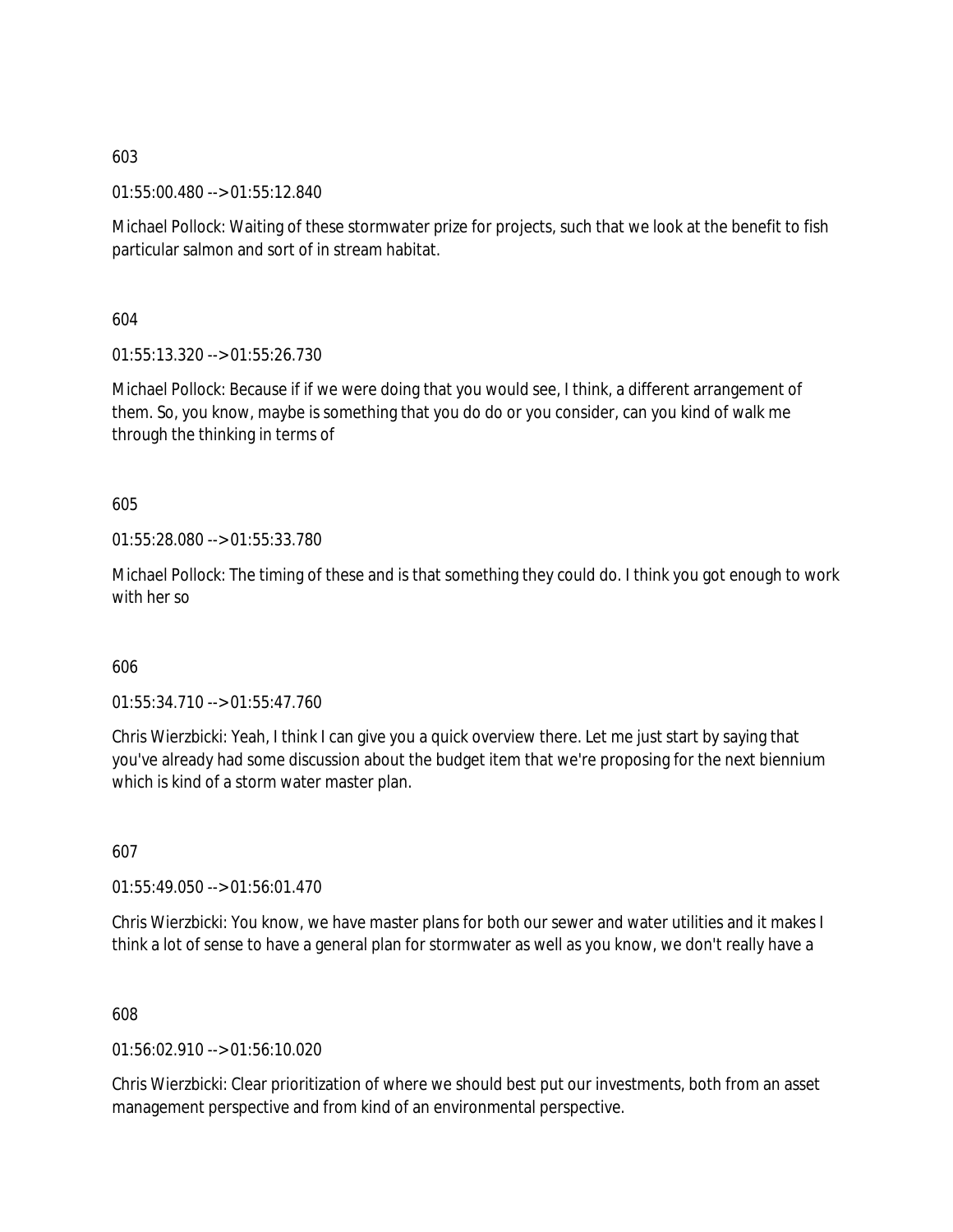603

01:55:00.480 --> 01:55:12.840

Michael Pollock: Waiting of these stormwater prize for projects, such that we look at the benefit to fish particular salmon and sort of in stream habitat.

604

01:55:13.320 --> 01:55:26.730

Michael Pollock: Because if if we were doing that you would see, I think, a different arrangement of them. So, you know, maybe is something that you do do or you consider, can you kind of walk me through the thinking in terms of

605

01:55:28.080 --> 01:55:33.780

Michael Pollock: The timing of these and is that something they could do. I think you got enough to work with her so

606

01:55:34.710 --> 01:55:47.760

Chris Wierzbicki: Yeah, I think I can give you a quick overview there. Let me just start by saying that you've already had some discussion about the budget item that we're proposing for the next biennium which is kind of a storm water master plan.

607

01:55:49.050 --> 01:56:01.470

Chris Wierzbicki: You know, we have master plans for both our sewer and water utilities and it makes I think a lot of sense to have a general plan for stormwater as well as you know, we don't really have a

608

01:56:02.910 --> 01:56:10.020

Chris Wierzbicki: Clear prioritization of where we should best put our investments, both from an asset management perspective and from kind of an environmental perspective.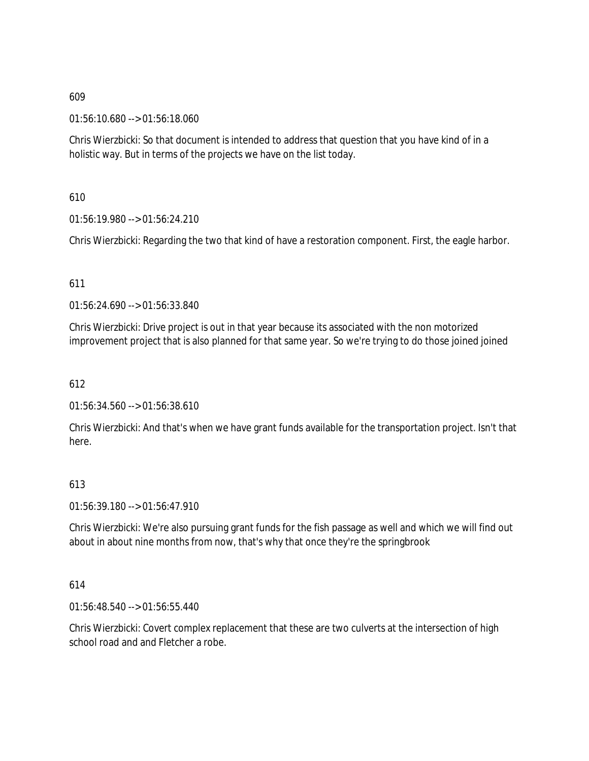609

01:56:10.680 --> 01:56:18.060

Chris Wierzbicki: So that document is intended to address that question that you have kind of in a holistic way. But in terms of the projects we have on the list today.

610

01:56:19.980 --> 01:56:24.210

Chris Wierzbicki: Regarding the two that kind of have a restoration component. First, the eagle harbor.

611

01:56:24.690 --> 01:56:33.840

Chris Wierzbicki: Drive project is out in that year because its associated with the non motorized improvement project that is also planned for that same year. So we're trying to do those joined joined

612

01:56:34.560 --> 01:56:38.610

Chris Wierzbicki: And that's when we have grant funds available for the transportation project. Isn't that here.

613

01:56:39.180 --> 01:56:47.910

Chris Wierzbicki: We're also pursuing grant funds for the fish passage as well and which we will find out about in about nine months from now, that's why that once they're the springbrook

614

01:56:48.540 --> 01:56:55.440

Chris Wierzbicki: Covert complex replacement that these are two culverts at the intersection of high school road and and Fletcher a robe.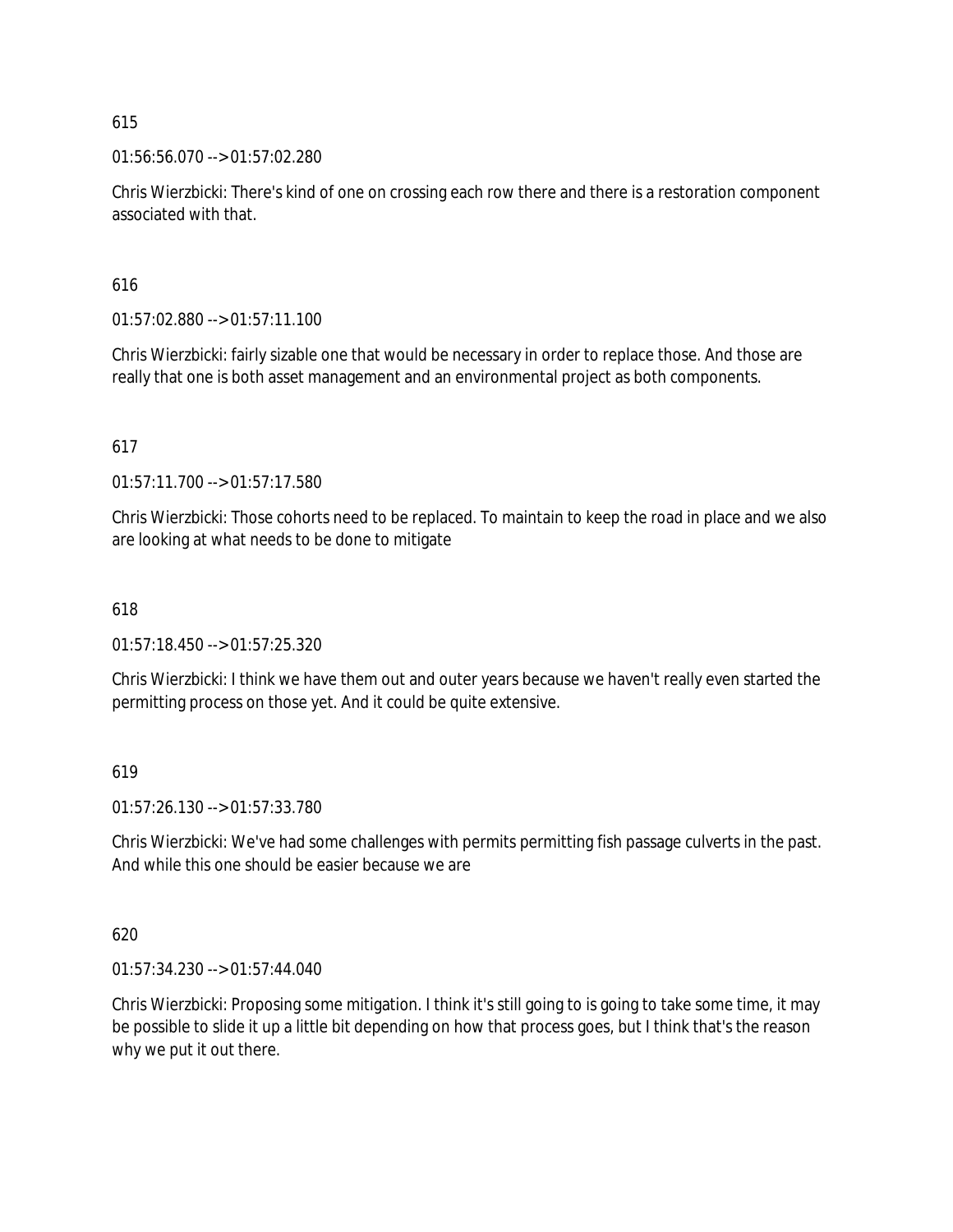615

01:56:56.070 --> 01:57:02.280

Chris Wierzbicki: There's kind of one on crossing each row there and there is a restoration component associated with that.

616

01:57:02.880 --> 01:57:11.100

Chris Wierzbicki: fairly sizable one that would be necessary in order to replace those. And those are really that one is both asset management and an environmental project as both components.

617

01:57:11.700 --> 01:57:17.580

Chris Wierzbicki: Those cohorts need to be replaced. To maintain to keep the road in place and we also are looking at what needs to be done to mitigate

618

01:57:18.450 --> 01:57:25.320

Chris Wierzbicki: I think we have them out and outer years because we haven't really even started the permitting process on those yet. And it could be quite extensive.

619

01:57:26.130 --> 01:57:33.780

Chris Wierzbicki: We've had some challenges with permits permitting fish passage culverts in the past. And while this one should be easier because we are

620

01:57:34.230 --> 01:57:44.040

Chris Wierzbicki: Proposing some mitigation. I think it's still going to is going to take some time, it may be possible to slide it up a little bit depending on how that process goes, but I think that's the reason why we put it out there.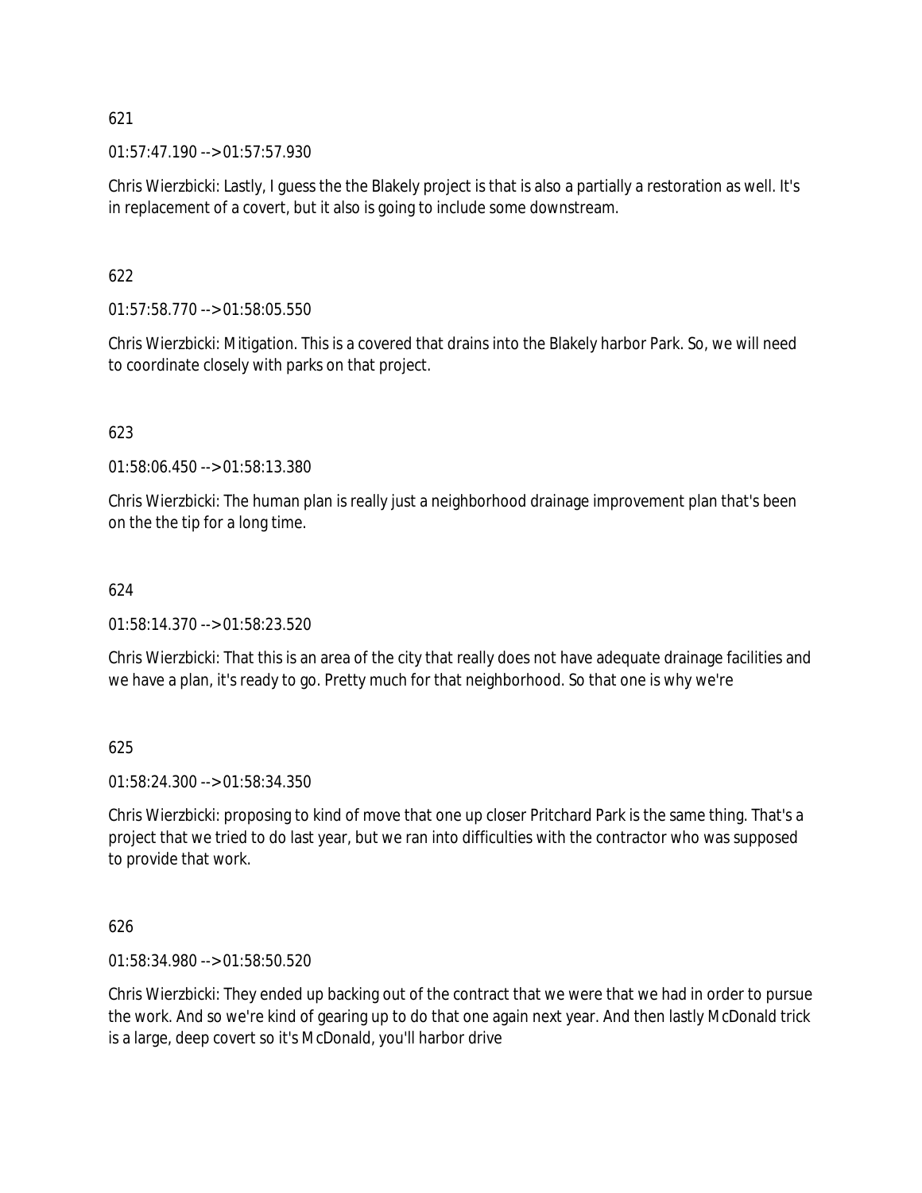621

01:57:47.190 --> 01:57:57.930

Chris Wierzbicki: Lastly, I guess the the Blakely project is that is also a partially a restoration as well. It's in replacement of a covert, but it also is going to include some downstream.

622

01:57:58.770 --> 01:58:05.550

Chris Wierzbicki: Mitigation. This is a covered that drains into the Blakely harbor Park. So, we will need to coordinate closely with parks on that project.

623

01:58:06.450 --> 01:58:13.380

Chris Wierzbicki: The human plan is really just a neighborhood drainage improvement plan that's been on the the tip for a long time.

624

01:58:14.370 --> 01:58:23.520

Chris Wierzbicki: That this is an area of the city that really does not have adequate drainage facilities and we have a plan, it's ready to go. Pretty much for that neighborhood. So that one is why we're

625

01:58:24.300 --> 01:58:34.350

Chris Wierzbicki: proposing to kind of move that one up closer Pritchard Park is the same thing. That's a project that we tried to do last year, but we ran into difficulties with the contractor who was supposed to provide that work.

626

01:58:34.980 --> 01:58:50.520

Chris Wierzbicki: They ended up backing out of the contract that we were that we had in order to pursue the work. And so we're kind of gearing up to do that one again next year. And then lastly McDonald trick is a large, deep covert so it's McDonald, you'll harbor drive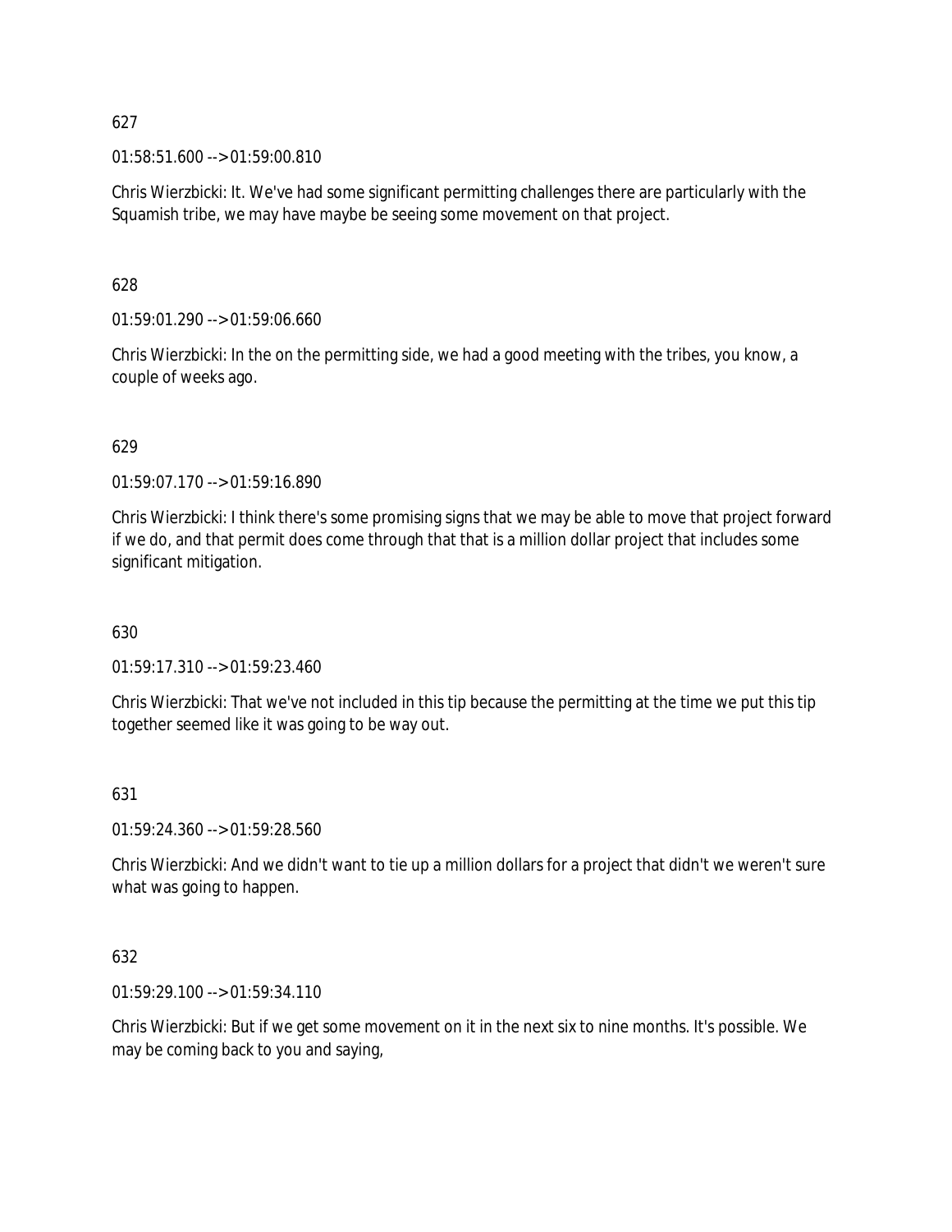627

01:58:51.600 --> 01:59:00.810

Chris Wierzbicki: It. We've had some significant permitting challenges there are particularly with the Squamish tribe, we may have maybe be seeing some movement on that project.

628

01:59:01.290 --> 01:59:06.660

Chris Wierzbicki: In the on the permitting side, we had a good meeting with the tribes, you know, a couple of weeks ago.

629

01:59:07.170 --> 01:59:16.890

Chris Wierzbicki: I think there's some promising signs that we may be able to move that project forward if we do, and that permit does come through that that is a million dollar project that includes some significant mitigation.

630

01:59:17.310 --> 01:59:23.460

Chris Wierzbicki: That we've not included in this tip because the permitting at the time we put this tip together seemed like it was going to be way out.

631

01:59:24.360 --> 01:59:28.560

Chris Wierzbicki: And we didn't want to tie up a million dollars for a project that didn't we weren't sure what was going to happen.

632

01:59:29.100 --> 01:59:34.110

Chris Wierzbicki: But if we get some movement on it in the next six to nine months. It's possible. We may be coming back to you and saying,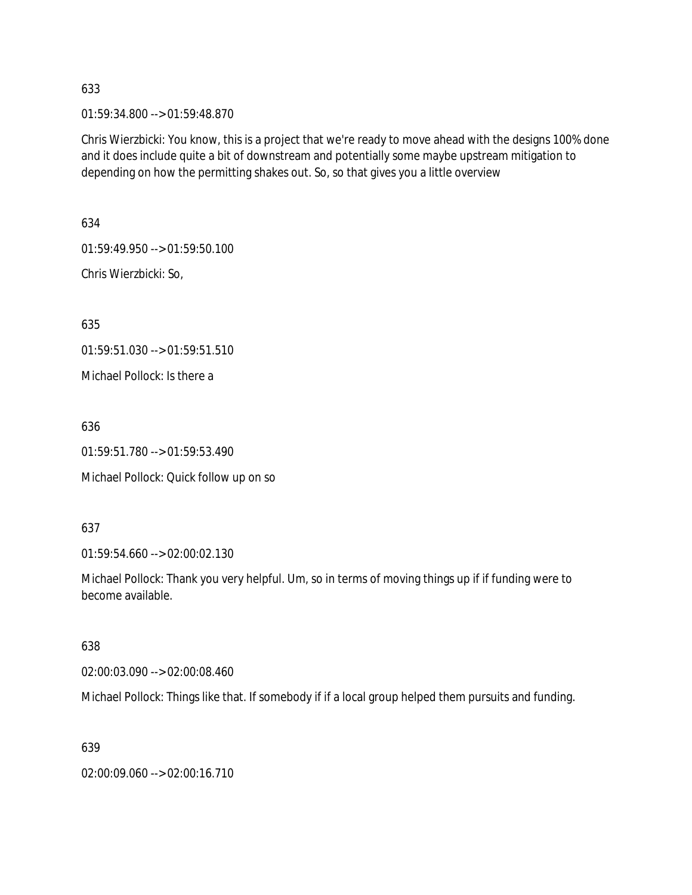633

01:59:34.800 --> 01:59:48.870

Chris Wierzbicki: You know, this is a project that we're ready to move ahead with the designs 100% done and it does include quite a bit of downstream and potentially some maybe upstream mitigation to depending on how the permitting shakes out. So, so that gives you a little overview

634

01:59:49.950 --> 01:59:50.100

Chris Wierzbicki: So,

635

01:59:51.030 --> 01:59:51.510

Michael Pollock: Is there a

636

01:59:51.780 --> 01:59:53.490

Michael Pollock: Quick follow up on so

637

01:59:54.660 --> 02:00:02.130

Michael Pollock: Thank you very helpful. Um, so in terms of moving things up if if funding were to become available.

638

02:00:03.090 --> 02:00:08.460

Michael Pollock: Things like that. If somebody if if a local group helped them pursuits and funding.

639

02:00:09.060 --> 02:00:16.710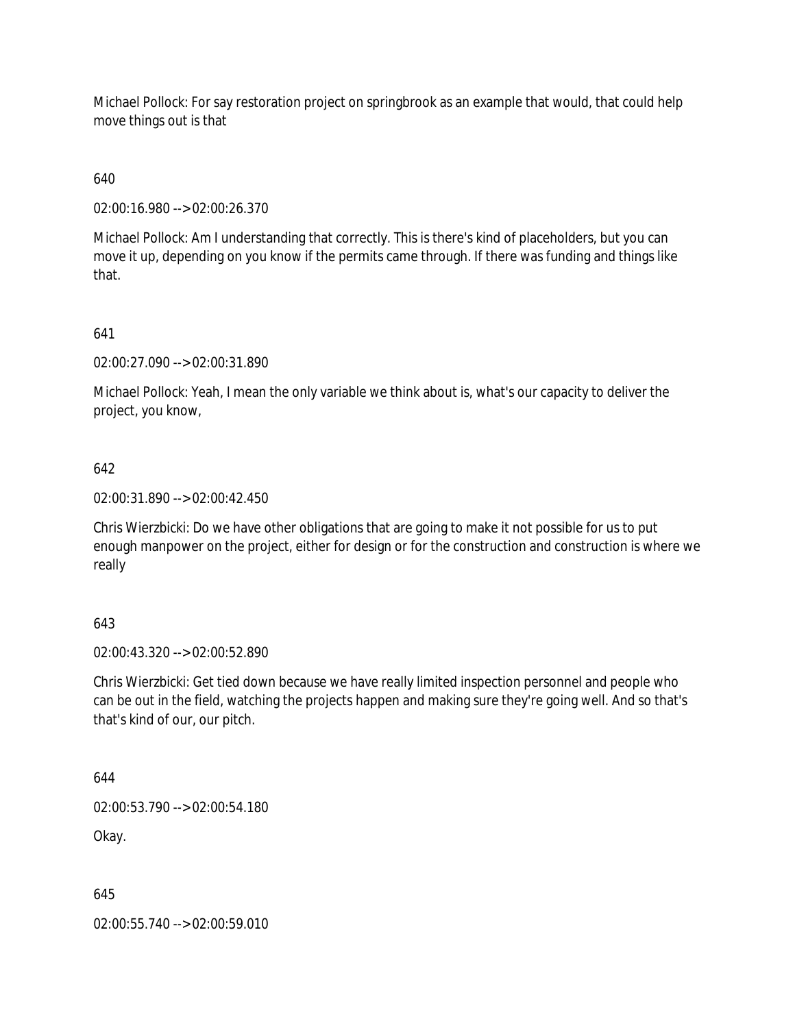Michael Pollock: For say restoration project on springbrook as an example that would, that could help move things out is that

640

02:00:16.980 --> 02:00:26.370

Michael Pollock: Am I understanding that correctly. This is there's kind of placeholders, but you can move it up, depending on you know if the permits came through. If there was funding and things like that.

641

02:00:27.090 --> 02:00:31.890

Michael Pollock: Yeah, I mean the only variable we think about is, what's our capacity to deliver the project, you know,

642

02:00:31.890 --> 02:00:42.450

Chris Wierzbicki: Do we have other obligations that are going to make it not possible for us to put enough manpower on the project, either for design or for the construction and construction is where we really

643

02:00:43.320 --> 02:00:52.890

Chris Wierzbicki: Get tied down because we have really limited inspection personnel and people who can be out in the field, watching the projects happen and making sure they're going well. And so that's that's kind of our, our pitch.

644

02:00:53.790 --> 02:00:54.180

Okay.

645

02:00:55.740 --> 02:00:59.010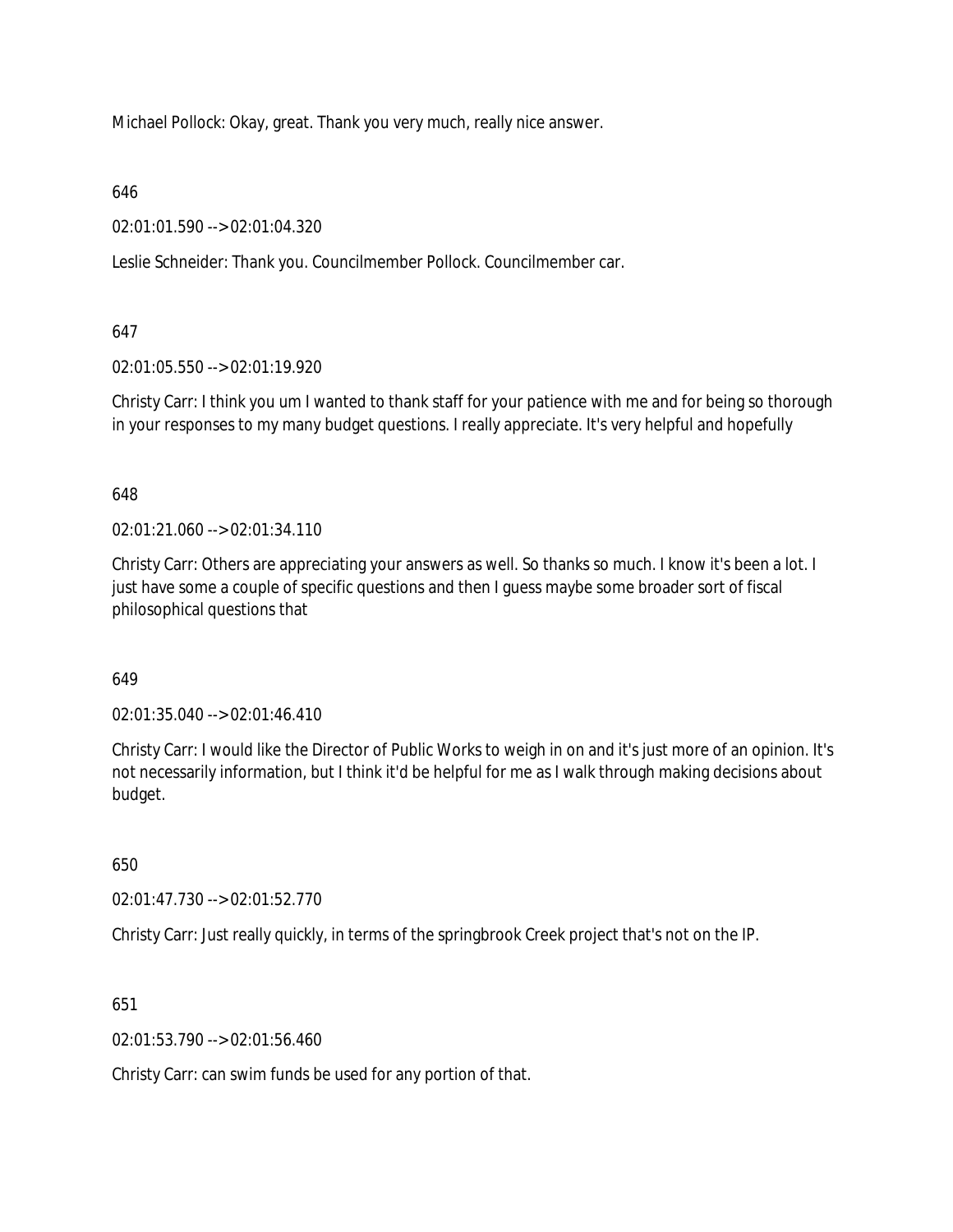Michael Pollock: Okay, great. Thank you very much, really nice answer.

646

02:01:01.590 --> 02:01:04.320

Leslie Schneider: Thank you. Councilmember Pollock. Councilmember car.

647

02:01:05.550 --> 02:01:19.920

Christy Carr: I think you um I wanted to thank staff for your patience with me and for being so thorough in your responses to my many budget questions. I really appreciate. It's very helpful and hopefully

648

02:01:21.060 --> 02:01:34.110

Christy Carr: Others are appreciating your answers as well. So thanks so much. I know it's been a lot. I just have some a couple of specific questions and then I guess maybe some broader sort of fiscal philosophical questions that

649

02:01:35.040 --> 02:01:46.410

Christy Carr: I would like the Director of Public Works to weigh in on and it's just more of an opinion. It's not necessarily information, but I think it'd be helpful for me as I walk through making decisions about budget.

650

02:01:47.730 --> 02:01:52.770

Christy Carr: Just really quickly, in terms of the springbrook Creek project that's not on the IP.

651

02:01:53.790 --> 02:01:56.460

Christy Carr: can swim funds be used for any portion of that.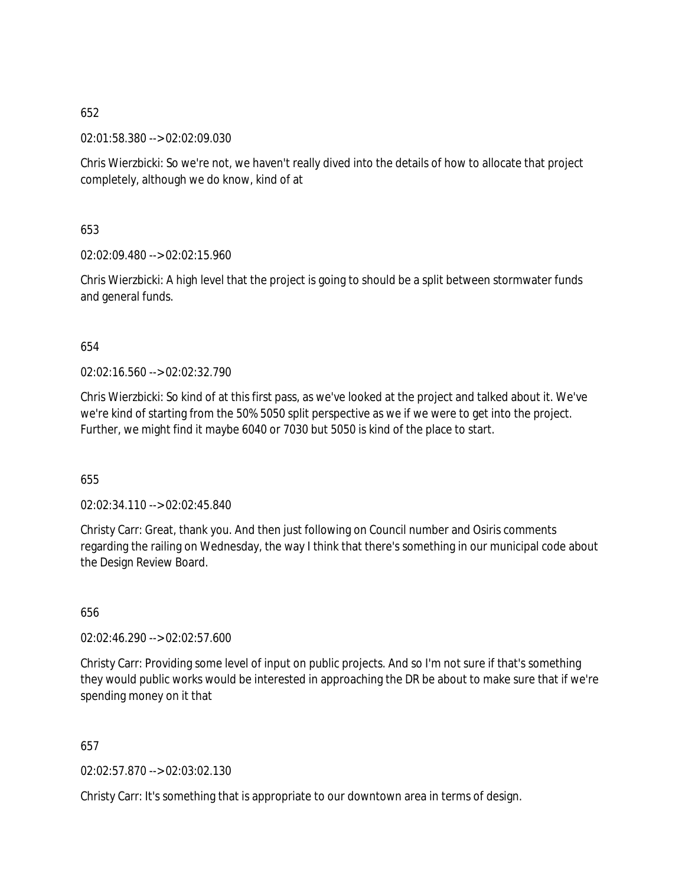652

02:01:58.380 --> 02:02:09.030

Chris Wierzbicki: So we're not, we haven't really dived into the details of how to allocate that project completely, although we do know, kind of at

653

02:02:09.480 --> 02:02:15.960

Chris Wierzbicki: A high level that the project is going to should be a split between stormwater funds and general funds.

654

02:02:16.560 --> 02:02:32.790

Chris Wierzbicki: So kind of at this first pass, as we've looked at the project and talked about it. We've we're kind of starting from the 50% 5050 split perspective as we if we were to get into the project. Further, we might find it maybe 6040 or 7030 but 5050 is kind of the place to start.

655

02:02:34.110 --> 02:02:45.840

Christy Carr: Great, thank you. And then just following on Council number and Osiris comments regarding the railing on Wednesday, the way I think that there's something in our municipal code about the Design Review Board.

656

02:02:46.290 --> 02:02:57.600

Christy Carr: Providing some level of input on public projects. And so I'm not sure if that's something they would public works would be interested in approaching the DR be about to make sure that if we're spending money on it that

657

02:02:57.870 --> 02:03:02.130

Christy Carr: It's something that is appropriate to our downtown area in terms of design.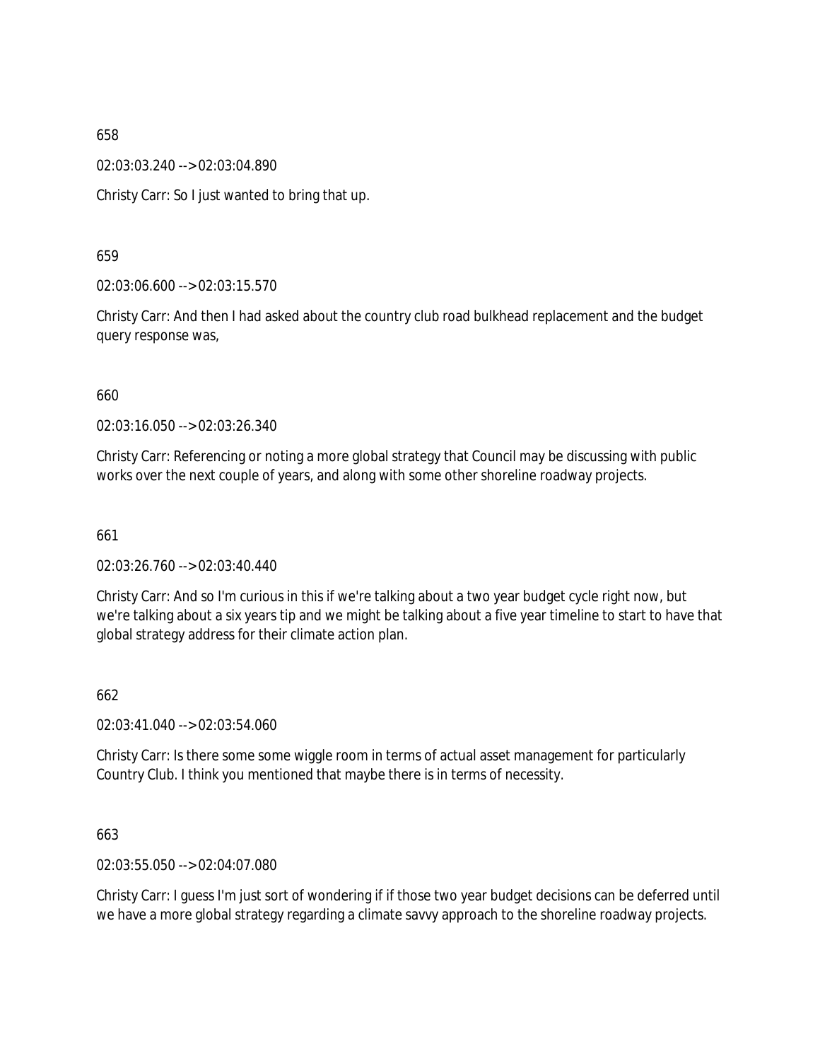658

02:03:03.240 --> 02:03:04.890

Christy Carr: So I just wanted to bring that up.

659

02:03:06.600 --> 02:03:15.570

Christy Carr: And then I had asked about the country club road bulkhead replacement and the budget query response was,

660

02:03:16.050 --> 02:03:26.340

Christy Carr: Referencing or noting a more global strategy that Council may be discussing with public works over the next couple of years, and along with some other shoreline roadway projects.

661

02:03:26.760 --> 02:03:40.440

Christy Carr: And so I'm curious in this if we're talking about a two year budget cycle right now, but we're talking about a six years tip and we might be talking about a five year timeline to start to have that global strategy address for their climate action plan.

662

02:03:41.040 --> 02:03:54.060

Christy Carr: Is there some some wiggle room in terms of actual asset management for particularly Country Club. I think you mentioned that maybe there is in terms of necessity.

663

02:03:55.050 --> 02:04:07.080

Christy Carr: I guess I'm just sort of wondering if if those two year budget decisions can be deferred until we have a more global strategy regarding a climate savvy approach to the shoreline roadway projects.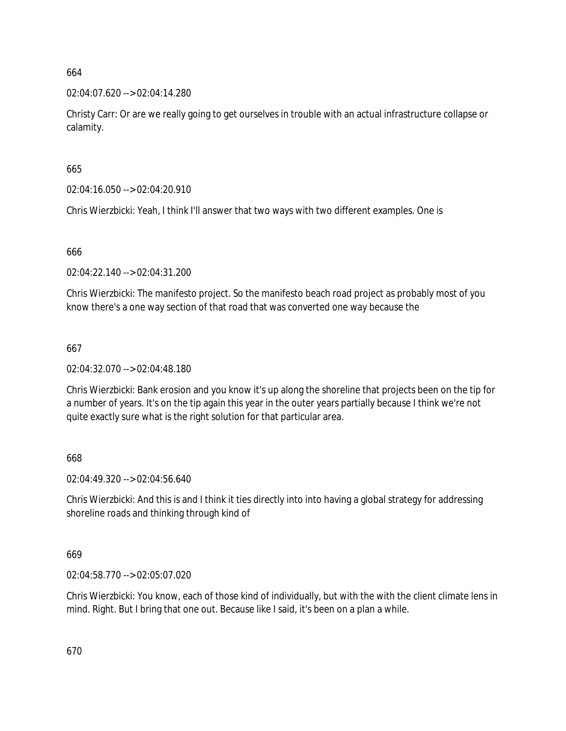664

02:04:07.620 --> 02:04:14.280

Christy Carr: Or are we really going to get ourselves in trouble with an actual infrastructure collapse or calamity.

665

02:04:16.050 --> 02:04:20.910

Chris Wierzbicki: Yeah, I think I'll answer that two ways with two different examples. One is

666

02:04:22.140 --> 02:04:31.200

Chris Wierzbicki: The manifesto project. So the manifesto beach road project as probably most of you know there's a one way section of that road that was converted one way because the

667

02:04:32.070 --> 02:04:48.180

Chris Wierzbicki: Bank erosion and you know it's up along the shoreline that projects been on the tip for a number of years. It's on the tip again this year in the outer years partially because I think we're not quite exactly sure what is the right solution for that particular area.

668

02:04:49.320 --> 02:04:56.640

Chris Wierzbicki: And this is and I think it ties directly into into having a global strategy for addressing shoreline roads and thinking through kind of

669

02:04:58.770 --> 02:05:07.020

Chris Wierzbicki: You know, each of those kind of individually, but with the with the client climate lens in mind. Right. But I bring that one out. Because like I said, it's been on a plan a while.

670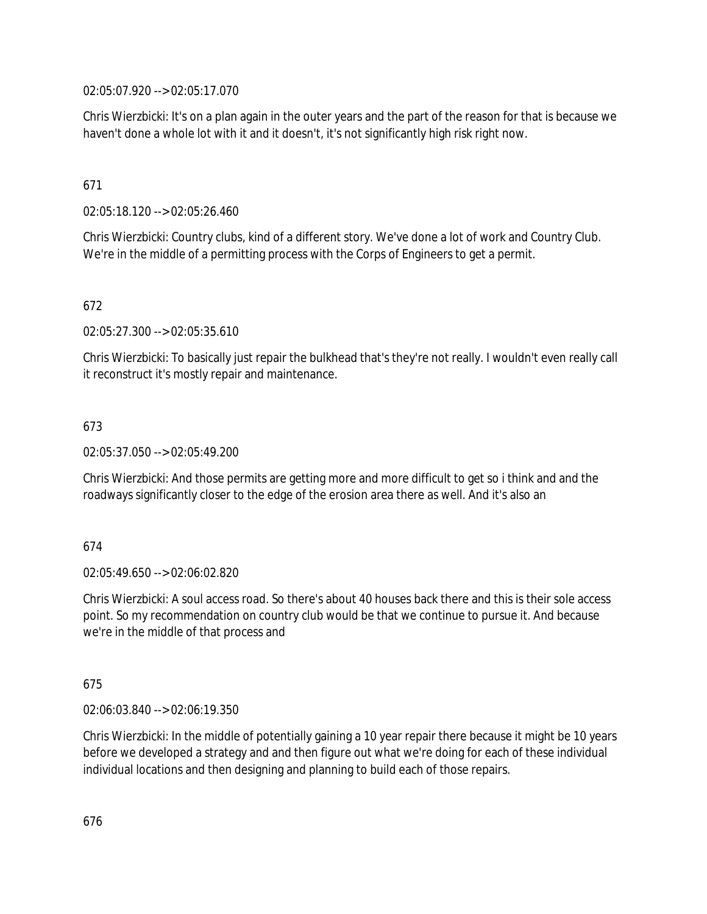02:05:07.920 --> 02:05:17.070

Chris Wierzbicki: It's on a plan again in the outer years and the part of the reason for that is because we haven't done a whole lot with it and it doesn't, it's not significantly high risk right now.

671

02:05:18.120 --> 02:05:26.460

Chris Wierzbicki: Country clubs, kind of a different story. We've done a lot of work and Country Club. We're in the middle of a permitting process with the Corps of Engineers to get a permit.

672

02:05:27.300 --> 02:05:35.610

Chris Wierzbicki: To basically just repair the bulkhead that's they're not really. I wouldn't even really call it reconstruct it's mostly repair and maintenance.

673

02:05:37.050 --> 02:05:49.200

Chris Wierzbicki: And those permits are getting more and more difficult to get so i think and and the roadways significantly closer to the edge of the erosion area there as well. And it's also an

674

02:05:49.650 --> 02:06:02.820

Chris Wierzbicki: A soul access road. So there's about 40 houses back there and this is their sole access point. So my recommendation on country club would be that we continue to pursue it. And because we're in the middle of that process and

675

02:06:03.840 --> 02:06:19.350

Chris Wierzbicki: In the middle of potentially gaining a 10 year repair there because it might be 10 years before we developed a strategy and and then figure out what we're doing for each of these individual individual locations and then designing and planning to build each of those repairs.

676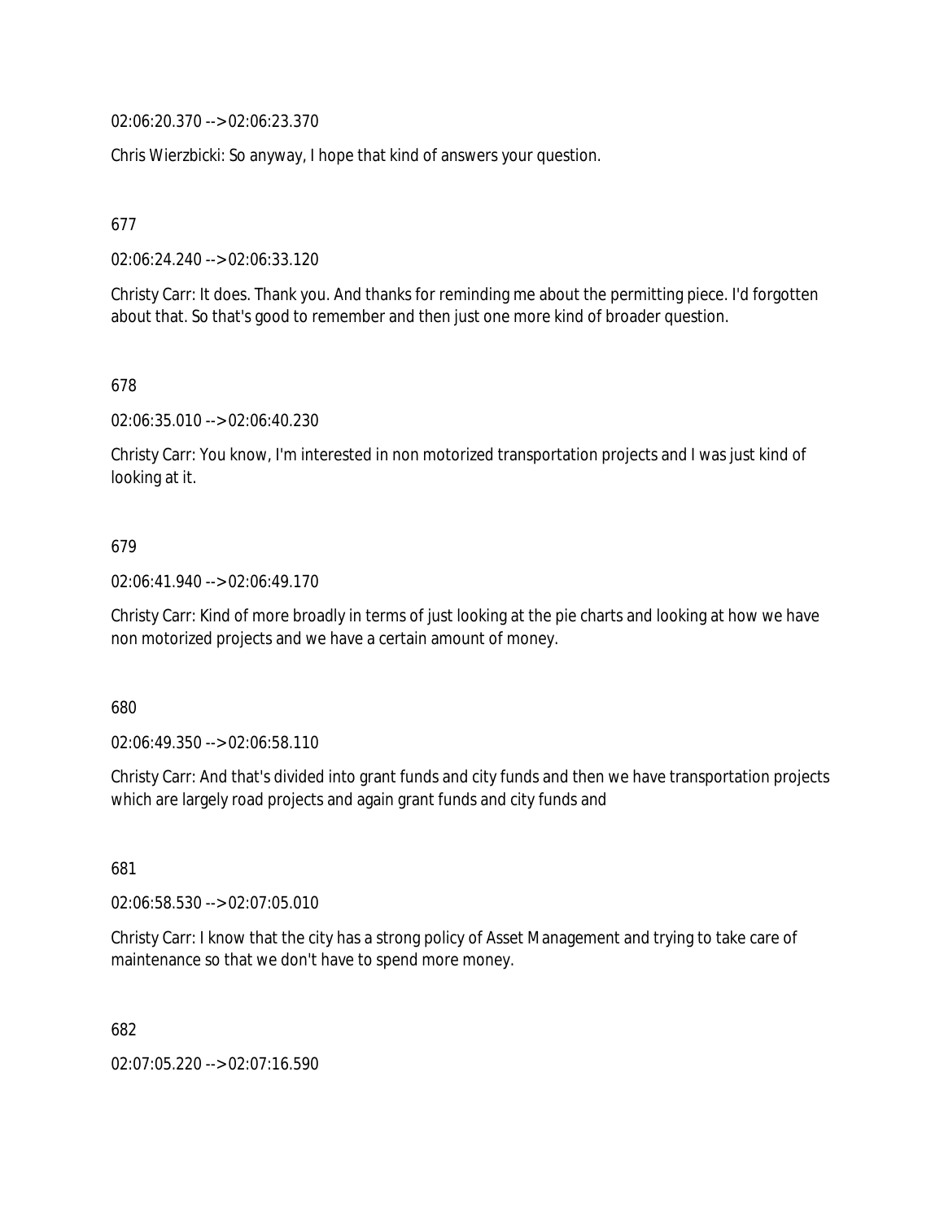02:06:20.370 --> 02:06:23.370

Chris Wierzbicki: So anyway, I hope that kind of answers your question.

677

02:06:24.240 --> 02:06:33.120

Christy Carr: It does. Thank you. And thanks for reminding me about the permitting piece. I'd forgotten about that. So that's good to remember and then just one more kind of broader question.

678

02:06:35.010 --> 02:06:40.230

Christy Carr: You know, I'm interested in non motorized transportation projects and I was just kind of looking at it.

679

02:06:41.940 --> 02:06:49.170

Christy Carr: Kind of more broadly in terms of just looking at the pie charts and looking at how we have non motorized projects and we have a certain amount of money.

680

02:06:49.350 --> 02:06:58.110

Christy Carr: And that's divided into grant funds and city funds and then we have transportation projects which are largely road projects and again grant funds and city funds and

681

02:06:58.530 --> 02:07:05.010

Christy Carr: I know that the city has a strong policy of Asset Management and trying to take care of maintenance so that we don't have to spend more money.

682

02:07:05.220 --> 02:07:16.590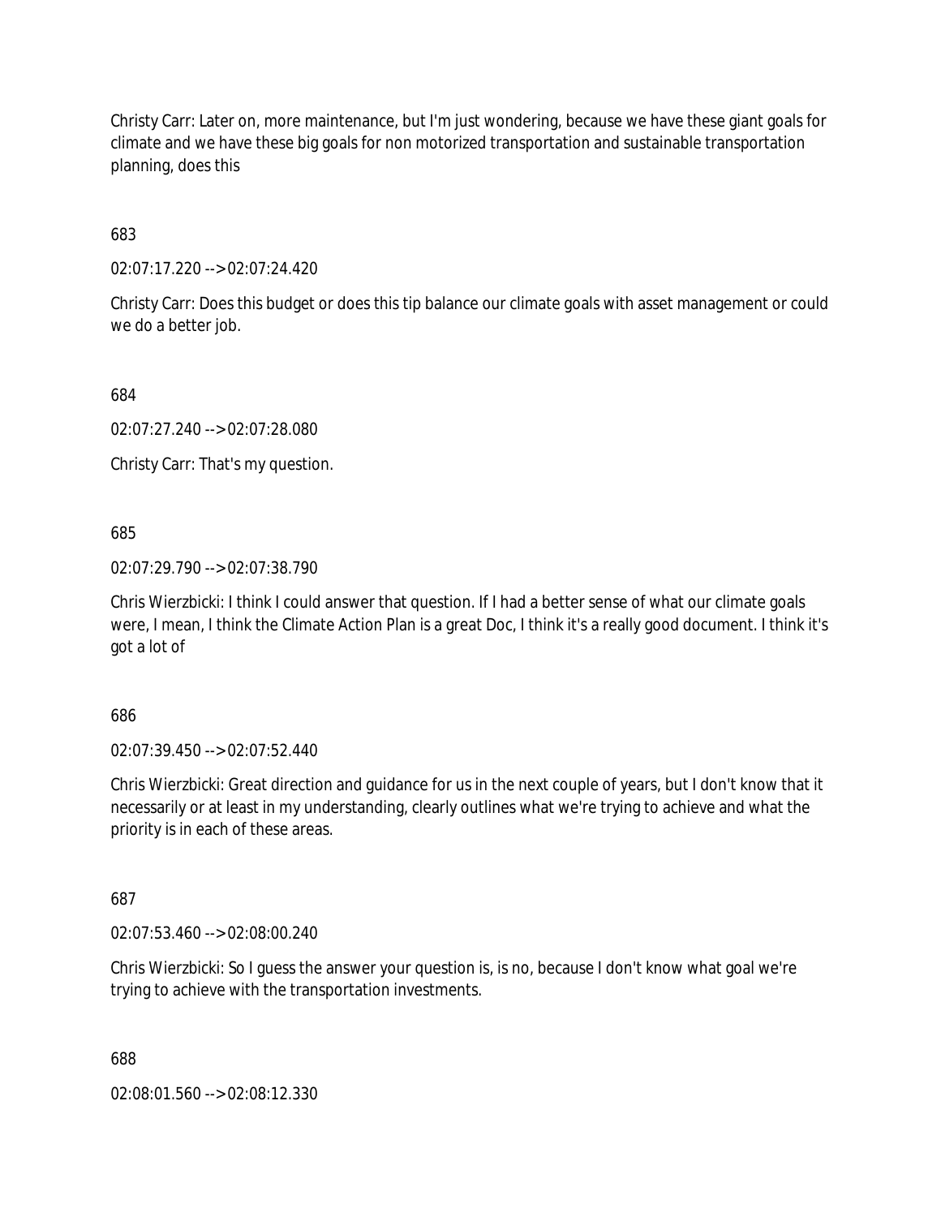Christy Carr: Later on, more maintenance, but I'm just wondering, because we have these giant goals for climate and we have these big goals for non motorized transportation and sustainable transportation planning, does this

683

02:07:17.220 --> 02:07:24.420

Christy Carr: Does this budget or does this tip balance our climate goals with asset management or could we do a better job.

684

02:07:27.240 --> 02:07:28.080

Christy Carr: That's my question.

685

02:07:29.790 --> 02:07:38.790

Chris Wierzbicki: I think I could answer that question. If I had a better sense of what our climate goals were, I mean, I think the Climate Action Plan is a great Doc, I think it's a really good document. I think it's got a lot of

686

02:07:39.450 --> 02:07:52.440

Chris Wierzbicki: Great direction and guidance for us in the next couple of years, but I don't know that it necessarily or at least in my understanding, clearly outlines what we're trying to achieve and what the priority is in each of these areas.

687

02:07:53.460 --> 02:08:00.240

Chris Wierzbicki: So I guess the answer your question is, is no, because I don't know what goal we're trying to achieve with the transportation investments.

688

02:08:01.560 --> 02:08:12.330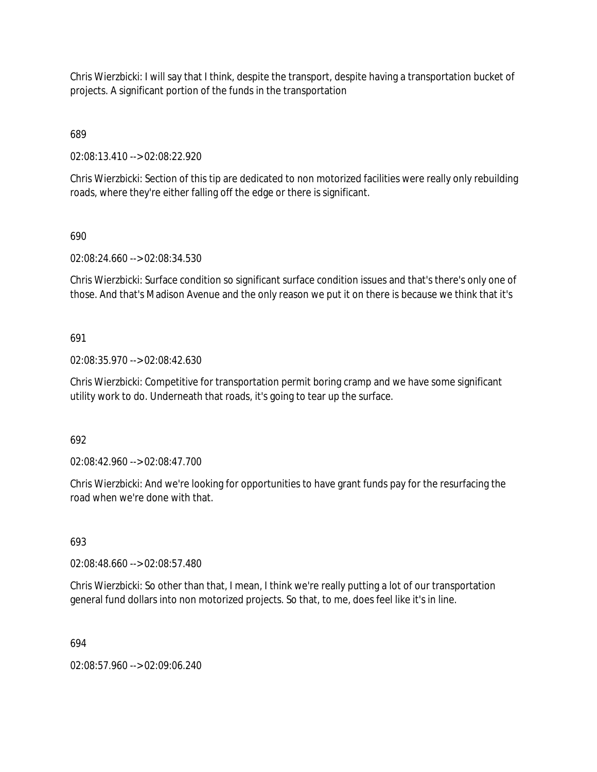Chris Wierzbicki: I will say that I think, despite the transport, despite having a transportation bucket of projects. A significant portion of the funds in the transportation

689

02:08:13.410 --> 02:08:22.920

Chris Wierzbicki: Section of this tip are dedicated to non motorized facilities were really only rebuilding roads, where they're either falling off the edge or there is significant.

690

02:08:24.660 --> 02:08:34.530

Chris Wierzbicki: Surface condition so significant surface condition issues and that's there's only one of those. And that's Madison Avenue and the only reason we put it on there is because we think that it's

691

02:08:35.970 --> 02:08:42.630

Chris Wierzbicki: Competitive for transportation permit boring cramp and we have some significant utility work to do. Underneath that roads, it's going to tear up the surface.

692

02:08:42.960 --> 02:08:47.700

Chris Wierzbicki: And we're looking for opportunities to have grant funds pay for the resurfacing the road when we're done with that.

693

02:08:48.660 --> 02:08:57.480

Chris Wierzbicki: So other than that, I mean, I think we're really putting a lot of our transportation general fund dollars into non motorized projects. So that, to me, does feel like it's in line.

694

02:08:57.960 --> 02:09:06.240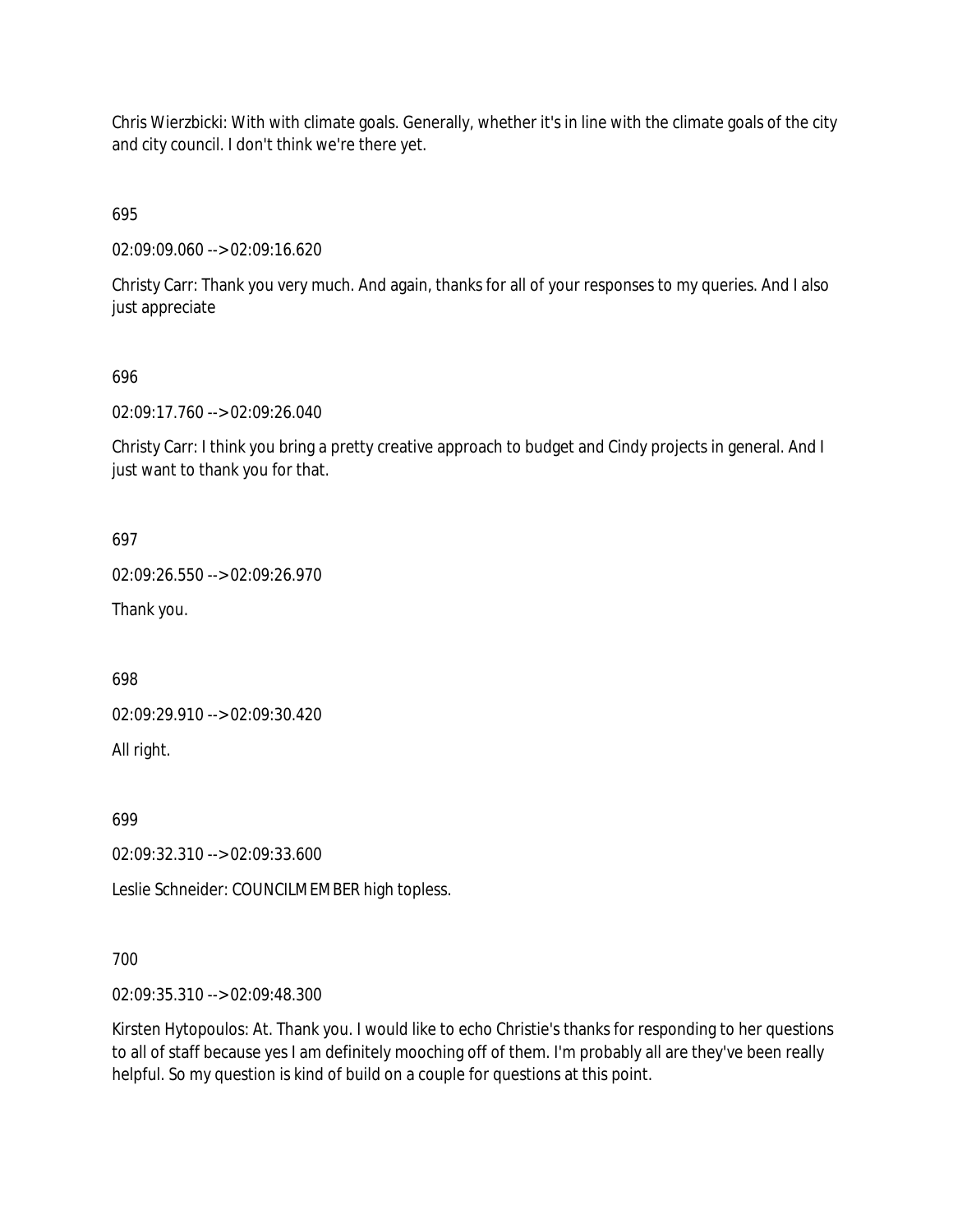Chris Wierzbicki: With with climate goals. Generally, whether it's in line with the climate goals of the city and city council. I don't think we're there yet.

695

02:09:09.060 --> 02:09:16.620

Christy Carr: Thank you very much. And again, thanks for all of your responses to my queries. And I also just appreciate

696

02:09:17.760 --> 02:09:26.040

Christy Carr: I think you bring a pretty creative approach to budget and Cindy projects in general. And I just want to thank you for that.

697

02:09:26.550 --> 02:09:26.970

Thank you.

698

02:09:29.910 --> 02:09:30.420

All right.

699

02:09:32.310 --> 02:09:33.600

Leslie Schneider: COUNCILMEMBER high topless.

700

02:09:35.310 --> 02:09:48.300

Kirsten Hytopoulos: At. Thank you. I would like to echo Christie's thanks for responding to her questions to all of staff because yes I am definitely mooching off of them. I'm probably all are they've been really helpful. So my question is kind of build on a couple for questions at this point.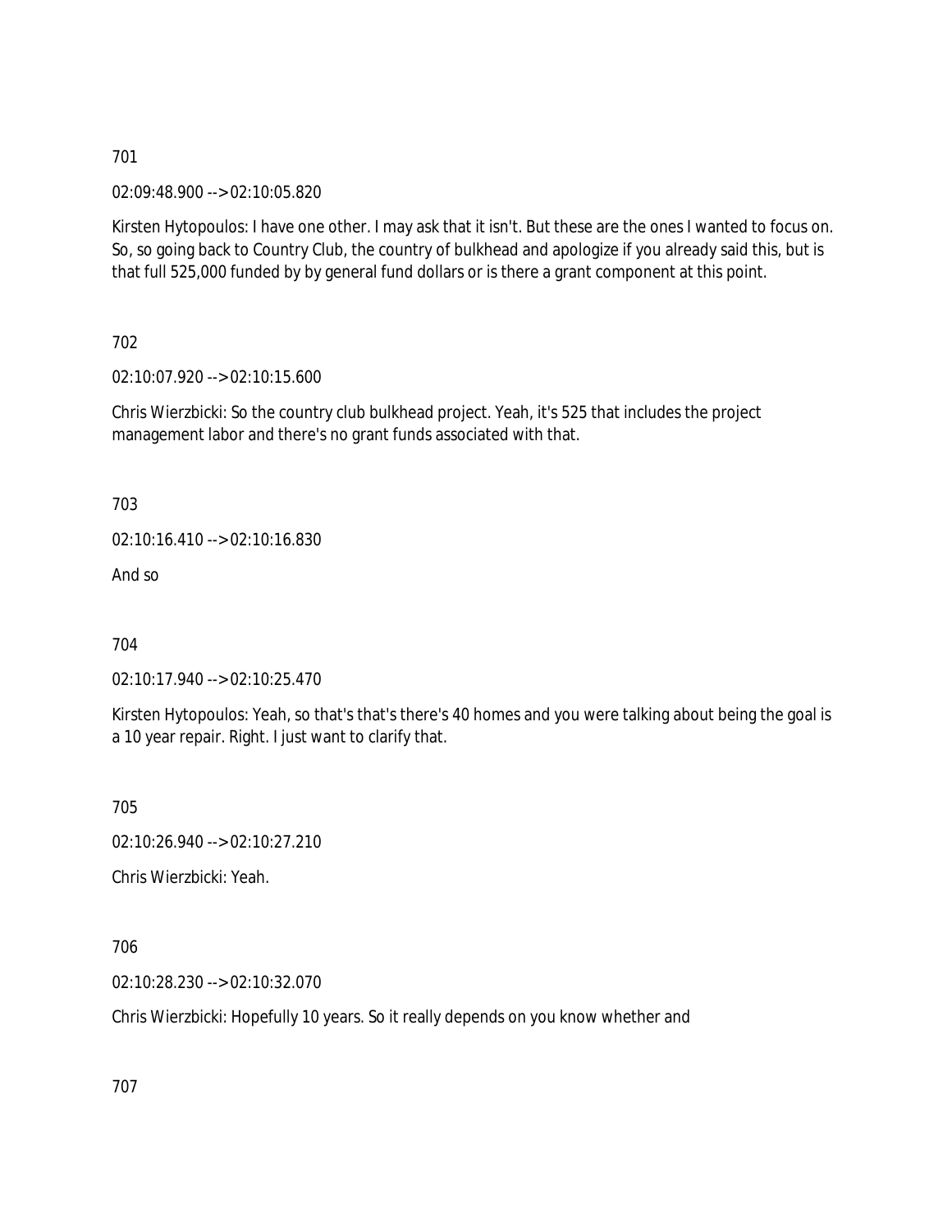701

02:09:48.900 --> 02:10:05.820

Kirsten Hytopoulos: I have one other. I may ask that it isn't. But these are the ones I wanted to focus on. So, so going back to Country Club, the country of bulkhead and apologize if you already said this, but is that full 525,000 funded by by general fund dollars or is there a grant component at this point.

702

02:10:07.920 --> 02:10:15.600

Chris Wierzbicki: So the country club bulkhead project. Yeah, it's 525 that includes the project management labor and there's no grant funds associated with that.

703

02:10:16.410 --> 02:10:16.830

And so

704

02:10:17.940 --> 02:10:25.470

Kirsten Hytopoulos: Yeah, so that's that's there's 40 homes and you were talking about being the goal is a 10 year repair. Right. I just want to clarify that.

705

02:10:26.940 --> 02:10:27.210

Chris Wierzbicki: Yeah.

706

02:10:28.230 --> 02:10:32.070

Chris Wierzbicki: Hopefully 10 years. So it really depends on you know whether and

707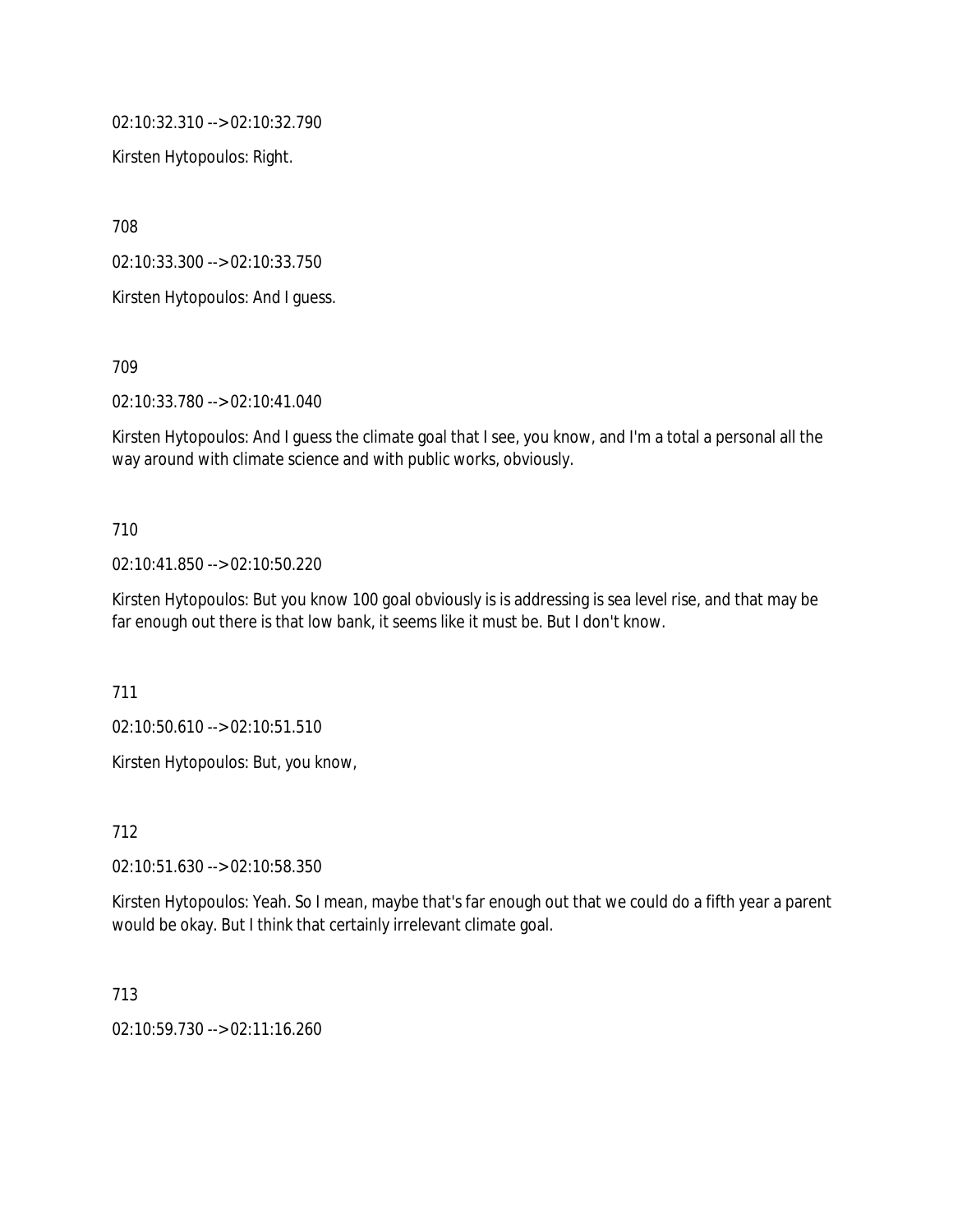02:10:32.310 --> 02:10:32.790

Kirsten Hytopoulos: Right.

708

02:10:33.300 --> 02:10:33.750

Kirsten Hytopoulos: And I guess.

709

02:10:33.780 --> 02:10:41.040

Kirsten Hytopoulos: And I guess the climate goal that I see, you know, and I'm a total a personal all the way around with climate science and with public works, obviously.

710

02:10:41.850 --> 02:10:50.220

Kirsten Hytopoulos: But you know 100 goal obviously is is addressing is sea level rise, and that may be far enough out there is that low bank, it seems like it must be. But I don't know.

711

02:10:50.610 --> 02:10:51.510

Kirsten Hytopoulos: But, you know,

712

02:10:51.630 --> 02:10:58.350

Kirsten Hytopoulos: Yeah. So I mean, maybe that's far enough out that we could do a fifth year a parent would be okay. But I think that certainly irrelevant climate goal.

713

02:10:59.730 --> 02:11:16.260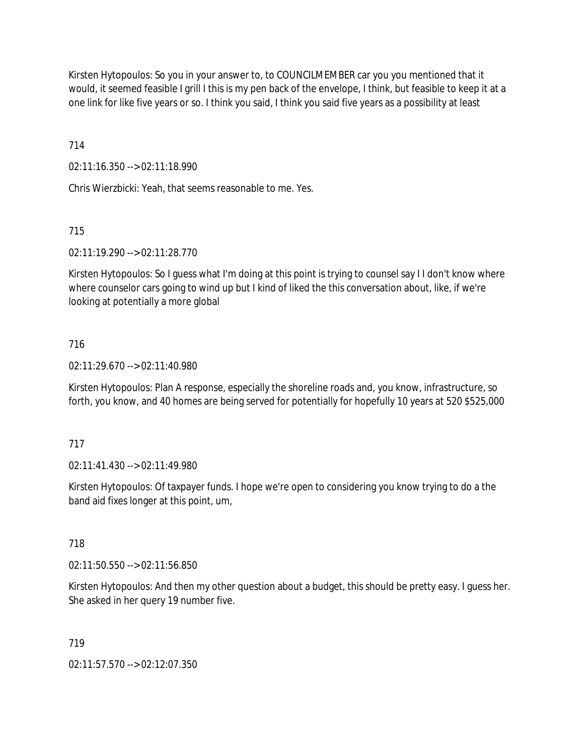Kirsten Hytopoulos: So you in your answer to, to COUNCILMEMBER car you you mentioned that it would, it seemed feasible I grill I this is my pen back of the envelope, I think, but feasible to keep it at a one link for like five years or so. I think you said, I think you said five years as a possibility at least

714

02:11:16.350 --> 02:11:18.990

Chris Wierzbicki: Yeah, that seems reasonable to me. Yes.

715

02:11:19.290 --> 02:11:28.770

Kirsten Hytopoulos: So I guess what I'm doing at this point is trying to counsel say I I don't know where where counselor cars going to wind up but I kind of liked the this conversation about, like, if we're looking at potentially a more global

716

02:11:29.670 --> 02:11:40.980

Kirsten Hytopoulos: Plan A response, especially the shoreline roads and, you know, infrastructure, so forth, you know, and 40 homes are being served for potentially for hopefully 10 years at 520 $525,000

717

02:11:41.430 --> 02:11:49.980

Kirsten Hytopoulos: Of taxpayer funds. I hope we're open to considering you know trying to do a the band aid fixes longer at this point, um,

718

02:11:50.550 --> 02:11:56.850

Kirsten Hytopoulos: And then my other question about a budget, this should be pretty easy. I guess her. She asked in her query 19 number five.

719

02:11:57.570 --> 02:12:07.350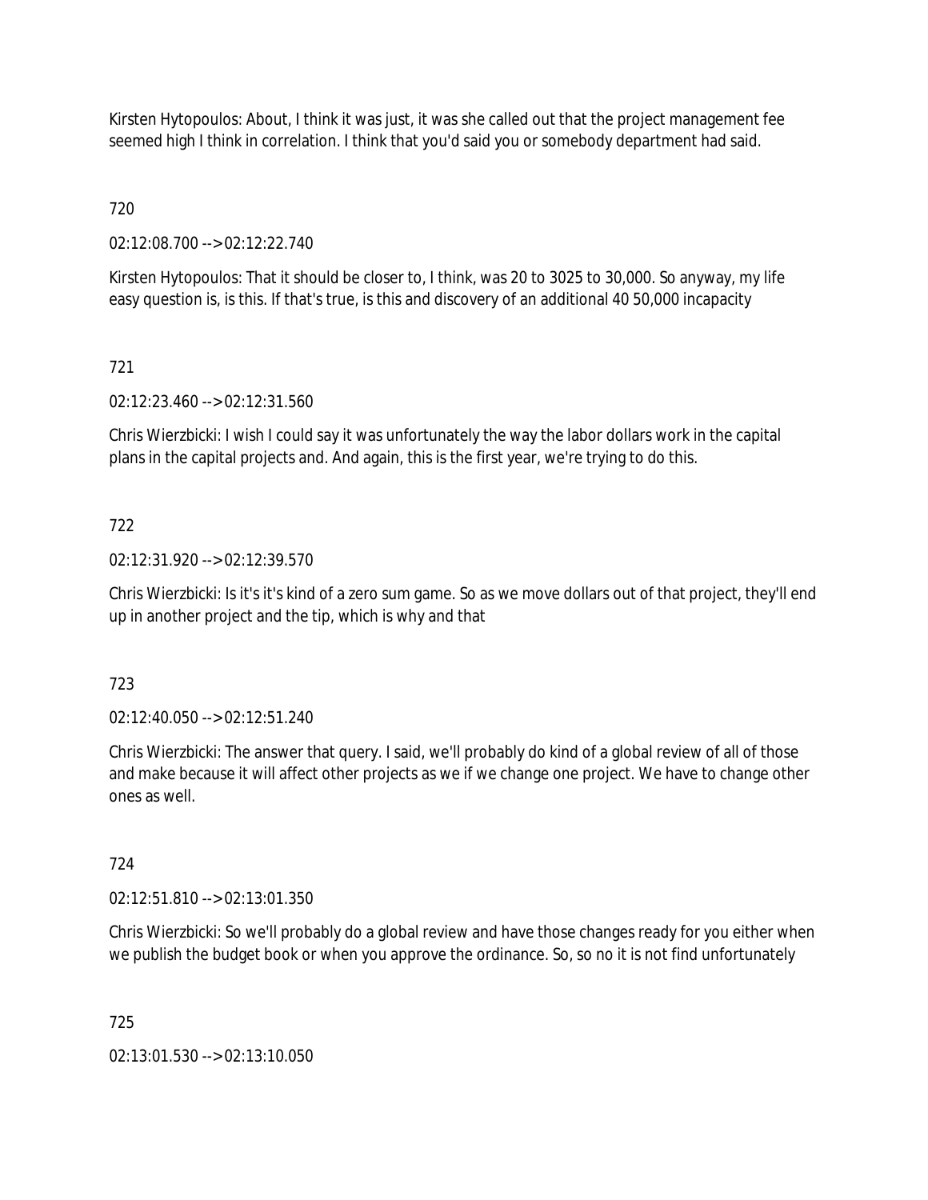Kirsten Hytopoulos: About, I think it was just, it was she called out that the project management fee seemed high I think in correlation. I think that you'd said you or somebody department had said.

720

02:12:08.700 --> 02:12:22.740

Kirsten Hytopoulos: That it should be closer to, I think, was 20 to 3025 to 30,000. So anyway, my life easy question is, is this. If that's true, is this and discovery of an additional 40 50,000 incapacity

721

02:12:23.460 --> 02:12:31.560

Chris Wierzbicki: I wish I could say it was unfortunately the way the labor dollars work in the capital plans in the capital projects and. And again, this is the first year, we're trying to do this.

722

02:12:31.920 --> 02:12:39.570

Chris Wierzbicki: Is it's it's kind of a zero sum game. So as we move dollars out of that project, they'll end up in another project and the tip, which is why and that

723

02:12:40.050 --> 02:12:51.240

Chris Wierzbicki: The answer that query. I said, we'll probably do kind of a global review of all of those and make because it will affect other projects as we if we change one project. We have to change other ones as well.

724

02:12:51.810 --> 02:13:01.350

Chris Wierzbicki: So we'll probably do a global review and have those changes ready for you either when we publish the budget book or when you approve the ordinance. So, so no it is not find unfortunately

725

02:13:01.530 --> 02:13:10.050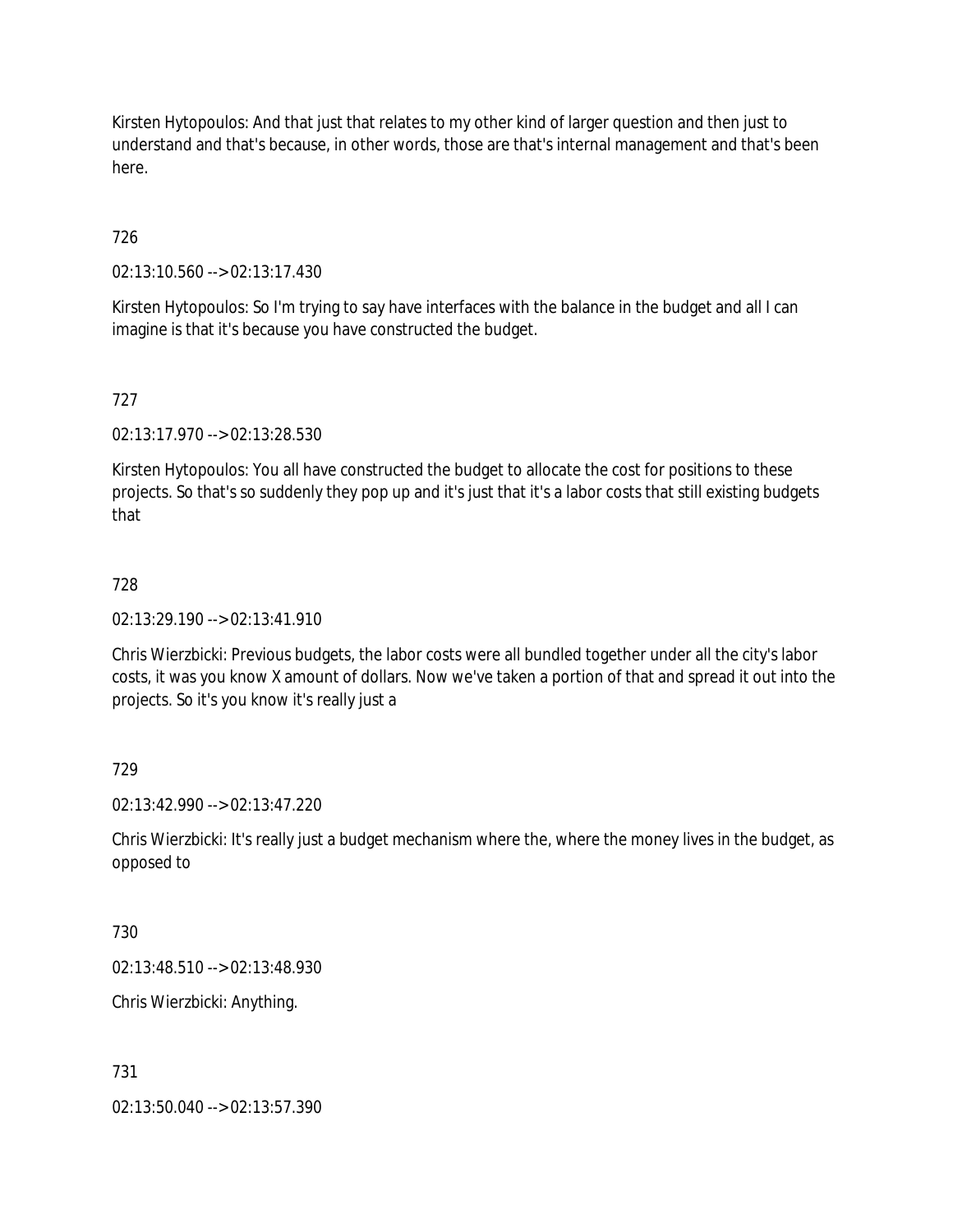Kirsten Hytopoulos: And that just that relates to my other kind of larger question and then just to understand and that's because, in other words, those are that's internal management and that's been here.

726

02:13:10.560 --> 02:13:17.430

Kirsten Hytopoulos: So I'm trying to say have interfaces with the balance in the budget and all I can imagine is that it's because you have constructed the budget.

727

02:13:17.970 --> 02:13:28.530

Kirsten Hytopoulos: You all have constructed the budget to allocate the cost for positions to these projects. So that's so suddenly they pop up and it's just that it's a labor costs that still existing budgets that

728

02:13:29.190 --> 02:13:41.910

Chris Wierzbicki: Previous budgets, the labor costs were all bundled together under all the city's labor costs, it was you know X amount of dollars. Now we've taken a portion of that and spread it out into the projects. So it's you know it's really just a

729

02:13:42.990 --> 02:13:47.220

Chris Wierzbicki: It's really just a budget mechanism where the, where the money lives in the budget, as opposed to

730

02:13:48.510 --> 02:13:48.930

Chris Wierzbicki: Anything.

731

02:13:50.040 --> 02:13:57.390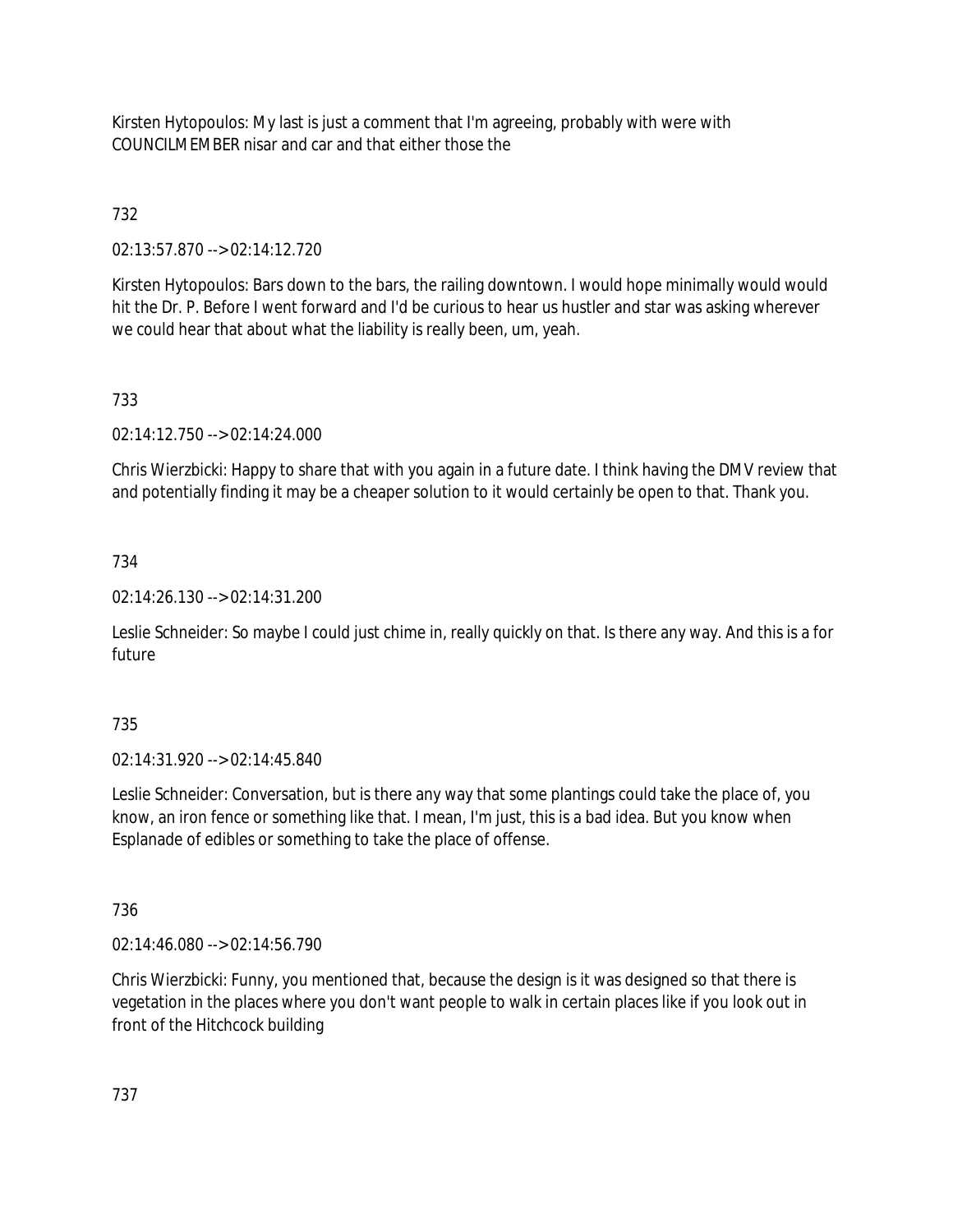Kirsten Hytopoulos: My last is just a comment that I'm agreeing, probably with were with COUNCILMEMBER nisar and car and that either those the

732

02:13:57.870 --> 02:14:12.720

Kirsten Hytopoulos: Bars down to the bars, the railing downtown. I would hope minimally would would hit the Dr. P. Before I went forward and I'd be curious to hear us hustler and star was asking wherever we could hear that about what the liability is really been, um, yeah.

733

02:14:12.750 --> 02:14:24.000

Chris Wierzbicki: Happy to share that with you again in a future date. I think having the DMV review that and potentially finding it may be a cheaper solution to it would certainly be open to that. Thank you.

734

02:14:26.130 --> 02:14:31.200

Leslie Schneider: So maybe I could just chime in, really quickly on that. Is there any way. And this is a for future

735

02:14:31.920 --> 02:14:45.840

Leslie Schneider: Conversation, but is there any way that some plantings could take the place of, you know, an iron fence or something like that. I mean, I'm just, this is a bad idea. But you know when Esplanade of edibles or something to take the place of offense.

736

02:14:46.080 --> 02:14:56.790

Chris Wierzbicki: Funny, you mentioned that, because the design is it was designed so that there is vegetation in the places where you don't want people to walk in certain places like if you look out in front of the Hitchcock building

737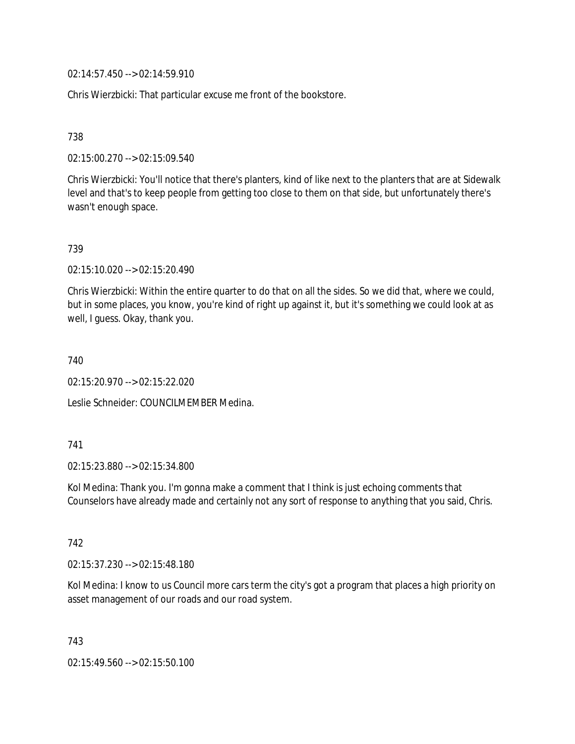02:14:57.450 --> 02:14:59.910

Chris Wierzbicki: That particular excuse me front of the bookstore.

738

02:15:00.270 --> 02:15:09.540

Chris Wierzbicki: You'll notice that there's planters, kind of like next to the planters that are at Sidewalk level and that's to keep people from getting too close to them on that side, but unfortunately there's wasn't enough space.

739

02:15:10.020 --> 02:15:20.490

Chris Wierzbicki: Within the entire quarter to do that on all the sides. So we did that, where we could, but in some places, you know, you're kind of right up against it, but it's something we could look at as well, I guess. Okay, thank you.

740

02:15:20.970 --> 02:15:22.020

Leslie Schneider: COUNCILMEMBER Medina.

741

02:15:23.880 --> 02:15:34.800

Kol Medina: Thank you. I'm gonna make a comment that I think is just echoing comments that Counselors have already made and certainly not any sort of response to anything that you said, Chris.

742

02:15:37.230 --> 02:15:48.180

Kol Medina: I know to us Council more cars term the city's got a program that places a high priority on asset management of our roads and our road system.

743

02:15:49.560 --> 02:15:50.100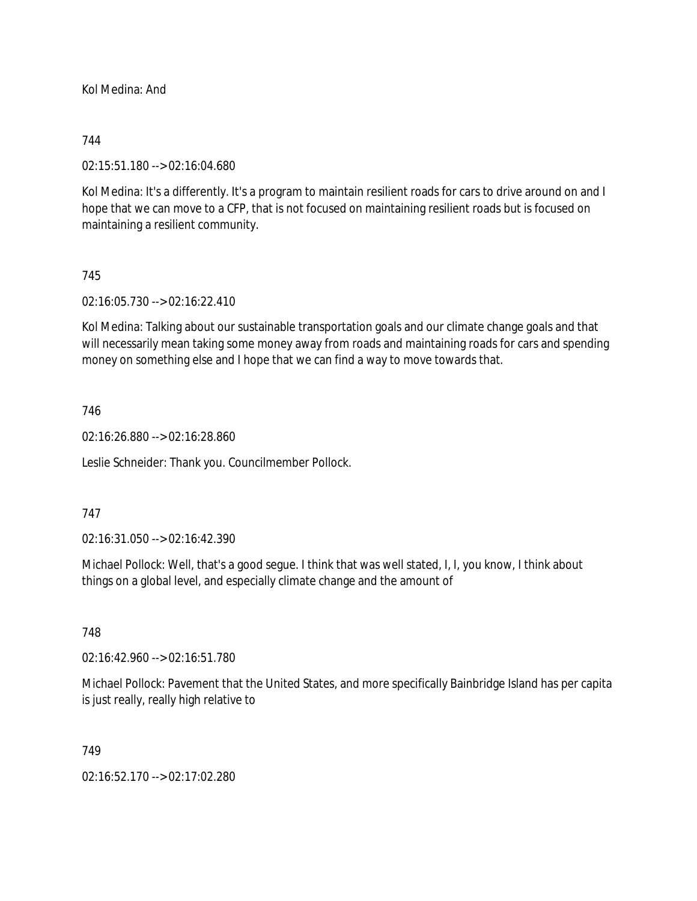Kol Medina: And

744

02:15:51.180 --> 02:16:04.680

Kol Medina: It's a differently. It's a program to maintain resilient roads for cars to drive around on and I hope that we can move to a CFP, that is not focused on maintaining resilient roads but is focused on maintaining a resilient community.

745

02:16:05.730 --> 02:16:22.410

Kol Medina: Talking about our sustainable transportation goals and our climate change goals and that will necessarily mean taking some money away from roads and maintaining roads for cars and spending money on something else and I hope that we can find a way to move towards that.

746

02:16:26.880 --> 02:16:28.860

Leslie Schneider: Thank you. Councilmember Pollock.

747

02:16:31.050 --> 02:16:42.390

Michael Pollock: Well, that's a good segue. I think that was well stated, I, I, you know, I think about things on a global level, and especially climate change and the amount of

748

02:16:42.960 --> 02:16:51.780

Michael Pollock: Pavement that the United States, and more specifically Bainbridge Island has per capita is just really, really high relative to

749

02:16:52.170 --> 02:17:02.280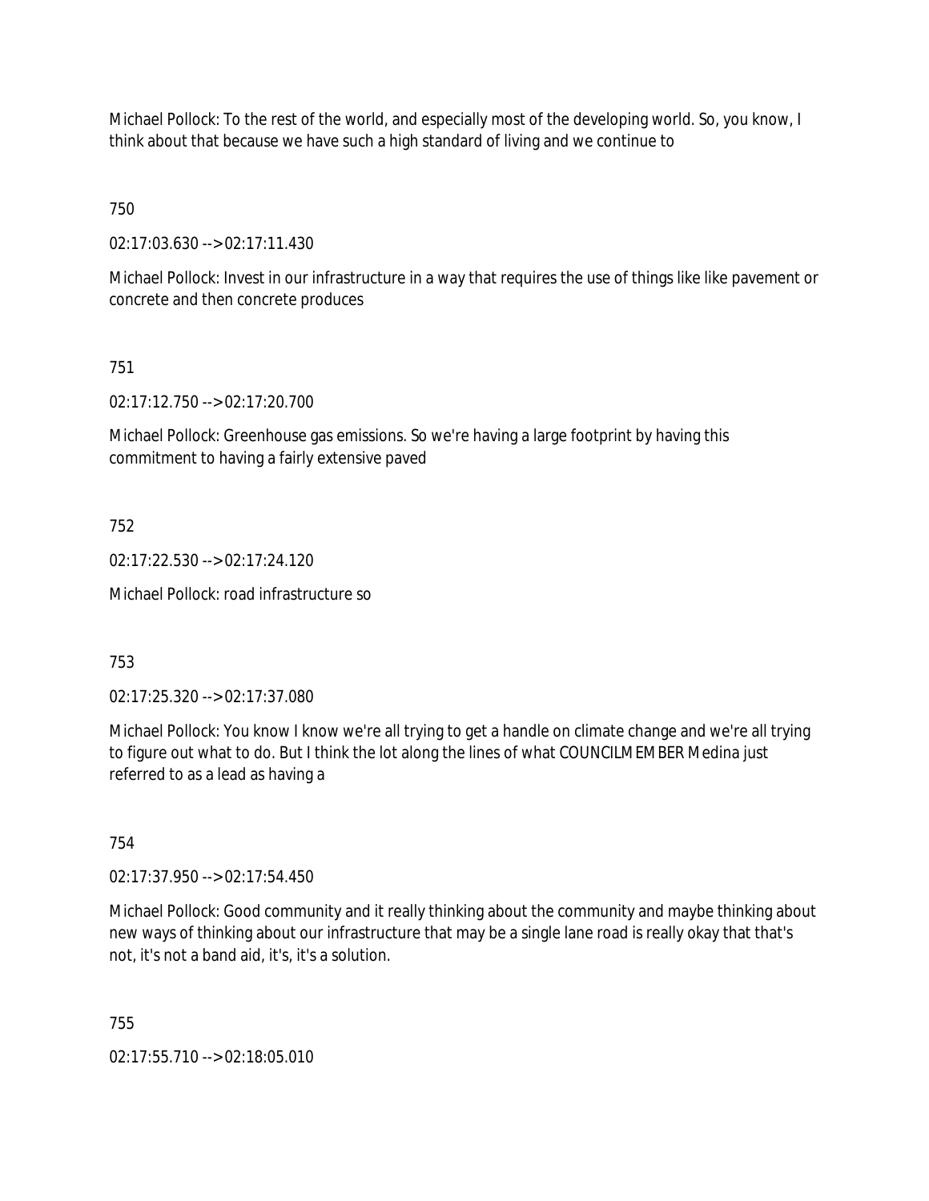Michael Pollock: To the rest of the world, and especially most of the developing world. So, you know, I think about that because we have such a high standard of living and we continue to

750

02:17:03.630 --> 02:17:11.430

Michael Pollock: Invest in our infrastructure in a way that requires the use of things like like pavement or concrete and then concrete produces

751

02:17:12.750 --> 02:17:20.700

Michael Pollock: Greenhouse gas emissions. So we're having a large footprint by having this commitment to having a fairly extensive paved

752

02:17:22.530 --> 02:17:24.120

Michael Pollock: road infrastructure so

753

02:17:25.320 --> 02:17:37.080

Michael Pollock: You know I know we're all trying to get a handle on climate change and we're all trying to figure out what to do. But I think the lot along the lines of what COUNCILMEMBER Medina just referred to as a lead as having a

754

02:17:37.950 --> 02:17:54.450

Michael Pollock: Good community and it really thinking about the community and maybe thinking about new ways of thinking about our infrastructure that may be a single lane road is really okay that that's not, it's not a band aid, it's, it's a solution.

755

02:17:55.710 --> 02:18:05.010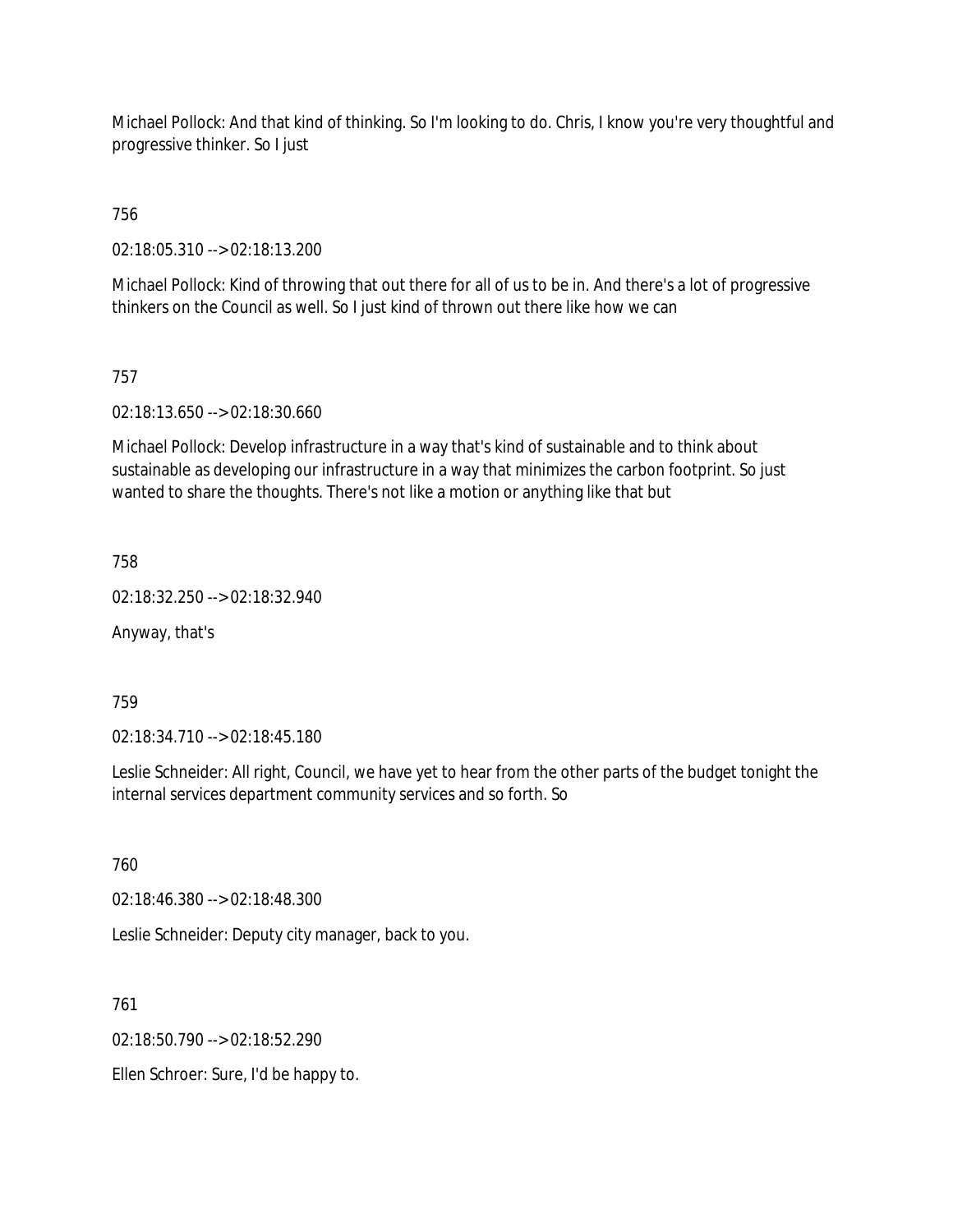Michael Pollock: And that kind of thinking. So I'm looking to do. Chris, I know you're very thoughtful and progressive thinker. So I just

756

02:18:05.310 --> 02:18:13.200

Michael Pollock: Kind of throwing that out there for all of us to be in. And there's a lot of progressive thinkers on the Council as well. So I just kind of thrown out there like how we can

757

02:18:13.650 --> 02:18:30.660

Michael Pollock: Develop infrastructure in a way that's kind of sustainable and to think about sustainable as developing our infrastructure in a way that minimizes the carbon footprint. So just wanted to share the thoughts. There's not like a motion or anything like that but

758

02:18:32.250 --> 02:18:32.940

Anyway, that's

759

02:18:34.710 --> 02:18:45.180

Leslie Schneider: All right, Council, we have yet to hear from the other parts of the budget tonight the internal services department community services and so forth. So

760

02:18:46.380 --> 02:18:48.300

Leslie Schneider: Deputy city manager, back to you.

761

02:18:50.790 --> 02:18:52.290

Ellen Schroer: Sure, I'd be happy to.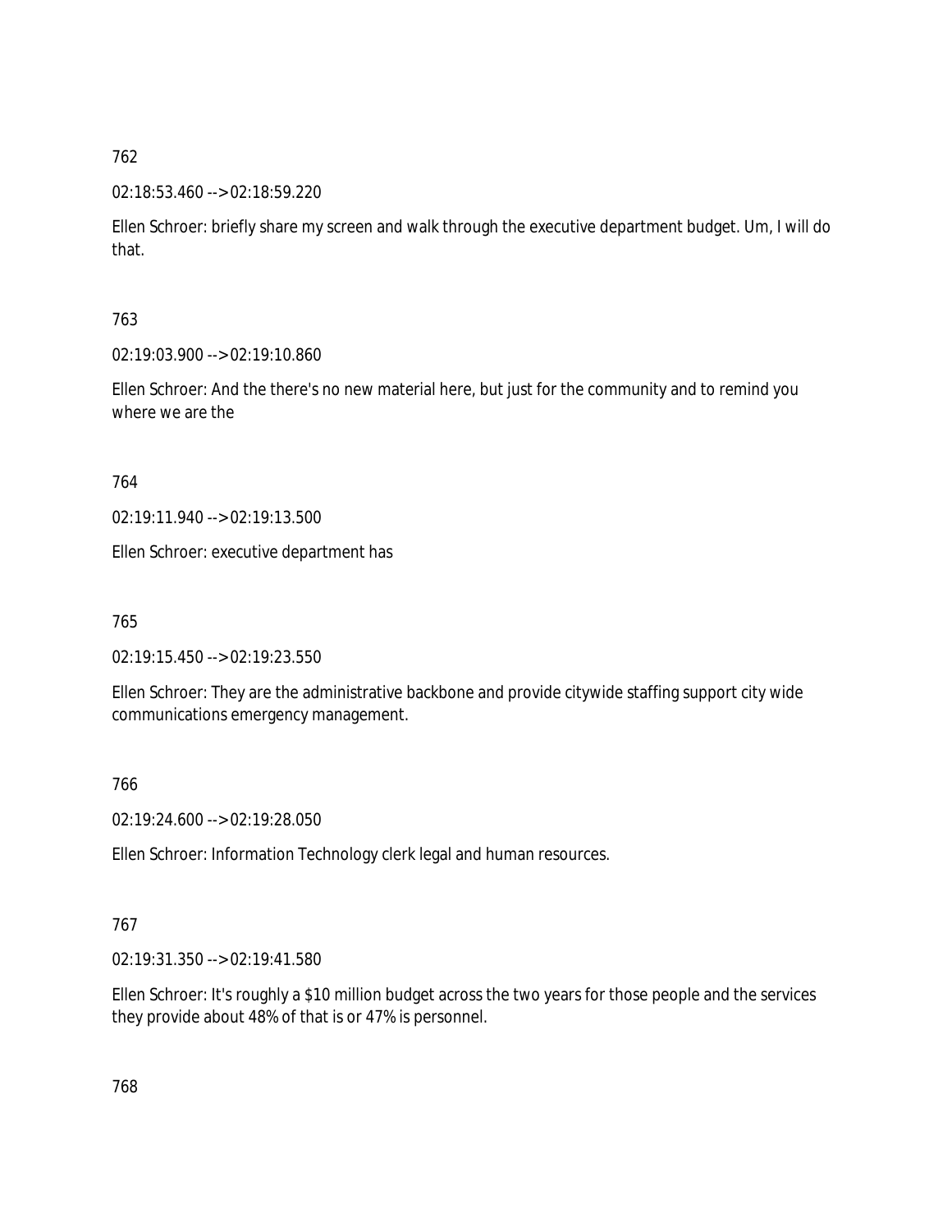762

02:18:53.460 --> 02:18:59.220

Ellen Schroer: briefly share my screen and walk through the executive department budget. Um, I will do that.

763

02:19:03.900 --> 02:19:10.860

Ellen Schroer: And the there's no new material here, but just for the community and to remind you where we are the

764

02:19:11.940 --> 02:19:13.500

Ellen Schroer: executive department has

765

02:19:15.450 --> 02:19:23.550

Ellen Schroer: They are the administrative backbone and provide citywide staffing support city wide communications emergency management.

766

02:19:24.600 --> 02:19:28.050

Ellen Schroer: Information Technology clerk legal and human resources.

767

02:19:31.350 --> 02:19:41.580

Ellen Schroer: It's roughly a $10 million budget across the two years for those people and the services they provide about 48% of that is or 47% is personnel.

768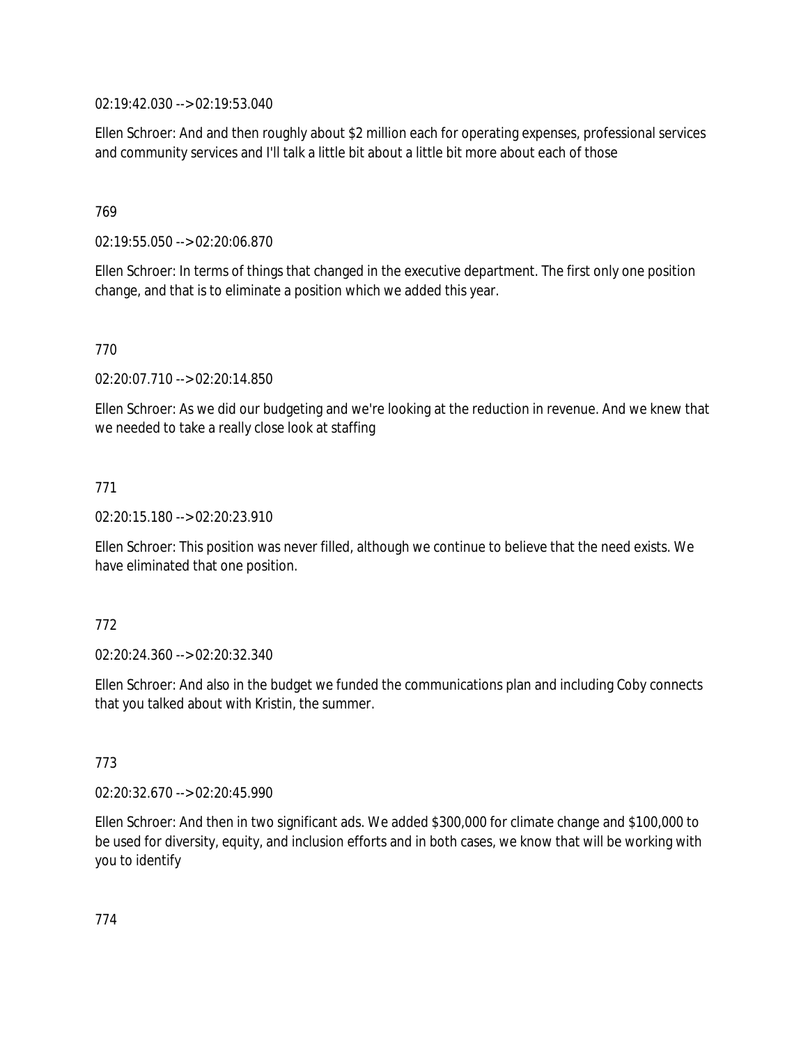02:19:42.030 --> 02:19:53.040

Ellen Schroer: And and then roughly about $2 million each for operating expenses, professional services and community services and I'll talk a little bit about a little bit more about each of those

769

02:19:55.050 --> 02:20:06.870

Ellen Schroer: In terms of things that changed in the executive department. The first only one position change, and that is to eliminate a position which we added this year.

770

02:20:07.710 --> 02:20:14.850

Ellen Schroer: As we did our budgeting and we're looking at the reduction in revenue. And we knew that we needed to take a really close look at staffing

771

02:20:15.180 --> 02:20:23.910

Ellen Schroer: This position was never filled, although we continue to believe that the need exists. We have eliminated that one position.

772

02:20:24.360 --> 02:20:32.340

Ellen Schroer: And also in the budget we funded the communications plan and including Coby connects that you talked about with Kristin, the summer.

773

02:20:32.670 --> 02:20:45.990

Ellen Schroer: And then in two significant ads. We added $300,000 for climate change and $100,000 to be used for diversity, equity, and inclusion efforts and in both cases, we know that will be working with you to identify

774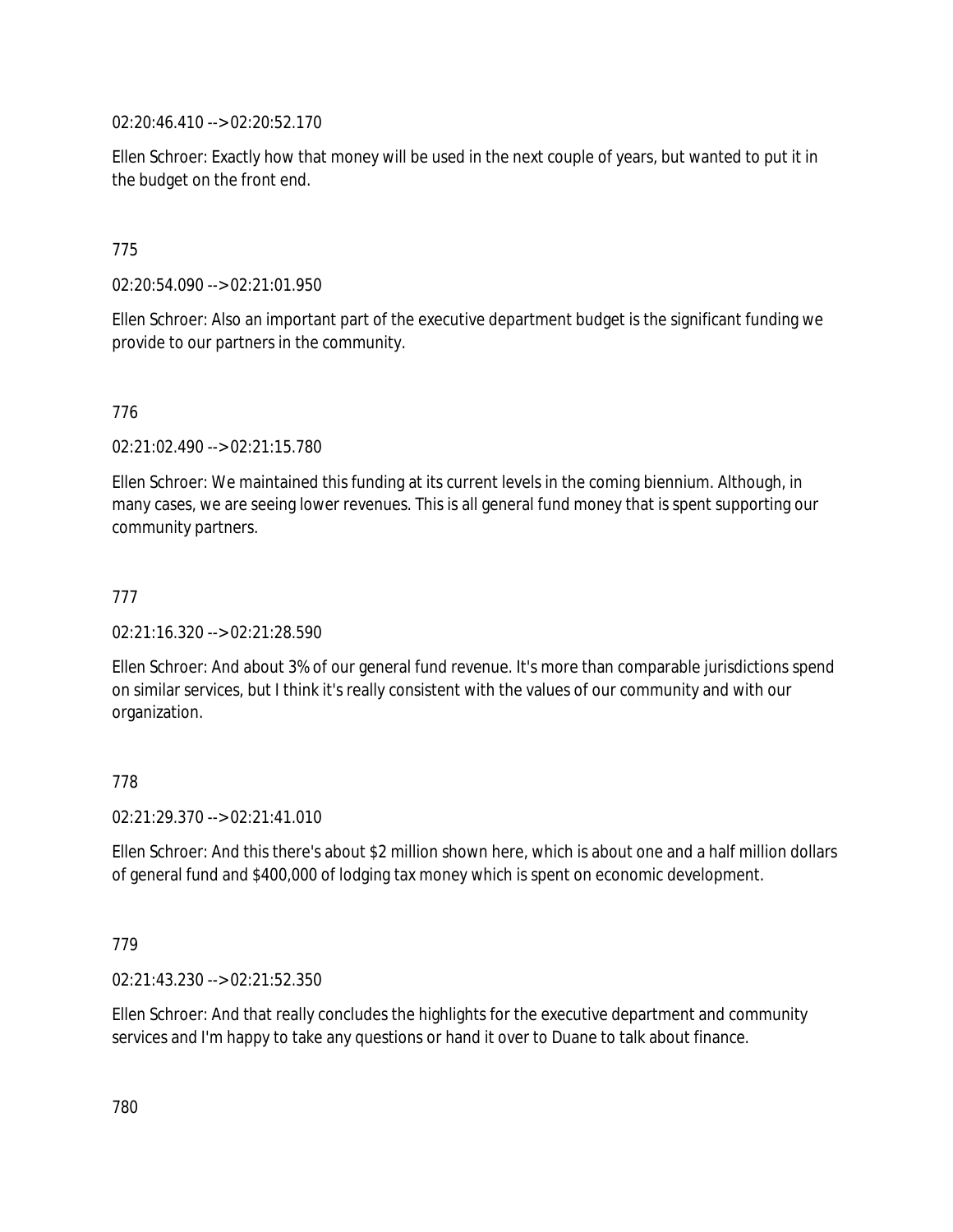02:20:46.410 --> 02:20:52.170

Ellen Schroer: Exactly how that money will be used in the next couple of years, but wanted to put it in the budget on the front end.

775

02:20:54.090 --> 02:21:01.950

Ellen Schroer: Also an important part of the executive department budget is the significant funding we provide to our partners in the community.

776

02:21:02.490 --> 02:21:15.780

Ellen Schroer: We maintained this funding at its current levels in the coming biennium. Although, in many cases, we are seeing lower revenues. This is all general fund money that is spent supporting our community partners.

777

02:21:16.320 --> 02:21:28.590

Ellen Schroer: And about 3% of our general fund revenue. It's more than comparable jurisdictions spend on similar services, but I think it's really consistent with the values of our community and with our organization.

778

02:21:29.370 --> 02:21:41.010

Ellen Schroer: And this there's about $2 million shown here, which is about one and a half million dollars of general fund and $400,000 of lodging tax money which is spent on economic development.

779

02:21:43.230 --> 02:21:52.350

Ellen Schroer: And that really concludes the highlights for the executive department and community services and I'm happy to take any questions or hand it over to Duane to talk about finance.

780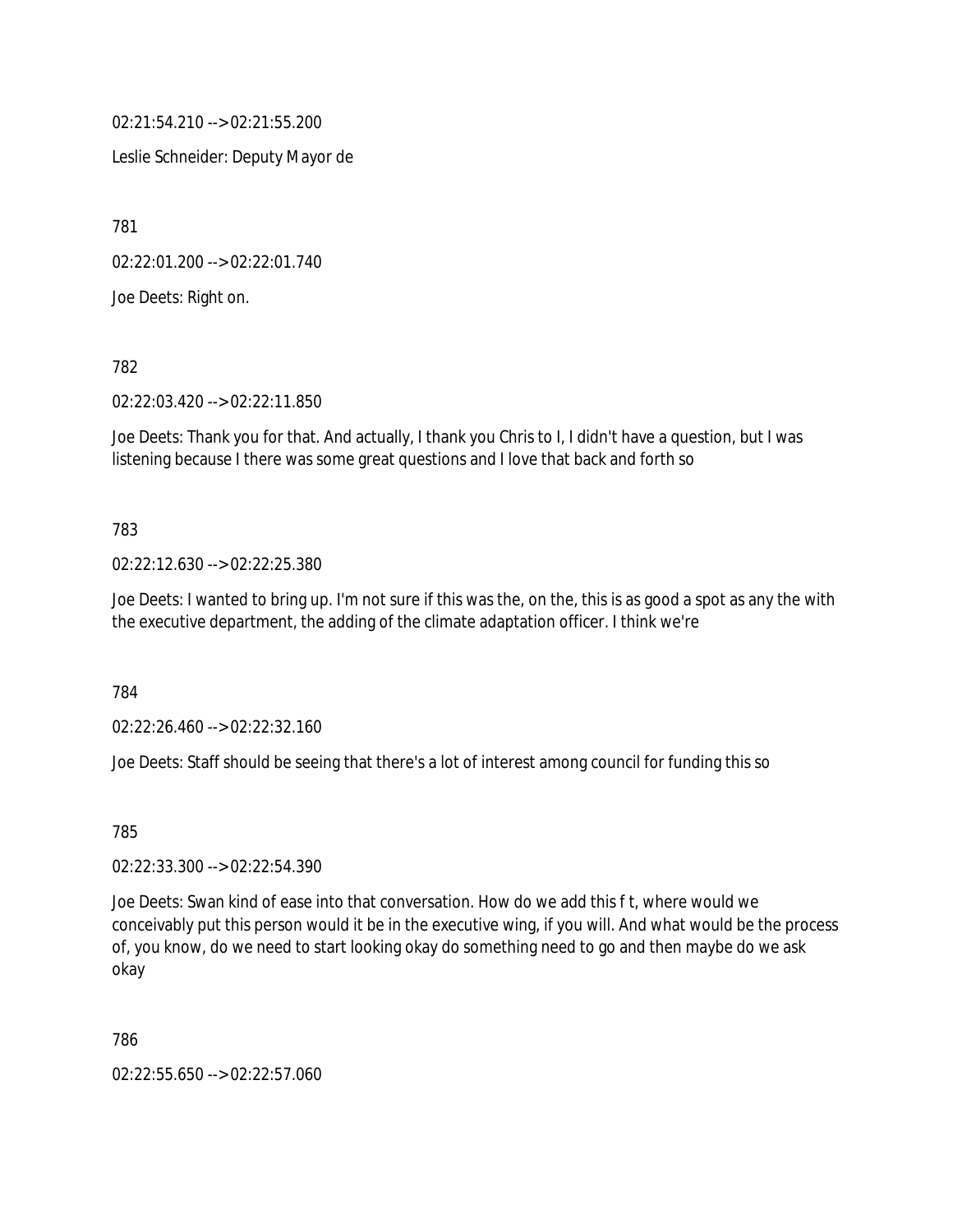02:21:54.210 --> 02:21:55.200

Leslie Schneider: Deputy Mayor de

781

02:22:01.200 --> 02:22:01.740

Joe Deets: Right on.

782

02:22:03.420 --> 02:22:11.850

Joe Deets: Thank you for that. And actually, I thank you Chris to I, I didn't have a question, but I was listening because I there was some great questions and I love that back and forth so

783

02:22:12.630 --> 02:22:25.380

Joe Deets: I wanted to bring up. I'm not sure if this was the, on the, this is as good a spot as any the with the executive department, the adding of the climate adaptation officer. I think we're

784

02:22:26.460 --> 02:22:32.160

Joe Deets: Staff should be seeing that there's a lot of interest among council for funding this so

785

02:22:33.300 --> 02:22:54.390

Joe Deets: Swan kind of ease into that conversation. How do we add this f t, where would we conceivably put this person would it be in the executive wing, if you will. And what would be the process of, you know, do we need to start looking okay do something need to go and then maybe do we ask okay

786

02:22:55.650 --> 02:22:57.060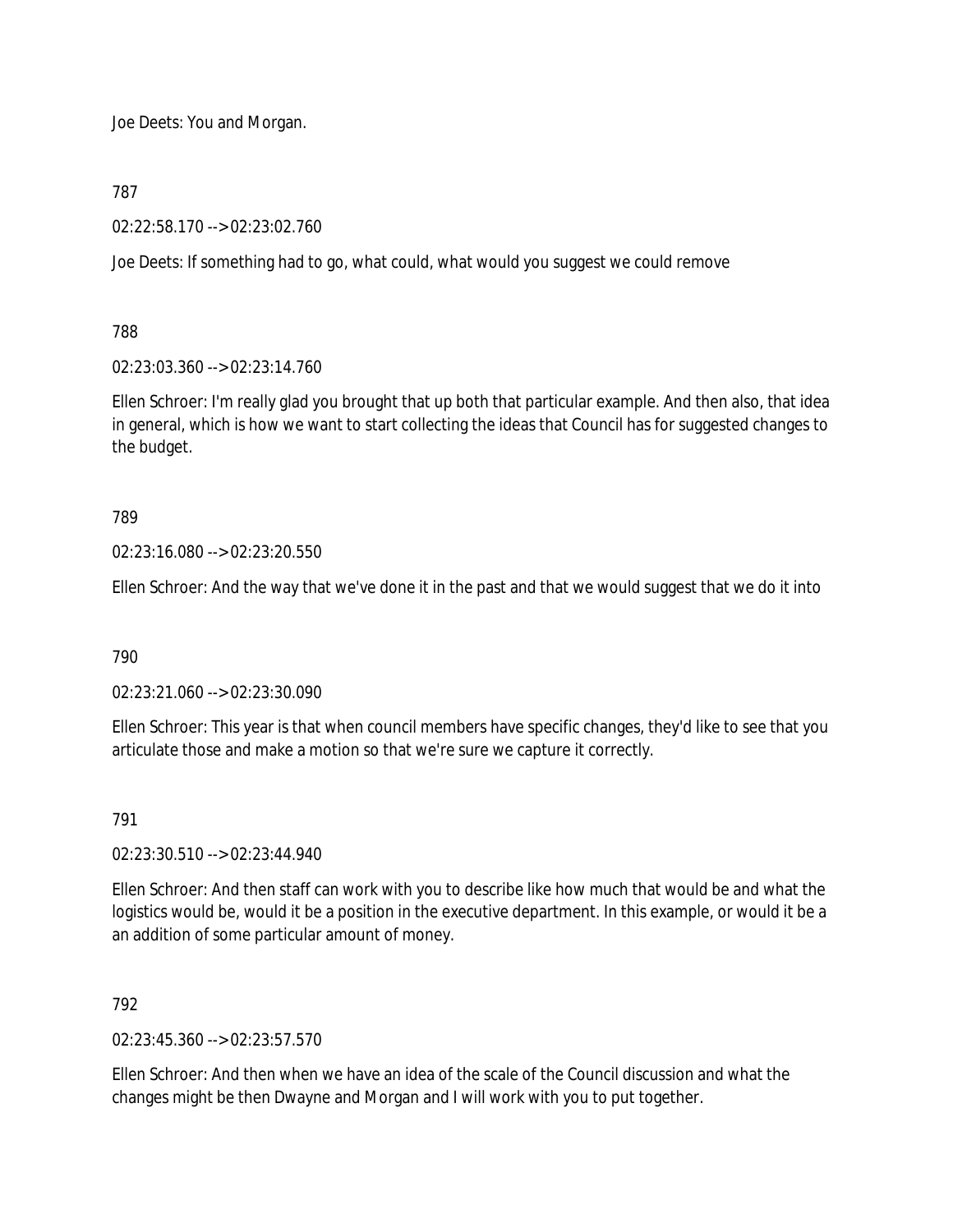Joe Deets: You and Morgan.

787

02:22:58.170 --> 02:23:02.760

Joe Deets: If something had to go, what could, what would you suggest we could remove

788

02:23:03.360 --> 02:23:14.760

Ellen Schroer: I'm really glad you brought that up both that particular example. And then also, that idea in general, which is how we want to start collecting the ideas that Council has for suggested changes to the budget.

789

02:23:16.080 --> 02:23:20.550

Ellen Schroer: And the way that we've done it in the past and that we would suggest that we do it into

790

02:23:21.060 --> 02:23:30.090

Ellen Schroer: This year is that when council members have specific changes, they'd like to see that you articulate those and make a motion so that we're sure we capture it correctly.

791

02:23:30.510 --> 02:23:44.940

Ellen Schroer: And then staff can work with you to describe like how much that would be and what the logistics would be, would it be a position in the executive department. In this example, or would it be a an addition of some particular amount of money.

792

02:23:45.360 --> 02:23:57.570

Ellen Schroer: And then when we have an idea of the scale of the Council discussion and what the changes might be then Dwayne and Morgan and I will work with you to put together.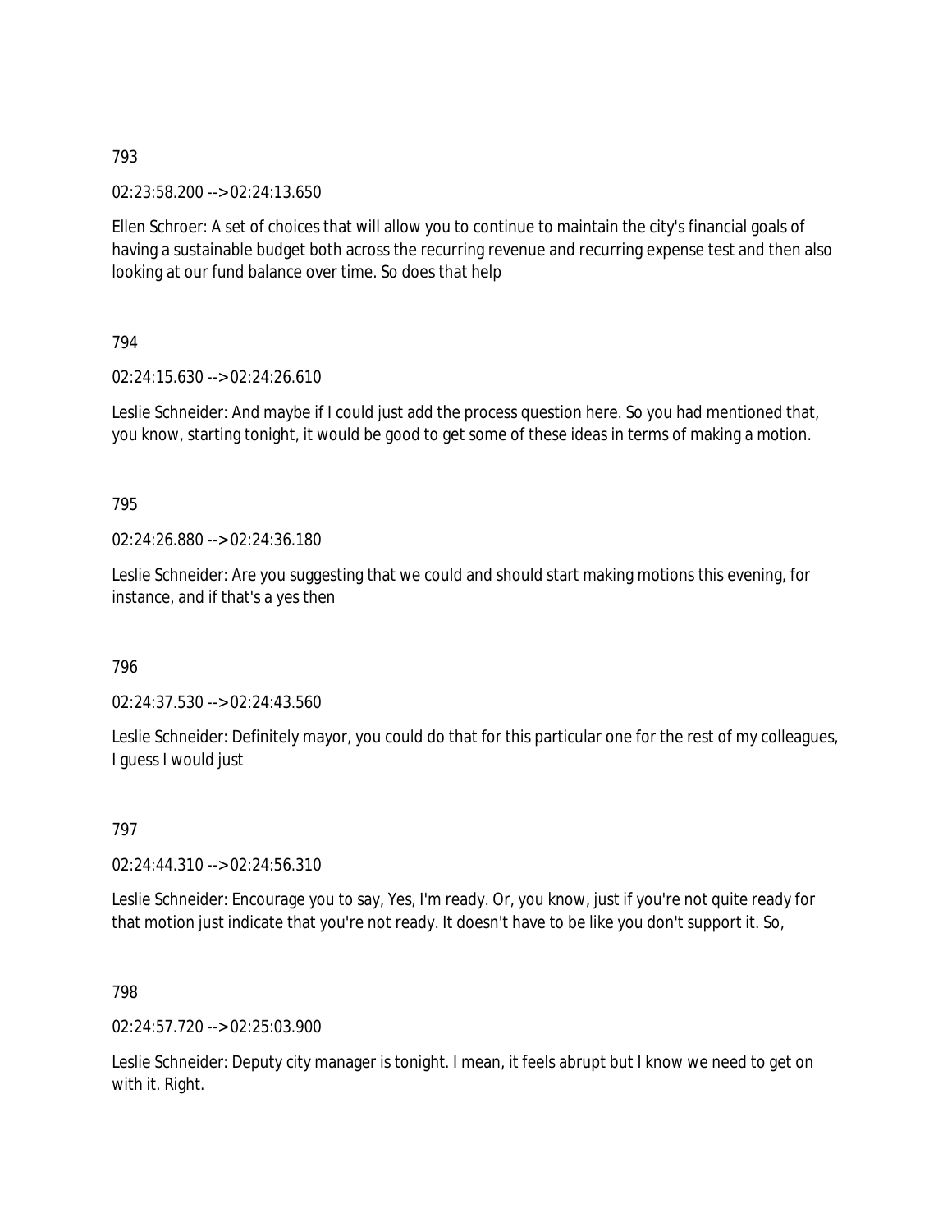793

02:23:58.200 --> 02:24:13.650

Ellen Schroer: A set of choices that will allow you to continue to maintain the city's financial goals of having a sustainable budget both across the recurring revenue and recurring expense test and then also looking at our fund balance over time. So does that help

794

02:24:15.630 --> 02:24:26.610

Leslie Schneider: And maybe if I could just add the process question here. So you had mentioned that, you know, starting tonight, it would be good to get some of these ideas in terms of making a motion.

795

02:24:26.880 --> 02:24:36.180

Leslie Schneider: Are you suggesting that we could and should start making motions this evening, for instance, and if that's a yes then

796

02:24:37.530 --> 02:24:43.560

Leslie Schneider: Definitely mayor, you could do that for this particular one for the rest of my colleagues, I guess I would just

797

02:24:44.310 --> 02:24:56.310

Leslie Schneider: Encourage you to say, Yes, I'm ready. Or, you know, just if you're not quite ready for that motion just indicate that you're not ready. It doesn't have to be like you don't support it. So,

798

02:24:57.720 --> 02:25:03.900

Leslie Schneider: Deputy city manager is tonight. I mean, it feels abrupt but I know we need to get on with it. Right.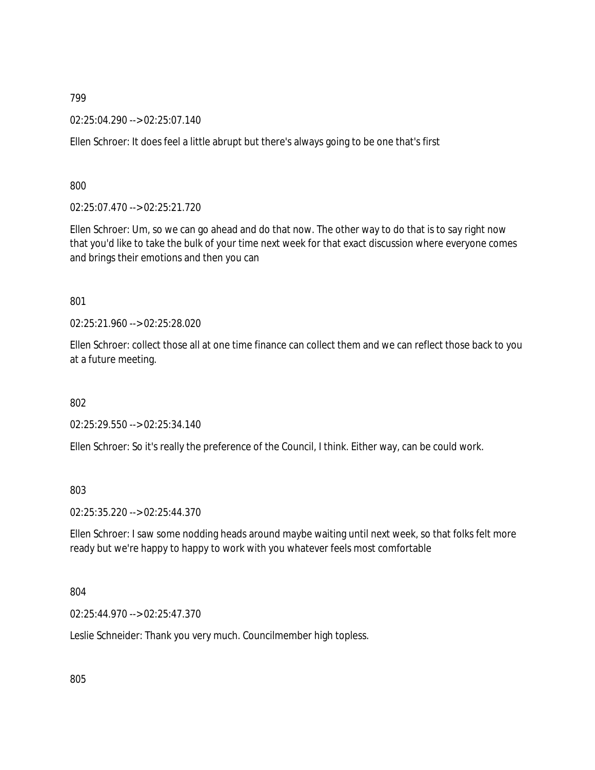799

02:25:04.290 --> 02:25:07.140

Ellen Schroer: It does feel a little abrupt but there's always going to be one that's first

800

02:25:07.470 --> 02:25:21.720

Ellen Schroer: Um, so we can go ahead and do that now. The other way to do that is to say right now that you'd like to take the bulk of your time next week for that exact discussion where everyone comes and brings their emotions and then you can

801

02:25:21.960 --> 02:25:28.020

Ellen Schroer: collect those all at one time finance can collect them and we can reflect those back to you at a future meeting.

802

02:25:29.550 --> 02:25:34.140

Ellen Schroer: So it's really the preference of the Council, I think. Either way, can be could work.

803

02:25:35.220 --> 02:25:44.370

Ellen Schroer: I saw some nodding heads around maybe waiting until next week, so that folks felt more ready but we're happy to happy to work with you whatever feels most comfortable

804

02:25:44.970 --> 02:25:47.370

Leslie Schneider: Thank you very much. Councilmember high topless.

805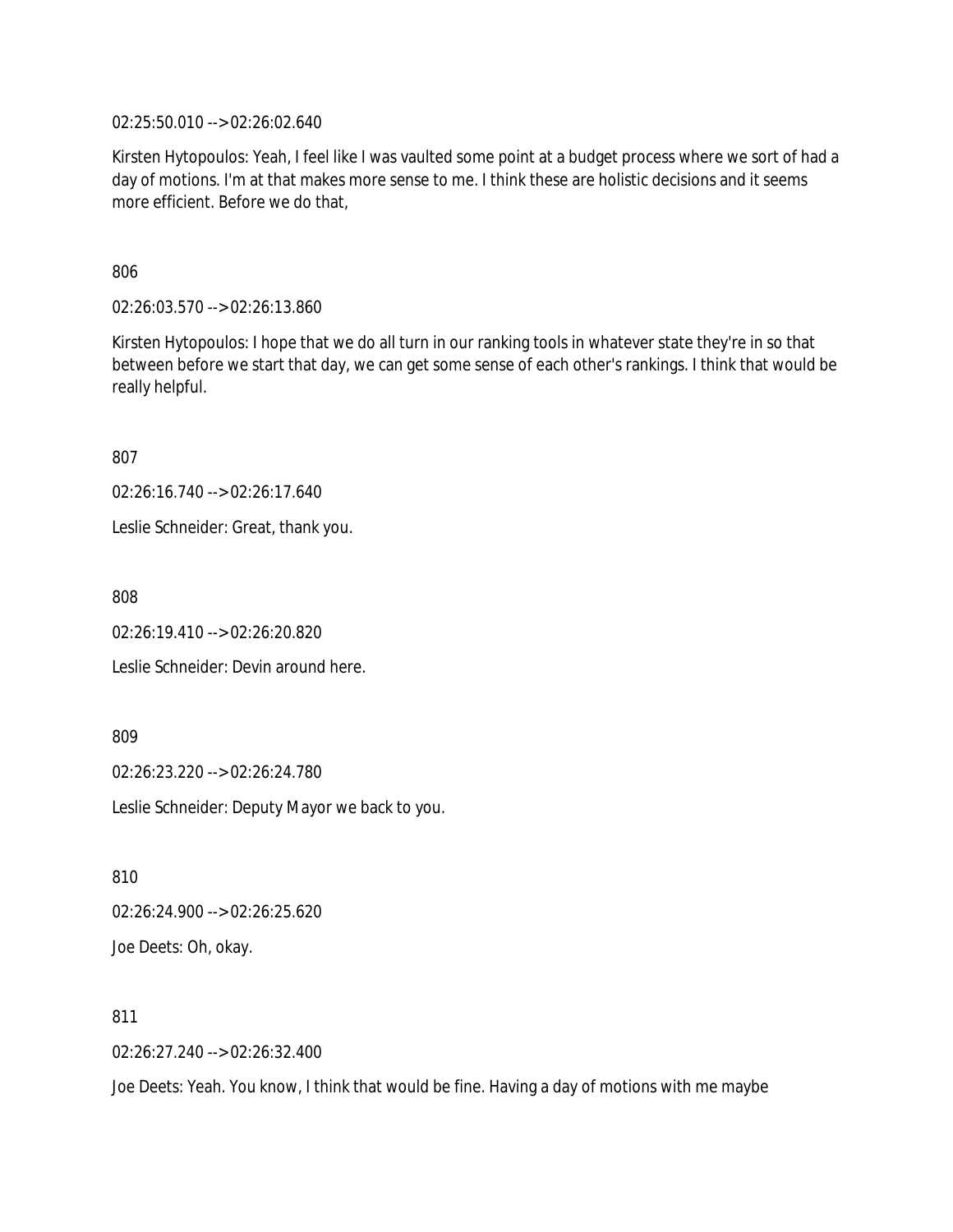02:25:50.010 --> 02:26:02.640

Kirsten Hytopoulos: Yeah, I feel like I was vaulted some point at a budget process where we sort of had a day of motions. I'm at that makes more sense to me. I think these are holistic decisions and it seems more efficient. Before we do that,

806

02:26:03.570 --> 02:26:13.860

Kirsten Hytopoulos: I hope that we do all turn in our ranking tools in whatever state they're in so that between before we start that day, we can get some sense of each other's rankings. I think that would be really helpful.

807

02:26:16.740 --> 02:26:17.640

Leslie Schneider: Great, thank you.

808

02:26:19.410 --> 02:26:20.820

Leslie Schneider: Devin around here.

809

02:26:23.220 --> 02:26:24.780

Leslie Schneider: Deputy Mayor we back to you.

810

02:26:24.900 --> 02:26:25.620

Joe Deets: Oh, okay.

811

02:26:27.240 --> 02:26:32.400

Joe Deets: Yeah. You know, I think that would be fine. Having a day of motions with me maybe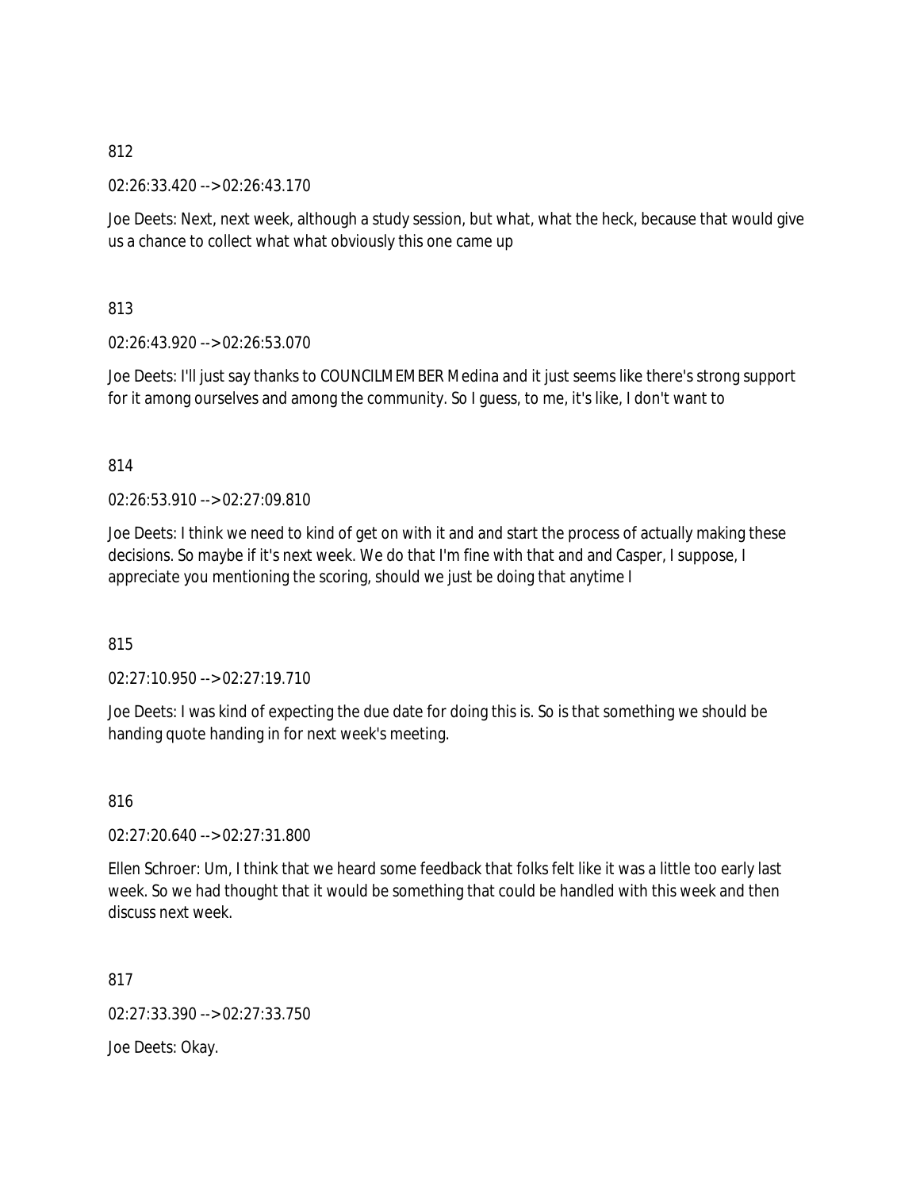812

02:26:33.420 --> 02:26:43.170

Joe Deets: Next, next week, although a study session, but what, what the heck, because that would give us a chance to collect what what obviously this one came up

813

02:26:43.920 --> 02:26:53.070

Joe Deets: I'll just say thanks to COUNCILMEMBER Medina and it just seems like there's strong support for it among ourselves and among the community. So I guess, to me, it's like, I don't want to

814

02:26:53.910 --> 02:27:09.810

Joe Deets: I think we need to kind of get on with it and and start the process of actually making these decisions. So maybe if it's next week. We do that I'm fine with that and and Casper, I suppose, I appreciate you mentioning the scoring, should we just be doing that anytime I

815

02:27:10.950 --> 02:27:19.710

Joe Deets: I was kind of expecting the due date for doing this is. So is that something we should be handing quote handing in for next week's meeting.

816

02:27:20.640 --> 02:27:31.800

Ellen Schroer: Um, I think that we heard some feedback that folks felt like it was a little too early last week. So we had thought that it would be something that could be handled with this week and then discuss next week.

817

02:27:33.390 --> 02:27:33.750

Joe Deets: Okay.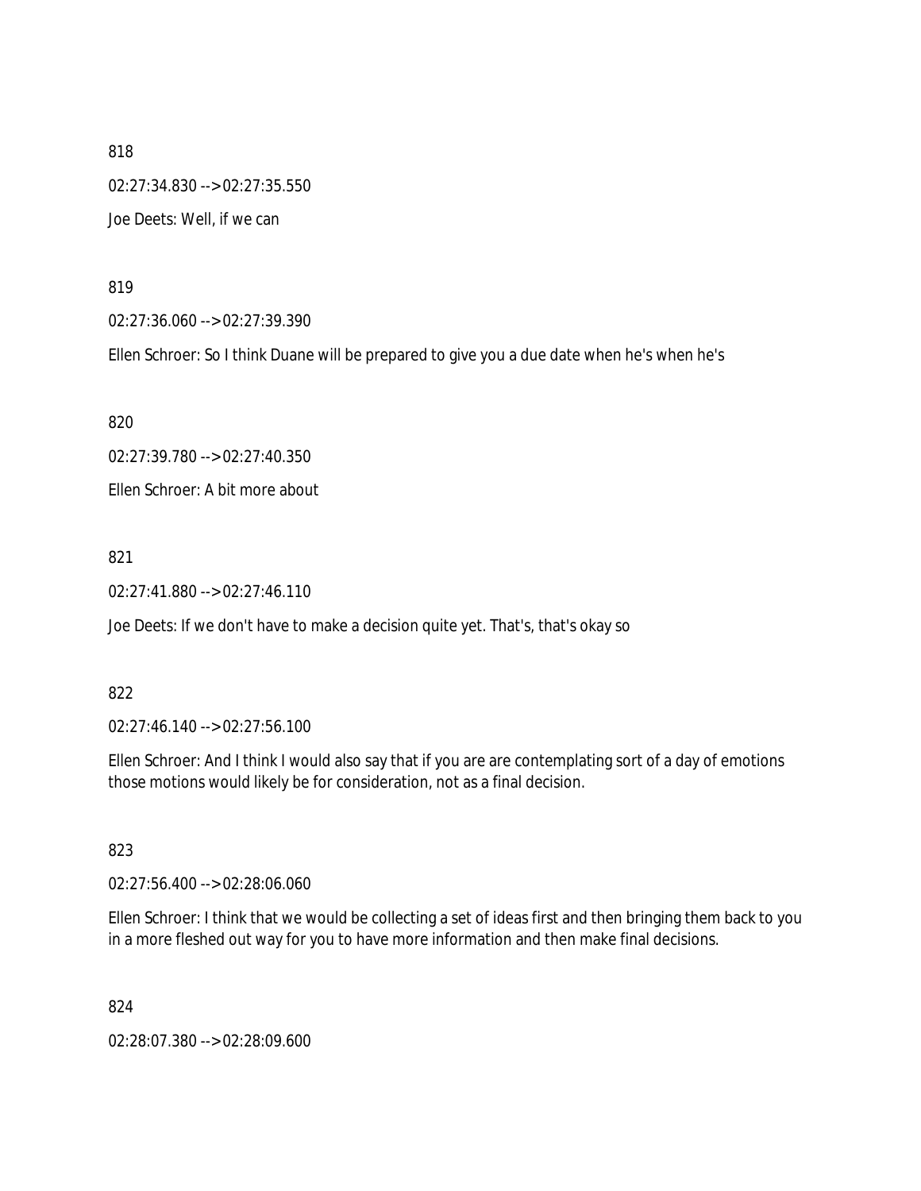818

02:27:34.830 --> 02:27:35.550

Joe Deets: Well, if we can

819

02:27:36.060 --> 02:27:39.390

Ellen Schroer: So I think Duane will be prepared to give you a due date when he's when he's

820

02:27:39.780 --> 02:27:40.350

Ellen Schroer: A bit more about

821

02:27:41.880 --> 02:27:46.110

Joe Deets: If we don't have to make a decision quite yet. That's, that's okay so

822

02:27:46.140 --> 02:27:56.100

Ellen Schroer: And I think I would also say that if you are are contemplating sort of a day of emotions those motions would likely be for consideration, not as a final decision.

823

02:27:56.400 --> 02:28:06.060

Ellen Schroer: I think that we would be collecting a set of ideas first and then bringing them back to you in a more fleshed out way for you to have more information and then make final decisions.

824

02:28:07.380 --> 02:28:09.600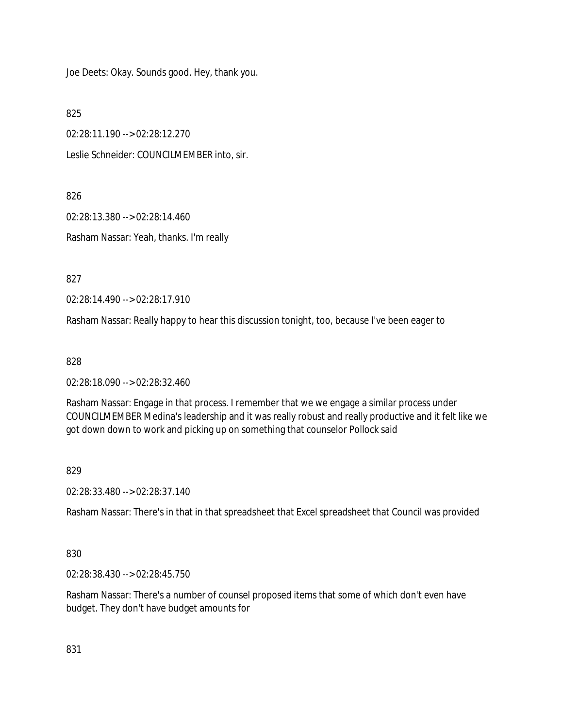Joe Deets: Okay. Sounds good. Hey, thank you.

825

02:28:11.190 --> 02:28:12.270

Leslie Schneider: COUNCILMEMBER into, sir.

826

02:28:13.380 --> 02:28:14.460

Rasham Nassar: Yeah, thanks. I'm really

827

02:28:14.490 --> 02:28:17.910

Rasham Nassar: Really happy to hear this discussion tonight, too, because I've been eager to

828

02:28:18.090 --> 02:28:32.460

Rasham Nassar: Engage in that process. I remember that we we engage a similar process under COUNCILMEMBER Medina's leadership and it was really robust and really productive and it felt like we got down down to work and picking up on something that counselor Pollock said

829

02:28:33.480 --> 02:28:37.140

Rasham Nassar: There's in that in that spreadsheet that Excel spreadsheet that Council was provided

830

02:28:38.430 --> 02:28:45.750

Rasham Nassar: There's a number of counsel proposed items that some of which don't even have budget. They don't have budget amounts for

831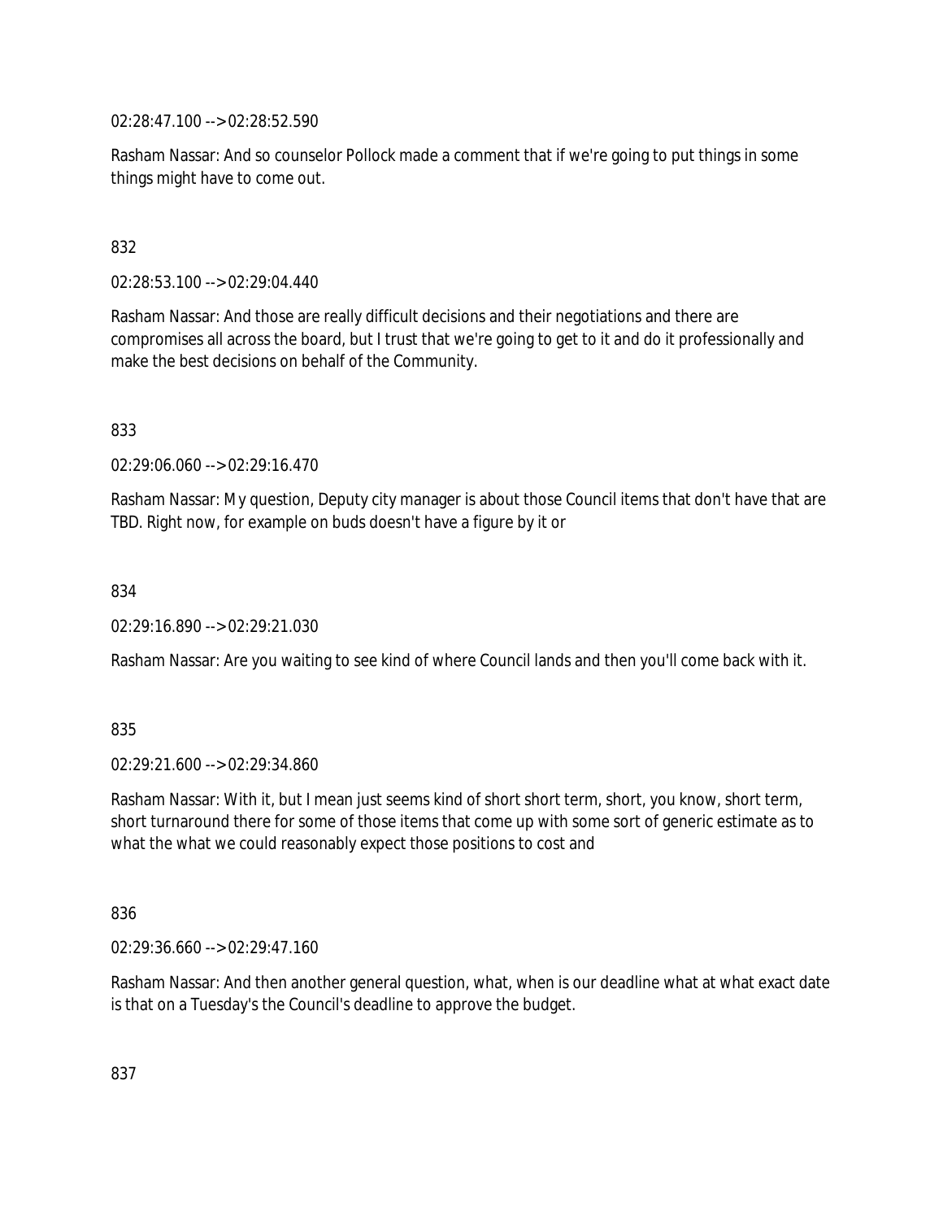02:28:47.100 --> 02:28:52.590

Rasham Nassar: And so counselor Pollock made a comment that if we're going to put things in some things might have to come out.

832

02:28:53.100 --> 02:29:04.440

Rasham Nassar: And those are really difficult decisions and their negotiations and there are compromises all across the board, but I trust that we're going to get to it and do it professionally and make the best decisions on behalf of the Community.

833

02:29:06.060 --> 02:29:16.470

Rasham Nassar: My question, Deputy city manager is about those Council items that don't have that are TBD. Right now, for example on buds doesn't have a figure by it or

834

02:29:16.890 --> 02:29:21.030

Rasham Nassar: Are you waiting to see kind of where Council lands and then you'll come back with it.

835

02:29:21.600 --> 02:29:34.860

Rasham Nassar: With it, but I mean just seems kind of short short term, short, you know, short term, short turnaround there for some of those items that come up with some sort of generic estimate as to what the what we could reasonably expect those positions to cost and

836

02:29:36.660 --> 02:29:47.160

Rasham Nassar: And then another general question, what, when is our deadline what at what exact date is that on a Tuesday's the Council's deadline to approve the budget.

837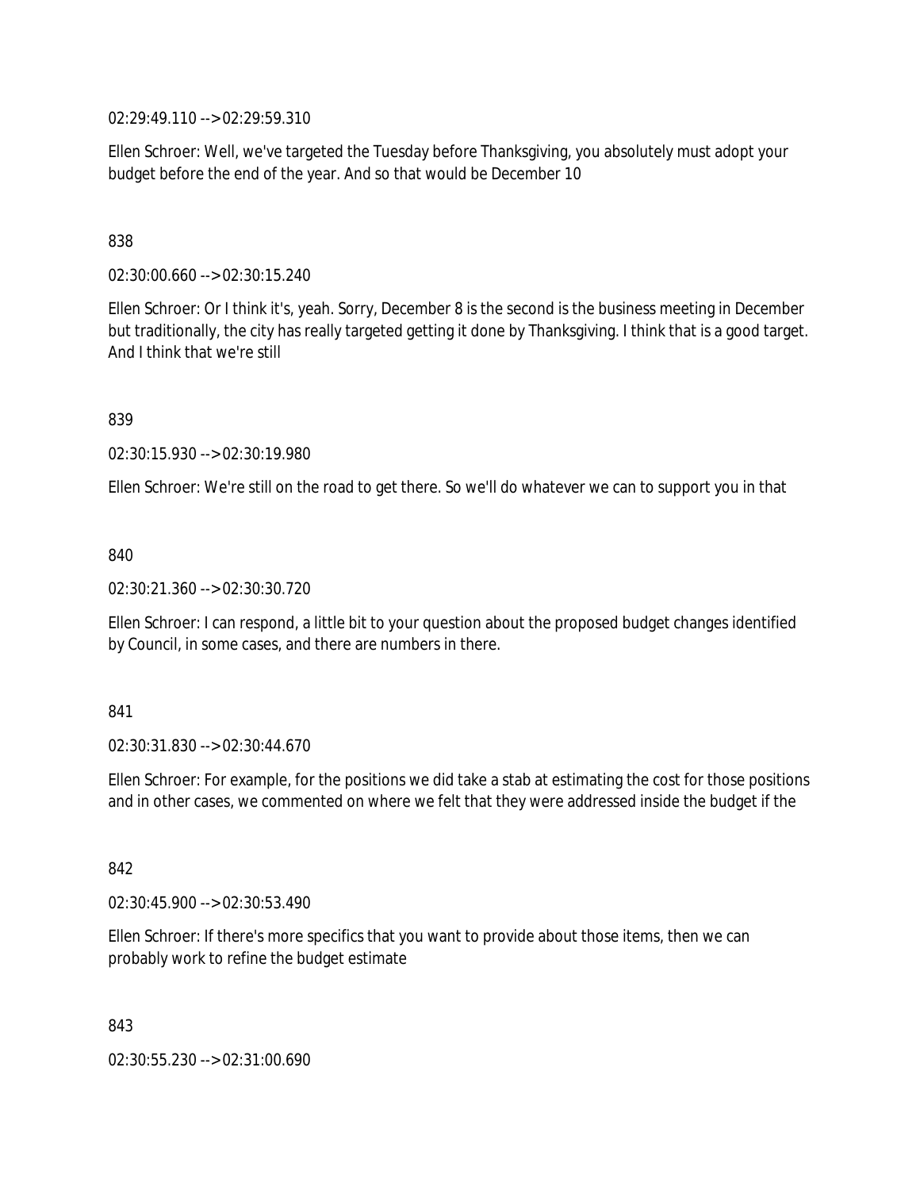02:29:49.110 --> 02:29:59.310

Ellen Schroer: Well, we've targeted the Tuesday before Thanksgiving, you absolutely must adopt your budget before the end of the year. And so that would be December 10

838

02:30:00.660 --> 02:30:15.240

Ellen Schroer: Or I think it's, yeah. Sorry, December 8 is the second is the business meeting in December but traditionally, the city has really targeted getting it done by Thanksgiving. I think that is a good target. And I think that we're still

839

02:30:15.930 --> 02:30:19.980

Ellen Schroer: We're still on the road to get there. So we'll do whatever we can to support you in that

840

02:30:21.360 --> 02:30:30.720

Ellen Schroer: I can respond, a little bit to your question about the proposed budget changes identified by Council, in some cases, and there are numbers in there.

841

02:30:31.830 --> 02:30:44.670

Ellen Schroer: For example, for the positions we did take a stab at estimating the cost for those positions and in other cases, we commented on where we felt that they were addressed inside the budget if the

842

02:30:45.900 --> 02:30:53.490

Ellen Schroer: If there's more specifics that you want to provide about those items, then we can probably work to refine the budget estimate

843

02:30:55.230 --> 02:31:00.690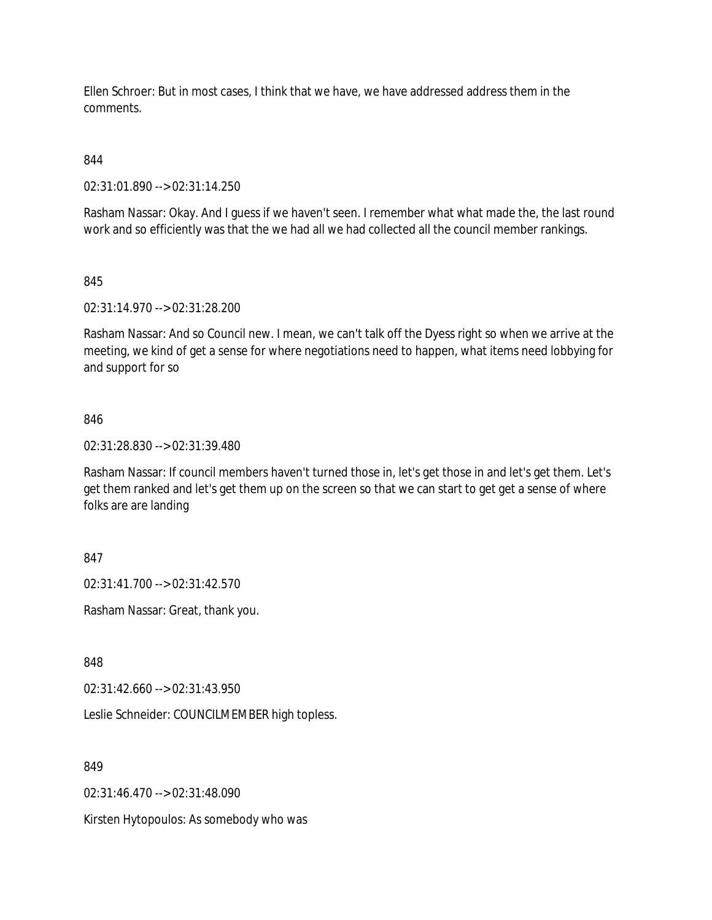Ellen Schroer: But in most cases, I think that we have, we have addressed address them in the comments.

844

02:31:01.890 --> 02:31:14.250

Rasham Nassar: Okay. And I guess if we haven't seen. I remember what what made the, the last round work and so efficiently was that the we had all we had collected all the council member rankings.

845

02:31:14.970 --> 02:31:28.200

Rasham Nassar: And so Council new. I mean, we can't talk off the Dyess right so when we arrive at the meeting, we kind of get a sense for where negotiations need to happen, what items need lobbying for and support for so

846

02:31:28.830 --> 02:31:39.480

Rasham Nassar: If council members haven't turned those in, let's get those in and let's get them. Let's get them ranked and let's get them up on the screen so that we can start to get get a sense of where folks are are landing

847

02:31:41.700 --> 02:31:42.570

Rasham Nassar: Great, thank you.

848

02:31:42.660 --> 02:31:43.950

Leslie Schneider: COUNCILMEMBER high topless.

849

02:31:46.470 --> 02:31:48.090

Kirsten Hytopoulos: As somebody who was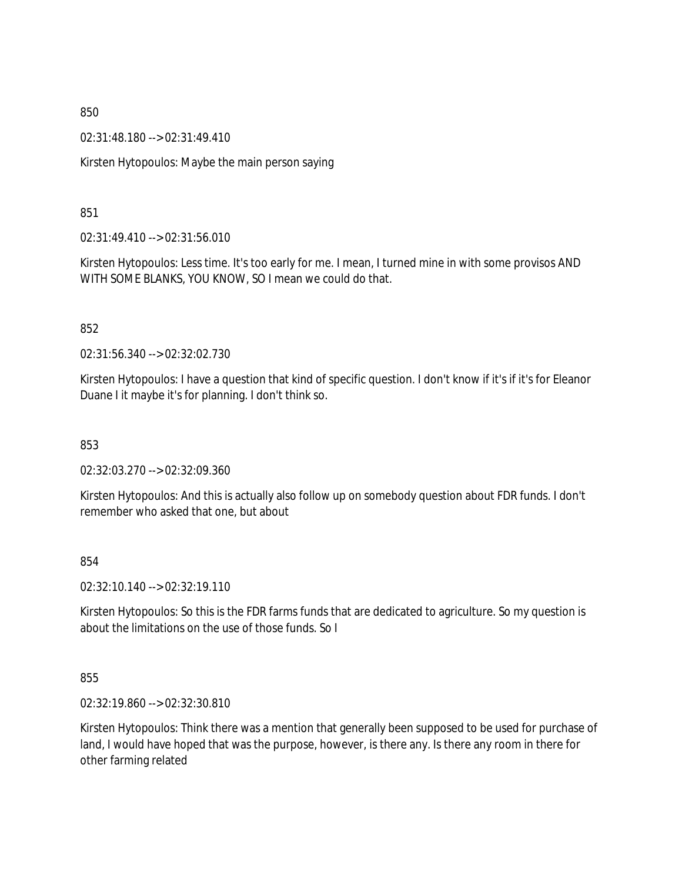850

02:31:48.180 --> 02:31:49.410

Kirsten Hytopoulos: Maybe the main person saying

851

02:31:49.410 --> 02:31:56.010

Kirsten Hytopoulos: Less time. It's too early for me. I mean, I turned mine in with some provisos AND WITH SOME BLANKS, YOU KNOW, SO I mean we could do that.

852

02:31:56.340 --> 02:32:02.730

Kirsten Hytopoulos: I have a question that kind of specific question. I don't know if it's if it's for Eleanor Duane I it maybe it's for planning. I don't think so.

853

02:32:03.270 --> 02:32:09.360

Kirsten Hytopoulos: And this is actually also follow up on somebody question about FDR funds. I don't remember who asked that one, but about

854

02:32:10.140 --> 02:32:19.110

Kirsten Hytopoulos: So this is the FDR farms funds that are dedicated to agriculture. So my question is about the limitations on the use of those funds. So I

855

02:32:19.860 --> 02:32:30.810

Kirsten Hytopoulos: Think there was a mention that generally been supposed to be used for purchase of land, I would have hoped that was the purpose, however, is there any. Is there any room in there for other farming related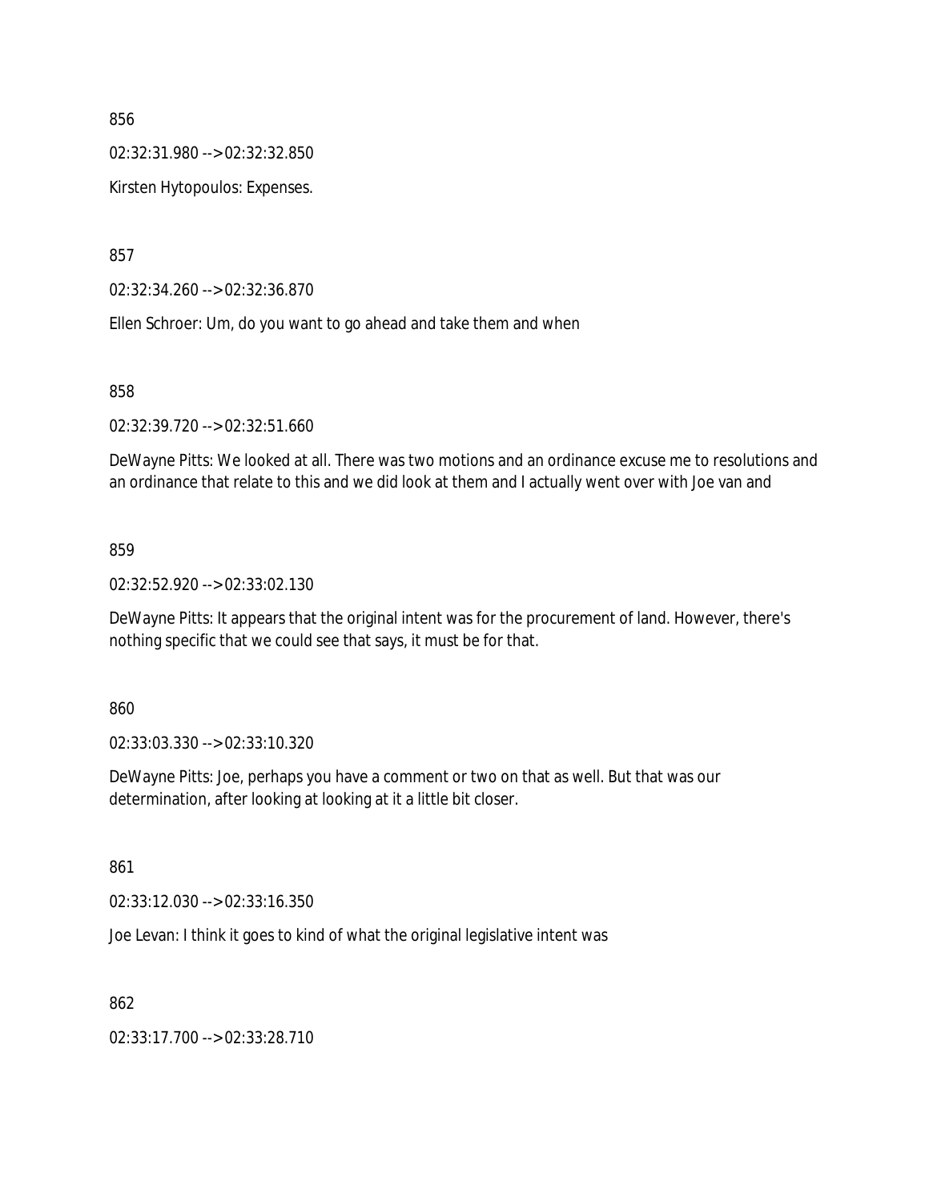856

02:32:31.980 --> 02:32:32.850

Kirsten Hytopoulos: Expenses.

857

02:32:34.260 --> 02:32:36.870

Ellen Schroer: Um, do you want to go ahead and take them and when

858

02:32:39.720 --> 02:32:51.660

DeWayne Pitts: We looked at all. There was two motions and an ordinance excuse me to resolutions and an ordinance that relate to this and we did look at them and I actually went over with Joe van and

859

02:32:52.920 --> 02:33:02.130

DeWayne Pitts: It appears that the original intent was for the procurement of land. However, there's nothing specific that we could see that says, it must be for that.

860

02:33:03.330 --> 02:33:10.320

DeWayne Pitts: Joe, perhaps you have a comment or two on that as well. But that was our determination, after looking at looking at it a little bit closer.

861

02:33:12.030 --> 02:33:16.350

Joe Levan: I think it goes to kind of what the original legislative intent was

862

02:33:17.700 --> 02:33:28.710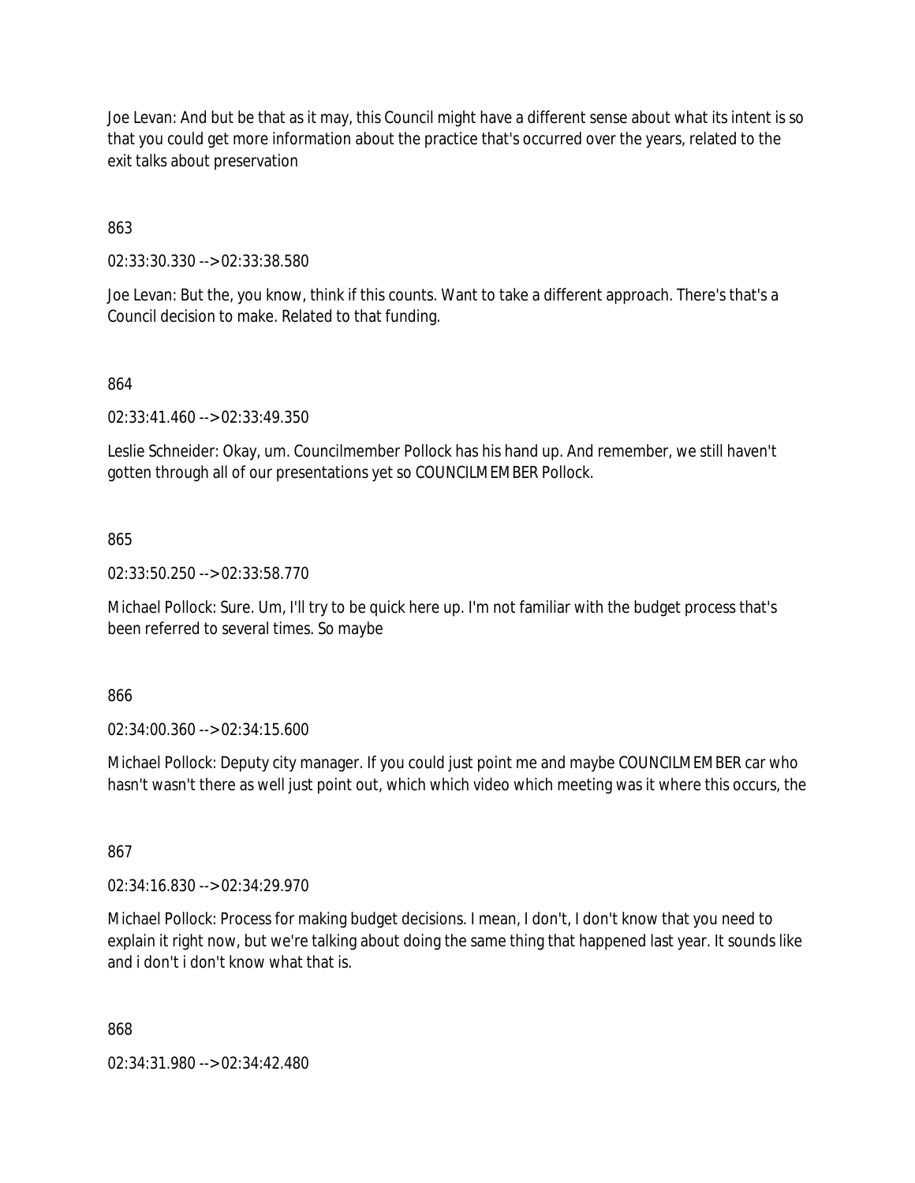Joe Levan: And but be that as it may, this Council might have a different sense about what its intent is so that you could get more information about the practice that's occurred over the years, related to the exit talks about preservation

863

02:33:30.330 --> 02:33:38.580

Joe Levan: But the, you know, think if this counts. Want to take a different approach. There's that's a Council decision to make. Related to that funding.

864

02:33:41.460 --> 02:33:49.350

Leslie Schneider: Okay, um. Councilmember Pollock has his hand up. And remember, we still haven't gotten through all of our presentations yet so COUNCILMEMBER Pollock.

865

02:33:50.250 --> 02:33:58.770

Michael Pollock: Sure. Um, I'll try to be quick here up. I'm not familiar with the budget process that's been referred to several times. So maybe

866

02:34:00.360 --> 02:34:15.600

Michael Pollock: Deputy city manager. If you could just point me and maybe COUNCILMEMBER car who hasn't wasn't there as well just point out, which which video which meeting was it where this occurs, the

867

02:34:16.830 --> 02:34:29.970

Michael Pollock: Process for making budget decisions. I mean, I don't, I don't know that you need to explain it right now, but we're talking about doing the same thing that happened last year. It sounds like and i don't i don't know what that is.

868

02:34:31.980 --> 02:34:42.480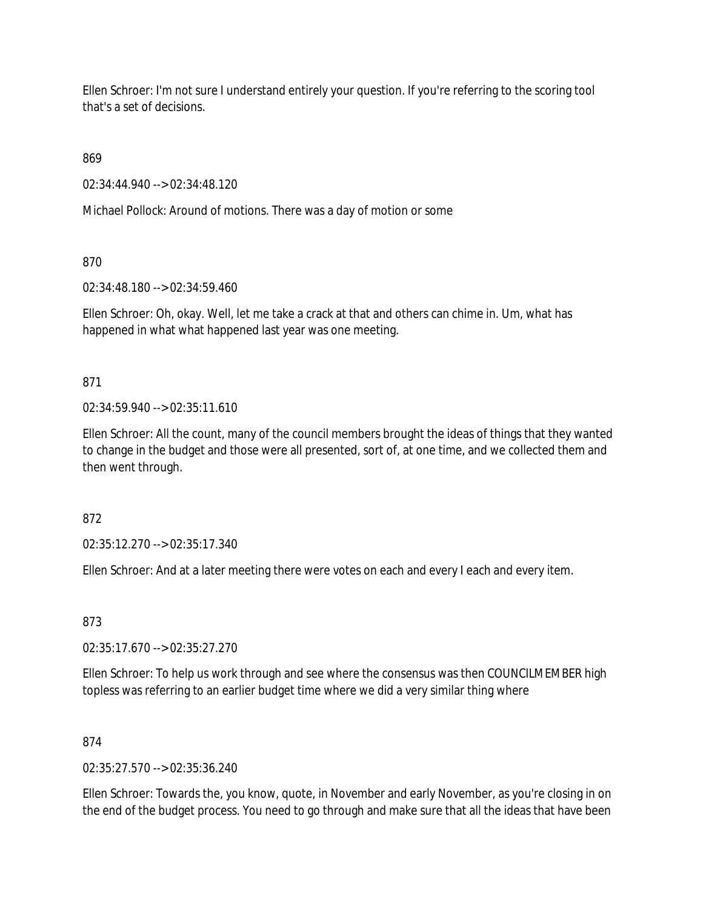Ellen Schroer: I'm not sure I understand entirely your question. If you're referring to the scoring tool that's a set of decisions.

869

02:34:44.940 --> 02:34:48.120

Michael Pollock: Around of motions. There was a day of motion or some

870

02:34:48.180 --> 02:34:59.460

Ellen Schroer: Oh, okay. Well, let me take a crack at that and others can chime in. Um, what has happened in what what happened last year was one meeting.

871

02:34:59.940 --> 02:35:11.610

Ellen Schroer: All the count, many of the council members brought the ideas of things that they wanted to change in the budget and those were all presented, sort of, at one time, and we collected them and then went through.

872

02:35:12.270 --> 02:35:17.340

Ellen Schroer: And at a later meeting there were votes on each and every I each and every item.

873

02:35:17.670 --> 02:35:27.270

Ellen Schroer: To help us work through and see where the consensus was then COUNCILMEMBER high topless was referring to an earlier budget time where we did a very similar thing where

874

02:35:27.570 --> 02:35:36.240

Ellen Schroer: Towards the, you know, quote, in November and early November, as you're closing in on the end of the budget process. You need to go through and make sure that all the ideas that have been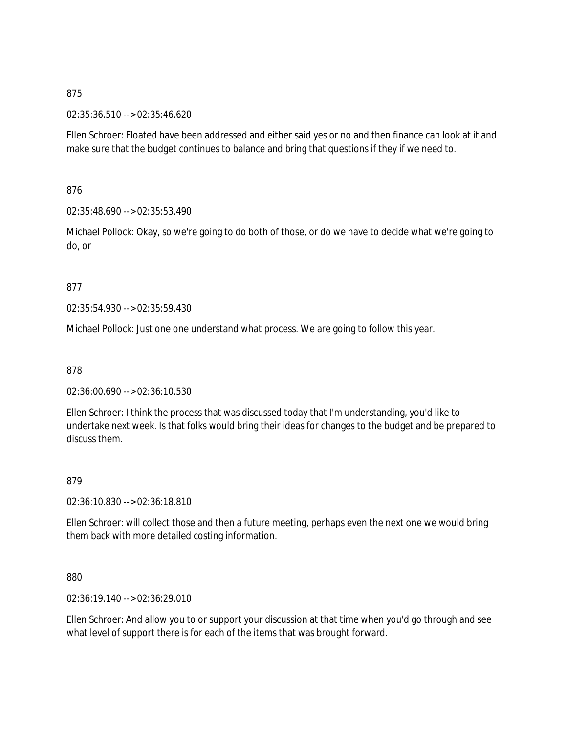875

02:35:36.510 --> 02:35:46.620

Ellen Schroer: Floated have been addressed and either said yes or no and then finance can look at it and make sure that the budget continues to balance and bring that questions if they if we need to.

876

02:35:48.690 --> 02:35:53.490

Michael Pollock: Okay, so we're going to do both of those, or do we have to decide what we're going to do, or

877

02:35:54.930 --> 02:35:59.430

Michael Pollock: Just one one understand what process. We are going to follow this year.

878

02:36:00.690 --> 02:36:10.530

Ellen Schroer: I think the process that was discussed today that I'm understanding, you'd like to undertake next week. Is that folks would bring their ideas for changes to the budget and be prepared to discuss them.

879

02:36:10.830 --> 02:36:18.810

Ellen Schroer: will collect those and then a future meeting, perhaps even the next one we would bring them back with more detailed costing information.

880

02:36:19.140 --> 02:36:29.010

Ellen Schroer: And allow you to or support your discussion at that time when you'd go through and see what level of support there is for each of the items that was brought forward.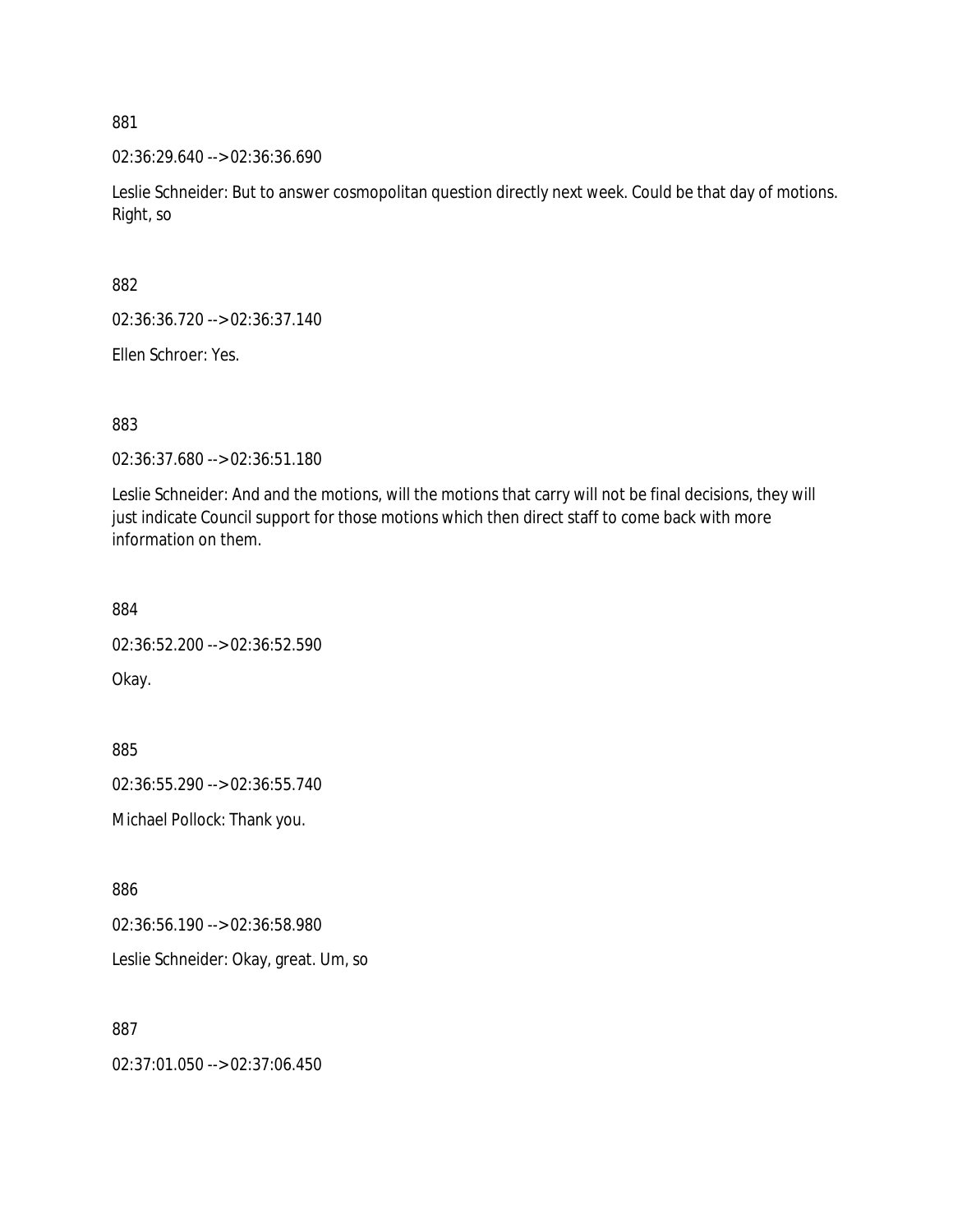881

02:36:29.640 --> 02:36:36.690

Leslie Schneider: But to answer cosmopolitan question directly next week. Could be that day of motions. Right, so

882

02:36:36.720 --> 02:36:37.140

Ellen Schroer: Yes.

883

02:36:37.680 --> 02:36:51.180

Leslie Schneider: And and the motions, will the motions that carry will not be final decisions, they will just indicate Council support for those motions which then direct staff to come back with more information on them.

884

02:36:52.200 --> 02:36:52.590

Okay.

885

02:36:55.290 --> 02:36:55.740

Michael Pollock: Thank you.

886

02:36:56.190 --> 02:36:58.980

Leslie Schneider: Okay, great. Um, so

887

02:37:01.050 --> 02:37:06.450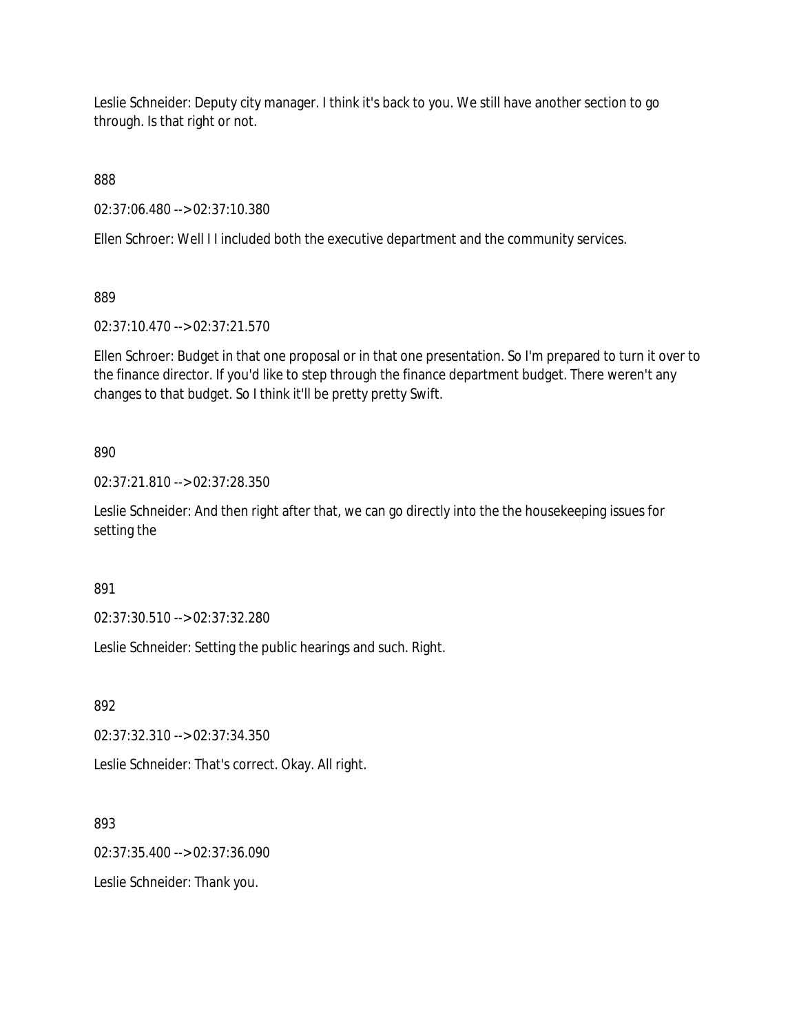Leslie Schneider: Deputy city manager. I think it's back to you. We still have another section to go through. Is that right or not.

888

02:37:06.480 --> 02:37:10.380

Ellen Schroer: Well I I included both the executive department and the community services.

889

02:37:10.470 --> 02:37:21.570

Ellen Schroer: Budget in that one proposal or in that one presentation. So I'm prepared to turn it over to the finance director. If you'd like to step through the finance department budget. There weren't any changes to that budget. So I think it'll be pretty pretty Swift.

890

02:37:21.810 --> 02:37:28.350

Leslie Schneider: And then right after that, we can go directly into the the housekeeping issues for setting the

891

02:37:30.510 --> 02:37:32.280

Leslie Schneider: Setting the public hearings and such. Right.

892

02:37:32.310 --> 02:37:34.350

Leslie Schneider: That's correct. Okay. All right.

893

02:37:35.400 --> 02:37:36.090

Leslie Schneider: Thank you.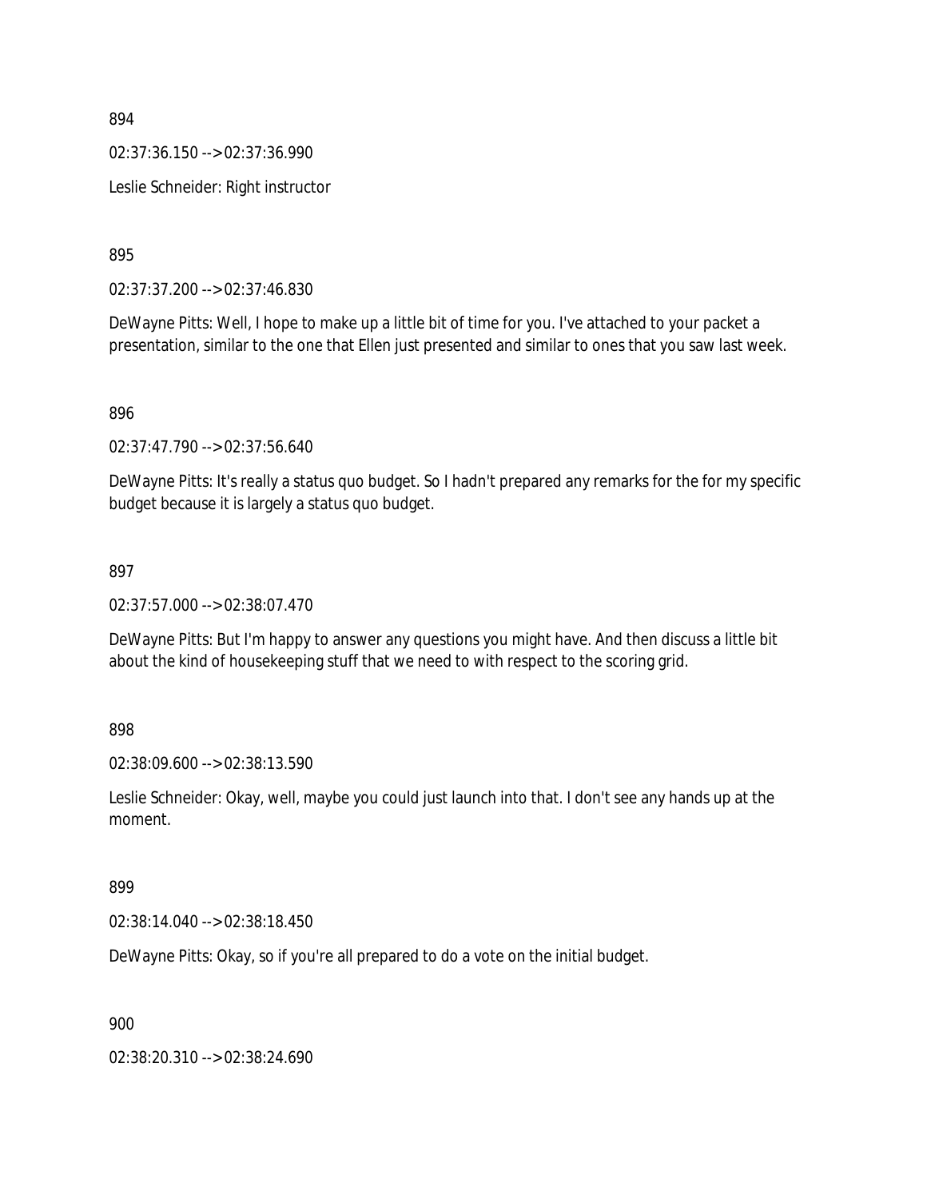894

02:37:36.150 --> 02:37:36.990

Leslie Schneider: Right instructor

895

02:37:37.200 --> 02:37:46.830

DeWayne Pitts: Well, I hope to make up a little bit of time for you. I've attached to your packet a presentation, similar to the one that Ellen just presented and similar to ones that you saw last week.

896

02:37:47.790 --> 02:37:56.640

DeWayne Pitts: It's really a status quo budget. So I hadn't prepared any remarks for the for my specific budget because it is largely a status quo budget.

897

02:37:57.000 --> 02:38:07.470

DeWayne Pitts: But I'm happy to answer any questions you might have. And then discuss a little bit about the kind of housekeeping stuff that we need to with respect to the scoring grid.

898

02:38:09.600 --> 02:38:13.590

Leslie Schneider: Okay, well, maybe you could just launch into that. I don't see any hands up at the moment.

899

02:38:14.040 --> 02:38:18.450

DeWayne Pitts: Okay, so if you're all prepared to do a vote on the initial budget.

900

02:38:20.310 --> 02:38:24.690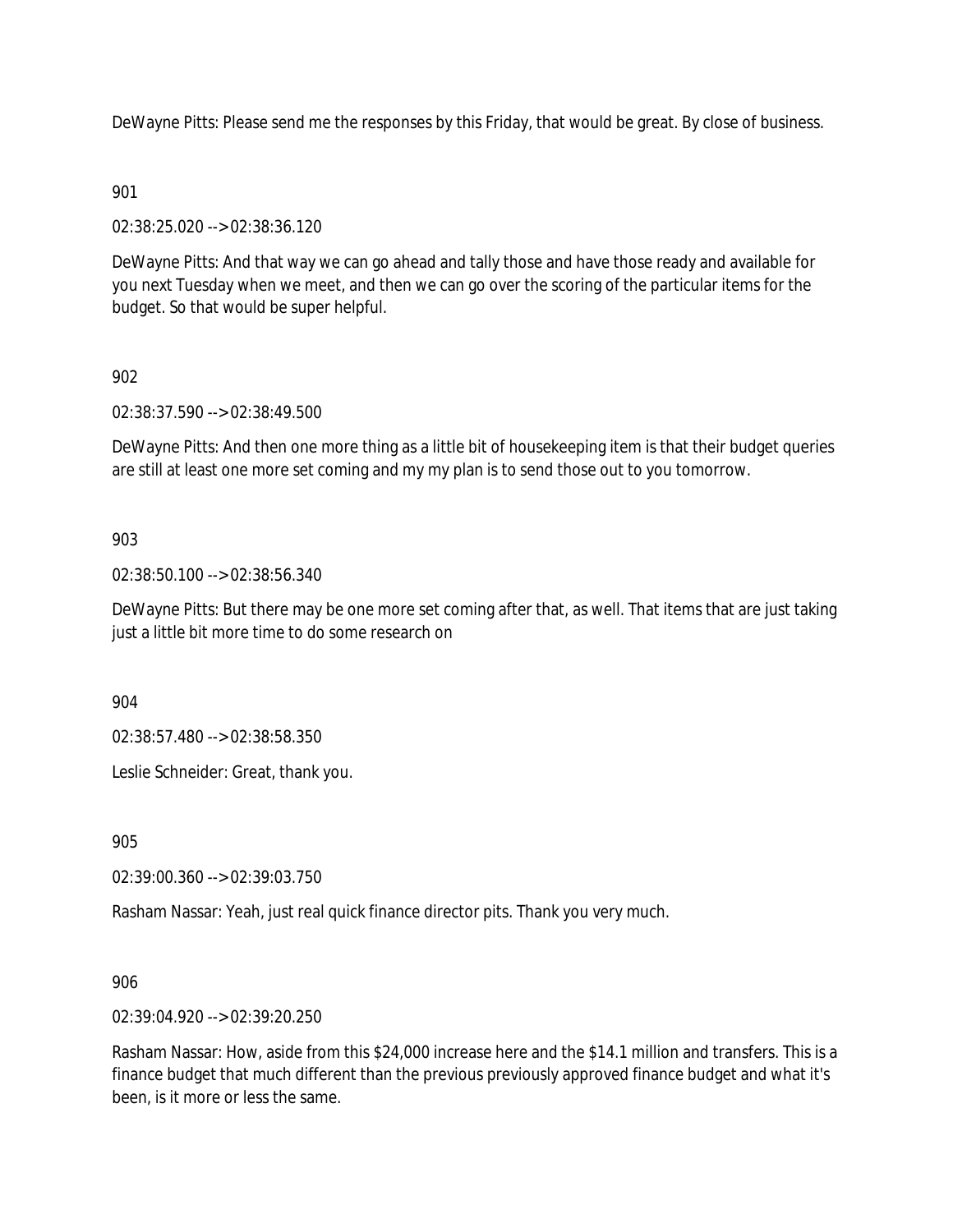DeWayne Pitts: Please send me the responses by this Friday, that would be great. By close of business.

901

02:38:25.020 --> 02:38:36.120

DeWayne Pitts: And that way we can go ahead and tally those and have those ready and available for you next Tuesday when we meet, and then we can go over the scoring of the particular items for the budget. So that would be super helpful.

902

02:38:37.590 --> 02:38:49.500

DeWayne Pitts: And then one more thing as a little bit of housekeeping item is that their budget queries are still at least one more set coming and my my plan is to send those out to you tomorrow.

903

02:38:50.100 --> 02:38:56.340

DeWayne Pitts: But there may be one more set coming after that, as well. That items that are just taking just a little bit more time to do some research on

904

02:38:57.480 --> 02:38:58.350

Leslie Schneider: Great, thank you.

905

02:39:00.360 --> 02:39:03.750

Rasham Nassar: Yeah, just real quick finance director pits. Thank you very much.

906

02:39:04.920 --> 02:39:20.250

Rasham Nassar: How, aside from this $24,000 increase here and the $14.1 million and transfers. This is a finance budget that much different than the previous previously approved finance budget and what it's been, is it more or less the same.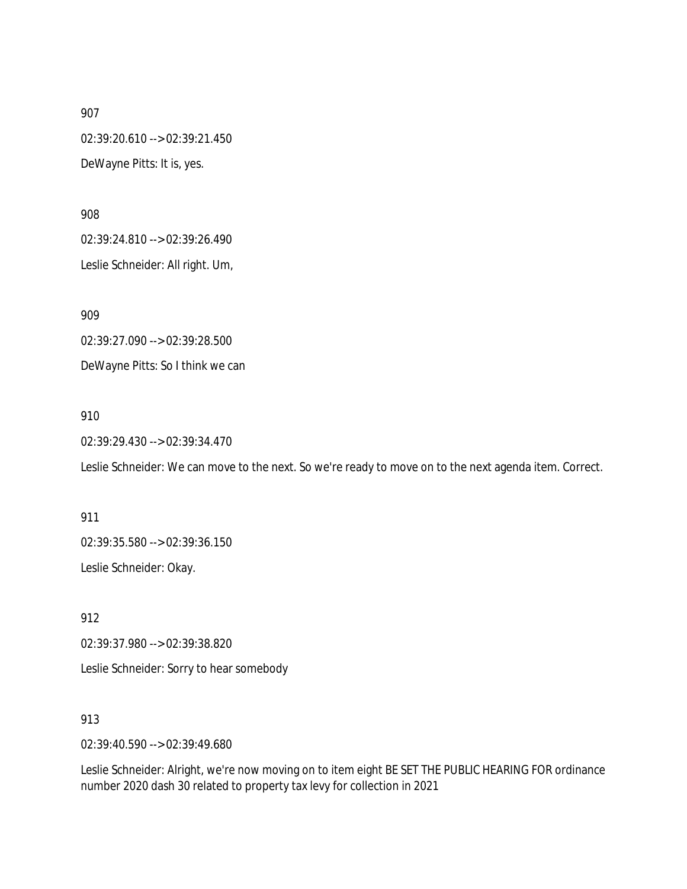907

02:39:20.610 --> 02:39:21.450

DeWayne Pitts: It is, yes.

908

02:39:24.810 --> 02:39:26.490

Leslie Schneider: All right. Um,

909

02:39:27.090 --> 02:39:28.500

DeWayne Pitts: So I think we can

910

02:39:29.430 --> 02:39:34.470

Leslie Schneider: We can move to the next. So we're ready to move on to the next agenda item. Correct.

911

02:39:35.580 --> 02:39:36.150

Leslie Schneider: Okay.

912

02:39:37.980 --> 02:39:38.820

Leslie Schneider: Sorry to hear somebody

913

02:39:40.590 --> 02:39:49.680

Leslie Schneider: Alright, we're now moving on to item eight BE SET THE PUBLIC HEARING FOR ordinance number 2020 dash 30 related to property tax levy for collection in 2021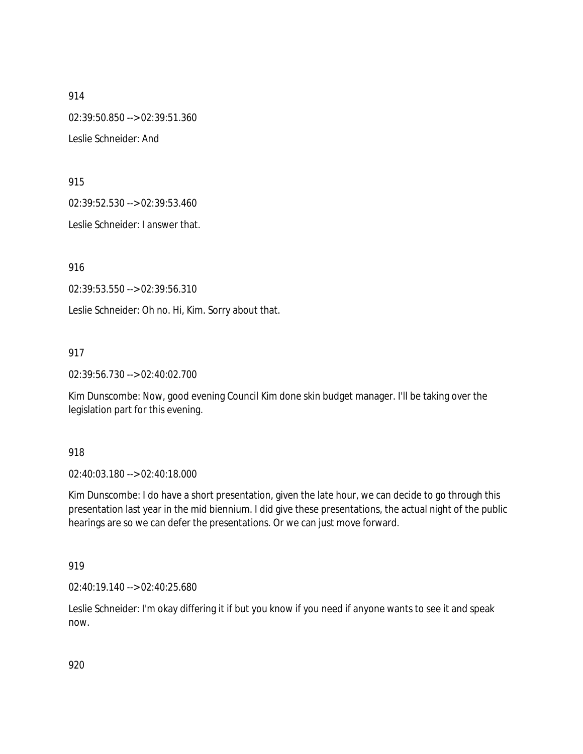914

02:39:50.850 --> 02:39:51.360

Leslie Schneider: And

915

02:39:52.530 --> 02:39:53.460

Leslie Schneider: I answer that.

916

02:39:53.550 --> 02:39:56.310

Leslie Schneider: Oh no. Hi, Kim. Sorry about that.

917

02:39:56.730 --> 02:40:02.700

Kim Dunscombe: Now, good evening Council Kim done skin budget manager. I'll be taking over the legislation part for this evening.

918

02:40:03.180 --> 02:40:18.000

Kim Dunscombe: I do have a short presentation, given the late hour, we can decide to go through this presentation last year in the mid biennium. I did give these presentations, the actual night of the public hearings are so we can defer the presentations. Or we can just move forward.

919

02:40:19.140 --> 02:40:25.680

Leslie Schneider: I'm okay differing it if but you know if you need if anyone wants to see it and speak now.

920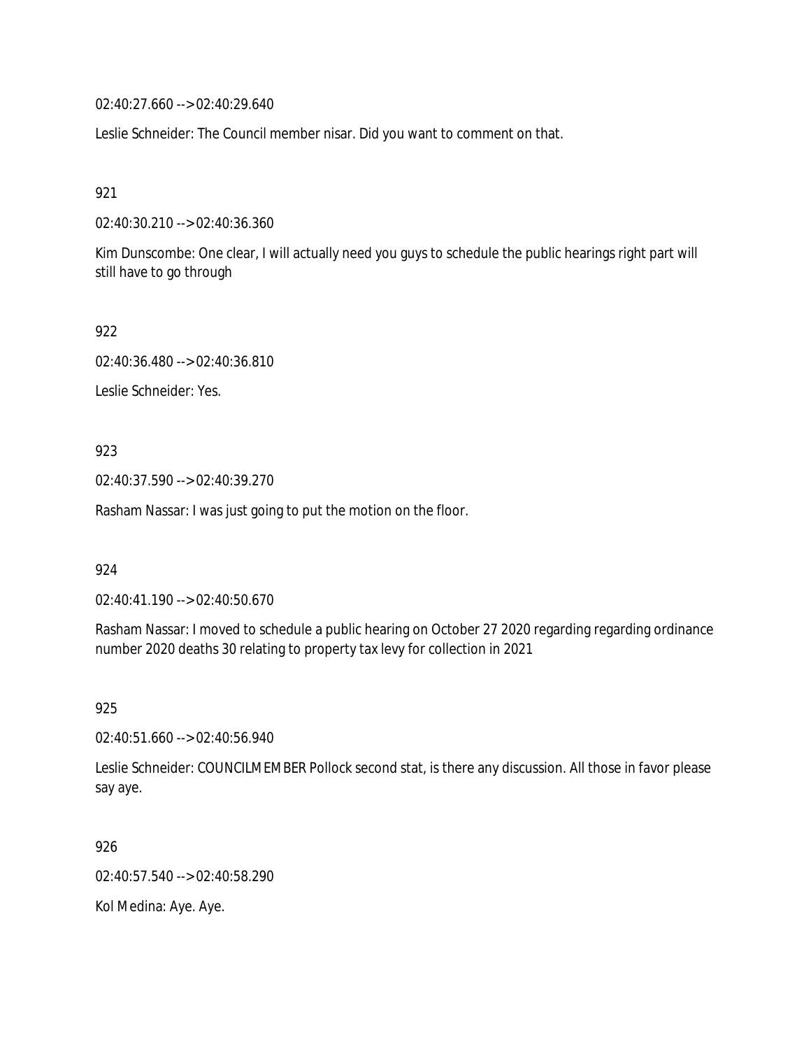02:40:27.660 --> 02:40:29.640

Leslie Schneider: The Council member nisar. Did you want to comment on that.

921

02:40:30.210 --> 02:40:36.360

Kim Dunscombe: One clear, I will actually need you guys to schedule the public hearings right part will still have to go through

922

02:40:36.480 --> 02:40:36.810

Leslie Schneider: Yes.

923

02:40:37.590 --> 02:40:39.270

Rasham Nassar: I was just going to put the motion on the floor.

924

02:40:41.190 --> 02:40:50.670

Rasham Nassar: I moved to schedule a public hearing on October 27 2020 regarding regarding ordinance number 2020 deaths 30 relating to property tax levy for collection in 2021

925

02:40:51.660 --> 02:40:56.940

Leslie Schneider: COUNCILMEMBER Pollock second stat, is there any discussion. All those in favor please say aye.

926

02:40:57.540 --> 02:40:58.290

Kol Medina: Aye. Aye.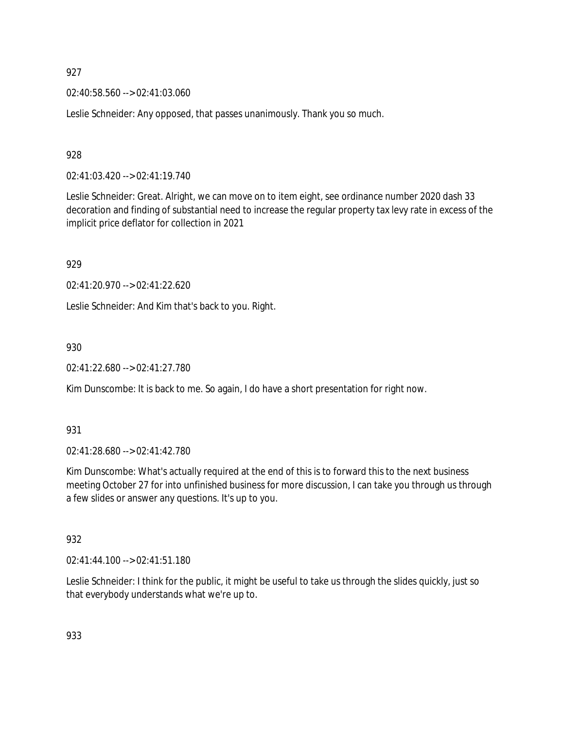927

02:40:58.560 --> 02:41:03.060

Leslie Schneider: Any opposed, that passes unanimously. Thank you so much.

928

02:41:03.420 --> 02:41:19.740

Leslie Schneider: Great. Alright, we can move on to item eight, see ordinance number 2020 dash 33 decoration and finding of substantial need to increase the regular property tax levy rate in excess of the implicit price deflator for collection in 2021

929

02:41:20.970 --> 02:41:22.620

Leslie Schneider: And Kim that's back to you. Right.

930

02:41:22.680 --> 02:41:27.780

Kim Dunscombe: It is back to me. So again, I do have a short presentation for right now.

931

02:41:28.680 --> 02:41:42.780

Kim Dunscombe: What's actually required at the end of this is to forward this to the next business meeting October 27 for into unfinished business for more discussion, I can take you through us through a few slides or answer any questions. It's up to you.

932

02:41:44.100 --> 02:41:51.180

Leslie Schneider: I think for the public, it might be useful to take us through the slides quickly, just so that everybody understands what we're up to.

933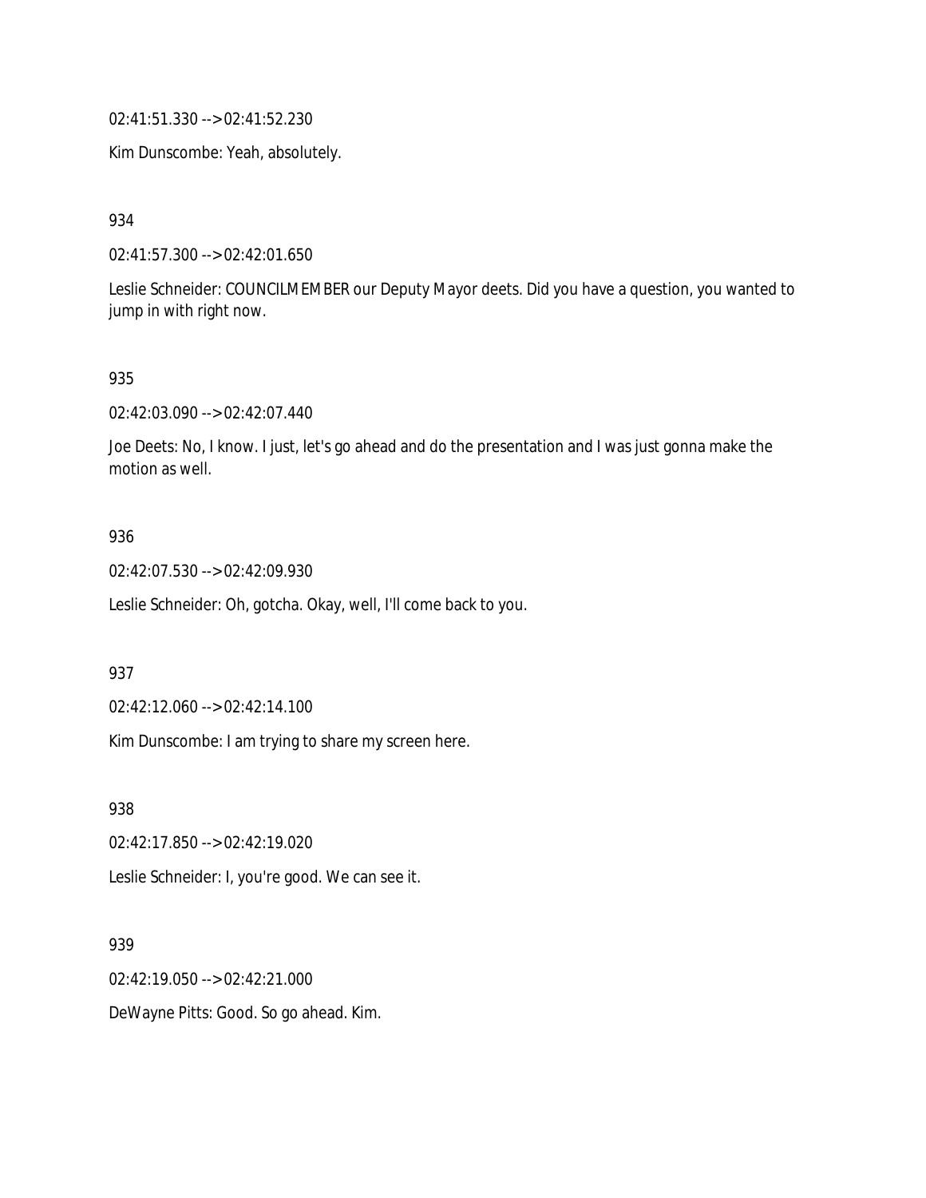02:41:51.330 --> 02:41:52.230

Kim Dunscombe: Yeah, absolutely.

934

02:41:57.300 --> 02:42:01.650

Leslie Schneider: COUNCILMEMBER our Deputy Mayor deets. Did you have a question, you wanted to jump in with right now.

935

02:42:03.090 --> 02:42:07.440

Joe Deets: No, I know. I just, let's go ahead and do the presentation and I was just gonna make the motion as well.

936

02:42:07.530 --> 02:42:09.930

Leslie Schneider: Oh, gotcha. Okay, well, I'll come back to you.

937

02:42:12.060 --> 02:42:14.100

Kim Dunscombe: I am trying to share my screen here.

938

02:42:17.850 --> 02:42:19.020

Leslie Schneider: I, you're good. We can see it.

939

02:42:19.050 --> 02:42:21.000

DeWayne Pitts: Good. So go ahead. Kim.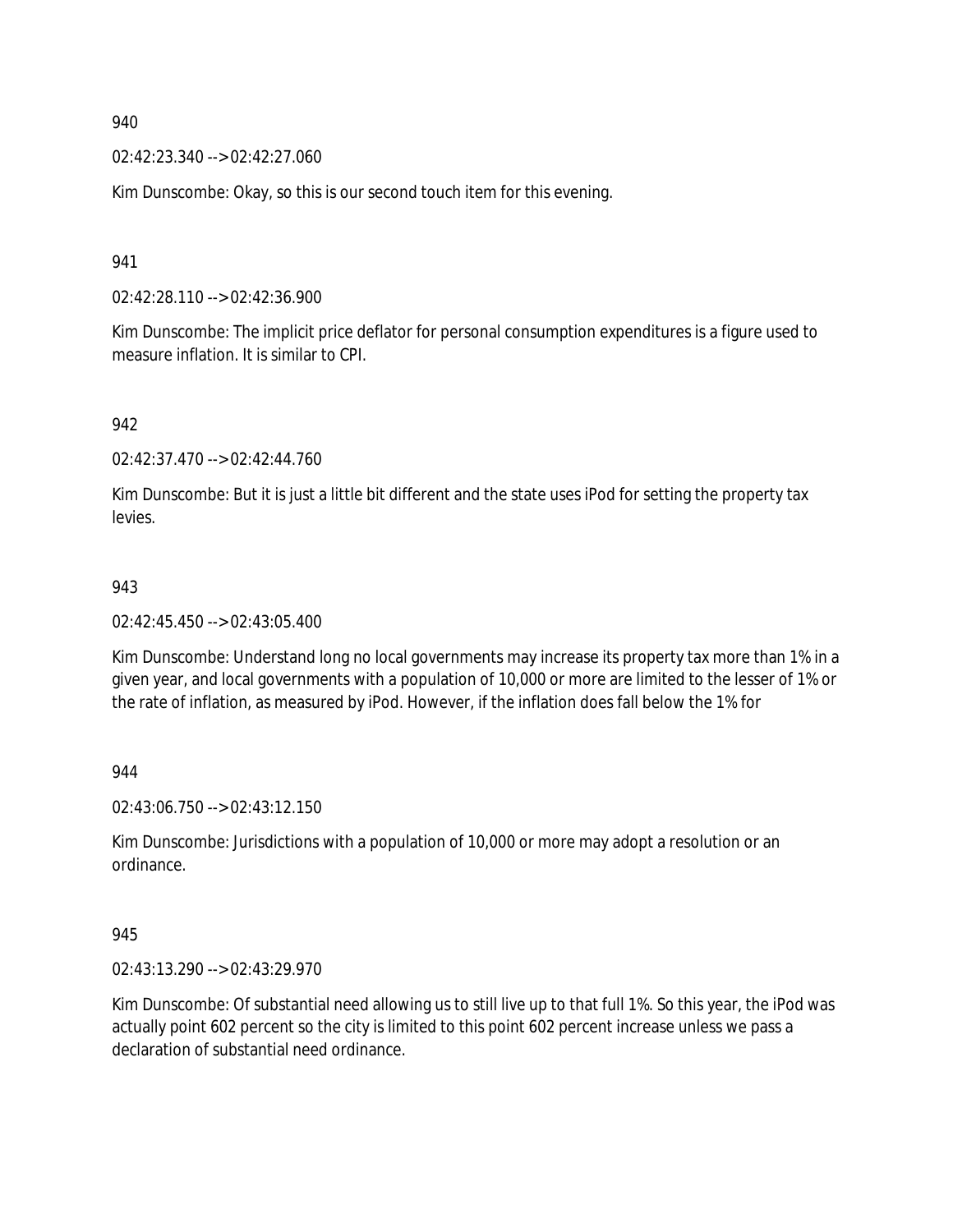940

02:42:23.340 --> 02:42:27.060

Kim Dunscombe: Okay, so this is our second touch item for this evening.

941

02:42:28.110 --> 02:42:36.900

Kim Dunscombe: The implicit price deflator for personal consumption expenditures is a figure used to measure inflation. It is similar to CPI.

942

02:42:37.470 --> 02:42:44.760

Kim Dunscombe: But it is just a little bit different and the state uses iPod for setting the property tax levies.

943

02:42:45.450 --> 02:43:05.400

Kim Dunscombe: Understand long no local governments may increase its property tax more than 1% in a given year, and local governments with a population of 10,000 or more are limited to the lesser of 1% or the rate of inflation, as measured by iPod. However, if the inflation does fall below the 1% for

944

02:43:06.750 --> 02:43:12.150

Kim Dunscombe: Jurisdictions with a population of 10,000 or more may adopt a resolution or an ordinance.

945

02:43:13.290 --> 02:43:29.970

Kim Dunscombe: Of substantial need allowing us to still live up to that full 1%. So this year, the iPod was actually point 602 percent so the city is limited to this point 602 percent increase unless we pass a declaration of substantial need ordinance.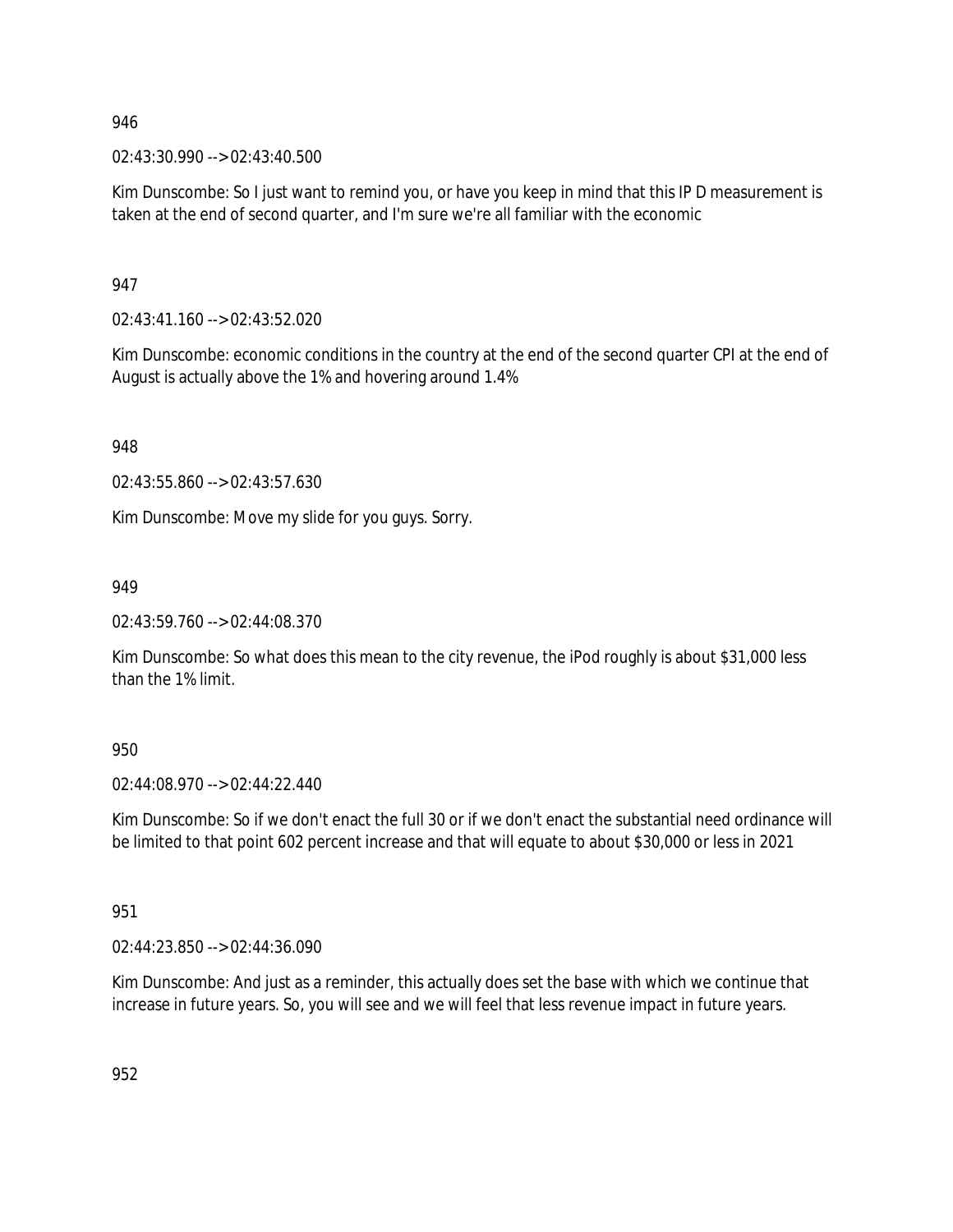946

02:43:30.990 --> 02:43:40.500

Kim Dunscombe: So I just want to remind you, or have you keep in mind that this IP D measurement is taken at the end of second quarter, and I'm sure we're all familiar with the economic

947

02:43:41.160 --> 02:43:52.020

Kim Dunscombe: economic conditions in the country at the end of the second quarter CPI at the end of August is actually above the 1% and hovering around 1.4%

948

02:43:55.860 --> 02:43:57.630

Kim Dunscombe: Move my slide for you guys. Sorry.

949

02:43:59.760 --> 02:44:08.370

Kim Dunscombe: So what does this mean to the city revenue, the iPod roughly is about $31,000 less than the 1% limit.

950

02:44:08.970 --> 02:44:22.440

Kim Dunscombe: So if we don't enact the full 30 or if we don't enact the substantial need ordinance will be limited to that point 602 percent increase and that will equate to about $30,000 or less in 2021

951

02:44:23.850 --> 02:44:36.090

Kim Dunscombe: And just as a reminder, this actually does set the base with which we continue that increase in future years. So, you will see and we will feel that less revenue impact in future years.

952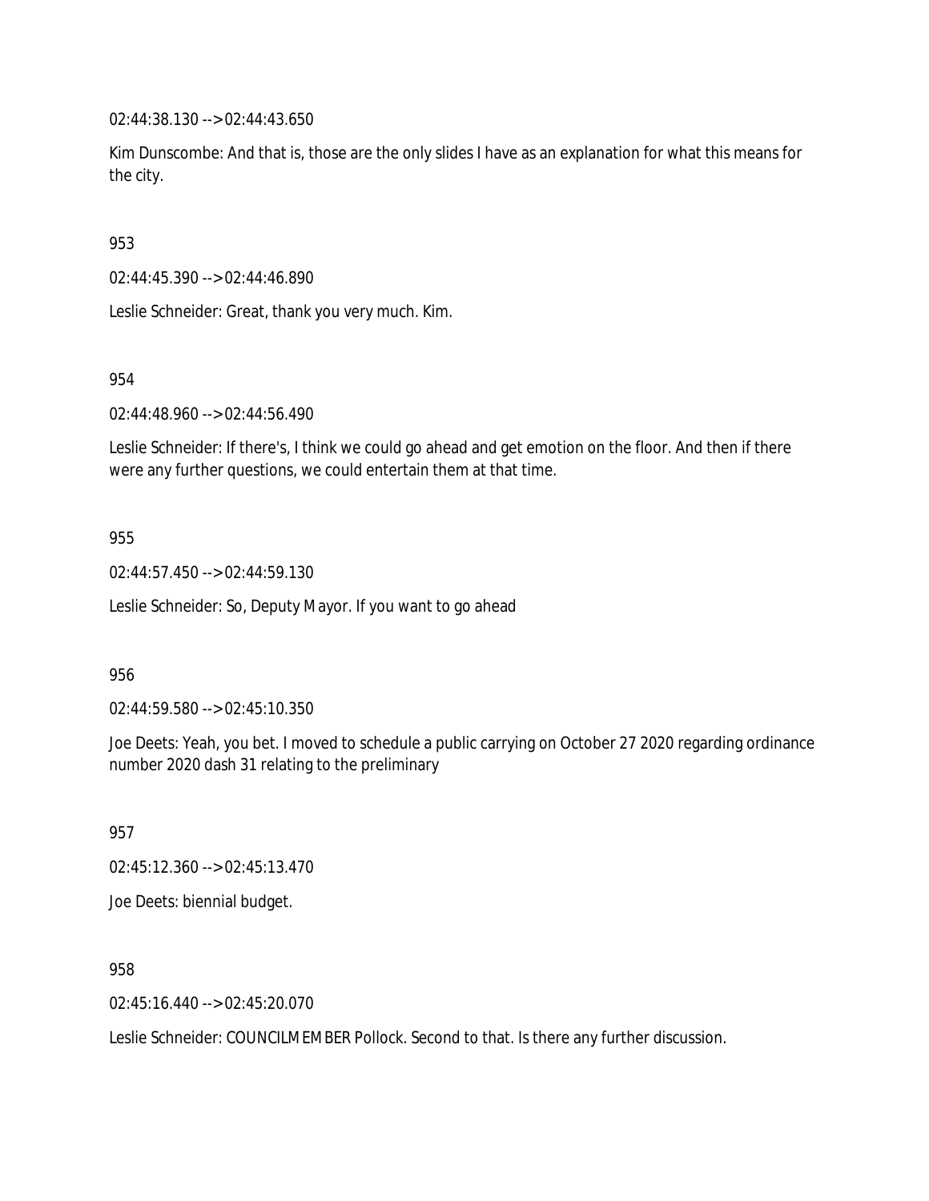02:44:38.130 --> 02:44:43.650

Kim Dunscombe: And that is, those are the only slides I have as an explanation for what this means for the city.

953

02:44:45.390 --> 02:44:46.890

Leslie Schneider: Great, thank you very much. Kim.

954

02:44:48.960 --> 02:44:56.490

Leslie Schneider: If there's, I think we could go ahead and get emotion on the floor. And then if there were any further questions, we could entertain them at that time.

955

02:44:57.450 --> 02:44:59.130

Leslie Schneider: So, Deputy Mayor. If you want to go ahead

956

02:44:59.580 --> 02:45:10.350

Joe Deets: Yeah, you bet. I moved to schedule a public carrying on October 27 2020 regarding ordinance number 2020 dash 31 relating to the preliminary

957

02:45:12.360 --> 02:45:13.470

Joe Deets: biennial budget.

958

02:45:16.440 --> 02:45:20.070

Leslie Schneider: COUNCILMEMBER Pollock. Second to that. Is there any further discussion.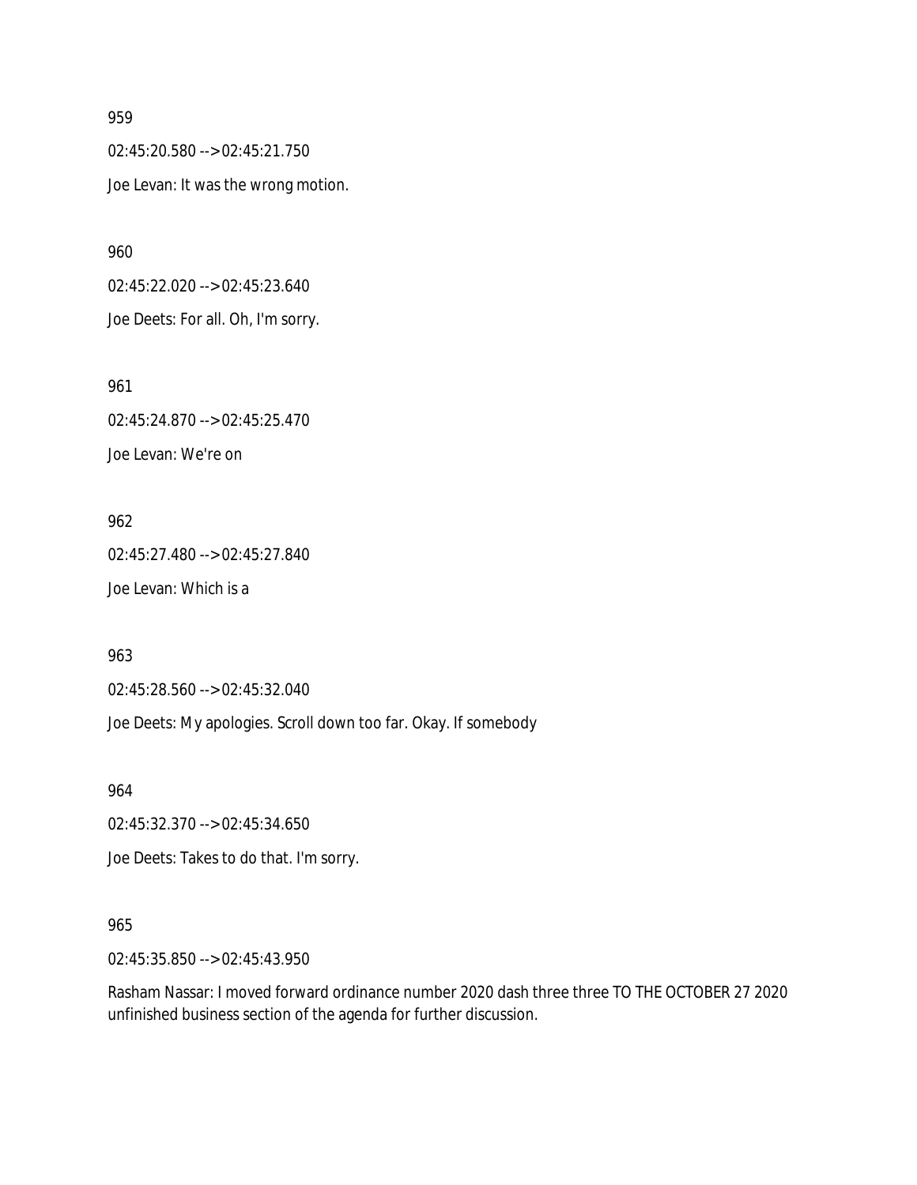959

02:45:20.580 --> 02:45:21.750

Joe Levan: It was the wrong motion.

960

02:45:22.020 --> 02:45:23.640

Joe Deets: For all. Oh, I'm sorry.

961

02:45:24.870 --> 02:45:25.470

Joe Levan: We're on

962

02:45:27.480 --> 02:45:27.840

Joe Levan: Which is a

963

02:45:28.560 --> 02:45:32.040

Joe Deets: My apologies. Scroll down too far. Okay. If somebody

964

02:45:32.370 --> 02:45:34.650

Joe Deets: Takes to do that. I'm sorry.

965

02:45:35.850 --> 02:45:43.950

Rasham Nassar: I moved forward ordinance number 2020 dash three three TO THE OCTOBER 27 2020 unfinished business section of the agenda for further discussion.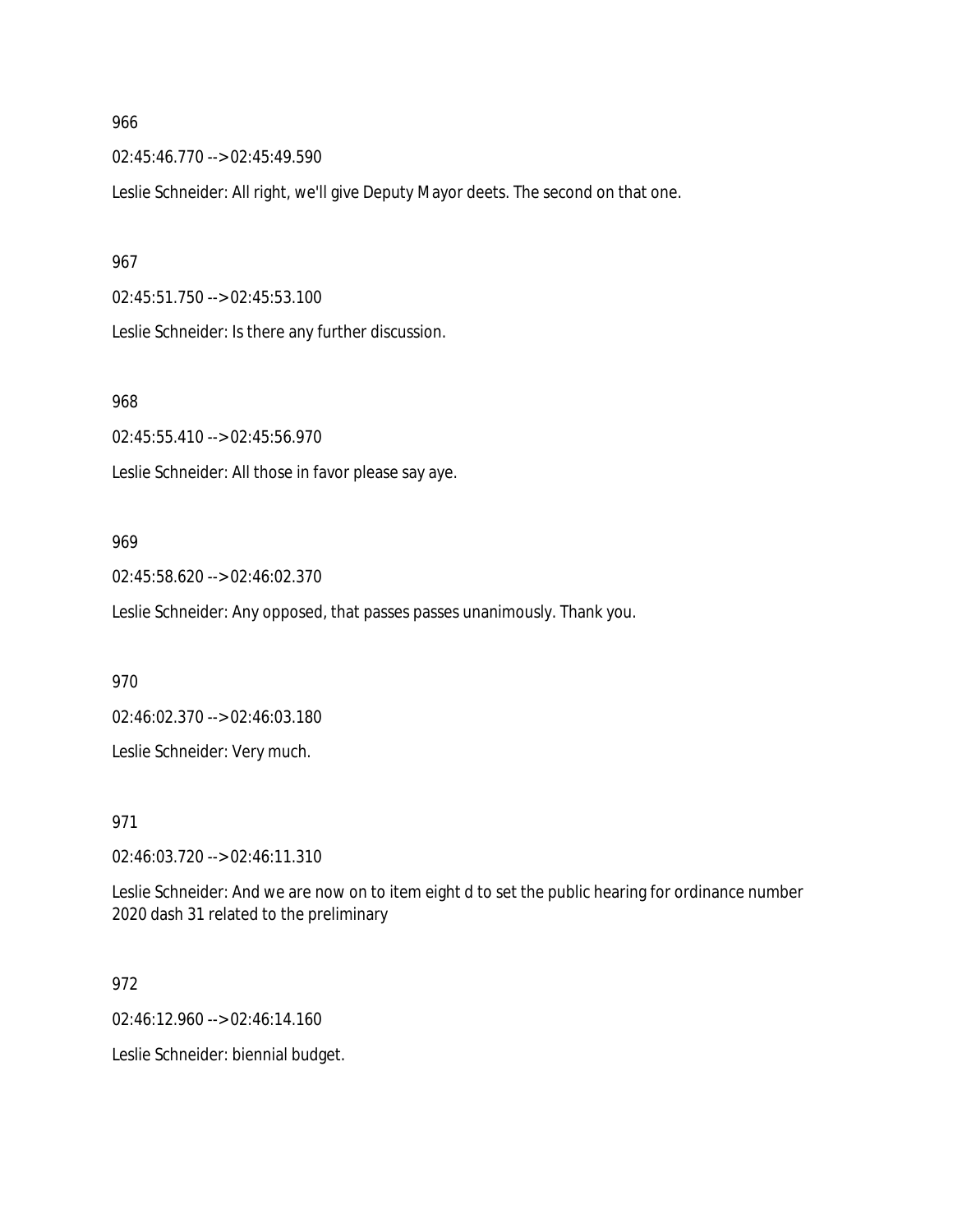966

02:45:46.770 --> 02:45:49.590

Leslie Schneider: All right, we'll give Deputy Mayor deets. The second on that one.

967

02:45:51.750 --> 02:45:53.100

Leslie Schneider: Is there any further discussion.

968

02:45:55.410 --> 02:45:56.970

Leslie Schneider: All those in favor please say aye.

969

02:45:58.620 --> 02:46:02.370

Leslie Schneider: Any opposed, that passes passes unanimously. Thank you.

970

02:46:02.370 --> 02:46:03.180

Leslie Schneider: Very much.

971

02:46:03.720 --> 02:46:11.310

Leslie Schneider: And we are now on to item eight d to set the public hearing for ordinance number 2020 dash 31 related to the preliminary

972

02:46:12.960 --> 02:46:14.160

Leslie Schneider: biennial budget.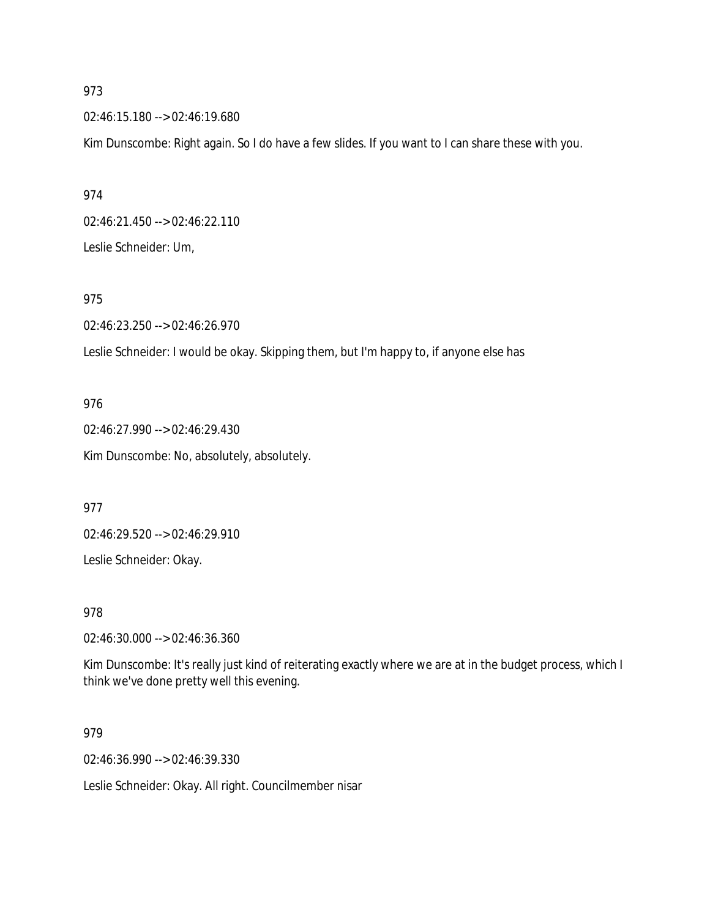973

02:46:15.180 --> 02:46:19.680

Kim Dunscombe: Right again. So I do have a few slides. If you want to I can share these with you.

974

02:46:21.450 --> 02:46:22.110

Leslie Schneider: Um,

975

02:46:23.250 --> 02:46:26.970

Leslie Schneider: I would be okay. Skipping them, but I'm happy to, if anyone else has

976

02:46:27.990 --> 02:46:29.430

Kim Dunscombe: No, absolutely, absolutely.

977

02:46:29.520 --> 02:46:29.910

Leslie Schneider: Okay.

978

02:46:30.000 --> 02:46:36.360

Kim Dunscombe: It's really just kind of reiterating exactly where we are at in the budget process, which I think we've done pretty well this evening.

979

02:46:36.990 --> 02:46:39.330

Leslie Schneider: Okay. All right. Councilmember nisar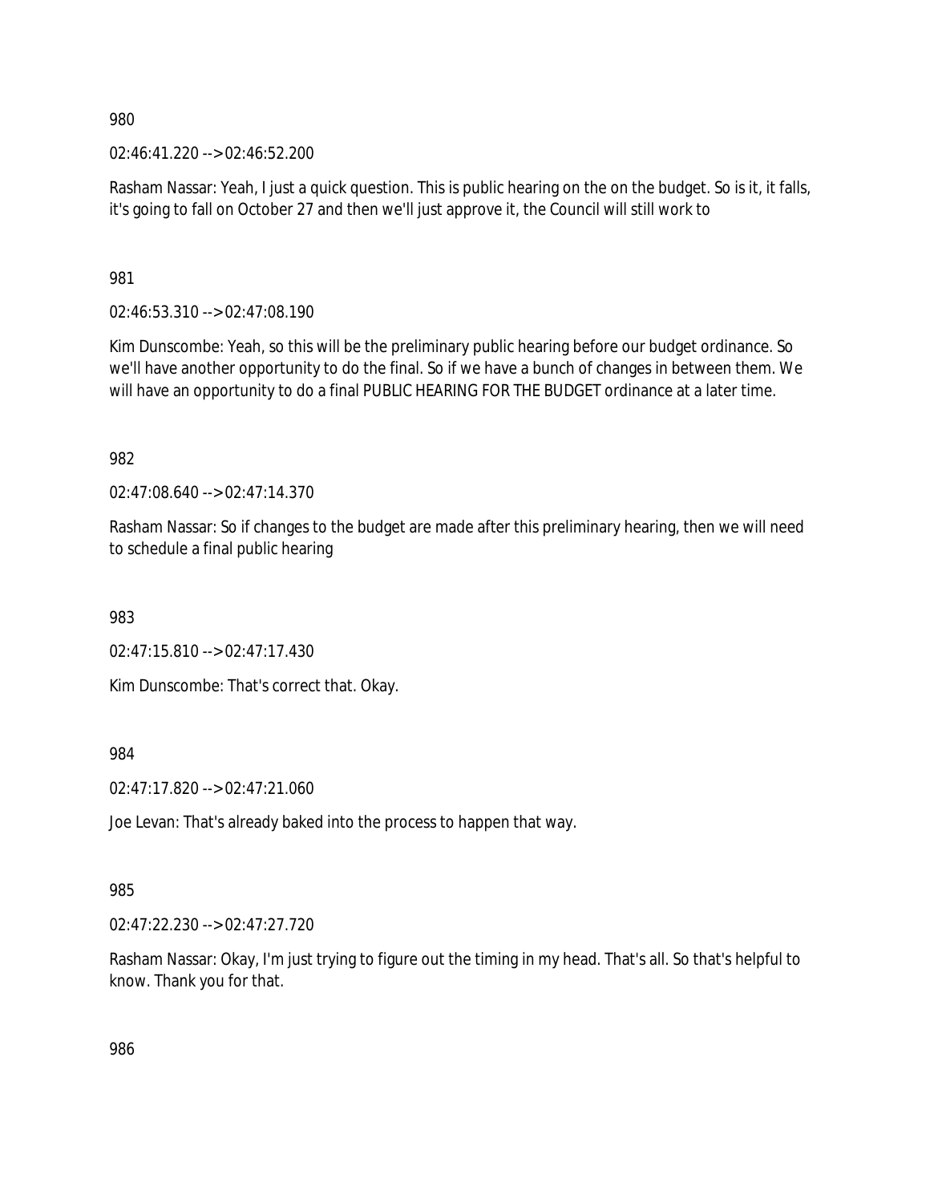980

02:46:41.220 --> 02:46:52.200

Rasham Nassar: Yeah, I just a quick question. This is public hearing on the on the budget. So is it, it falls, it's going to fall on October 27 and then we'll just approve it, the Council will still work to

981

02:46:53.310 --> 02:47:08.190

Kim Dunscombe: Yeah, so this will be the preliminary public hearing before our budget ordinance. So we'll have another opportunity to do the final. So if we have a bunch of changes in between them. We will have an opportunity to do a final PUBLIC HEARING FOR THE BUDGET ordinance at a later time.

982

02:47:08.640 --> 02:47:14.370

Rasham Nassar: So if changes to the budget are made after this preliminary hearing, then we will need to schedule a final public hearing

983

02:47:15.810 --> 02:47:17.430

Kim Dunscombe: That's correct that. Okay.

984

02:47:17.820 --> 02:47:21.060

Joe Levan: That's already baked into the process to happen that way.

985

02:47:22.230 --> 02:47:27.720

Rasham Nassar: Okay, I'm just trying to figure out the timing in my head. That's all. So that's helpful to know. Thank you for that.

986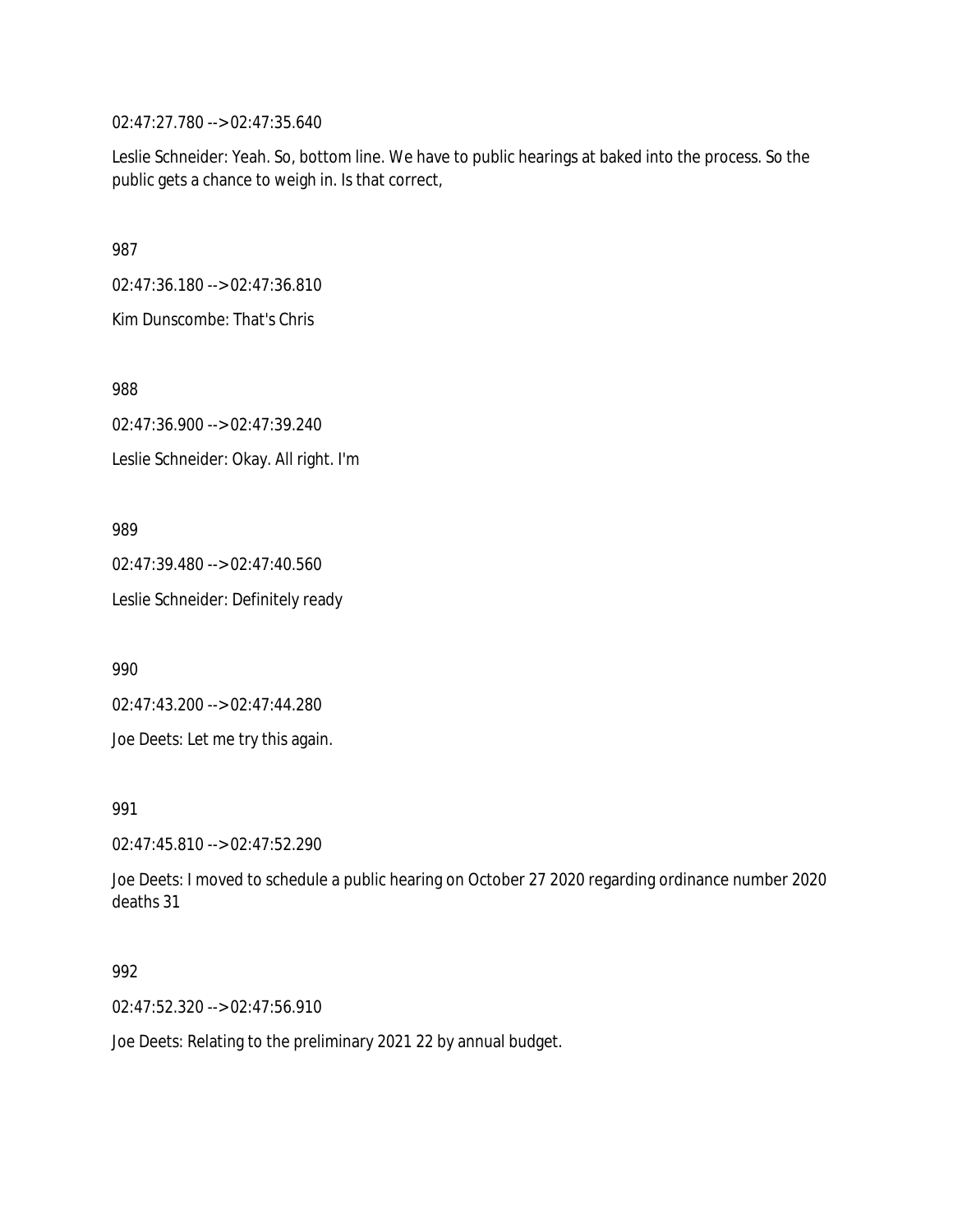02:47:27.780 --> 02:47:35.640

Leslie Schneider: Yeah. So, bottom line. We have to public hearings at baked into the process. So the public gets a chance to weigh in. Is that correct,

987

02:47:36.180 --> 02:47:36.810

Kim Dunscombe: That's Chris

988

02:47:36.900 --> 02:47:39.240

Leslie Schneider: Okay. All right. I'm

989

02:47:39.480 --> 02:47:40.560

Leslie Schneider: Definitely ready

990

02:47:43.200 --> 02:47:44.280

Joe Deets: Let me try this again.

991

02:47:45.810 --> 02:47:52.290

Joe Deets: I moved to schedule a public hearing on October 27 2020 regarding ordinance number 2020 deaths 31

992

02:47:52.320 --> 02:47:56.910

Joe Deets: Relating to the preliminary 2021 22 by annual budget.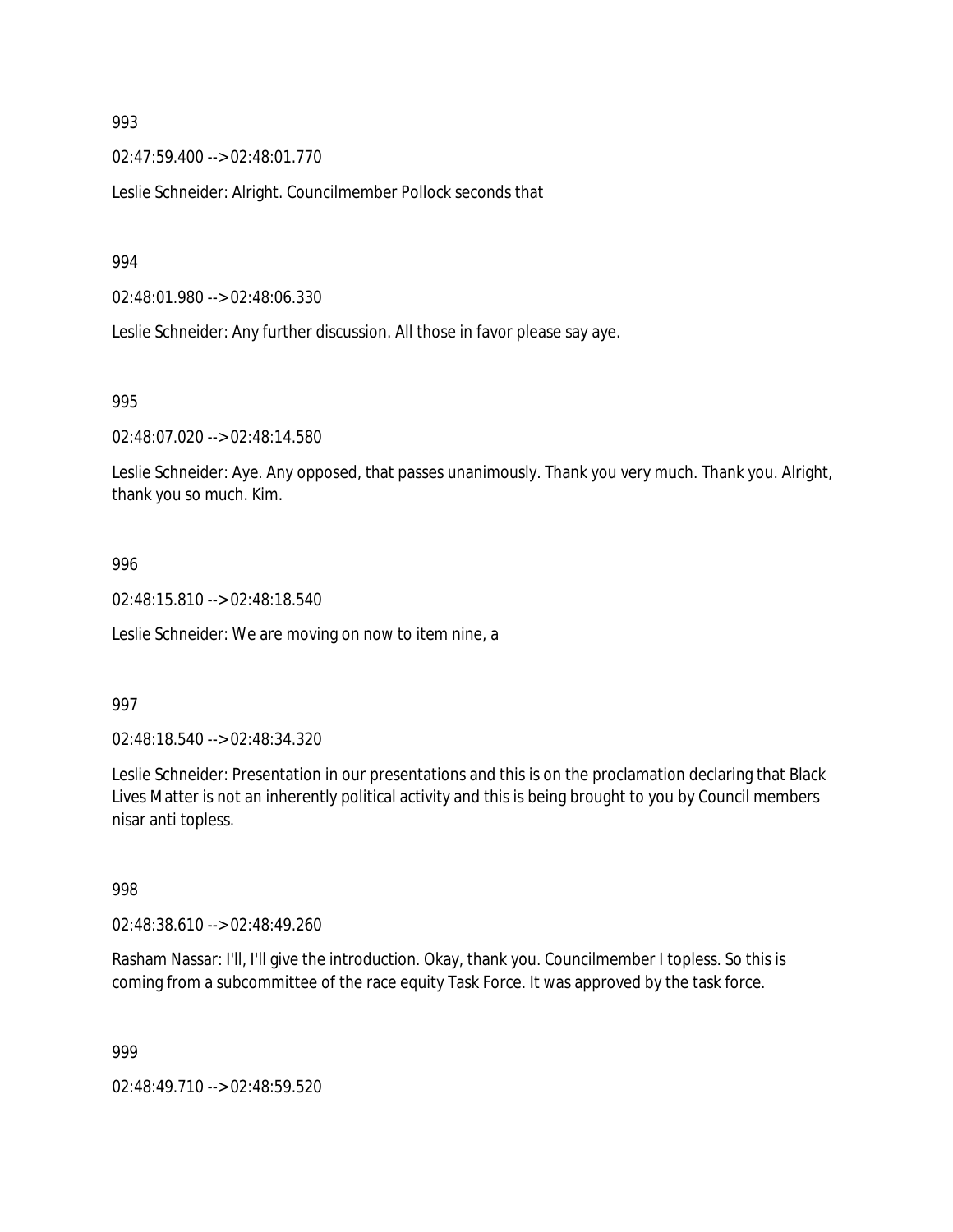993

02:47:59.400 --> 02:48:01.770

Leslie Schneider: Alright. Councilmember Pollock seconds that

994

02:48:01.980 --> 02:48:06.330

Leslie Schneider: Any further discussion. All those in favor please say aye.

995

02:48:07.020 --> 02:48:14.580

Leslie Schneider: Aye. Any opposed, that passes unanimously. Thank you very much. Thank you. Alright, thank you so much. Kim.

996

02:48:15.810 --> 02:48:18.540

Leslie Schneider: We are moving on now to item nine, a

997

02:48:18.540 --> 02:48:34.320

Leslie Schneider: Presentation in our presentations and this is on the proclamation declaring that Black Lives Matter is not an inherently political activity and this is being brought to you by Council members nisar anti topless.

998

02:48:38.610 --> 02:48:49.260

Rasham Nassar: I'll, I'll give the introduction. Okay, thank you. Councilmember I topless. So this is coming from a subcommittee of the race equity Task Force. It was approved by the task force.

999

02:48:49.710 --> 02:48:59.520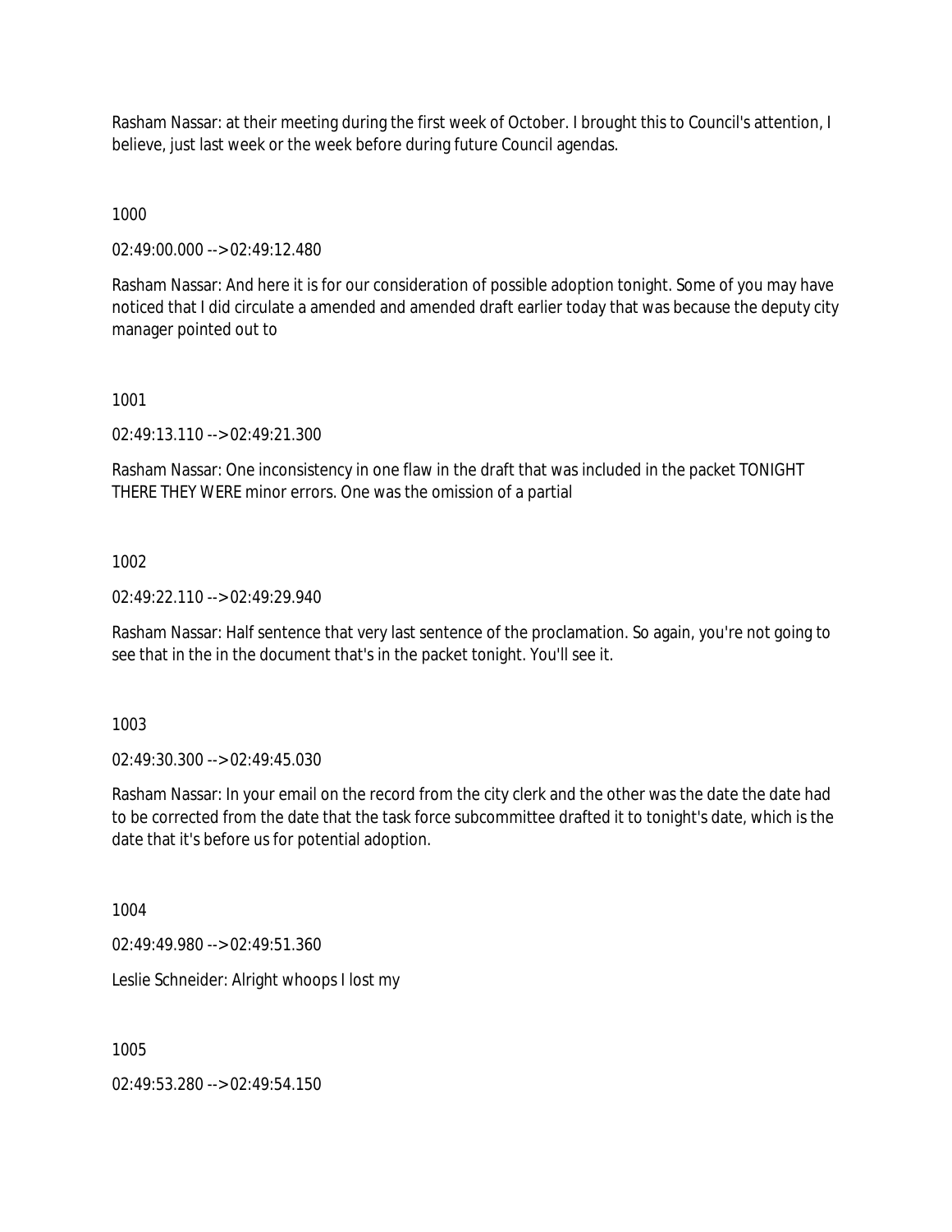Rasham Nassar: at their meeting during the first week of October. I brought this to Council's attention, I believe, just last week or the week before during future Council agendas.

1000

02:49:00.000 --> 02:49:12.480

Rasham Nassar: And here it is for our consideration of possible adoption tonight. Some of you may have noticed that I did circulate a amended and amended draft earlier today that was because the deputy city manager pointed out to

1001

02:49:13.110 --> 02:49:21.300

Rasham Nassar: One inconsistency in one flaw in the draft that was included in the packet TONIGHT THERE THEY WERE minor errors. One was the omission of a partial

1002

02:49:22.110 --> 02:49:29.940

Rasham Nassar: Half sentence that very last sentence of the proclamation. So again, you're not going to see that in the in the document that's in the packet tonight. You'll see it.

1003

02:49:30.300 --> 02:49:45.030

Rasham Nassar: In your email on the record from the city clerk and the other was the date the date had to be corrected from the date that the task force subcommittee drafted it to tonight's date, which is the date that it's before us for potential adoption.

1004

02:49:49.980 --> 02:49:51.360

Leslie Schneider: Alright whoops I lost my

1005

02:49:53.280 --> 02:49:54.150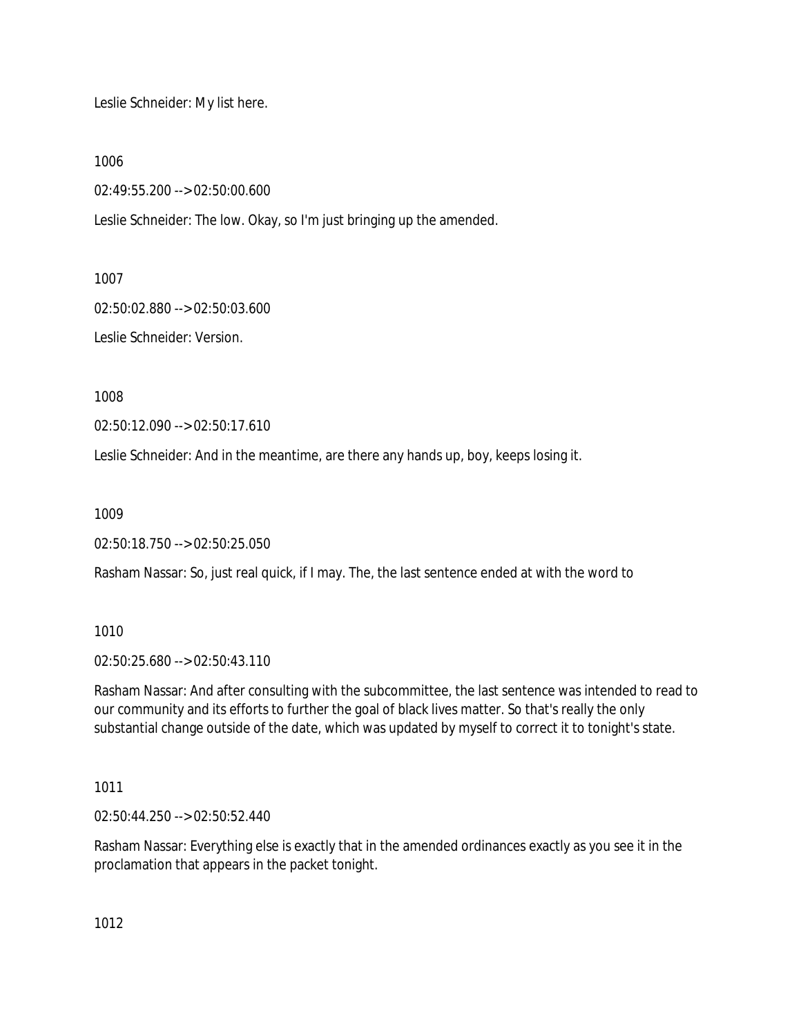Leslie Schneider: My list here.

1006

02:49:55.200 --> 02:50:00.600

Leslie Schneider: The low. Okay, so I'm just bringing up the amended.

1007

02:50:02.880 --> 02:50:03.600

Leslie Schneider: Version.

1008

02:50:12.090 --> 02:50:17.610

Leslie Schneider: And in the meantime, are there any hands up, boy, keeps losing it.

1009

02:50:18.750 --> 02:50:25.050

Rasham Nassar: So, just real quick, if I may. The, the last sentence ended at with the word to

1010

02:50:25.680 --> 02:50:43.110

Rasham Nassar: And after consulting with the subcommittee, the last sentence was intended to read to our community and its efforts to further the goal of black lives matter. So that's really the only substantial change outside of the date, which was updated by myself to correct it to tonight's state.

1011

02:50:44.250 --> 02:50:52.440

Rasham Nassar: Everything else is exactly that in the amended ordinances exactly as you see it in the proclamation that appears in the packet tonight.

1012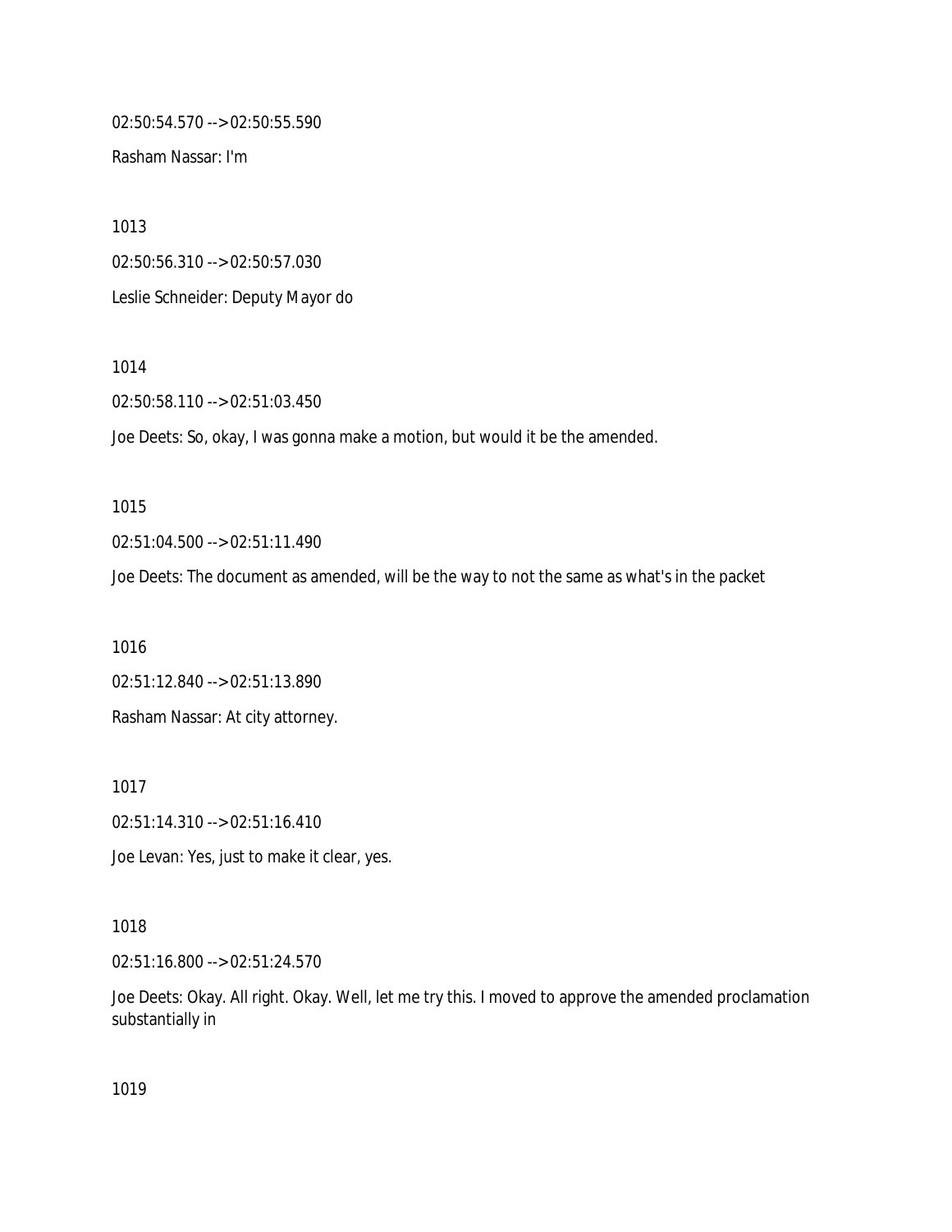02:50:54.570 --> 02:50:55.590

Rasham Nassar: I'm

1013

02:50:56.310 --> 02:50:57.030

Leslie Schneider: Deputy Mayor do

1014

02:50:58.110 --> 02:51:03.450

Joe Deets: So, okay, I was gonna make a motion, but would it be the amended.

1015

02:51:04.500 --> 02:51:11.490

Joe Deets: The document as amended, will be the way to not the same as what's in the packet

1016

02:51:12.840 --> 02:51:13.890

Rasham Nassar: At city attorney.

1017

02:51:14.310 --> 02:51:16.410

Joe Levan: Yes, just to make it clear, yes.

1018

02:51:16.800 --> 02:51:24.570

Joe Deets: Okay. All right. Okay. Well, let me try this. I moved to approve the amended proclamation substantially in

1019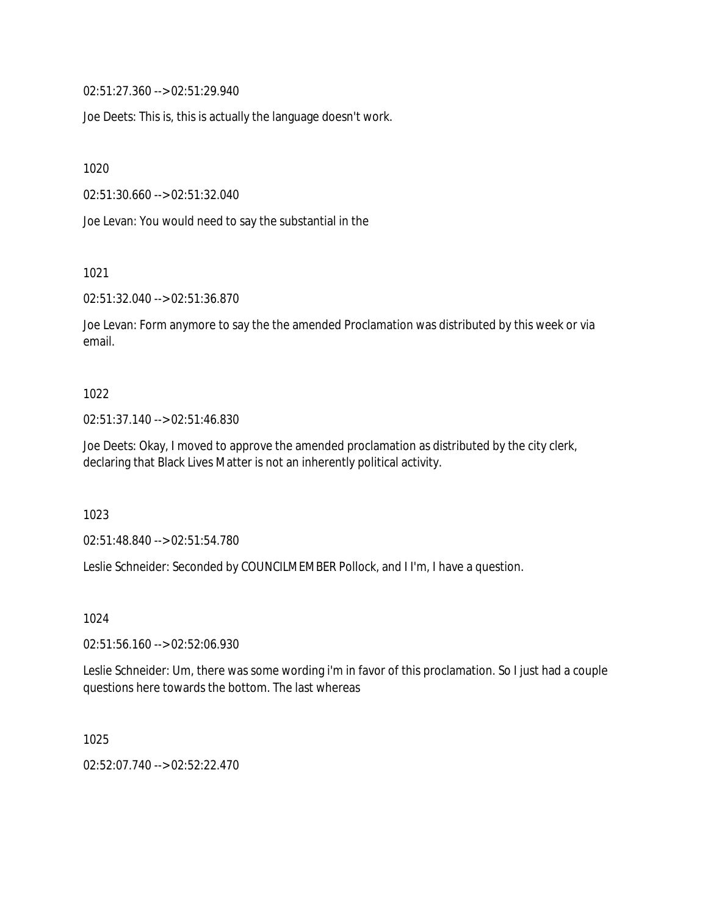02:51:27.360 --> 02:51:29.940

Joe Deets: This is, this is actually the language doesn't work.

1020

02:51:30.660 --> 02:51:32.040

Joe Levan: You would need to say the substantial in the

1021

02:51:32.040 --> 02:51:36.870

Joe Levan: Form anymore to say the the amended Proclamation was distributed by this week or via email.

1022

02:51:37.140 --> 02:51:46.830

Joe Deets: Okay, I moved to approve the amended proclamation as distributed by the city clerk, declaring that Black Lives Matter is not an inherently political activity.

1023

02:51:48.840 --> 02:51:54.780

Leslie Schneider: Seconded by COUNCILMEMBER Pollock, and I I'm, I have a question.

1024

02:51:56.160 --> 02:52:06.930

Leslie Schneider: Um, there was some wording i'm in favor of this proclamation. So I just had a couple questions here towards the bottom. The last whereas

1025

02:52:07.740 --> 02:52:22.470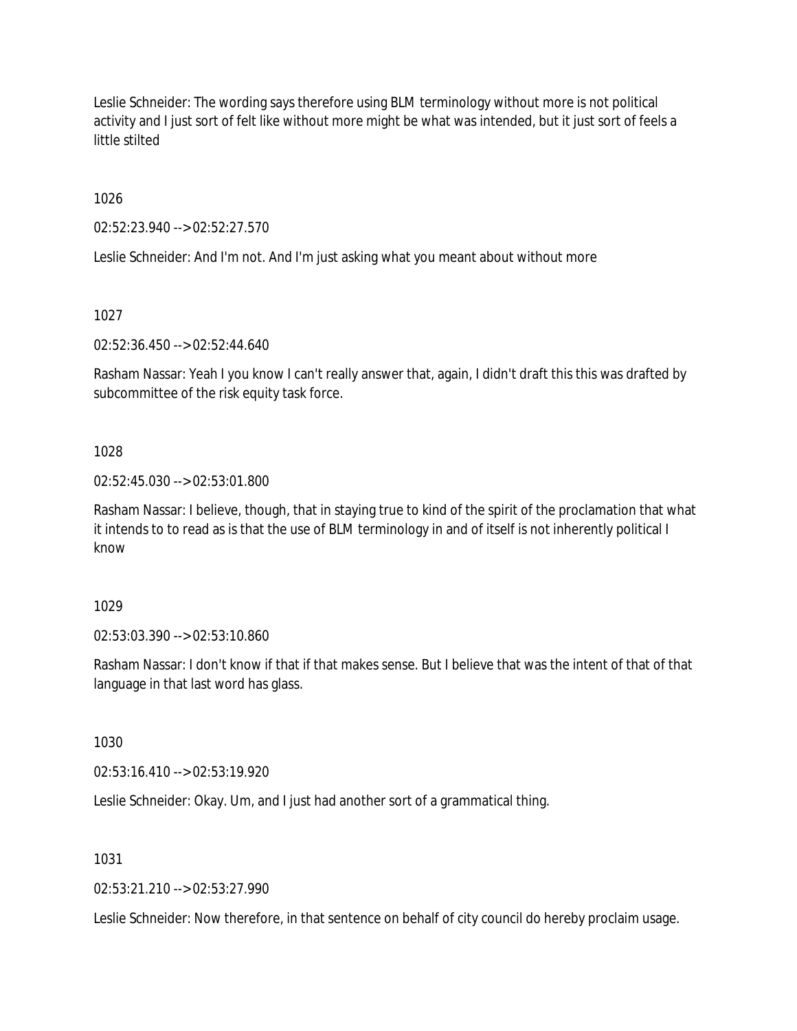Leslie Schneider: The wording says therefore using BLM terminology without more is not political activity and I just sort of felt like without more might be what was intended, but it just sort of feels a little stilted

1026

02:52:23.940 --> 02:52:27.570

Leslie Schneider: And I'm not. And I'm just asking what you meant about without more

1027

02:52:36.450 --> 02:52:44.640

Rasham Nassar: Yeah I you know I can't really answer that, again, I didn't draft this this was drafted by subcommittee of the risk equity task force.

1028

02:52:45.030 --> 02:53:01.800

Rasham Nassar: I believe, though, that in staying true to kind of the spirit of the proclamation that what it intends to to read as is that the use of BLM terminology in and of itself is not inherently political I know

1029

02:53:03.390 --> 02:53:10.860

Rasham Nassar: I don't know if that if that makes sense. But I believe that was the intent of that of that language in that last word has glass.

1030

02:53:16.410 --> 02:53:19.920

Leslie Schneider: Okay. Um, and I just had another sort of a grammatical thing.

1031

02:53:21.210 --> 02:53:27.990

Leslie Schneider: Now therefore, in that sentence on behalf of city council do hereby proclaim usage.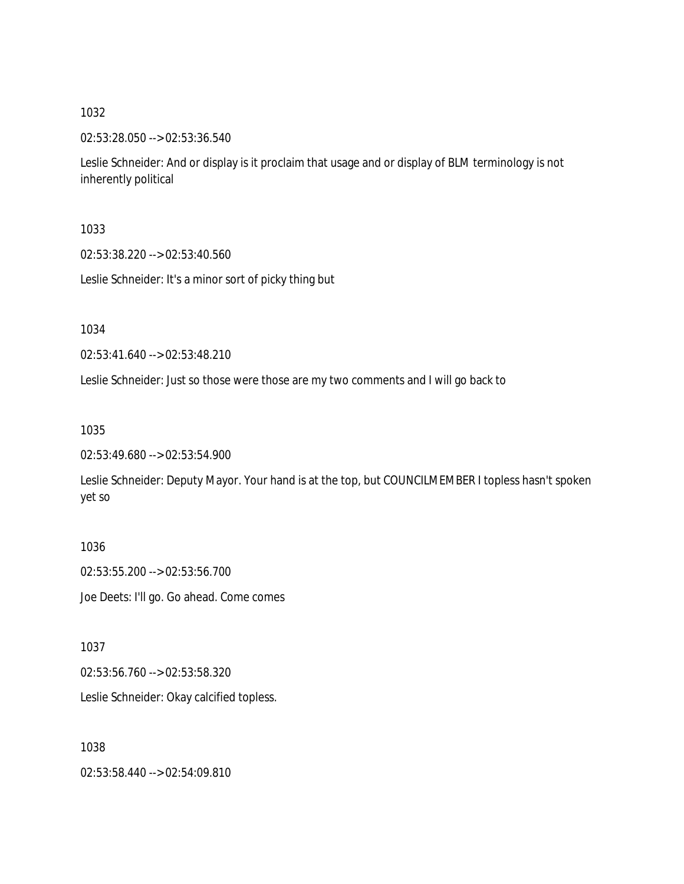1032

02:53:28.050 --> 02:53:36.540

Leslie Schneider: And or display is it proclaim that usage and or display of BLM terminology is not inherently political

1033

02:53:38.220 --> 02:53:40.560

Leslie Schneider: It's a minor sort of picky thing but

1034

02:53:41.640 --> 02:53:48.210

Leslie Schneider: Just so those were those are my two comments and I will go back to

1035

02:53:49.680 --> 02:53:54.900

Leslie Schneider: Deputy Mayor. Your hand is at the top, but COUNCILMEMBER I topless hasn't spoken yet so

1036

02:53:55.200 --> 02:53:56.700

Joe Deets: I'll go. Go ahead. Come comes

1037

02:53:56.760 --> 02:53:58.320

Leslie Schneider: Okay calcified topless.

1038

02:53:58.440 --> 02:54:09.810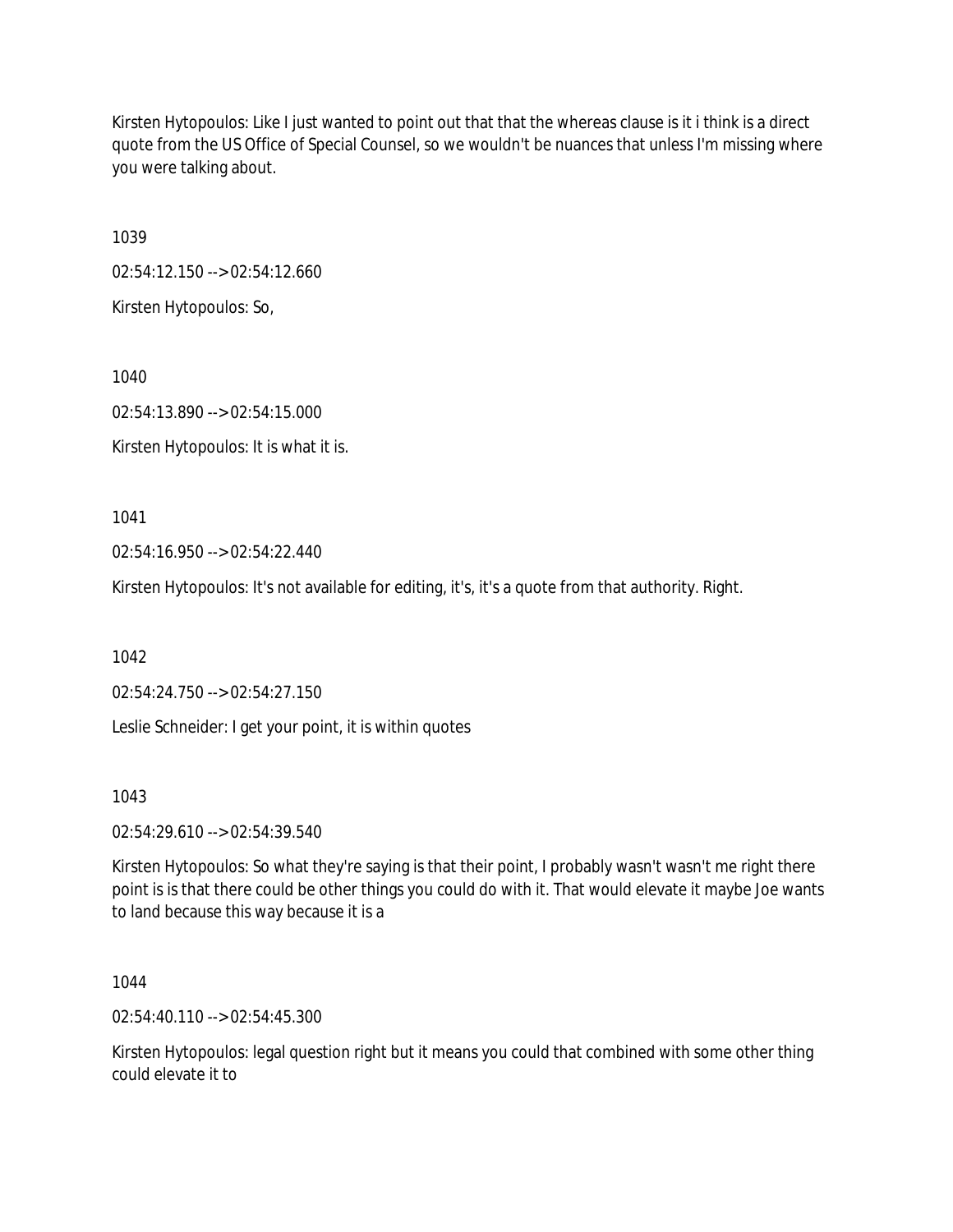Kirsten Hytopoulos: Like I just wanted to point out that that the whereas clause is it i think is a direct quote from the US Office of Special Counsel, so we wouldn't be nuances that unless I'm missing where you were talking about.

1039

02:54:12.150 --> 02:54:12.660

Kirsten Hytopoulos: So,

1040

02:54:13.890 --> 02:54:15.000

Kirsten Hytopoulos: It is what it is.

1041

02:54:16.950 --> 02:54:22.440

Kirsten Hytopoulos: It's not available for editing, it's, it's a quote from that authority. Right.

1042

02:54:24.750 --> 02:54:27.150

Leslie Schneider: I get your point, it is within quotes

1043

02:54:29.610 --> 02:54:39.540

Kirsten Hytopoulos: So what they're saying is that their point, I probably wasn't wasn't me right there point is is that there could be other things you could do with it. That would elevate it maybe Joe wants to land because this way because it is a

1044

02:54:40.110 --> 02:54:45.300

Kirsten Hytopoulos: legal question right but it means you could that combined with some other thing could elevate it to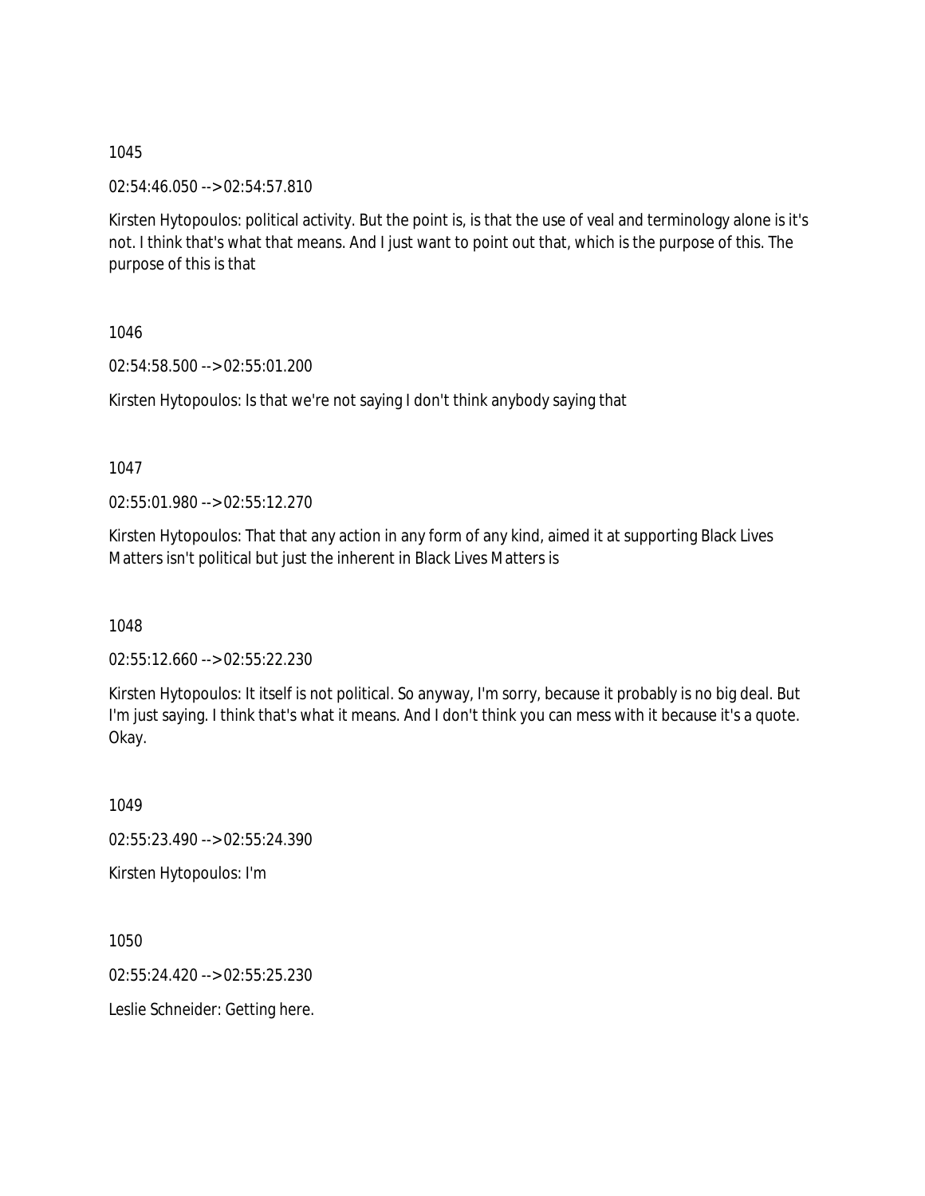1045

02:54:46.050 --> 02:54:57.810

Kirsten Hytopoulos: political activity. But the point is, is that the use of veal and terminology alone is it's not. I think that's what that means. And I just want to point out that, which is the purpose of this. The purpose of this is that

1046

02:54:58.500 --> 02:55:01.200

Kirsten Hytopoulos: Is that we're not saying I don't think anybody saying that

1047

02:55:01.980 --> 02:55:12.270

Kirsten Hytopoulos: That that any action in any form of any kind, aimed it at supporting Black Lives Matters isn't political but just the inherent in Black Lives Matters is

1048

02:55:12.660 --> 02:55:22.230

Kirsten Hytopoulos: It itself is not political. So anyway, I'm sorry, because it probably is no big deal. But I'm just saying. I think that's what it means. And I don't think you can mess with it because it's a quote. Okay.

1049

02:55:23.490 --> 02:55:24.390

Kirsten Hytopoulos: I'm

1050

02:55:24.420 --> 02:55:25.230

Leslie Schneider: Getting here.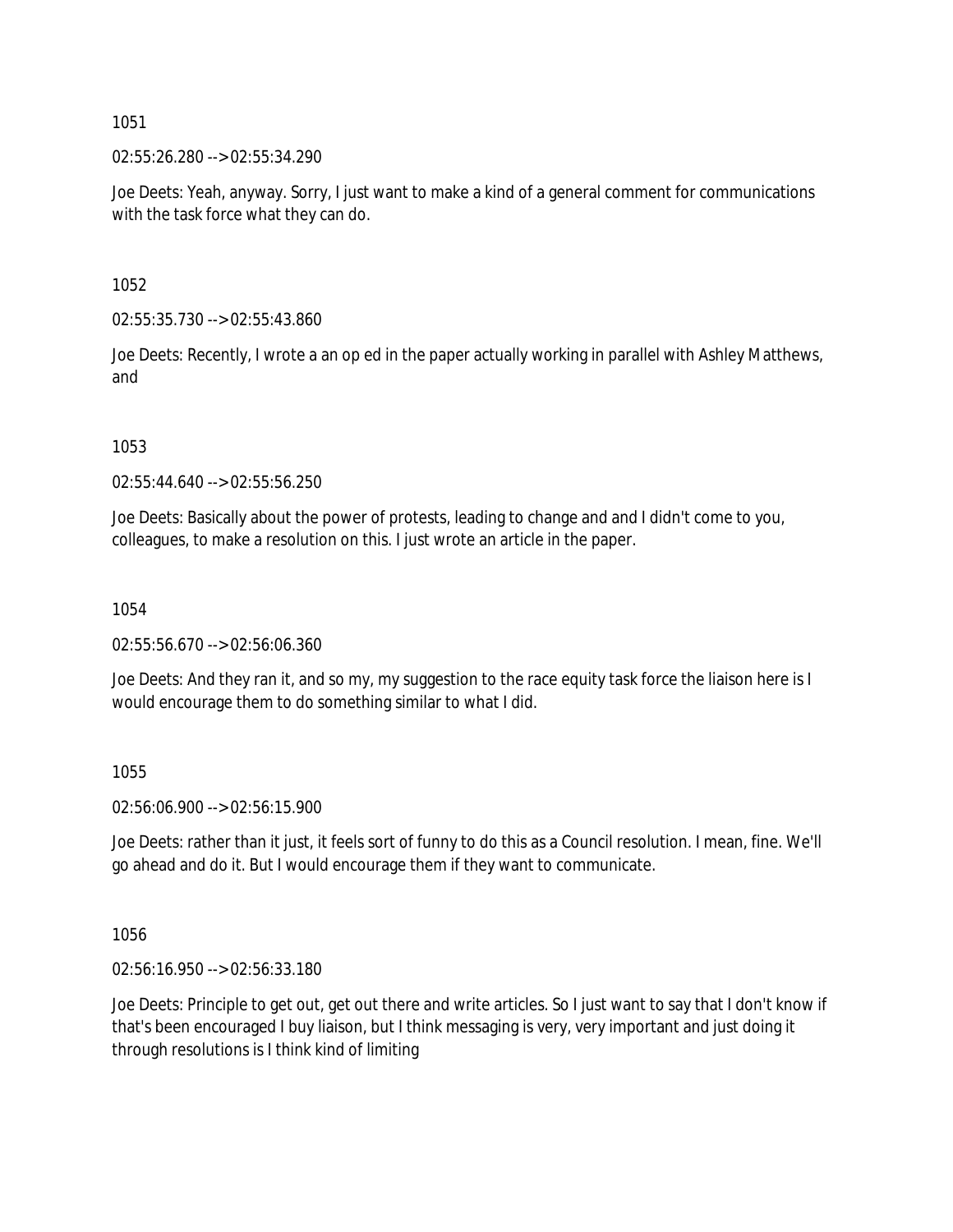1051

02:55:26.280 --> 02:55:34.290

Joe Deets: Yeah, anyway. Sorry, I just want to make a kind of a general comment for communications with the task force what they can do.

1052

02:55:35.730 --> 02:55:43.860

Joe Deets: Recently, I wrote a an op ed in the paper actually working in parallel with Ashley Matthews, and

1053

02:55:44.640 --> 02:55:56.250

Joe Deets: Basically about the power of protests, leading to change and and I didn't come to you, colleagues, to make a resolution on this. I just wrote an article in the paper.

1054

02:55:56.670 --> 02:56:06.360

Joe Deets: And they ran it, and so my, my suggestion to the race equity task force the liaison here is I would encourage them to do something similar to what I did.

1055

02:56:06.900 --> 02:56:15.900

Joe Deets: rather than it just, it feels sort of funny to do this as a Council resolution. I mean, fine. We'll go ahead and do it. But I would encourage them if they want to communicate.

1056

02:56:16.950 --> 02:56:33.180

Joe Deets: Principle to get out, get out there and write articles. So I just want to say that I don't know if that's been encouraged I buy liaison, but I think messaging is very, very important and just doing it through resolutions is I think kind of limiting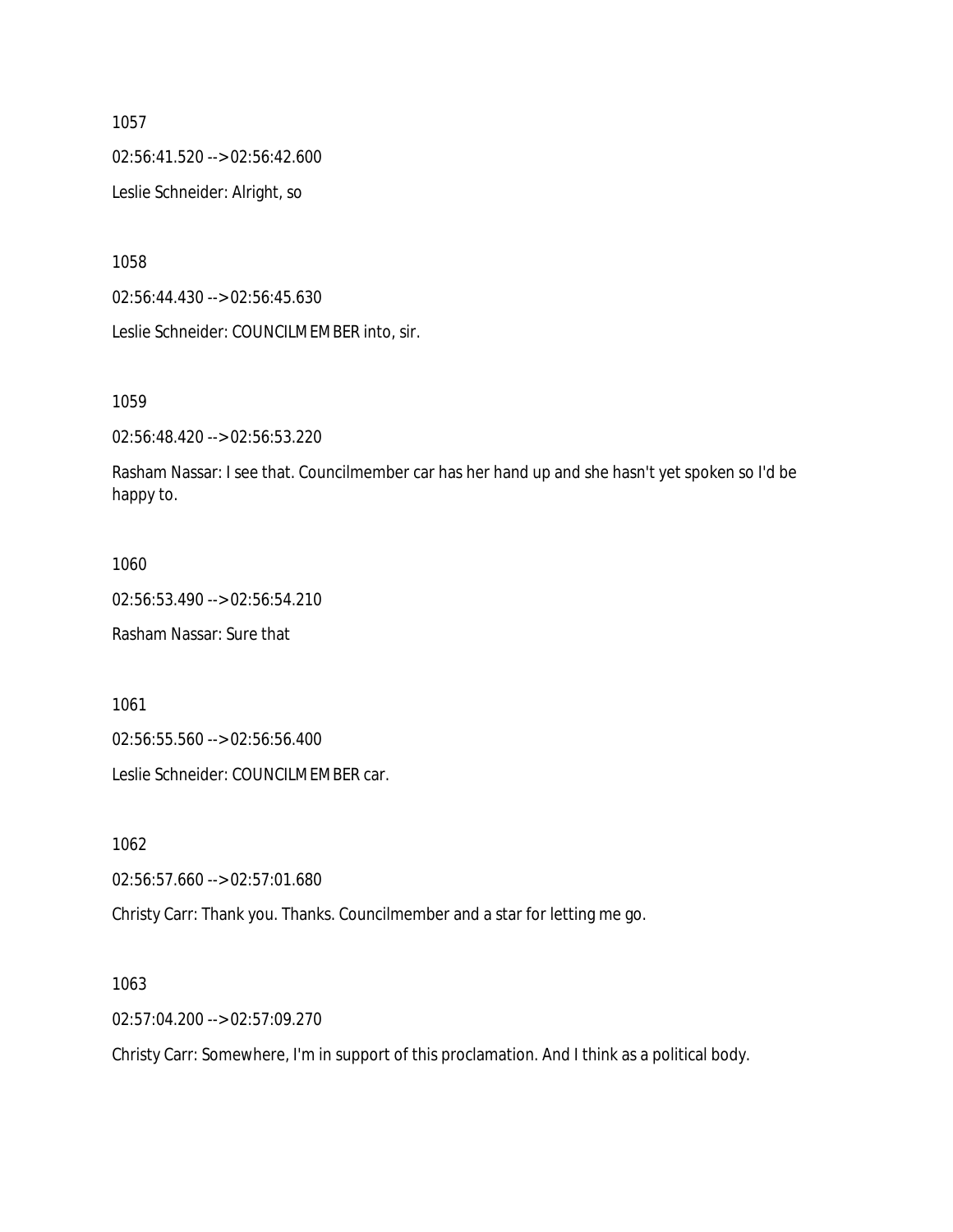1057

02:56:41.520 --> 02:56:42.600

Leslie Schneider: Alright, so

1058

02:56:44.430 --> 02:56:45.630

Leslie Schneider: COUNCILMEMBER into, sir.

1059

02:56:48.420 --> 02:56:53.220

Rasham Nassar: I see that. Councilmember car has her hand up and she hasn't yet spoken so I'd be happy to.

1060

02:56:53.490 --> 02:56:54.210

Rasham Nassar: Sure that

1061

02:56:55.560 --> 02:56:56.400

Leslie Schneider: COUNCILMEMBER car.

1062

02:56:57.660 --> 02:57:01.680

Christy Carr: Thank you. Thanks. Councilmember and a star for letting me go.

1063

02:57:04.200 --> 02:57:09.270

Christy Carr: Somewhere, I'm in support of this proclamation. And I think as a political body.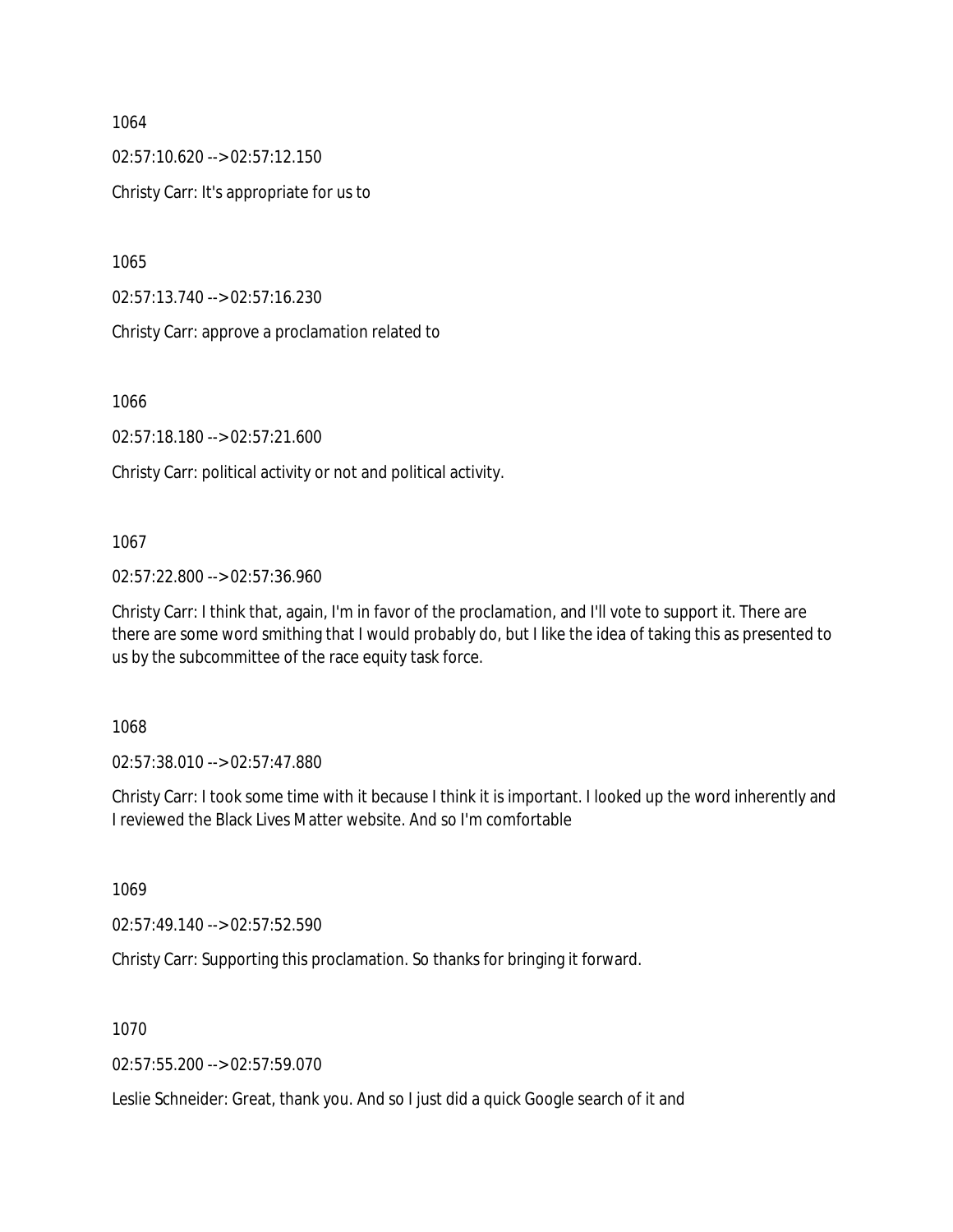1064

02:57:10.620 --> 02:57:12.150

Christy Carr: It's appropriate for us to

1065

02:57:13.740 --> 02:57:16.230

Christy Carr: approve a proclamation related to

1066

02:57:18.180 --> 02:57:21.600

Christy Carr: political activity or not and political activity.

1067

02:57:22.800 --> 02:57:36.960

Christy Carr: I think that, again, I'm in favor of the proclamation, and I'll vote to support it. There are there are some word smithing that I would probably do, but I like the idea of taking this as presented to us by the subcommittee of the race equity task force.

1068

02:57:38.010 --> 02:57:47.880

Christy Carr: I took some time with it because I think it is important. I looked up the word inherently and I reviewed the Black Lives Matter website. And so I'm comfortable

1069

02:57:49.140 --> 02:57:52.590

Christy Carr: Supporting this proclamation. So thanks for bringing it forward.

1070

02:57:55.200 --> 02:57:59.070

Leslie Schneider: Great, thank you. And so I just did a quick Google search of it and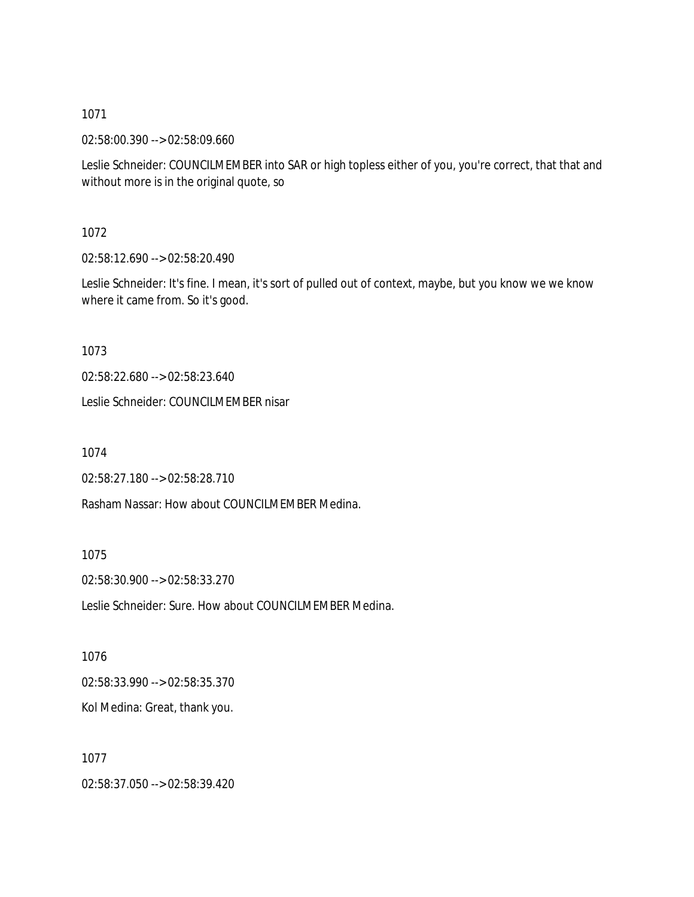1071

02:58:00.390 --> 02:58:09.660

Leslie Schneider: COUNCILMEMBER into SAR or high topless either of you, you're correct, that that and without more is in the original quote, so

1072

02:58:12.690 --> 02:58:20.490

Leslie Schneider: It's fine. I mean, it's sort of pulled out of context, maybe, but you know we we know where it came from. So it's good.

1073

02:58:22.680 --> 02:58:23.640

Leslie Schneider: COUNCILMEMBER nisar

1074

02:58:27.180 --> 02:58:28.710

Rasham Nassar: How about COUNCILMEMBER Medina.

1075

02:58:30.900 --> 02:58:33.270

Leslie Schneider: Sure. How about COUNCILMEMBER Medina.

1076

02:58:33.990 --> 02:58:35.370

Kol Medina: Great, thank you.

1077

02:58:37.050 --> 02:58:39.420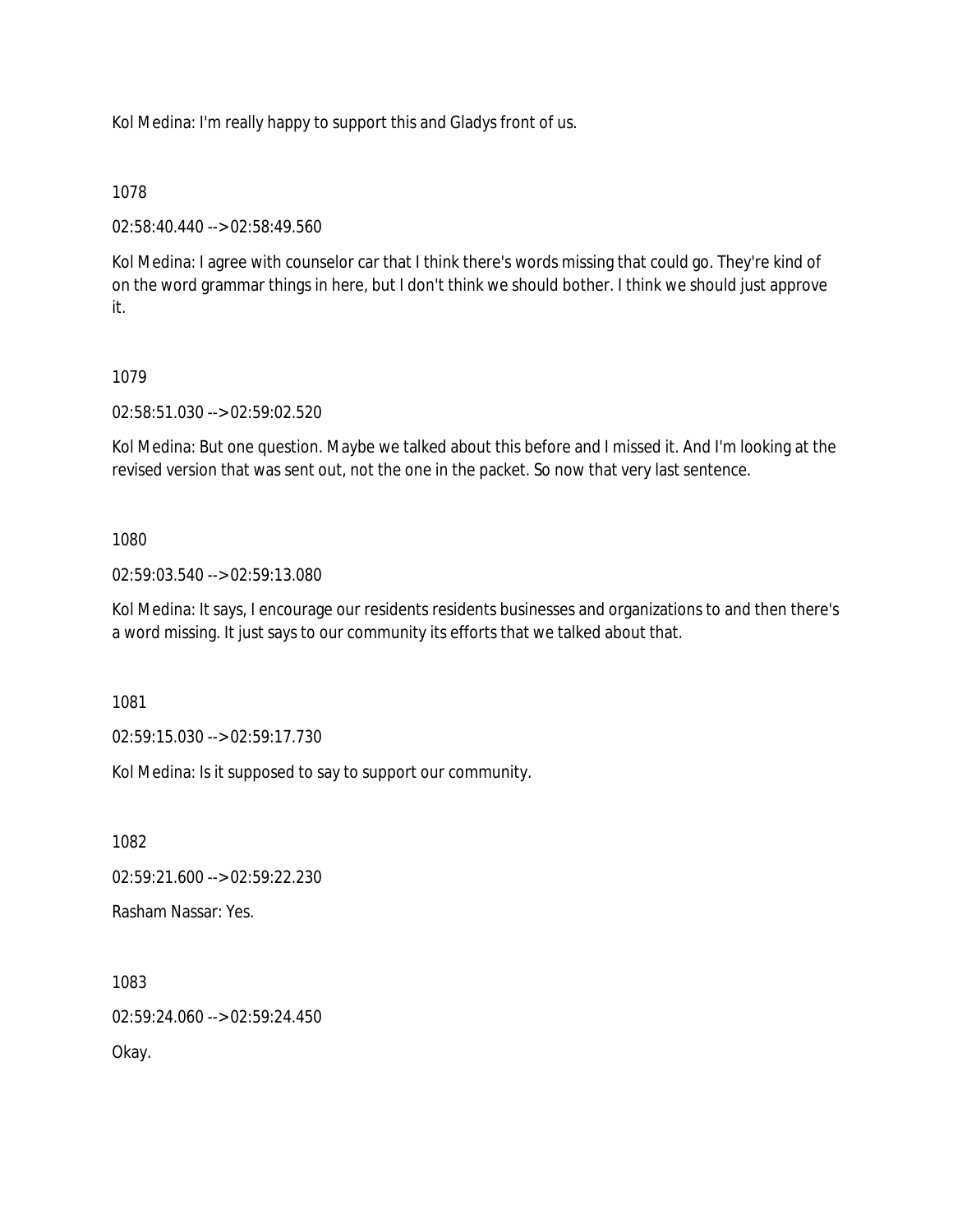Kol Medina: I'm really happy to support this and Gladys front of us.

1078

02:58:40.440 --> 02:58:49.560

Kol Medina: I agree with counselor car that I think there's words missing that could go. They're kind of on the word grammar things in here, but I don't think we should bother. I think we should just approve it.

1079

02:58:51.030 --> 02:59:02.520

Kol Medina: But one question. Maybe we talked about this before and I missed it. And I'm looking at the revised version that was sent out, not the one in the packet. So now that very last sentence.

1080

02:59:03.540 --> 02:59:13.080

Kol Medina: It says, I encourage our residents residents businesses and organizations to and then there's a word missing. It just says to our community its efforts that we talked about that.

1081

02:59:15.030 --> 02:59:17.730

Kol Medina: Is it supposed to say to support our community.

1082

02:59:21.600 --> 02:59:22.230

Rasham Nassar: Yes.

1083

02:59:24.060 --> 02:59:24.450

Okay.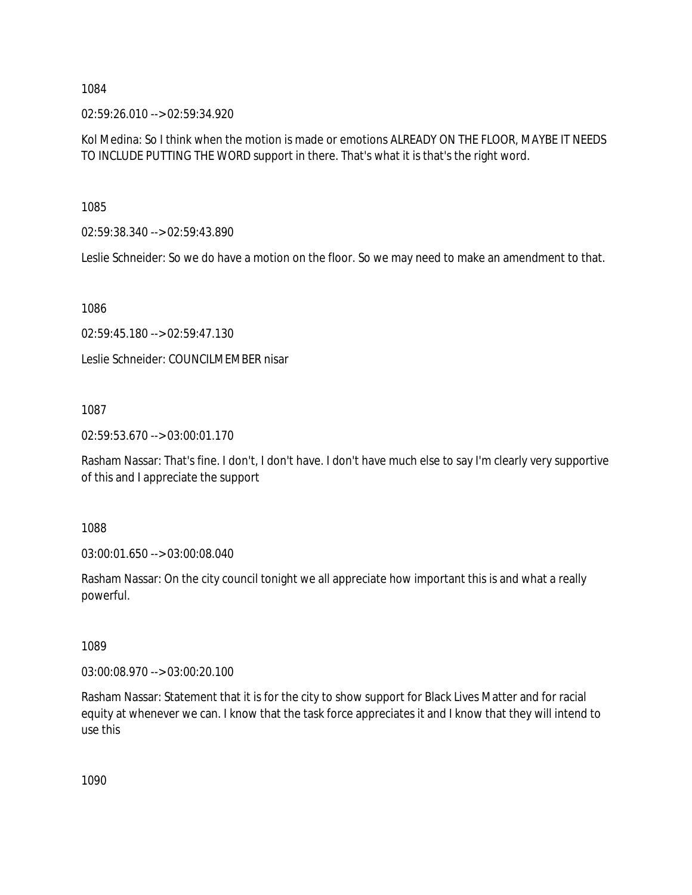1084

02:59:26.010 --> 02:59:34.920

Kol Medina: So I think when the motion is made or emotions ALREADY ON THE FLOOR, MAYBE IT NEEDS TO INCLUDE PUTTING THE WORD support in there. That's what it is that's the right word.

1085

02:59:38.340 --> 02:59:43.890

Leslie Schneider: So we do have a motion on the floor. So we may need to make an amendment to that.

1086

02:59:45.180 --> 02:59:47.130

Leslie Schneider: COUNCILMEMBER nisar

1087

02:59:53.670 --> 03:00:01.170

Rasham Nassar: That's fine. I don't, I don't have. I don't have much else to say I'm clearly very supportive of this and I appreciate the support

1088

03:00:01.650 --> 03:00:08.040

Rasham Nassar: On the city council tonight we all appreciate how important this is and what a really powerful.

1089

03:00:08.970 --> 03:00:20.100

Rasham Nassar: Statement that it is for the city to show support for Black Lives Matter and for racial equity at whenever we can. I know that the task force appreciates it and I know that they will intend to use this

1090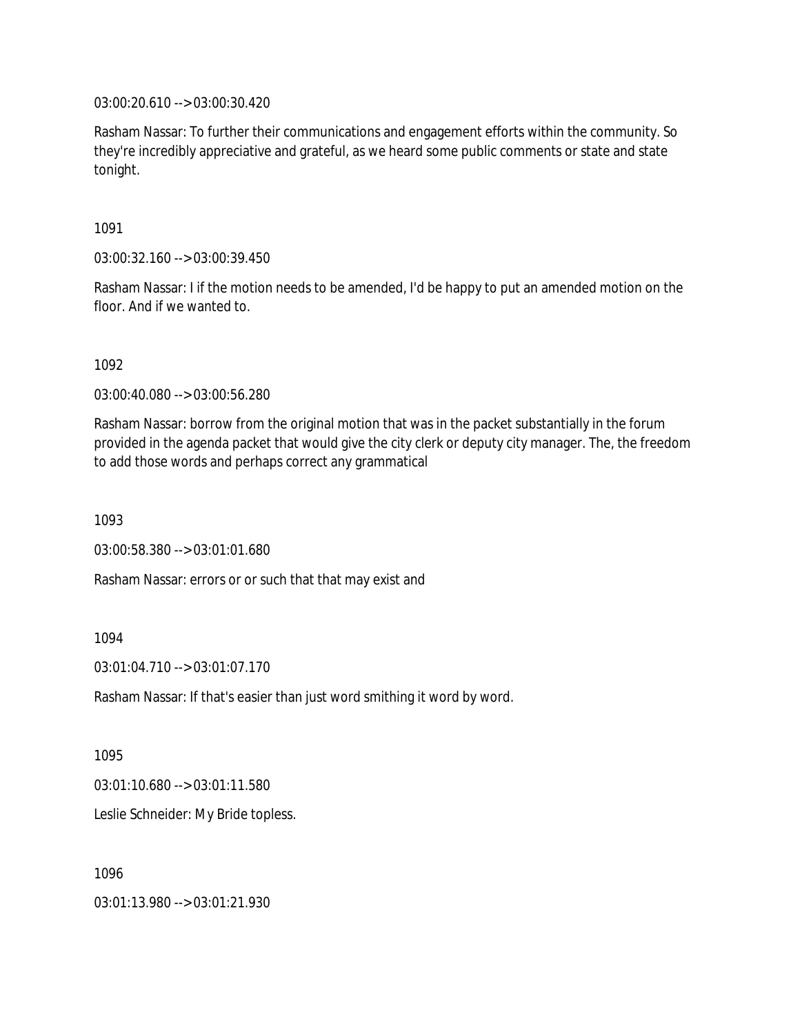03:00:20.610 --> 03:00:30.420

Rasham Nassar: To further their communications and engagement efforts within the community. So they're incredibly appreciative and grateful, as we heard some public comments or state and state tonight.

1091

03:00:32.160 --> 03:00:39.450

Rasham Nassar: I if the motion needs to be amended, I'd be happy to put an amended motion on the floor. And if we wanted to.

1092

03:00:40.080 --> 03:00:56.280

Rasham Nassar: borrow from the original motion that was in the packet substantially in the forum provided in the agenda packet that would give the city clerk or deputy city manager. The, the freedom to add those words and perhaps correct any grammatical

1093

03:00:58.380 --> 03:01:01.680

Rasham Nassar: errors or or such that that may exist and

1094

03:01:04.710 --> 03:01:07.170

Rasham Nassar: If that's easier than just word smithing it word by word.

1095

03:01:10.680 --> 03:01:11.580

Leslie Schneider: My Bride topless.

1096

03:01:13.980 --> 03:01:21.930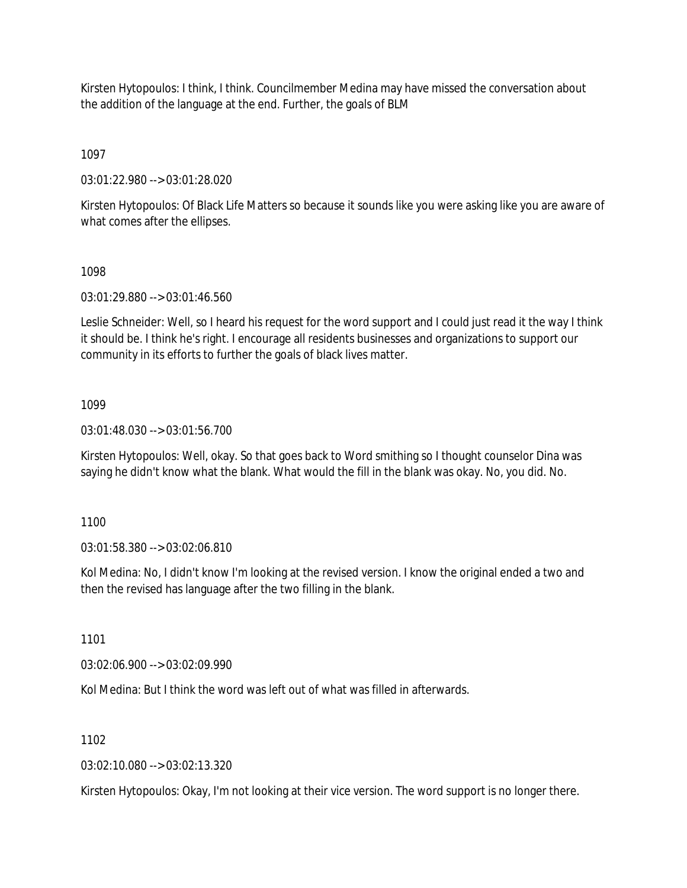Kirsten Hytopoulos: I think, I think. Councilmember Medina may have missed the conversation about the addition of the language at the end. Further, the goals of BLM

1097

03:01:22.980 --> 03:01:28.020

Kirsten Hytopoulos: Of Black Life Matters so because it sounds like you were asking like you are aware of what comes after the ellipses.

1098

03:01:29.880 --> 03:01:46.560

Leslie Schneider: Well, so I heard his request for the word support and I could just read it the way I think it should be. I think he's right. I encourage all residents businesses and organizations to support our community in its efforts to further the goals of black lives matter.

1099

03:01:48.030 --> 03:01:56.700

Kirsten Hytopoulos: Well, okay. So that goes back to Word smithing so I thought counselor Dina was saying he didn't know what the blank. What would the fill in the blank was okay. No, you did. No.

1100

03:01:58.380 --> 03:02:06.810

Kol Medina: No, I didn't know I'm looking at the revised version. I know the original ended a two and then the revised has language after the two filling in the blank.

1101

03:02:06.900 --> 03:02:09.990

Kol Medina: But I think the word was left out of what was filled in afterwards.

1102

03:02:10.080 --> 03:02:13.320

Kirsten Hytopoulos: Okay, I'm not looking at their vice version. The word support is no longer there.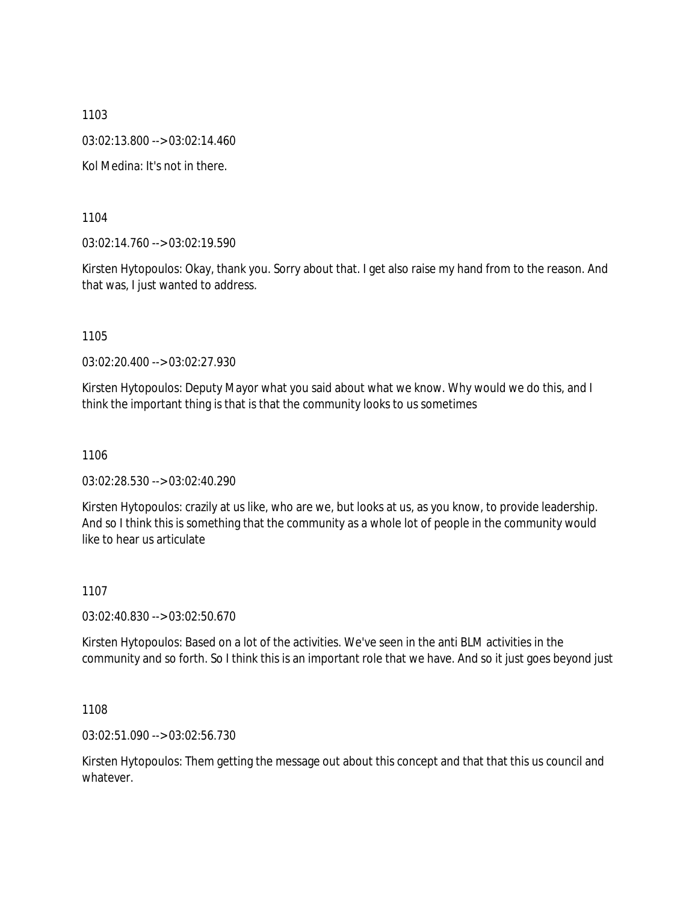1103

03:02:13.800 --> 03:02:14.460

Kol Medina: It's not in there.

1104

03:02:14.760 --> 03:02:19.590

Kirsten Hytopoulos: Okay, thank you. Sorry about that. I get also raise my hand from to the reason. And that was, I just wanted to address.

1105

03:02:20.400 --> 03:02:27.930

Kirsten Hytopoulos: Deputy Mayor what you said about what we know. Why would we do this, and I think the important thing is that is that the community looks to us sometimes

1106

03:02:28.530 --> 03:02:40.290

Kirsten Hytopoulos: crazily at us like, who are we, but looks at us, as you know, to provide leadership. And so I think this is something that the community as a whole lot of people in the community would like to hear us articulate

1107

03:02:40.830 --> 03:02:50.670

Kirsten Hytopoulos: Based on a lot of the activities. We've seen in the anti BLM activities in the community and so forth. So I think this is an important role that we have. And so it just goes beyond just

1108

03:02:51.090 --> 03:02:56.730

Kirsten Hytopoulos: Them getting the message out about this concept and that that this us council and whatever.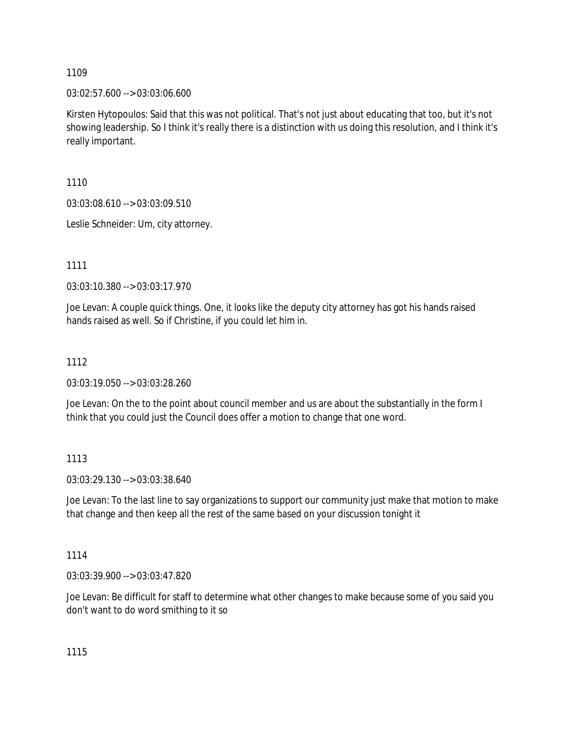1109

03:02:57.600 --> 03:03:06.600

Kirsten Hytopoulos: Said that this was not political. That's not just about educating that too, but it's not showing leadership. So I think it's really there is a distinction with us doing this resolution, and I think it's really important.

1110

03:03:08.610 --> 03:03:09.510

Leslie Schneider: Um, city attorney.

1111

03:03:10.380 --> 03:03:17.970

Joe Levan: A couple quick things. One, it looks like the deputy city attorney has got his hands raised hands raised as well. So if Christine, if you could let him in.

1112

03:03:19.050 --> 03:03:28.260

Joe Levan: On the to the point about council member and us are about the substantially in the form I think that you could just the Council does offer a motion to change that one word.

1113

03:03:29.130 --> 03:03:38.640

Joe Levan: To the last line to say organizations to support our community just make that motion to make that change and then keep all the rest of the same based on your discussion tonight it

1114

03:03:39.900 --> 03:03:47.820

Joe Levan: Be difficult for staff to determine what other changes to make because some of you said you don't want to do word smithing to it so

1115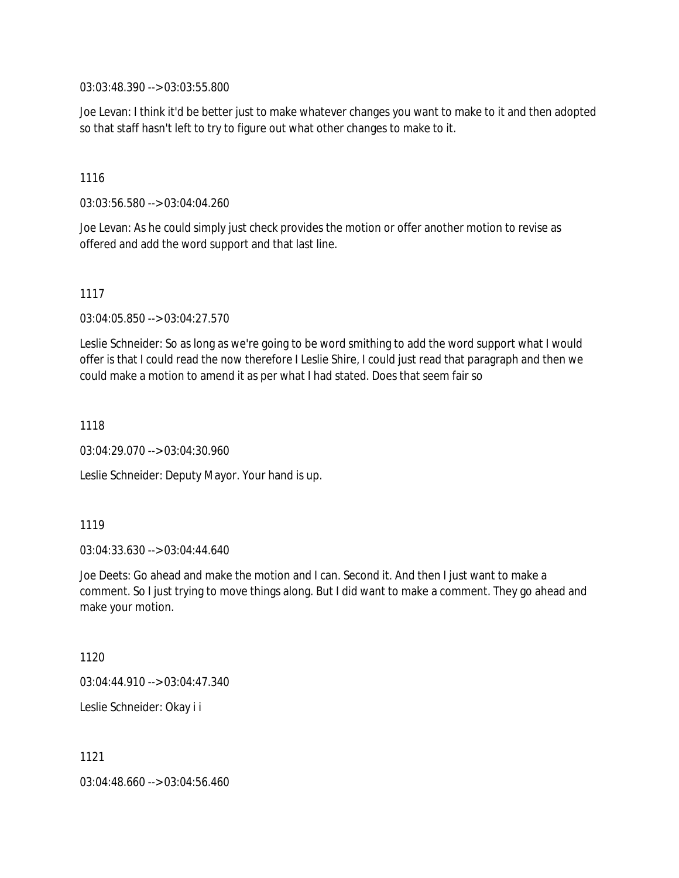03:03:48.390 --> 03:03:55.800

Joe Levan: I think it'd be better just to make whatever changes you want to make to it and then adopted so that staff hasn't left to try to figure out what other changes to make to it.

1116

03:03:56.580 --> 03:04:04.260

Joe Levan: As he could simply just check provides the motion or offer another motion to revise as offered and add the word support and that last line.

1117

03:04:05.850 --> 03:04:27.570

Leslie Schneider: So as long as we're going to be word smithing to add the word support what I would offer is that I could read the now therefore I Leslie Shire, I could just read that paragraph and then we could make a motion to amend it as per what I had stated. Does that seem fair so

1118

03:04:29.070 --> 03:04:30.960

Leslie Schneider: Deputy Mayor. Your hand is up.

1119

03:04:33.630 --> 03:04:44.640

Joe Deets: Go ahead and make the motion and I can. Second it. And then I just want to make a comment. So I just trying to move things along. But I did want to make a comment. They go ahead and make your motion.

1120

03:04:44.910 --> 03:04:47.340

Leslie Schneider: Okay i i

1121

03:04:48.660 --> 03:04:56.460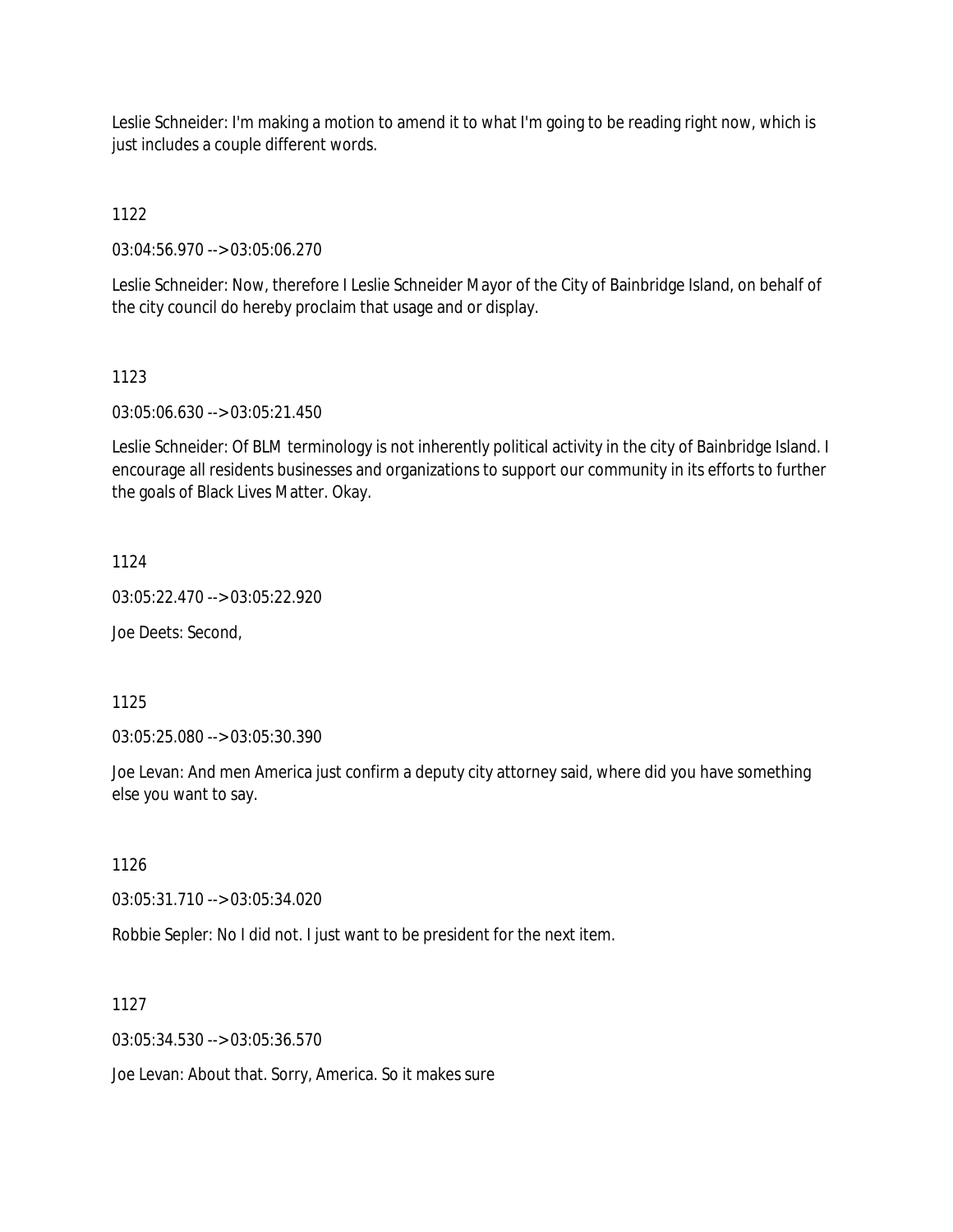Leslie Schneider: I'm making a motion to amend it to what I'm going to be reading right now, which is just includes a couple different words.

1122

03:04:56.970 --> 03:05:06.270

Leslie Schneider: Now, therefore I Leslie Schneider Mayor of the City of Bainbridge Island, on behalf of the city council do hereby proclaim that usage and or display.

1123

03:05:06.630 --> 03:05:21.450

Leslie Schneider: Of BLM terminology is not inherently political activity in the city of Bainbridge Island. I encourage all residents businesses and organizations to support our community in its efforts to further the goals of Black Lives Matter. Okay.

1124

03:05:22.470 --> 03:05:22.920

Joe Deets: Second,

1125

03:05:25.080 --> 03:05:30.390

Joe Levan: And men America just confirm a deputy city attorney said, where did you have something else you want to say.

1126

03:05:31.710 --> 03:05:34.020

Robbie Sepler: No I did not. I just want to be president for the next item.

1127

03:05:34.530 --> 03:05:36.570

Joe Levan: About that. Sorry, America. So it makes sure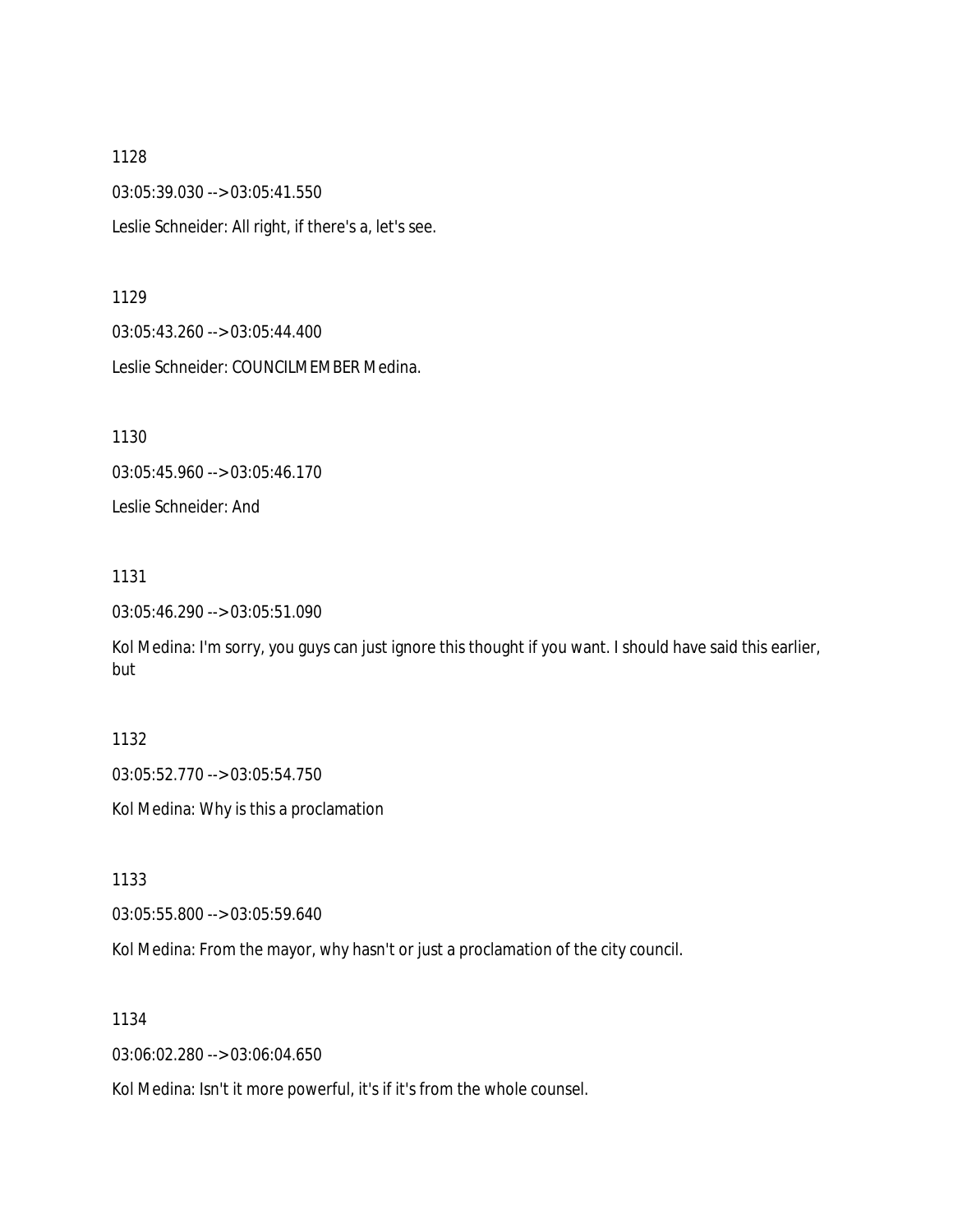1128

03:05:39.030 --> 03:05:41.550

Leslie Schneider: All right, if there's a, let's see.

1129

03:05:43.260 --> 03:05:44.400

Leslie Schneider: COUNCILMEMBER Medina.

1130

03:05:45.960 --> 03:05:46.170

Leslie Schneider: And

1131

03:05:46.290 --> 03:05:51.090

Kol Medina: I'm sorry, you guys can just ignore this thought if you want. I should have said this earlier, but

1132

03:05:52.770 --> 03:05:54.750

Kol Medina: Why is this a proclamation

1133

03:05:55.800 --> 03:05:59.640

Kol Medina: From the mayor, why hasn't or just a proclamation of the city council.

1134

03:06:02.280 --> 03:06:04.650

Kol Medina: Isn't it more powerful, it's if it's from the whole counsel.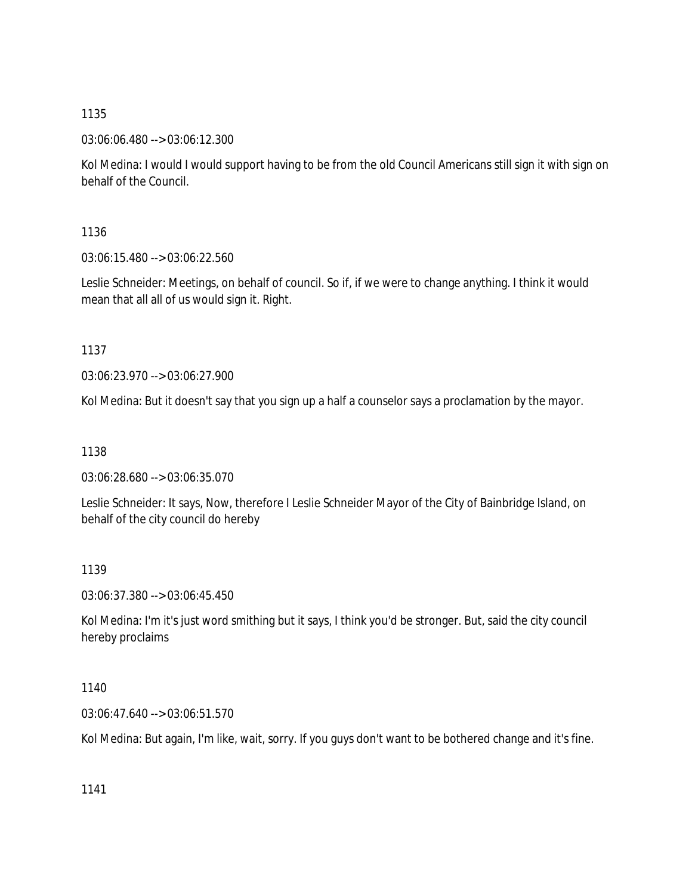1135

03:06:06.480 --> 03:06:12.300

Kol Medina: I would I would support having to be from the old Council Americans still sign it with sign on behalf of the Council.

1136

03:06:15.480 --> 03:06:22.560

Leslie Schneider: Meetings, on behalf of council. So if, if we were to change anything. I think it would mean that all all of us would sign it. Right.

1137

03:06:23.970 --> 03:06:27.900

Kol Medina: But it doesn't say that you sign up a half a counselor says a proclamation by the mayor.

1138

03:06:28.680 --> 03:06:35.070

Leslie Schneider: It says, Now, therefore I Leslie Schneider Mayor of the City of Bainbridge Island, on behalf of the city council do hereby

1139

03:06:37.380 --> 03:06:45.450

Kol Medina: I'm it's just word smithing but it says, I think you'd be stronger. But, said the city council hereby proclaims

1140

03:06:47.640 --> 03:06:51.570

Kol Medina: But again, I'm like, wait, sorry. If you guys don't want to be bothered change and it's fine.

1141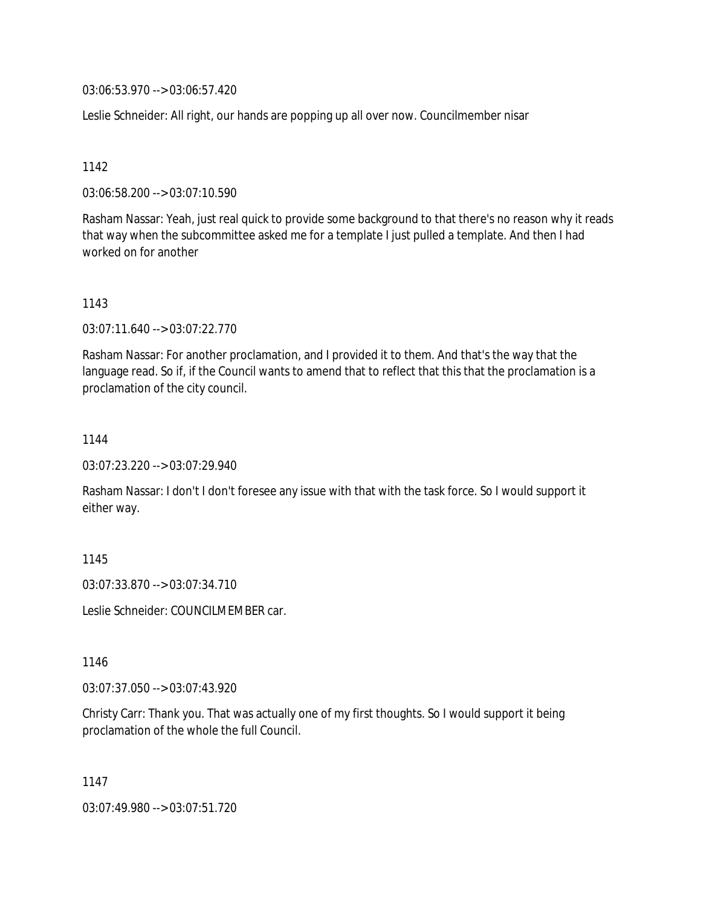03:06:53.970 --> 03:06:57.420

Leslie Schneider: All right, our hands are popping up all over now. Councilmember nisar

1142

03:06:58.200 --> 03:07:10.590

Rasham Nassar: Yeah, just real quick to provide some background to that there's no reason why it reads that way when the subcommittee asked me for a template I just pulled a template. And then I had worked on for another

1143

03:07:11.640 --> 03:07:22.770

Rasham Nassar: For another proclamation, and I provided it to them. And that's the way that the language read. So if, if the Council wants to amend that to reflect that this that the proclamation is a proclamation of the city council.

1144

03:07:23.220 --> 03:07:29.940

Rasham Nassar: I don't I don't foresee any issue with that with the task force. So I would support it either way.

1145

03:07:33.870 --> 03:07:34.710

Leslie Schneider: COUNCILMEMBER car.

1146

03:07:37.050 --> 03:07:43.920

Christy Carr: Thank you. That was actually one of my first thoughts. So I would support it being proclamation of the whole the full Council.

1147

03:07:49.980 --> 03:07:51.720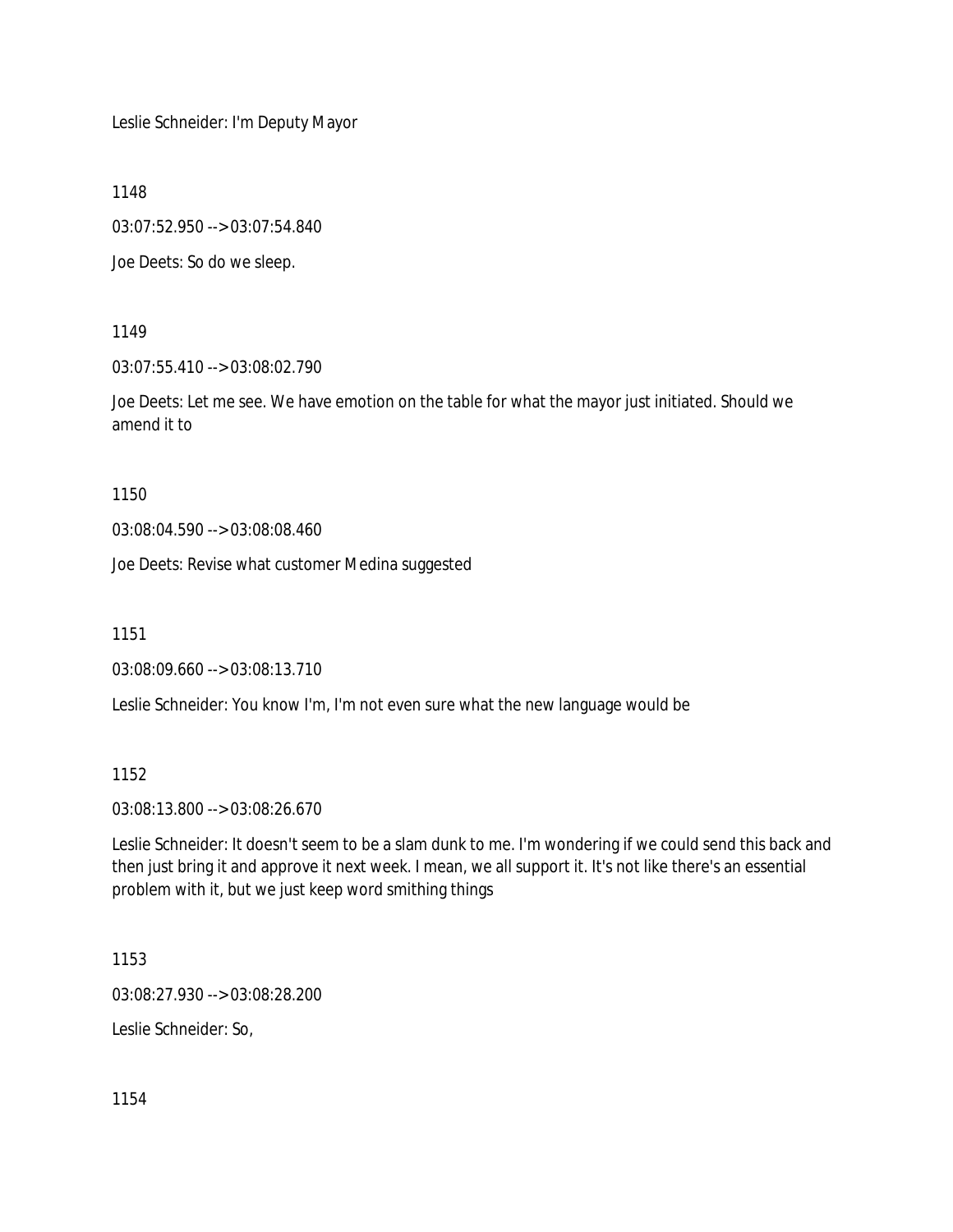Leslie Schneider: I'm Deputy Mayor

1148

03:07:52.950 --> 03:07:54.840

Joe Deets: So do we sleep.

1149

03:07:55.410 --> 03:08:02.790

Joe Deets: Let me see. We have emotion on the table for what the mayor just initiated. Should we amend it to

1150

03:08:04.590 --> 03:08:08.460

Joe Deets: Revise what customer Medina suggested

1151

03:08:09.660 --> 03:08:13.710

Leslie Schneider: You know I'm, I'm not even sure what the new language would be

1152

03:08:13.800 --> 03:08:26.670

Leslie Schneider: It doesn't seem to be a slam dunk to me. I'm wondering if we could send this back and then just bring it and approve it next week. I mean, we all support it. It's not like there's an essential problem with it, but we just keep word smithing things

1153

03:08:27.930 --> 03:08:28.200

Leslie Schneider: So,

1154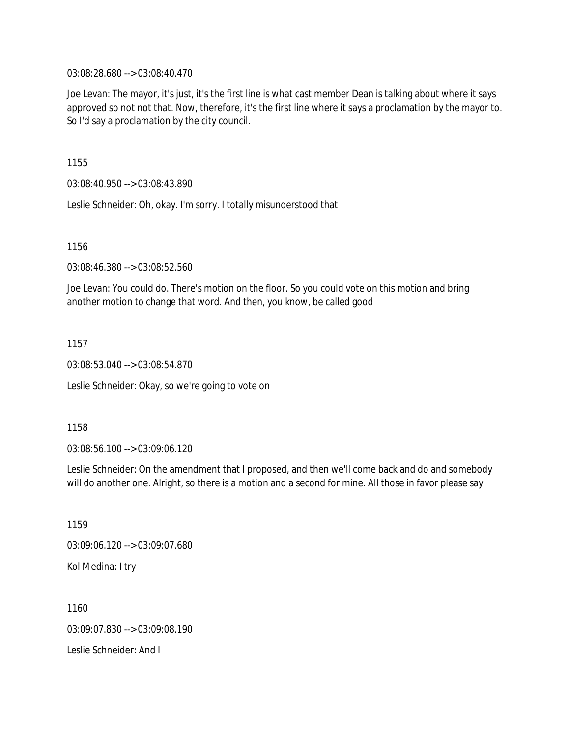03:08:28.680 --> 03:08:40.470

Joe Levan: The mayor, it's just, it's the first line is what cast member Dean is talking about where it says approved so not not that. Now, therefore, it's the first line where it says a proclamation by the mayor to. So I'd say a proclamation by the city council.

1155

03:08:40.950 --> 03:08:43.890

Leslie Schneider: Oh, okay. I'm sorry. I totally misunderstood that

1156

03:08:46.380 --> 03:08:52.560

Joe Levan: You could do. There's motion on the floor. So you could vote on this motion and bring another motion to change that word. And then, you know, be called good

1157

03:08:53.040 --> 03:08:54.870

Leslie Schneider: Okay, so we're going to vote on

1158

03:08:56.100 --> 03:09:06.120

Leslie Schneider: On the amendment that I proposed, and then we'll come back and do and somebody will do another one. Alright, so there is a motion and a second for mine. All those in favor please say

1159

03:09:06.120 --> 03:09:07.680

Kol Medina: I try

1160

03:09:07.830 --> 03:09:08.190

Leslie Schneider: And I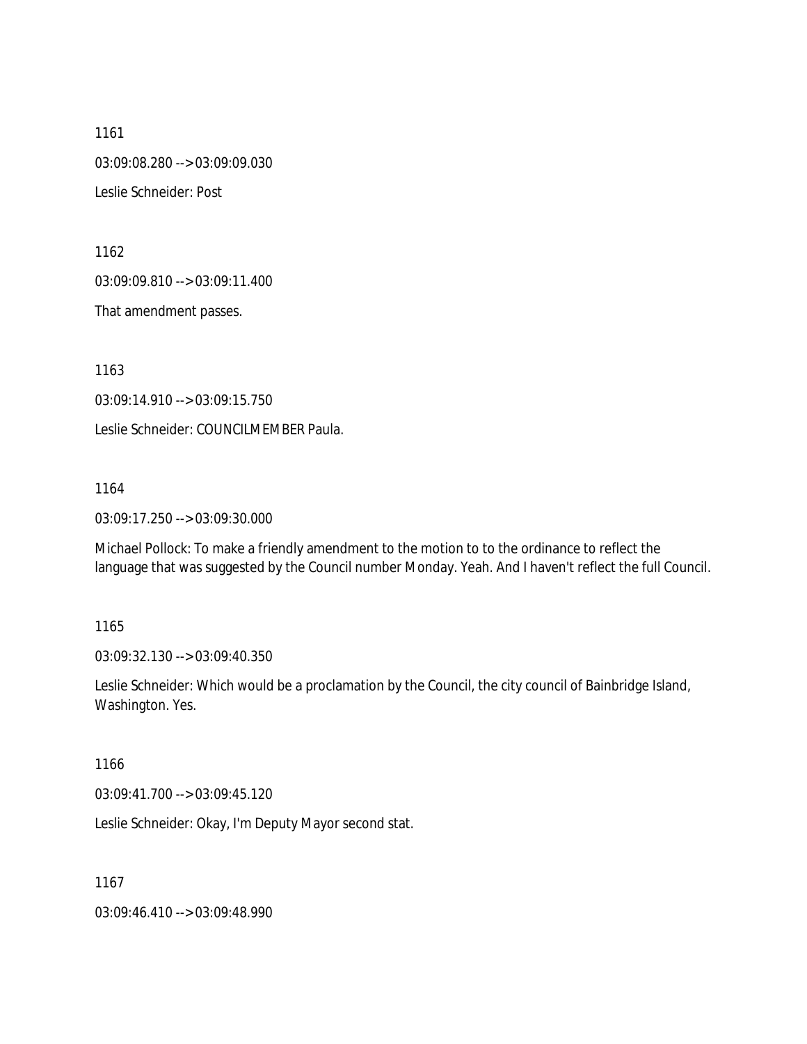1161

03:09:08.280 --> 03:09:09.030

Leslie Schneider: Post

1162

03:09:09.810 --> 03:09:11.400

That amendment passes.

1163

03:09:14.910 --> 03:09:15.750

Leslie Schneider: COUNCILMEMBER Paula.

1164

03:09:17.250 --> 03:09:30.000

Michael Pollock: To make a friendly amendment to the motion to to the ordinance to reflect the language that was suggested by the Council number Monday. Yeah. And I haven't reflect the full Council.

1165

03:09:32.130 --> 03:09:40.350

Leslie Schneider: Which would be a proclamation by the Council, the city council of Bainbridge Island, Washington. Yes.

1166

03:09:41.700 --> 03:09:45.120

Leslie Schneider: Okay, I'm Deputy Mayor second stat.

1167

03:09:46.410 --> 03:09:48.990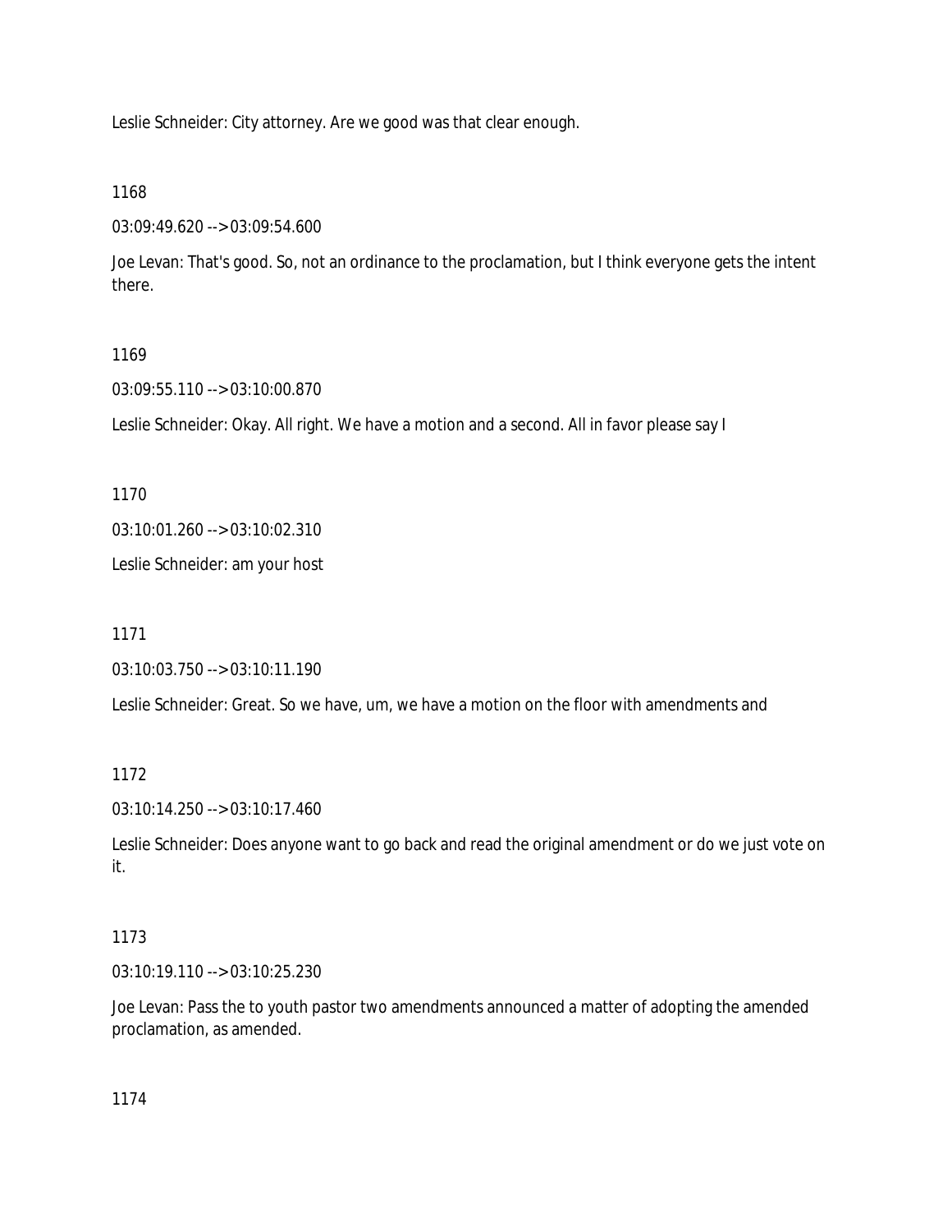Leslie Schneider: City attorney. Are we good was that clear enough.

1168

03:09:49.620 --> 03:09:54.600

Joe Levan: That's good. So, not an ordinance to the proclamation, but I think everyone gets the intent there.

1169

03:09:55.110 --> 03:10:00.870

Leslie Schneider: Okay. All right. We have a motion and a second. All in favor please say I

1170

03:10:01.260 --> 03:10:02.310

Leslie Schneider: am your host

1171

03:10:03.750 --> 03:10:11.190

Leslie Schneider: Great. So we have, um, we have a motion on the floor with amendments and

1172

03:10:14.250 --> 03:10:17.460

Leslie Schneider: Does anyone want to go back and read the original amendment or do we just vote on it.

1173

03:10:19.110 --> 03:10:25.230

Joe Levan: Pass the to youth pastor two amendments announced a matter of adopting the amended proclamation, as amended.

1174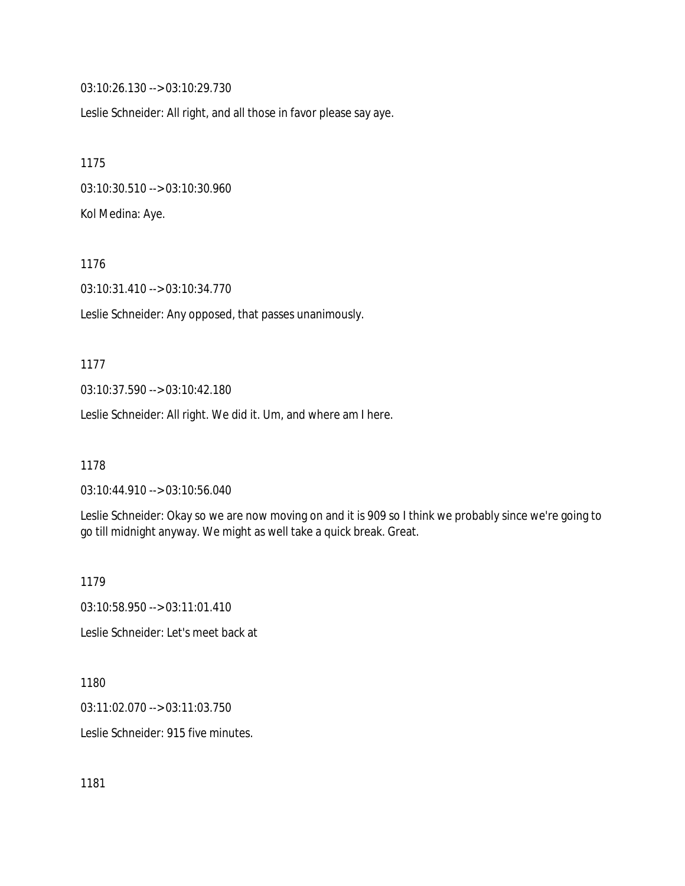03:10:26.130 --> 03:10:29.730

Leslie Schneider: All right, and all those in favor please say aye.

1175

03:10:30.510 --> 03:10:30.960

Kol Medina: Aye.

1176

03:10:31.410 --> 03:10:34.770

Leslie Schneider: Any opposed, that passes unanimously.

1177

03:10:37.590 --> 03:10:42.180

Leslie Schneider: All right. We did it. Um, and where am I here.

1178

03:10:44.910 --> 03:10:56.040

Leslie Schneider: Okay so we are now moving on and it is 909 so I think we probably since we're going to go till midnight anyway. We might as well take a quick break. Great.

1179

03:10:58.950 --> 03:11:01.410

Leslie Schneider: Let's meet back at

1180

03:11:02.070 --> 03:11:03.750

Leslie Schneider: 915 five minutes.

1181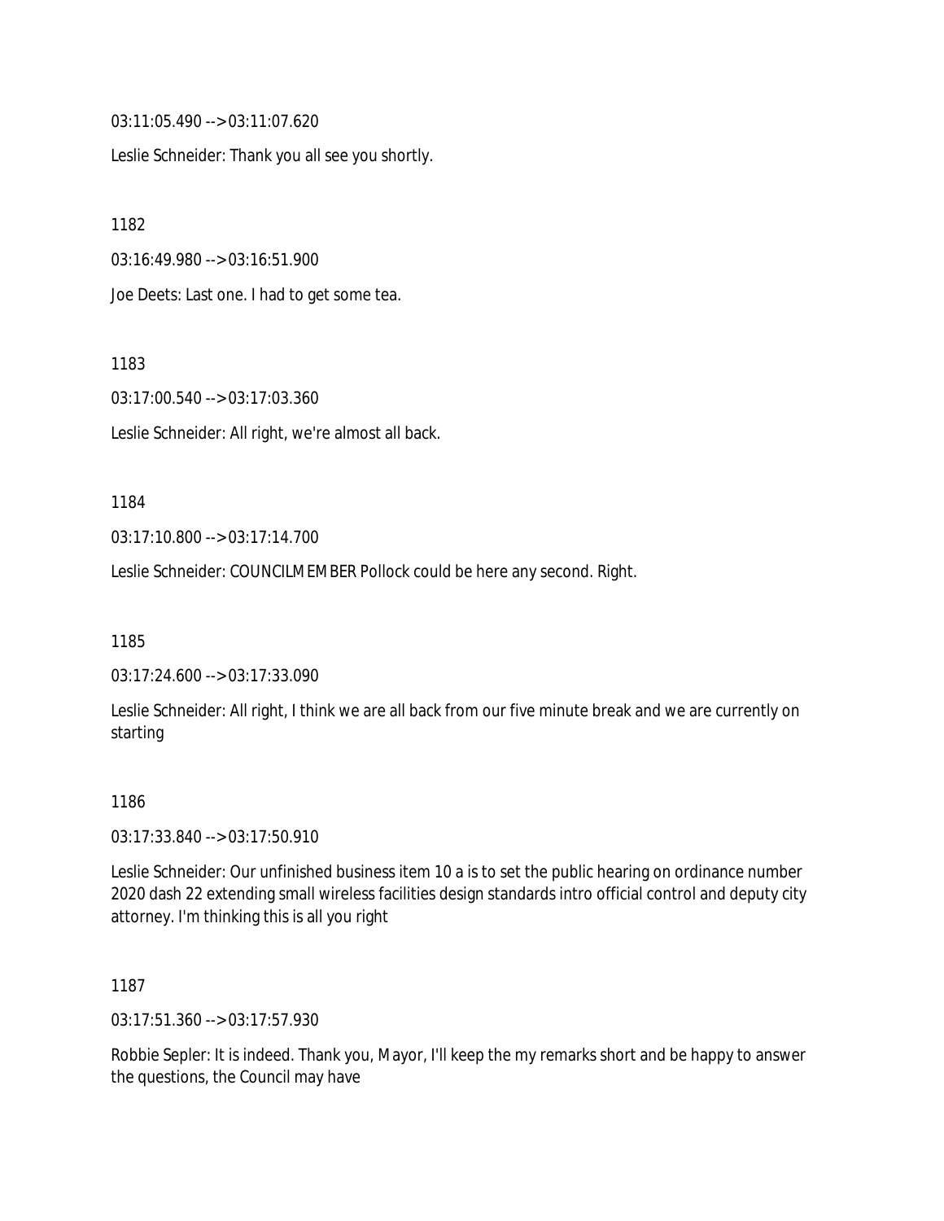03:11:05.490 --> 03:11:07.620

Leslie Schneider: Thank you all see you shortly.

1182

03:16:49.980 --> 03:16:51.900

Joe Deets: Last one. I had to get some tea.

1183

03:17:00.540 --> 03:17:03.360

Leslie Schneider: All right, we're almost all back.

1184

03:17:10.800 --> 03:17:14.700

Leslie Schneider: COUNCILMEMBER Pollock could be here any second. Right.

1185

03:17:24.600 --> 03:17:33.090

Leslie Schneider: All right, I think we are all back from our five minute break and we are currently on starting

1186

03:17:33.840 --> 03:17:50.910

Leslie Schneider: Our unfinished business item 10 a is to set the public hearing on ordinance number 2020 dash 22 extending small wireless facilities design standards intro official control and deputy city attorney. I'm thinking this is all you right

1187

03:17:51.360 --> 03:17:57.930

Robbie Sepler: It is indeed. Thank you, Mayor, I'll keep the my remarks short and be happy to answer the questions, the Council may have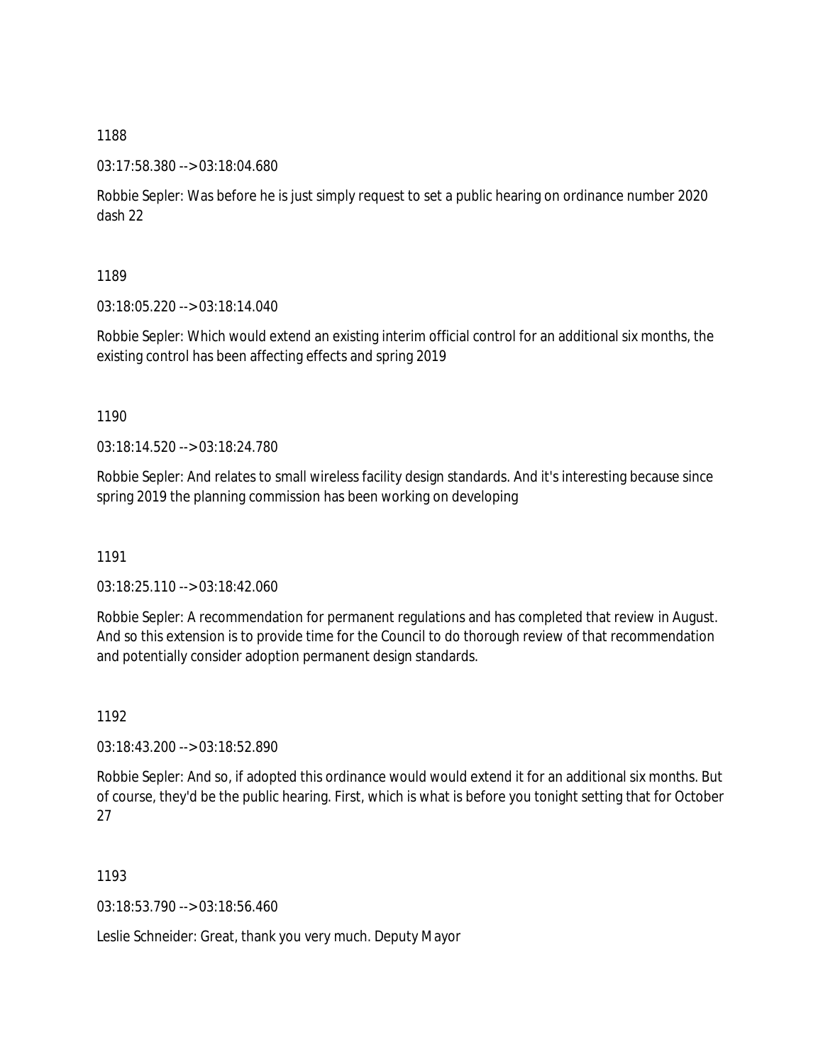1188

03:17:58.380 --> 03:18:04.680

Robbie Sepler: Was before he is just simply request to set a public hearing on ordinance number 2020 dash 22

1189

03:18:05.220 --> 03:18:14.040

Robbie Sepler: Which would extend an existing interim official control for an additional six months, the existing control has been affecting effects and spring 2019

1190

03:18:14.520 --> 03:18:24.780

Robbie Sepler: And relates to small wireless facility design standards. And it's interesting because since spring 2019 the planning commission has been working on developing

1191

03:18:25.110 --> 03:18:42.060

Robbie Sepler: A recommendation for permanent regulations and has completed that review in August. And so this extension is to provide time for the Council to do thorough review of that recommendation and potentially consider adoption permanent design standards.

1192

03:18:43.200 --> 03:18:52.890

Robbie Sepler: And so, if adopted this ordinance would would extend it for an additional six months. But of course, they'd be the public hearing. First, which is what is before you tonight setting that for October 27

1193

03:18:53.790 --> 03:18:56.460

Leslie Schneider: Great, thank you very much. Deputy Mayor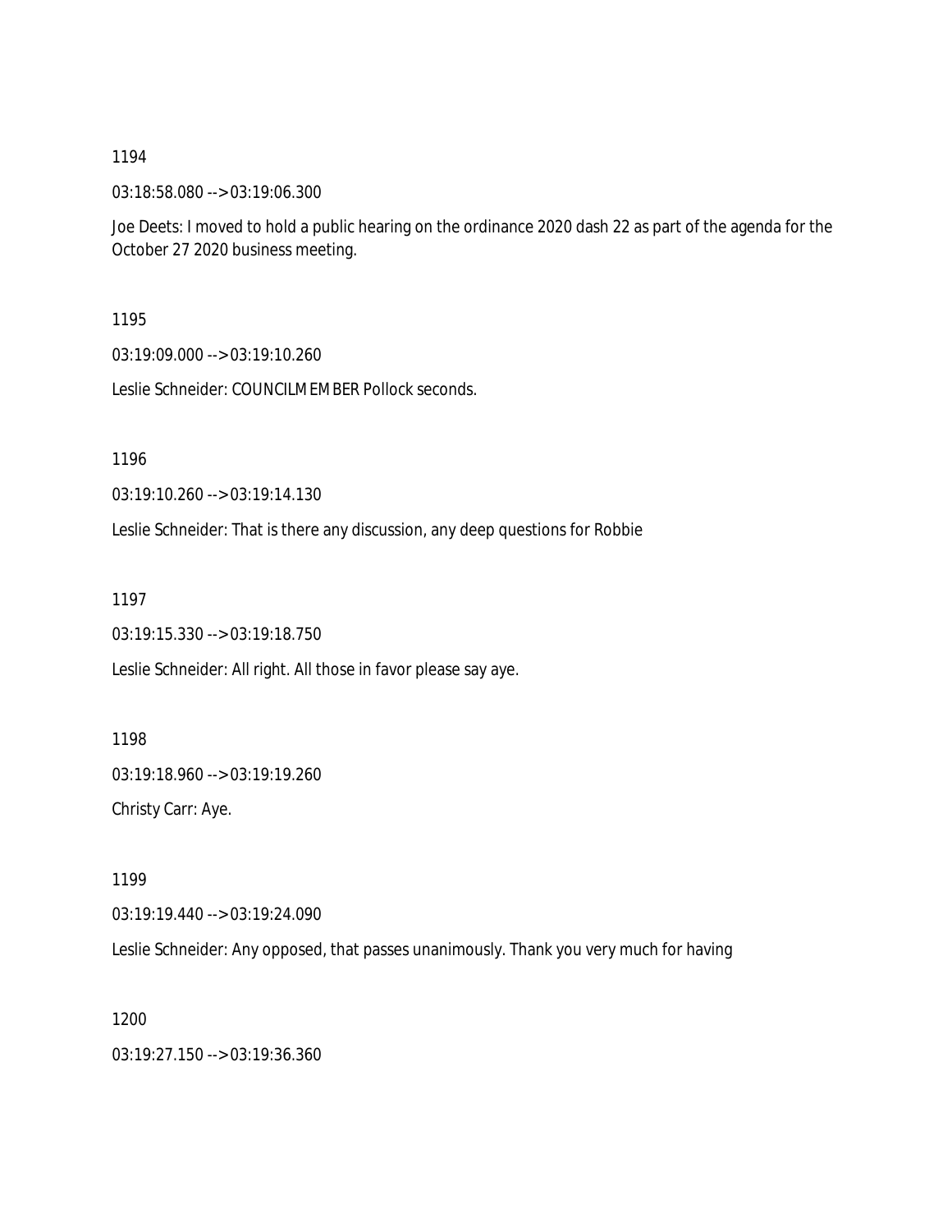1194

03:18:58.080 --> 03:19:06.300

Joe Deets: I moved to hold a public hearing on the ordinance 2020 dash 22 as part of the agenda for the October 27 2020 business meeting.

1195

03:19:09.000 --> 03:19:10.260

Leslie Schneider: COUNCILMEMBER Pollock seconds.

1196

03:19:10.260 --> 03:19:14.130

Leslie Schneider: That is there any discussion, any deep questions for Robbie

1197

03:19:15.330 --> 03:19:18.750

Leslie Schneider: All right. All those in favor please say aye.

1198

03:19:18.960 --> 03:19:19.260

Christy Carr: Aye.

1199

03:19:19.440 --> 03:19:24.090

Leslie Schneider: Any opposed, that passes unanimously. Thank you very much for having

1200

03:19:27.150 --> 03:19:36.360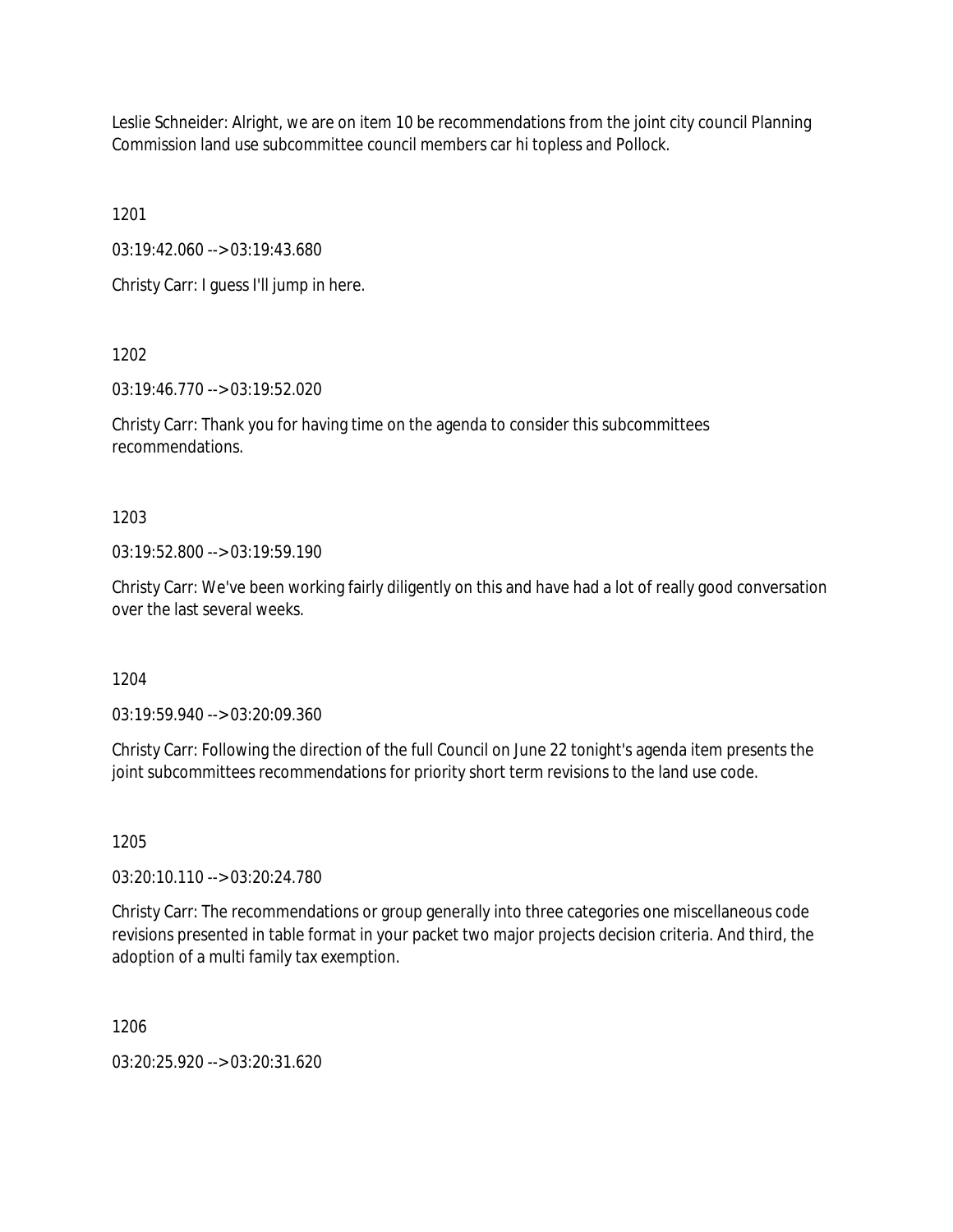Leslie Schneider: Alright, we are on item 10 be recommendations from the joint city council Planning Commission land use subcommittee council members car hi topless and Pollock.

1201

03:19:42.060 --> 03:19:43.680

Christy Carr: I guess I'll jump in here.

1202

03:19:46.770 --> 03:19:52.020

Christy Carr: Thank you for having time on the agenda to consider this subcommittees recommendations.

1203

03:19:52.800 --> 03:19:59.190

Christy Carr: We've been working fairly diligently on this and have had a lot of really good conversation over the last several weeks.

1204

03:19:59.940 --> 03:20:09.360

Christy Carr: Following the direction of the full Council on June 22 tonight's agenda item presents the joint subcommittees recommendations for priority short term revisions to the land use code.

1205

03:20:10.110 --> 03:20:24.780

Christy Carr: The recommendations or group generally into three categories one miscellaneous code revisions presented in table format in your packet two major projects decision criteria. And third, the adoption of a multi family tax exemption.

1206

03:20:25.920 --> 03:20:31.620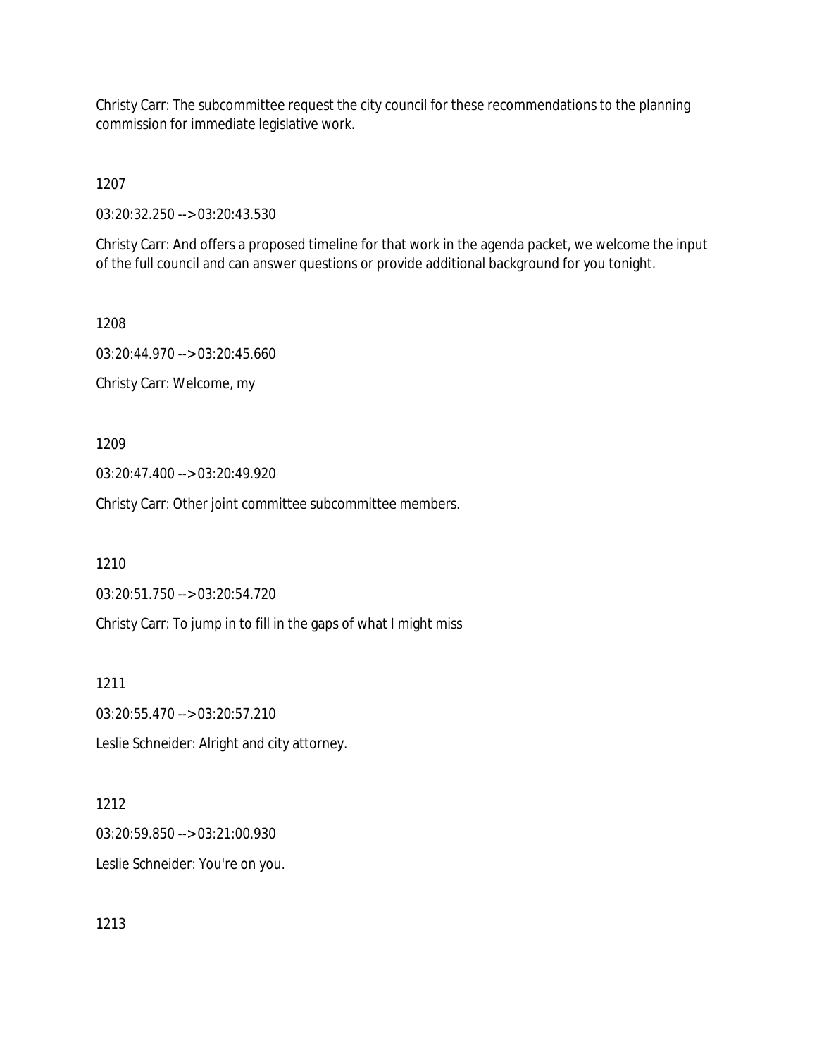Christy Carr: The subcommittee request the city council for these recommendations to the planning commission for immediate legislative work.

1207

03:20:32.250 --> 03:20:43.530

Christy Carr: And offers a proposed timeline for that work in the agenda packet, we welcome the input of the full council and can answer questions or provide additional background for you tonight.

1208

03:20:44.970 --> 03:20:45.660

Christy Carr: Welcome, my

1209

03:20:47.400 --> 03:20:49.920

Christy Carr: Other joint committee subcommittee members.

1210

03:20:51.750 --> 03:20:54.720

Christy Carr: To jump in to fill in the gaps of what I might miss

1211

03:20:55.470 --> 03:20:57.210

Leslie Schneider: Alright and city attorney.

1212

03:20:59.850 --> 03:21:00.930

Leslie Schneider: You're on you.

1213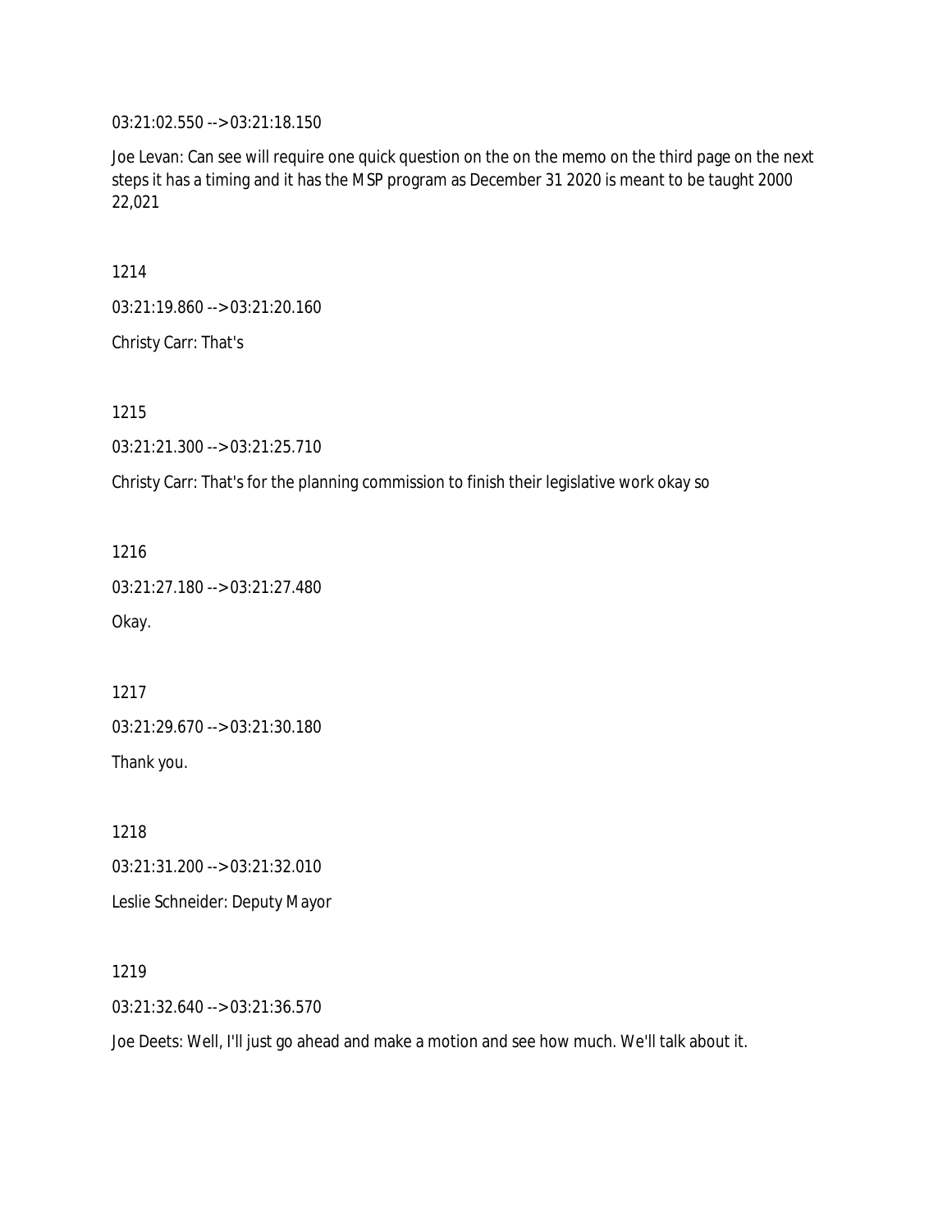03:21:02.550 --> 03:21:18.150

Joe Levan: Can see will require one quick question on the on the memo on the third page on the next steps it has a timing and it has the MSP program as December 31 2020 is meant to be taught 2000 22,021

1214

03:21:19.860 --> 03:21:20.160

Christy Carr: That's

1215

03:21:21.300 --> 03:21:25.710

Christy Carr: That's for the planning commission to finish their legislative work okay so

1216

03:21:27.180 --> 03:21:27.480

Okay.

1217

03:21:29.670 --> 03:21:30.180

Thank you.

1218

03:21:31.200 --> 03:21:32.010

Leslie Schneider: Deputy Mayor

1219

03:21:32.640 --> 03:21:36.570

Joe Deets: Well, I'll just go ahead and make a motion and see how much. We'll talk about it.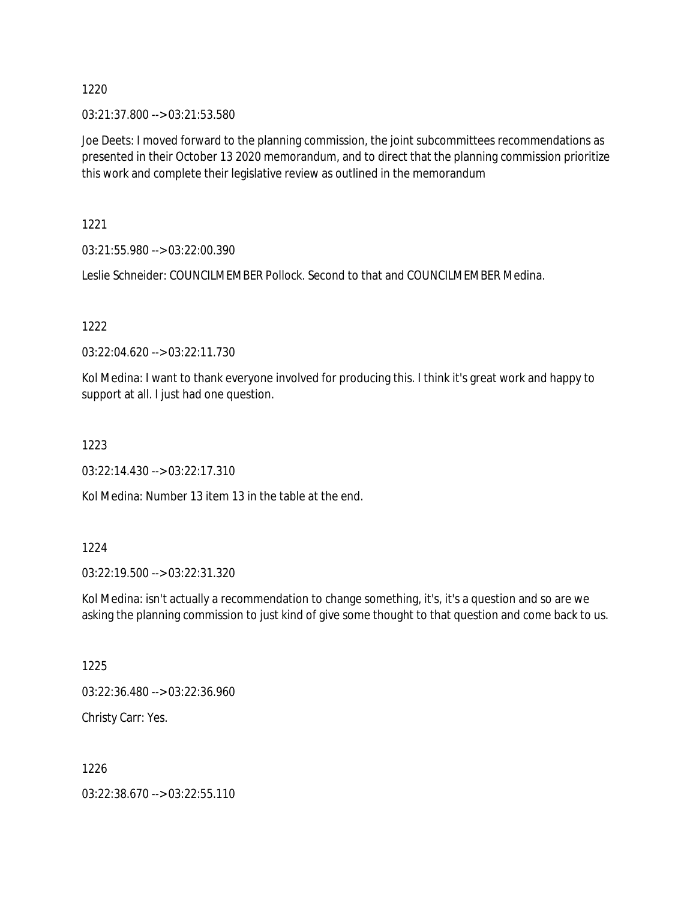1220

03:21:37.800 --> 03:21:53.580

Joe Deets: I moved forward to the planning commission, the joint subcommittees recommendations as presented in their October 13 2020 memorandum, and to direct that the planning commission prioritize this work and complete their legislative review as outlined in the memorandum

1221

03:21:55.980 --> 03:22:00.390

Leslie Schneider: COUNCILMEMBER Pollock. Second to that and COUNCILMEMBER Medina.

1222

03:22:04.620 --> 03:22:11.730

Kol Medina: I want to thank everyone involved for producing this. I think it's great work and happy to support at all. I just had one question.

1223

03:22:14.430 --> 03:22:17.310

Kol Medina: Number 13 item 13 in the table at the end.

1224

03:22:19.500 --> 03:22:31.320

Kol Medina: isn't actually a recommendation to change something, it's, it's a question and so are we asking the planning commission to just kind of give some thought to that question and come back to us.

1225

03:22:36.480 --> 03:22:36.960

Christy Carr: Yes.

1226

03:22:38.670 --> 03:22:55.110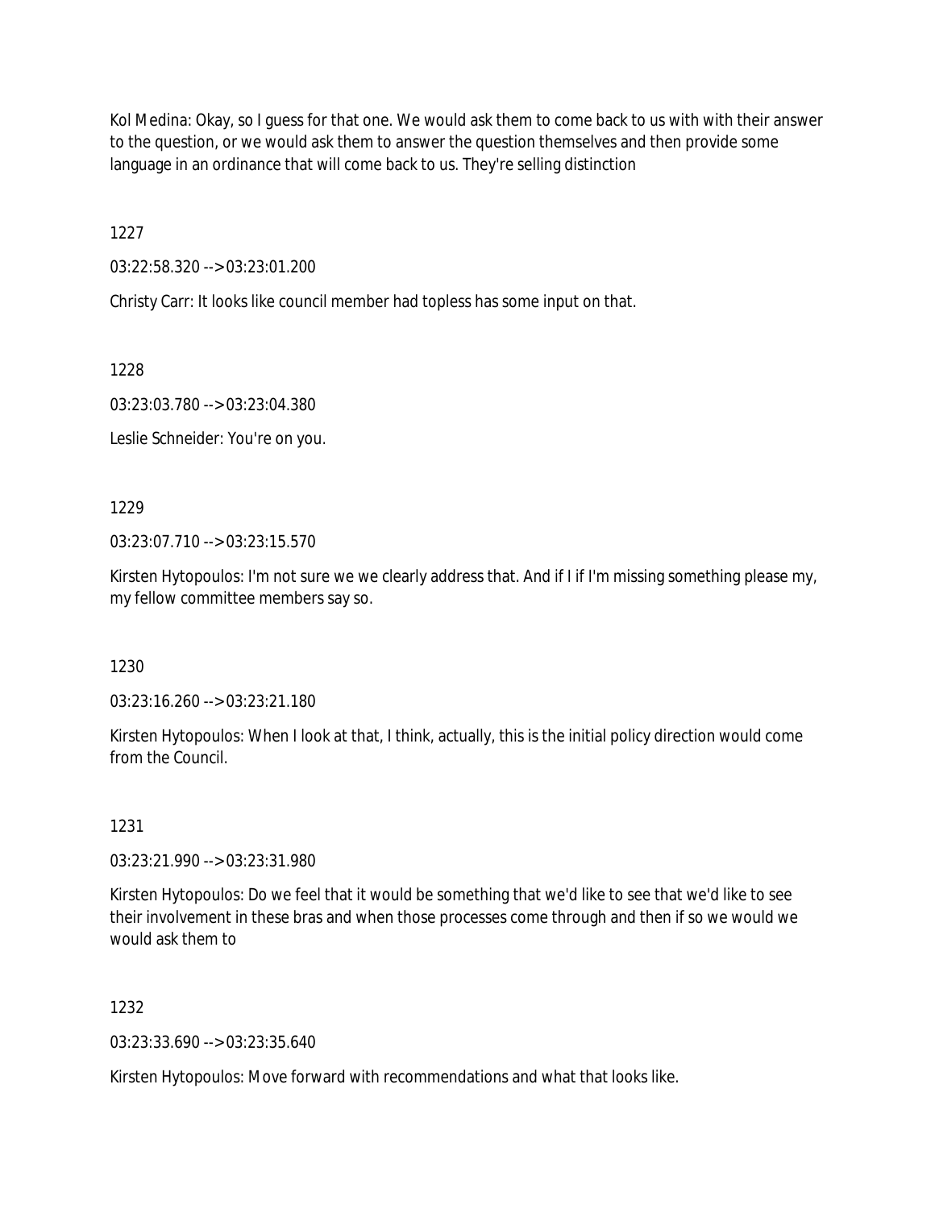Kol Medina: Okay, so I guess for that one. We would ask them to come back to us with with their answer to the question, or we would ask them to answer the question themselves and then provide some language in an ordinance that will come back to us. They're selling distinction

1227

03:22:58.320 --> 03:23:01.200

Christy Carr: It looks like council member had topless has some input on that.

1228

03:23:03.780 --> 03:23:04.380

Leslie Schneider: You're on you.

1229

03:23:07.710 --> 03:23:15.570

Kirsten Hytopoulos: I'm not sure we we clearly address that. And if I if I'm missing something please my, my fellow committee members say so.

1230

03:23:16.260 --> 03:23:21.180

Kirsten Hytopoulos: When I look at that, I think, actually, this is the initial policy direction would come from the Council.

1231

03:23:21.990 --> 03:23:31.980

Kirsten Hytopoulos: Do we feel that it would be something that we'd like to see that we'd like to see their involvement in these bras and when those processes come through and then if so we would we would ask them to

1232

03:23:33.690 --> 03:23:35.640

Kirsten Hytopoulos: Move forward with recommendations and what that looks like.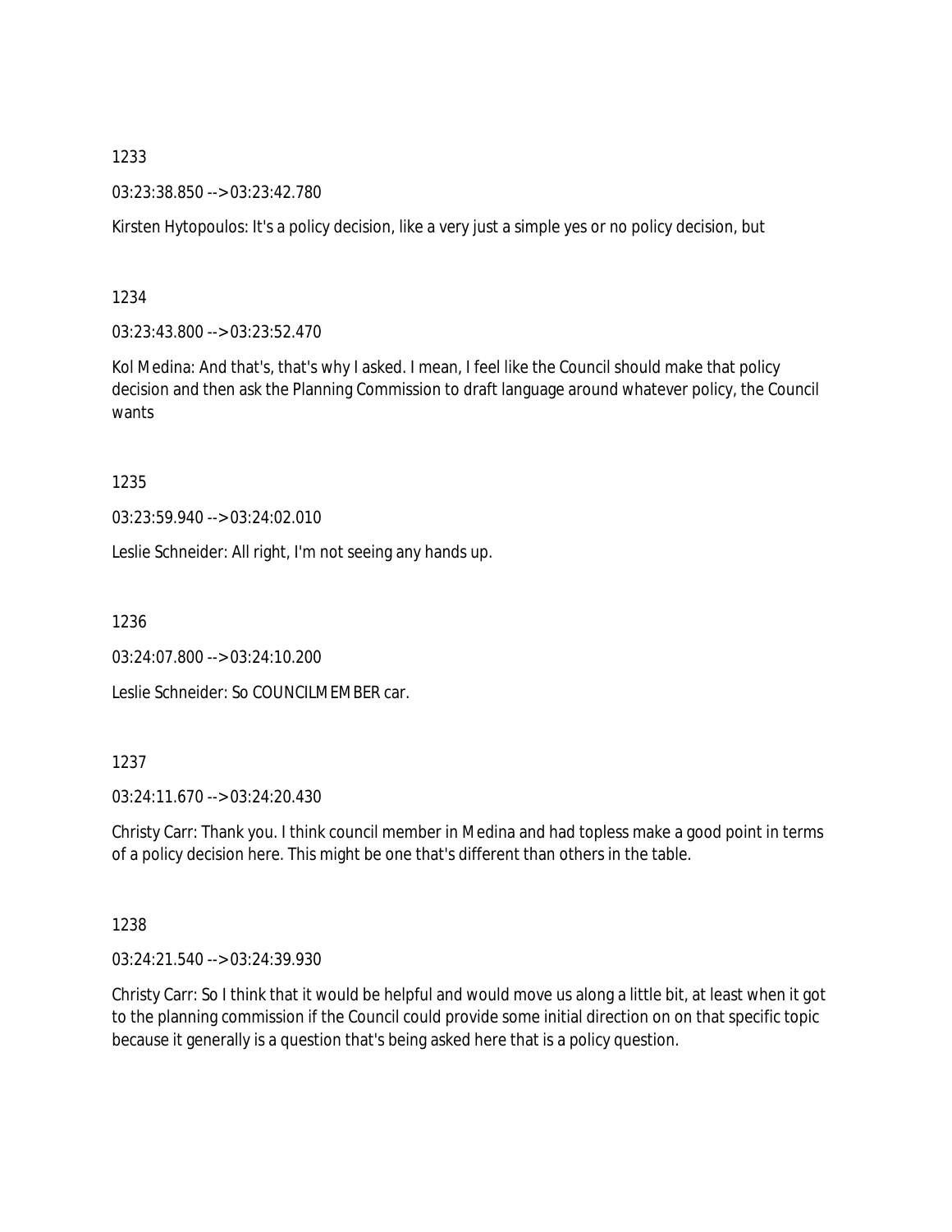1233

03:23:38.850 --> 03:23:42.780

Kirsten Hytopoulos: It's a policy decision, like a very just a simple yes or no policy decision, but

1234

03:23:43.800 --> 03:23:52.470

Kol Medina: And that's, that's why I asked. I mean, I feel like the Council should make that policy decision and then ask the Planning Commission to draft language around whatever policy, the Council wants

1235

03:23:59.940 --> 03:24:02.010

Leslie Schneider: All right, I'm not seeing any hands up.

1236

03:24:07.800 --> 03:24:10.200

Leslie Schneider: So COUNCILMEMBER car.

1237

03:24:11.670 --> 03:24:20.430

Christy Carr: Thank you. I think council member in Medina and had topless make a good point in terms of a policy decision here. This might be one that's different than others in the table.

1238

03:24:21.540 --> 03:24:39.930

Christy Carr: So I think that it would be helpful and would move us along a little bit, at least when it got to the planning commission if the Council could provide some initial direction on on that specific topic because it generally is a question that's being asked here that is a policy question.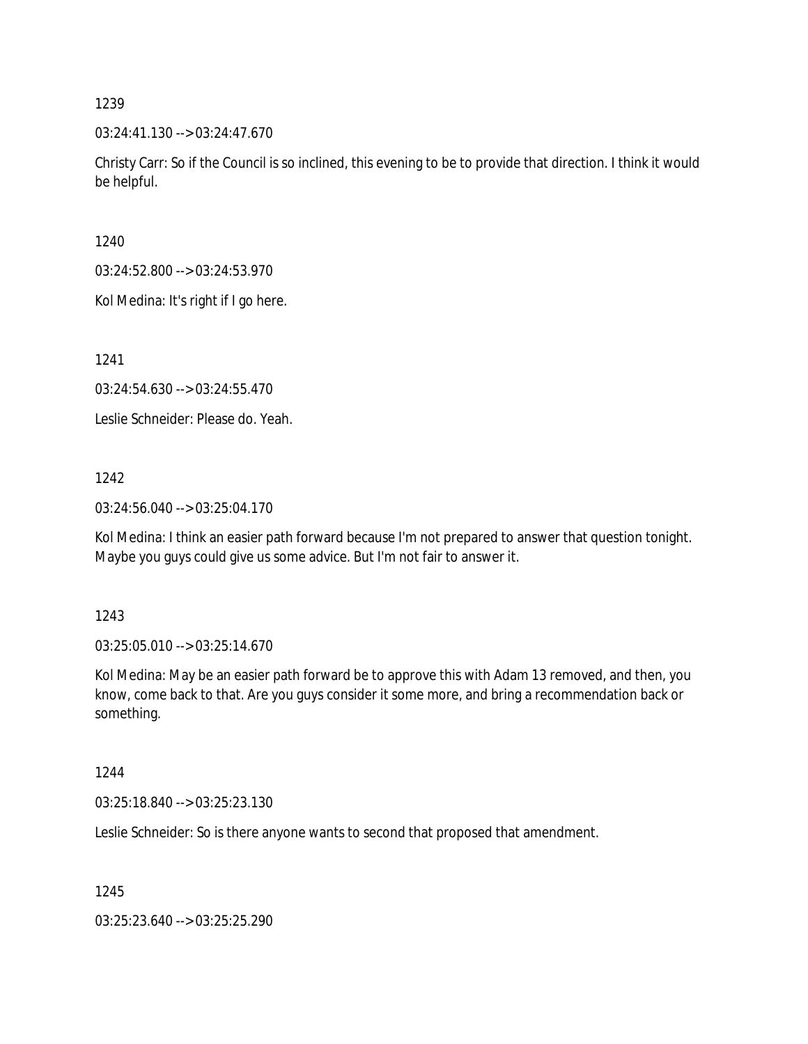1239

03:24:41.130 --> 03:24:47.670

Christy Carr: So if the Council is so inclined, this evening to be to provide that direction. I think it would be helpful.

1240

03:24:52.800 --> 03:24:53.970

Kol Medina: It's right if I go here.

1241

03:24:54.630 --> 03:24:55.470

Leslie Schneider: Please do. Yeah.

1242

03:24:56.040 --> 03:25:04.170

Kol Medina: I think an easier path forward because I'm not prepared to answer that question tonight. Maybe you guys could give us some advice. But I'm not fair to answer it.

1243

03:25:05.010 --> 03:25:14.670

Kol Medina: May be an easier path forward be to approve this with Adam 13 removed, and then, you know, come back to that. Are you guys consider it some more, and bring a recommendation back or something.

1244

03:25:18.840 --> 03:25:23.130

Leslie Schneider: So is there anyone wants to second that proposed that amendment.

1245

03:25:23.640 --> 03:25:25.290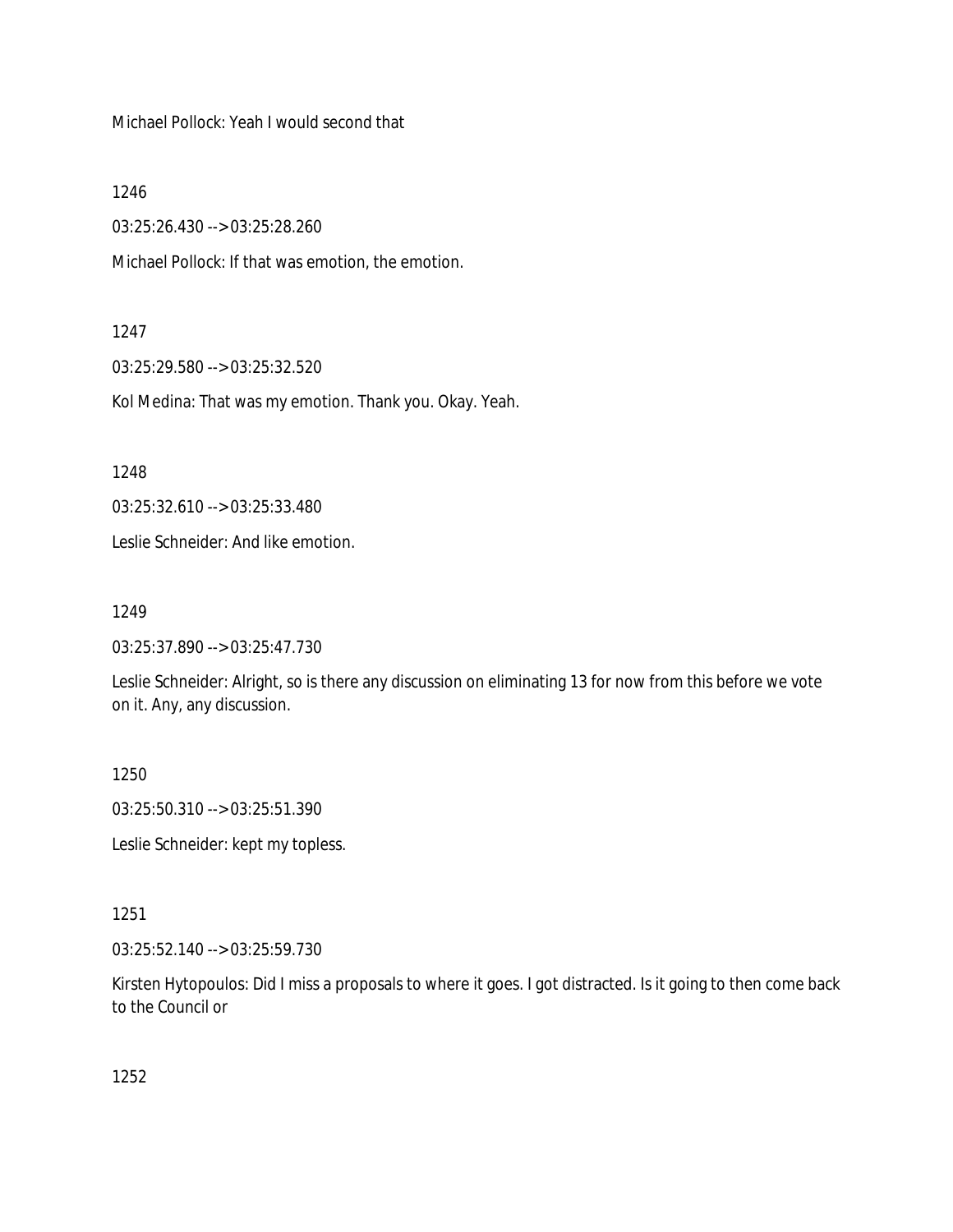Michael Pollock: Yeah I would second that

1246

03:25:26.430 --> 03:25:28.260

Michael Pollock: If that was emotion, the emotion.

1247

03:25:29.580 --> 03:25:32.520

Kol Medina: That was my emotion. Thank you. Okay. Yeah.

1248

03:25:32.610 --> 03:25:33.480

Leslie Schneider: And like emotion.

1249

03:25:37.890 --> 03:25:47.730

Leslie Schneider: Alright, so is there any discussion on eliminating 13 for now from this before we vote on it. Any, any discussion.

1250

03:25:50.310 --> 03:25:51.390

Leslie Schneider: kept my topless.

1251

03:25:52.140 --> 03:25:59.730

Kirsten Hytopoulos: Did I miss a proposals to where it goes. I got distracted. Is it going to then come back to the Council or

1252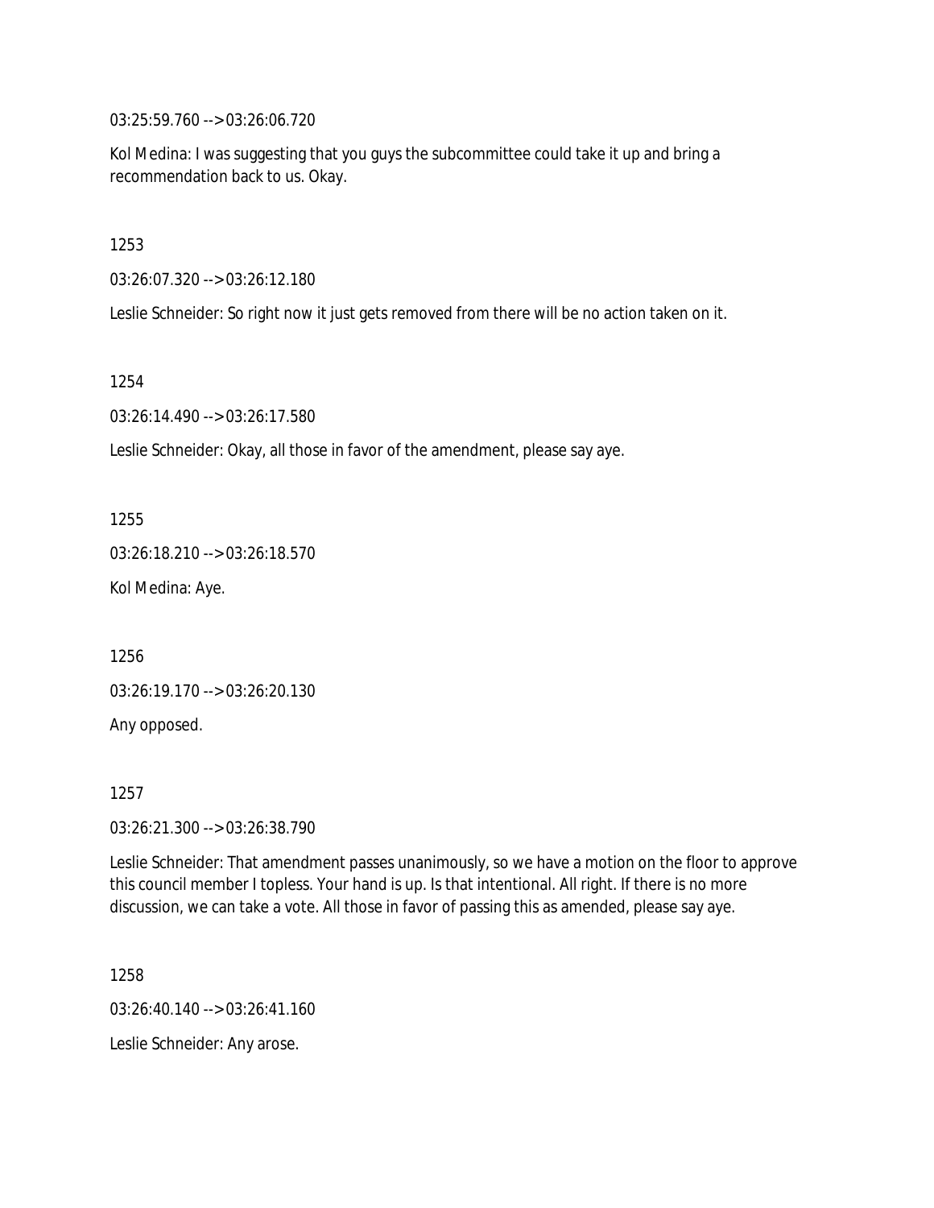03:25:59.760 --> 03:26:06.720

Kol Medina: I was suggesting that you guys the subcommittee could take it up and bring a recommendation back to us. Okay.

1253

03:26:07.320 --> 03:26:12.180

Leslie Schneider: So right now it just gets removed from there will be no action taken on it.

1254

03:26:14.490 --> 03:26:17.580

Leslie Schneider: Okay, all those in favor of the amendment, please say aye.

1255

03:26:18.210 --> 03:26:18.570

Kol Medina: Aye.

1256

03:26:19.170 --> 03:26:20.130

Any opposed.

1257

03:26:21.300 --> 03:26:38.790

Leslie Schneider: That amendment passes unanimously, so we have a motion on the floor to approve this council member I topless. Your hand is up. Is that intentional. All right. If there is no more discussion, we can take a vote. All those in favor of passing this as amended, please say aye.

1258

03:26:40.140 --> 03:26:41.160

Leslie Schneider: Any arose.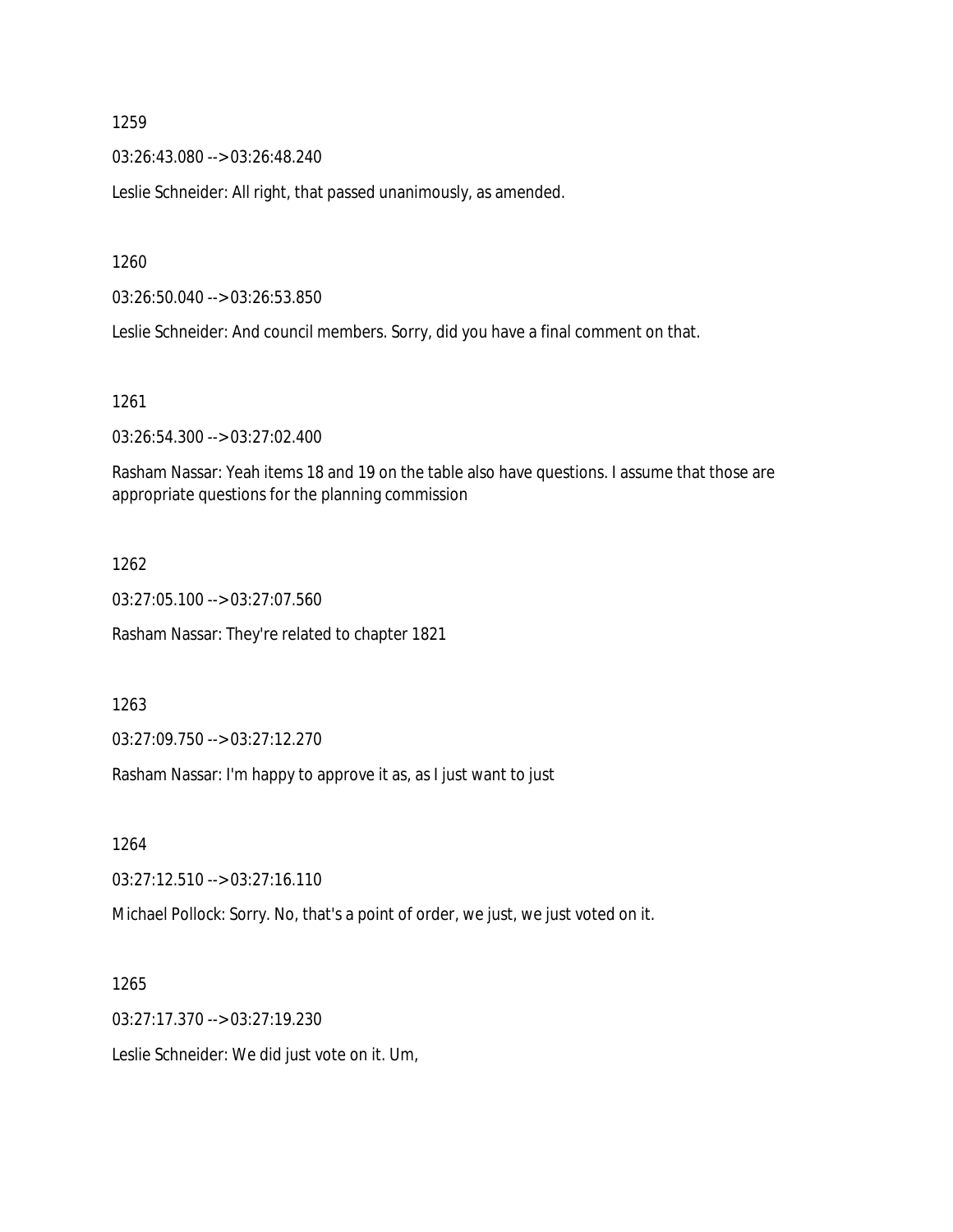1259

03:26:43.080 --> 03:26:48.240

Leslie Schneider: All right, that passed unanimously, as amended.

1260

03:26:50.040 --> 03:26:53.850

Leslie Schneider: And council members. Sorry, did you have a final comment on that.

1261

03:26:54.300 --> 03:27:02.400

Rasham Nassar: Yeah items 18 and 19 on the table also have questions. I assume that those are appropriate questions for the planning commission

1262

03:27:05.100 --> 03:27:07.560

Rasham Nassar: They're related to chapter 1821

1263

03:27:09.750 --> 03:27:12.270

Rasham Nassar: I'm happy to approve it as, as I just want to just

1264

03:27:12.510 --> 03:27:16.110

Michael Pollock: Sorry. No, that's a point of order, we just, we just voted on it.

1265

03:27:17.370 --> 03:27:19.230

Leslie Schneider: We did just vote on it. Um,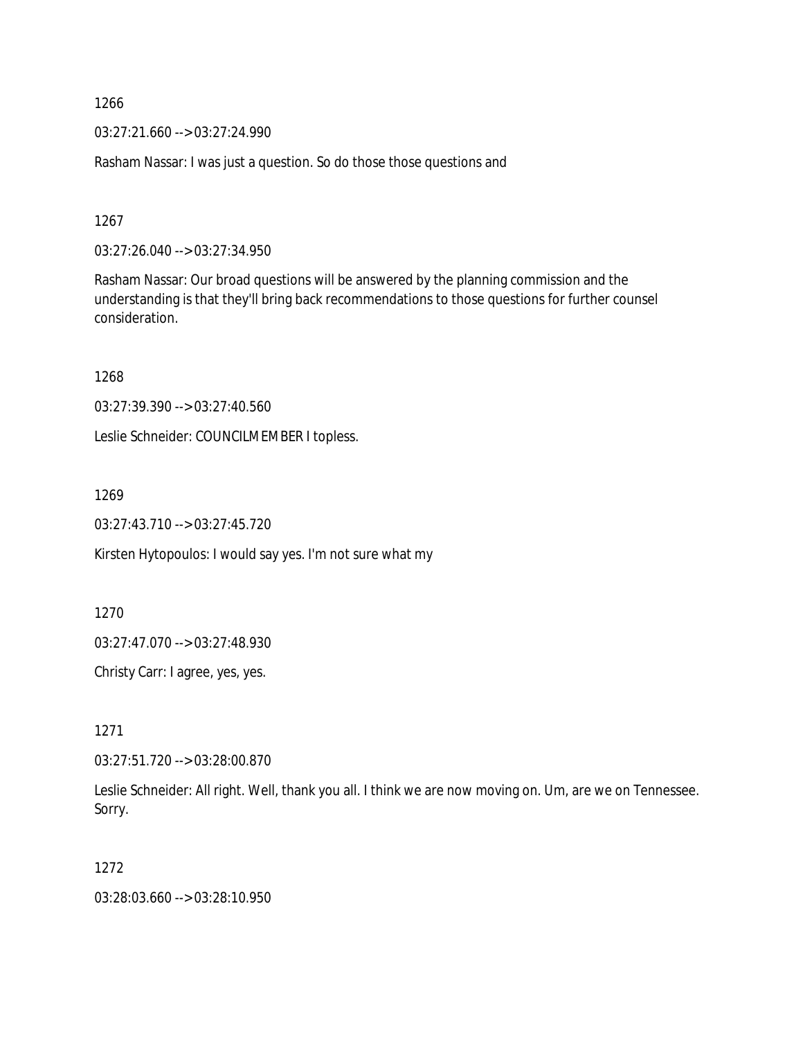1266

03:27:21.660 --> 03:27:24.990

Rasham Nassar: I was just a question. So do those those questions and

1267

03:27:26.040 --> 03:27:34.950

Rasham Nassar: Our broad questions will be answered by the planning commission and the understanding is that they'll bring back recommendations to those questions for further counsel consideration.

1268

03:27:39.390 --> 03:27:40.560

Leslie Schneider: COUNCILMEMBER I topless.

1269

03:27:43.710 --> 03:27:45.720

Kirsten Hytopoulos: I would say yes. I'm not sure what my

1270

03:27:47.070 --> 03:27:48.930

Christy Carr: I agree, yes, yes.

1271

03:27:51.720 --> 03:28:00.870

Leslie Schneider: All right. Well, thank you all. I think we are now moving on. Um, are we on Tennessee. Sorry.

1272

03:28:03.660 --> 03:28:10.950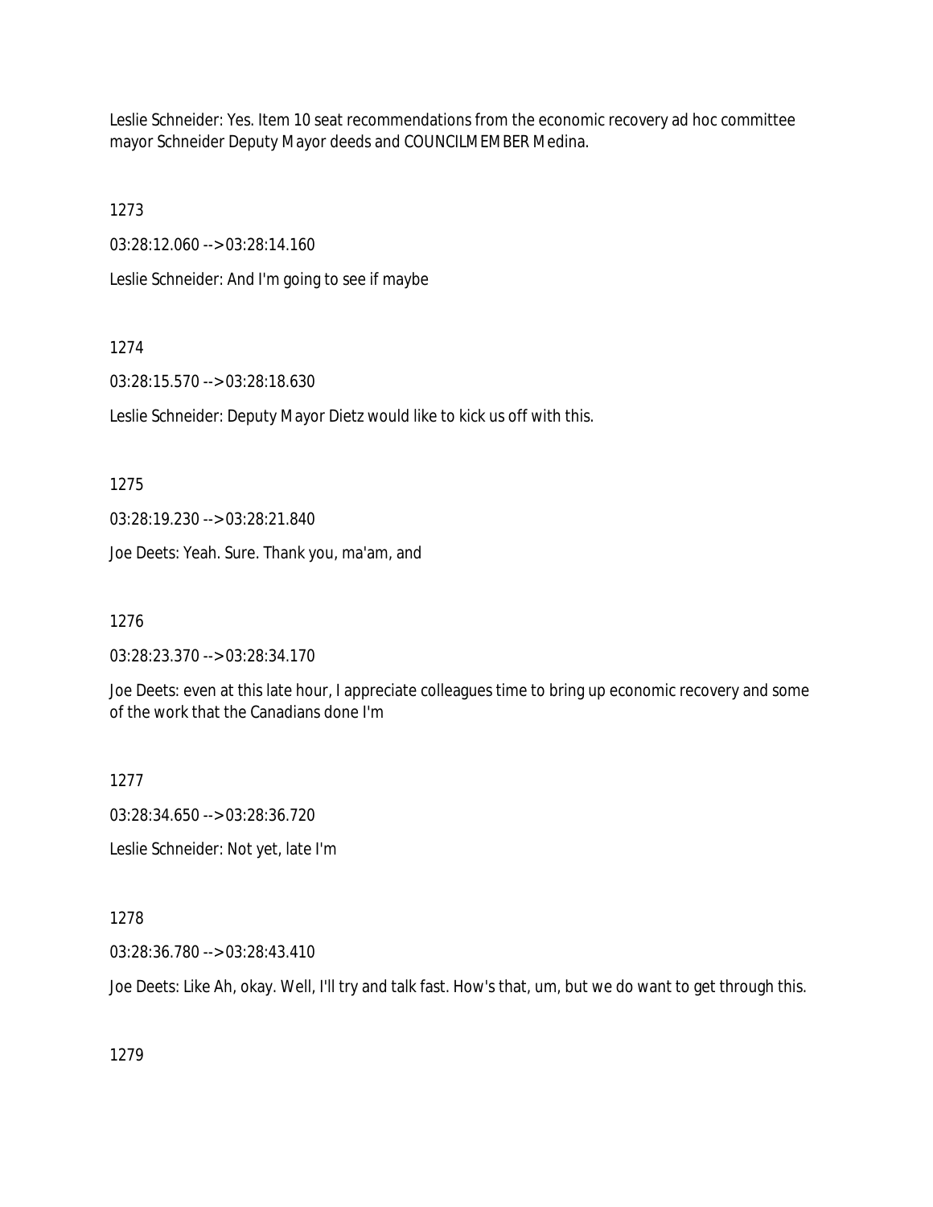Leslie Schneider: Yes. Item 10 seat recommendations from the economic recovery ad hoc committee mayor Schneider Deputy Mayor deeds and COUNCILMEMBER Medina.

1273

03:28:12.060 --> 03:28:14.160

Leslie Schneider: And I'm going to see if maybe

1274

03:28:15.570 --> 03:28:18.630

Leslie Schneider: Deputy Mayor Dietz would like to kick us off with this.

1275

03:28:19.230 --> 03:28:21.840

Joe Deets: Yeah. Sure. Thank you, ma'am, and

1276

03:28:23.370 --> 03:28:34.170

Joe Deets: even at this late hour, I appreciate colleagues time to bring up economic recovery and some of the work that the Canadians done I'm

1277

03:28:34.650 --> 03:28:36.720

Leslie Schneider: Not yet, late I'm

1278

03:28:36.780 --> 03:28:43.410

Joe Deets: Like Ah, okay. Well, I'll try and talk fast. How's that, um, but we do want to get through this.

1279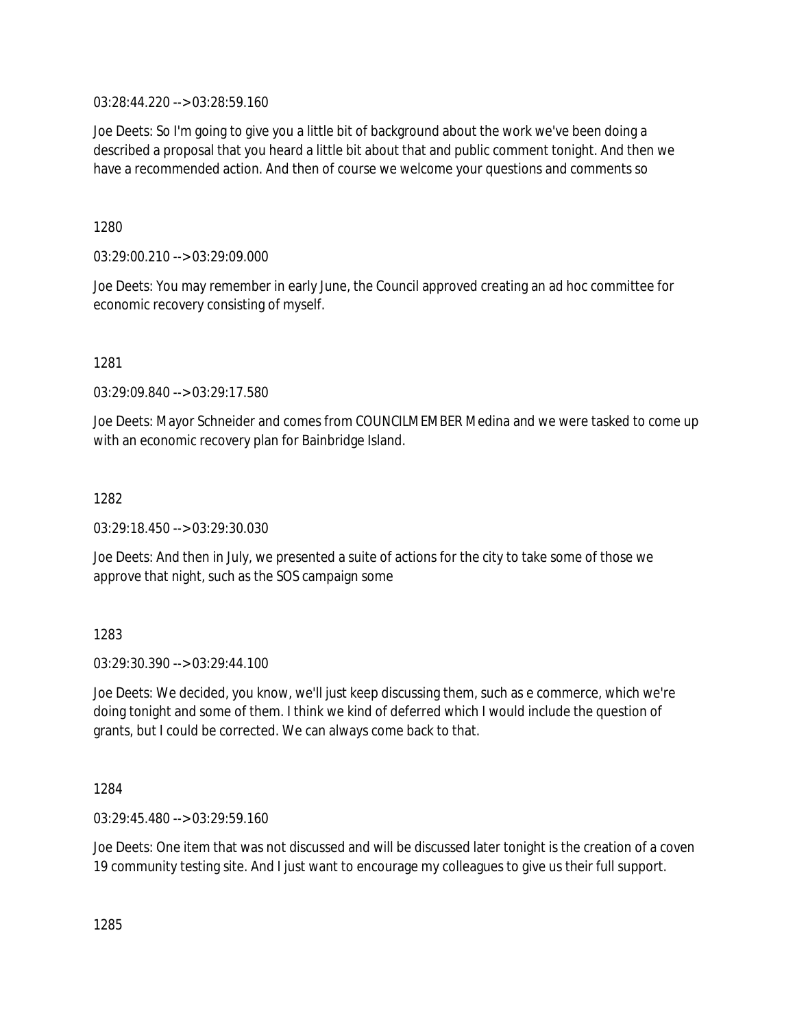03:28:44.220 --> 03:28:59.160

Joe Deets: So I'm going to give you a little bit of background about the work we've been doing a described a proposal that you heard a little bit about that and public comment tonight. And then we have a recommended action. And then of course we welcome your questions and comments so

1280

03:29:00.210 --> 03:29:09.000

Joe Deets: You may remember in early June, the Council approved creating an ad hoc committee for economic recovery consisting of myself.

1281

03:29:09.840 --> 03:29:17.580

Joe Deets: Mayor Schneider and comes from COUNCILMEMBER Medina and we were tasked to come up with an economic recovery plan for Bainbridge Island.

1282

03:29:18.450 --> 03:29:30.030

Joe Deets: And then in July, we presented a suite of actions for the city to take some of those we approve that night, such as the SOS campaign some

1283

03:29:30.390 --> 03:29:44.100

Joe Deets: We decided, you know, we'll just keep discussing them, such as e commerce, which we're doing tonight and some of them. I think we kind of deferred which I would include the question of grants, but I could be corrected. We can always come back to that.

1284

03:29:45.480 --> 03:29:59.160

Joe Deets: One item that was not discussed and will be discussed later tonight is the creation of a coven 19 community testing site. And I just want to encourage my colleagues to give us their full support.

1285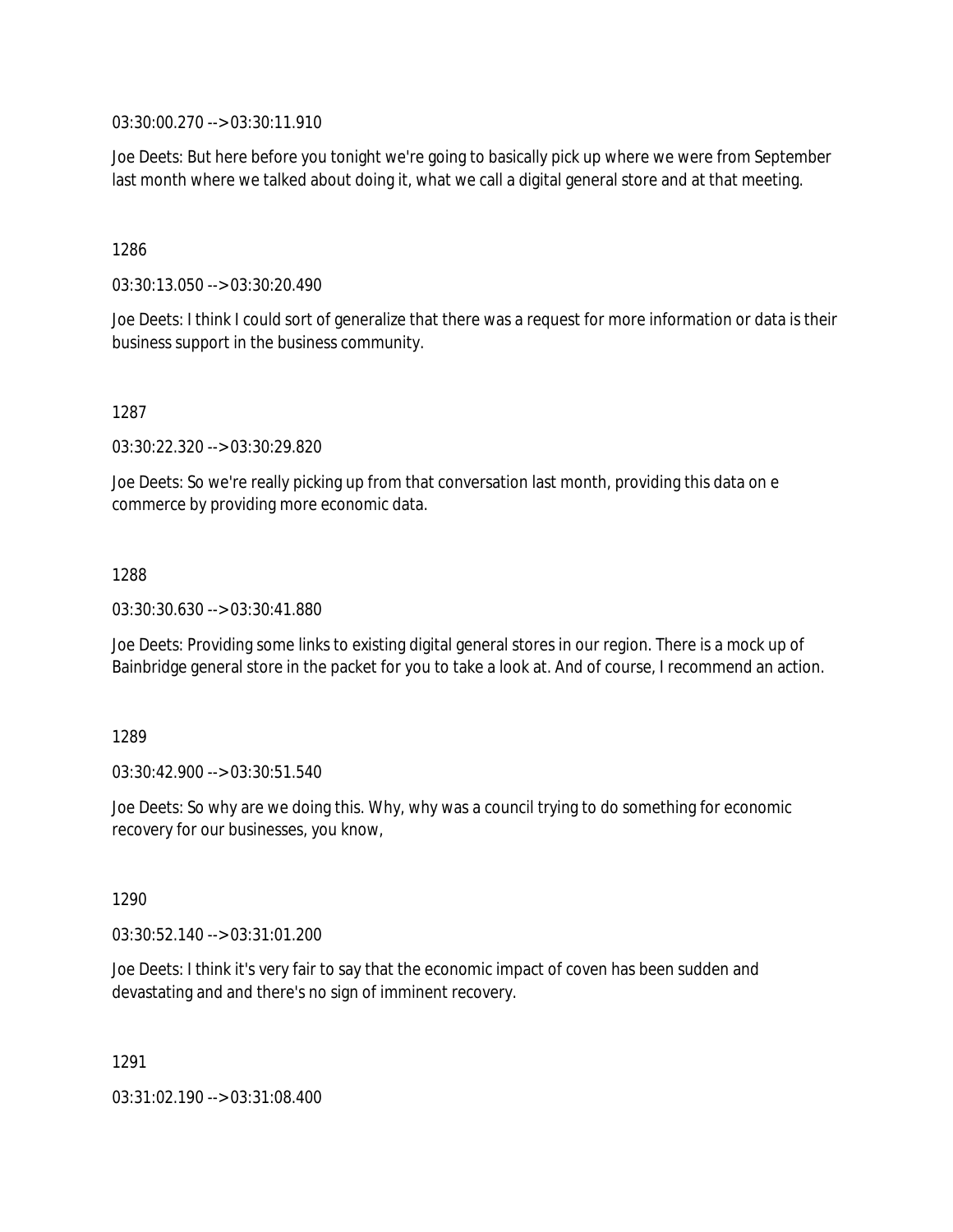03:30:00.270 --> 03:30:11.910

Joe Deets: But here before you tonight we're going to basically pick up where we were from September last month where we talked about doing it, what we call a digital general store and at that meeting.

1286

03:30:13.050 --> 03:30:20.490

Joe Deets: I think I could sort of generalize that there was a request for more information or data is their business support in the business community.

1287

03:30:22.320 --> 03:30:29.820

Joe Deets: So we're really picking up from that conversation last month, providing this data on e commerce by providing more economic data.

1288

03:30:30.630 --> 03:30:41.880

Joe Deets: Providing some links to existing digital general stores in our region. There is a mock up of Bainbridge general store in the packet for you to take a look at. And of course, I recommend an action.

1289

03:30:42.900 --> 03:30:51.540

Joe Deets: So why are we doing this. Why, why was a council trying to do something for economic recovery for our businesses, you know,

1290

03:30:52.140 --> 03:31:01.200

Joe Deets: I think it's very fair to say that the economic impact of coven has been sudden and devastating and and there's no sign of imminent recovery.

1291

03:31:02.190 --> 03:31:08.400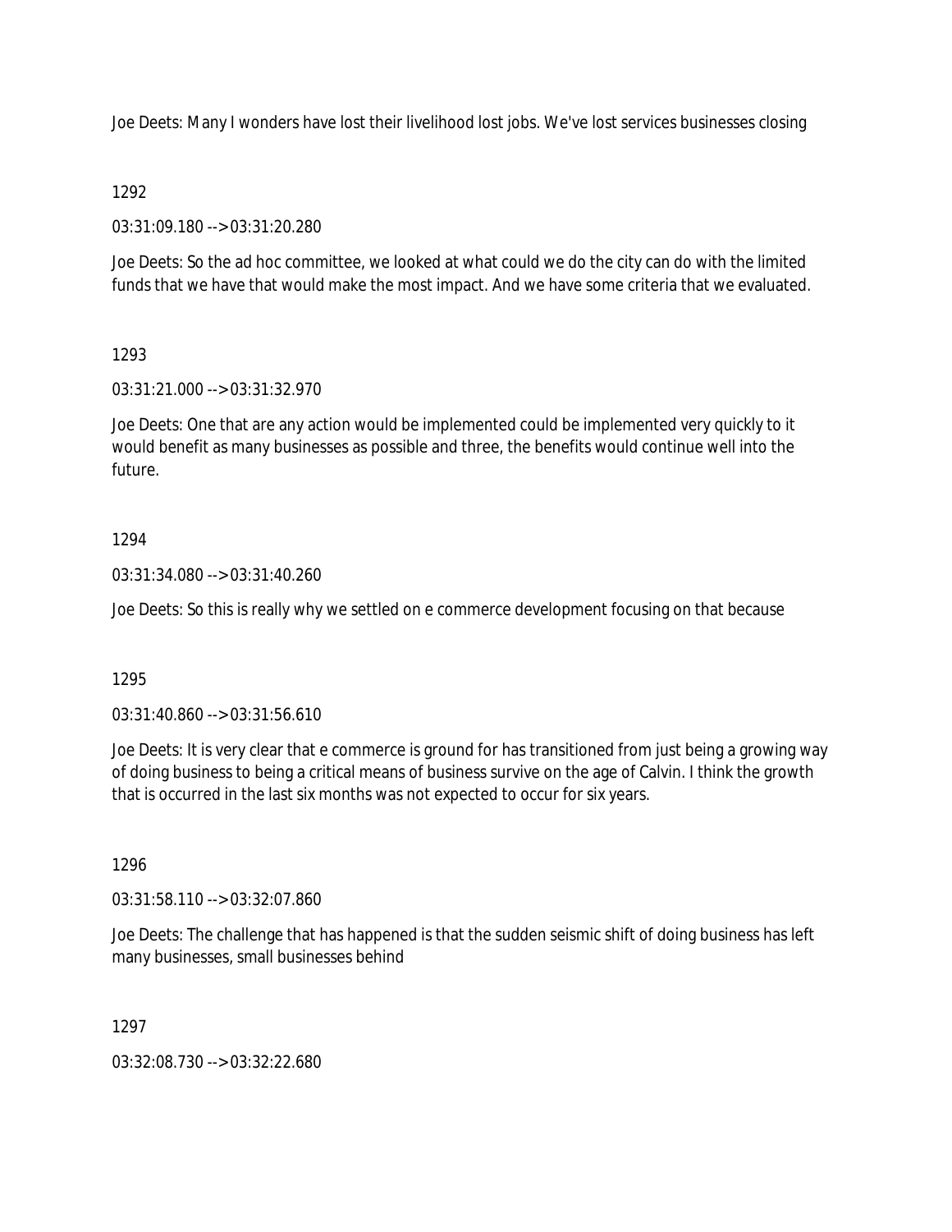Joe Deets: Many I wonders have lost their livelihood lost jobs. We've lost services businesses closing

1292

03:31:09.180 --> 03:31:20.280

Joe Deets: So the ad hoc committee, we looked at what could we do the city can do with the limited funds that we have that would make the most impact. And we have some criteria that we evaluated.

1293

03:31:21.000 --> 03:31:32.970

Joe Deets: One that are any action would be implemented could be implemented very quickly to it would benefit as many businesses as possible and three, the benefits would continue well into the future.

1294

03:31:34.080 --> 03:31:40.260

Joe Deets: So this is really why we settled on e commerce development focusing on that because

1295

03:31:40.860 --> 03:31:56.610

Joe Deets: It is very clear that e commerce is ground for has transitioned from just being a growing way of doing business to being a critical means of business survive on the age of Calvin. I think the growth that is occurred in the last six months was not expected to occur for six years.

1296

03:31:58.110 --> 03:32:07.860

Joe Deets: The challenge that has happened is that the sudden seismic shift of doing business has left many businesses, small businesses behind

1297

03:32:08.730 --> 03:32:22.680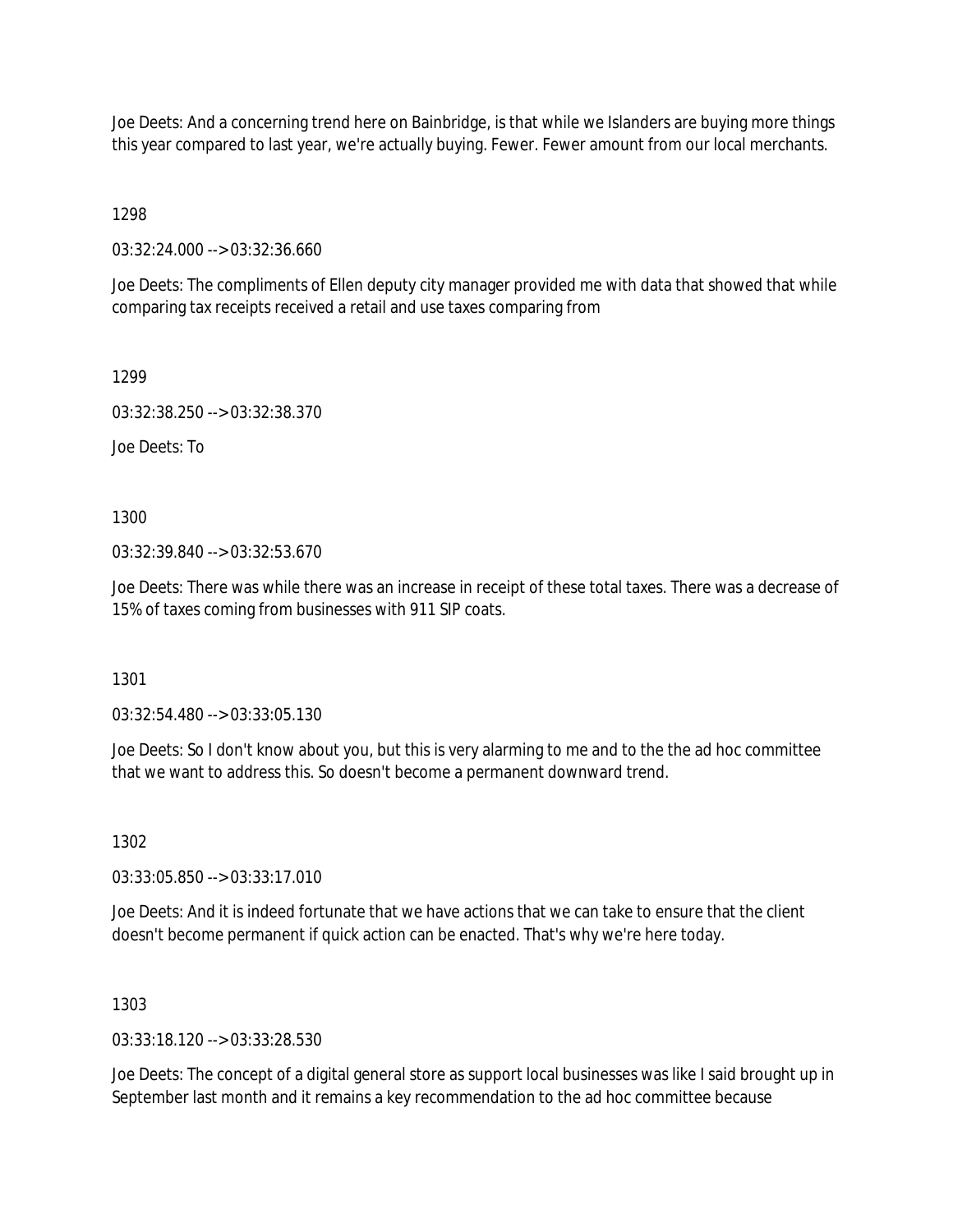Joe Deets: And a concerning trend here on Bainbridge, is that while we Islanders are buying more things this year compared to last year, we're actually buying. Fewer. Fewer amount from our local merchants.

1298

03:32:24.000 --> 03:32:36.660

Joe Deets: The compliments of Ellen deputy city manager provided me with data that showed that while comparing tax receipts received a retail and use taxes comparing from

1299

03:32:38.250 --> 03:32:38.370

Joe Deets: To

1300

03:32:39.840 --> 03:32:53.670

Joe Deets: There was while there was an increase in receipt of these total taxes. There was a decrease of 15% of taxes coming from businesses with 911 SIP coats.

1301

03:32:54.480 --> 03:33:05.130

Joe Deets: So I don't know about you, but this is very alarming to me and to the the ad hoc committee that we want to address this. So doesn't become a permanent downward trend.

1302

03:33:05.850 --> 03:33:17.010

Joe Deets: And it is indeed fortunate that we have actions that we can take to ensure that the client doesn't become permanent if quick action can be enacted. That's why we're here today.

1303

03:33:18.120 --> 03:33:28.530

Joe Deets: The concept of a digital general store as support local businesses was like I said brought up in September last month and it remains a key recommendation to the ad hoc committee because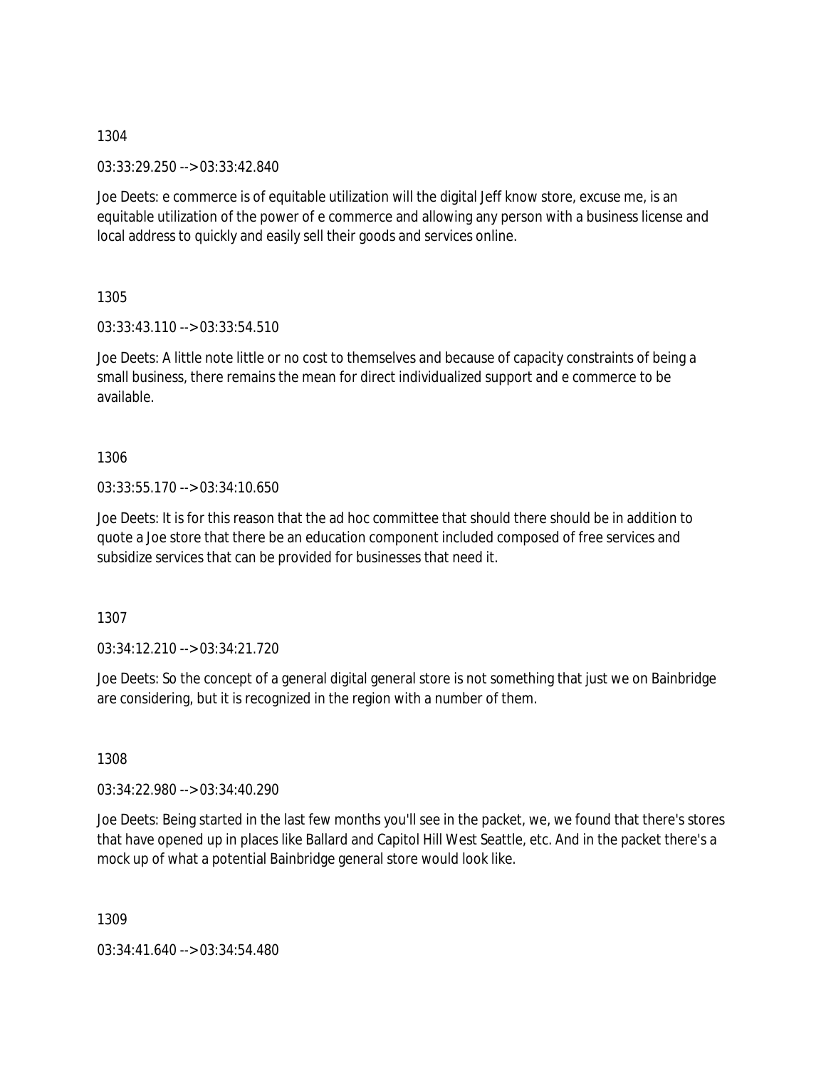1304

03:33:29.250 --> 03:33:42.840

Joe Deets: e commerce is of equitable utilization will the digital Jeff know store, excuse me, is an equitable utilization of the power of e commerce and allowing any person with a business license and local address to quickly and easily sell their goods and services online.

1305

03:33:43.110 --> 03:33:54.510

Joe Deets: A little note little or no cost to themselves and because of capacity constraints of being a small business, there remains the mean for direct individualized support and e commerce to be available.

1306

03:33:55.170 --> 03:34:10.650

Joe Deets: It is for this reason that the ad hoc committee that should there should be in addition to quote a Joe store that there be an education component included composed of free services and subsidize services that can be provided for businesses that need it.

1307

03:34:12.210 --> 03:34:21.720

Joe Deets: So the concept of a general digital general store is not something that just we on Bainbridge are considering, but it is recognized in the region with a number of them.

1308

03:34:22.980 --> 03:34:40.290

Joe Deets: Being started in the last few months you'll see in the packet, we, we found that there's stores that have opened up in places like Ballard and Capitol Hill West Seattle, etc. And in the packet there's a mock up of what a potential Bainbridge general store would look like.

1309

03:34:41.640 --> 03:34:54.480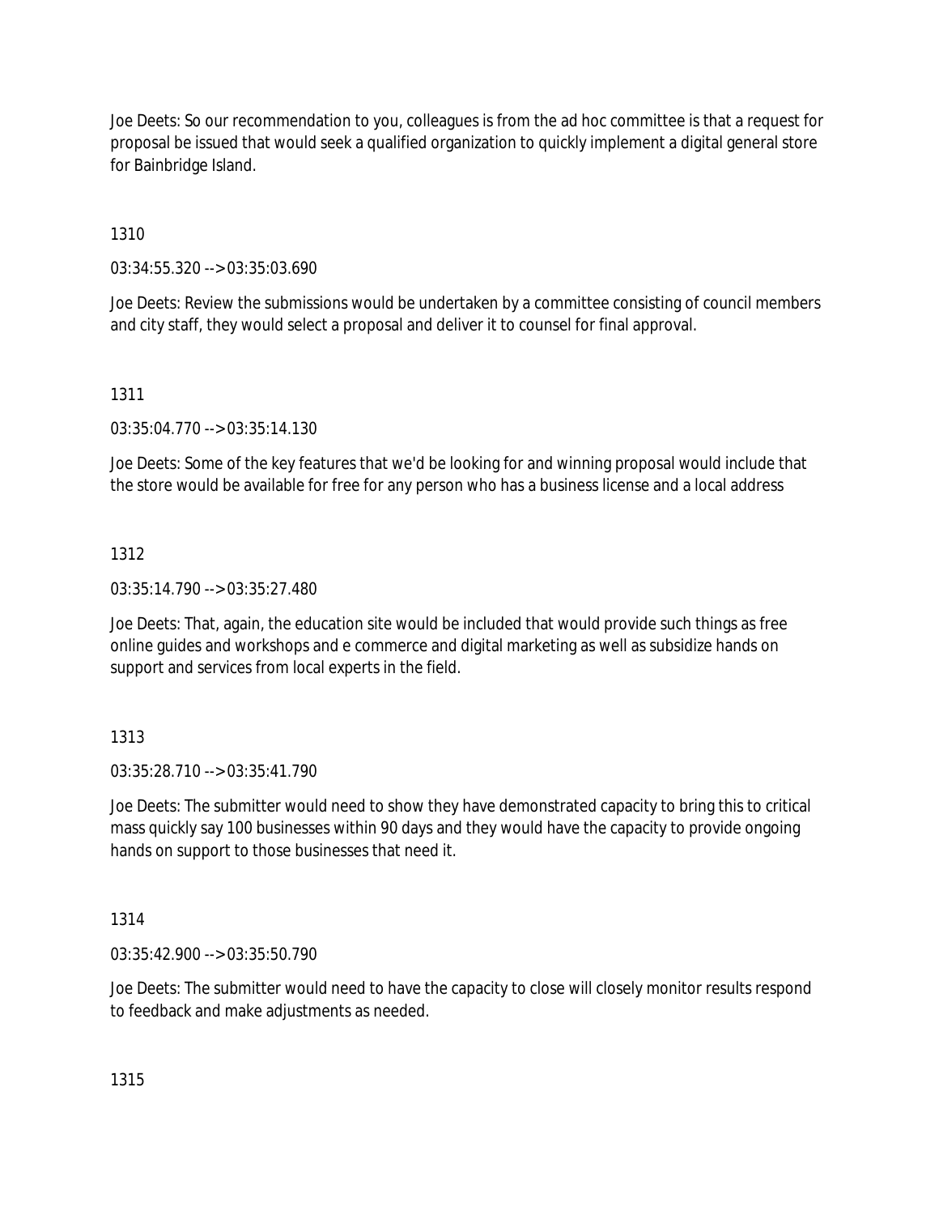Joe Deets: So our recommendation to you, colleagues is from the ad hoc committee is that a request for proposal be issued that would seek a qualified organization to quickly implement a digital general store for Bainbridge Island.

1310

03:34:55.320 --> 03:35:03.690

Joe Deets: Review the submissions would be undertaken by a committee consisting of council members and city staff, they would select a proposal and deliver it to counsel for final approval.

1311

03:35:04.770 --> 03:35:14.130

Joe Deets: Some of the key features that we'd be looking for and winning proposal would include that the store would be available for free for any person who has a business license and a local address

1312

03:35:14.790 --> 03:35:27.480

Joe Deets: That, again, the education site would be included that would provide such things as free online guides and workshops and e commerce and digital marketing as well as subsidize hands on support and services from local experts in the field.

1313

03:35:28.710 --> 03:35:41.790

Joe Deets: The submitter would need to show they have demonstrated capacity to bring this to critical mass quickly say 100 businesses within 90 days and they would have the capacity to provide ongoing hands on support to those businesses that need it.

1314

03:35:42.900 --> 03:35:50.790

Joe Deets: The submitter would need to have the capacity to close will closely monitor results respond to feedback and make adjustments as needed.

1315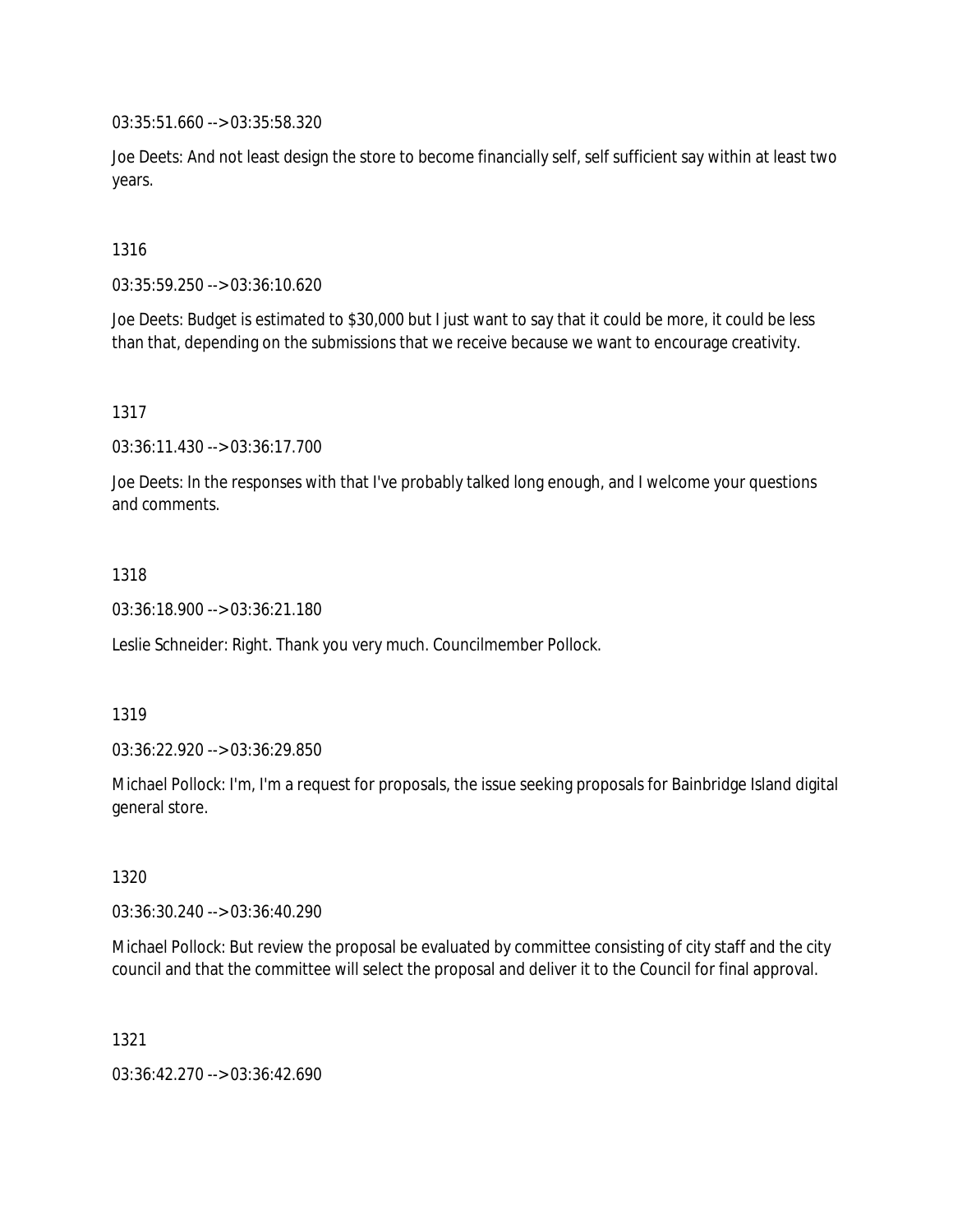03:35:51.660 --> 03:35:58.320

Joe Deets: And not least design the store to become financially self, self sufficient say within at least two years.

1316

03:35:59.250 --> 03:36:10.620

Joe Deets: Budget is estimated to $30,000 but I just want to say that it could be more, it could be less than that, depending on the submissions that we receive because we want to encourage creativity.

1317

03:36:11.430 --> 03:36:17.700

Joe Deets: In the responses with that I've probably talked long enough, and I welcome your questions and comments.

1318

03:36:18.900 --> 03:36:21.180

Leslie Schneider: Right. Thank you very much. Councilmember Pollock.

1319

03:36:22.920 --> 03:36:29.850

Michael Pollock: I'm, I'm a request for proposals, the issue seeking proposals for Bainbridge Island digital general store.

1320

03:36:30.240 --> 03:36:40.290

Michael Pollock: But review the proposal be evaluated by committee consisting of city staff and the city council and that the committee will select the proposal and deliver it to the Council for final approval.

1321

03:36:42.270 --> 03:36:42.690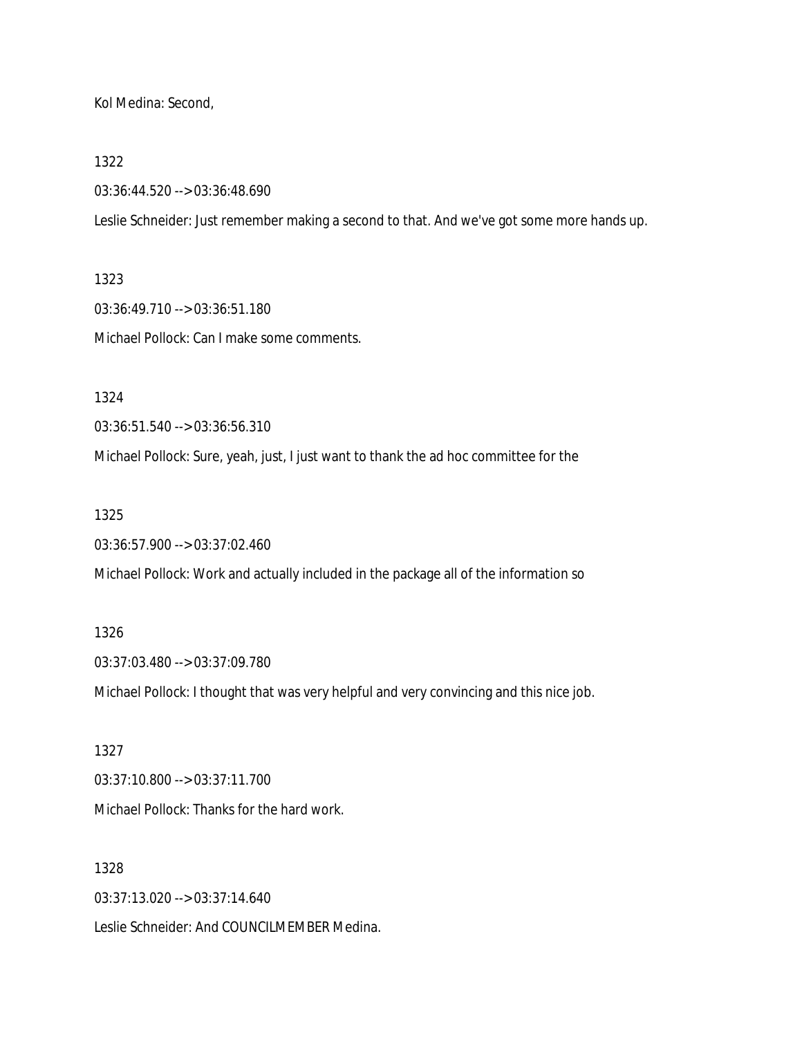Kol Medina: Second,

1322

03:36:44.520 --> 03:36:48.690

Leslie Schneider: Just remember making a second to that. And we've got some more hands up.

1323

03:36:49.710 --> 03:36:51.180

Michael Pollock: Can I make some comments.

1324

03:36:51.540 --> 03:36:56.310

Michael Pollock: Sure, yeah, just, I just want to thank the ad hoc committee for the

1325

03:36:57.900 --> 03:37:02.460

Michael Pollock: Work and actually included in the package all of the information so

1326

03:37:03.480 --> 03:37:09.780

Michael Pollock: I thought that was very helpful and very convincing and this nice job.

1327

03:37:10.800 --> 03:37:11.700

Michael Pollock: Thanks for the hard work.

1328

03:37:13.020 --> 03:37:14.640

Leslie Schneider: And COUNCILMEMBER Medina.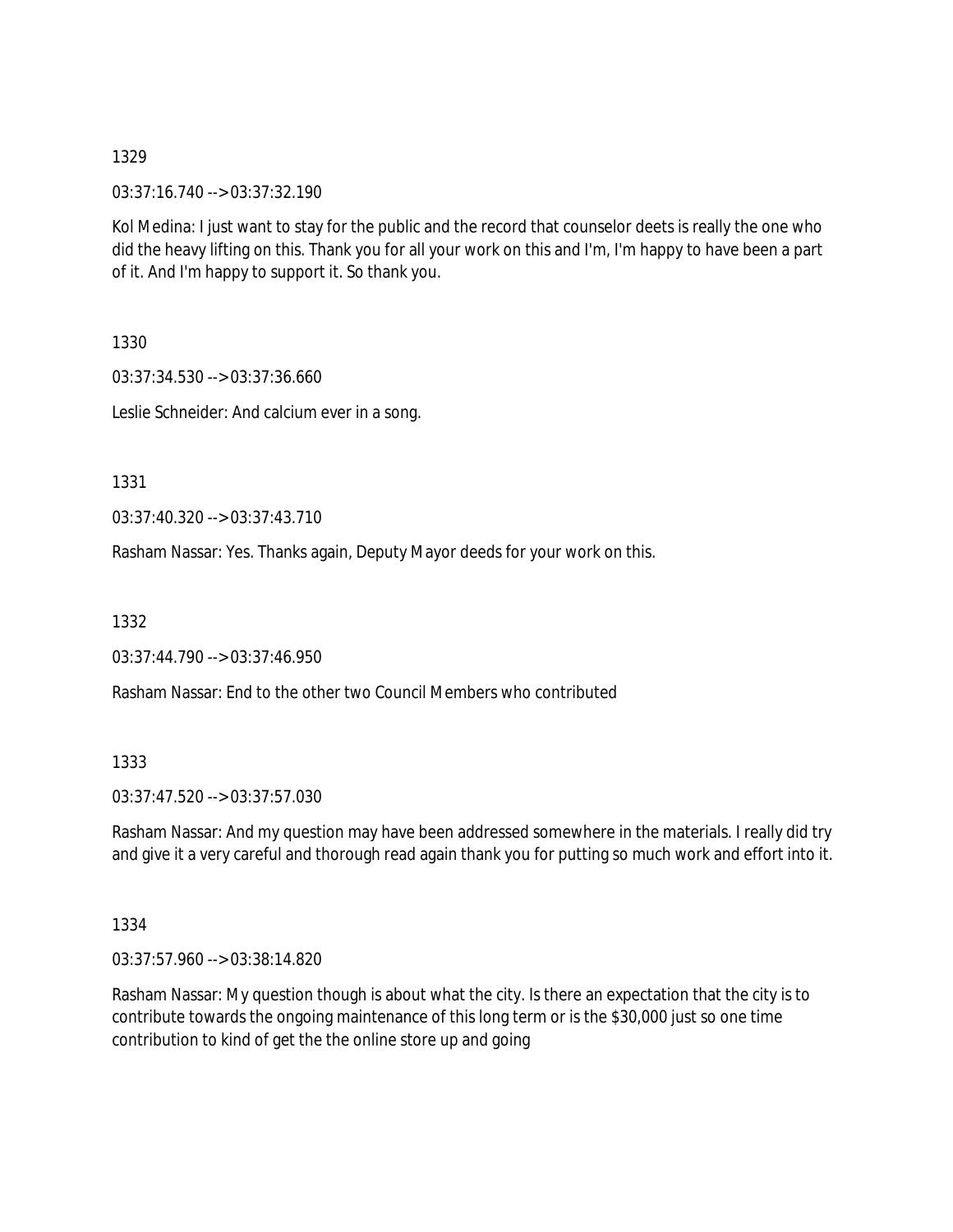1329

03:37:16.740 --> 03:37:32.190

Kol Medina: I just want to stay for the public and the record that counselor deets is really the one who did the heavy lifting on this. Thank you for all your work on this and I'm, I'm happy to have been a part of it. And I'm happy to support it. So thank you.

1330

03:37:34.530 --> 03:37:36.660

Leslie Schneider: And calcium ever in a song.

1331

03:37:40.320 --> 03:37:43.710

Rasham Nassar: Yes. Thanks again, Deputy Mayor deeds for your work on this.

1332

03:37:44.790 --> 03:37:46.950

Rasham Nassar: End to the other two Council Members who contributed

1333

03:37:47.520 --> 03:37:57.030

Rasham Nassar: And my question may have been addressed somewhere in the materials. I really did try and give it a very careful and thorough read again thank you for putting so much work and effort into it.

1334

03:37:57.960 --> 03:38:14.820

Rasham Nassar: My question though is about what the city. Is there an expectation that the city is to contribute towards the ongoing maintenance of this long term or is the $30,000 just so one time contribution to kind of get the the online store up and going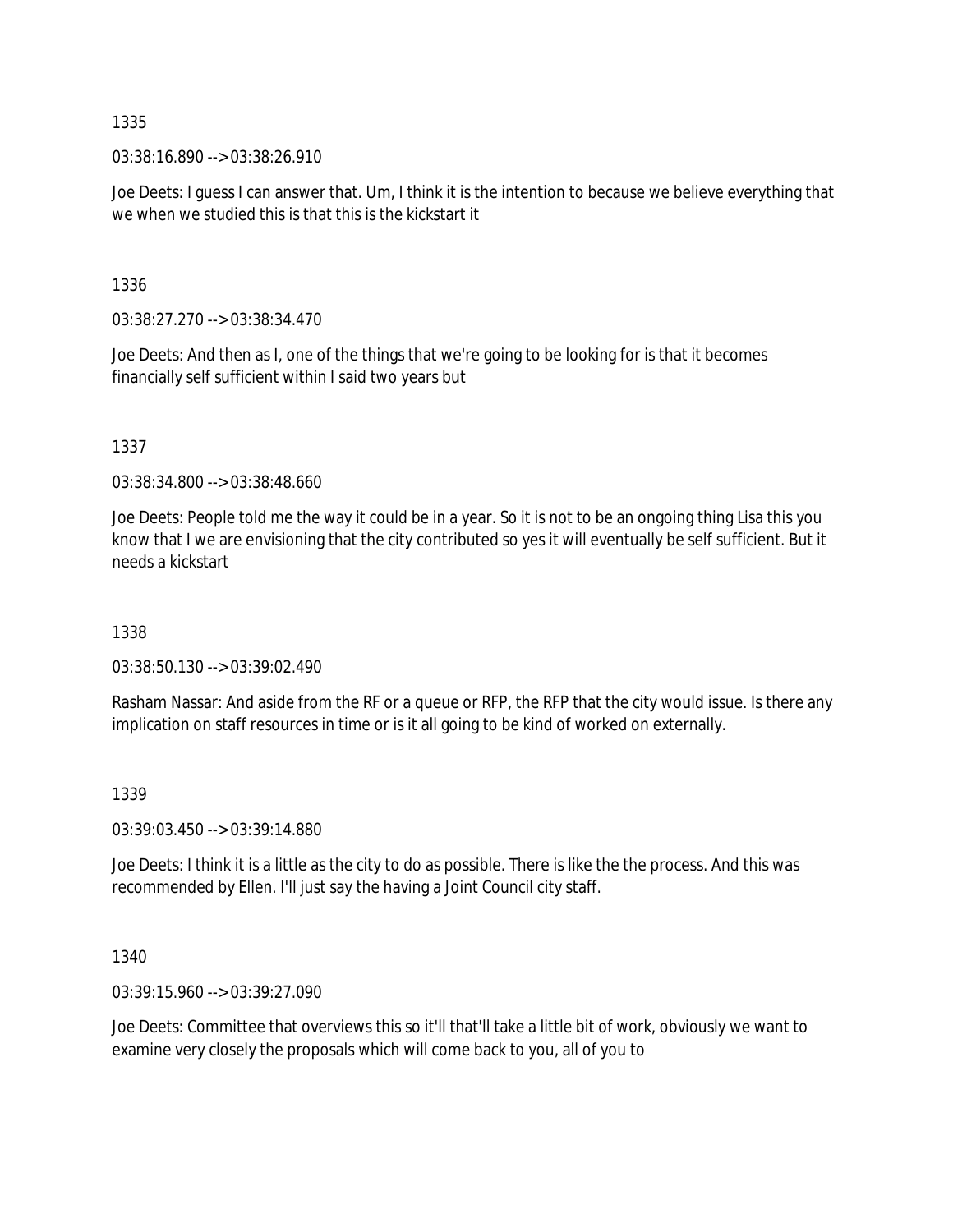1335

03:38:16.890 --> 03:38:26.910

Joe Deets: I guess I can answer that. Um, I think it is the intention to because we believe everything that we when we studied this is that this is the kickstart it

1336

03:38:27.270 --> 03:38:34.470

Joe Deets: And then as I, one of the things that we're going to be looking for is that it becomes financially self sufficient within I said two years but

1337

03:38:34.800 --> 03:38:48.660

Joe Deets: People told me the way it could be in a year. So it is not to be an ongoing thing Lisa this you know that I we are envisioning that the city contributed so yes it will eventually be self sufficient. But it needs a kickstart

1338

03:38:50.130 --> 03:39:02.490

Rasham Nassar: And aside from the RF or a queue or RFP, the RFP that the city would issue. Is there any implication on staff resources in time or is it all going to be kind of worked on externally.

1339

03:39:03.450 --> 03:39:14.880

Joe Deets: I think it is a little as the city to do as possible. There is like the the process. And this was recommended by Ellen. I'll just say the having a Joint Council city staff.

1340

03:39:15.960 --> 03:39:27.090

Joe Deets: Committee that overviews this so it'll that'll take a little bit of work, obviously we want to examine very closely the proposals which will come back to you, all of you to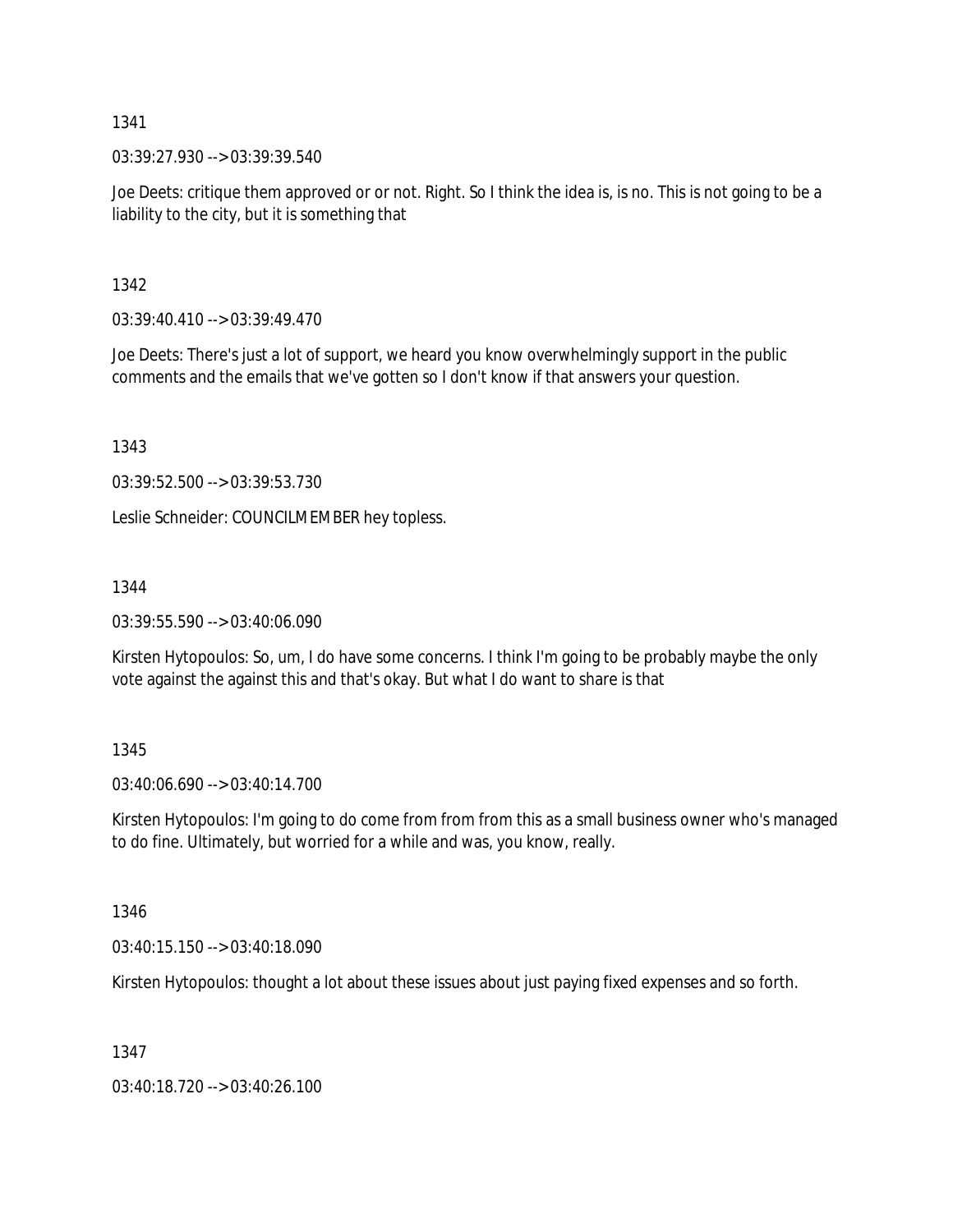1341

03:39:27.930 --> 03:39:39.540

Joe Deets: critique them approved or or not. Right. So I think the idea is, is no. This is not going to be a liability to the city, but it is something that

1342

03:39:40.410 --> 03:39:49.470

Joe Deets: There's just a lot of support, we heard you know overwhelmingly support in the public comments and the emails that we've gotten so I don't know if that answers your question.

1343

03:39:52.500 --> 03:39:53.730

Leslie Schneider: COUNCILMEMBER hey topless.

1344

03:39:55.590 --> 03:40:06.090

Kirsten Hytopoulos: So, um, I do have some concerns. I think I'm going to be probably maybe the only vote against the against this and that's okay. But what I do want to share is that

1345

03:40:06.690 --> 03:40:14.700

Kirsten Hytopoulos: I'm going to do come from from from this as a small business owner who's managed to do fine. Ultimately, but worried for a while and was, you know, really.

1346

03:40:15.150 --> 03:40:18.090

Kirsten Hytopoulos: thought a lot about these issues about just paying fixed expenses and so forth.

1347

03:40:18.720 --> 03:40:26.100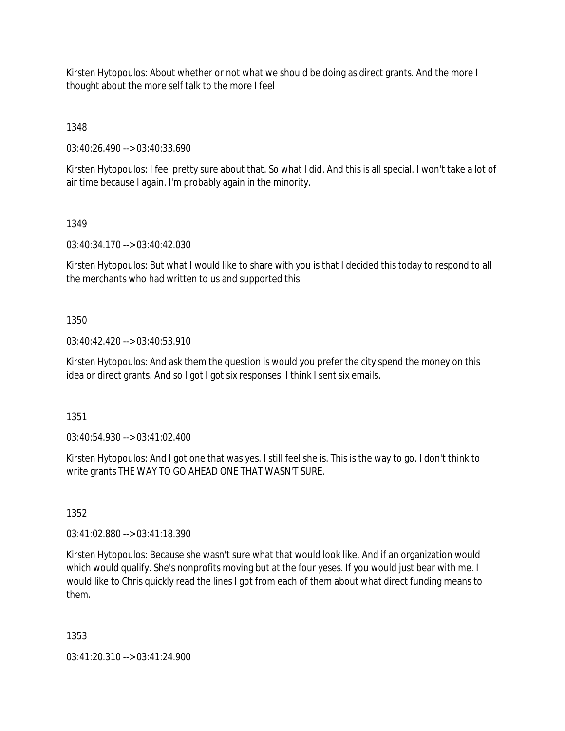Kirsten Hytopoulos: About whether or not what we should be doing as direct grants. And the more I thought about the more self talk to the more I feel

1348

03:40:26.490 --> 03:40:33.690

Kirsten Hytopoulos: I feel pretty sure about that. So what I did. And this is all special. I won't take a lot of air time because I again. I'm probably again in the minority.

1349

03:40:34.170 --> 03:40:42.030

Kirsten Hytopoulos: But what I would like to share with you is that I decided this today to respond to all the merchants who had written to us and supported this

1350

03:40:42.420 --> 03:40:53.910

Kirsten Hytopoulos: And ask them the question is would you prefer the city spend the money on this idea or direct grants. And so I got I got six responses. I think I sent six emails.

1351

03:40:54.930 --> 03:41:02.400

Kirsten Hytopoulos: And I got one that was yes. I still feel she is. This is the way to go. I don't think to write grants THE WAY TO GO AHEAD ONE THAT WASN'T SURE.

1352

03:41:02.880 --> 03:41:18.390

Kirsten Hytopoulos: Because she wasn't sure what that would look like. And if an organization would which would qualify. She's nonprofits moving but at the four yeses. If you would just bear with me. I would like to Chris quickly read the lines I got from each of them about what direct funding means to them.

1353

03:41:20.310 --> 03:41:24.900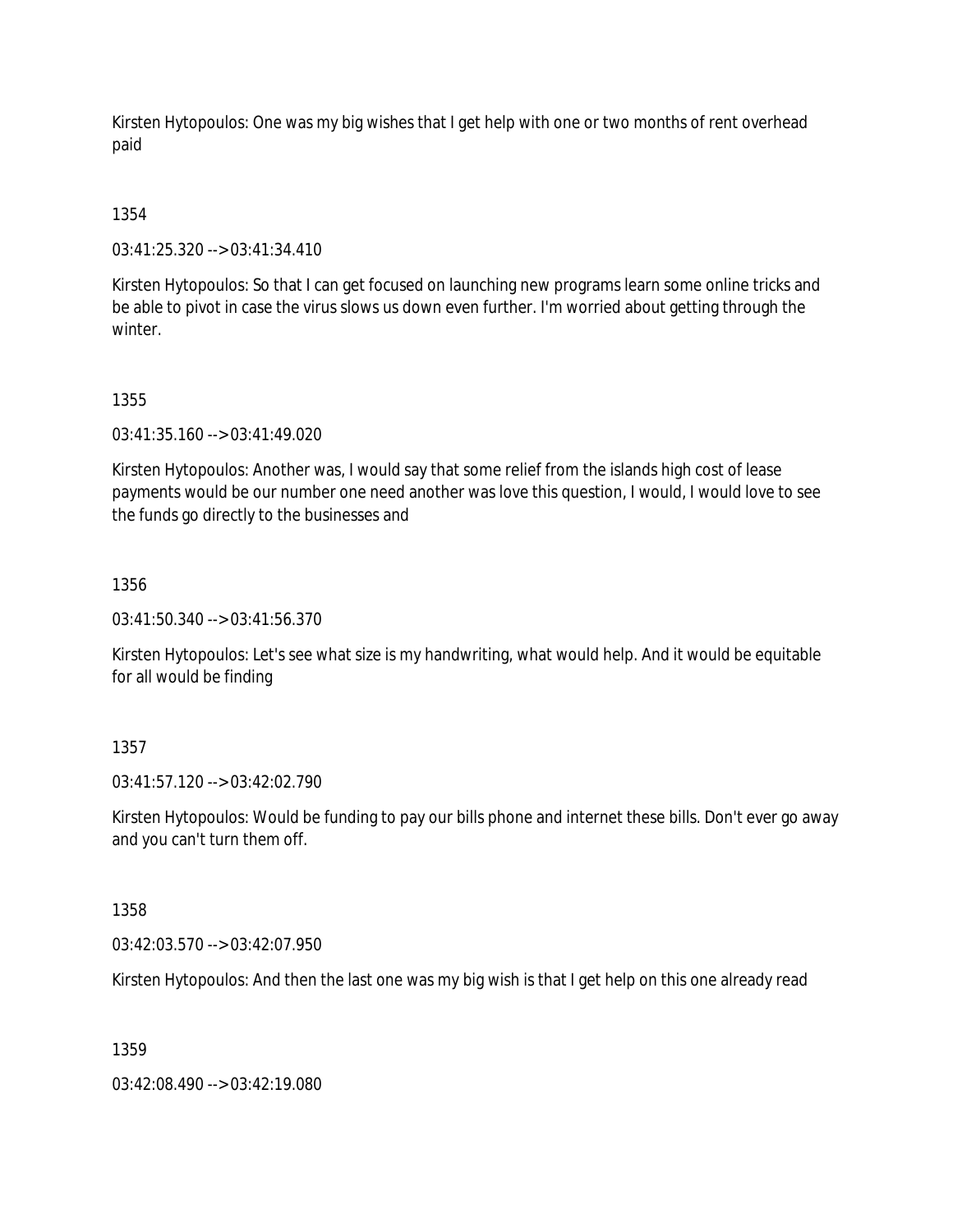Kirsten Hytopoulos: One was my big wishes that I get help with one or two months of rent overhead paid

1354

03:41:25.320 --> 03:41:34.410

Kirsten Hytopoulos: So that I can get focused on launching new programs learn some online tricks and be able to pivot in case the virus slows us down even further. I'm worried about getting through the winter.

1355

03:41:35.160 --> 03:41:49.020

Kirsten Hytopoulos: Another was, I would say that some relief from the islands high cost of lease payments would be our number one need another was love this question, I would, I would love to see the funds go directly to the businesses and

1356

03:41:50.340 --> 03:41:56.370

Kirsten Hytopoulos: Let's see what size is my handwriting, what would help. And it would be equitable for all would be finding

1357

03:41:57.120 --> 03:42:02.790

Kirsten Hytopoulos: Would be funding to pay our bills phone and internet these bills. Don't ever go away and you can't turn them off.

1358

03:42:03.570 --> 03:42:07.950

Kirsten Hytopoulos: And then the last one was my big wish is that I get help on this one already read

1359

03:42:08.490 --> 03:42:19.080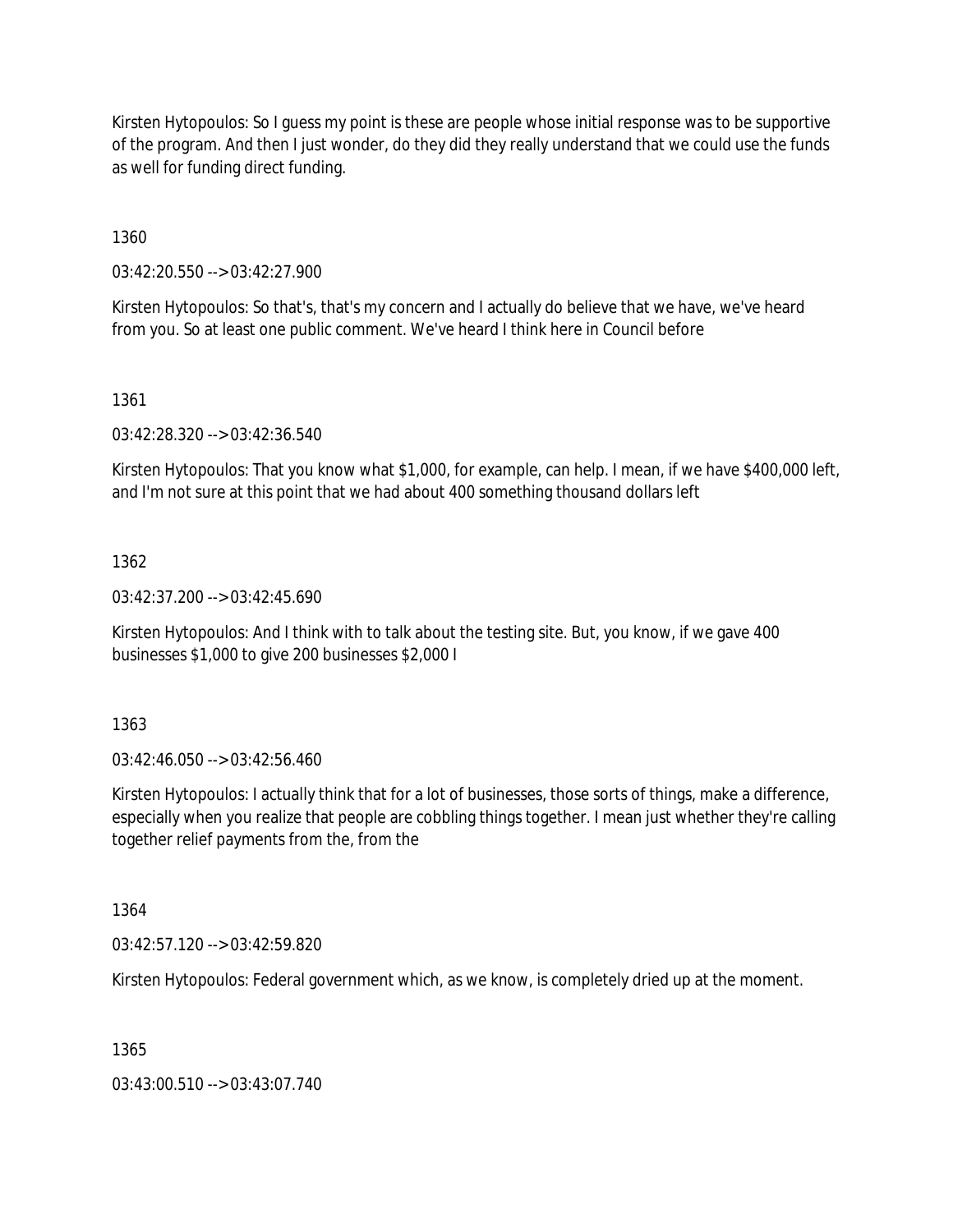Kirsten Hytopoulos: So I guess my point is these are people whose initial response was to be supportive of the program. And then I just wonder, do they did they really understand that we could use the funds as well for funding direct funding.

1360

03:42:20.550 --> 03:42:27.900

Kirsten Hytopoulos: So that's, that's my concern and I actually do believe that we have, we've heard from you. So at least one public comment. We've heard I think here in Council before

1361

03:42:28.320 --> 03:42:36.540

Kirsten Hytopoulos: That you know what $1,000, for example, can help. I mean, if we have $400,000 left, and I'm not sure at this point that we had about 400 something thousand dollars left

1362

03:42:37.200 --> 03:42:45.690

Kirsten Hytopoulos: And I think with to talk about the testing site. But, you know, if we gave 400 businesses $1,000 to give 200 businesses $2,000 I

1363

03:42:46.050 --> 03:42:56.460

Kirsten Hytopoulos: I actually think that for a lot of businesses, those sorts of things, make a difference, especially when you realize that people are cobbling things together. I mean just whether they're calling together relief payments from the, from the

1364

03:42:57.120 --> 03:42:59.820

Kirsten Hytopoulos: Federal government which, as we know, is completely dried up at the moment.

1365

03:43:00.510 --> 03:43:07.740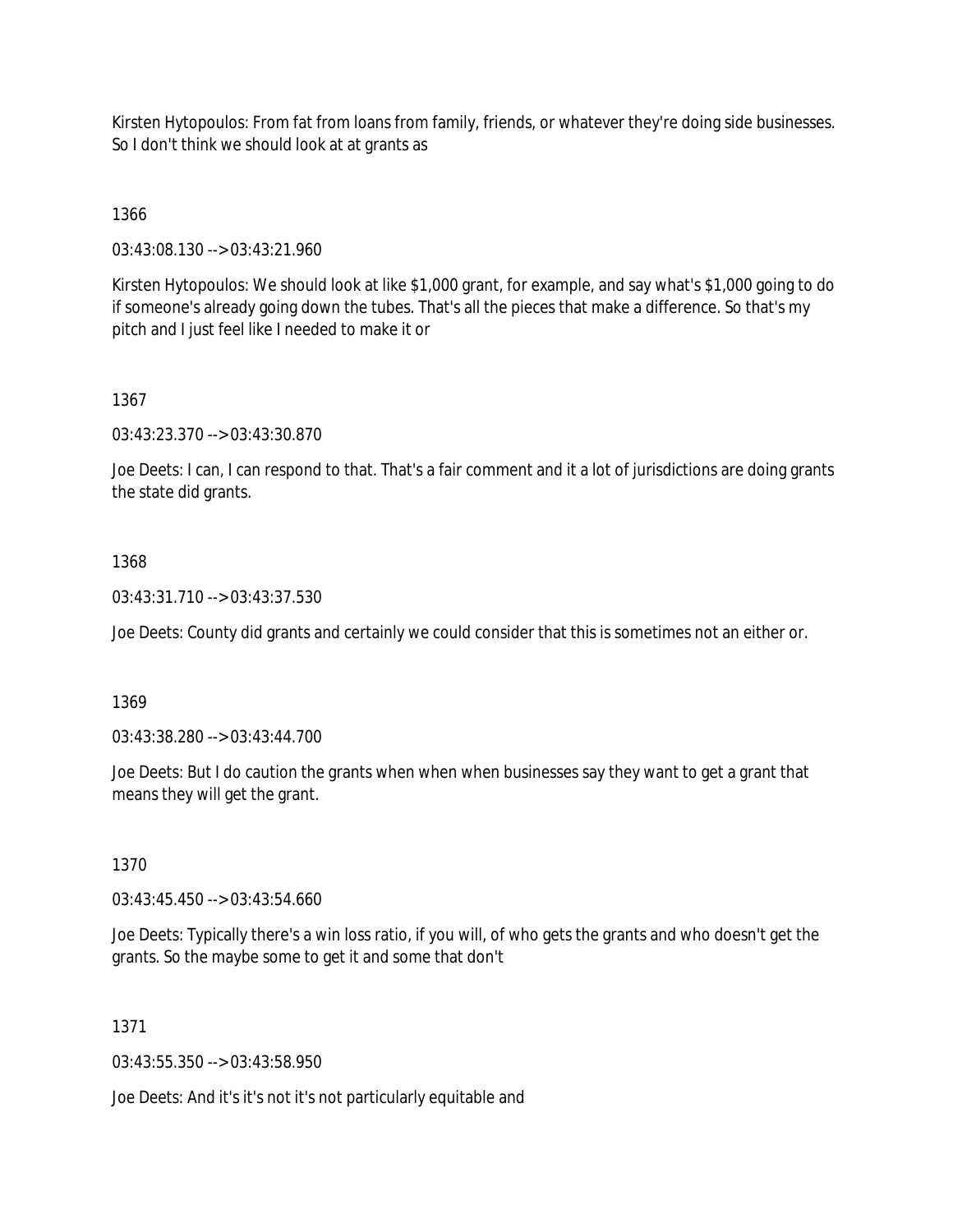Kirsten Hytopoulos: From fat from loans from family, friends, or whatever they're doing side businesses. So I don't think we should look at at grants as

1366

03:43:08.130 --> 03:43:21.960

Kirsten Hytopoulos: We should look at like $1,000 grant, for example, and say what's $1,000 going to do if someone's already going down the tubes. That's all the pieces that make a difference. So that's my pitch and I just feel like I needed to make it or

1367

03:43:23.370 --> 03:43:30.870

Joe Deets: I can, I can respond to that. That's a fair comment and it a lot of jurisdictions are doing grants the state did grants.

1368

03:43:31.710 --> 03:43:37.530

Joe Deets: County did grants and certainly we could consider that this is sometimes not an either or.

1369

03:43:38.280 --> 03:43:44.700

Joe Deets: But I do caution the grants when when when businesses say they want to get a grant that means they will get the grant.

1370

03:43:45.450 --> 03:43:54.660

Joe Deets: Typically there's a win loss ratio, if you will, of who gets the grants and who doesn't get the grants. So the maybe some to get it and some that don't

1371

03:43:55.350 --> 03:43:58.950

Joe Deets: And it's it's not it's not particularly equitable and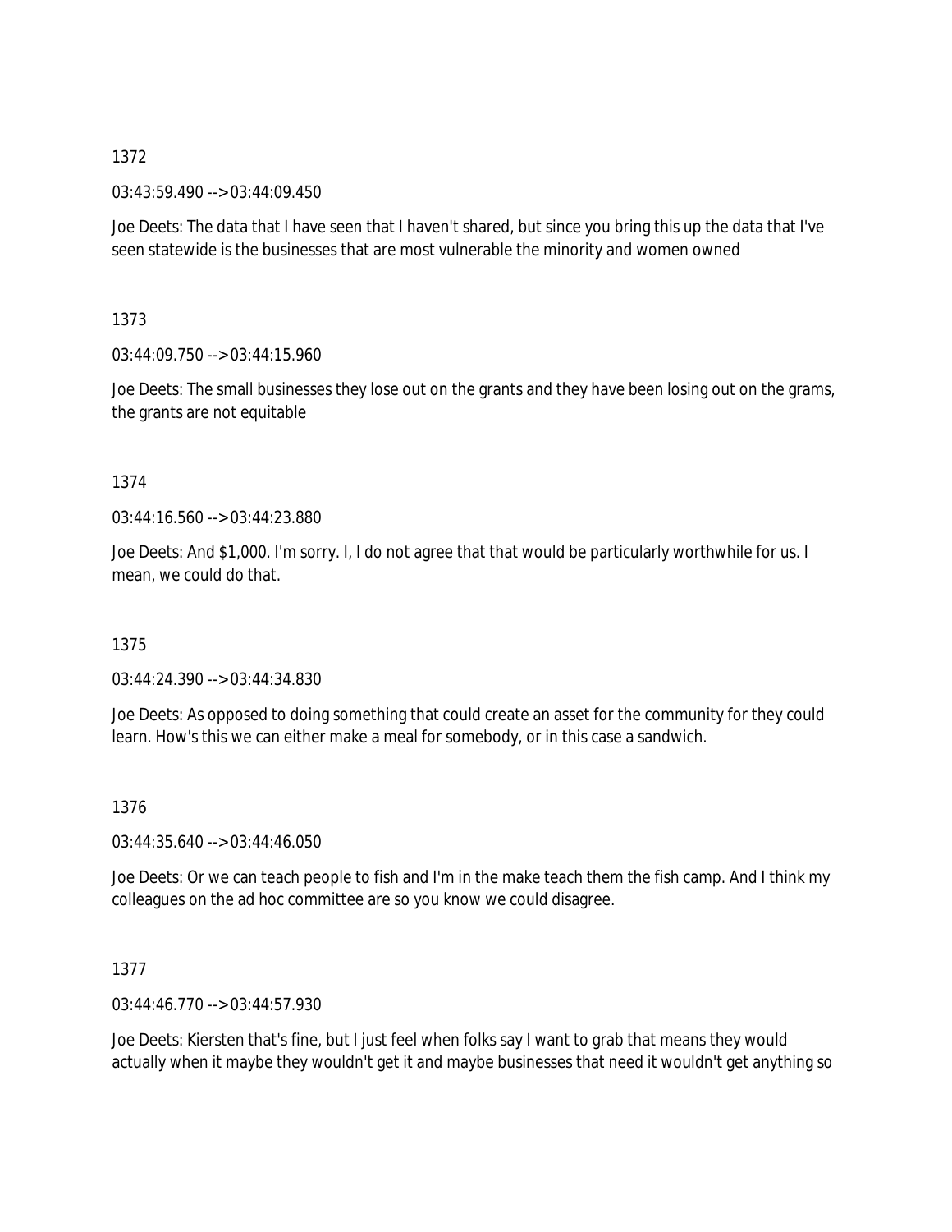1372

03:43:59.490 --> 03:44:09.450

Joe Deets: The data that I have seen that I haven't shared, but since you bring this up the data that I've seen statewide is the businesses that are most vulnerable the minority and women owned

1373

03:44:09.750 --> 03:44:15.960

Joe Deets: The small businesses they lose out on the grants and they have been losing out on the grams, the grants are not equitable

1374

03:44:16.560 --> 03:44:23.880

Joe Deets: And $1,000. I'm sorry. I, I do not agree that that would be particularly worthwhile for us. I mean, we could do that.

1375

03:44:24.390 --> 03:44:34.830

Joe Deets: As opposed to doing something that could create an asset for the community for they could learn. How's this we can either make a meal for somebody, or in this case a sandwich.

1376

03:44:35.640 --> 03:44:46.050

Joe Deets: Or we can teach people to fish and I'm in the make teach them the fish camp. And I think my colleagues on the ad hoc committee are so you know we could disagree.

1377

03:44:46.770 --> 03:44:57.930

Joe Deets: Kiersten that's fine, but I just feel when folks say I want to grab that means they would actually when it maybe they wouldn't get it and maybe businesses that need it wouldn't get anything so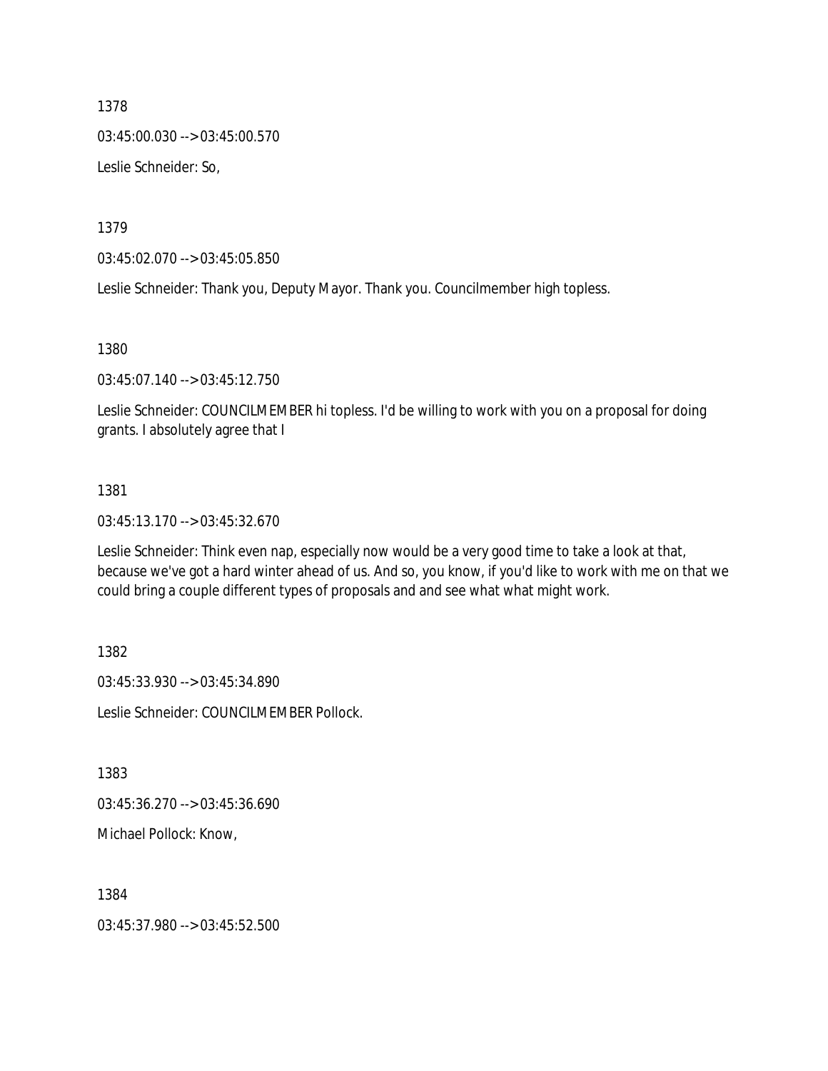1378

03:45:00.030 --> 03:45:00.570

Leslie Schneider: So,

1379

03:45:02.070 --> 03:45:05.850

Leslie Schneider: Thank you, Deputy Mayor. Thank you. Councilmember high topless.

1380

03:45:07.140 --> 03:45:12.750

Leslie Schneider: COUNCILMEMBER hi topless. I'd be willing to work with you on a proposal for doing grants. I absolutely agree that I

1381

03:45:13.170 --> 03:45:32.670

Leslie Schneider: Think even nap, especially now would be a very good time to take a look at that, because we've got a hard winter ahead of us. And so, you know, if you'd like to work with me on that we could bring a couple different types of proposals and and see what what might work.

1382

03:45:33.930 --> 03:45:34.890

Leslie Schneider: COUNCILMEMBER Pollock.

1383

03:45:36.270 --> 03:45:36.690

Michael Pollock: Know,

1384

03:45:37.980 --> 03:45:52.500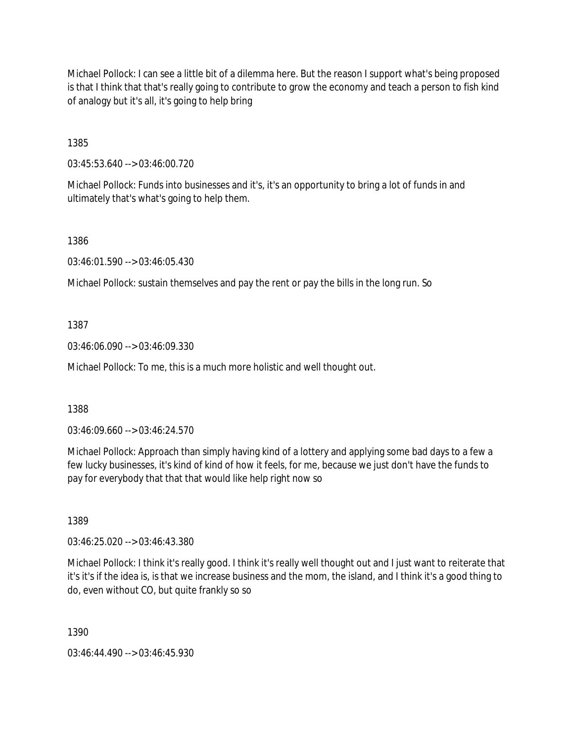Michael Pollock: I can see a little bit of a dilemma here. But the reason I support what's being proposed is that I think that that's really going to contribute to grow the economy and teach a person to fish kind of analogy but it's all, it's going to help bring

1385

03:45:53.640 --> 03:46:00.720

Michael Pollock: Funds into businesses and it's, it's an opportunity to bring a lot of funds in and ultimately that's what's going to help them.

1386

03:46:01.590 --> 03:46:05.430

Michael Pollock: sustain themselves and pay the rent or pay the bills in the long run. So

1387

03:46:06.090 --> 03:46:09.330

Michael Pollock: To me, this is a much more holistic and well thought out.

1388

03:46:09.660 --> 03:46:24.570

Michael Pollock: Approach than simply having kind of a lottery and applying some bad days to a few a few lucky businesses, it's kind of kind of how it feels, for me, because we just don't have the funds to pay for everybody that that that would like help right now so

1389

03:46:25.020 --> 03:46:43.380

Michael Pollock: I think it's really good. I think it's really well thought out and I just want to reiterate that it's it's if the idea is, is that we increase business and the mom, the island, and I think it's a good thing to do, even without CO, but quite frankly so so

1390

03:46:44.490 --> 03:46:45.930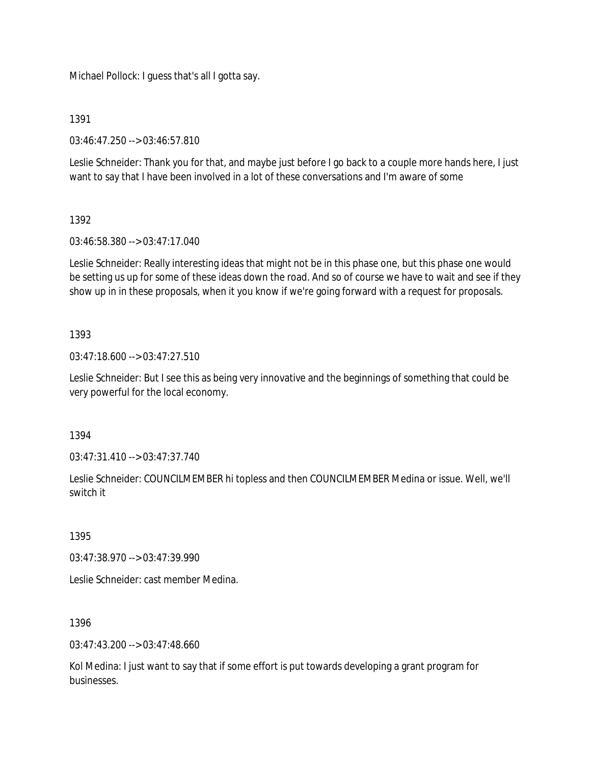Michael Pollock: I guess that's all I gotta say.

1391

03:46:47.250 --> 03:46:57.810

Leslie Schneider: Thank you for that, and maybe just before I go back to a couple more hands here, I just want to say that I have been involved in a lot of these conversations and I'm aware of some

1392

03:46:58.380 --> 03:47:17.040

Leslie Schneider: Really interesting ideas that might not be in this phase one, but this phase one would be setting us up for some of these ideas down the road. And so of course we have to wait and see if they show up in in these proposals, when it you know if we're going forward with a request for proposals.

1393

03:47:18.600 --> 03:47:27.510

Leslie Schneider: But I see this as being very innovative and the beginnings of something that could be very powerful for the local economy.

1394

03:47:31.410 --> 03:47:37.740

Leslie Schneider: COUNCILMEMBER hi topless and then COUNCILMEMBER Medina or issue. Well, we'll switch it

1395

03:47:38.970 --> 03:47:39.990

Leslie Schneider: cast member Medina.

1396

03:47:43.200 --> 03:47:48.660

Kol Medina: I just want to say that if some effort is put towards developing a grant program for businesses.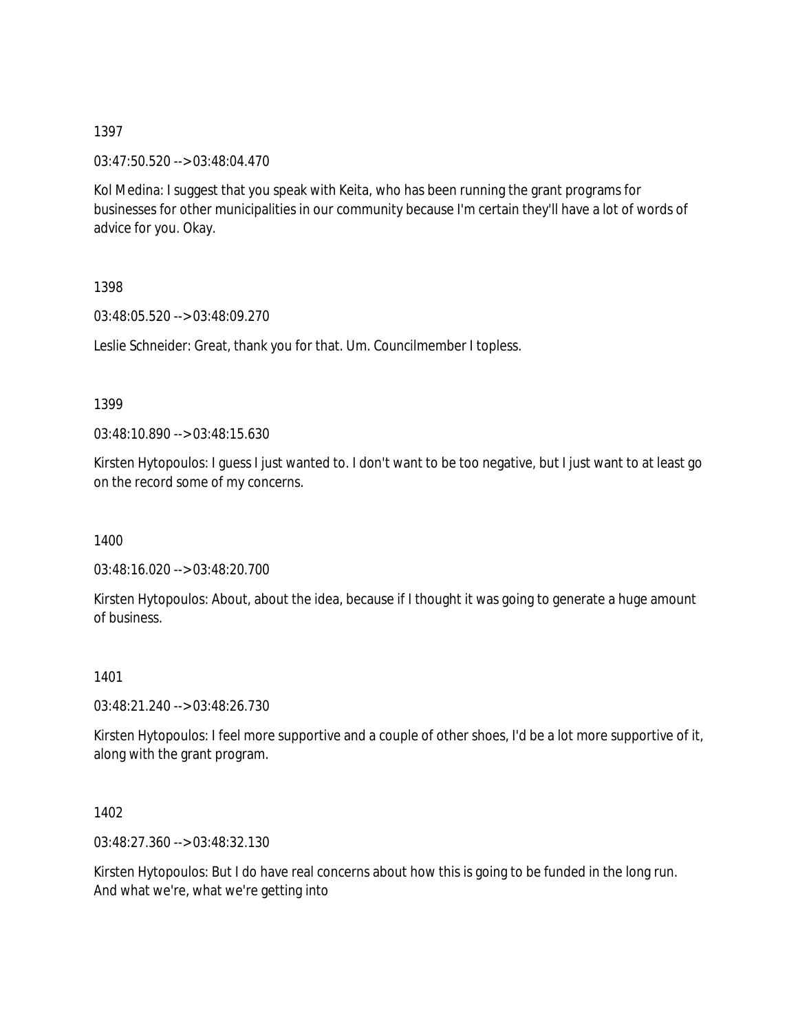1397

03:47:50.520 --> 03:48:04.470

Kol Medina: I suggest that you speak with Keita, who has been running the grant programs for businesses for other municipalities in our community because I'm certain they'll have a lot of words of advice for you. Okay.

1398

03:48:05.520 --> 03:48:09.270

Leslie Schneider: Great, thank you for that. Um. Councilmember I topless.

1399

03:48:10.890 --> 03:48:15.630

Kirsten Hytopoulos: I guess I just wanted to. I don't want to be too negative, but I just want to at least go on the record some of my concerns.

1400

03:48:16.020 --> 03:48:20.700

Kirsten Hytopoulos: About, about the idea, because if I thought it was going to generate a huge amount of business.

1401

03:48:21.240 --> 03:48:26.730

Kirsten Hytopoulos: I feel more supportive and a couple of other shoes, I'd be a lot more supportive of it, along with the grant program.

1402

03:48:27.360 --> 03:48:32.130

Kirsten Hytopoulos: But I do have real concerns about how this is going to be funded in the long run. And what we're, what we're getting into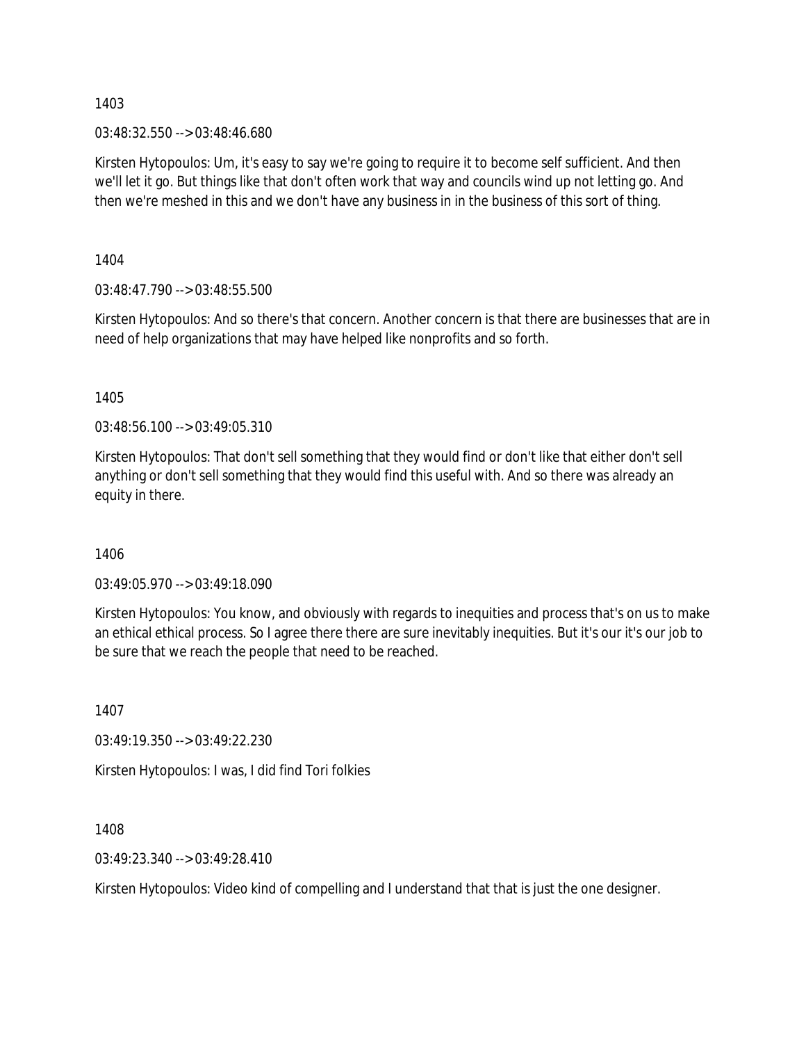1403

03:48:32.550 --> 03:48:46.680

Kirsten Hytopoulos: Um, it's easy to say we're going to require it to become self sufficient. And then we'll let it go. But things like that don't often work that way and councils wind up not letting go. And then we're meshed in this and we don't have any business in in the business of this sort of thing.

1404

03:48:47.790 --> 03:48:55.500

Kirsten Hytopoulos: And so there's that concern. Another concern is that there are businesses that are in need of help organizations that may have helped like nonprofits and so forth.

1405

03:48:56.100 --> 03:49:05.310

Kirsten Hytopoulos: That don't sell something that they would find or don't like that either don't sell anything or don't sell something that they would find this useful with. And so there was already an equity in there.

1406

03:49:05.970 --> 03:49:18.090

Kirsten Hytopoulos: You know, and obviously with regards to inequities and process that's on us to make an ethical ethical process. So I agree there there are sure inevitably inequities. But it's our it's our job to be sure that we reach the people that need to be reached.

1407

03:49:19.350 --> 03:49:22.230

Kirsten Hytopoulos: I was, I did find Tori folkies

1408

03:49:23.340 --> 03:49:28.410

Kirsten Hytopoulos: Video kind of compelling and I understand that that is just the one designer.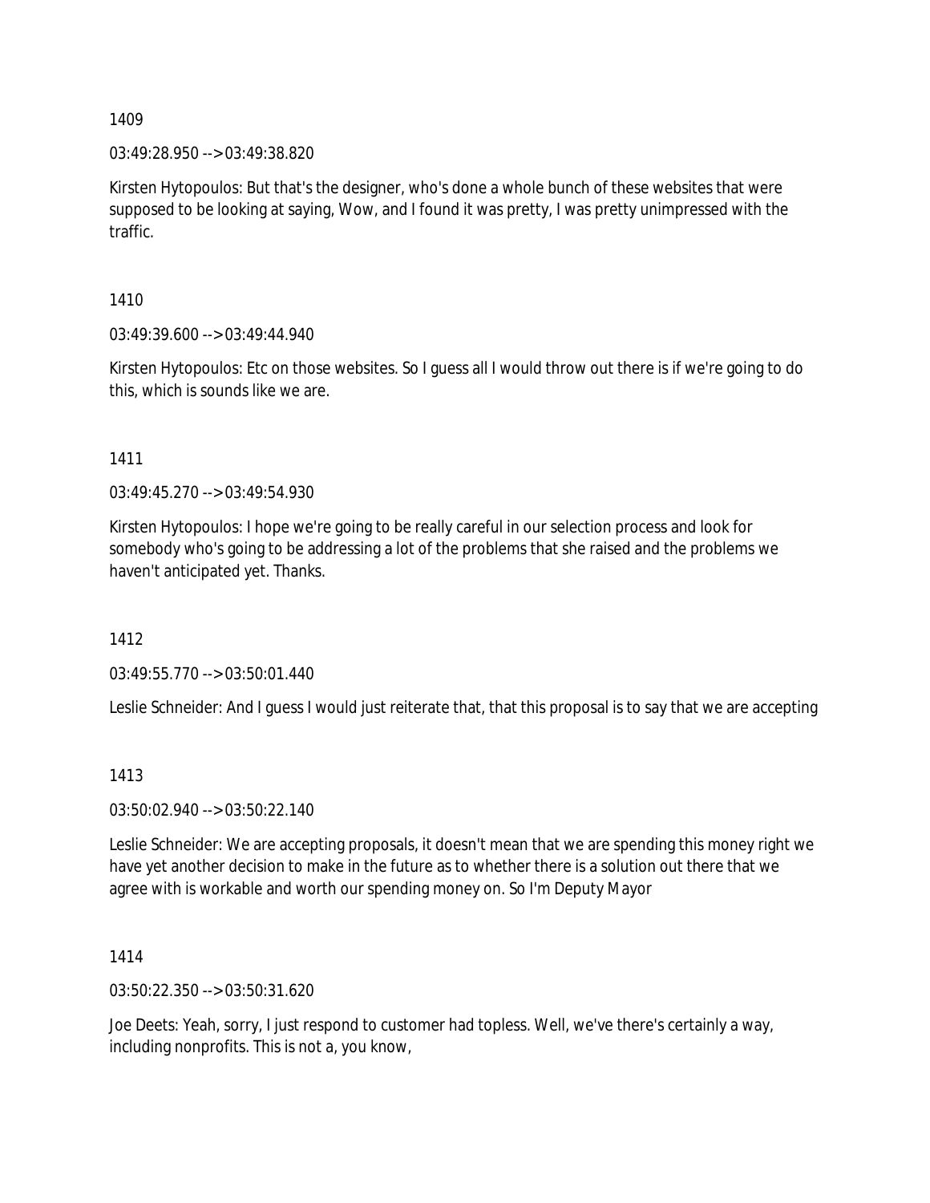1409

03:49:28.950 --> 03:49:38.820

Kirsten Hytopoulos: But that's the designer, who's done a whole bunch of these websites that were supposed to be looking at saying, Wow, and I found it was pretty, I was pretty unimpressed with the traffic.

1410

03:49:39.600 --> 03:49:44.940

Kirsten Hytopoulos: Etc on those websites. So I guess all I would throw out there is if we're going to do this, which is sounds like we are.

1411

03:49:45.270 --> 03:49:54.930

Kirsten Hytopoulos: I hope we're going to be really careful in our selection process and look for somebody who's going to be addressing a lot of the problems that she raised and the problems we haven't anticipated yet. Thanks.

1412

03:49:55.770 --> 03:50:01.440

Leslie Schneider: And I guess I would just reiterate that, that this proposal is to say that we are accepting

1413

03:50:02.940 --> 03:50:22.140

Leslie Schneider: We are accepting proposals, it doesn't mean that we are spending this money right we have yet another decision to make in the future as to whether there is a solution out there that we agree with is workable and worth our spending money on. So I'm Deputy Mayor

1414

03:50:22.350 --> 03:50:31.620

Joe Deets: Yeah, sorry, I just respond to customer had topless. Well, we've there's certainly a way, including nonprofits. This is not a, you know,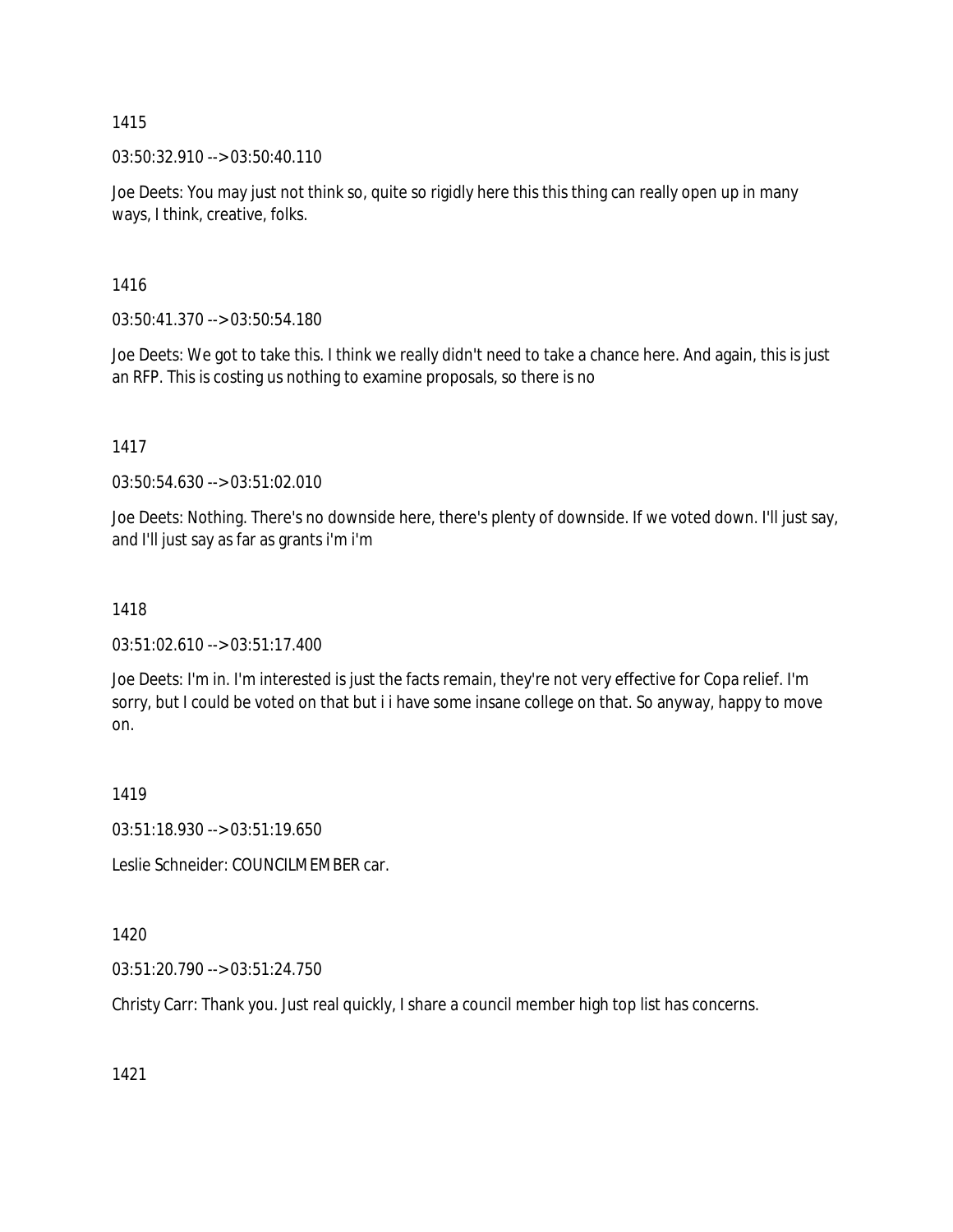1415

03:50:32.910 --> 03:50:40.110

Joe Deets: You may just not think so, quite so rigidly here this this thing can really open up in many ways, I think, creative, folks.

1416

03:50:41.370 --> 03:50:54.180

Joe Deets: We got to take this. I think we really didn't need to take a chance here. And again, this is just an RFP. This is costing us nothing to examine proposals, so there is no

1417

03:50:54.630 --> 03:51:02.010

Joe Deets: Nothing. There's no downside here, there's plenty of downside. If we voted down. I'll just say, and I'll just say as far as grants i'm i'm

1418

03:51:02.610 --> 03:51:17.400

Joe Deets: I'm in. I'm interested is just the facts remain, they're not very effective for Copa relief. I'm sorry, but I could be voted on that but i i have some insane college on that. So anyway, happy to move on.

1419

03:51:18.930 --> 03:51:19.650

Leslie Schneider: COUNCILMEMBER car.

1420

03:51:20.790 --> 03:51:24.750

Christy Carr: Thank you. Just real quickly, I share a council member high top list has concerns.

1421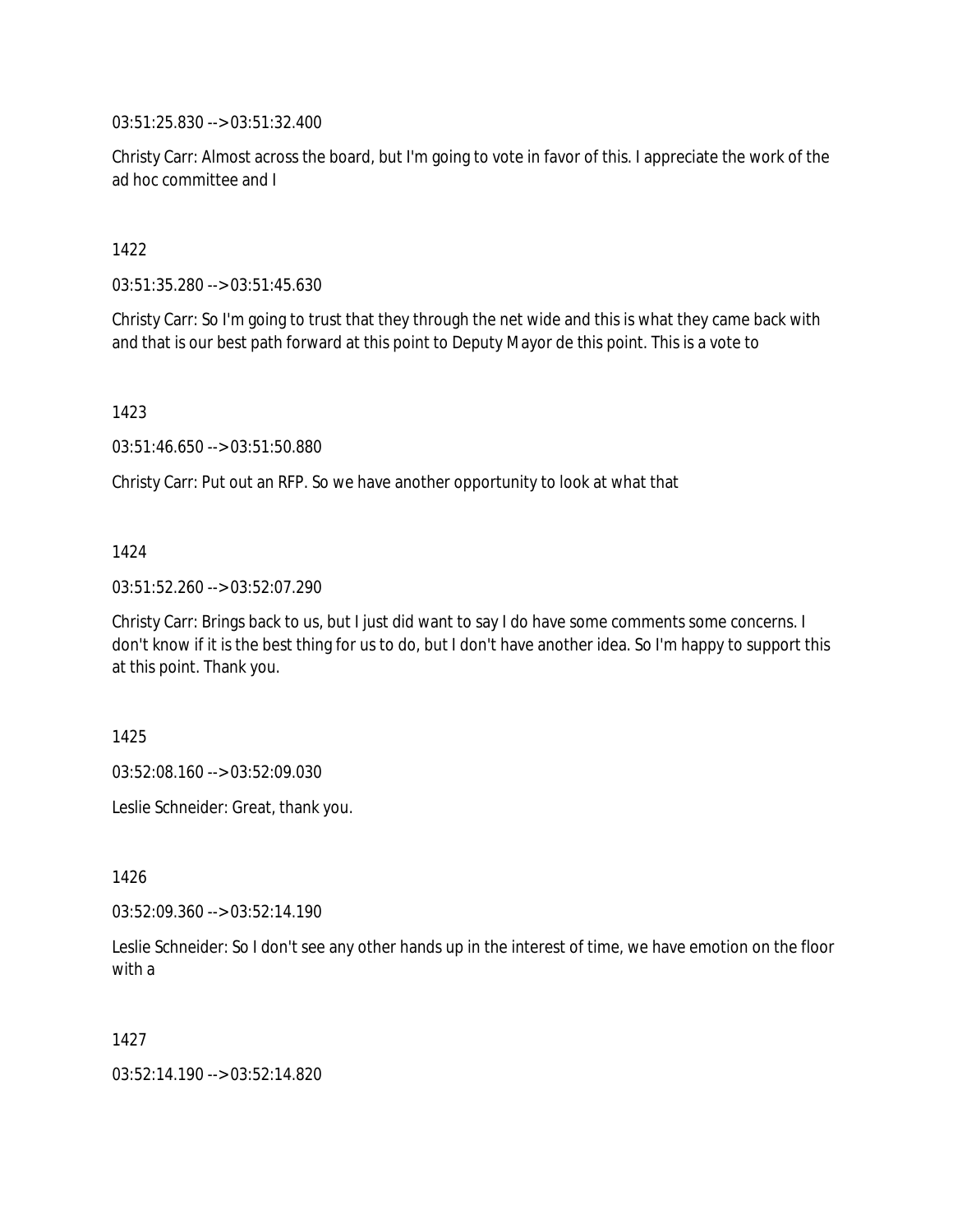03:51:25.830 --> 03:51:32.400

Christy Carr: Almost across the board, but I'm going to vote in favor of this. I appreciate the work of the ad hoc committee and I

1422

03:51:35.280 --> 03:51:45.630

Christy Carr: So I'm going to trust that they through the net wide and this is what they came back with and that is our best path forward at this point to Deputy Mayor de this point. This is a vote to

1423

03:51:46.650 --> 03:51:50.880

Christy Carr: Put out an RFP. So we have another opportunity to look at what that

1424

03:51:52.260 --> 03:52:07.290

Christy Carr: Brings back to us, but I just did want to say I do have some comments some concerns. I don't know if it is the best thing for us to do, but I don't have another idea. So I'm happy to support this at this point. Thank you.

1425

03:52:08.160 --> 03:52:09.030

Leslie Schneider: Great, thank you.

1426

03:52:09.360 --> 03:52:14.190

Leslie Schneider: So I don't see any other hands up in the interest of time, we have emotion on the floor with a

1427

03:52:14.190 --> 03:52:14.820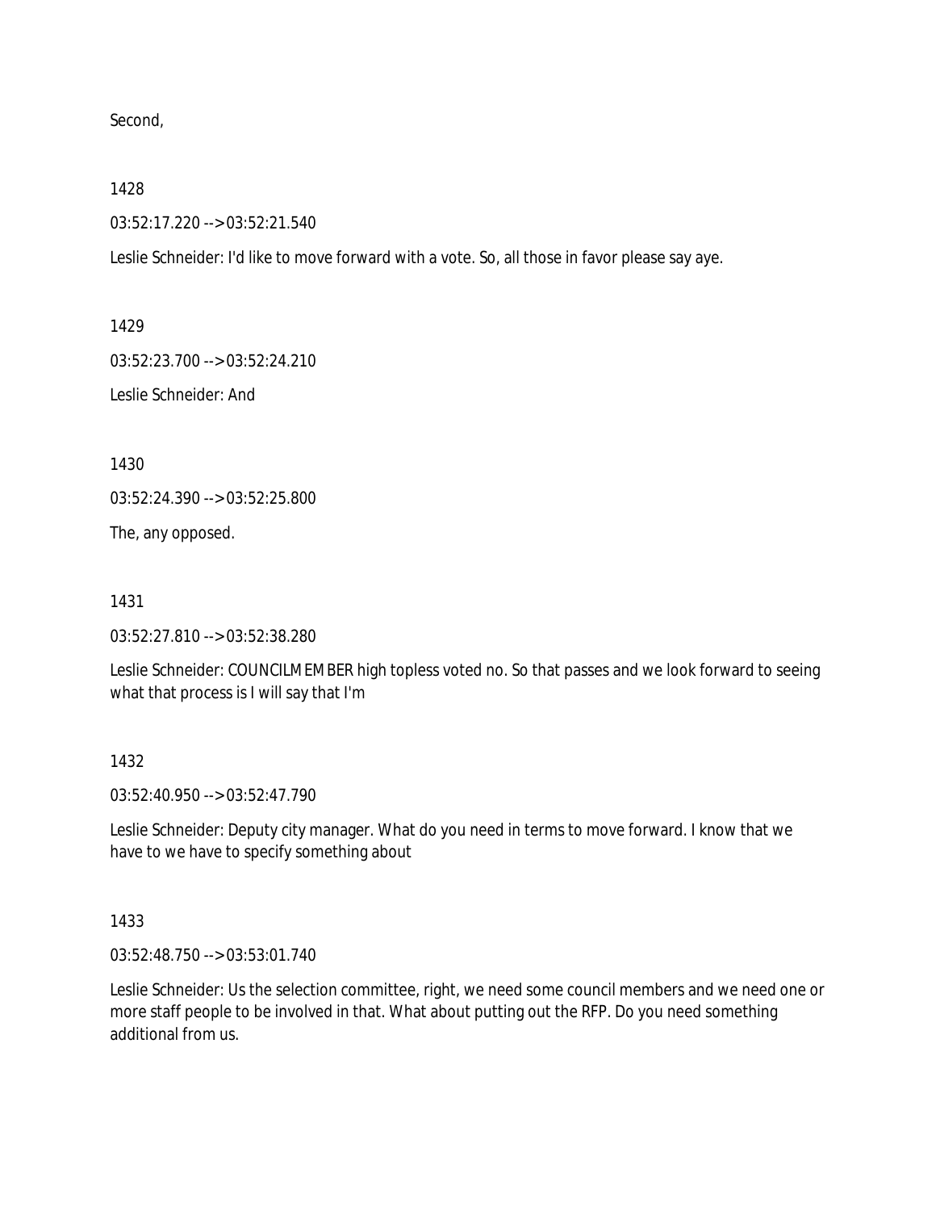Second,

1428

03:52:17.220 --> 03:52:21.540

Leslie Schneider: I'd like to move forward with a vote. So, all those in favor please say aye.

1429

03:52:23.700 --> 03:52:24.210

Leslie Schneider: And

1430

03:52:24.390 --> 03:52:25.800

The, any opposed.

1431

03:52:27.810 --> 03:52:38.280

Leslie Schneider: COUNCILMEMBER high topless voted no. So that passes and we look forward to seeing what that process is I will say that I'm

1432

03:52:40.950 --> 03:52:47.790

Leslie Schneider: Deputy city manager. What do you need in terms to move forward. I know that we have to we have to specify something about

1433

03:52:48.750 --> 03:53:01.740

Leslie Schneider: Us the selection committee, right, we need some council members and we need one or more staff people to be involved in that. What about putting out the RFP. Do you need something additional from us.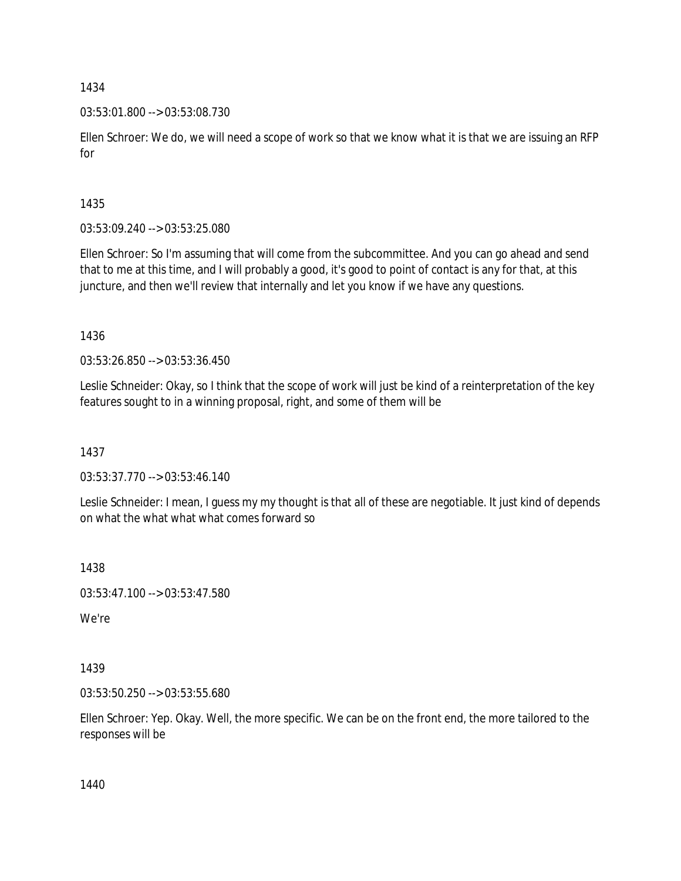1434

03:53:01.800 --> 03:53:08.730

Ellen Schroer: We do, we will need a scope of work so that we know what it is that we are issuing an RFP for

1435

03:53:09.240 --> 03:53:25.080

Ellen Schroer: So I'm assuming that will come from the subcommittee. And you can go ahead and send that to me at this time, and I will probably a good, it's good to point of contact is any for that, at this juncture, and then we'll review that internally and let you know if we have any questions.

1436

03:53:26.850 --> 03:53:36.450

Leslie Schneider: Okay, so I think that the scope of work will just be kind of a reinterpretation of the key features sought to in a winning proposal, right, and some of them will be

1437

03:53:37.770 --> 03:53:46.140

Leslie Schneider: I mean, I guess my my thought is that all of these are negotiable. It just kind of depends on what the what what what comes forward so

1438

03:53:47.100 --> 03:53:47.580

We're

1439

03:53:50.250 --> 03:53:55.680

Ellen Schroer: Yep. Okay. Well, the more specific. We can be on the front end, the more tailored to the responses will be

1440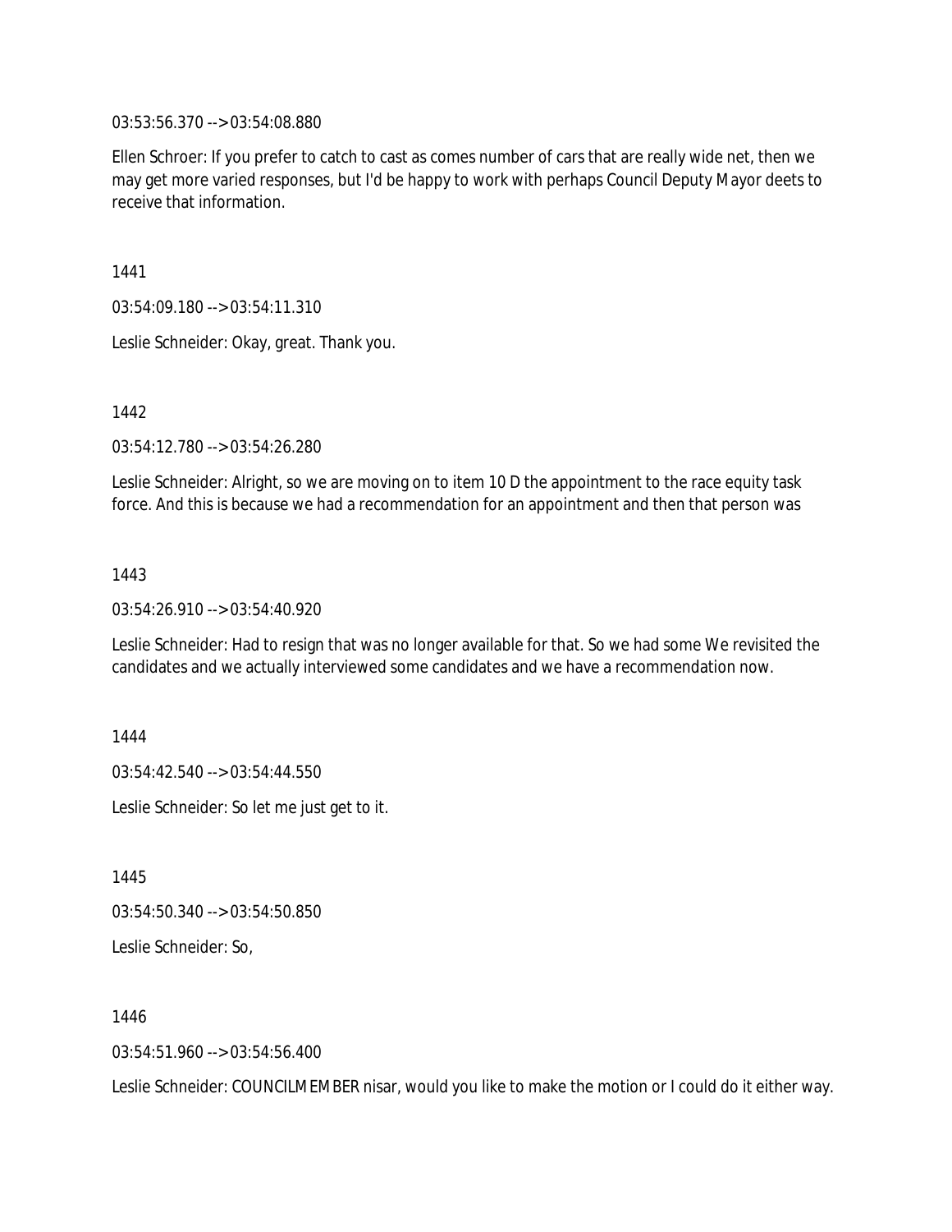03:53:56.370 --> 03:54:08.880

Ellen Schroer: If you prefer to catch to cast as comes number of cars that are really wide net, then we may get more varied responses, but I'd be happy to work with perhaps Council Deputy Mayor deets to receive that information.

1441

03:54:09.180 --> 03:54:11.310

Leslie Schneider: Okay, great. Thank you.

1442

03:54:12.780 --> 03:54:26.280

Leslie Schneider: Alright, so we are moving on to item 10 D the appointment to the race equity task force. And this is because we had a recommendation for an appointment and then that person was

1443

03:54:26.910 --> 03:54:40.920

Leslie Schneider: Had to resign that was no longer available for that. So we had some We revisited the candidates and we actually interviewed some candidates and we have a recommendation now.

1444

03:54:42.540 --> 03:54:44.550

Leslie Schneider: So let me just get to it.

1445

03:54:50.340 --> 03:54:50.850

Leslie Schneider: So,

1446

03:54:51.960 --> 03:54:56.400

Leslie Schneider: COUNCILMEMBER nisar, would you like to make the motion or I could do it either way.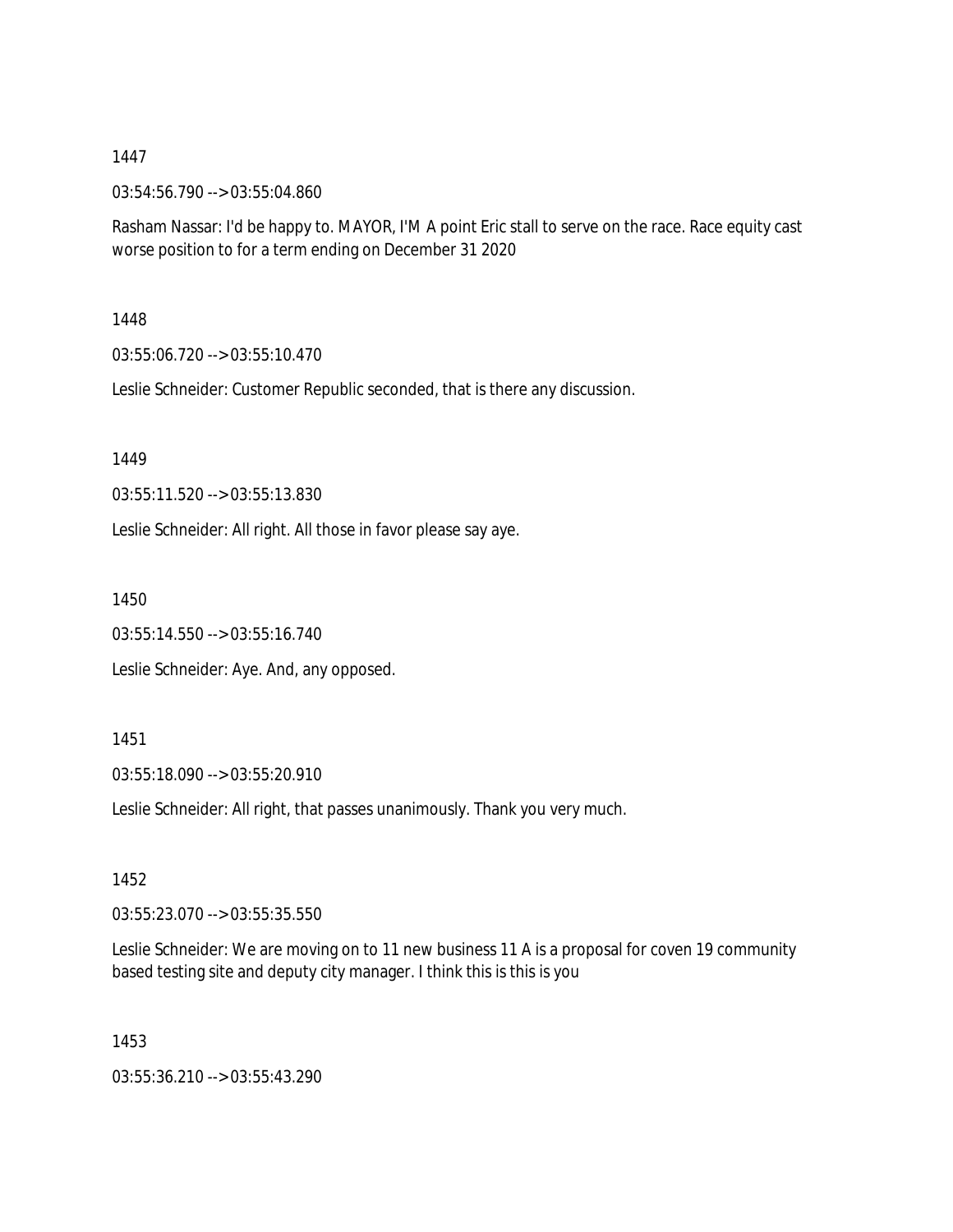1447

03:54:56.790 --> 03:55:04.860

Rasham Nassar: I'd be happy to. MAYOR, I'M A point Eric stall to serve on the race. Race equity cast worse position to for a term ending on December 31 2020

1448

03:55:06.720 --> 03:55:10.470

Leslie Schneider: Customer Republic seconded, that is there any discussion.

1449

03:55:11.520 --> 03:55:13.830

Leslie Schneider: All right. All those in favor please say aye.

1450

03:55:14.550 --> 03:55:16.740

Leslie Schneider: Aye. And, any opposed.

1451

03:55:18.090 --> 03:55:20.910

Leslie Schneider: All right, that passes unanimously. Thank you very much.

1452

03:55:23.070 --> 03:55:35.550

Leslie Schneider: We are moving on to 11 new business 11 A is a proposal for coven 19 community based testing site and deputy city manager. I think this is this is you

1453

03:55:36.210 --> 03:55:43.290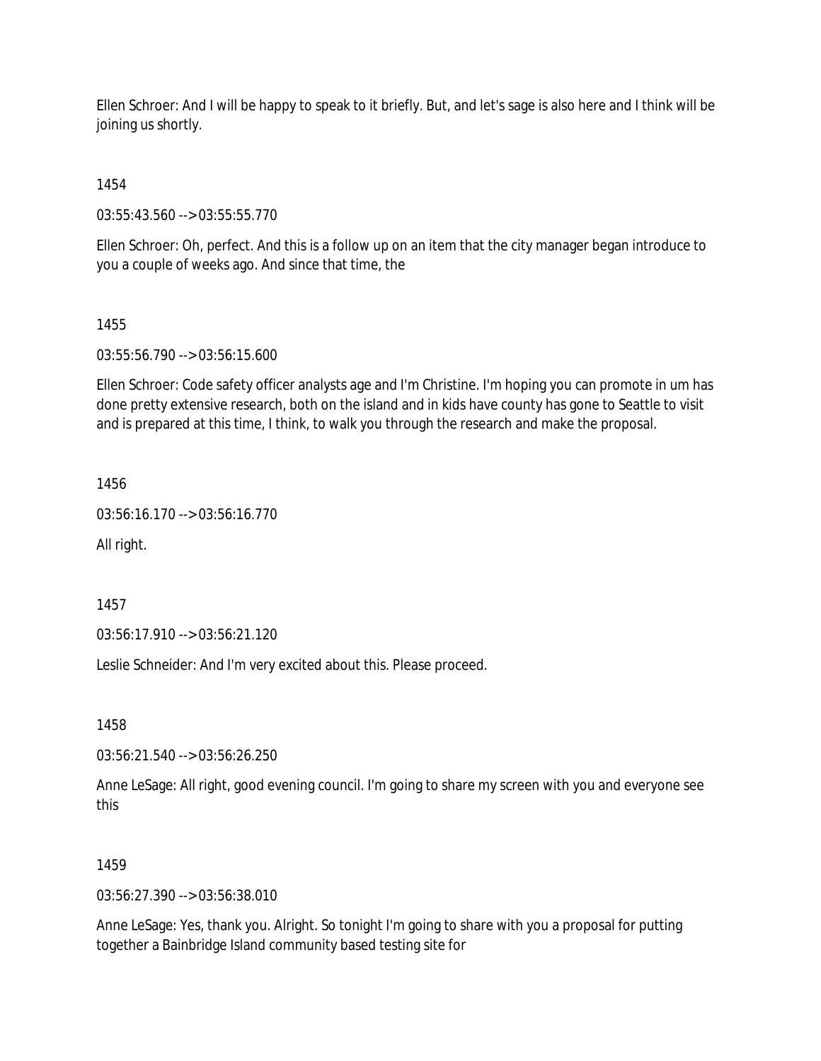Ellen Schroer: And I will be happy to speak to it briefly. But, and let's sage is also here and I think will be joining us shortly.

1454

03:55:43.560 --> 03:55:55.770

Ellen Schroer: Oh, perfect. And this is a follow up on an item that the city manager began introduce to you a couple of weeks ago. And since that time, the

1455

03:55:56.790 --> 03:56:15.600

Ellen Schroer: Code safety officer analysts age and I'm Christine. I'm hoping you can promote in um has done pretty extensive research, both on the island and in kids have county has gone to Seattle to visit and is prepared at this time, I think, to walk you through the research and make the proposal.

1456

03:56:16.170 --> 03:56:16.770

All right.

1457

03:56:17.910 --> 03:56:21.120

Leslie Schneider: And I'm very excited about this. Please proceed.

1458

03:56:21.540 --> 03:56:26.250

Anne LeSage: All right, good evening council. I'm going to share my screen with you and everyone see this

1459

03:56:27.390 --> 03:56:38.010

Anne LeSage: Yes, thank you. Alright. So tonight I'm going to share with you a proposal for putting together a Bainbridge Island community based testing site for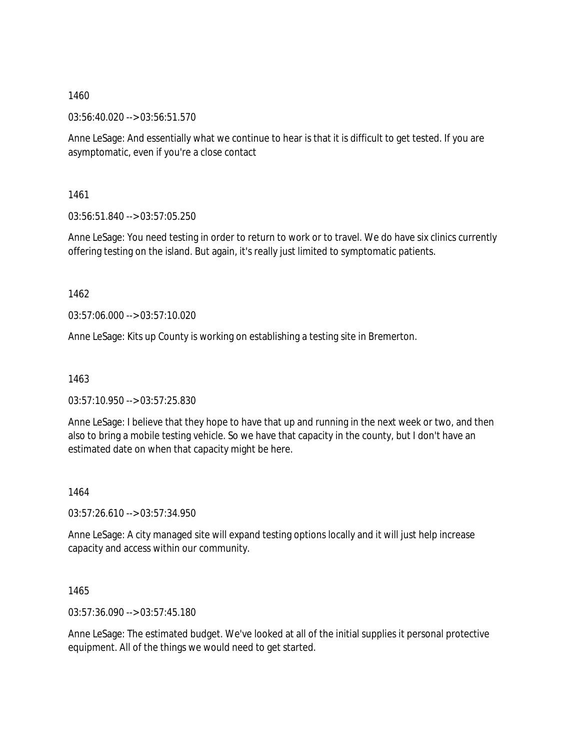1460

03:56:40.020 --> 03:56:51.570

Anne LeSage: And essentially what we continue to hear is that it is difficult to get tested. If you are asymptomatic, even if you're a close contact

1461

03:56:51.840 --> 03:57:05.250

Anne LeSage: You need testing in order to return to work or to travel. We do have six clinics currently offering testing on the island. But again, it's really just limited to symptomatic patients.

1462

03:57:06.000 --> 03:57:10.020

Anne LeSage: Kits up County is working on establishing a testing site in Bremerton.

1463

03:57:10.950 --> 03:57:25.830

Anne LeSage: I believe that they hope to have that up and running in the next week or two, and then also to bring a mobile testing vehicle. So we have that capacity in the county, but I don't have an estimated date on when that capacity might be here.

1464

03:57:26.610 --> 03:57:34.950

Anne LeSage: A city managed site will expand testing options locally and it will just help increase capacity and access within our community.

1465

03:57:36.090 --> 03:57:45.180

Anne LeSage: The estimated budget. We've looked at all of the initial supplies it personal protective equipment. All of the things we would need to get started.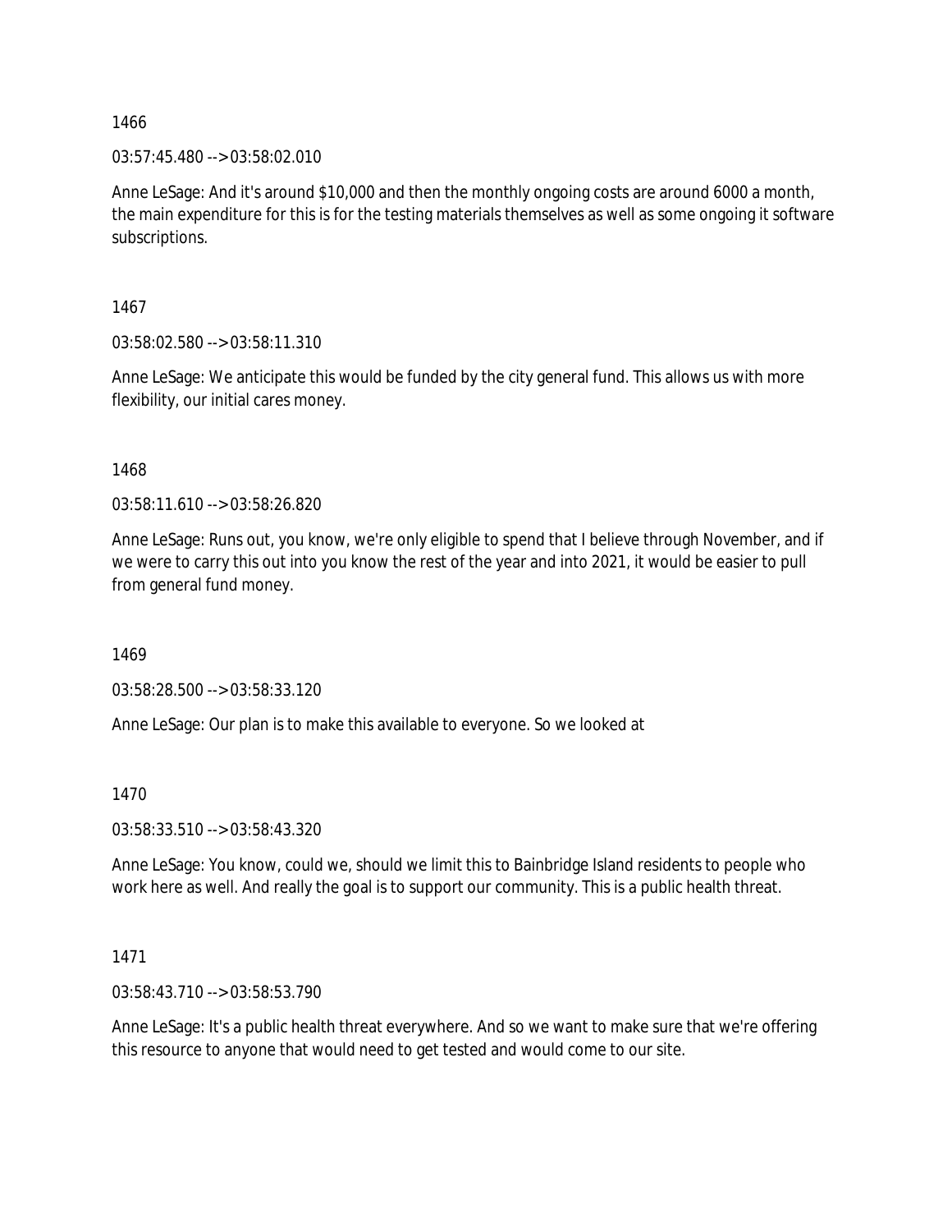1466

03:57:45.480 --> 03:58:02.010

Anne LeSage: And it's around $10,000 and then the monthly ongoing costs are around 6000 a month, the main expenditure for this is for the testing materials themselves as well as some ongoing it software subscriptions.

1467

03:58:02.580 --> 03:58:11.310

Anne LeSage: We anticipate this would be funded by the city general fund. This allows us with more flexibility, our initial cares money.

1468

03:58:11.610 --> 03:58:26.820

Anne LeSage: Runs out, you know, we're only eligible to spend that I believe through November, and if we were to carry this out into you know the rest of the year and into 2021, it would be easier to pull from general fund money.

1469

03:58:28.500 --> 03:58:33.120

Anne LeSage: Our plan is to make this available to everyone. So we looked at

1470

03:58:33.510 --> 03:58:43.320

Anne LeSage: You know, could we, should we limit this to Bainbridge Island residents to people who work here as well. And really the goal is to support our community. This is a public health threat.

1471

03:58:43.710 --> 03:58:53.790

Anne LeSage: It's a public health threat everywhere. And so we want to make sure that we're offering this resource to anyone that would need to get tested and would come to our site.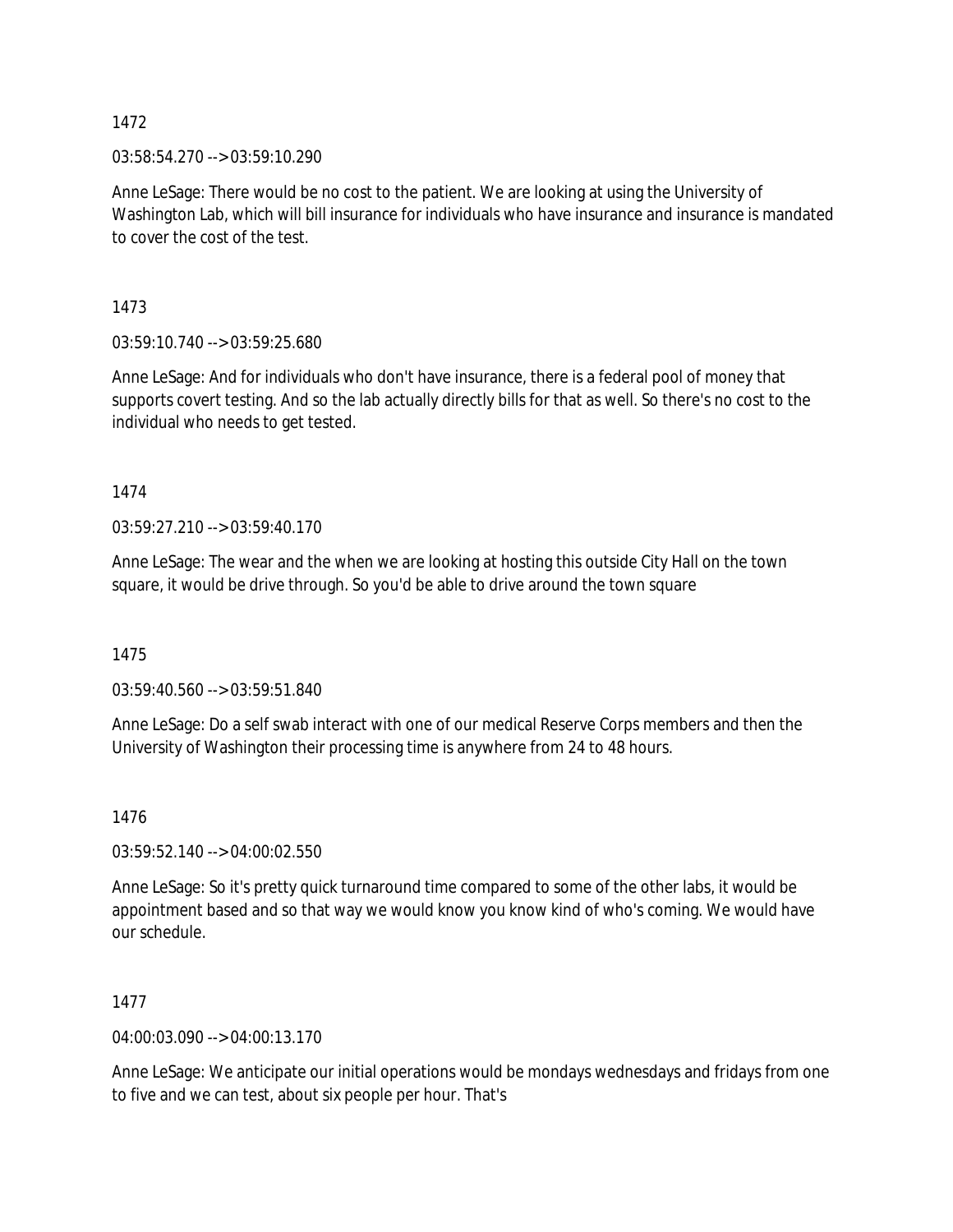1472

03:58:54.270 --> 03:59:10.290

Anne LeSage: There would be no cost to the patient. We are looking at using the University of Washington Lab, which will bill insurance for individuals who have insurance and insurance is mandated to cover the cost of the test.

1473

03:59:10.740 --> 03:59:25.680

Anne LeSage: And for individuals who don't have insurance, there is a federal pool of money that supports covert testing. And so the lab actually directly bills for that as well. So there's no cost to the individual who needs to get tested.

1474

03:59:27.210 --> 03:59:40.170

Anne LeSage: The wear and the when we are looking at hosting this outside City Hall on the town square, it would be drive through. So you'd be able to drive around the town square

1475

03:59:40.560 --> 03:59:51.840

Anne LeSage: Do a self swab interact with one of our medical Reserve Corps members and then the University of Washington their processing time is anywhere from 24 to 48 hours.

1476

03:59:52.140 --> 04:00:02.550

Anne LeSage: So it's pretty quick turnaround time compared to some of the other labs, it would be appointment based and so that way we would know you know kind of who's coming. We would have our schedule.

1477

04:00:03.090 --> 04:00:13.170

Anne LeSage: We anticipate our initial operations would be mondays wednesdays and fridays from one to five and we can test, about six people per hour. That's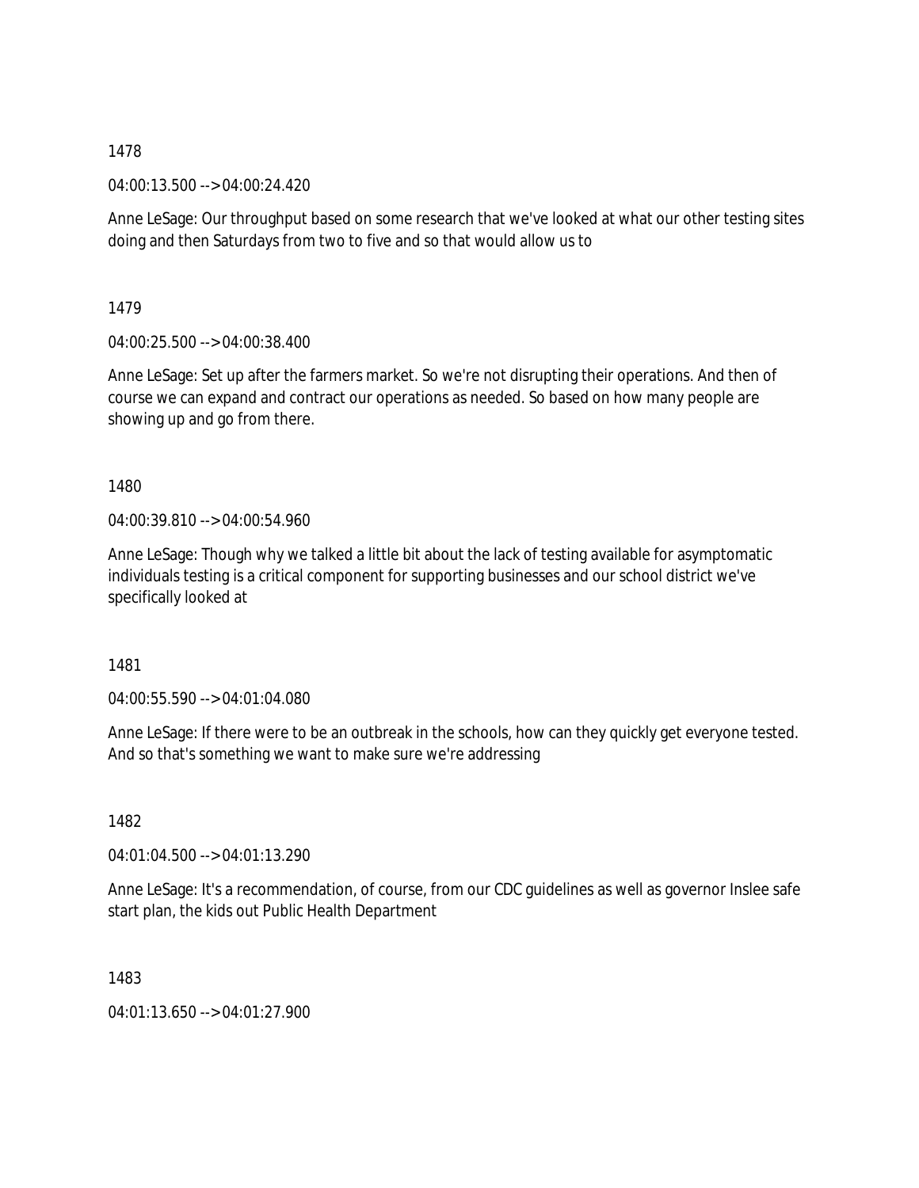1478

04:00:13.500 --> 04:00:24.420

Anne LeSage: Our throughput based on some research that we've looked at what our other testing sites doing and then Saturdays from two to five and so that would allow us to

1479

04:00:25.500 --> 04:00:38.400

Anne LeSage: Set up after the farmers market. So we're not disrupting their operations. And then of course we can expand and contract our operations as needed. So based on how many people are showing up and go from there.

1480

04:00:39.810 --> 04:00:54.960

Anne LeSage: Though why we talked a little bit about the lack of testing available for asymptomatic individuals testing is a critical component for supporting businesses and our school district we've specifically looked at

1481

04:00:55.590 --> 04:01:04.080

Anne LeSage: If there were to be an outbreak in the schools, how can they quickly get everyone tested. And so that's something we want to make sure we're addressing

1482

04:01:04.500 --> 04:01:13.290

Anne LeSage: It's a recommendation, of course, from our CDC guidelines as well as governor Inslee safe start plan, the kids out Public Health Department

1483

04:01:13.650 --> 04:01:27.900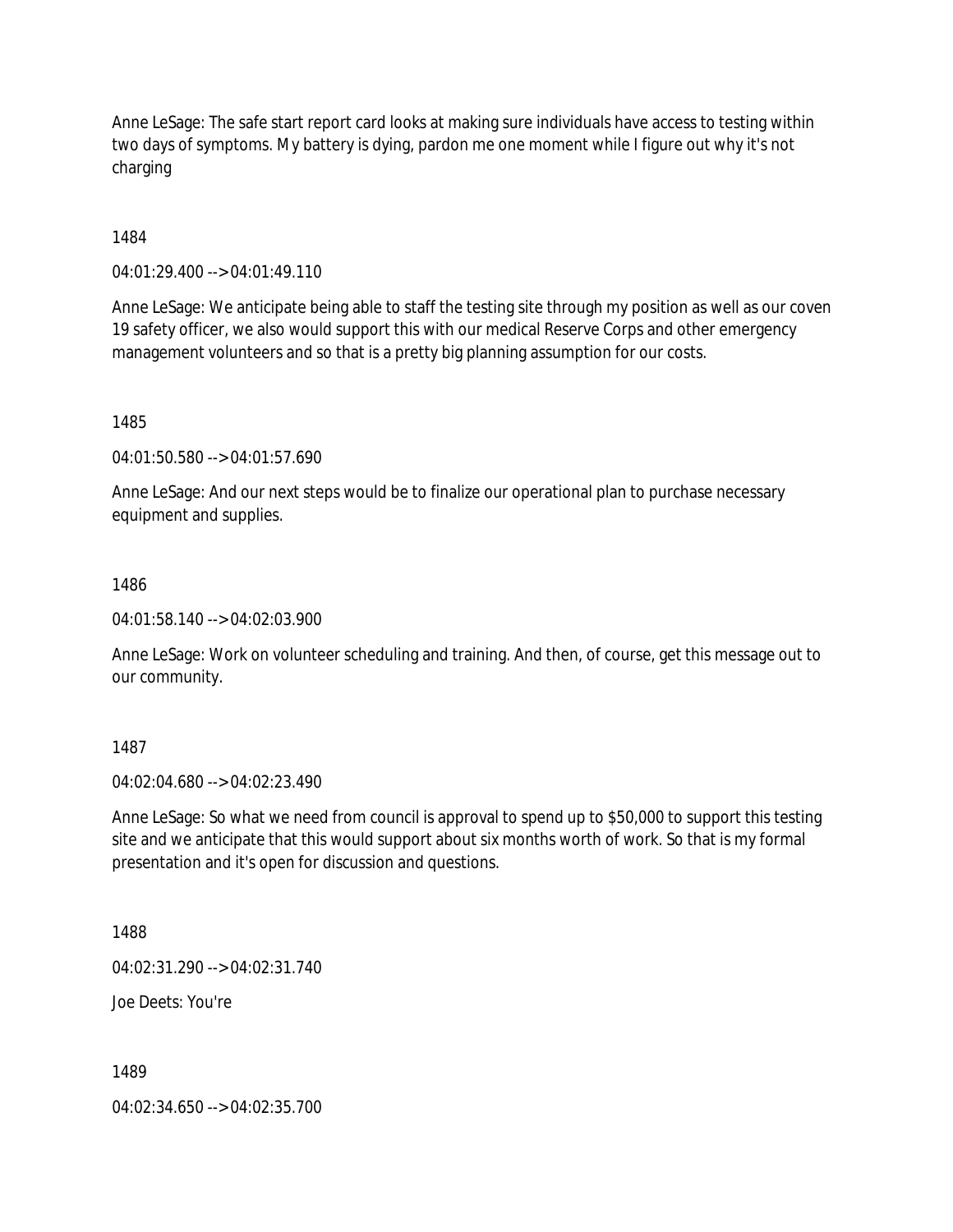Anne LeSage: The safe start report card looks at making sure individuals have access to testing within two days of symptoms. My battery is dying, pardon me one moment while I figure out why it's not charging

1484

04:01:29.400 --> 04:01:49.110

Anne LeSage: We anticipate being able to staff the testing site through my position as well as our coven 19 safety officer, we also would support this with our medical Reserve Corps and other emergency management volunteers and so that is a pretty big planning assumption for our costs.

1485

04:01:50.580 --> 04:01:57.690

Anne LeSage: And our next steps would be to finalize our operational plan to purchase necessary equipment and supplies.

1486

04:01:58.140 --> 04:02:03.900

Anne LeSage: Work on volunteer scheduling and training. And then, of course, get this message out to our community.

1487

04:02:04.680 --> 04:02:23.490

Anne LeSage: So what we need from council is approval to spend up to $50,000 to support this testing site and we anticipate that this would support about six months worth of work. So that is my formal presentation and it's open for discussion and questions.

1488

04:02:31.290 --> 04:02:31.740

Joe Deets: You're

1489

04:02:34.650 --> 04:02:35.700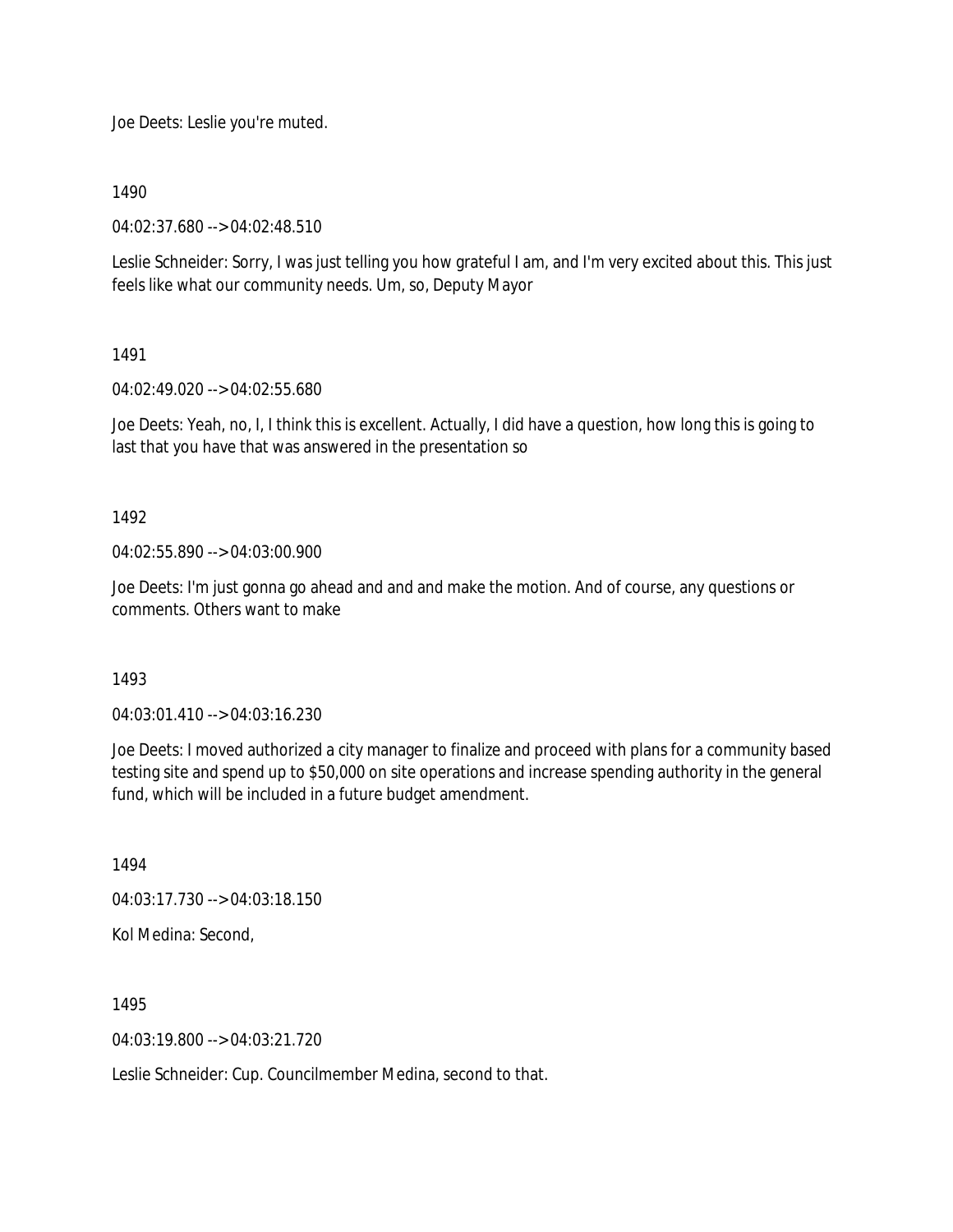Joe Deets: Leslie you're muted.

1490

04:02:37.680 --> 04:02:48.510

Leslie Schneider: Sorry, I was just telling you how grateful I am, and I'm very excited about this. This just feels like what our community needs. Um, so, Deputy Mayor

1491

04:02:49.020 --> 04:02:55.680

Joe Deets: Yeah, no, I, I think this is excellent. Actually, I did have a question, how long this is going to last that you have that was answered in the presentation so

1492

04:02:55.890 --> 04:03:00.900

Joe Deets: I'm just gonna go ahead and and and make the motion. And of course, any questions or comments. Others want to make

1493

04:03:01.410 --> 04:03:16.230

Joe Deets: I moved authorized a city manager to finalize and proceed with plans for a community based testing site and spend up to $50,000 on site operations and increase spending authority in the general fund, which will be included in a future budget amendment.

1494

04:03:17.730 --> 04:03:18.150

Kol Medina: Second,

1495

04:03:19.800 --> 04:03:21.720

Leslie Schneider: Cup. Councilmember Medina, second to that.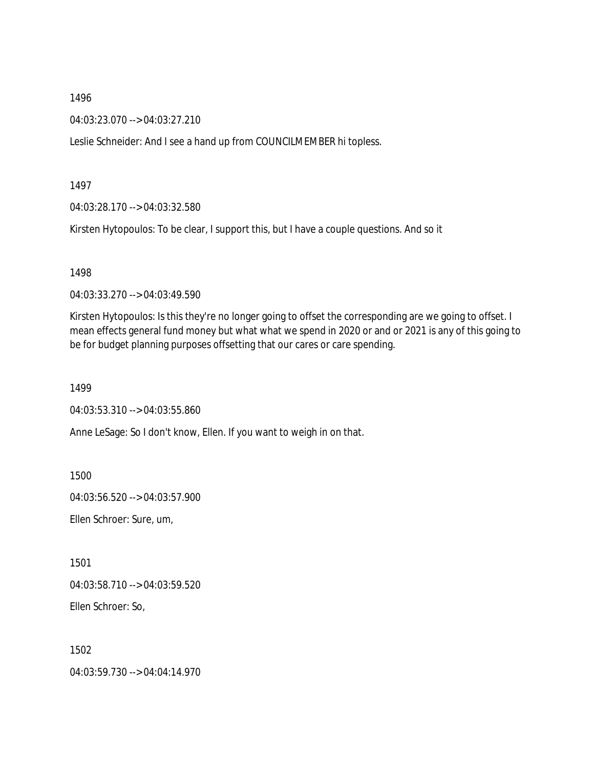1496

04:03:23.070 --> 04:03:27.210

Leslie Schneider: And I see a hand up from COUNCILMEMBER hi topless.

1497

04:03:28.170 --> 04:03:32.580

Kirsten Hytopoulos: To be clear, I support this, but I have a couple questions. And so it

1498

04:03:33.270 --> 04:03:49.590

Kirsten Hytopoulos: Is this they're no longer going to offset the corresponding are we going to offset. I mean effects general fund money but what what we spend in 2020 or and or 2021 is any of this going to be for budget planning purposes offsetting that our cares or care spending.

1499

04:03:53.310 --> 04:03:55.860

Anne LeSage: So I don't know, Ellen. If you want to weigh in on that.

1500

04:03:56.520 --> 04:03:57.900

Ellen Schroer: Sure, um,

1501

04:03:58.710 --> 04:03:59.520

Ellen Schroer: So,

1502

04:03:59.730 --> 04:04:14.970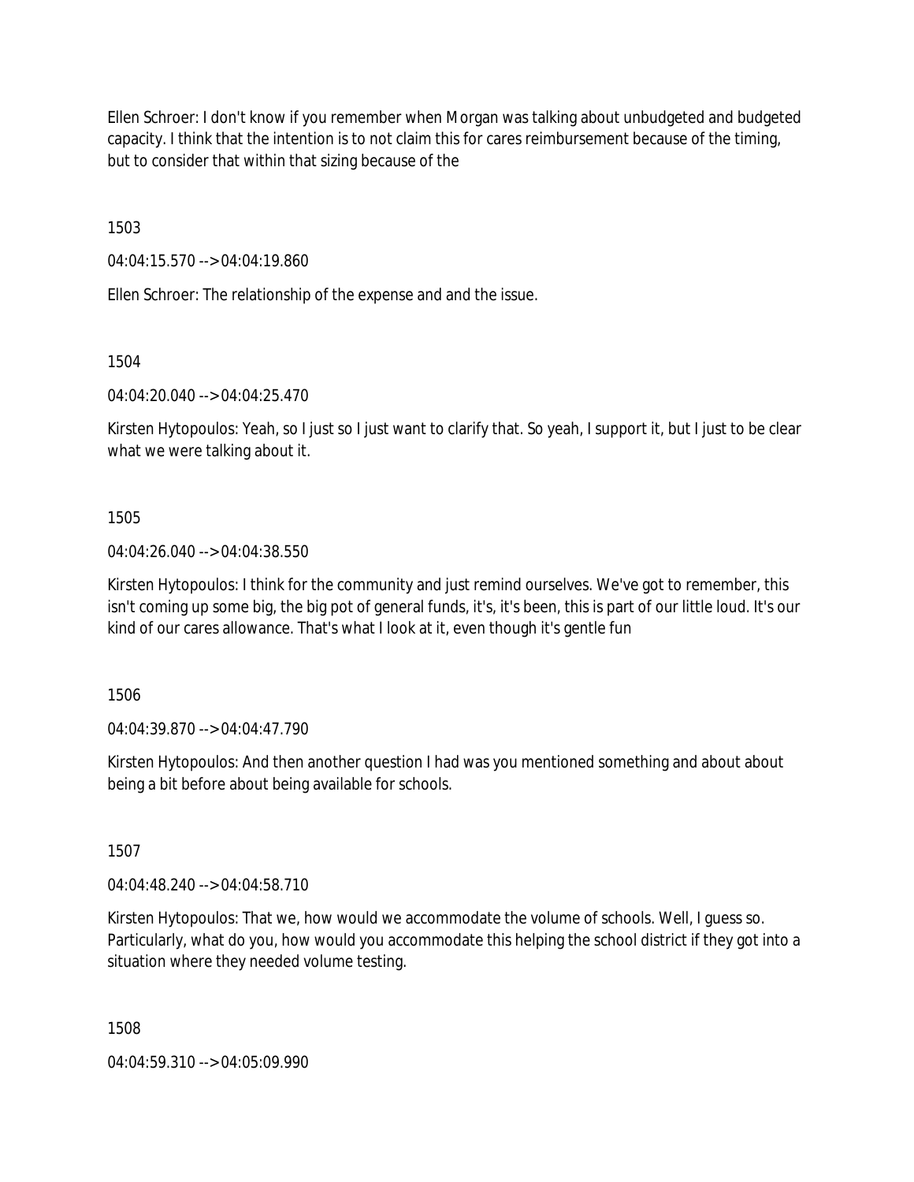Ellen Schroer: I don't know if you remember when Morgan was talking about unbudgeted and budgeted capacity. I think that the intention is to not claim this for cares reimbursement because of the timing, but to consider that within that sizing because of the

1503

04:04:15.570 --> 04:04:19.860

Ellen Schroer: The relationship of the expense and and the issue.

1504

04:04:20.040 --> 04:04:25.470

Kirsten Hytopoulos: Yeah, so I just so I just want to clarify that. So yeah, I support it, but I just to be clear what we were talking about it.

1505

04:04:26.040 --> 04:04:38.550

Kirsten Hytopoulos: I think for the community and just remind ourselves. We've got to remember, this isn't coming up some big, the big pot of general funds, it's, it's been, this is part of our little loud. It's our kind of our cares allowance. That's what I look at it, even though it's gentle fun

1506

04:04:39.870 --> 04:04:47.790

Kirsten Hytopoulos: And then another question I had was you mentioned something and about about being a bit before about being available for schools.

1507

04:04:48.240 --> 04:04:58.710

Kirsten Hytopoulos: That we, how would we accommodate the volume of schools. Well, I guess so. Particularly, what do you, how would you accommodate this helping the school district if they got into a situation where they needed volume testing.

1508

04:04:59.310 --> 04:05:09.990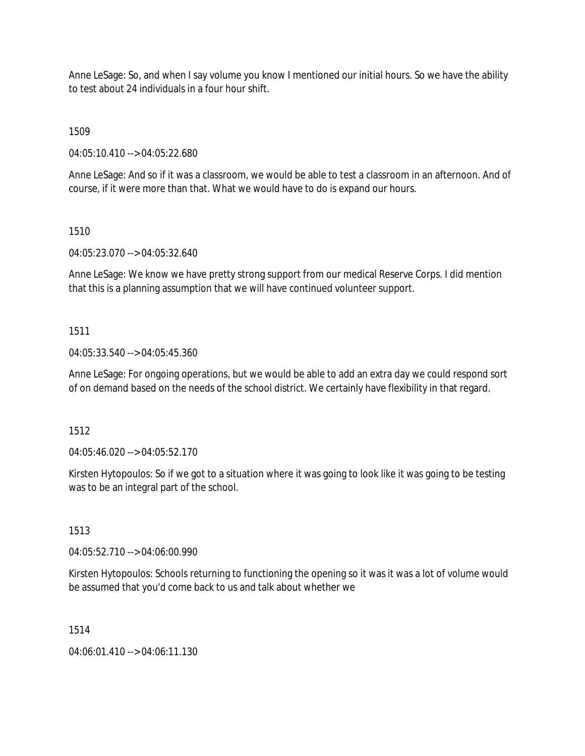Anne LeSage: So, and when I say volume you know I mentioned our initial hours. So we have the ability to test about 24 individuals in a four hour shift.

1509

04:05:10.410 --> 04:05:22.680

Anne LeSage: And so if it was a classroom, we would be able to test a classroom in an afternoon. And of course, if it were more than that. What we would have to do is expand our hours.

1510

04:05:23.070 --> 04:05:32.640

Anne LeSage: We know we have pretty strong support from our medical Reserve Corps. I did mention that this is a planning assumption that we will have continued volunteer support.

1511

04:05:33.540 --> 04:05:45.360

Anne LeSage: For ongoing operations, but we would be able to add an extra day we could respond sort of on demand based on the needs of the school district. We certainly have flexibility in that regard.

1512

04:05:46.020 --> 04:05:52.170

Kirsten Hytopoulos: So if we got to a situation where it was going to look like it was going to be testing was to be an integral part of the school.

1513

04:05:52.710 --> 04:06:00.990

Kirsten Hytopoulos: Schools returning to functioning the opening so it was it was a lot of volume would be assumed that you'd come back to us and talk about whether we

1514

04:06:01.410 --> 04:06:11.130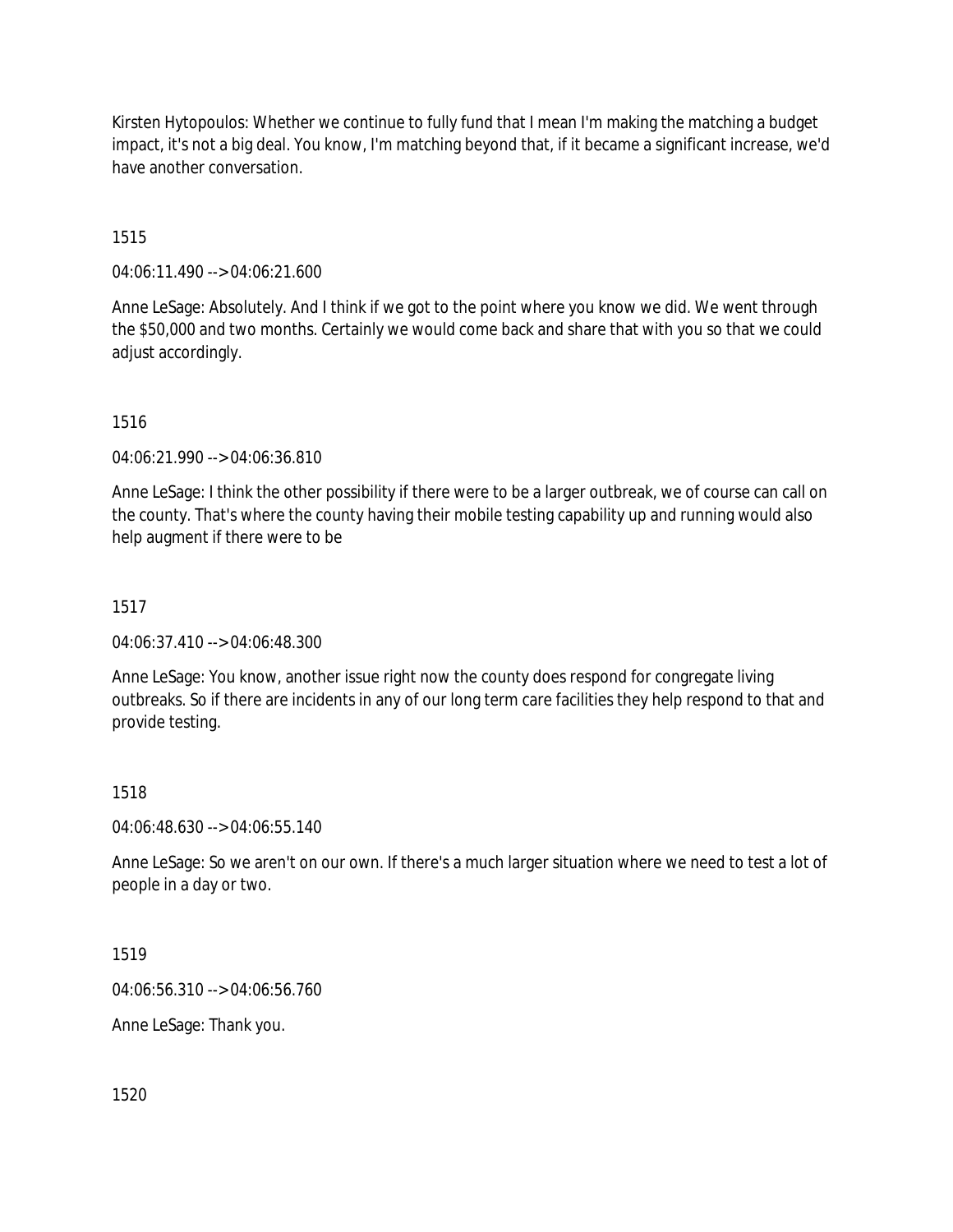Kirsten Hytopoulos: Whether we continue to fully fund that I mean I'm making the matching a budget impact, it's not a big deal. You know, I'm matching beyond that, if it became a significant increase, we'd have another conversation.

1515

04:06:11.490 --> 04:06:21.600

Anne LeSage: Absolutely. And I think if we got to the point where you know we did. We went through the $50,000 and two months. Certainly we would come back and share that with you so that we could adjust accordingly.

1516

04:06:21.990 --> 04:06:36.810

Anne LeSage: I think the other possibility if there were to be a larger outbreak, we of course can call on the county. That's where the county having their mobile testing capability up and running would also help augment if there were to be

1517

04:06:37.410 --> 04:06:48.300

Anne LeSage: You know, another issue right now the county does respond for congregate living outbreaks. So if there are incidents in any of our long term care facilities they help respond to that and provide testing.

1518

04:06:48.630 --> 04:06:55.140

Anne LeSage: So we aren't on our own. If there's a much larger situation where we need to test a lot of people in a day or two.

1519

04:06:56.310 --> 04:06:56.760

Anne LeSage: Thank you.

1520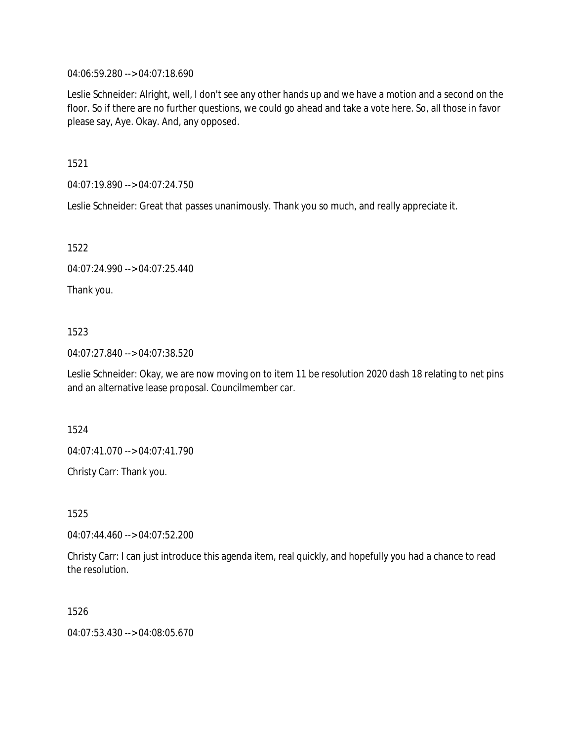04:06:59.280 --> 04:07:18.690

Leslie Schneider: Alright, well, I don't see any other hands up and we have a motion and a second on the floor. So if there are no further questions, we could go ahead and take a vote here. So, all those in favor please say, Aye. Okay. And, any opposed.

1521

04:07:19.890 --> 04:07:24.750

Leslie Schneider: Great that passes unanimously. Thank you so much, and really appreciate it.

1522

04:07:24.990 --> 04:07:25.440

Thank you.

1523

04:07:27.840 --> 04:07:38.520

Leslie Schneider: Okay, we are now moving on to item 11 be resolution 2020 dash 18 relating to net pins and an alternative lease proposal. Councilmember car.

1524

04:07:41.070 --> 04:07:41.790

Christy Carr: Thank you.

1525

04:07:44.460 --> 04:07:52.200

Christy Carr: I can just introduce this agenda item, real quickly, and hopefully you had a chance to read the resolution.

1526

04:07:53.430 --> 04:08:05.670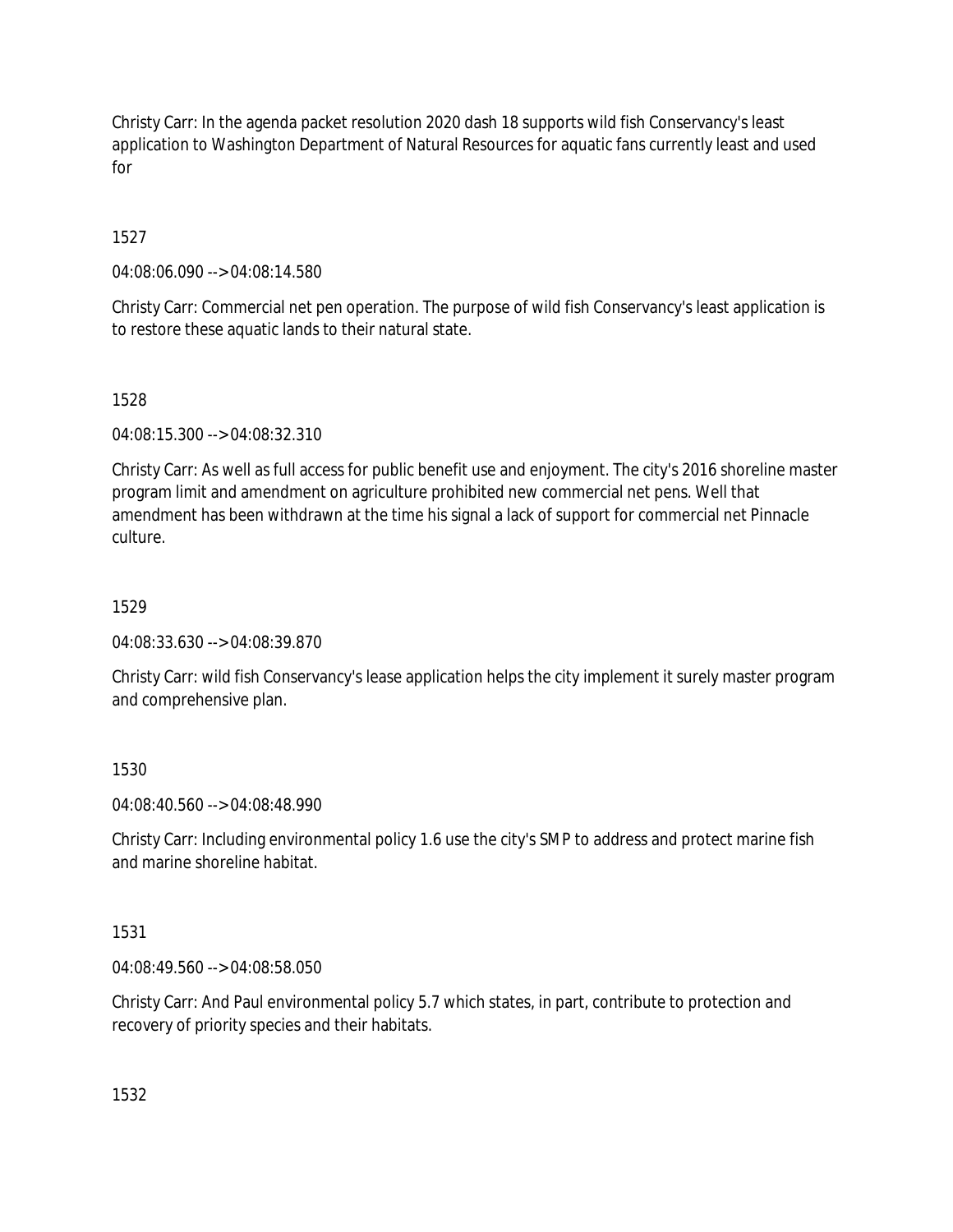Christy Carr: In the agenda packet resolution 2020 dash 18 supports wild fish Conservancy's least application to Washington Department of Natural Resources for aquatic fans currently least and used for

1527

04:08:06.090 --> 04:08:14.580

Christy Carr: Commercial net pen operation. The purpose of wild fish Conservancy's least application is to restore these aquatic lands to their natural state.

1528

04:08:15.300 --> 04:08:32.310

Christy Carr: As well as full access for public benefit use and enjoyment. The city's 2016 shoreline master program limit and amendment on agriculture prohibited new commercial net pens. Well that amendment has been withdrawn at the time his signal a lack of support for commercial net Pinnacle culture.

1529

04:08:33.630 --> 04:08:39.870

Christy Carr: wild fish Conservancy's lease application helps the city implement it surely master program and comprehensive plan.

1530

04:08:40.560 --> 04:08:48.990

Christy Carr: Including environmental policy 1.6 use the city's SMP to address and protect marine fish and marine shoreline habitat.

1531

04:08:49.560 --> 04:08:58.050

Christy Carr: And Paul environmental policy 5.7 which states, in part, contribute to protection and recovery of priority species and their habitats.

1532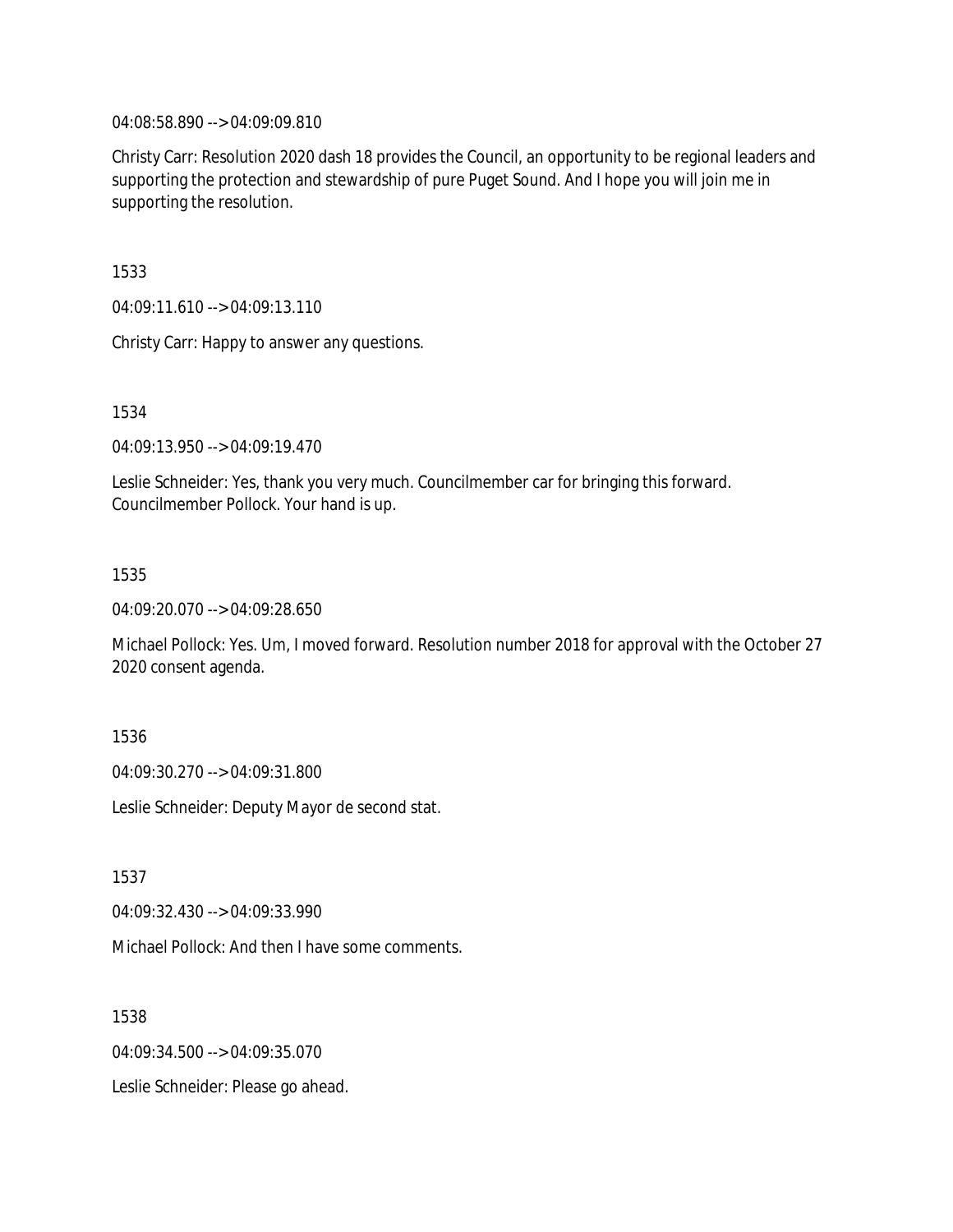04:08:58.890 --> 04:09:09.810

Christy Carr: Resolution 2020 dash 18 provides the Council, an opportunity to be regional leaders and supporting the protection and stewardship of pure Puget Sound. And I hope you will join me in supporting the resolution.

1533

04:09:11.610 --> 04:09:13.110

Christy Carr: Happy to answer any questions.

1534

04:09:13.950 --> 04:09:19.470

Leslie Schneider: Yes, thank you very much. Councilmember car for bringing this forward. Councilmember Pollock. Your hand is up.

1535

04:09:20.070 --> 04:09:28.650

Michael Pollock: Yes. Um, I moved forward. Resolution number 2018 for approval with the October 27 2020 consent agenda.

1536

04:09:30.270 --> 04:09:31.800

Leslie Schneider: Deputy Mayor de second stat.

1537

04:09:32.430 --> 04:09:33.990

Michael Pollock: And then I have some comments.

1538

04:09:34.500 --> 04:09:35.070

Leslie Schneider: Please go ahead.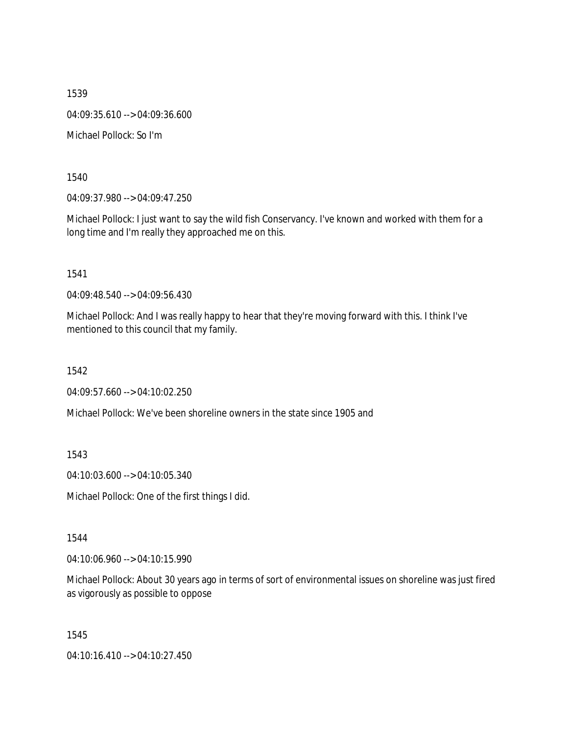1539

04:09:35.610 --> 04:09:36.600

Michael Pollock: So I'm

1540

04:09:37.980 --> 04:09:47.250

Michael Pollock: I just want to say the wild fish Conservancy. I've known and worked with them for a long time and I'm really they approached me on this.

1541

04:09:48.540 --> 04:09:56.430

Michael Pollock: And I was really happy to hear that they're moving forward with this. I think I've mentioned to this council that my family.

1542

04:09:57.660 --> 04:10:02.250

Michael Pollock: We've been shoreline owners in the state since 1905 and

1543

04:10:03.600 --> 04:10:05.340

Michael Pollock: One of the first things I did.

1544

04:10:06.960 --> 04:10:15.990

Michael Pollock: About 30 years ago in terms of sort of environmental issues on shoreline was just fired as vigorously as possible to oppose

1545

04:10:16.410 --> 04:10:27.450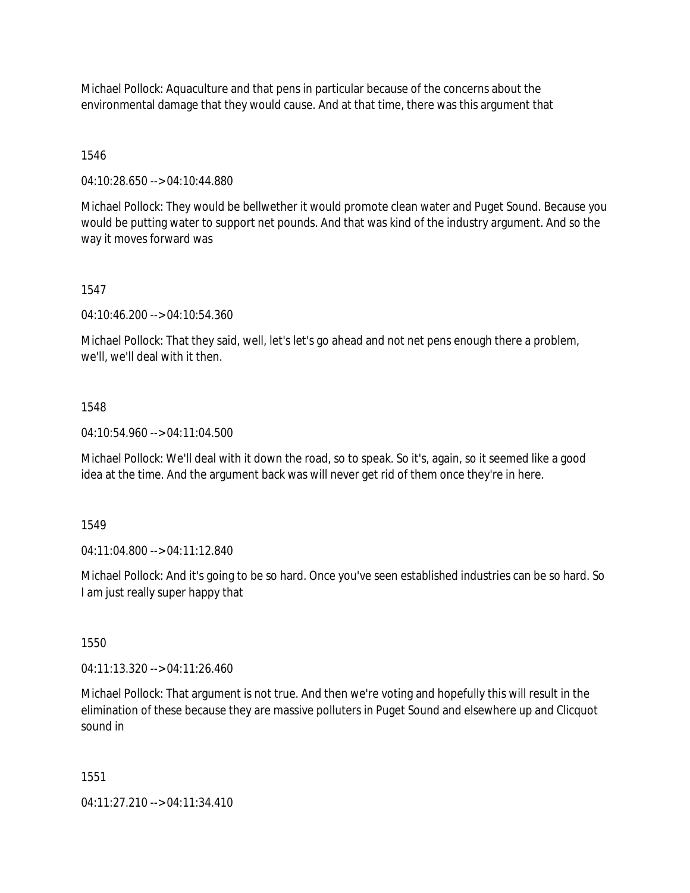Michael Pollock: Aquaculture and that pens in particular because of the concerns about the environmental damage that they would cause. And at that time, there was this argument that

1546

04:10:28.650 --> 04:10:44.880

Michael Pollock: They would be bellwether it would promote clean water and Puget Sound. Because you would be putting water to support net pounds. And that was kind of the industry argument. And so the way it moves forward was

1547

04:10:46.200 --> 04:10:54.360

Michael Pollock: That they said, well, let's let's go ahead and not net pens enough there a problem, we'll, we'll deal with it then.

1548

04:10:54.960 --> 04:11:04.500

Michael Pollock: We'll deal with it down the road, so to speak. So it's, again, so it seemed like a good idea at the time. And the argument back was will never get rid of them once they're in here.

1549

04:11:04.800 --> 04:11:12.840

Michael Pollock: And it's going to be so hard. Once you've seen established industries can be so hard. So I am just really super happy that

1550

04:11:13.320 --> 04:11:26.460

Michael Pollock: That argument is not true. And then we're voting and hopefully this will result in the elimination of these because they are massive polluters in Puget Sound and elsewhere up and Clicquot sound in

1551

04:11:27.210 --> 04:11:34.410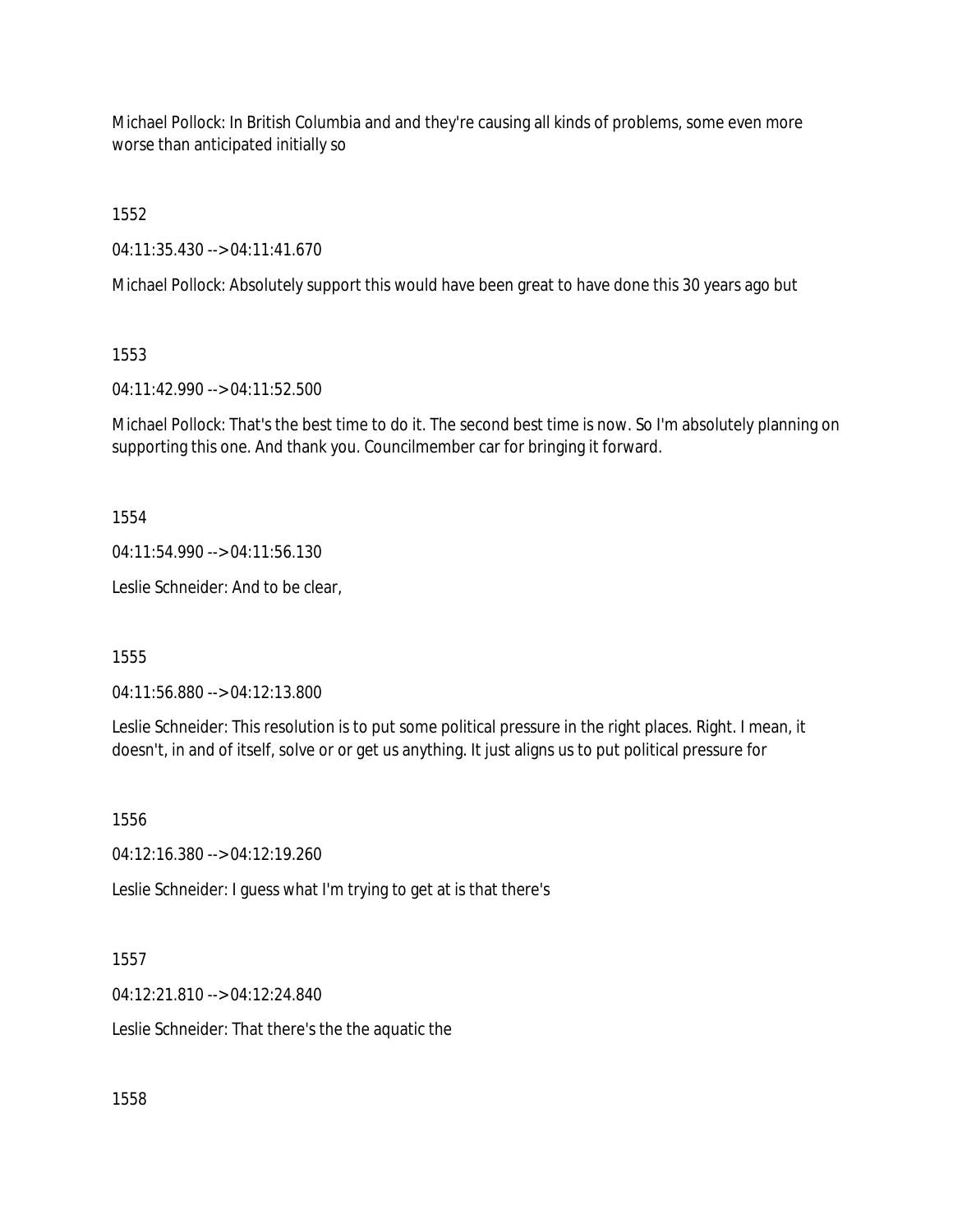Michael Pollock: In British Columbia and and they're causing all kinds of problems, some even more worse than anticipated initially so

1552

04:11:35.430 --> 04:11:41.670

Michael Pollock: Absolutely support this would have been great to have done this 30 years ago but

1553

04:11:42.990 --> 04:11:52.500

Michael Pollock: That's the best time to do it. The second best time is now. So I'm absolutely planning on supporting this one. And thank you. Councilmember car for bringing it forward.

1554

04:11:54.990 --> 04:11:56.130

Leslie Schneider: And to be clear,

1555

04:11:56.880 --> 04:12:13.800

Leslie Schneider: This resolution is to put some political pressure in the right places. Right. I mean, it doesn't, in and of itself, solve or or get us anything. It just aligns us to put political pressure for

1556

04:12:16.380 --> 04:12:19.260

Leslie Schneider: I guess what I'm trying to get at is that there's

1557

04:12:21.810 --> 04:12:24.840

Leslie Schneider: That there's the the aquatic the

1558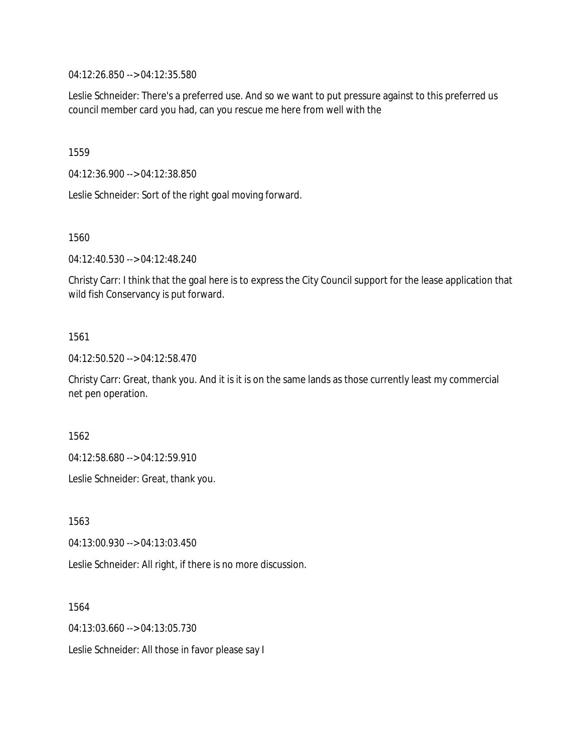04:12:26.850 --> 04:12:35.580

Leslie Schneider: There's a preferred use. And so we want to put pressure against to this preferred us council member card you had, can you rescue me here from well with the

1559

04:12:36.900 --> 04:12:38.850

Leslie Schneider: Sort of the right goal moving forward.

1560

04:12:40.530 --> 04:12:48.240

Christy Carr: I think that the goal here is to express the City Council support for the lease application that wild fish Conservancy is put forward.

1561

04:12:50.520 --> 04:12:58.470

Christy Carr: Great, thank you. And it is it is on the same lands as those currently least my commercial net pen operation.

1562

04:12:58.680 --> 04:12:59.910

Leslie Schneider: Great, thank you.

1563

04:13:00.930 --> 04:13:03.450

Leslie Schneider: All right, if there is no more discussion.

1564

04:13:03.660 --> 04:13:05.730

Leslie Schneider: All those in favor please say I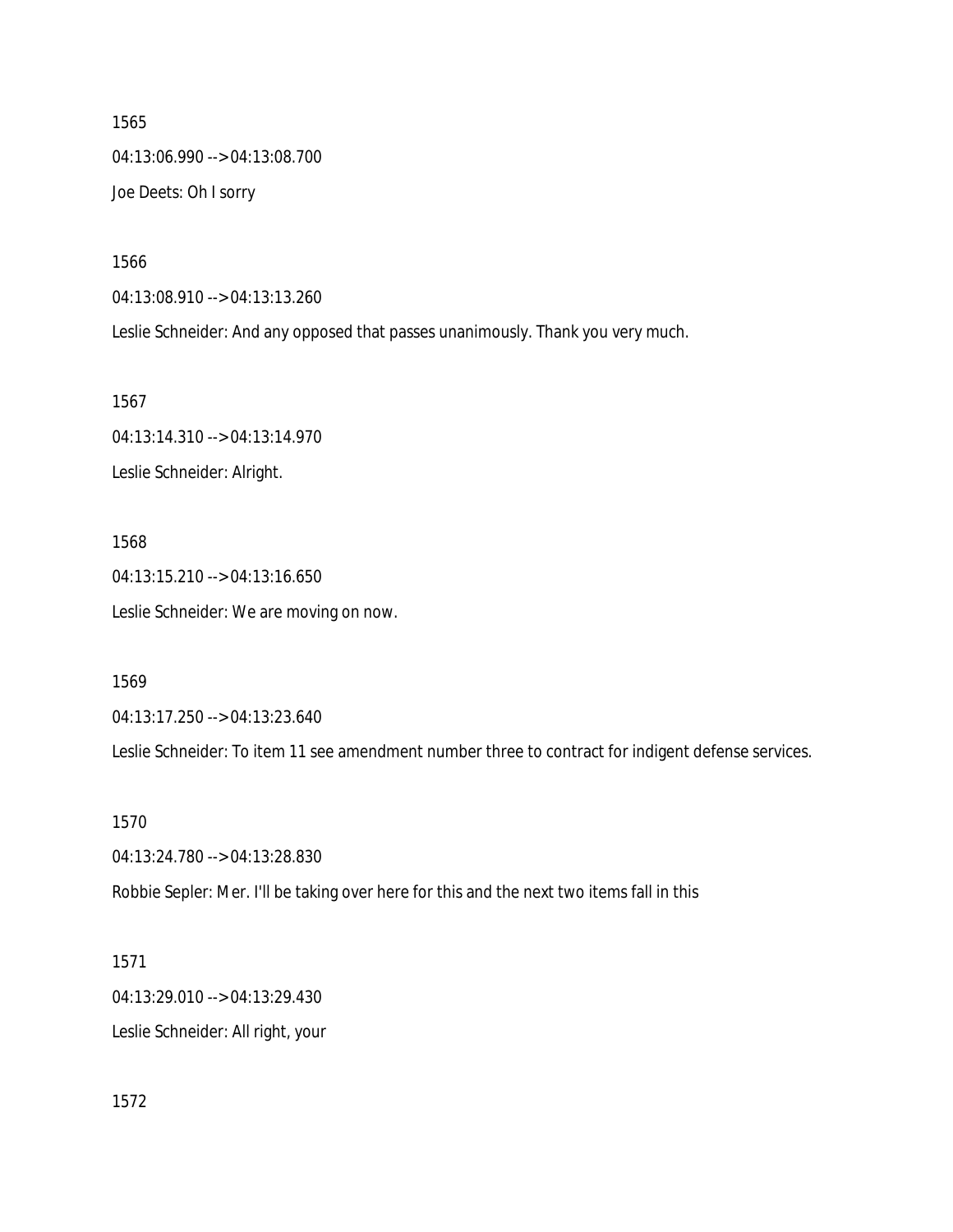1565

04:13:06.990 --> 04:13:08.700

Joe Deets: Oh I sorry

1566

04:13:08.910 --> 04:13:13.260

Leslie Schneider: And any opposed that passes unanimously. Thank you very much.

1567

04:13:14.310 --> 04:13:14.970

Leslie Schneider: Alright.

1568

04:13:15.210 --> 04:13:16.650

Leslie Schneider: We are moving on now.

1569

04:13:17.250 --> 04:13:23.640

Leslie Schneider: To item 11 see amendment number three to contract for indigent defense services.

1570

04:13:24.780 --> 04:13:28.830

Robbie Sepler: Mer. I'll be taking over here for this and the next two items fall in this

1571

04:13:29.010 --> 04:13:29.430

Leslie Schneider: All right, your

1572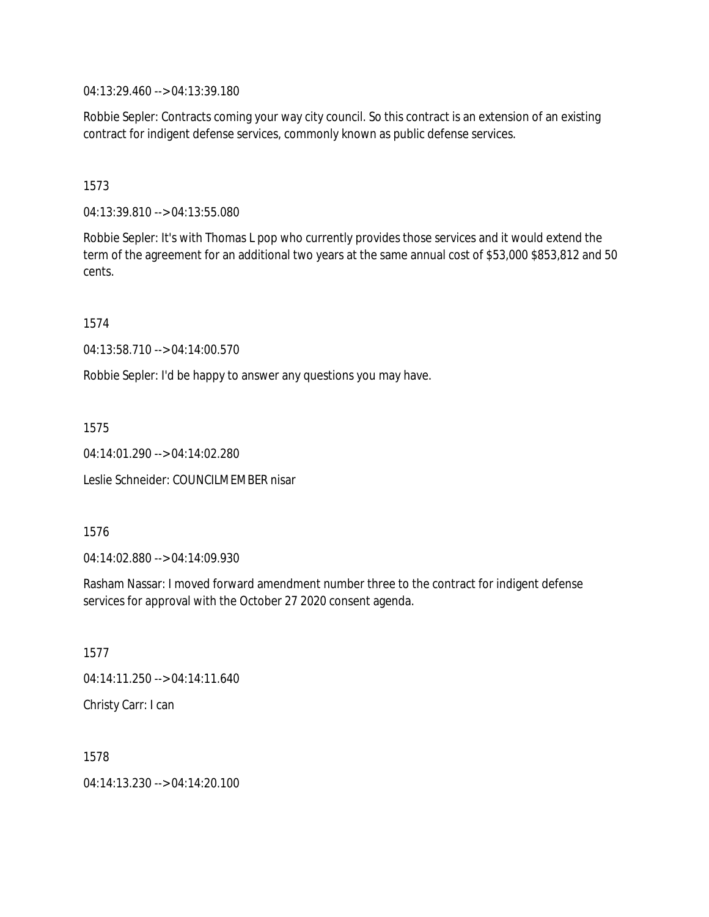04:13:29.460 --> 04:13:39.180

Robbie Sepler: Contracts coming your way city council. So this contract is an extension of an existing contract for indigent defense services, commonly known as public defense services.

1573

04:13:39.810 --> 04:13:55.080

Robbie Sepler: It's with Thomas L pop who currently provides those services and it would extend the term of the agreement for an additional two years at the same annual cost of $53,000 $853,812 and 50 cents.

1574

04:13:58.710 --> 04:14:00.570

Robbie Sepler: I'd be happy to answer any questions you may have.

1575

04:14:01.290 --> 04:14:02.280

Leslie Schneider: COUNCILMEMBER nisar

1576

04:14:02.880 --> 04:14:09.930

Rasham Nassar: I moved forward amendment number three to the contract for indigent defense services for approval with the October 27 2020 consent agenda.

1577

04:14:11.250 --> 04:14:11.640

Christy Carr: I can

1578

04:14:13.230 --> 04:14:20.100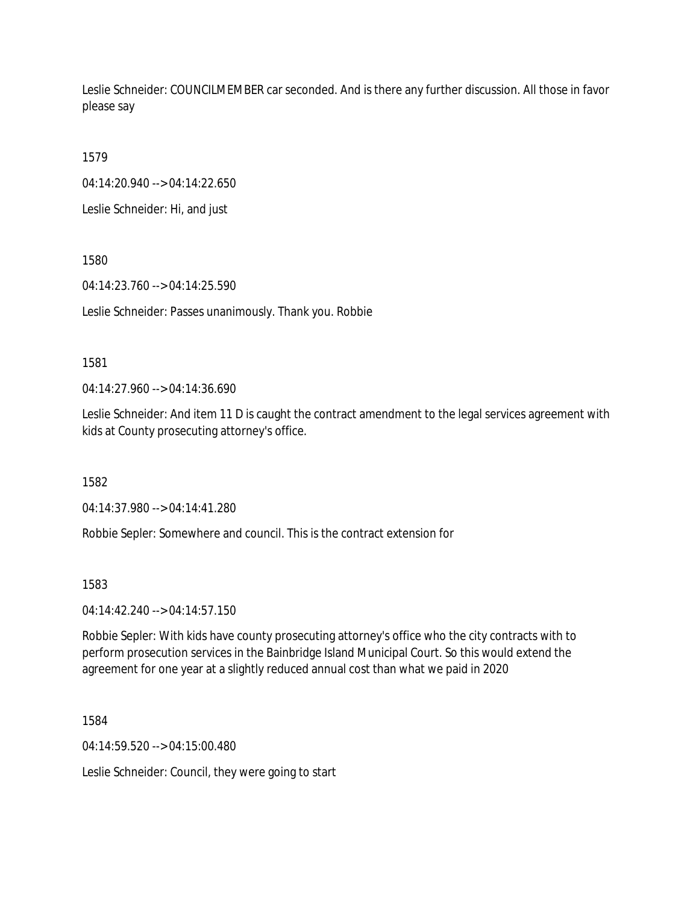Leslie Schneider: COUNCILMEMBER car seconded. And is there any further discussion. All those in favor please say

1579

04:14:20.940 --> 04:14:22.650

Leslie Schneider: Hi, and just

1580

04:14:23.760 --> 04:14:25.590

Leslie Schneider: Passes unanimously. Thank you. Robbie

1581

04:14:27.960 --> 04:14:36.690

Leslie Schneider: And item 11 D is caught the contract amendment to the legal services agreement with kids at County prosecuting attorney's office.

1582

04:14:37.980 --> 04:14:41.280

Robbie Sepler: Somewhere and council. This is the contract extension for

1583

04:14:42.240 --> 04:14:57.150

Robbie Sepler: With kids have county prosecuting attorney's office who the city contracts with to perform prosecution services in the Bainbridge Island Municipal Court. So this would extend the agreement for one year at a slightly reduced annual cost than what we paid in 2020

1584

04:14:59.520 --> 04:15:00.480

Leslie Schneider: Council, they were going to start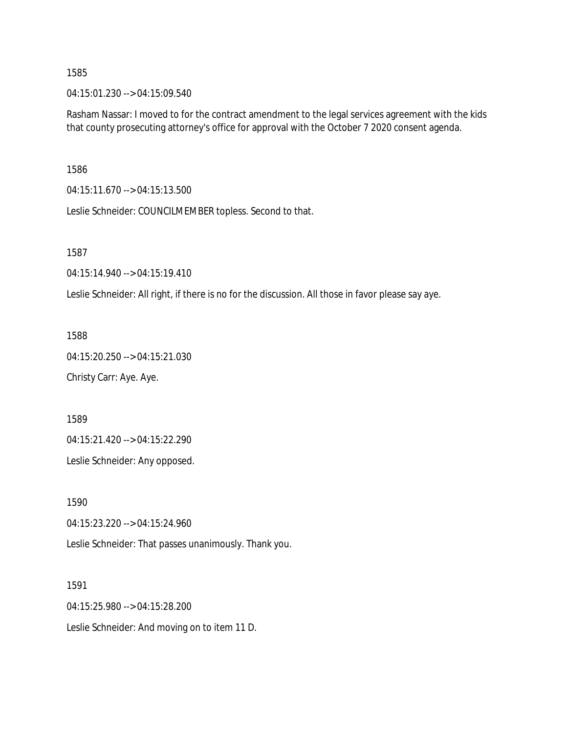1585

04:15:01.230 --> 04:15:09.540

Rasham Nassar: I moved to for the contract amendment to the legal services agreement with the kids that county prosecuting attorney's office for approval with the October 7 2020 consent agenda.

1586

04:15:11.670 --> 04:15:13.500

Leslie Schneider: COUNCILMEMBER topless. Second to that.

1587

04:15:14.940 --> 04:15:19.410

Leslie Schneider: All right, if there is no for the discussion. All those in favor please say aye.

1588

04:15:20.250 --> 04:15:21.030

Christy Carr: Aye. Aye.

1589

04:15:21.420 --> 04:15:22.290

Leslie Schneider: Any opposed.

1590

04:15:23.220 --> 04:15:24.960

Leslie Schneider: That passes unanimously. Thank you.

1591

04:15:25.980 --> 04:15:28.200

Leslie Schneider: And moving on to item 11 D.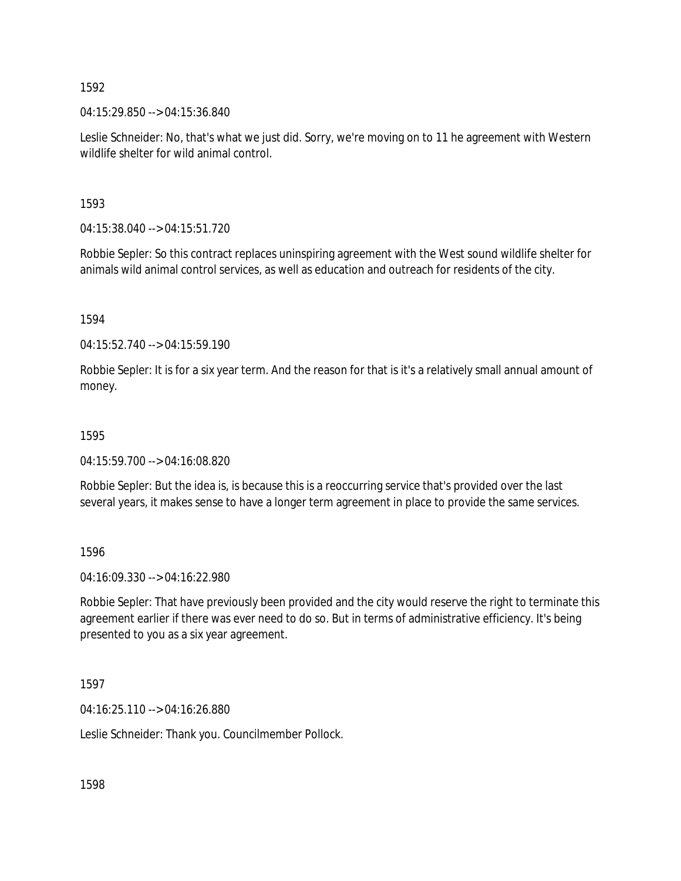1592

04:15:29.850 --> 04:15:36.840

Leslie Schneider: No, that's what we just did. Sorry, we're moving on to 11 he agreement with Western wildlife shelter for wild animal control.

1593

04:15:38.040 --> 04:15:51.720

Robbie Sepler: So this contract replaces uninspiring agreement with the West sound wildlife shelter for animals wild animal control services, as well as education and outreach for residents of the city.

1594

04:15:52.740 --> 04:15:59.190

Robbie Sepler: It is for a six year term. And the reason for that is it's a relatively small annual amount of money.

1595

04:15:59.700 --> 04:16:08.820

Robbie Sepler: But the idea is, is because this is a reoccurring service that's provided over the last several years, it makes sense to have a longer term agreement in place to provide the same services.

1596

04:16:09.330 --> 04:16:22.980

Robbie Sepler: That have previously been provided and the city would reserve the right to terminate this agreement earlier if there was ever need to do so. But in terms of administrative efficiency. It's being presented to you as a six year agreement.

1597

04:16:25.110 --> 04:16:26.880

Leslie Schneider: Thank you. Councilmember Pollock.

1598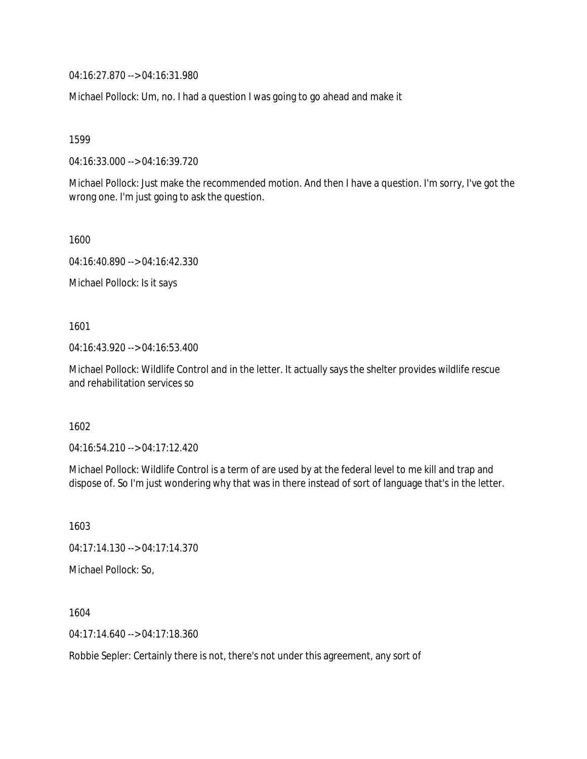04:16:27.870 --> 04:16:31.980

Michael Pollock: Um, no. I had a question I was going to go ahead and make it

1599

04:16:33.000 --> 04:16:39.720

Michael Pollock: Just make the recommended motion. And then I have a question. I'm sorry, I've got the wrong one. I'm just going to ask the question.

1600

04:16:40.890 --> 04:16:42.330

Michael Pollock: Is it says

1601

04:16:43.920 --> 04:16:53.400

Michael Pollock: Wildlife Control and in the letter. It actually says the shelter provides wildlife rescue and rehabilitation services so

1602

04:16:54.210 --> 04:17:12.420

Michael Pollock: Wildlife Control is a term of are used by at the federal level to me kill and trap and dispose of. So I'm just wondering why that was in there instead of sort of language that's in the letter.

1603

04:17:14.130 --> 04:17:14.370

Michael Pollock: So,

1604

04:17:14.640 --> 04:17:18.360

Robbie Sepler: Certainly there is not, there's not under this agreement, any sort of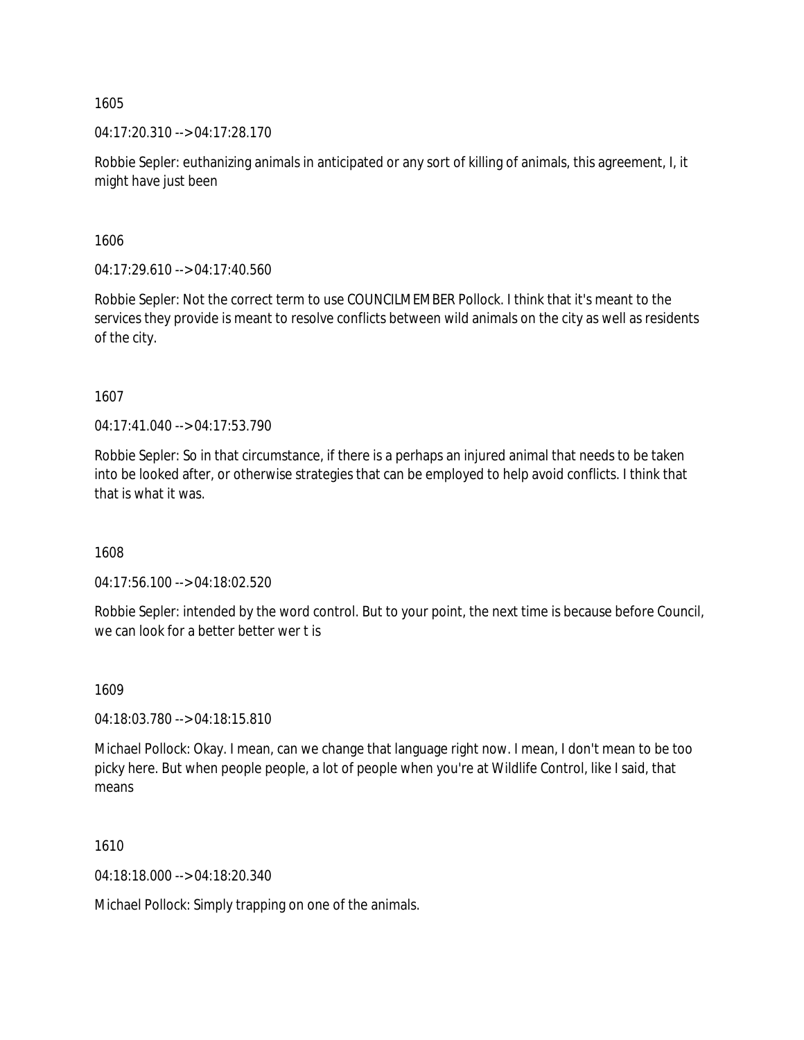1605

04:17:20.310 --> 04:17:28.170

Robbie Sepler: euthanizing animals in anticipated or any sort of killing of animals, this agreement, I, it might have just been

1606

04:17:29.610 --> 04:17:40.560

Robbie Sepler: Not the correct term to use COUNCILMEMBER Pollock. I think that it's meant to the services they provide is meant to resolve conflicts between wild animals on the city as well as residents of the city.

1607

04:17:41.040 --> 04:17:53.790

Robbie Sepler: So in that circumstance, if there is a perhaps an injured animal that needs to be taken into be looked after, or otherwise strategies that can be employed to help avoid conflicts. I think that that is what it was.

1608

04:17:56.100 --> 04:18:02.520

Robbie Sepler: intended by the word control. But to your point, the next time is because before Council, we can look for a better better wer t is

1609

04:18:03.780 --> 04:18:15.810

Michael Pollock: Okay. I mean, can we change that language right now. I mean, I don't mean to be too picky here. But when people people, a lot of people when you're at Wildlife Control, like I said, that means

1610

04:18:18.000 --> 04:18:20.340

Michael Pollock: Simply trapping on one of the animals.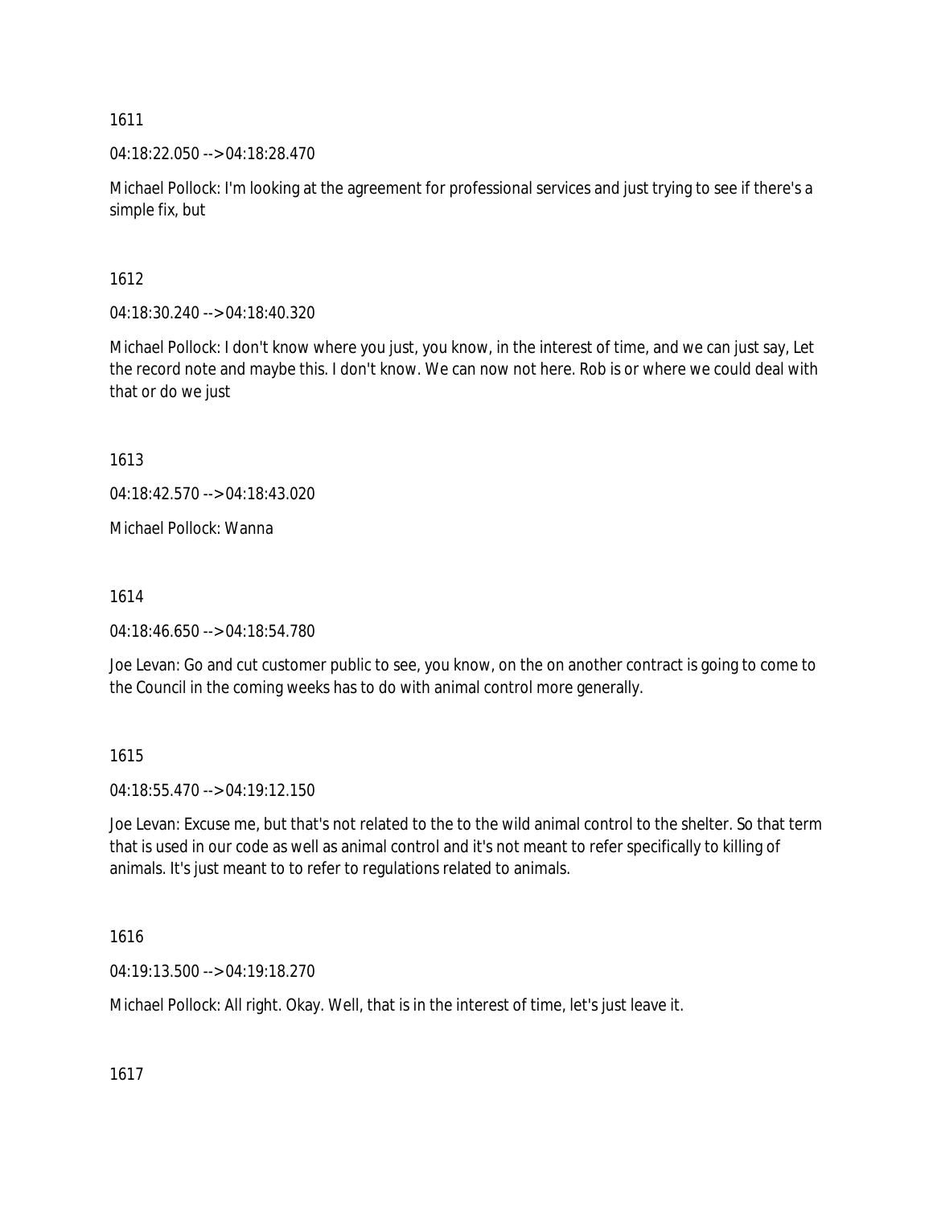1611

04:18:22.050 --> 04:18:28.470

Michael Pollock: I'm looking at the agreement for professional services and just trying to see if there's a simple fix, but

1612

04:18:30.240 --> 04:18:40.320

Michael Pollock: I don't know where you just, you know, in the interest of time, and we can just say, Let the record note and maybe this. I don't know. We can now not here. Rob is or where we could deal with that or do we just

1613

04:18:42.570 --> 04:18:43.020

Michael Pollock: Wanna

1614

04:18:46.650 --> 04:18:54.780

Joe Levan: Go and cut customer public to see, you know, on the on another contract is going to come to the Council in the coming weeks has to do with animal control more generally.

1615

04:18:55.470 --> 04:19:12.150

Joe Levan: Excuse me, but that's not related to the to the wild animal control to the shelter. So that term that is used in our code as well as animal control and it's not meant to refer specifically to killing of animals. It's just meant to to refer to regulations related to animals.

1616

04:19:13.500 --> 04:19:18.270

Michael Pollock: All right. Okay. Well, that is in the interest of time, let's just leave it.

1617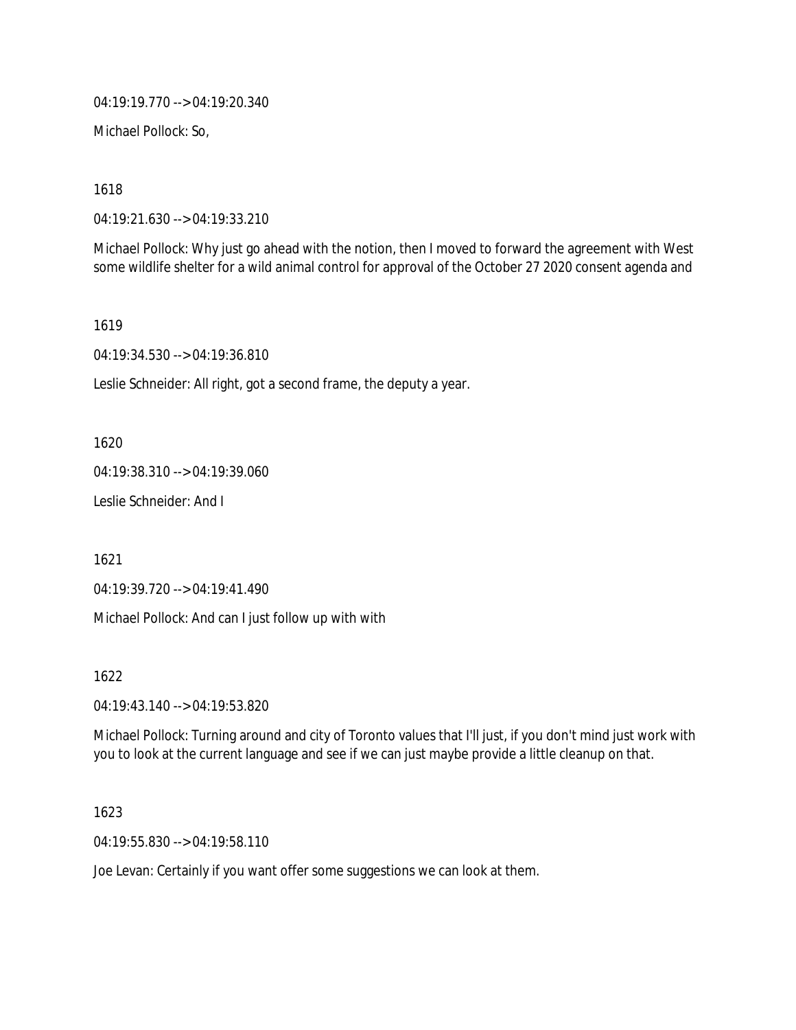04:19:19.770 --> 04:19:20.340

Michael Pollock: So,

1618

04:19:21.630 --> 04:19:33.210

Michael Pollock: Why just go ahead with the notion, then I moved to forward the agreement with West some wildlife shelter for a wild animal control for approval of the October 27 2020 consent agenda and

1619

04:19:34.530 --> 04:19:36.810

Leslie Schneider: All right, got a second frame, the deputy a year.

1620

04:19:38.310 --> 04:19:39.060

Leslie Schneider: And I

1621

04:19:39.720 --> 04:19:41.490

Michael Pollock: And can I just follow up with with

1622

04:19:43.140 --> 04:19:53.820

Michael Pollock: Turning around and city of Toronto values that I'll just, if you don't mind just work with you to look at the current language and see if we can just maybe provide a little cleanup on that.

1623

04:19:55.830 --> 04:19:58.110

Joe Levan: Certainly if you want offer some suggestions we can look at them.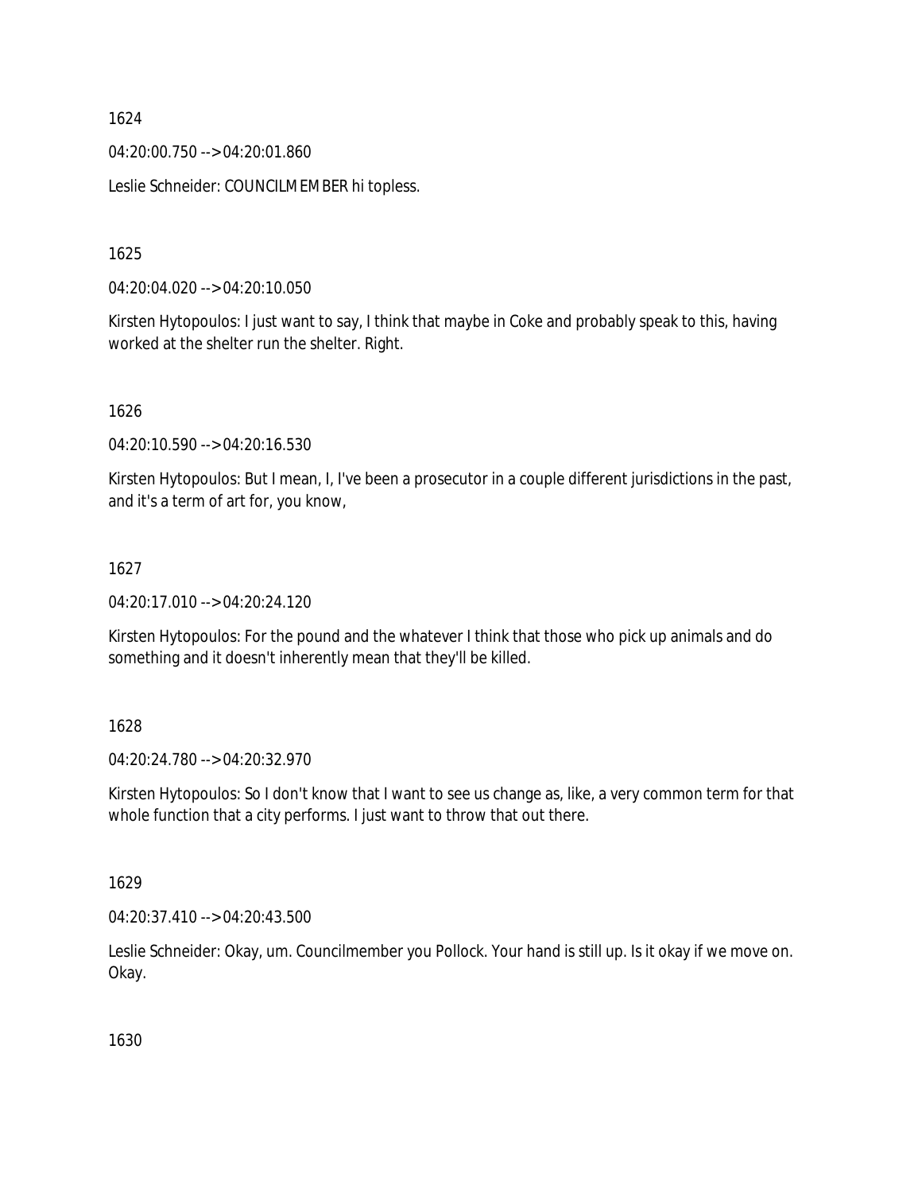1624

04:20:00.750 --> 04:20:01.860

Leslie Schneider: COUNCILMEMBER hi topless.

1625

04:20:04.020 --> 04:20:10.050

Kirsten Hytopoulos: I just want to say, I think that maybe in Coke and probably speak to this, having worked at the shelter run the shelter. Right.

1626

04:20:10.590 --> 04:20:16.530

Kirsten Hytopoulos: But I mean, I, I've been a prosecutor in a couple different jurisdictions in the past, and it's a term of art for, you know,

1627

04:20:17.010 --> 04:20:24.120

Kirsten Hytopoulos: For the pound and the whatever I think that those who pick up animals and do something and it doesn't inherently mean that they'll be killed.

1628

04:20:24.780 --> 04:20:32.970

Kirsten Hytopoulos: So I don't know that I want to see us change as, like, a very common term for that whole function that a city performs. I just want to throw that out there.

1629

04:20:37.410 --> 04:20:43.500

Leslie Schneider: Okay, um. Councilmember you Pollock. Your hand is still up. Is it okay if we move on. Okay.

1630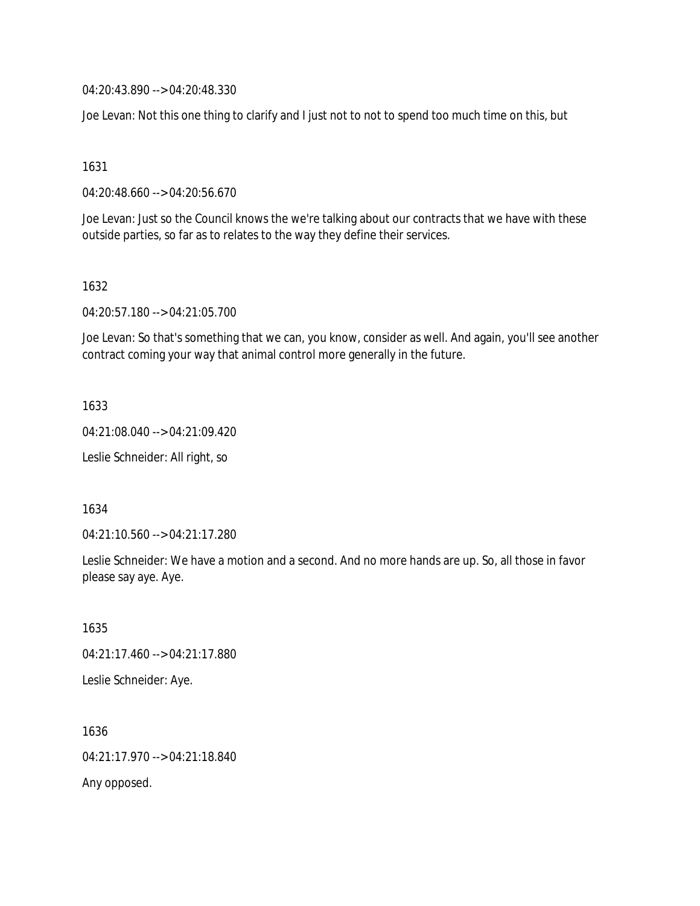04:20:43.890 --> 04:20:48.330

Joe Levan: Not this one thing to clarify and I just not to not to spend too much time on this, but

1631

04:20:48.660 --> 04:20:56.670

Joe Levan: Just so the Council knows the we're talking about our contracts that we have with these outside parties, so far as to relates to the way they define their services.

1632

04:20:57.180 --> 04:21:05.700

Joe Levan: So that's something that we can, you know, consider as well. And again, you'll see another contract coming your way that animal control more generally in the future.

1633

04:21:08.040 --> 04:21:09.420

Leslie Schneider: All right, so

1634

04:21:10.560 --> 04:21:17.280

Leslie Schneider: We have a motion and a second. And no more hands are up. So, all those in favor please say aye. Aye.

1635

04:21:17.460 --> 04:21:17.880

Leslie Schneider: Aye.

1636

04:21:17.970 --> 04:21:18.840

Any opposed.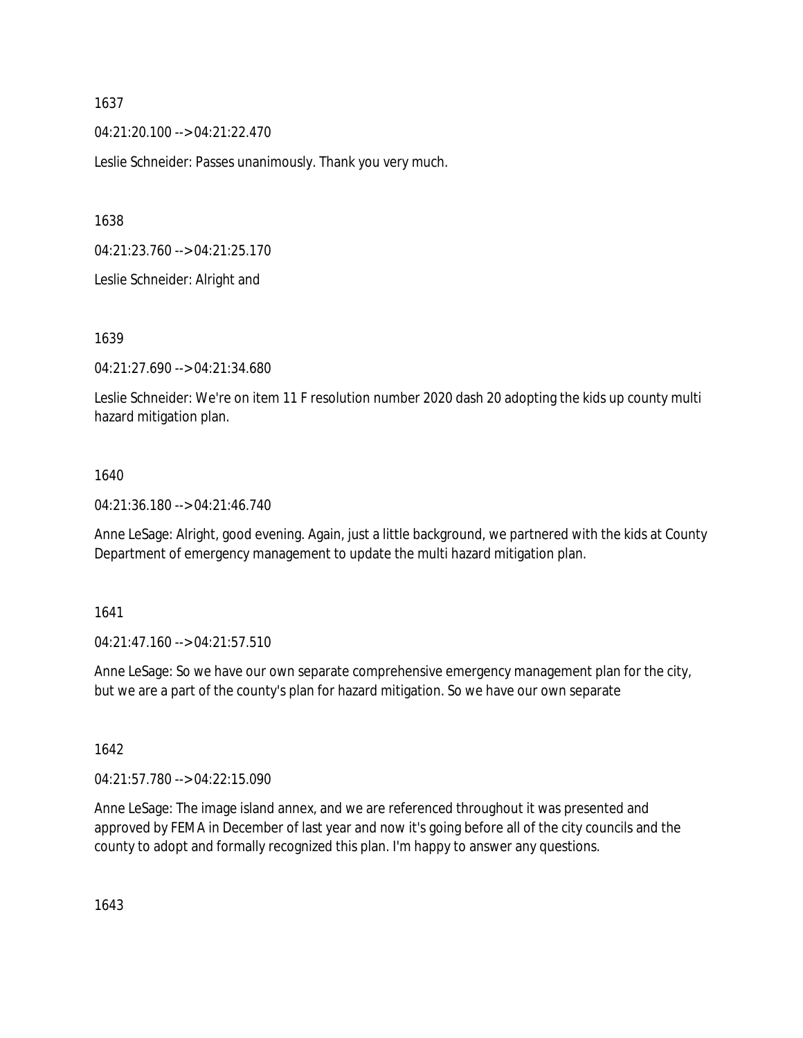1637

04:21:20.100 --> 04:21:22.470

Leslie Schneider: Passes unanimously. Thank you very much.

1638

04:21:23.760 --> 04:21:25.170

Leslie Schneider: Alright and

1639

04:21:27.690 --> 04:21:34.680

Leslie Schneider: We're on item 11 F resolution number 2020 dash 20 adopting the kids up county multi hazard mitigation plan.

1640

04:21:36.180 --> 04:21:46.740

Anne LeSage: Alright, good evening. Again, just a little background, we partnered with the kids at County Department of emergency management to update the multi hazard mitigation plan.

1641

04:21:47.160 --> 04:21:57.510

Anne LeSage: So we have our own separate comprehensive emergency management plan for the city, but we are a part of the county's plan for hazard mitigation. So we have our own separate

1642

04:21:57.780 --> 04:22:15.090

Anne LeSage: The image island annex, and we are referenced throughout it was presented and approved by FEMA in December of last year and now it's going before all of the city councils and the county to adopt and formally recognized this plan. I'm happy to answer any questions.

1643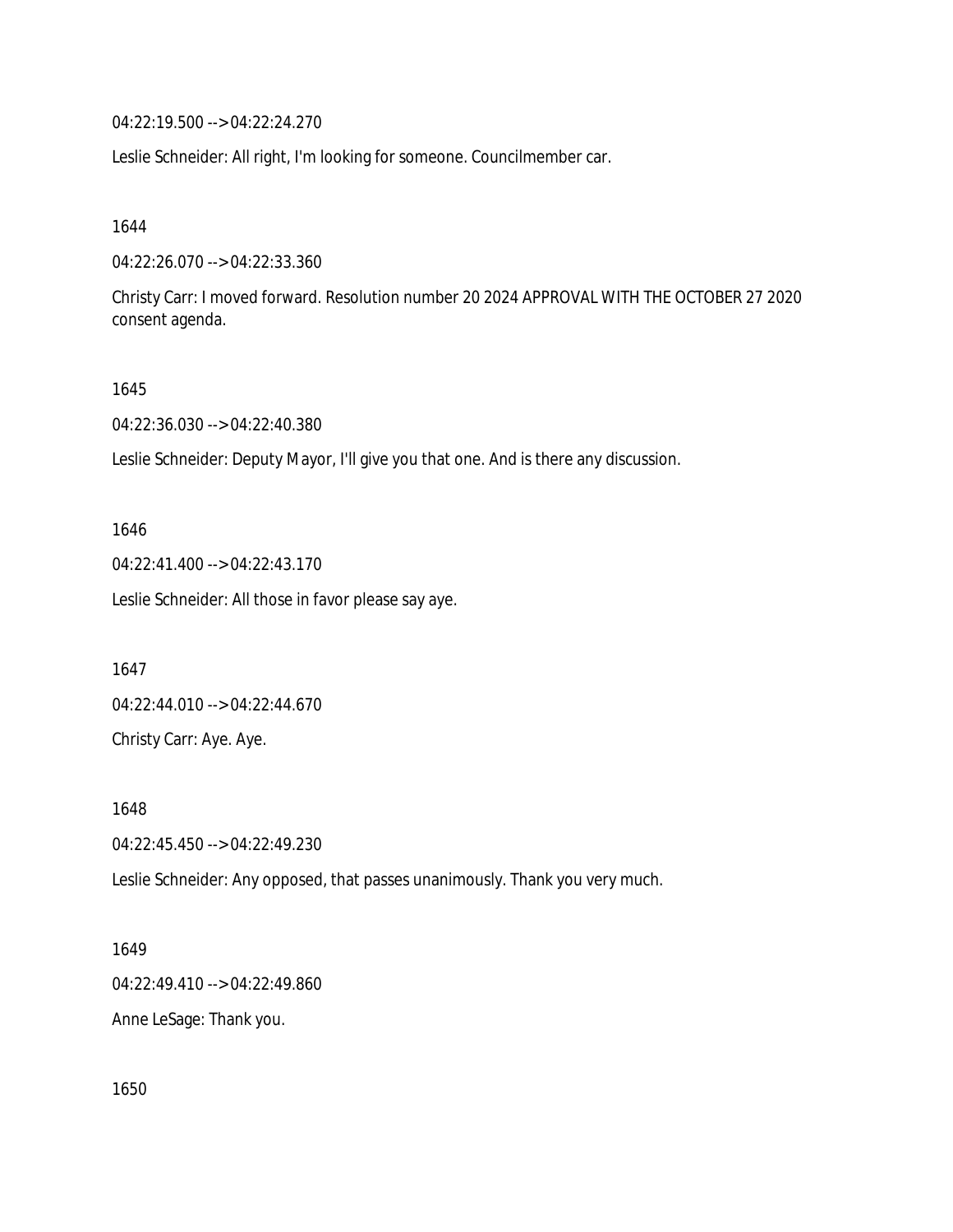04:22:19.500 --> 04:22:24.270

Leslie Schneider: All right, I'm looking for someone. Councilmember car.

1644

04:22:26.070 --> 04:22:33.360

Christy Carr: I moved forward. Resolution number 20 2024 APPROVAL WITH THE OCTOBER 27 2020 consent agenda.

1645

04:22:36.030 --> 04:22:40.380

Leslie Schneider: Deputy Mayor, I'll give you that one. And is there any discussion.

1646

04:22:41.400 --> 04:22:43.170

Leslie Schneider: All those in favor please say aye.

1647

04:22:44.010 --> 04:22:44.670

Christy Carr: Aye. Aye.

1648

04:22:45.450 --> 04:22:49.230

Leslie Schneider: Any opposed, that passes unanimously. Thank you very much.

1649

04:22:49.410 --> 04:22:49.860

Anne LeSage: Thank you.

1650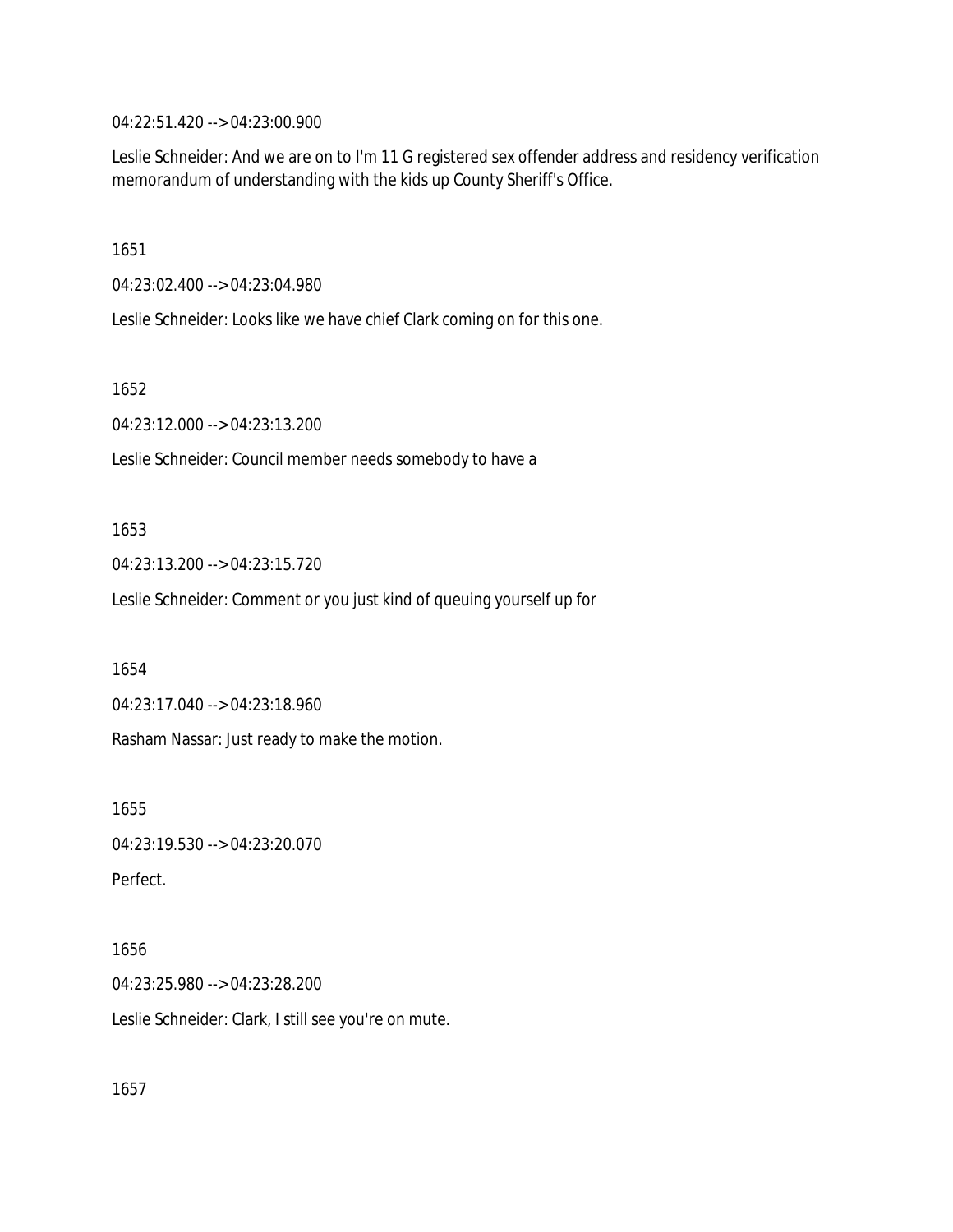04:22:51.420 --> 04:23:00.900

Leslie Schneider: And we are on to I'm 11 G registered sex offender address and residency verification memorandum of understanding with the kids up County Sheriff's Office.

1651

04:23:02.400 --> 04:23:04.980

Leslie Schneider: Looks like we have chief Clark coming on for this one.

1652

04:23:12.000 --> 04:23:13.200

Leslie Schneider: Council member needs somebody to have a

1653

04:23:13.200 --> 04:23:15.720

Leslie Schneider: Comment or you just kind of queuing yourself up for

1654

04:23:17.040 --> 04:23:18.960

Rasham Nassar: Just ready to make the motion.

1655

04:23:19.530 --> 04:23:20.070

Perfect.

1656

04:23:25.980 --> 04:23:28.200

Leslie Schneider: Clark, I still see you're on mute.

1657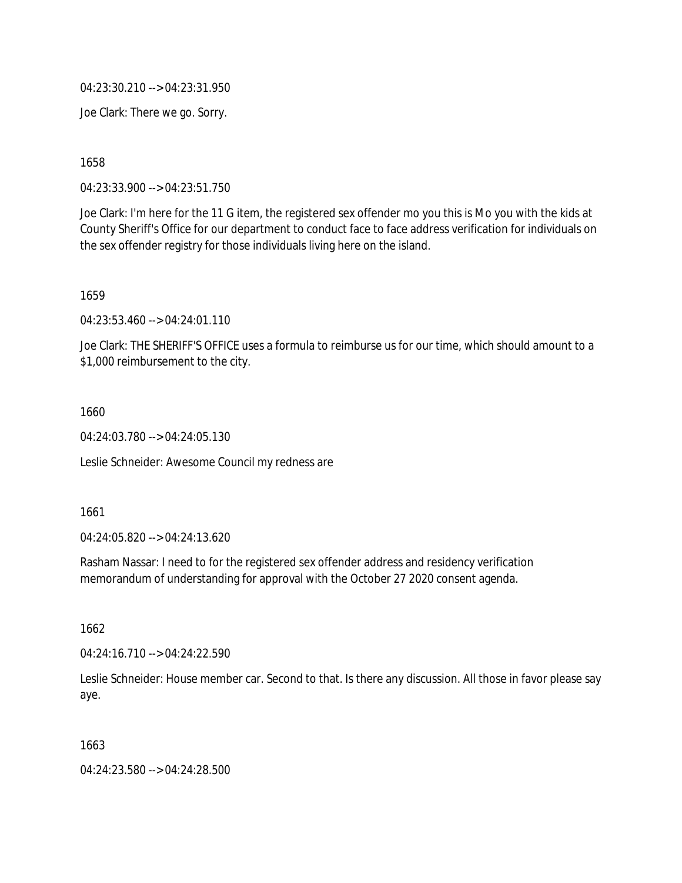04:23:30.210 --> 04:23:31.950

Joe Clark: There we go. Sorry.

1658

04:23:33.900 --> 04:23:51.750

Joe Clark: I'm here for the 11 G item, the registered sex offender mo you this is M o you with the kids at County Sheriff's Office for our department to conduct face to face address verification for individuals on the sex offender registry for those individuals living here on the island.

1659

04:23:53.460 --> 04:24:01.110

Joe Clark: THE SHERIFF'S OFFICE uses a formula to reimburse us for our time, which should amount to a $1,000 reimbursement to the city.

1660

04:24:03.780 --> 04:24:05.130

Leslie Schneider: Awesome Council my redness are

1661

04:24:05.820 --> 04:24:13.620

Rasham Nassar: I need to for the registered sex offender address and residency verification memorandum of understanding for approval with the October 27 2020 consent agenda.

1662

04:24:16.710 --> 04:24:22.590

Leslie Schneider: House member car. Second to that. Is there any discussion. All those in favor please say aye.

1663

04:24:23.580 --> 04:24:28.500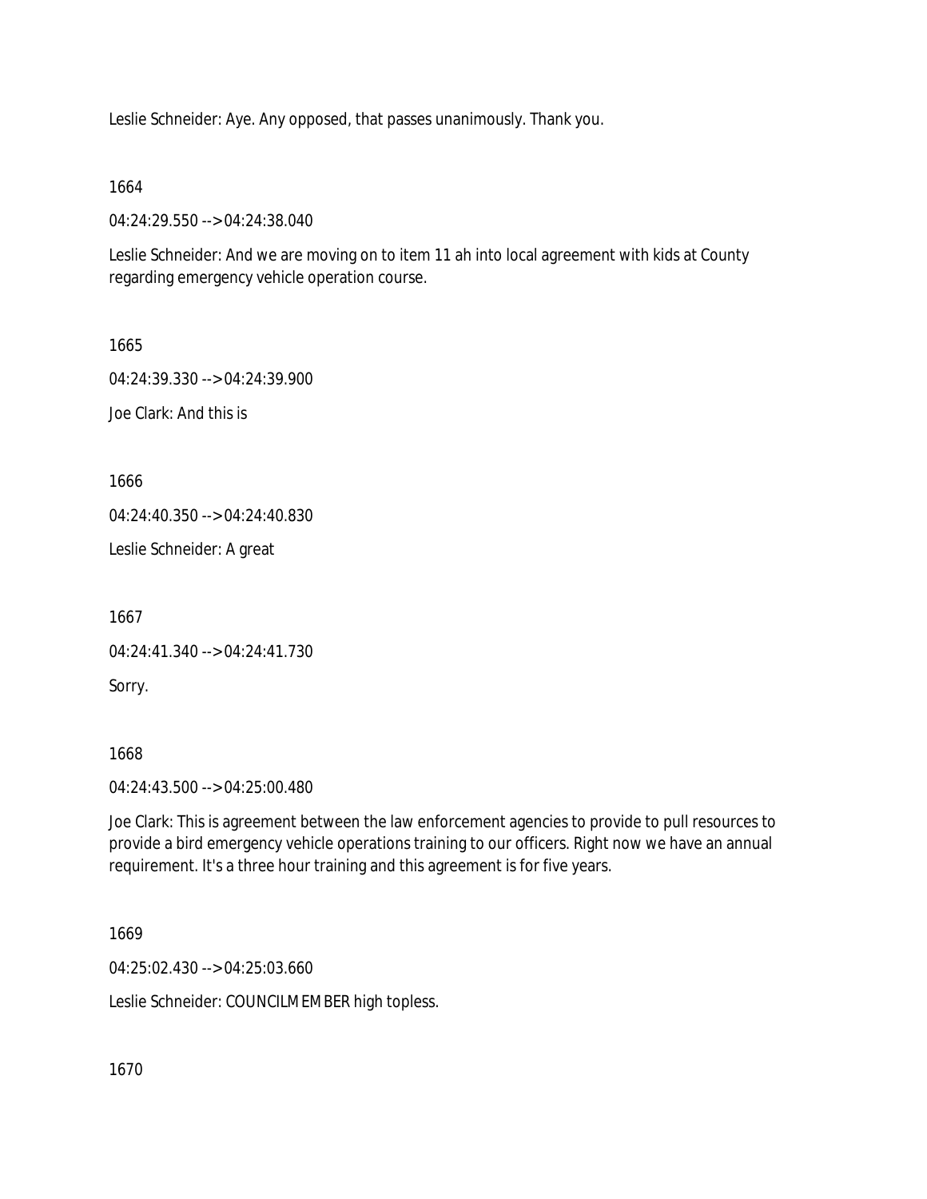Leslie Schneider: Aye. Any opposed, that passes unanimously. Thank you.

1664

04:24:29.550 --> 04:24:38.040

Leslie Schneider: And we are moving on to item 11 ah into local agreement with kids at County regarding emergency vehicle operation course.

1665

04:24:39.330 --> 04:24:39.900

Joe Clark: And this is

1666

04:24:40.350 --> 04:24:40.830

Leslie Schneider: A great

1667

04:24:41.340 --> 04:24:41.730

Sorry.

1668

04:24:43.500 --> 04:25:00.480

Joe Clark: This is agreement between the law enforcement agencies to provide to pull resources to provide a bird emergency vehicle operations training to our officers. Right now we have an annual requirement. It's a three hour training and this agreement is for five years.

1669

04:25:02.430 --> 04:25:03.660

Leslie Schneider: COUNCILMEMBER high topless.

1670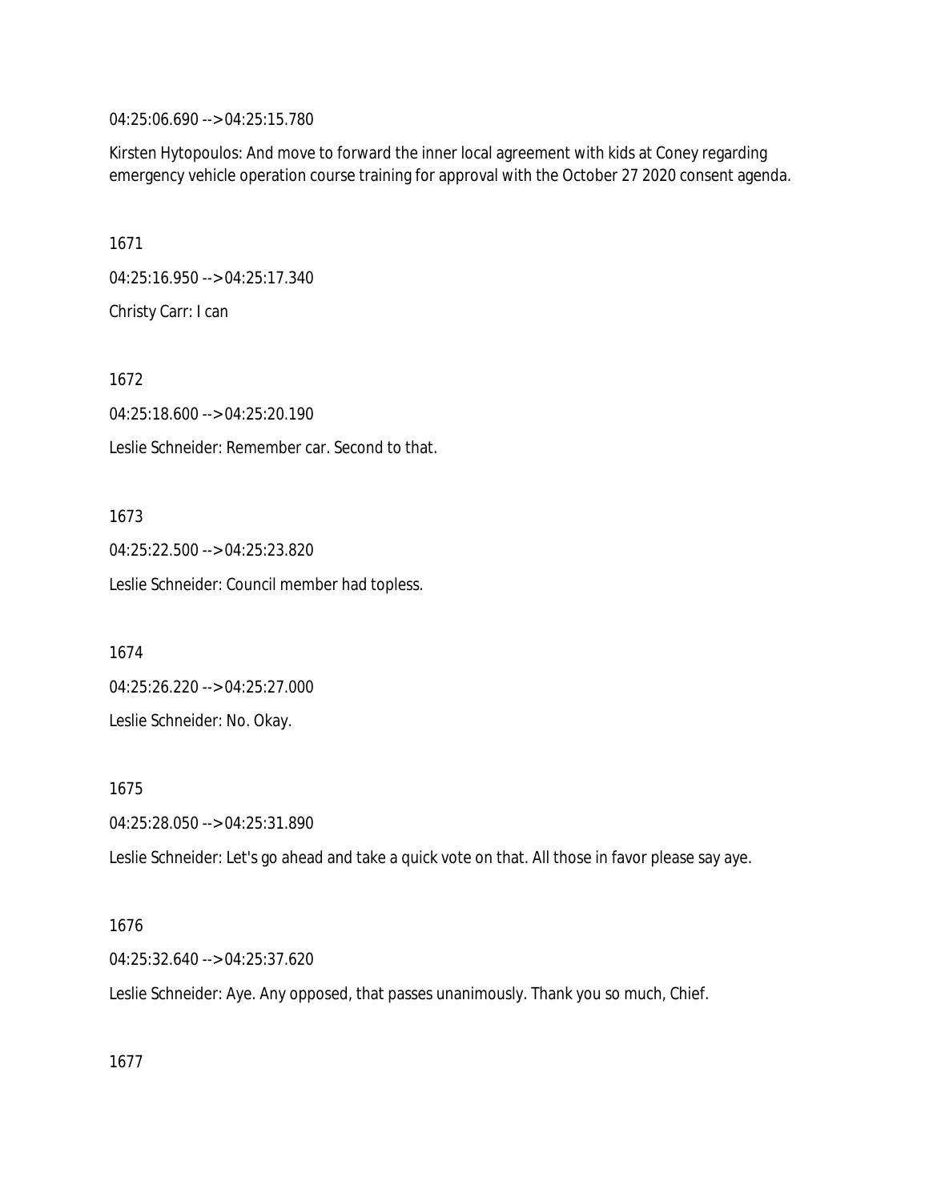04:25:06.690 --> 04:25:15.780

Kirsten Hytopoulos: And move to forward the inner local agreement with kids at Coney regarding emergency vehicle operation course training for approval with the October 27 2020 consent agenda.

1671

04:25:16.950 --> 04:25:17.340

Christy Carr: I can

1672

04:25:18.600 --> 04:25:20.190

Leslie Schneider: Remember car. Second to that.

1673

04:25:22.500 --> 04:25:23.820

Leslie Schneider: Council member had topless.

1674

04:25:26.220 --> 04:25:27.000

Leslie Schneider: No. Okay.

1675

04:25:28.050 --> 04:25:31.890

Leslie Schneider: Let's go ahead and take a quick vote on that. All those in favor please say aye.

1676

04:25:32.640 --> 04:25:37.620

Leslie Schneider: Aye. Any opposed, that passes unanimously. Thank you so much, Chief.

1677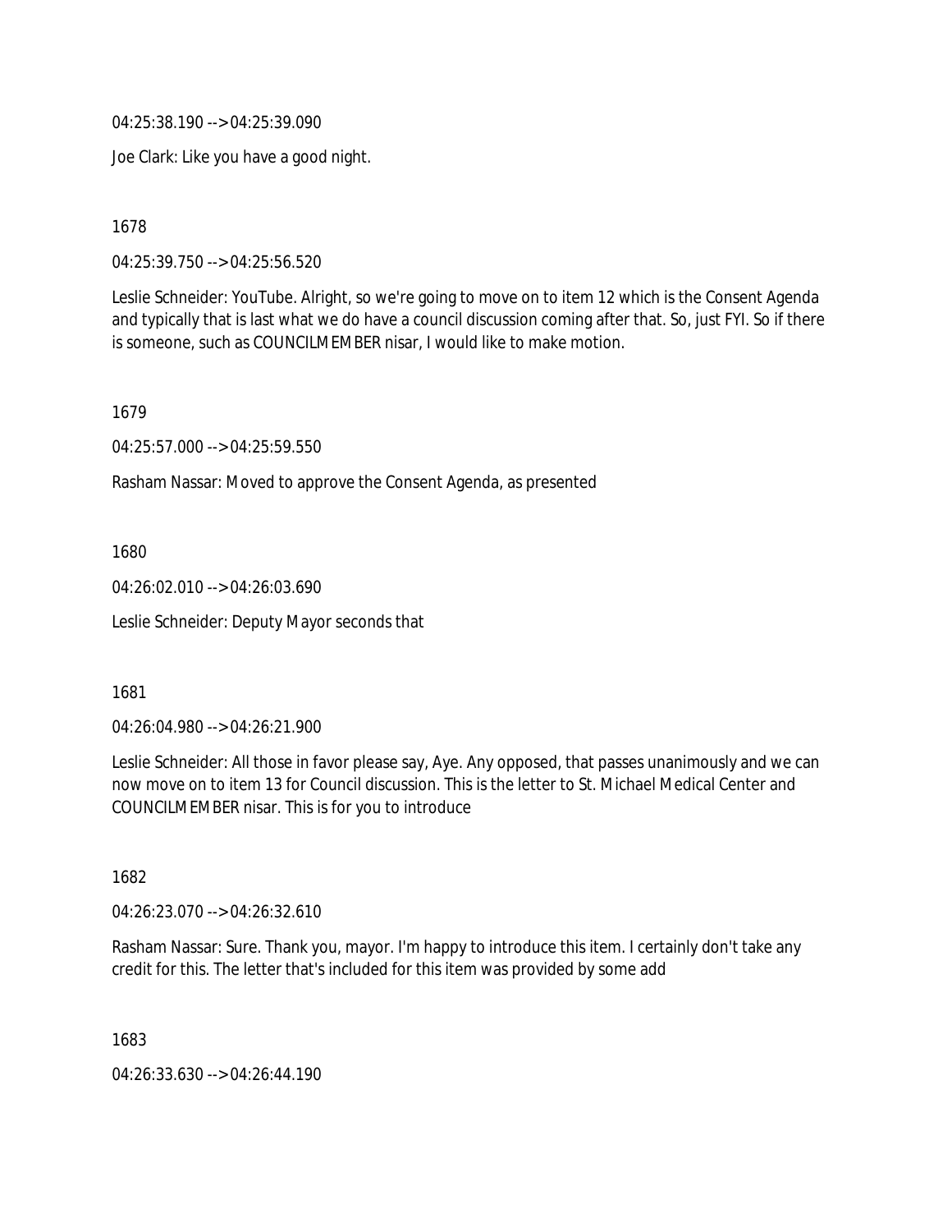04:25:38.190 --> 04:25:39.090

Joe Clark: Like you have a good night.

1678

04:25:39.750 --> 04:25:56.520

Leslie Schneider: YouTube. Alright, so we're going to move on to item 12 which is the Consent Agenda and typically that is last what we do have a council discussion coming after that. So, just FYI. So if there is someone, such as COUNCILMEMBER nisar, I would like to make motion.

1679

04:25:57.000 --> 04:25:59.550

Rasham Nassar: Moved to approve the Consent Agenda, as presented

1680

04:26:02.010 --> 04:26:03.690

Leslie Schneider: Deputy Mayor seconds that

1681

04:26:04.980 --> 04:26:21.900

Leslie Schneider: All those in favor please say, Aye. Any opposed, that passes unanimously and we can now move on to item 13 for Council discussion. This is the letter to St. Michael Medical Center and COUNCILMEMBER nisar. This is for you to introduce

1682

04:26:23.070 --> 04:26:32.610

Rasham Nassar: Sure. Thank you, mayor. I'm happy to introduce this item. I certainly don't take any credit for this. The letter that's included for this item was provided by some add

1683

04:26:33.630 --> 04:26:44.190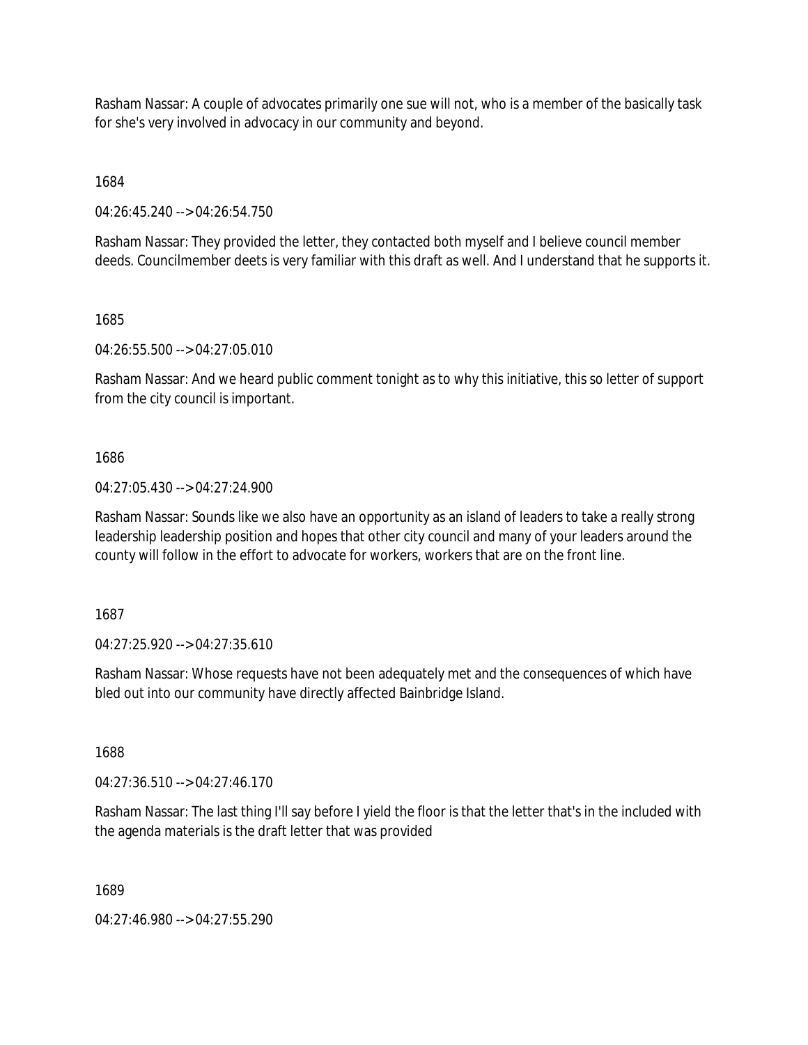Rasham Nassar: A couple of advocates primarily one sue will not, who is a member of the basically task for she's very involved in advocacy in our community and beyond.

1684

04:26:45.240 --> 04:26:54.750

Rasham Nassar: They provided the letter, they contacted both myself and I believe council member deeds. Councilmember deets is very familiar with this draft as well. And I understand that he supports it.

1685

04:26:55.500 --> 04:27:05.010

Rasham Nassar: And we heard public comment tonight as to why this initiative, this so letter of support from the city council is important.

1686

04:27:05.430 --> 04:27:24.900

Rasham Nassar: Sounds like we also have an opportunity as an island of leaders to take a really strong leadership leadership position and hopes that other city council and many of your leaders around the county will follow in the effort to advocate for workers, workers that are on the front line.

1687

04:27:25.920 --> 04:27:35.610

Rasham Nassar: Whose requests have not been adequately met and the consequences of which have bled out into our community have directly affected Bainbridge Island.

1688

04:27:36.510 --> 04:27:46.170

Rasham Nassar: The last thing I'll say before I yield the floor is that the letter that's in the included with the agenda materials is the draft letter that was provided

1689

04:27:46.980 --> 04:27:55.290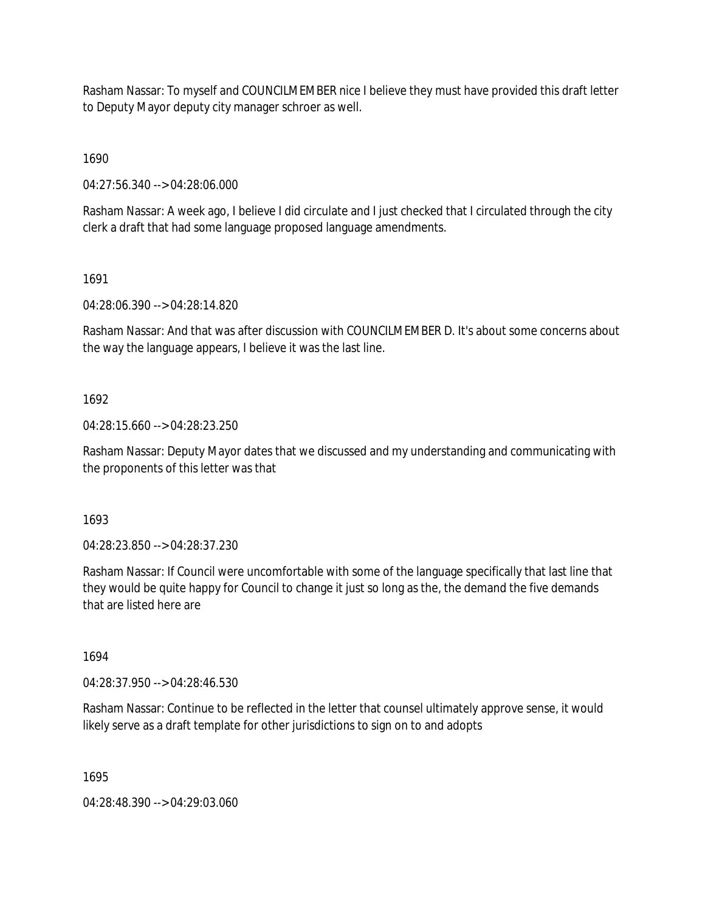Rasham Nassar: To myself and COUNCILMEMBER nice I believe they must have provided this draft letter to Deputy Mayor deputy city manager schroer as well.

1690

04:27:56.340 --> 04:28:06.000

Rasham Nassar: A week ago, I believe I did circulate and I just checked that I circulated through the city clerk a draft that had some language proposed language amendments.

1691

04:28:06.390 --> 04:28:14.820

Rasham Nassar: And that was after discussion with COUNCILMEMBER D. It's about some concerns about the way the language appears, I believe it was the last line.

1692

04:28:15.660 --> 04:28:23.250

Rasham Nassar: Deputy Mayor dates that we discussed and my understanding and communicating with the proponents of this letter was that

1693

04:28:23.850 --> 04:28:37.230

Rasham Nassar: If Council were uncomfortable with some of the language specifically that last line that they would be quite happy for Council to change it just so long as the, the demand the five demands that are listed here are

1694

04:28:37.950 --> 04:28:46.530

Rasham Nassar: Continue to be reflected in the letter that counsel ultimately approve sense, it would likely serve as a draft template for other jurisdictions to sign on to and adopts

1695

04:28:48.390 --> 04:29:03.060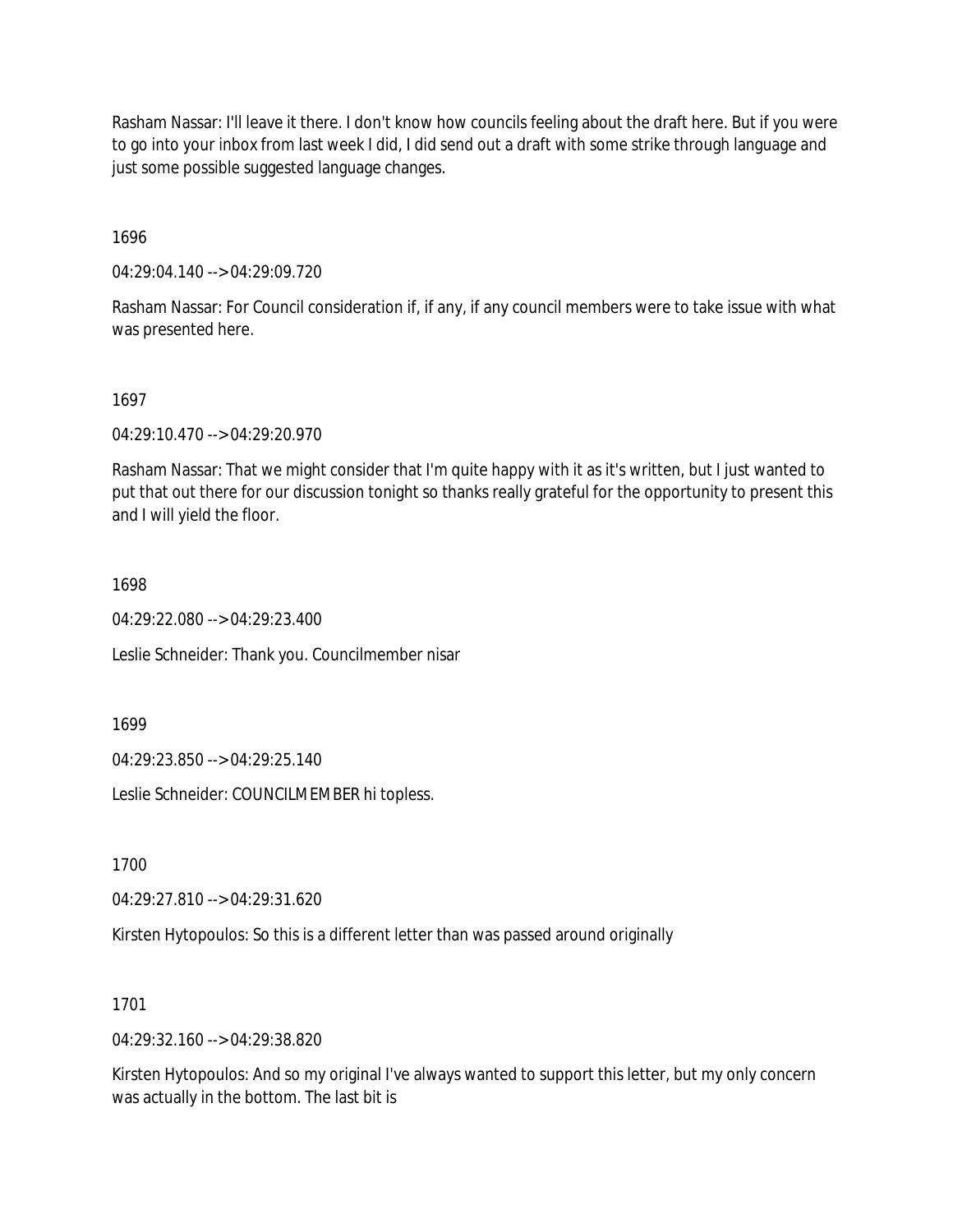Rasham Nassar: I'll leave it there. I don't know how councils feeling about the draft here. But if you were to go into your inbox from last week I did, I did send out a draft with some strike through language and just some possible suggested language changes.

1696

04:29:04.140 --> 04:29:09.720

Rasham Nassar: For Council consideration if, if any, if any council members were to take issue with what was presented here.

1697

04:29:10.470 --> 04:29:20.970

Rasham Nassar: That we might consider that I'm quite happy with it as it's written, but I just wanted to put that out there for our discussion tonight so thanks really grateful for the opportunity to present this and I will yield the floor.

1698

04:29:22.080 --> 04:29:23.400

Leslie Schneider: Thank you. Councilmember nisar

1699

04:29:23.850 --> 04:29:25.140

Leslie Schneider: COUNCILMEMBER hi topless.

1700

04:29:27.810 --> 04:29:31.620

Kirsten Hytopoulos: So this is a different letter than was passed around originally

1701

04:29:32.160 --> 04:29:38.820

Kirsten Hytopoulos: And so my original I've always wanted to support this letter, but my only concern was actually in the bottom. The last bit is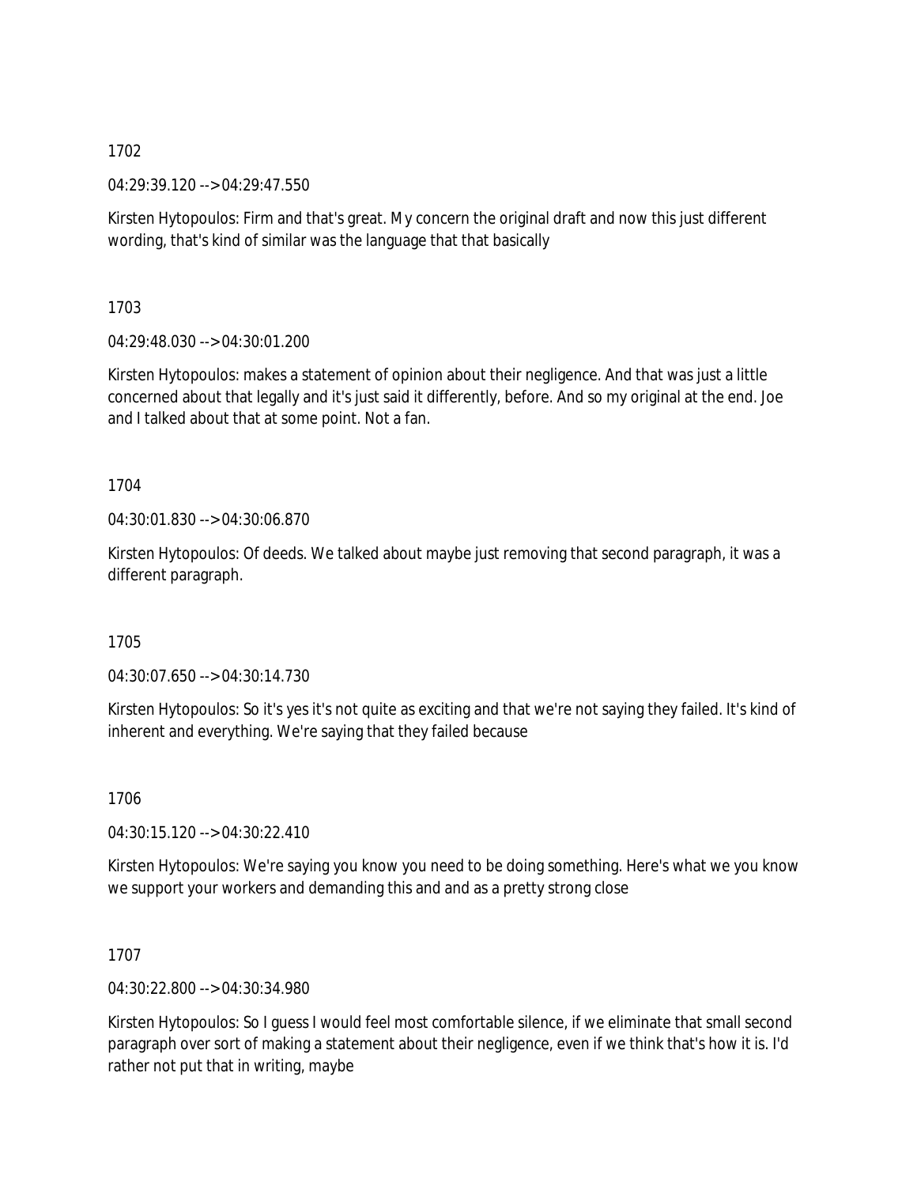1702

04:29:39.120 --> 04:29:47.550

Kirsten Hytopoulos: Firm and that's great. My concern the original draft and now this just different wording, that's kind of similar was the language that that basically

1703

04:29:48.030 --> 04:30:01.200

Kirsten Hytopoulos: makes a statement of opinion about their negligence. And that was just a little concerned about that legally and it's just said it differently, before. And so my original at the end. Joe and I talked about that at some point. Not a fan.

1704

04:30:01.830 --> 04:30:06.870

Kirsten Hytopoulos: Of deeds. We talked about maybe just removing that second paragraph, it was a different paragraph.

1705

04:30:07.650 --> 04:30:14.730

Kirsten Hytopoulos: So it's yes it's not quite as exciting and that we're not saying they failed. It's kind of inherent and everything. We're saying that they failed because

1706

04:30:15.120 --> 04:30:22.410

Kirsten Hytopoulos: We're saying you know you need to be doing something. Here's what we you know we support your workers and demanding this and and as a pretty strong close

1707

04:30:22.800 --> 04:30:34.980

Kirsten Hytopoulos: So I guess I would feel most comfortable silence, if we eliminate that small second paragraph over sort of making a statement about their negligence, even if we think that's how it is. I'd rather not put that in writing, maybe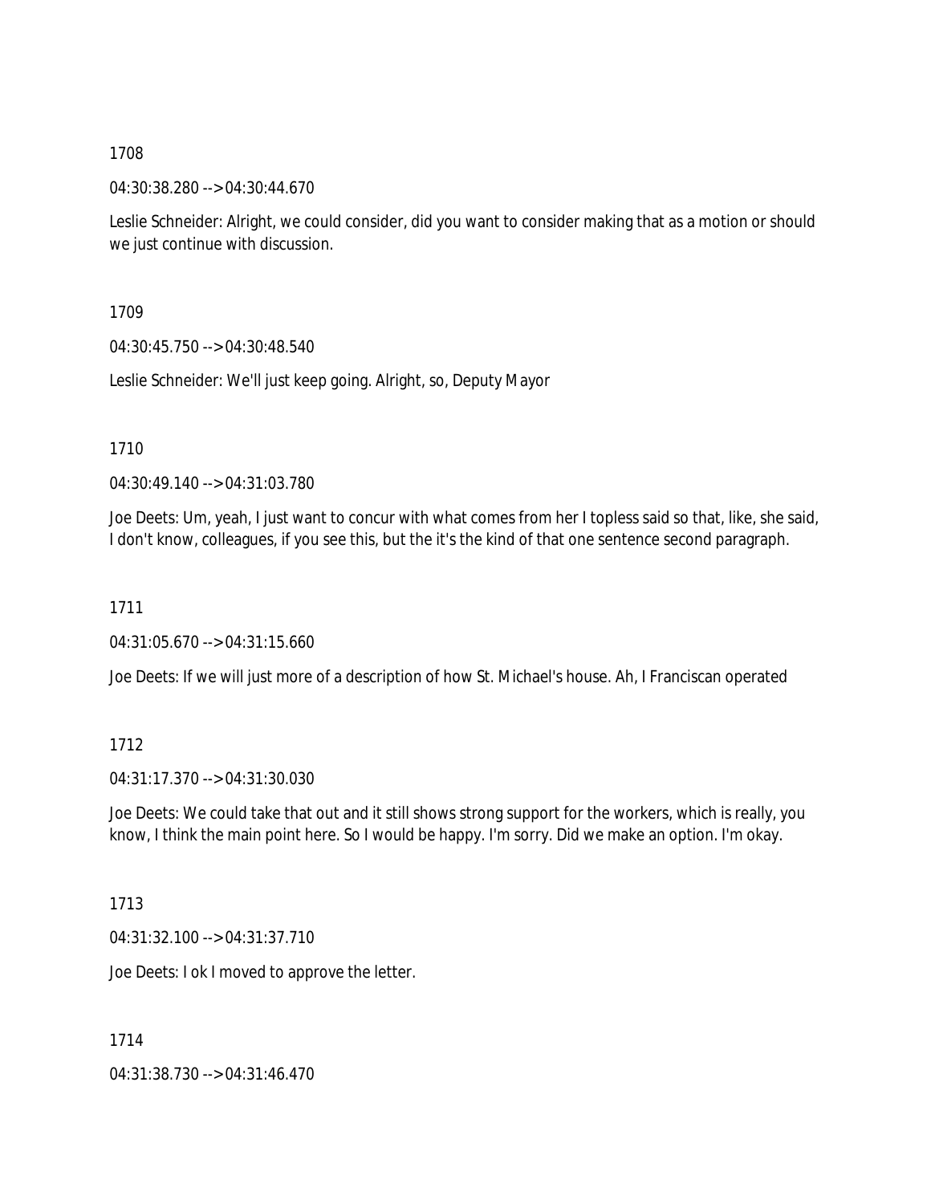1708

04:30:38.280 --> 04:30:44.670

Leslie Schneider: Alright, we could consider, did you want to consider making that as a motion or should we just continue with discussion.

1709

04:30:45.750 --> 04:30:48.540

Leslie Schneider: We'll just keep going. Alright, so, Deputy Mayor

1710

04:30:49.140 --> 04:31:03.780

Joe Deets: Um, yeah, I just want to concur with what comes from her I topless said so that, like, she said, I don't know, colleagues, if you see this, but the it's the kind of that one sentence second paragraph.

1711

04:31:05.670 --> 04:31:15.660

Joe Deets: If we will just more of a description of how St. Michael's house. Ah, I Franciscan operated

1712

04:31:17.370 --> 04:31:30.030

Joe Deets: We could take that out and it still shows strong support for the workers, which is really, you know, I think the main point here. So I would be happy. I'm sorry. Did we make an option. I'm okay.

1713

04:31:32.100 --> 04:31:37.710

Joe Deets: I ok I moved to approve the letter.

1714

04:31:38.730 --> 04:31:46.470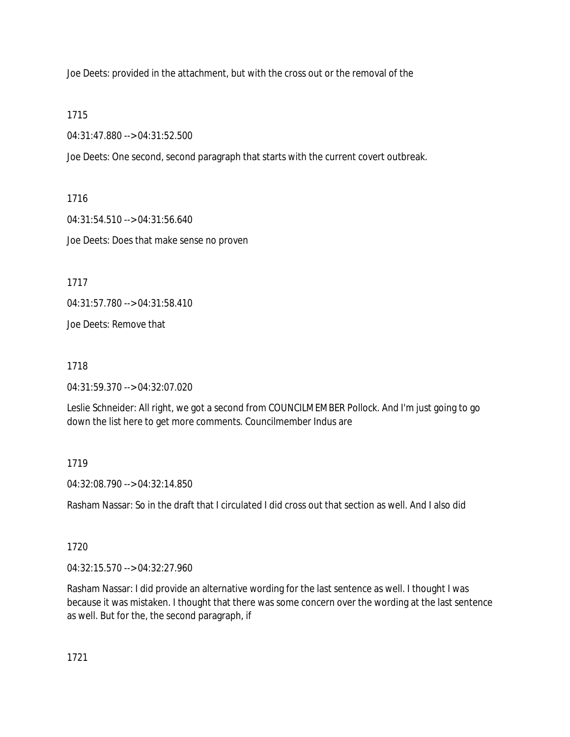Joe Deets: provided in the attachment, but with the cross out or the removal of the

1715

04:31:47.880 --> 04:31:52.500

Joe Deets: One second, second paragraph that starts with the current covert outbreak.

1716

04:31:54.510 --> 04:31:56.640

Joe Deets: Does that make sense no proven

1717

04:31:57.780 --> 04:31:58.410

Joe Deets: Remove that

1718

04:31:59.370 --> 04:32:07.020

Leslie Schneider: All right, we got a second from COUNCILMEMBER Pollock. And I'm just going to go down the list here to get more comments. Councilmember Indus are

1719

04:32:08.790 --> 04:32:14.850

Rasham Nassar: So in the draft that I circulated I did cross out that section as well. And I also did

1720

04:32:15.570 --> 04:32:27.960

Rasham Nassar: I did provide an alternative wording for the last sentence as well. I thought I was because it was mistaken. I thought that there was some concern over the wording at the last sentence as well. But for the, the second paragraph, if

1721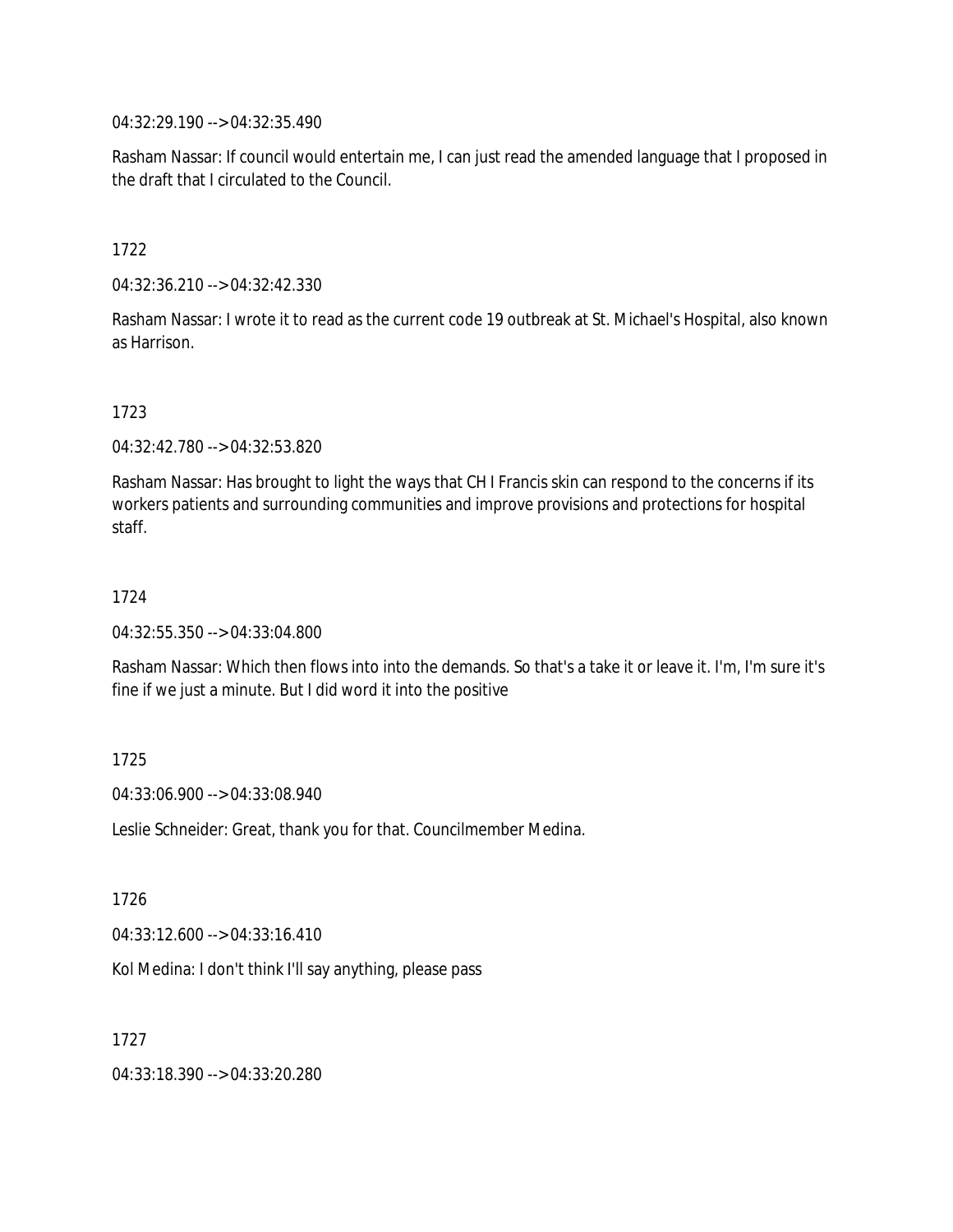04:32:29.190 --> 04:32:35.490

Rasham Nassar: If council would entertain me, I can just read the amended language that I proposed in the draft that I circulated to the Council.

1722

04:32:36.210 --> 04:32:42.330

Rasham Nassar: I wrote it to read as the current code 19 outbreak at St. Michael's Hospital, also known as Harrison.

1723

04:32:42.780 --> 04:32:53.820

Rasham Nassar: Has brought to light the ways that CH I Francis skin can respond to the concerns if its workers patients and surrounding communities and improve provisions and protections for hospital staff.

1724

04:32:55.350 --> 04:33:04.800

Rasham Nassar: Which then flows into into the demands. So that's a take it or leave it. I'm, I'm sure it's fine if we just a minute. But I did word it into the positive

1725

04:33:06.900 --> 04:33:08.940

Leslie Schneider: Great, thank you for that. Councilmember Medina.

1726

04:33:12.600 --> 04:33:16.410

Kol Medina: I don't think I'll say anything, please pass

1727

04:33:18.390 --> 04:33:20.280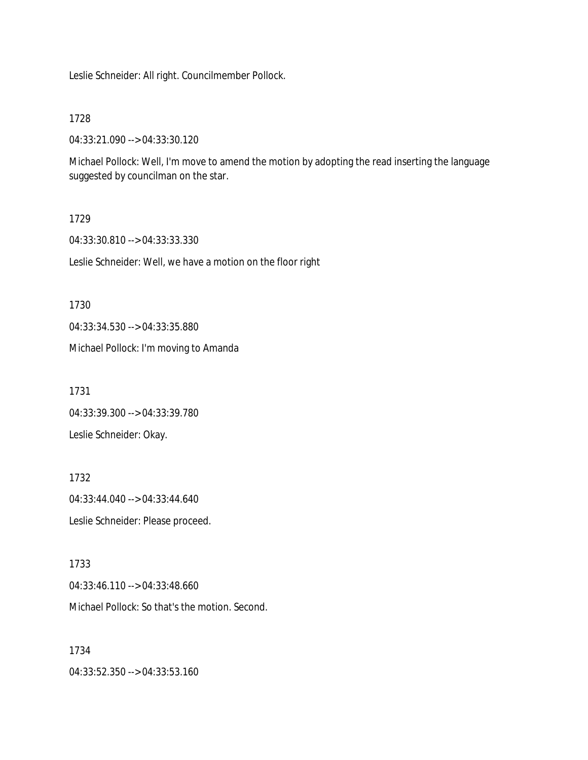Leslie Schneider: All right. Councilmember Pollock.

1728

04:33:21.090 --> 04:33:30.120

Michael Pollock: Well, I'm move to amend the motion by adopting the read inserting the language suggested by councilman on the star.

1729

04:33:30.810 --> 04:33:33.330

Leslie Schneider: Well, we have a motion on the floor right

1730

04:33:34.530 --> 04:33:35.880

Michael Pollock: I'm moving to Amanda

1731

04:33:39.300 --> 04:33:39.780

Leslie Schneider: Okay.

1732

04:33:44.040 --> 04:33:44.640

Leslie Schneider: Please proceed.

1733

04:33:46.110 --> 04:33:48.660

Michael Pollock: So that's the motion. Second.

1734

04:33:52.350 --> 04:33:53.160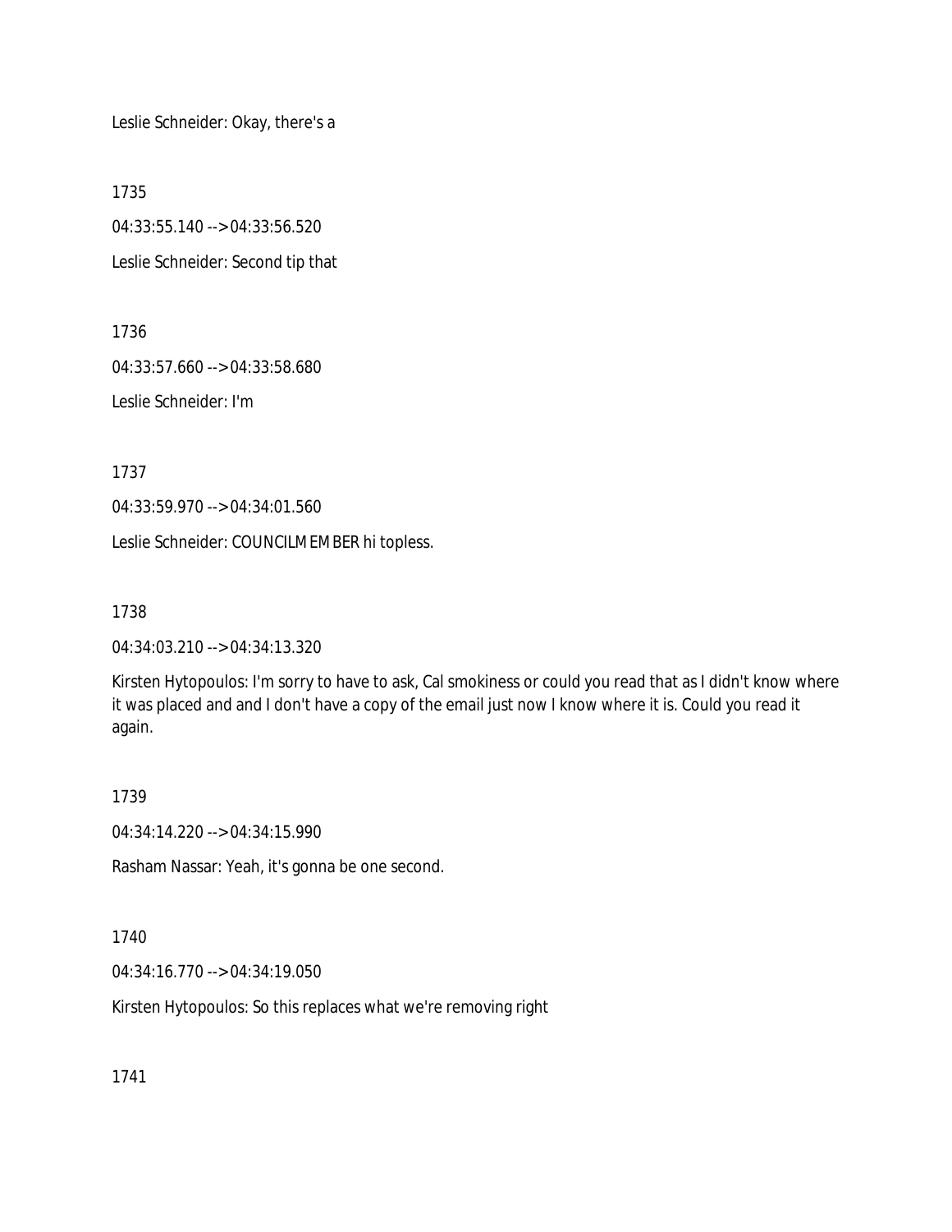Leslie Schneider: Okay, there's a

1735

04:33:55.140 --> 04:33:56.520

Leslie Schneider: Second tip that

1736

04:33:57.660 --> 04:33:58.680

Leslie Schneider: I'm

1737

04:33:59.970 --> 04:34:01.560

Leslie Schneider: COUNCILMEMBER hi topless.

1738

04:34:03.210 --> 04:34:13.320

Kirsten Hytopoulos: I'm sorry to have to ask, Cal smokiness or could you read that as I didn't know where it was placed and and I don't have a copy of the email just now I know where it is. Could you read it again.

1739

04:34:14.220 --> 04:34:15.990

Rasham Nassar: Yeah, it's gonna be one second.

1740

04:34:16.770 --> 04:34:19.050

Kirsten Hytopoulos: So this replaces what we're removing right

1741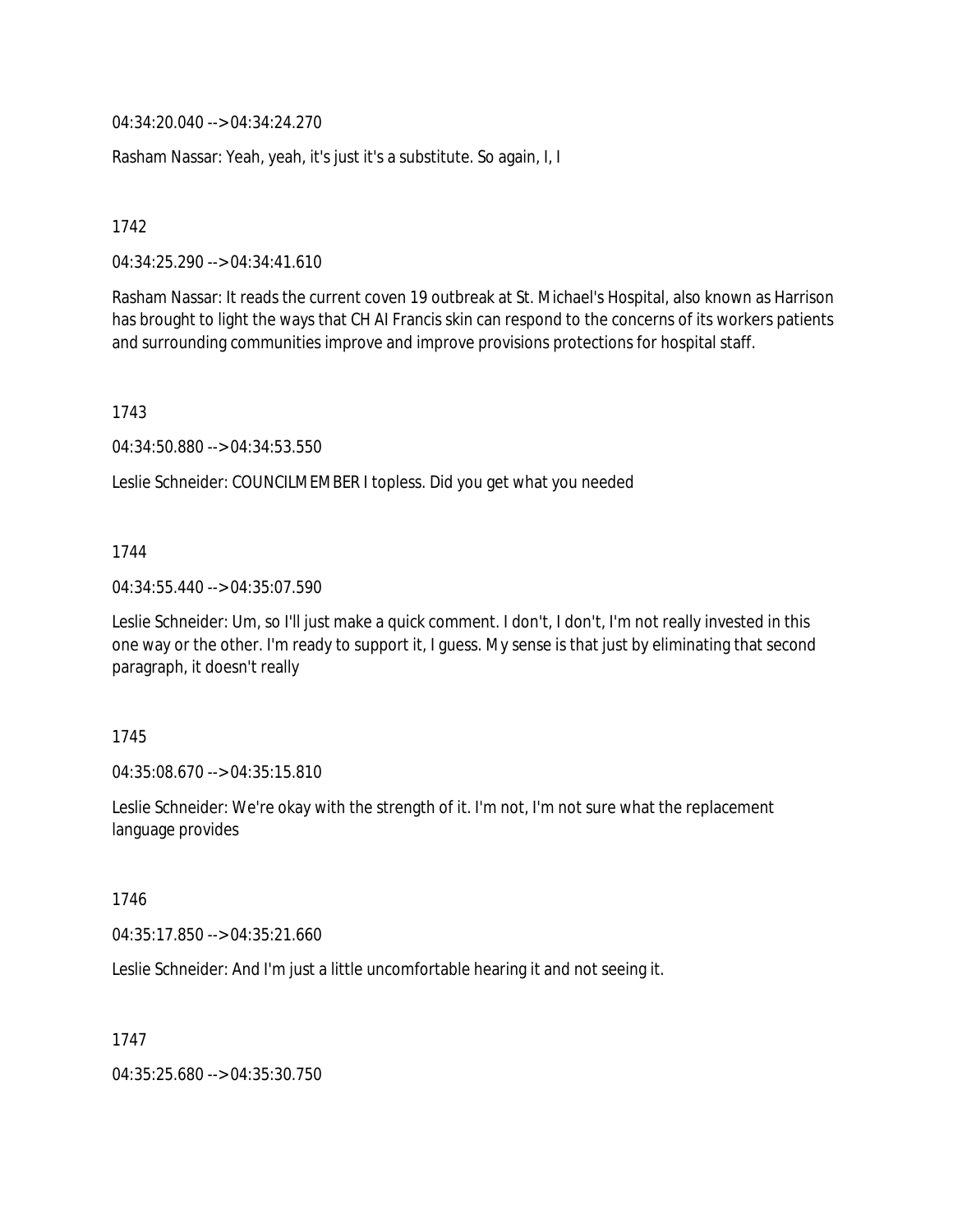04:34:20.040 --> 04:34:24.270

Rasham Nassar: Yeah, yeah, it's just it's a substitute. So again, I, I

1742

04:34:25.290 --> 04:34:41.610

Rasham Nassar: It reads the current coven 19 outbreak at St. Michael's Hospital, also known as Harrison has brought to light the ways that CH AI Francis skin can respond to the concerns of its workers patients and surrounding communities improve and improve provisions protections for hospital staff.

1743

04:34:50.880 --> 04:34:53.550

Leslie Schneider: COUNCILMEMBER I topless. Did you get what you needed

1744

04:34:55.440 --> 04:35:07.590

Leslie Schneider: Um, so I'll just make a quick comment. I don't, I don't, I'm not really invested in this one way or the other. I'm ready to support it, I guess. My sense is that just by eliminating that second paragraph, it doesn't really

1745

04:35:08.670 --> 04:35:15.810

Leslie Schneider: We're okay with the strength of it. I'm not, I'm not sure what the replacement language provides

1746

04:35:17.850 --> 04:35:21.660

Leslie Schneider: And I'm just a little uncomfortable hearing it and not seeing it.

1747

04:35:25.680 --> 04:35:30.750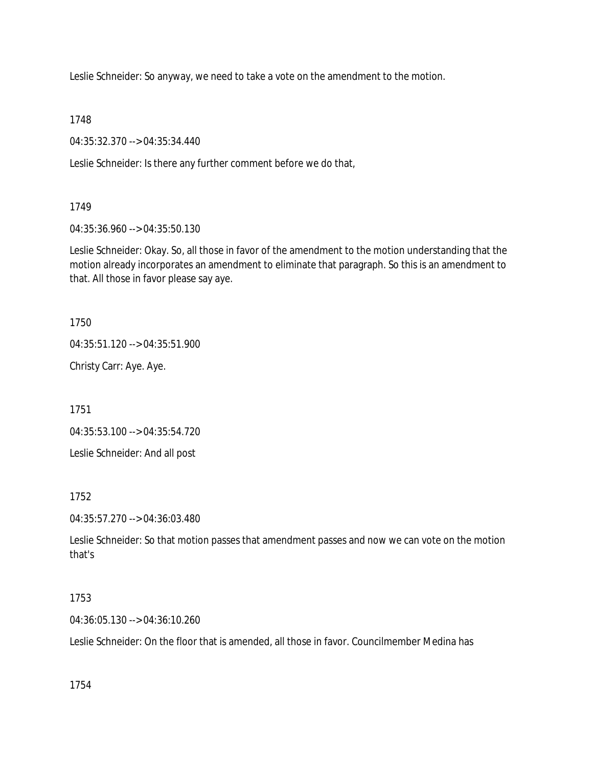Leslie Schneider: So anyway, we need to take a vote on the amendment to the motion.

1748

04:35:32.370 --> 04:35:34.440

Leslie Schneider: Is there any further comment before we do that,

1749

04:35:36.960 --> 04:35:50.130

Leslie Schneider: Okay. So, all those in favor of the amendment to the motion understanding that the motion already incorporates an amendment to eliminate that paragraph. So this is an amendment to that. All those in favor please say aye.

1750

04:35:51.120 --> 04:35:51.900

Christy Carr: Aye. Aye.

1751

04:35:53.100 --> 04:35:54.720

Leslie Schneider: And all post

1752

04:35:57.270 --> 04:36:03.480

Leslie Schneider: So that motion passes that amendment passes and now we can vote on the motion that's

1753

04:36:05.130 --> 04:36:10.260

Leslie Schneider: On the floor that is amended, all those in favor. Councilmember Medina has

1754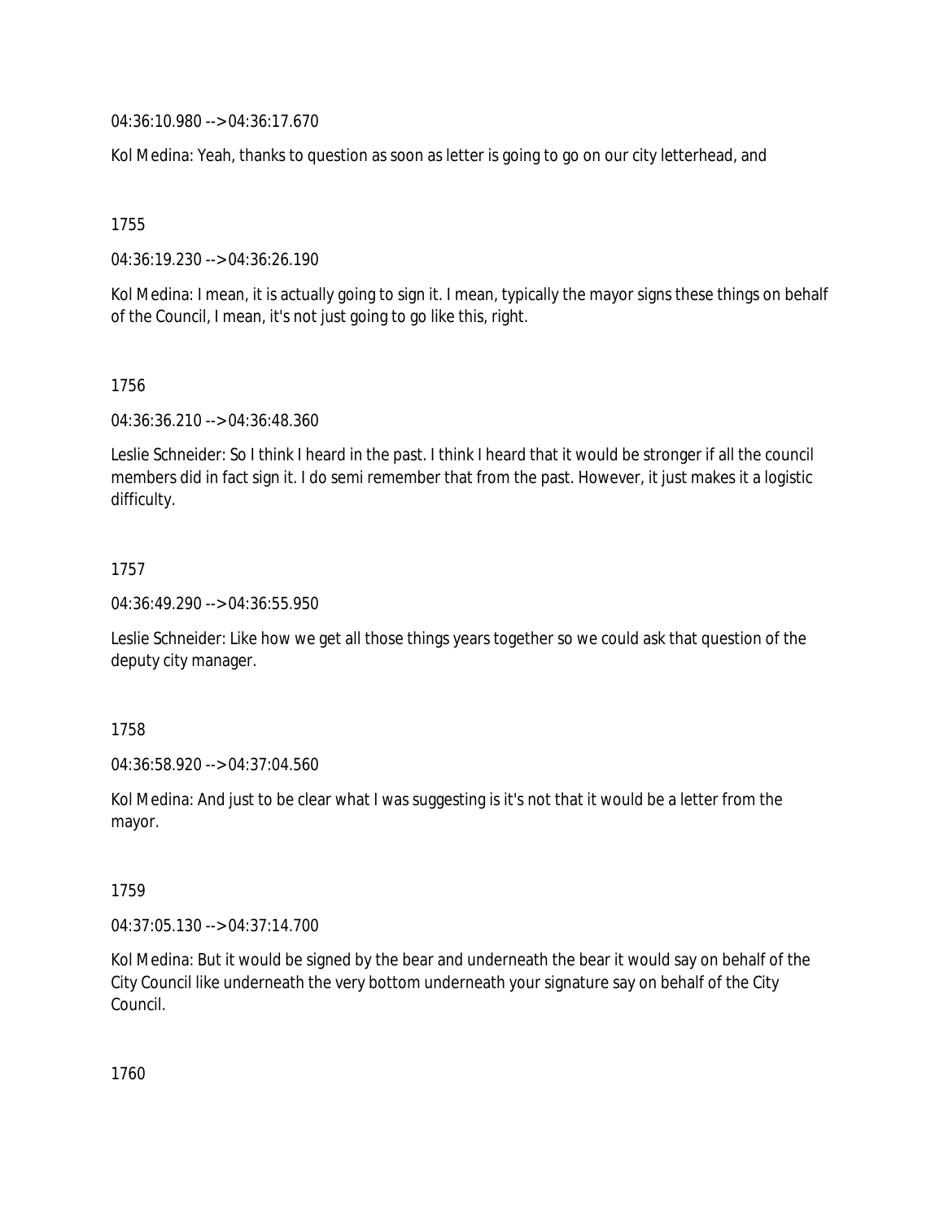04:36:10.980 --> 04:36:17.670

Kol Medina: Yeah, thanks to question as soon as letter is going to go on our city letterhead, and

1755

04:36:19.230 --> 04:36:26.190

Kol Medina: I mean, it is actually going to sign it. I mean, typically the mayor signs these things on behalf of the Council, I mean, it's not just going to go like this, right.

1756

04:36:36.210 --> 04:36:48.360

Leslie Schneider: So I think I heard in the past. I think I heard that it would be stronger if all the council members did in fact sign it. I do semi remember that from the past. However, it just makes it a logistic difficulty.

1757

04:36:49.290 --> 04:36:55.950

Leslie Schneider: Like how we get all those things years together so we could ask that question of the deputy city manager.

1758

04:36:58.920 --> 04:37:04.560

Kol Medina: And just to be clear what I was suggesting is it's not that it would be a letter from the mayor.

1759

04:37:05.130 --> 04:37:14.700

Kol Medina: But it would be signed by the bear and underneath the bear it would say on behalf of the City Council like underneath the very bottom underneath your signature say on behalf of the City Council.

1760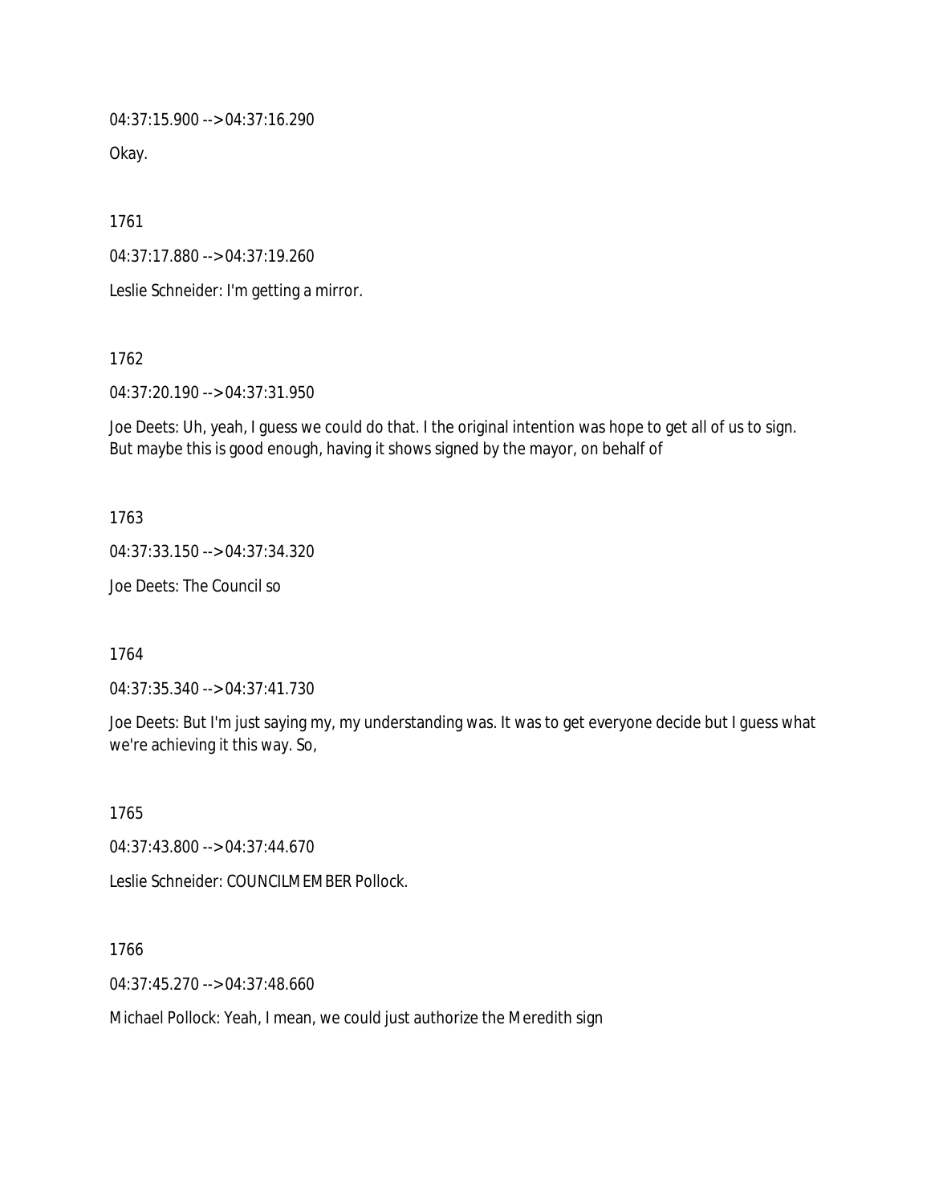04:37:15.900 --> 04:37:16.290

Okay.

1761

04:37:17.880 --> 04:37:19.260

Leslie Schneider: I'm getting a mirror.

1762

04:37:20.190 --> 04:37:31.950

Joe Deets: Uh, yeah, I guess we could do that. I the original intention was hope to get all of us to sign. But maybe this is good enough, having it shows signed by the mayor, on behalf of

1763

04:37:33.150 --> 04:37:34.320

Joe Deets: The Council so

1764

04:37:35.340 --> 04:37:41.730

Joe Deets: But I'm just saying my, my understanding was. It was to get everyone decide but I guess what we're achieving it this way. So,

1765

04:37:43.800 --> 04:37:44.670

Leslie Schneider: COUNCILMEMBER Pollock.

1766

04:37:45.270 --> 04:37:48.660

Michael Pollock: Yeah, I mean, we could just authorize the Meredith sign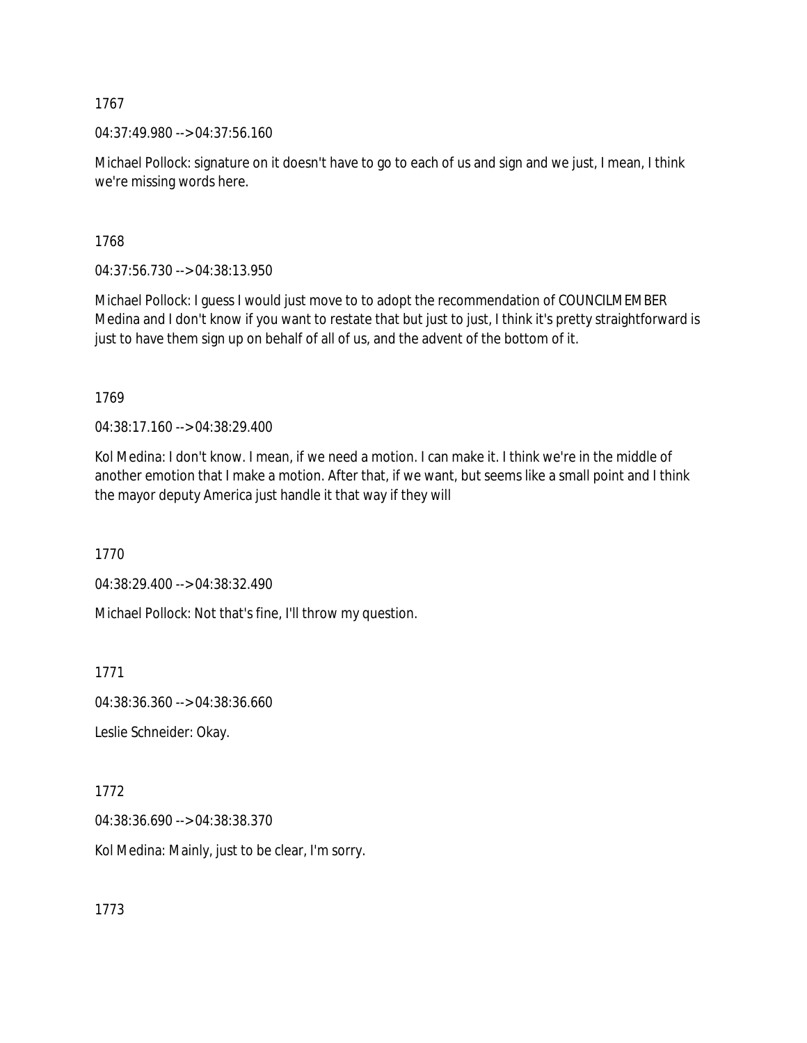1767

04:37:49.980 --> 04:37:56.160

Michael Pollock: signature on it doesn't have to go to each of us and sign and we just, I mean, I think we're missing words here.

1768

04:37:56.730 --> 04:38:13.950

Michael Pollock: I guess I would just move to to adopt the recommendation of COUNCILMEMBER Medina and I don't know if you want to restate that but just to just, I think it's pretty straightforward is just to have them sign up on behalf of all of us, and the advent of the bottom of it.

1769

04:38:17.160 --> 04:38:29.400

Kol Medina: I don't know. I mean, if we need a motion. I can make it. I think we're in the middle of another emotion that I make a motion. After that, if we want, but seems like a small point and I think the mayor deputy America just handle it that way if they will

1770

04:38:29.400 --> 04:38:32.490

Michael Pollock: Not that's fine, I'll throw my question.

1771

04:38:36.360 --> 04:38:36.660

Leslie Schneider: Okay.

1772

04:38:36.690 --> 04:38:38.370

Kol Medina: Mainly, just to be clear, I'm sorry.

1773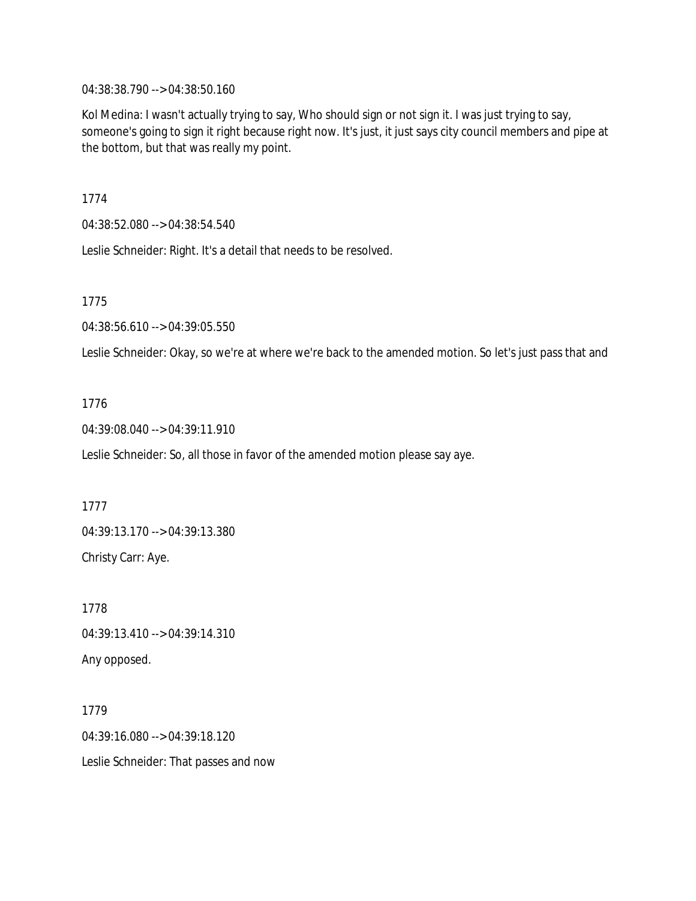04:38:38.790 --> 04:38:50.160

Kol Medina: I wasn't actually trying to say, Who should sign or not sign it. I was just trying to say, someone's going to sign it right because right now. It's just, it just says city council members and pipe at the bottom, but that was really my point.

1774

04:38:52.080 --> 04:38:54.540

Leslie Schneider: Right. It's a detail that needs to be resolved.

1775

04:38:56.610 --> 04:39:05.550

Leslie Schneider: Okay, so we're at where we're back to the amended motion. So let's just pass that and

1776

04:39:08.040 --> 04:39:11.910

Leslie Schneider: So, all those in favor of the amended motion please say aye.

1777

04:39:13.170 --> 04:39:13.380

Christy Carr: Aye.

1778

04:39:13.410 --> 04:39:14.310

Any opposed.

1779

04:39:16.080 --> 04:39:18.120

Leslie Schneider: That passes and now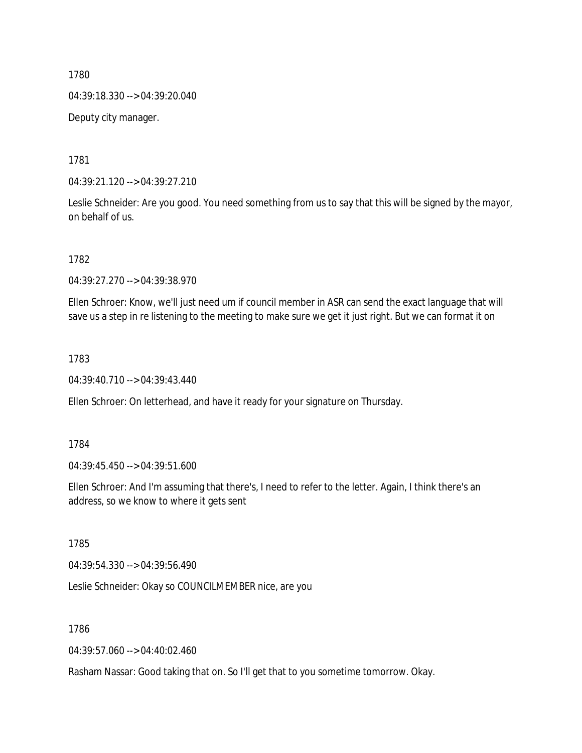1780

04:39:18.330 --> 04:39:20.040

Deputy city manager.

1781

04:39:21.120 --> 04:39:27.210

Leslie Schneider: Are you good. You need something from us to say that this will be signed by the mayor, on behalf of us.

1782

04:39:27.270 --> 04:39:38.970

Ellen Schroer: Know, we'll just need um if council member in ASR can send the exact language that will save us a step in re listening to the meeting to make sure we get it just right. But we can format it on

1783

04:39:40.710 --> 04:39:43.440

Ellen Schroer: On letterhead, and have it ready for your signature on Thursday.

1784

04:39:45.450 --> 04:39:51.600

Ellen Schroer: And I'm assuming that there's, I need to refer to the letter. Again, I think there's an address, so we know to where it gets sent

1785

04:39:54.330 --> 04:39:56.490

Leslie Schneider: Okay so COUNCILMEMBER nice, are you

1786

04:39:57.060 --> 04:40:02.460

Rasham Nassar: Good taking that on. So I'll get that to you sometime tomorrow. Okay.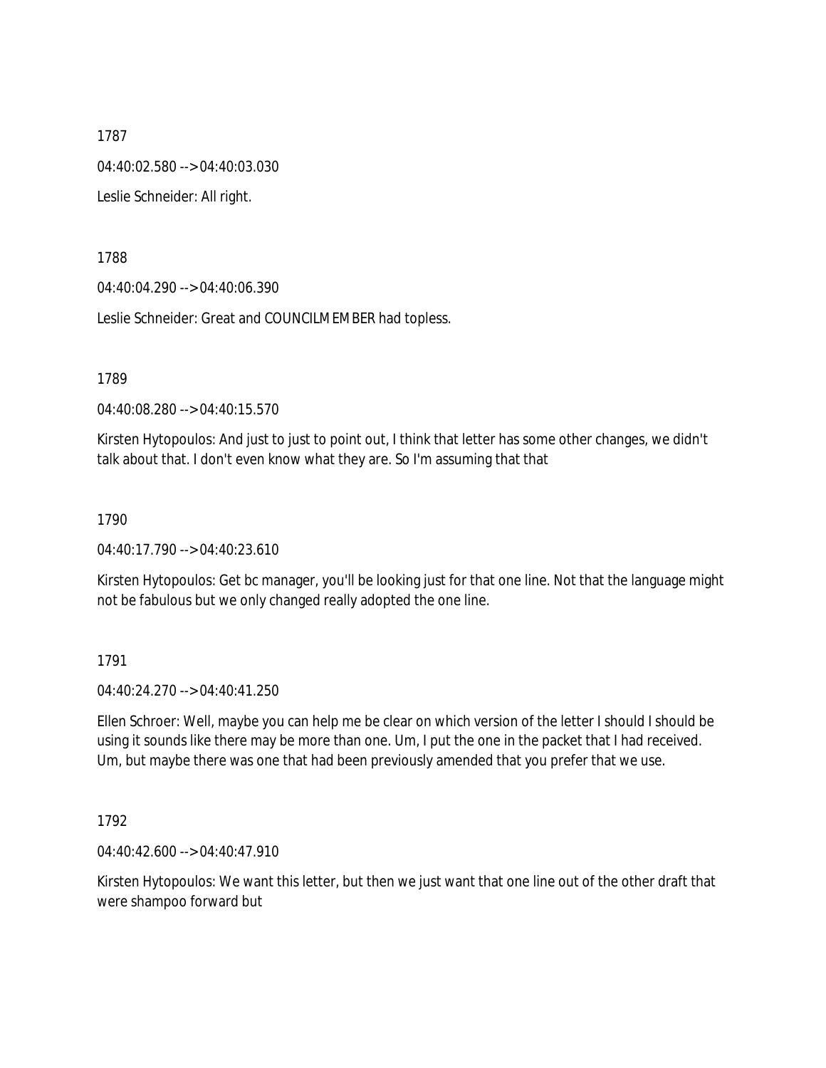1787

04:40:02.580 --> 04:40:03.030

Leslie Schneider: All right.

1788

04:40:04.290 --> 04:40:06.390

Leslie Schneider: Great and COUNCILMEMBER had topless.

1789

04:40:08.280 --> 04:40:15.570

Kirsten Hytopoulos: And just to just to point out, I think that letter has some other changes, we didn't talk about that. I don't even know what they are. So I'm assuming that that

1790

04:40:17.790 --> 04:40:23.610

Kirsten Hytopoulos: Get bc manager, you'll be looking just for that one line. Not that the language might not be fabulous but we only changed really adopted the one line.

1791

04:40:24.270 --> 04:40:41.250

Ellen Schroer: Well, maybe you can help me be clear on which version of the letter I should I should be using it sounds like there may be more than one. Um, I put the one in the packet that I had received. Um, but maybe there was one that had been previously amended that you prefer that we use.

1792

04:40:42.600 --> 04:40:47.910

Kirsten Hytopoulos: We want this letter, but then we just want that one line out of the other draft that were shampoo forward but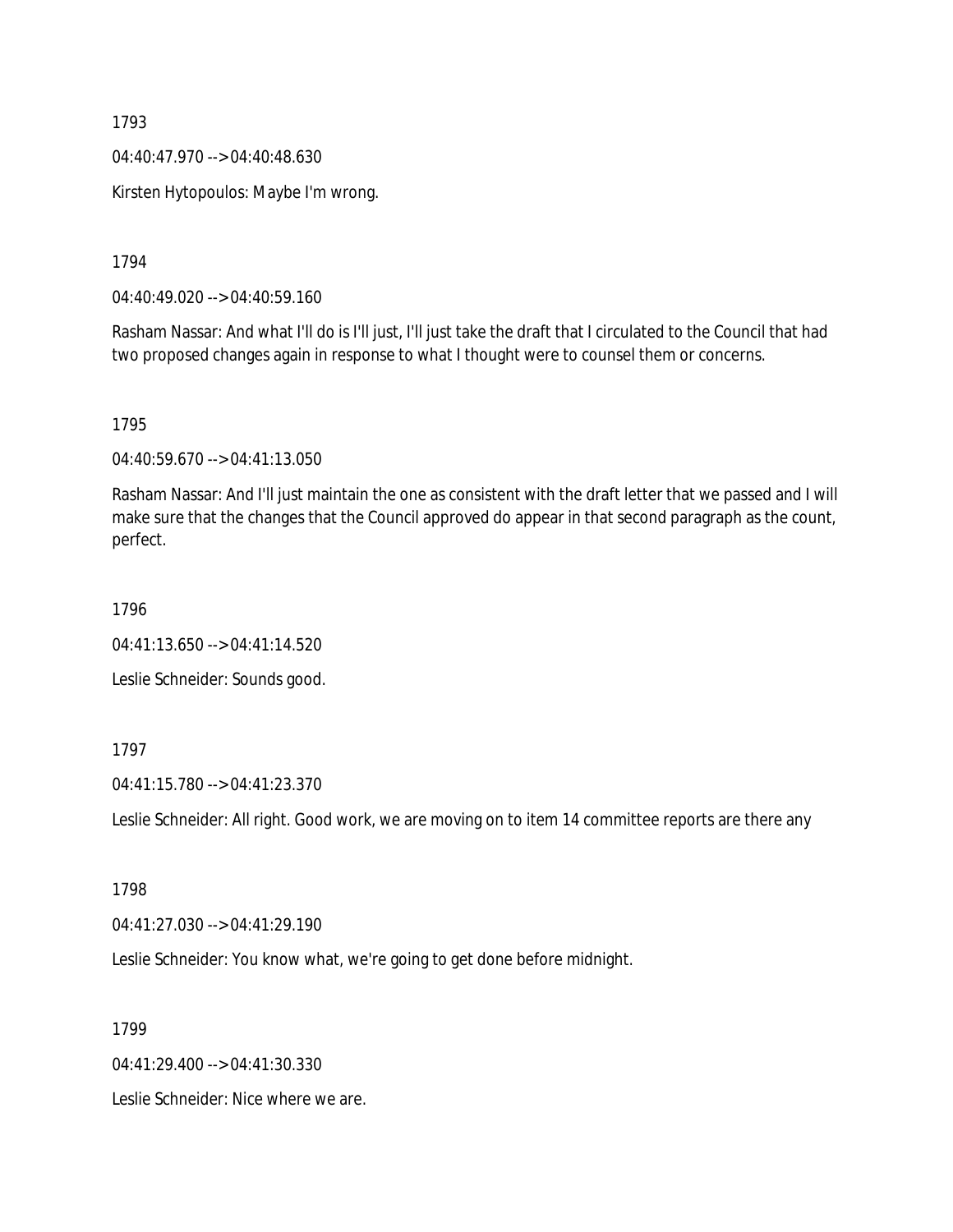1793

04:40:47.970 --> 04:40:48.630

Kirsten Hytopoulos: Maybe I'm wrong.

1794

04:40:49.020 --> 04:40:59.160

Rasham Nassar: And what I'll do is I'll just, I'll just take the draft that I circulated to the Council that had two proposed changes again in response to what I thought were to counsel them or concerns.

1795

04:40:59.670 --> 04:41:13.050

Rasham Nassar: And I'll just maintain the one as consistent with the draft letter that we passed and I will make sure that the changes that the Council approved do appear in that second paragraph as the count, perfect.

1796

04:41:13.650 --> 04:41:14.520

Leslie Schneider: Sounds good.

1797

04:41:15.780 --> 04:41:23.370

Leslie Schneider: All right. Good work, we are moving on to item 14 committee reports are there any

1798

04:41:27.030 --> 04:41:29.190

Leslie Schneider: You know what, we're going to get done before midnight.

1799

04:41:29.400 --> 04:41:30.330

Leslie Schneider: Nice where we are.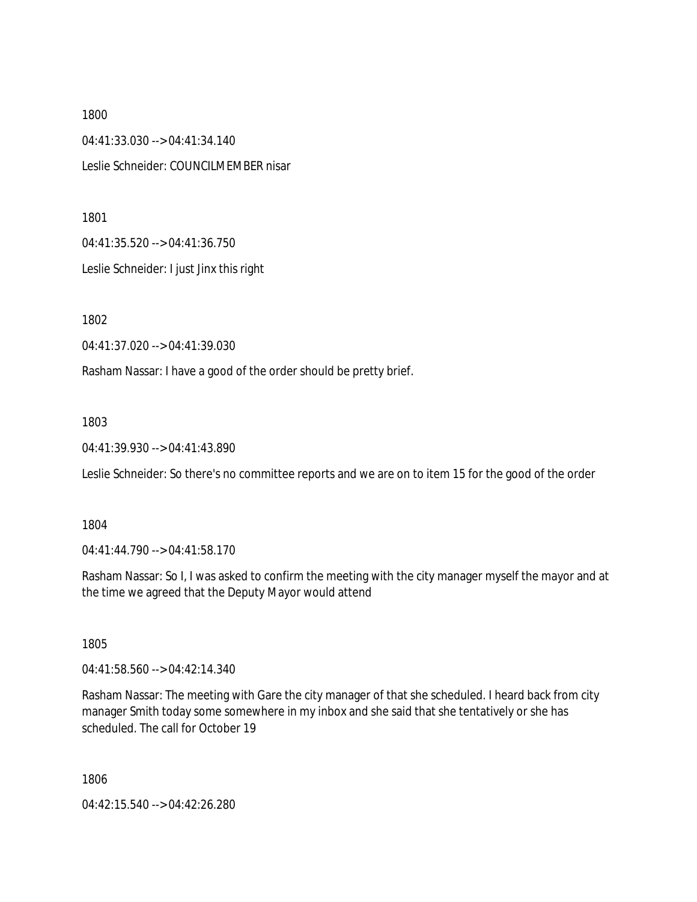1800

04:41:33.030 --> 04:41:34.140

Leslie Schneider: COUNCILMEMBER nisar

1801

04:41:35.520 --> 04:41:36.750

Leslie Schneider: I just Jinx this right

1802

04:41:37.020 --> 04:41:39.030

Rasham Nassar: I have a good of the order should be pretty brief.

1803

04:41:39.930 --> 04:41:43.890

Leslie Schneider: So there's no committee reports and we are on to item 15 for the good of the order

1804

04:41:44.790 --> 04:41:58.170

Rasham Nassar: So I, I was asked to confirm the meeting with the city manager myself the mayor and at the time we agreed that the Deputy Mayor would attend

1805

04:41:58.560 --> 04:42:14.340

Rasham Nassar: The meeting with Gare the city manager of that she scheduled. I heard back from city manager Smith today some somewhere in my inbox and she said that she tentatively or she has scheduled. The call for October 19

1806

04:42:15.540 --> 04:42:26.280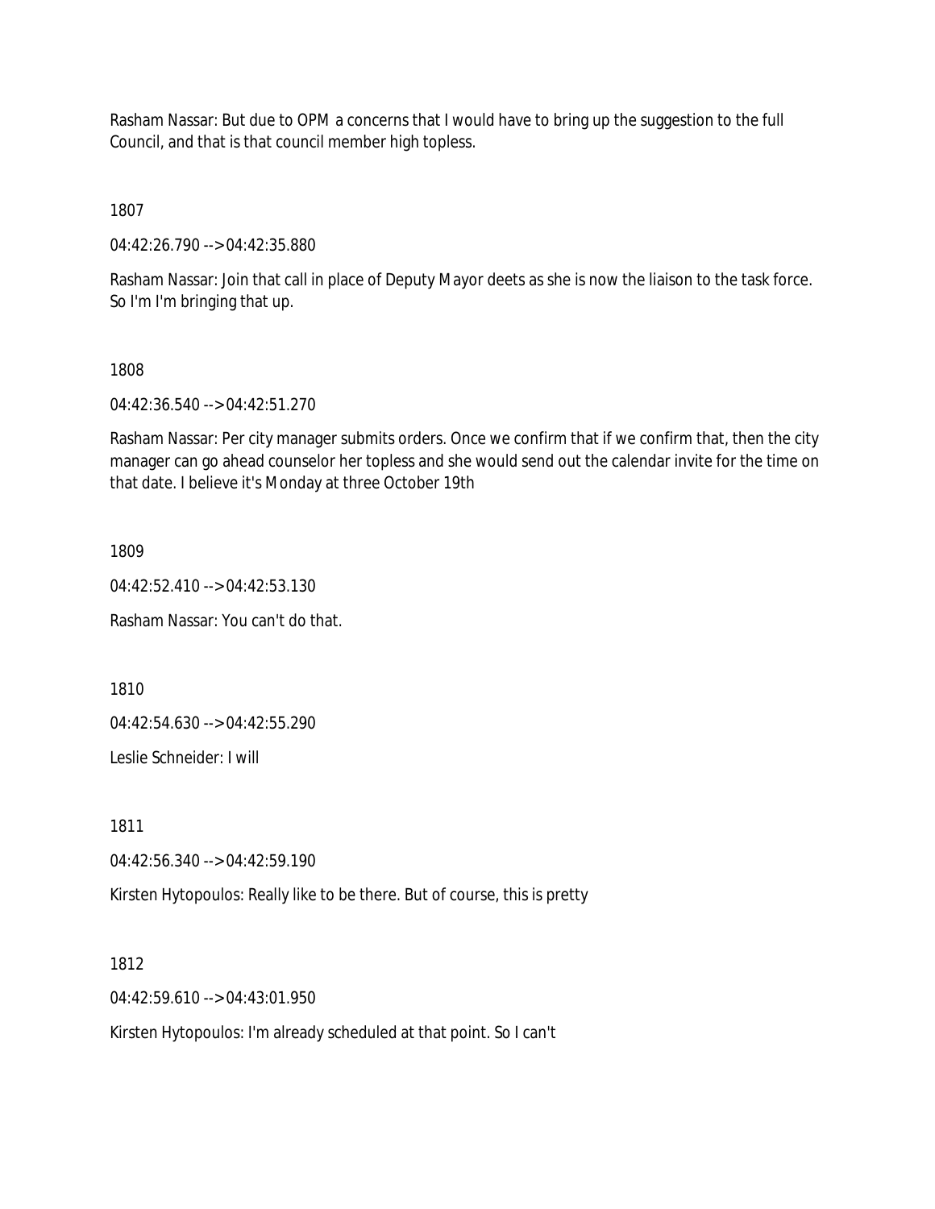Rasham Nassar: But due to OPM a concerns that I would have to bring up the suggestion to the full Council, and that is that council member high topless.

1807

04:42:26.790 --> 04:42:35.880

Rasham Nassar: Join that call in place of Deputy Mayor deets as she is now the liaison to the task force. So I'm I'm bringing that up.

1808

04:42:36.540 --> 04:42:51.270

Rasham Nassar: Per city manager submits orders. Once we confirm that if we confirm that, then the city manager can go ahead counselor her topless and she would send out the calendar invite for the time on that date. I believe it's Monday at three October 19th

1809

04:42:52.410 --> 04:42:53.130

Rasham Nassar: You can't do that.

1810

04:42:54.630 --> 04:42:55.290

Leslie Schneider: I will

1811

04:42:56.340 --> 04:42:59.190

Kirsten Hytopoulos: Really like to be there. But of course, this is pretty

1812

04:42:59.610 --> 04:43:01.950

Kirsten Hytopoulos: I'm already scheduled at that point. So I can't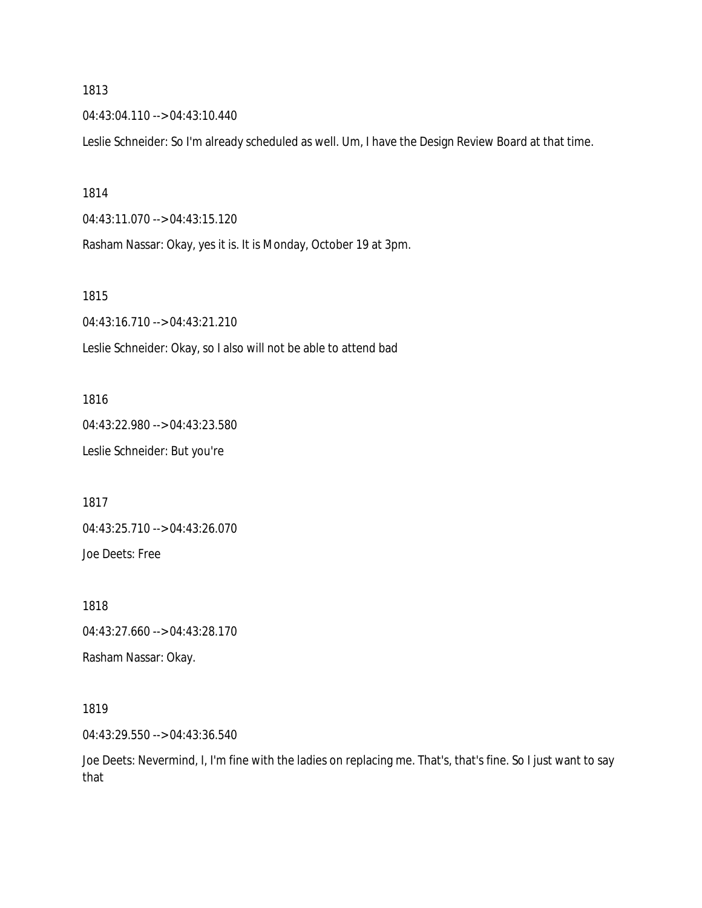1813

04:43:04.110 --> 04:43:10.440

Leslie Schneider: So I'm already scheduled as well. Um, I have the Design Review Board at that time.

1814

04:43:11.070 --> 04:43:15.120

Rasham Nassar: Okay, yes it is. It is Monday, October 19 at 3pm.

1815

04:43:16.710 --> 04:43:21.210

Leslie Schneider: Okay, so I also will not be able to attend bad

1816

04:43:22.980 --> 04:43:23.580

Leslie Schneider: But you're

1817

04:43:25.710 --> 04:43:26.070

Joe Deets: Free

1818

04:43:27.660 --> 04:43:28.170

Rasham Nassar: Okay.

1819

04:43:29.550 --> 04:43:36.540

Joe Deets: Nevermind, I, I'm fine with the ladies on replacing me. That's, that's fine. So I just want to say that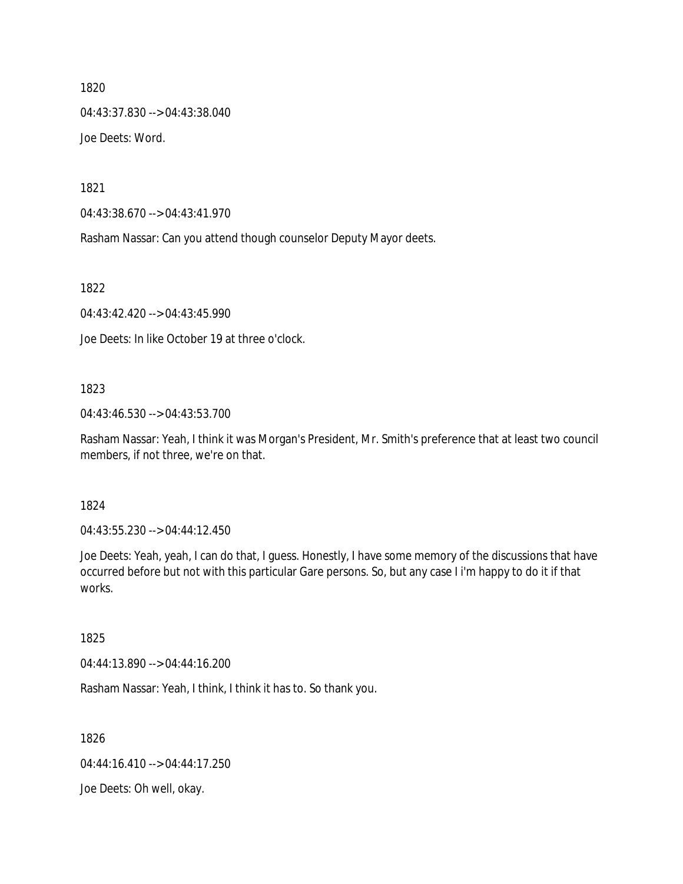1820

04:43:37.830 --> 04:43:38.040

Joe Deets: Word.

1821

04:43:38.670 --> 04:43:41.970

Rasham Nassar: Can you attend though counselor Deputy Mayor deets.

1822

04:43:42.420 --> 04:43:45.990

Joe Deets: In like October 19 at three o'clock.

1823

04:43:46.530 --> 04:43:53.700

Rasham Nassar: Yeah, I think it was Morgan's President, Mr. Smith's preference that at least two council members, if not three, we're on that.

1824

04:43:55.230 --> 04:44:12.450

Joe Deets: Yeah, yeah, I can do that, I guess. Honestly, I have some memory of the discussions that have occurred before but not with this particular Gare persons. So, but any case I i'm happy to do it if that works.

1825

04:44:13.890 --> 04:44:16.200

Rasham Nassar: Yeah, I think, I think it has to. So thank you.

1826

04:44:16.410 --> 04:44:17.250

Joe Deets: Oh well, okay.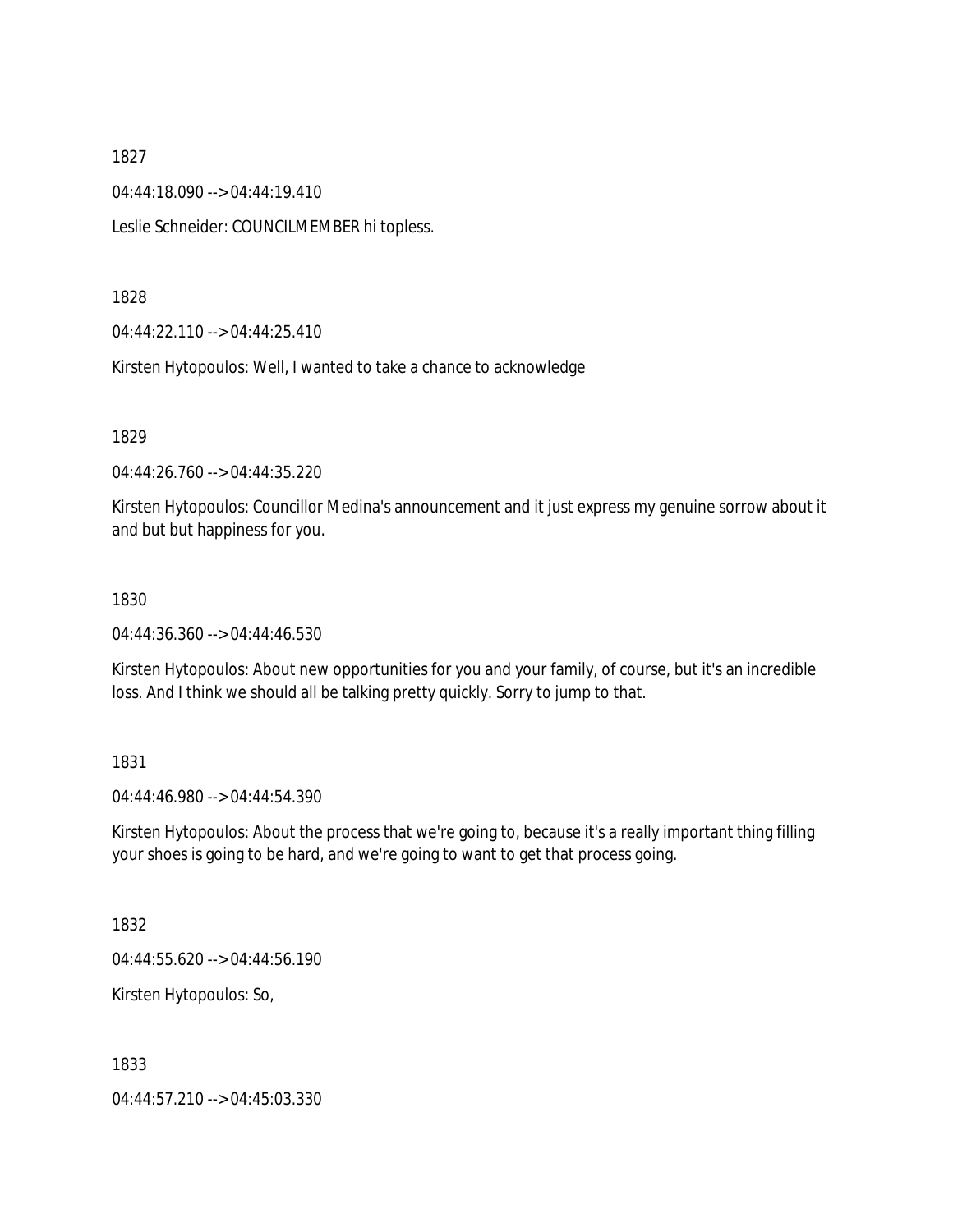1827

04:44:18.090 --> 04:44:19.410

Leslie Schneider: COUNCILMEMBER hi topless.

1828

04:44:22.110 --> 04:44:25.410

Kirsten Hytopoulos: Well, I wanted to take a chance to acknowledge

1829

04:44:26.760 --> 04:44:35.220

Kirsten Hytopoulos: Councillor Medina's announcement and it just express my genuine sorrow about it and but but happiness for you.

1830

04:44:36.360 --> 04:44:46.530

Kirsten Hytopoulos: About new opportunities for you and your family, of course, but it's an incredible loss. And I think we should all be talking pretty quickly. Sorry to jump to that.

1831

04:44:46.980 --> 04:44:54.390

Kirsten Hytopoulos: About the process that we're going to, because it's a really important thing filling your shoes is going to be hard, and we're going to want to get that process going.

1832

04:44:55.620 --> 04:44:56.190

Kirsten Hytopoulos: So,

1833

04:44:57.210 --> 04:45:03.330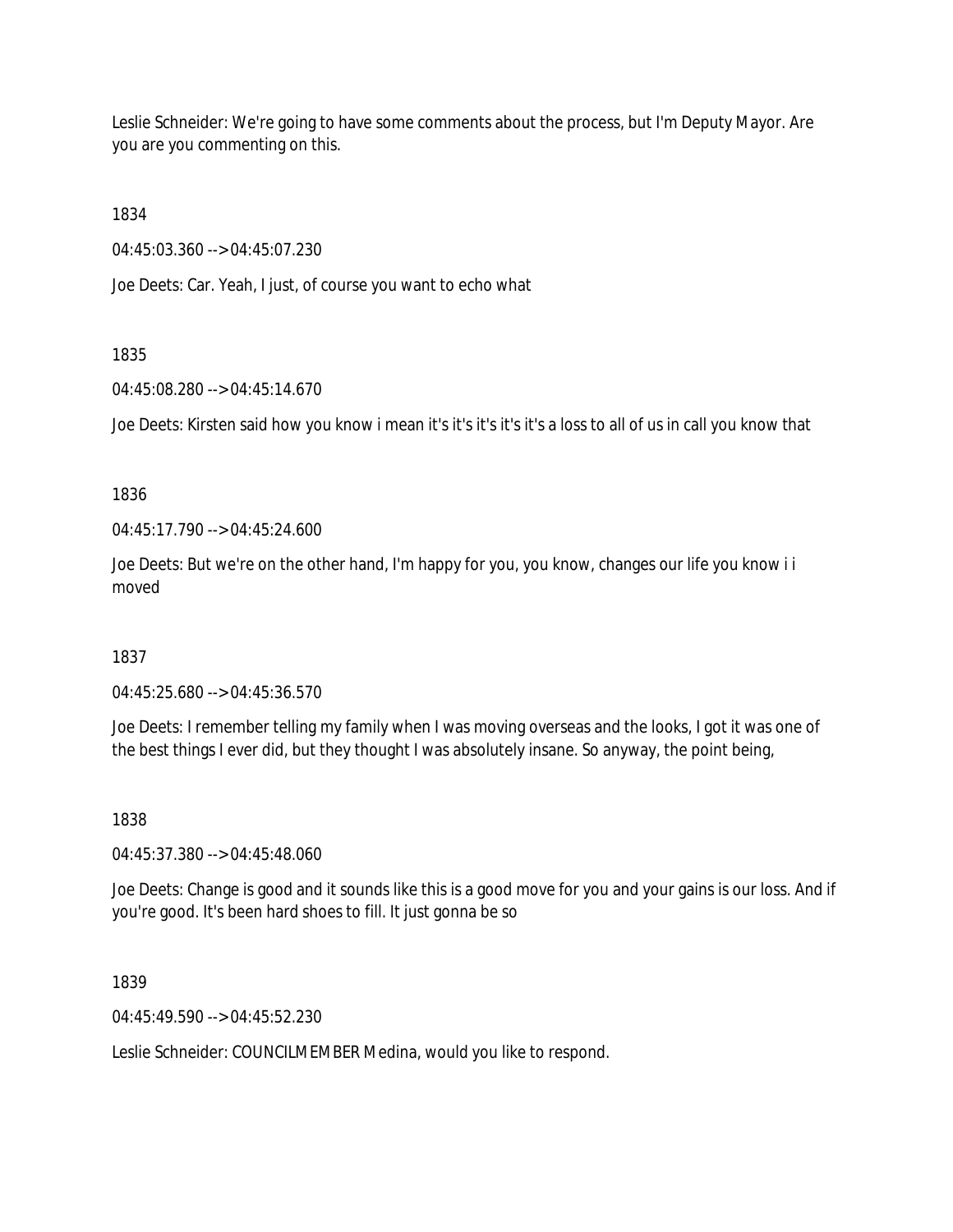Leslie Schneider: We're going to have some comments about the process, but I'm Deputy Mayor. Are you are you commenting on this.

1834

04:45:03.360 --> 04:45:07.230

Joe Deets: Car. Yeah, I just, of course you want to echo what

1835

04:45:08.280 --> 04:45:14.670

Joe Deets: Kirsten said how you know i mean it's it's it's it's it's a loss to all of us in call you know that

1836

04:45:17.790 --> 04:45:24.600

Joe Deets: But we're on the other hand, I'm happy for you, you know, changes our life you know i i moved

1837

04:45:25.680 --> 04:45:36.570

Joe Deets: I remember telling my family when I was moving overseas and the looks, I got it was one of the best things I ever did, but they thought I was absolutely insane. So anyway, the point being,

1838

04:45:37.380 --> 04:45:48.060

Joe Deets: Change is good and it sounds like this is a good move for you and your gains is our loss. And if you're good. It's been hard shoes to fill. It just gonna be so

1839

04:45:49.590 --> 04:45:52.230

Leslie Schneider: COUNCILMEMBER Medina, would you like to respond.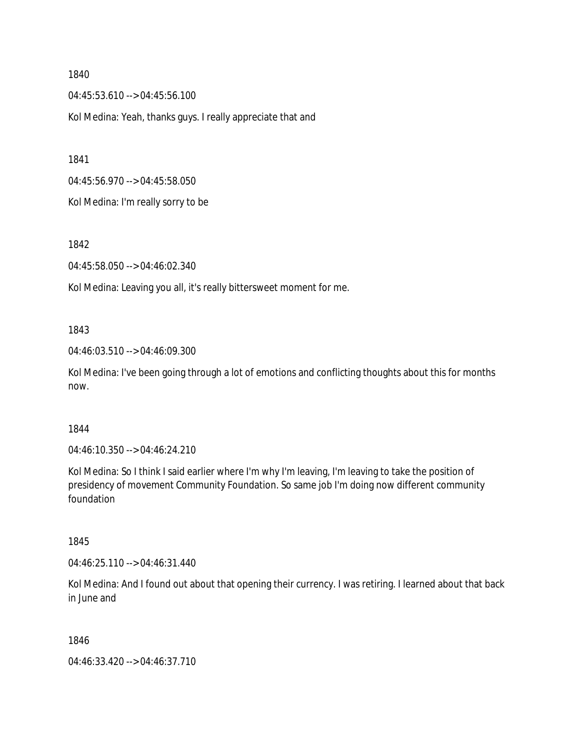1840

04:45:53.610 --> 04:45:56.100

Kol Medina: Yeah, thanks guys. I really appreciate that and

1841

04:45:56.970 --> 04:45:58.050

Kol Medina: I'm really sorry to be

1842

04:45:58.050 --> 04:46:02.340

Kol Medina: Leaving you all, it's really bittersweet moment for me.

1843

04:46:03.510 --> 04:46:09.300

Kol Medina: I've been going through a lot of emotions and conflicting thoughts about this for months now.

1844

04:46:10.350 --> 04:46:24.210

Kol Medina: So I think I said earlier where I'm why I'm leaving, I'm leaving to take the position of presidency of movement Community Foundation. So same job I'm doing now different community foundation

1845

04:46:25.110 --> 04:46:31.440

Kol Medina: And I found out about that opening their currency. I was retiring. I learned about that back in June and

1846

04:46:33.420 --> 04:46:37.710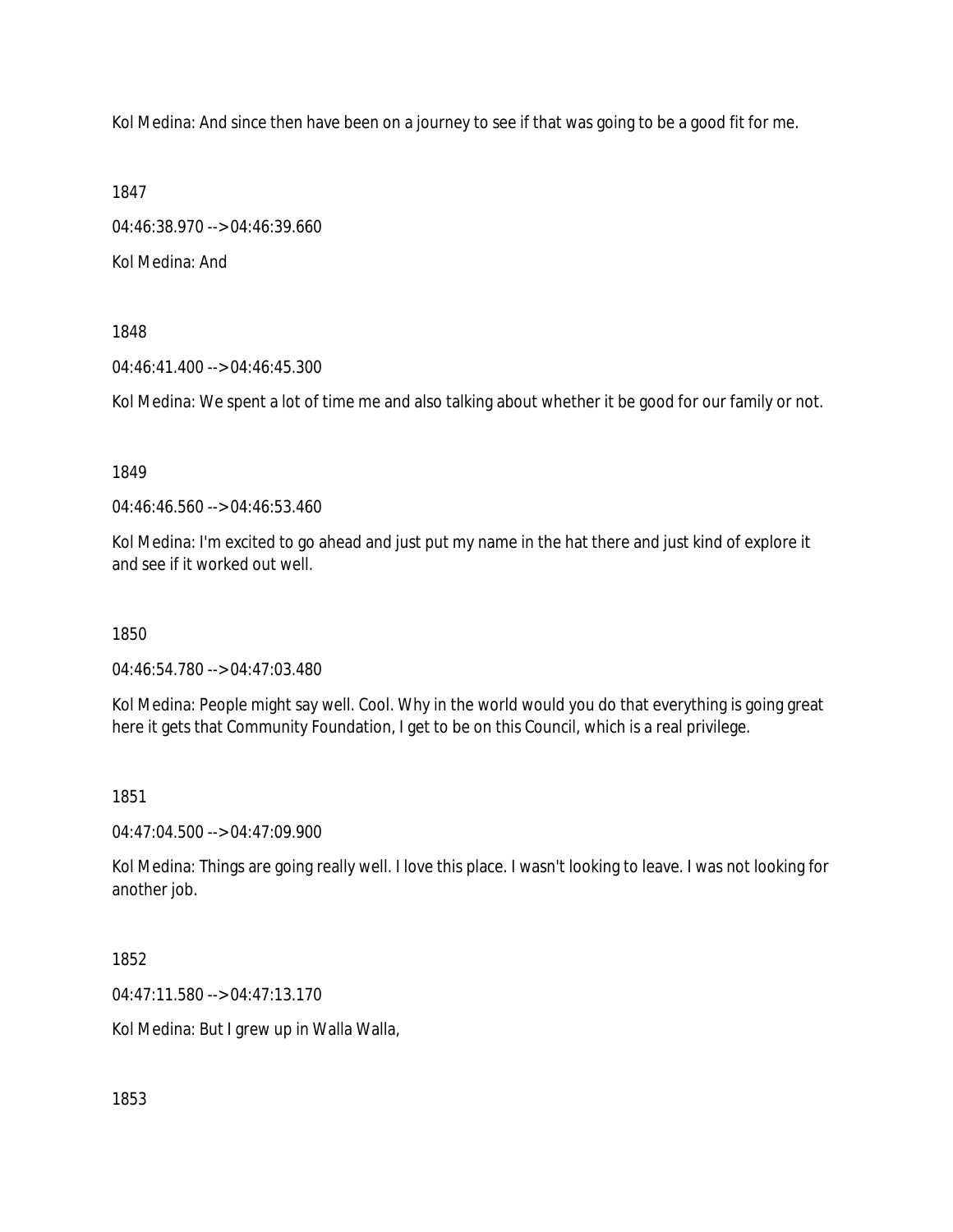Kol Medina: And since then have been on a journey to see if that was going to be a good fit for me.

1847

04:46:38.970 --> 04:46:39.660

Kol Medina: And

1848

04:46:41.400 --> 04:46:45.300

Kol Medina: We spent a lot of time me and also talking about whether it be good for our family or not.

1849

04:46:46.560 --> 04:46:53.460

Kol Medina: I'm excited to go ahead and just put my name in the hat there and just kind of explore it and see if it worked out well.

1850

04:46:54.780 --> 04:47:03.480

Kol Medina: People might say well. Cool. Why in the world would you do that everything is going great here it gets that Community Foundation, I get to be on this Council, which is a real privilege.

1851

04:47:04.500 --> 04:47:09.900

Kol Medina: Things are going really well. I love this place. I wasn't looking to leave. I was not looking for another job.

1852

04:47:11.580 --> 04:47:13.170

Kol Medina: But I grew up in Walla Walla,

1853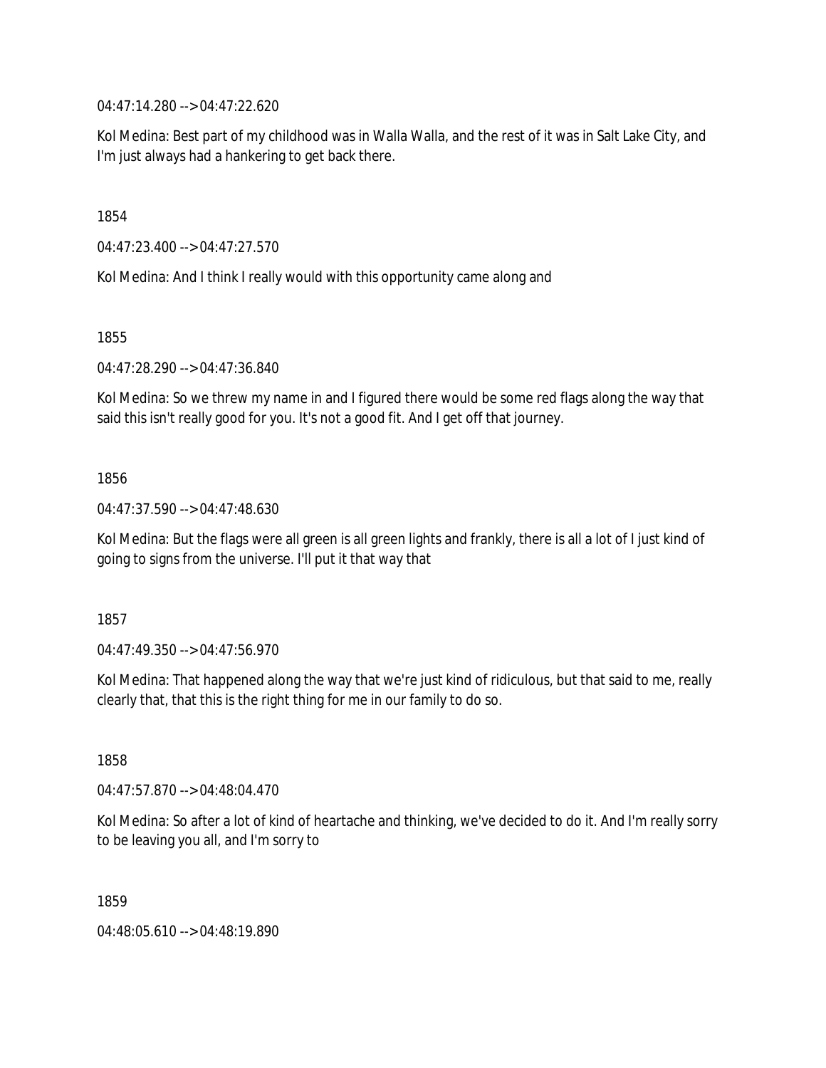04:47:14.280 --> 04:47:22.620

Kol Medina: Best part of my childhood was in Walla Walla, and the rest of it was in Salt Lake City, and I'm just always had a hankering to get back there.

1854

04:47:23.400 --> 04:47:27.570

Kol Medina: And I think I really would with this opportunity came along and

1855

04:47:28.290 --> 04:47:36.840

Kol Medina: So we threw my name in and I figured there would be some red flags along the way that said this isn't really good for you. It's not a good fit. And I get off that journey.

1856

04:47:37.590 --> 04:47:48.630

Kol Medina: But the flags were all green is all green lights and frankly, there is all a lot of I just kind of going to signs from the universe. I'll put it that way that

1857

04:47:49.350 --> 04:47:56.970

Kol Medina: That happened along the way that we're just kind of ridiculous, but that said to me, really clearly that, that this is the right thing for me in our family to do so.

1858

04:47:57.870 --> 04:48:04.470

Kol Medina: So after a lot of kind of heartache and thinking, we've decided to do it. And I'm really sorry to be leaving you all, and I'm sorry to

1859

04:48:05.610 --> 04:48:19.890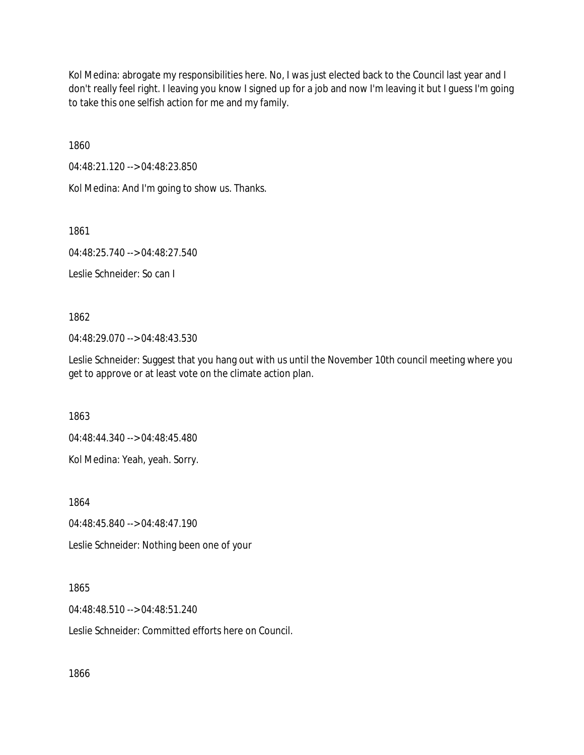Kol Medina: abrogate my responsibilities here. No, I was just elected back to the Council last year and I don't really feel right. I leaving you know I signed up for a job and now I'm leaving it but I guess I'm going to take this one selfish action for me and my family.

1860

04:48:21.120 --> 04:48:23.850

Kol Medina: And I'm going to show us. Thanks.

1861

04:48:25.740 --> 04:48:27.540

Leslie Schneider: So can I

1862

04:48:29.070 --> 04:48:43.530

Leslie Schneider: Suggest that you hang out with us until the November 10th council meeting where you get to approve or at least vote on the climate action plan.

1863

04:48:44.340 --> 04:48:45.480

Kol Medina: Yeah, yeah. Sorry.

1864

04:48:45.840 --> 04:48:47.190

Leslie Schneider: Nothing been one of your

1865

04:48:48.510 --> 04:48:51.240

Leslie Schneider: Committed efforts here on Council.

1866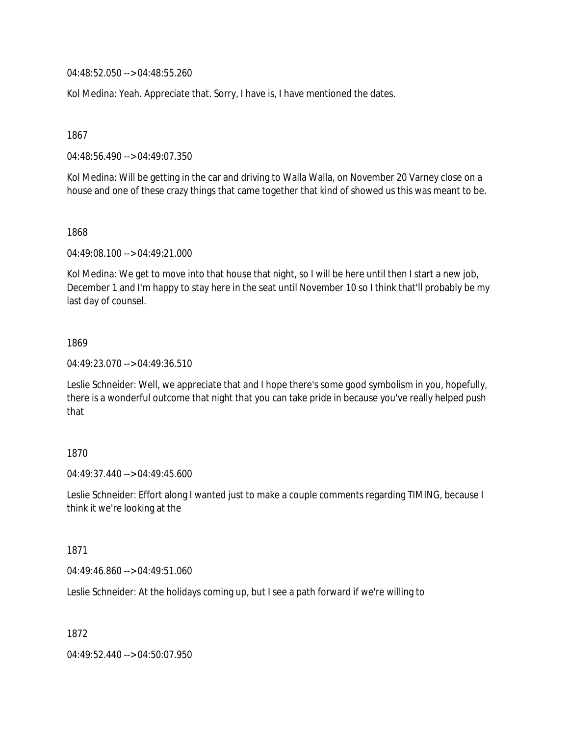04:48:52.050 --> 04:48:55.260

Kol Medina: Yeah. Appreciate that. Sorry, I have is, I have mentioned the dates.

1867

04:48:56.490 --> 04:49:07.350

Kol Medina: Will be getting in the car and driving to Walla Walla, on November 20 Varney close on a house and one of these crazy things that came together that kind of showed us this was meant to be.

1868

04:49:08.100 --> 04:49:21.000

Kol Medina: We get to move into that house that night, so I will be here until then I start a new job, December 1 and I'm happy to stay here in the seat until November 10 so I think that'll probably be my last day of counsel.

1869

04:49:23.070 --> 04:49:36.510

Leslie Schneider: Well, we appreciate that and I hope there's some good symbolism in you, hopefully, there is a wonderful outcome that night that you can take pride in because you've really helped push that

1870

04:49:37.440 --> 04:49:45.600

Leslie Schneider: Effort along I wanted just to make a couple comments regarding TIMING, because I think it we're looking at the

1871

04:49:46.860 --> 04:49:51.060

Leslie Schneider: At the holidays coming up, but I see a path forward if we're willing to

1872

04:49:52.440 --> 04:50:07.950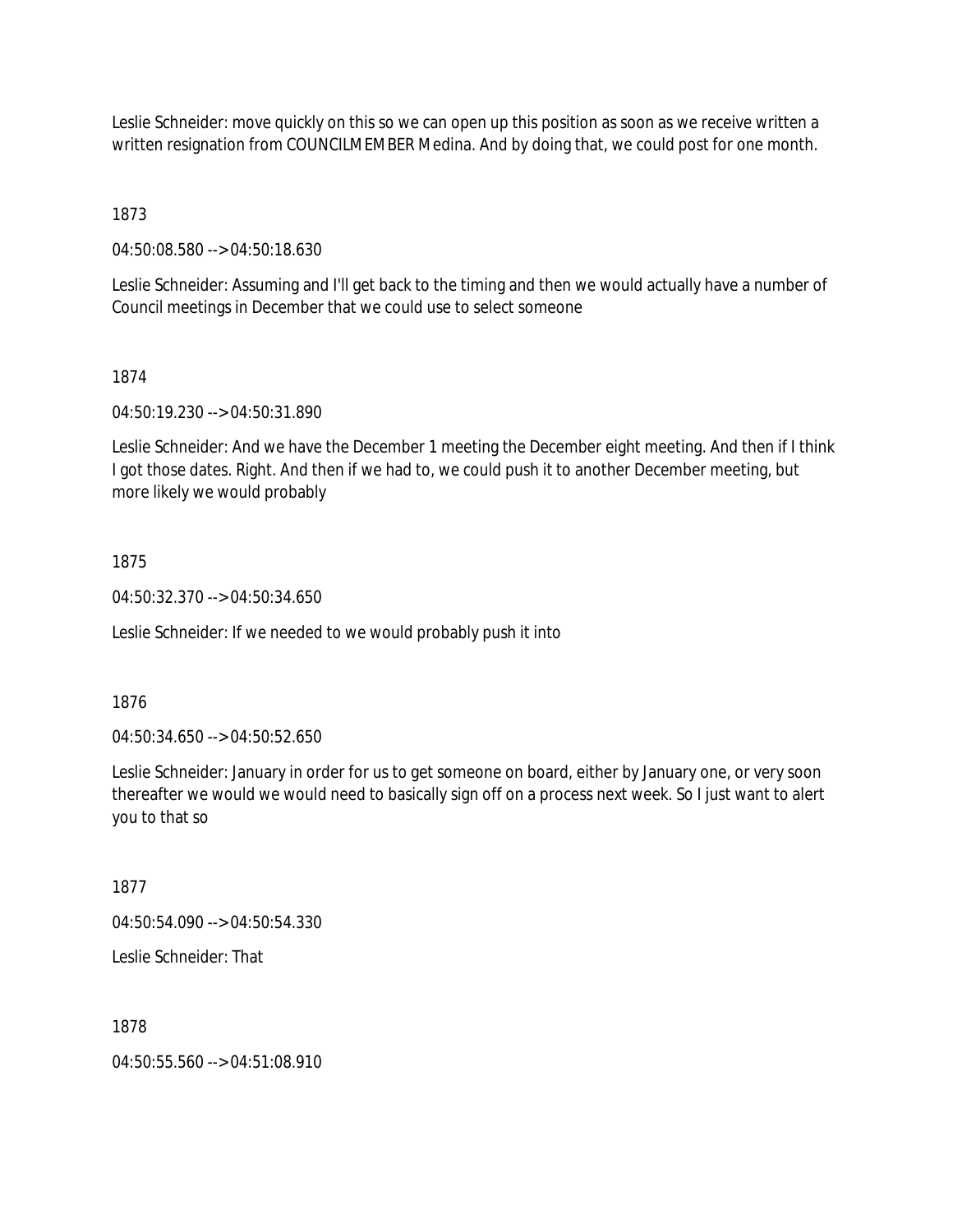Leslie Schneider: move quickly on this so we can open up this position as soon as we receive written a written resignation from COUNCILMEMBER Medina. And by doing that, we could post for one month.

1873

04:50:08.580 --> 04:50:18.630

Leslie Schneider: Assuming and I'll get back to the timing and then we would actually have a number of Council meetings in December that we could use to select someone

1874

04:50:19.230 --> 04:50:31.890

Leslie Schneider: And we have the December 1 meeting the December eight meeting. And then if I think I got those dates. Right. And then if we had to, we could push it to another December meeting, but more likely we would probably

1875

04:50:32.370 --> 04:50:34.650

Leslie Schneider: If we needed to we would probably push it into

1876

04:50:34.650 --> 04:50:52.650

Leslie Schneider: January in order for us to get someone on board, either by January one, or very soon thereafter we would we would need to basically sign off on a process next week. So I just want to alert you to that so

1877

04:50:54.090 --> 04:50:54.330

Leslie Schneider: That

1878

04:50:55.560 --> 04:51:08.910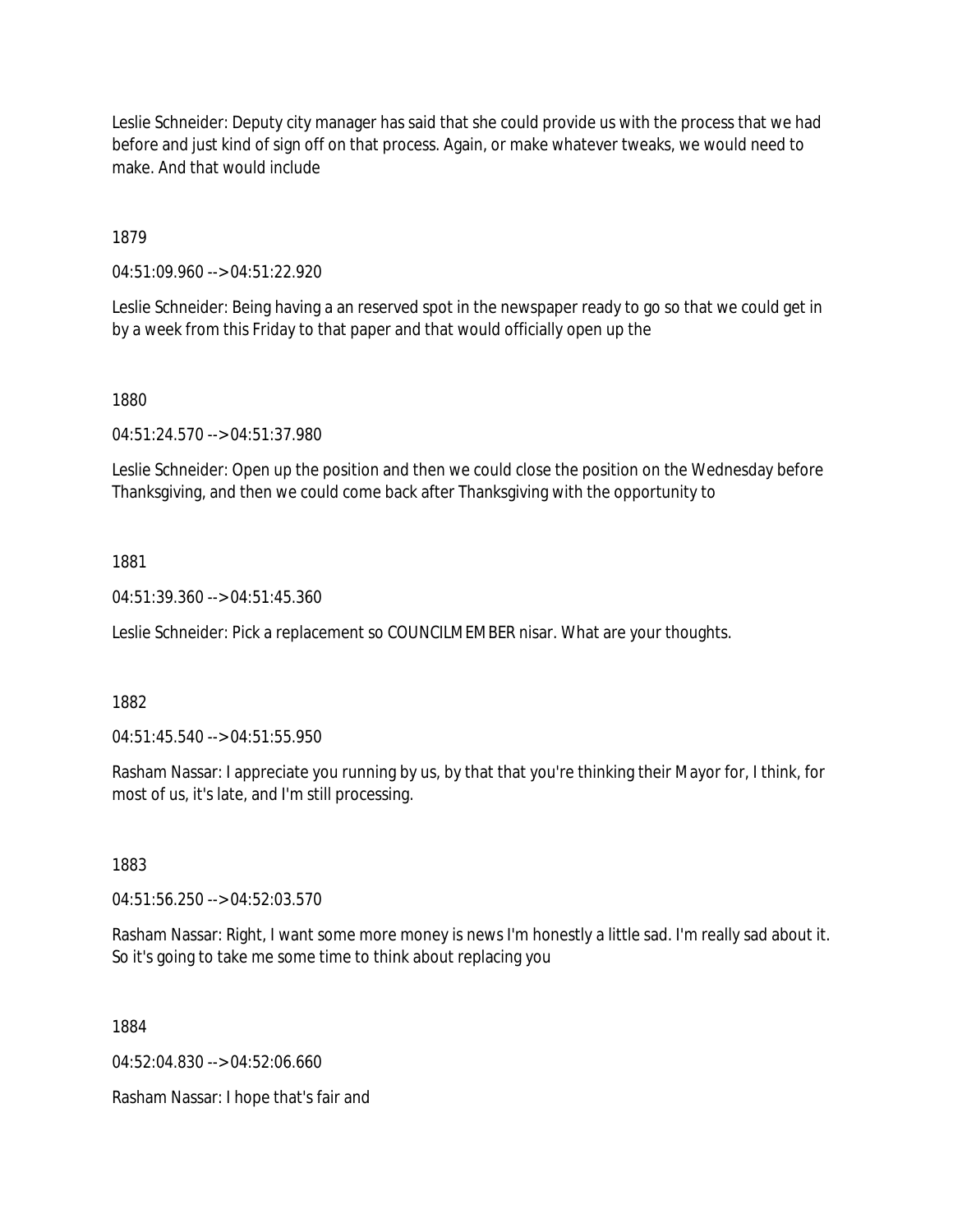Leslie Schneider: Deputy city manager has said that she could provide us with the process that we had before and just kind of sign off on that process. Again, or make whatever tweaks, we would need to make. And that would include

1879

04:51:09.960 --> 04:51:22.920

Leslie Schneider: Being having a an reserved spot in the newspaper ready to go so that we could get in by a week from this Friday to that paper and that would officially open up the

1880

04:51:24.570 --> 04:51:37.980

Leslie Schneider: Open up the position and then we could close the position on the Wednesday before Thanksgiving, and then we could come back after Thanksgiving with the opportunity to

1881

04:51:39.360 --> 04:51:45.360

Leslie Schneider: Pick a replacement so COUNCILMEMBER nisar. What are your thoughts.

1882

04:51:45.540 --> 04:51:55.950

Rasham Nassar: I appreciate you running by us, by that that you're thinking their Mayor for, I think, for most of us, it's late, and I'm still processing.

1883

04:51:56.250 --> 04:52:03.570

Rasham Nassar: Right, I want some more money is news I'm honestly a little sad. I'm really sad about it. So it's going to take me some time to think about replacing you

1884

04:52:04.830 --> 04:52:06.660

Rasham Nassar: I hope that's fair and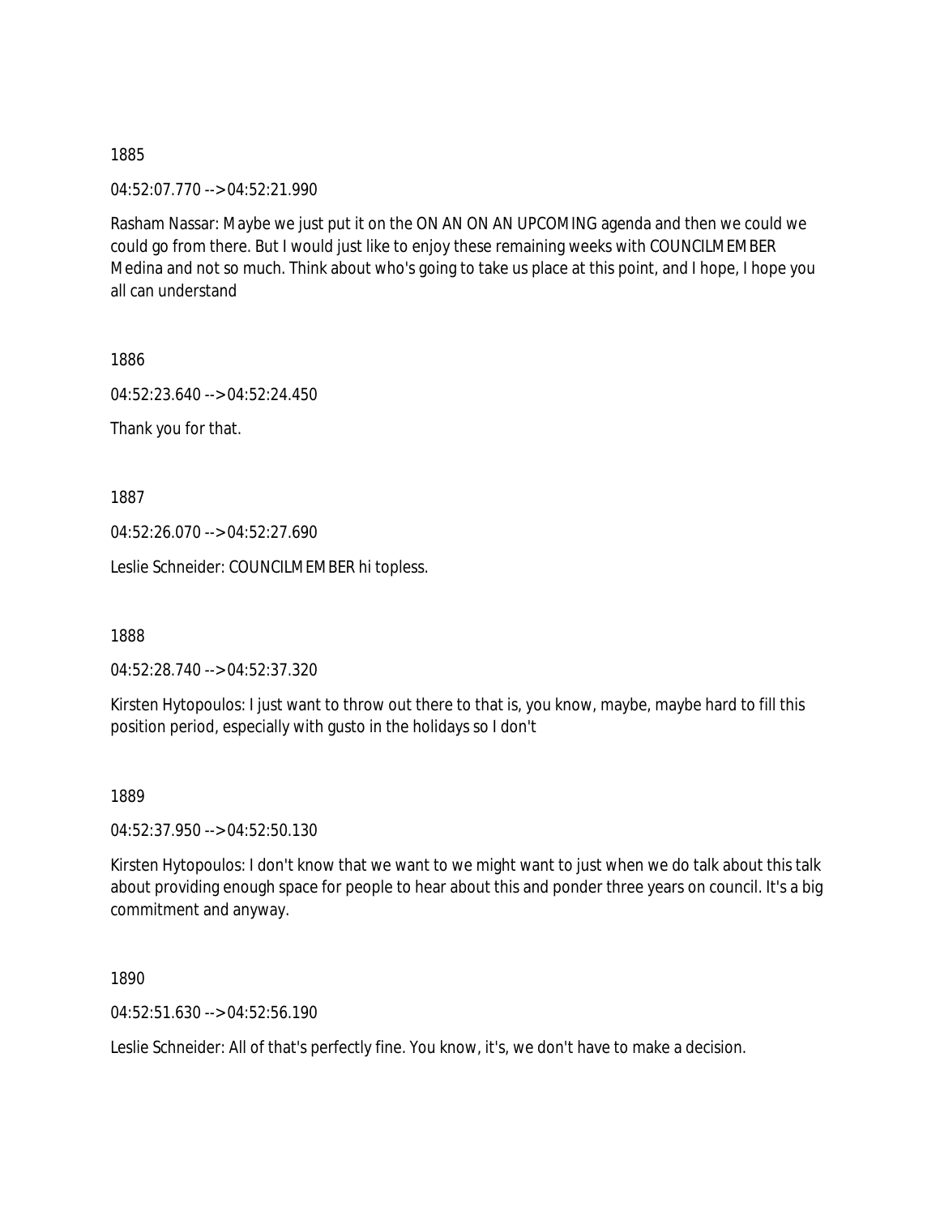1885

04:52:07.770 --> 04:52:21.990

Rasham Nassar: Maybe we just put it on the ON AN ON AN UPCOMING agenda and then we could we could go from there. But I would just like to enjoy these remaining weeks with COUNCILMEMBER Medina and not so much. Think about who's going to take us place at this point, and I hope, I hope you all can understand

1886

04:52:23.640 --> 04:52:24.450

Thank you for that.

1887

04:52:26.070 --> 04:52:27.690

Leslie Schneider: COUNCILMEMBER hi topless.

1888

04:52:28.740 --> 04:52:37.320

Kirsten Hytopoulos: I just want to throw out there to that is, you know, maybe, maybe hard to fill this position period, especially with gusto in the holidays so I don't

1889

04:52:37.950 --> 04:52:50.130

Kirsten Hytopoulos: I don't know that we want to we might want to just when we do talk about this talk about providing enough space for people to hear about this and ponder three years on council. It's a big commitment and anyway.

1890

04:52:51.630 --> 04:52:56.190

Leslie Schneider: All of that's perfectly fine. You know, it's, we don't have to make a decision.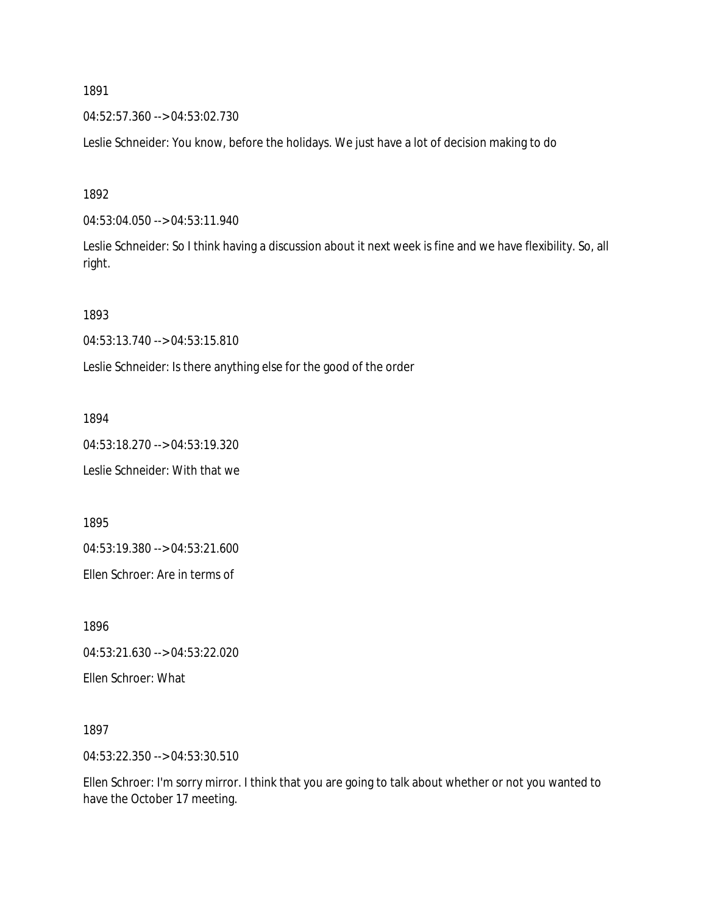1891

04:52:57.360 --> 04:53:02.730

Leslie Schneider: You know, before the holidays. We just have a lot of decision making to do

1892

04:53:04.050 --> 04:53:11.940

Leslie Schneider: So I think having a discussion about it next week is fine and we have flexibility. So, all right.

1893

04:53:13.740 --> 04:53:15.810

Leslie Schneider: Is there anything else for the good of the order

1894

04:53:18.270 --> 04:53:19.320

Leslie Schneider: With that we

1895

04:53:19.380 --> 04:53:21.600

Ellen Schroer: Are in terms of

1896

04:53:21.630 --> 04:53:22.020

Ellen Schroer: What

1897

04:53:22.350 --> 04:53:30.510

Ellen Schroer: I'm sorry mirror. I think that you are going to talk about whether or not you wanted to have the October 17 meeting.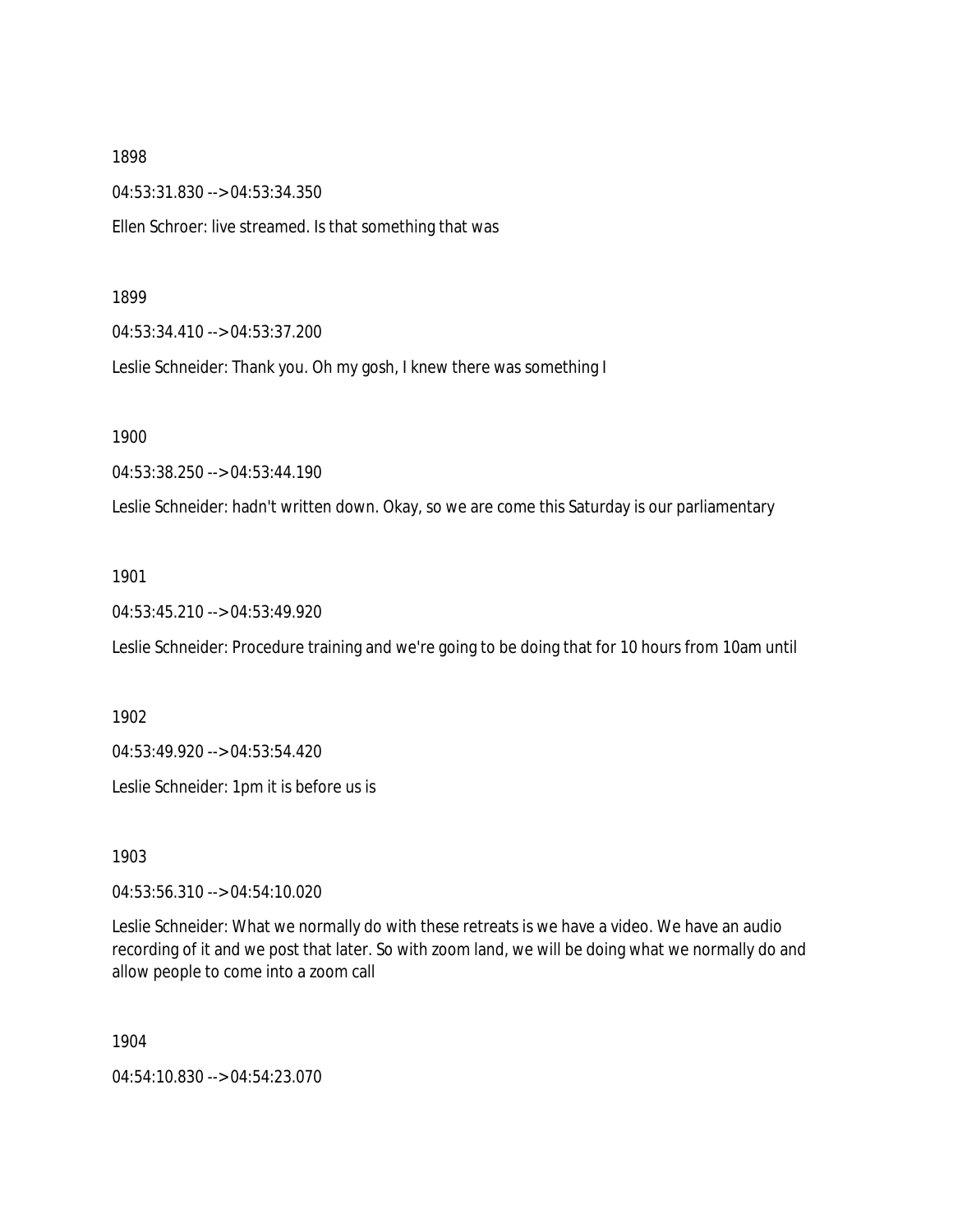1898

04:53:31.830 --> 04:53:34.350

Ellen Schroer: live streamed. Is that something that was

1899

04:53:34.410 --> 04:53:37.200

Leslie Schneider: Thank you. Oh my gosh, I knew there was something I

1900

04:53:38.250 --> 04:53:44.190

Leslie Schneider: hadn't written down. Okay, so we are come this Saturday is our parliamentary

1901

04:53:45.210 --> 04:53:49.920

Leslie Schneider: Procedure training and we're going to be doing that for 10 hours from 10am until

1902

04:53:49.920 --> 04:53:54.420

Leslie Schneider: 1pm it is before us is

1903

04:53:56.310 --> 04:54:10.020

Leslie Schneider: What we normally do with these retreats is we have a video. We have an audio recording of it and we post that later. So with zoom land, we will be doing what we normally do and allow people to come into a zoom call

1904

04:54:10.830 --> 04:54:23.070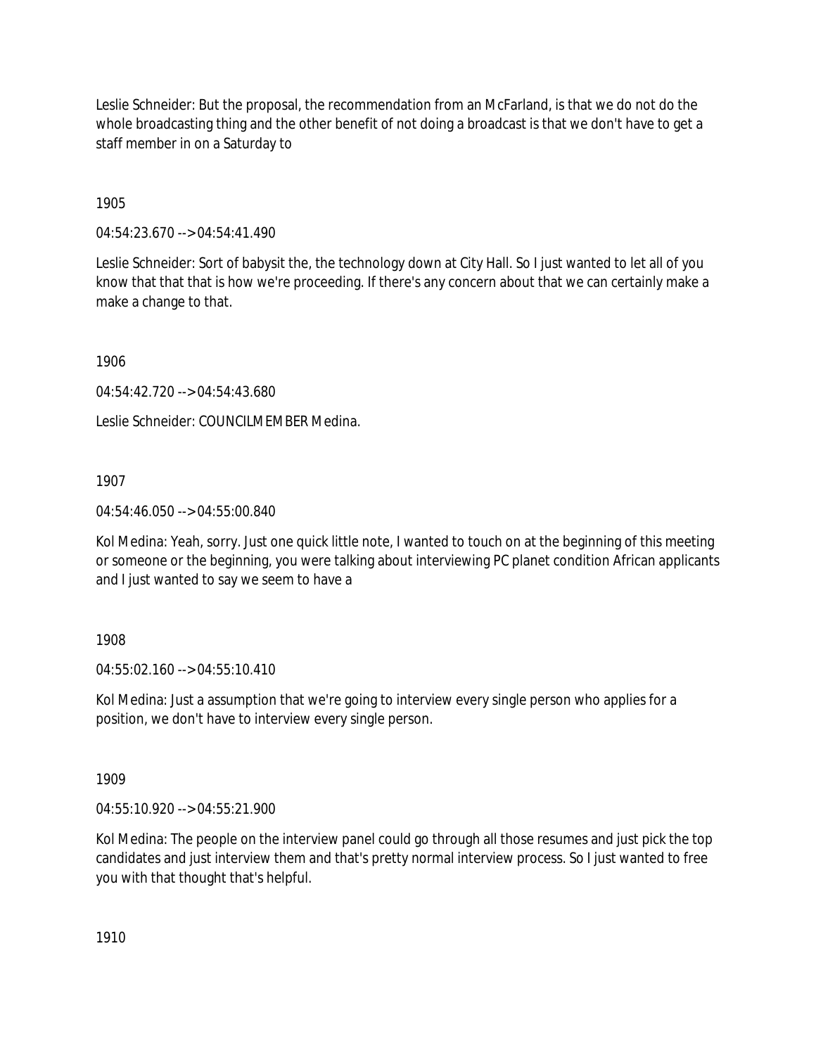Leslie Schneider: But the proposal, the recommendation from an McFarland, is that we do not do the whole broadcasting thing and the other benefit of not doing a broadcast is that we don't have to get a staff member in on a Saturday to

1905

04:54:23.670 --> 04:54:41.490

Leslie Schneider: Sort of babysit the, the technology down at City Hall. So I just wanted to let all of you know that that that is how we're proceeding. If there's any concern about that we can certainly make a make a change to that.

1906

04:54:42.720 --> 04:54:43.680

Leslie Schneider: COUNCILMEMBER Medina.

1907

04:54:46.050 --> 04:55:00.840

Kol Medina: Yeah, sorry. Just one quick little note, I wanted to touch on at the beginning of this meeting or someone or the beginning, you were talking about interviewing PC planet condition African applicants and I just wanted to say we seem to have a

1908

04:55:02.160 --> 04:55:10.410

Kol Medina: Just a assumption that we're going to interview every single person who applies for a position, we don't have to interview every single person.

1909

04:55:10.920 --> 04:55:21.900

Kol Medina: The people on the interview panel could go through all those resumes and just pick the top candidates and just interview them and that's pretty normal interview process. So I just wanted to free you with that thought that's helpful.

1910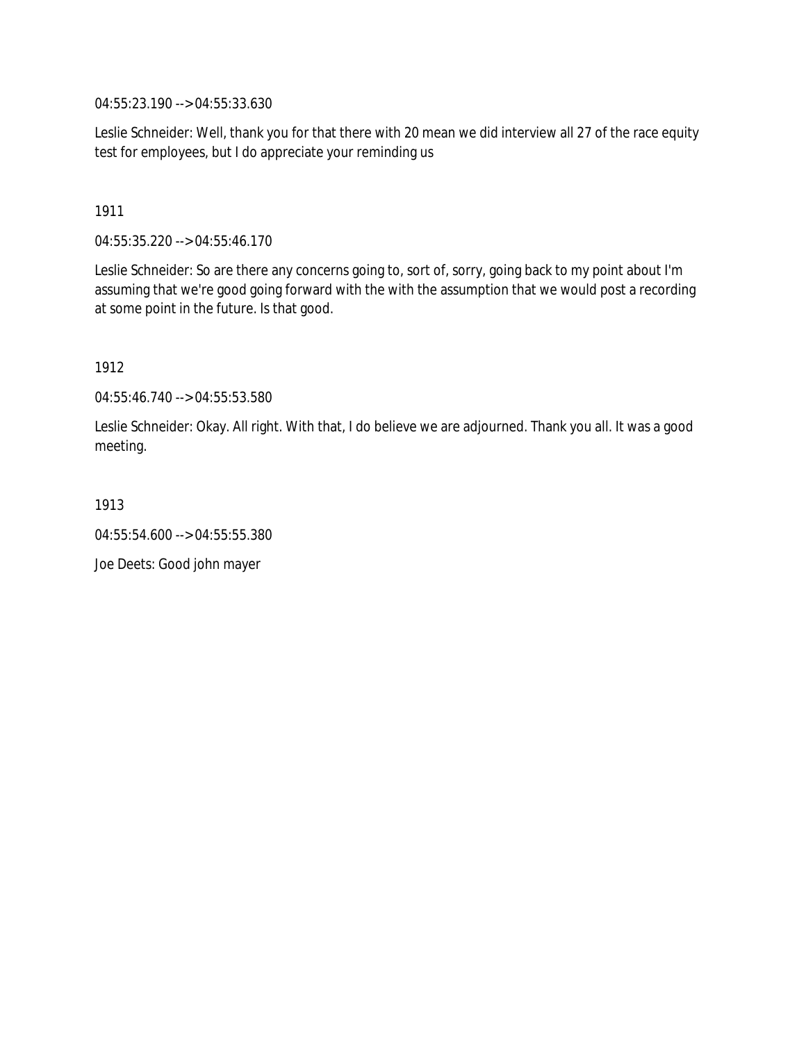04:55:23.190 --> 04:55:33.630

Leslie Schneider: Well, thank you for that there with 20 mean we did interview all 27 of the race equity test for employees, but I do appreciate your reminding us

1911

04:55:35.220 --> 04:55:46.170

Leslie Schneider: So are there any concerns going to, sort of, sorry, going back to my point about I'm assuming that we're good going forward with the with the assumption that we would post a recording at some point in the future. Is that good.

1912

04:55:46.740 --> 04:55:53.580

Leslie Schneider: Okay. All right. With that, I do believe we are adjourned. Thank you all. It was a good meeting.

1913

04:55:54.600 --> 04:55:55.380

Joe Deets: Good john mayer